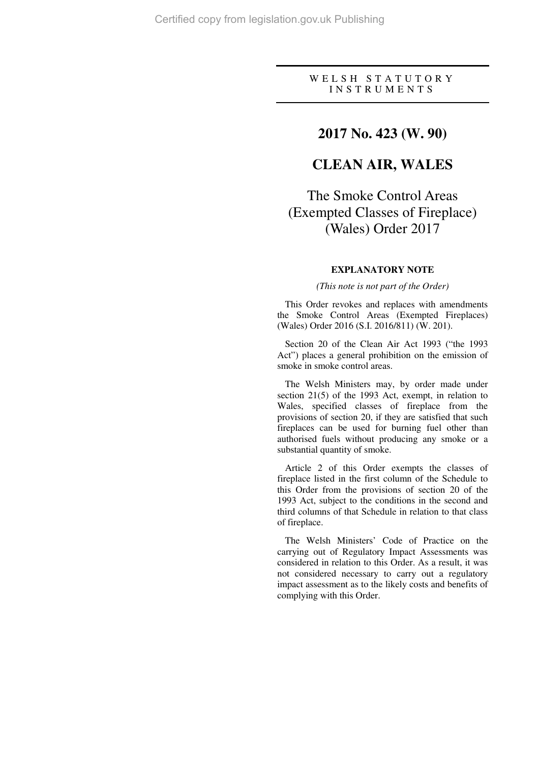WELSH STATUTORY INSTRUMENTS

# 2017 No. 423 (W. 90)

# CLEAN AIR, WALES

## The Smoke Control Areas (Exempted Classes of Fireplace) (Wales) Order 2017

### EXPLANATORY NOTE

*(This note is not part of the Order)*

This Order revokes and replaces with amendments the Smoke Control Areas (Exempted Fireplaces) (Wales) Order 2016 (S.I. 2016/811) (W. 201).

Section 20 of the Clean Air Act 1993 ("the 1993 Act") places a general prohibition on the emission of smoke in smoke control areas.

The Welsh Ministers may, by order made under section 21(5) of the 1993 Act, exempt, in relation to Wales, specified classes of fireplace from the provisions of section 20, if they are satisfied that such fireplaces can be used for burning fuel other than authorised fuels without producing any smoke or a substantial quantity of smoke.

Article 2 of this Order exempts the classes of fireplace listed in the first column of the Schedule to this Order from the provisions of section 20 of the 1993 Act, subject to the conditions in the second and third columns of that Schedule in relation to that class of fireplace.

The Welsh Ministers' Code of Practice on the carrying out of Regulatory Impact Assessments was considered in relation to this Order. As a result, it was not considered necessary to carry out a regulatory impact assessment as to the likely costs and benefits of complying with this Order.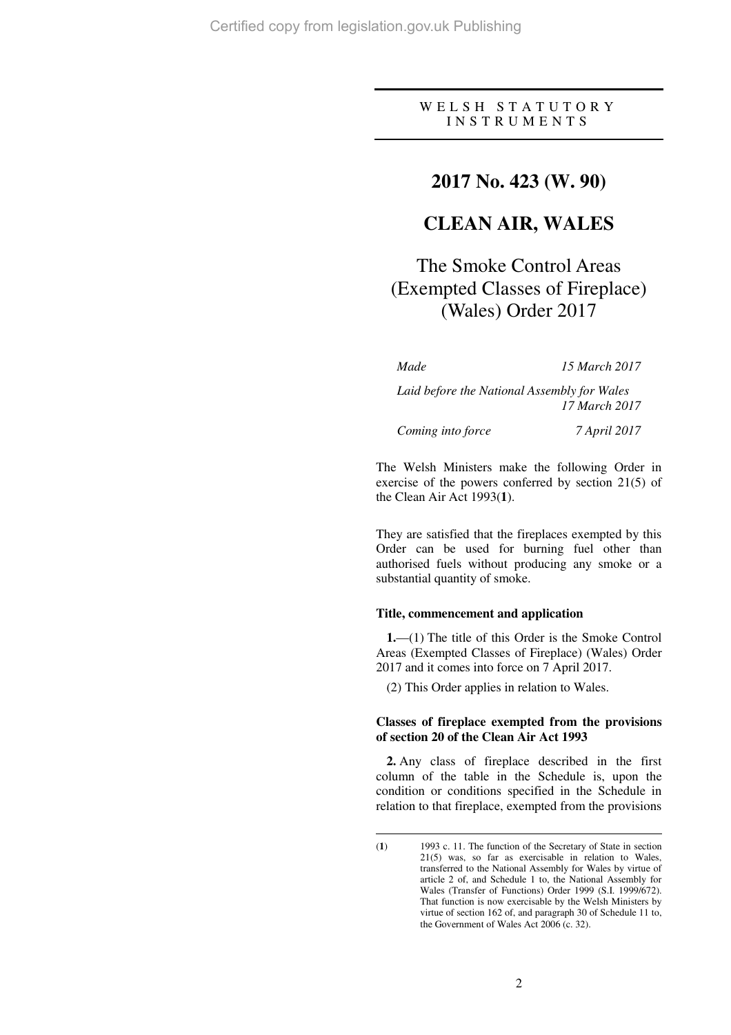WELSH STATUTORY INSTRUMENTS

# 2017 No. 423 (W. 90)

# CLEAN AIR, WALES

## The Smoke Control Areas (Exempted Classes of Fireplace) (Wales) Order 2017

| | |
|---|---|
| *Made* | *15 March 2017* |
| *Laid before the National Assembly for Wales* | *17 March 2017* |
| *Coming into force* | *7 April 2017* |

The Welsh Ministers make the following Order in exercise of the powers conferred by section 21(5) of the Clean Air Act 1993([1]).

They are satisfied that the fireplaces exempted by this Order can be used for burning fuel other than authorised fuels without producing any smoke or a substantial quantity of smoke.

### Title, commencement and application

**1.**—(1) The title of this Order is the Smoke Control Areas (Exempted Classes of Fireplace) (Wales) Order 2017 and it comes into force on 7 April 2017.

(2) This Order applies in relation to Wales.

### Classes of fireplace exempted from the provisions of section 20 of the Clean Air Act 1993

**2.** Any class of fireplace described in the first column of the table in the Schedule is, upon the condition or conditions specified in the Schedule in relation to that fireplace, exempted from the provisions

---

([1]) 1993 c. 11. The function of the Secretary of State in section 21(5) was, so far as exercisable in relation to Wales, transferred to the National Assembly for Wales by virtue of article 2 of, and Schedule 1 to, the National Assembly for Wales (Transfer of Functions) Order 1999 (S.I. 1999/672). That function is now exercisable by the Welsh Ministers by virtue of section 162 of, and paragraph 30 of Schedule 11 to, the Government of Wales Act 2006 (c. 32).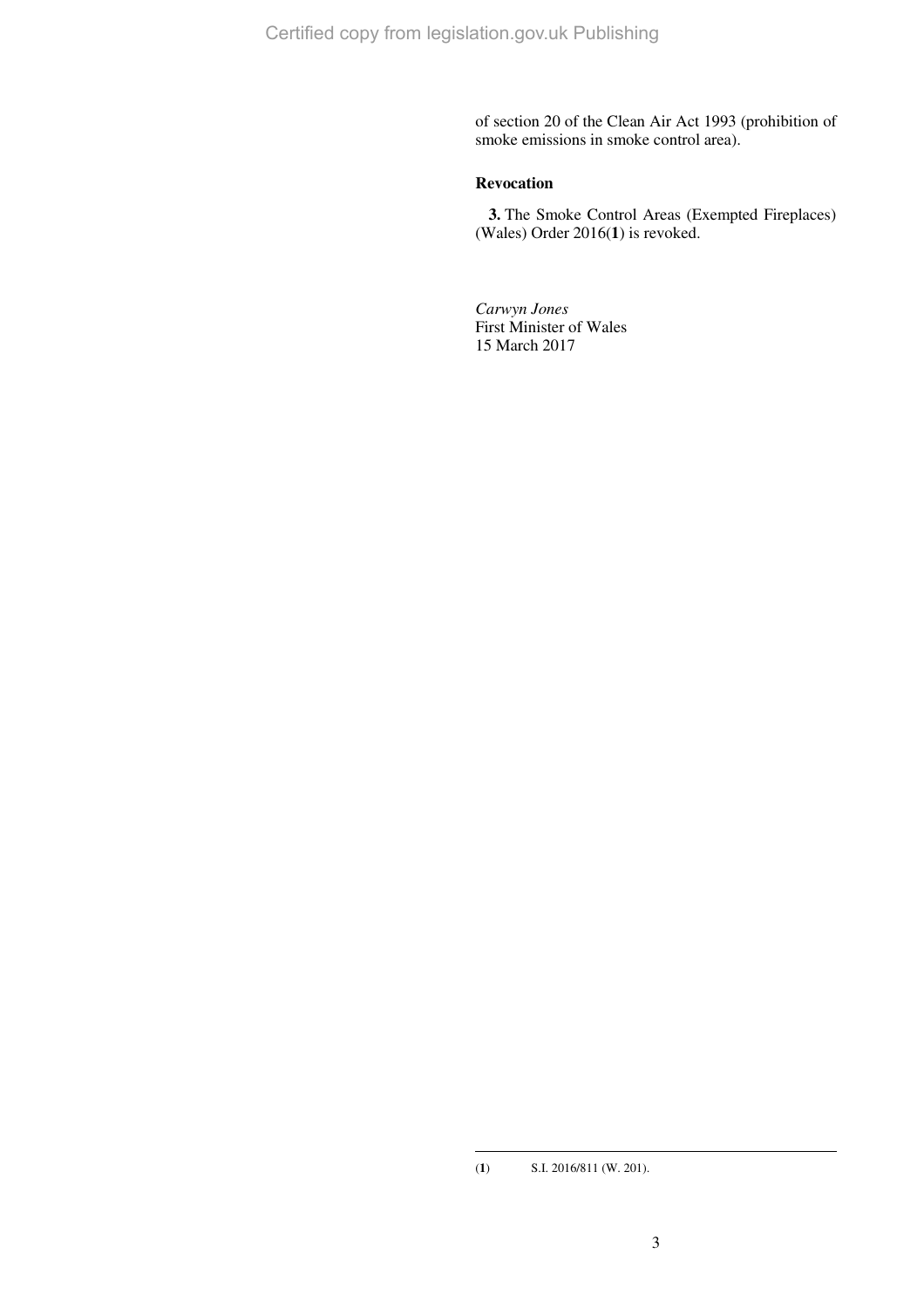of section 20 of the Clean Air Act 1993 (prohibition of smoke emissions in smoke control area).

### Revocation

**3.** The Smoke Control Areas (Exempted Fireplaces) (Wales) Order 2016([1]) is revoked.

*Carwyn Jones*
First Minister of Wales
15 March 2017

---

([1]) S.I. 2016/811 (W. 201).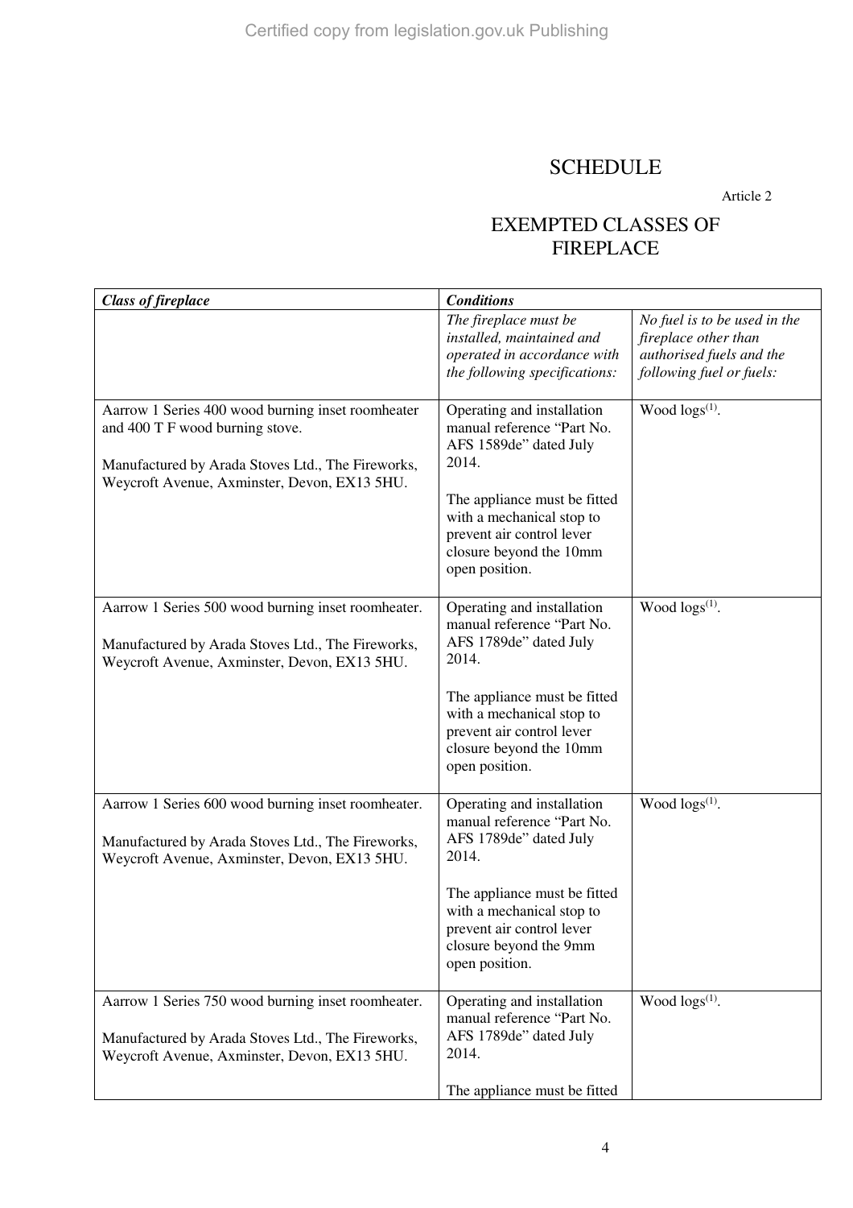# SCHEDULE

Article 2

## EXEMPTED CLASSES OF FIREPLACE

| ***Class of fireplace*** | ***Conditions*** | |
|---|---|---|
| | *The fireplace must be installed, maintained and operated in accordance with the following specifications:* | *No fuel is to be used in the fireplace other than authorised fuels and the following fuel or fuels:* |
| Aarrow 1 Series 400 wood burning inset roomheater and 400 T F wood burning stove.<br><br>Manufactured by Arada Stoves Ltd., The Fireworks, Weycroft Avenue, Axminster, Devon, EX13 5HU. | Operating and installation manual reference "Part No. AFS 1589de" dated July 2014.<br><br>The appliance must be fitted with a mechanical stop to prevent air control lever closure beyond the 10mm open position. | Wood logs[1]. |
| Aarrow 1 Series 500 wood burning inset roomheater.<br><br>Manufactured by Arada Stoves Ltd., The Fireworks, Weycroft Avenue, Axminster, Devon, EX13 5HU. | Operating and installation manual reference "Part No. AFS 1789de" dated July 2014.<br><br>The appliance must be fitted with a mechanical stop to prevent air control lever closure beyond the 10mm open position. | Wood logs[1]. |
| Aarrow 1 Series 600 wood burning inset roomheater.<br><br>Manufactured by Arada Stoves Ltd., The Fireworks, Weycroft Avenue, Axminster, Devon, EX13 5HU. | Operating and installation manual reference "Part No. AFS 1789de" dated July 2014.<br><br>The appliance must be fitted with a mechanical stop to prevent air control lever closure beyond the 9mm open position. | Wood logs[1]. |
| Aarrow 1 Series 750 wood burning inset roomheater.<br><br>Manufactured by Arada Stoves Ltd., The Fireworks, Weycroft Avenue, Axminster, Devon, EX13 5HU. | Operating and installation manual reference "Part No. AFS 1789de" dated July 2014.<br><br>The appliance must be fitted | Wood logs[1]. |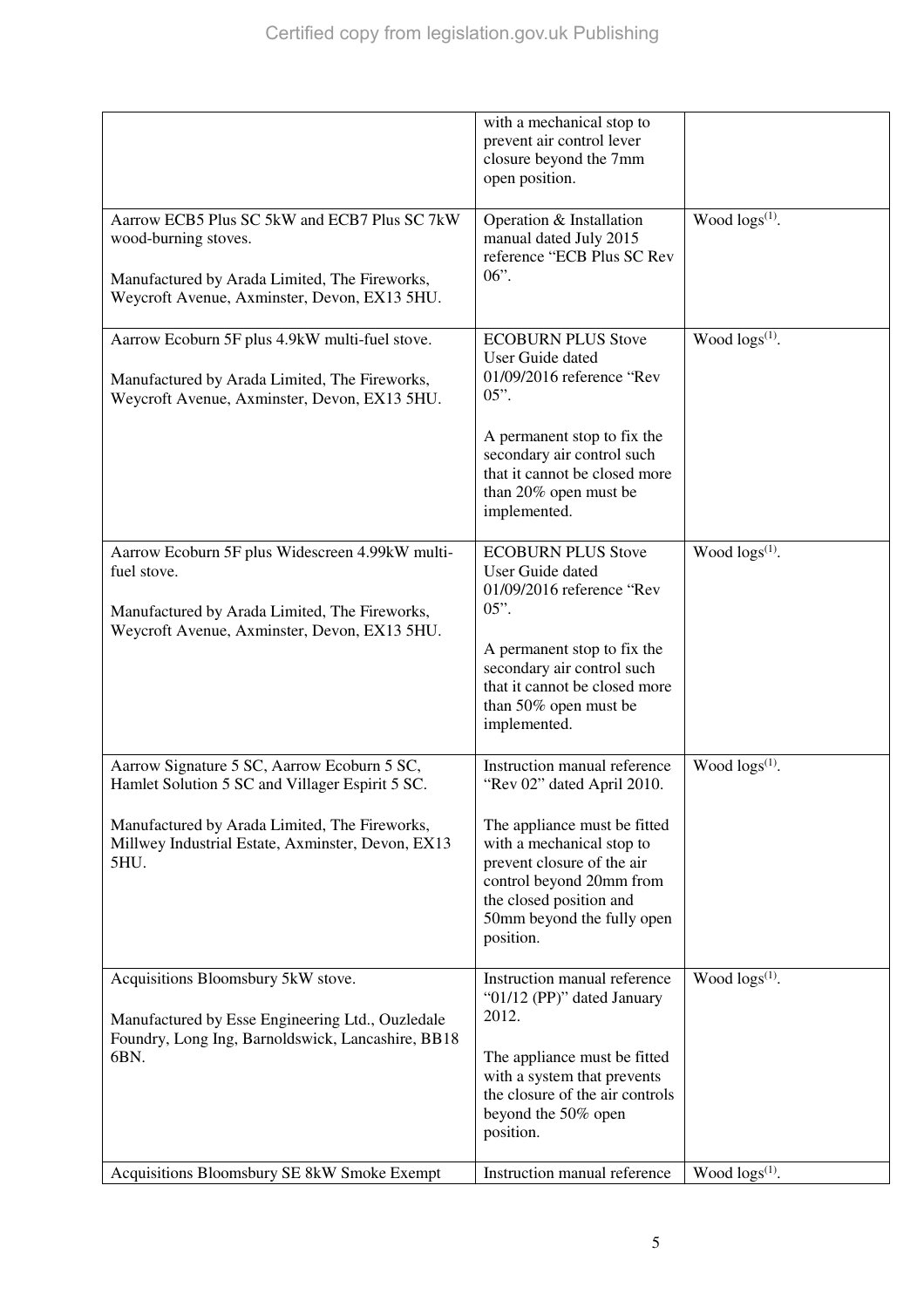| | | |
|---|---|---|
| | with a mechanical stop to prevent air control lever closure beyond the 7mm open position. | |
| Aarrow ECB5 Plus SC 5kW and ECB7 Plus SC 7kW wood-burning stoves.<br><br>Manufactured by Arada Limited, The Fireworks, Weycroft Avenue, Axminster, Devon, EX13 5HU. | Operation & Installation manual dated July 2015 reference "ECB Plus SC Rev 06". | Wood logs[(1)]. |
| Aarrow Ecoburn 5F plus 4.9kW multi-fuel stove.<br><br>Manufactured by Arada Limited, The Fireworks, Weycroft Avenue, Axminster, Devon, EX13 5HU. | ECOBURN PLUS Stove User Guide dated 01/09/2016 reference "Rev 05".<br><br>A permanent stop to fix the secondary air control such that it cannot be closed more than 20% open must be implemented. | Wood logs[(1)]. |
| Aarrow Ecoburn 5F plus Widescreen 4.99kW multi-fuel stove.<br><br>Manufactured by Arada Limited, The Fireworks, Weycroft Avenue, Axminster, Devon, EX13 5HU. | ECOBURN PLUS Stove User Guide dated 01/09/2016 reference "Rev 05".<br><br>A permanent stop to fix the secondary air control such that it cannot be closed more than 50% open must be implemented. | Wood logs[(1)]. |
| Aarrow Signature 5 SC, Aarrow Ecoburn 5 SC, Hamlet Solution 5 SC and Villager Espirit 5 SC.<br><br>Manufactured by Arada Limited, The Fireworks, Millwey Industrial Estate, Axminster, Devon, EX13 5HU. | Instruction manual reference "Rev 02" dated April 2010.<br><br>The appliance must be fitted with a mechanical stop to prevent closure of the air control beyond 20mm from the closed position and 50mm beyond the fully open position. | Wood logs[(1)]. |
| Acquisitions Bloomsbury 5kW stove.<br><br>Manufactured by Esse Engineering Ltd., Ouzledale Foundry, Long Ing, Barnoldswick, Lancashire, BB18 6BN. | Instruction manual reference "01/12 (PP)" dated January 2012.<br><br>The appliance must be fitted with a system that prevents the closure of the air controls beyond the 50% open position. | Wood logs[(1)]. |
| Acquisitions Bloomsbury SE 8kW Smoke Exempt | Instruction manual reference | Wood logs[(1)]. |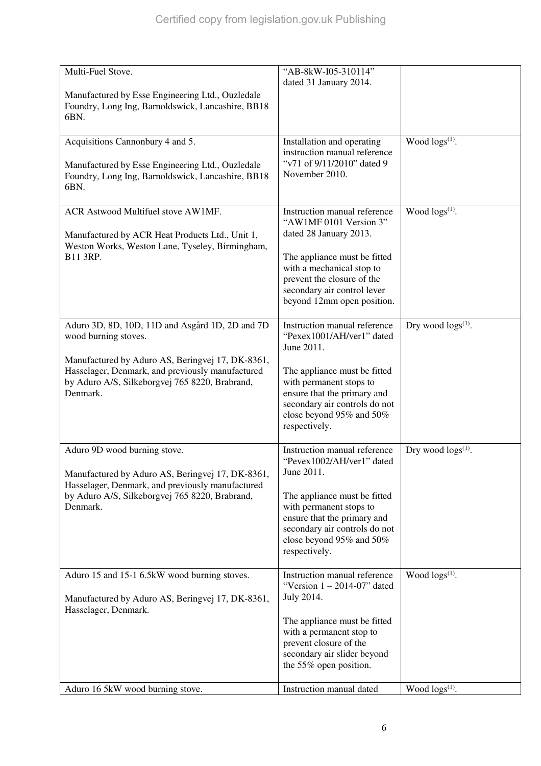| | | |
|---|---|---|
| Multi-Fuel Stove.<br><br>Manufactured by Esse Engineering Ltd., Ouzledale Foundry, Long Ing, Barnoldswick, Lancashire, BB18 6BN. | "AB-8kW-I05-310114" dated 31 January 2014. | |
| Acquisitions Cannonbury 4 and 5.<br><br>Manufactured by Esse Engineering Ltd., Ouzledale Foundry, Long Ing, Barnoldswick, Lancashire, BB18 6BN. | Installation and operating instruction manual reference "v71 of 9/11/2010" dated 9 November 2010. | Wood logs(1). |
| ACR Astwood Multifuel stove AW1MF.<br><br>Manufactured by ACR Heat Products Ltd., Unit 1, Weston Works, Weston Lane, Tyseley, Birmingham, B11 3RP. | Instruction manual reference "AW1MF 0101 Version 3" dated 28 January 2013.<br><br>The appliance must be fitted with a mechanical stop to prevent the closure of the secondary air control lever beyond 12mm open position. | Wood logs(1). |
| Aduro 3D, 8D, 10D, 11D and Asgård 1D, 2D and 7D wood burning stoves.<br><br>Manufactured by Aduro AS, Beringvej 17, DK-8361, Hasselager, Denmark, and previously manufactured by Aduro A/S, Silkeborgvej 765 8220, Brabrand, Denmark. | Instruction manual reference "Pexex1001/AH/ver1" dated June 2011.<br><br>The appliance must be fitted with permanent stops to ensure that the primary and secondary air controls do not close beyond 95% and 50% respectively. | Dry wood logs(1). |
| Aduro 9D wood burning stove.<br><br>Manufactured by Aduro AS, Beringvej 17, DK-8361, Hasselager, Denmark, and previously manufactured by Aduro A/S, Silkeborgvej 765 8220, Brabrand, Denmark. | Instruction manual reference "Pevex1002/AH/ver1" dated June 2011.<br><br>The appliance must be fitted with permanent stops to ensure that the primary and secondary air controls do not close beyond 95% and 50% respectively. | Dry wood logs(1). |
| Aduro 15 and 15-1 6.5kW wood burning stoves.<br><br>Manufactured by Aduro AS, Beringvej 17, DK-8361, Hasselager, Denmark. | Instruction manual reference "Version 1 – 2014-07" dated July 2014.<br><br>The appliance must be fitted with a permanent stop to prevent closure of the secondary air slider beyond the 55% open position. | Wood logs(1). |
| Aduro 16 5kW wood burning stove. | Instruction manual dated | Wood logs(1). |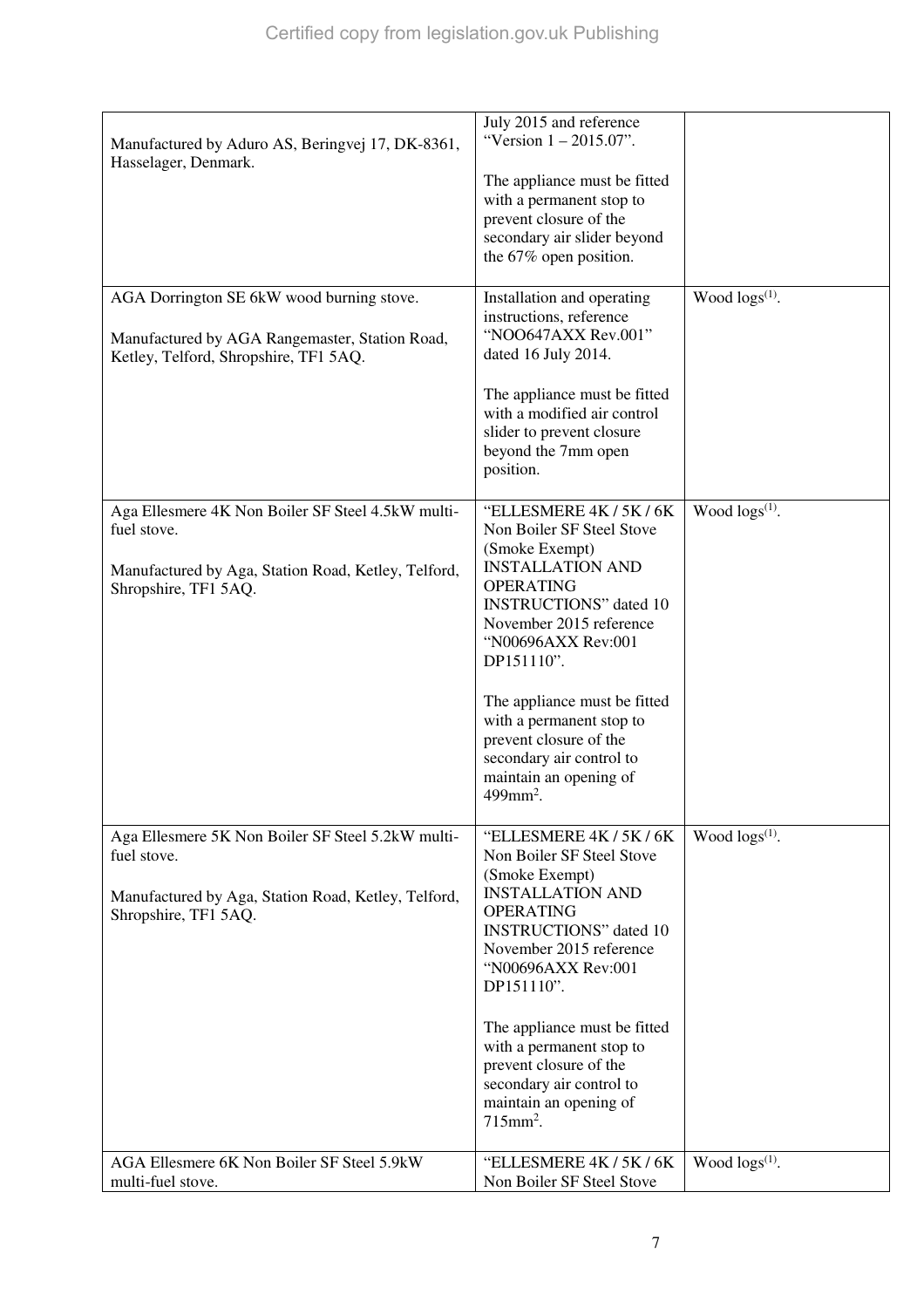| | | |
|---|---|---|
| Manufactured by Aduro AS, Beringvej 17, DK-8361, Hasselager, Denmark. | July 2015 and reference "Version 1 – 2015.07".<br><br>The appliance must be fitted with a permanent stop to prevent closure of the secondary air slider beyond the 67% open position. | |
| AGA Dorrington SE 6kW wood burning stove.<br><br>Manufactured by AGA Rangemaster, Station Road, Ketley, Telford, Shropshire, TF1 5AQ. | Installation and operating instructions, reference "NOO647AXX Rev.001" dated 16 July 2014.<br><br>The appliance must be fitted with a modified air control slider to prevent closure beyond the 7mm open position. | Wood logs[(1)]. |
| Aga Ellesmere 4K Non Boiler SF Steel 4.5kW multi-fuel stove.<br><br>Manufactured by Aga, Station Road, Ketley, Telford, Shropshire, TF1 5AQ. | "ELLESMERE 4K / 5K / 6K Non Boiler SF Steel Stove (Smoke Exempt) INSTALLATION AND OPERATING INSTRUCTIONS" dated 10 November 2015 reference "N00696AXX Rev:001 DP151110".<br><br>The appliance must be fitted with a permanent stop to prevent closure of the secondary air control to maintain an opening of 499mm$^2$. | Wood logs[(1)]. |
| Aga Ellesmere 5K Non Boiler SF Steel 5.2kW multi-fuel stove.<br><br>Manufactured by Aga, Station Road, Ketley, Telford, Shropshire, TF1 5AQ. | "ELLESMERE 4K / 5K / 6K Non Boiler SF Steel Stove (Smoke Exempt) INSTALLATION AND OPERATING INSTRUCTIONS" dated 10 November 2015 reference "N00696AXX Rev:001 DP151110".<br><br>The appliance must be fitted with a permanent stop to prevent closure of the secondary air control to maintain an opening of 715mm$^2$. | Wood logs[(1)]. |
| AGA Ellesmere 6K Non Boiler SF Steel 5.9kW multi-fuel stove. | "ELLESMERE 4K / 5K / 6K Non Boiler SF Steel Stove | Wood logs[(1)]. |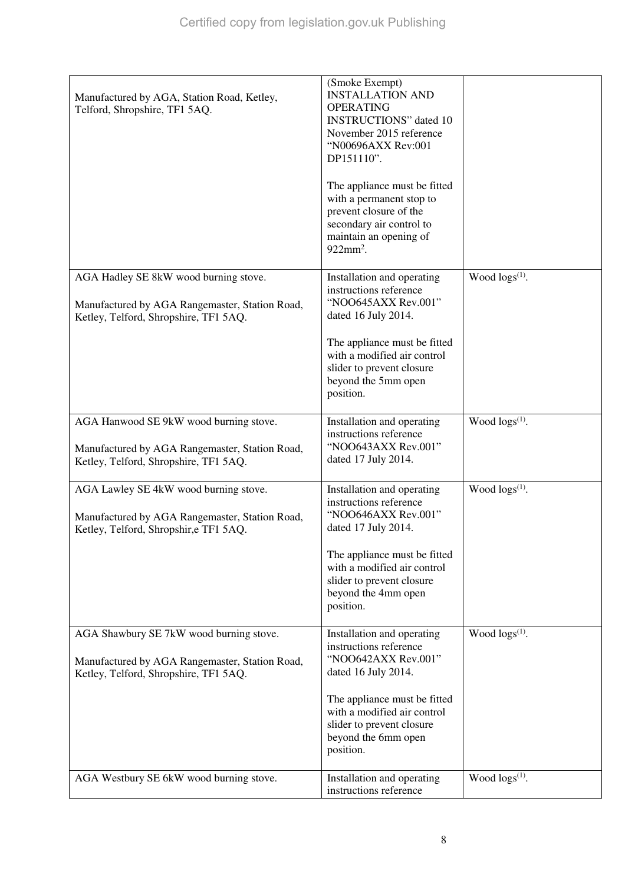| | | |
|---|---|---|
| Manufactured by AGA, Station Road, Ketley, Telford, Shropshire, TF1 5AQ. | (Smoke Exempt) INSTALLATION AND OPERATING INSTRUCTIONS" dated 10 November 2015 reference "N00696AXX Rev:001 DP151110".<br><br>The appliance must be fitted with a permanent stop to prevent closure of the secondary air control to maintain an opening of 922mm$^2$. | |
| AGA Hadley SE 8kW wood burning stove.<br><br>Manufactured by AGA Rangemaster, Station Road, Ketley, Telford, Shropshire, TF1 5AQ. | Installation and operating instructions reference "NOO645AXX Rev.001" dated 16 July 2014.<br><br>The appliance must be fitted with a modified air control slider to prevent closure beyond the 5mm open position. | Wood logs(1). |
| AGA Hanwood SE 9kW wood burning stove.<br><br>Manufactured by AGA Rangemaster, Station Road, Ketley, Telford, Shropshire, TF1 5AQ. | Installation and operating instructions reference "NOO643AXX Rev.001" dated 17 July 2014. | Wood logs(1). |
| AGA Lawley SE 4kW wood burning stove.<br><br>Manufactured by AGA Rangemaster, Station Road, Ketley, Telford, Shropshir,e TF1 5AQ. | Installation and operating instructions reference "NOO646AXX Rev.001" dated 17 July 2014.<br><br>The appliance must be fitted with a modified air control slider to prevent closure beyond the 4mm open position. | Wood logs(1). |
| AGA Shawbury SE 7kW wood burning stove.<br><br>Manufactured by AGA Rangemaster, Station Road, Ketley, Telford, Shropshire, TF1 5AQ. | Installation and operating instructions reference "NOO642AXX Rev.001" dated 16 July 2014.<br><br>The appliance must be fitted with a modified air control slider to prevent closure beyond the 6mm open position. | Wood logs(1). |
| AGA Westbury SE 6kW wood burning stove. | Installation and operating instructions reference | Wood logs(1). |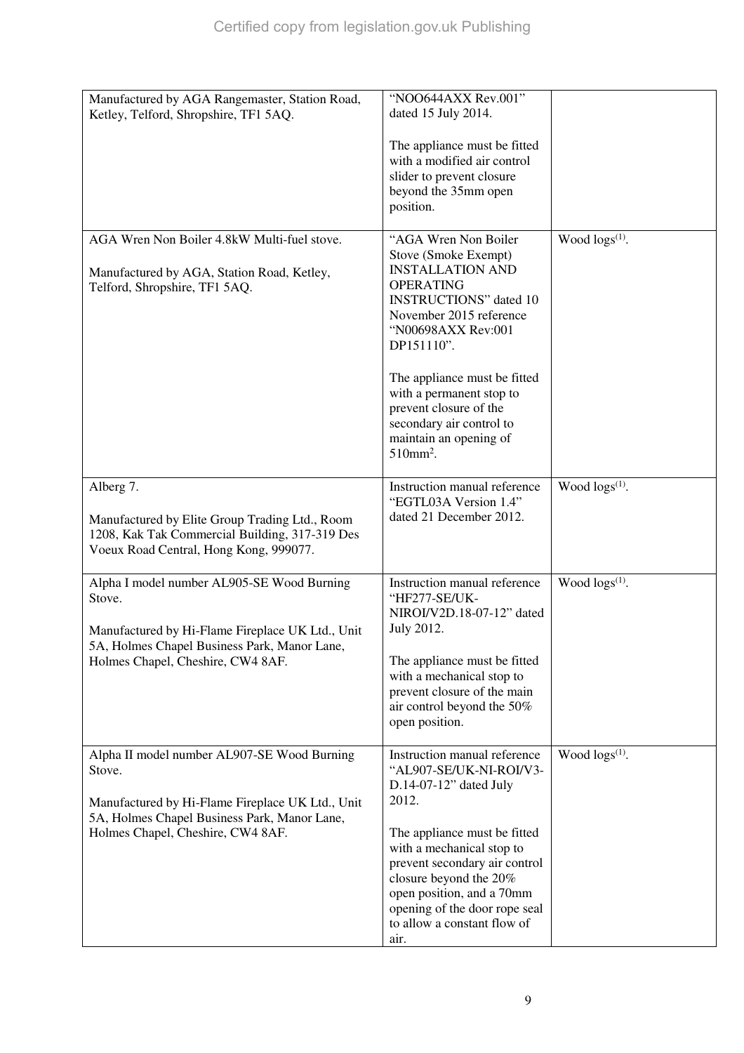| | | |
|---|---|---|
| Manufactured by AGA Rangemaster, Station Road, Ketley, Telford, Shropshire, TF1 5AQ. | "NOO644AXX Rev.001" dated 15 July 2014.<br><br>The appliance must be fitted with a modified air control slider to prevent closure beyond the 35mm open position. | |
| AGA Wren Non Boiler 4.8kW Multi-fuel stove.<br><br>Manufactured by AGA, Station Road, Ketley, Telford, Shropshire, TF1 5AQ. | "AGA Wren Non Boiler Stove (Smoke Exempt) INSTALLATION AND OPERATING INSTRUCTIONS" dated 10 November 2015 reference "N00698AXX Rev:001 DP151110".<br><br>The appliance must be fitted with a permanent stop to prevent closure of the secondary air control to maintain an opening of 510mm$^2$. | Wood logs[(1)]. |
| Alberg 7.<br><br>Manufactured by Elite Group Trading Ltd., Room 1208, Kak Tak Commercial Building, 317-319 Des Voeux Road Central, Hong Kong, 999077. | Instruction manual reference "EGTL03A Version 1.4" dated 21 December 2012. | Wood logs[(1)]. |
| Alpha I model number AL905-SE Wood Burning Stove.<br><br>Manufactured by Hi-Flame Fireplace UK Ltd., Unit 5A, Holmes Chapel Business Park, Manor Lane, Holmes Chapel, Cheshire, CW4 8AF. | Instruction manual reference "HF277-SE/UK-NIROI/V2D.18-07-12" dated July 2012.<br><br>The appliance must be fitted with a mechanical stop to prevent closure of the main air control beyond the 50% open position. | Wood logs[(1)]. |
| Alpha II model number AL907-SE Wood Burning Stove.<br><br>Manufactured by Hi-Flame Fireplace UK Ltd., Unit 5A, Holmes Chapel Business Park, Manor Lane, Holmes Chapel, Cheshire, CW4 8AF. | Instruction manual reference "AL907-SE/UK-NI-ROI/V3-D.14-07-12" dated July 2012.<br><br>The appliance must be fitted with a mechanical stop to prevent secondary air control closure beyond the 20% open position, and a 70mm opening of the door rope seal to allow a constant flow of air. | Wood logs[(1)]. |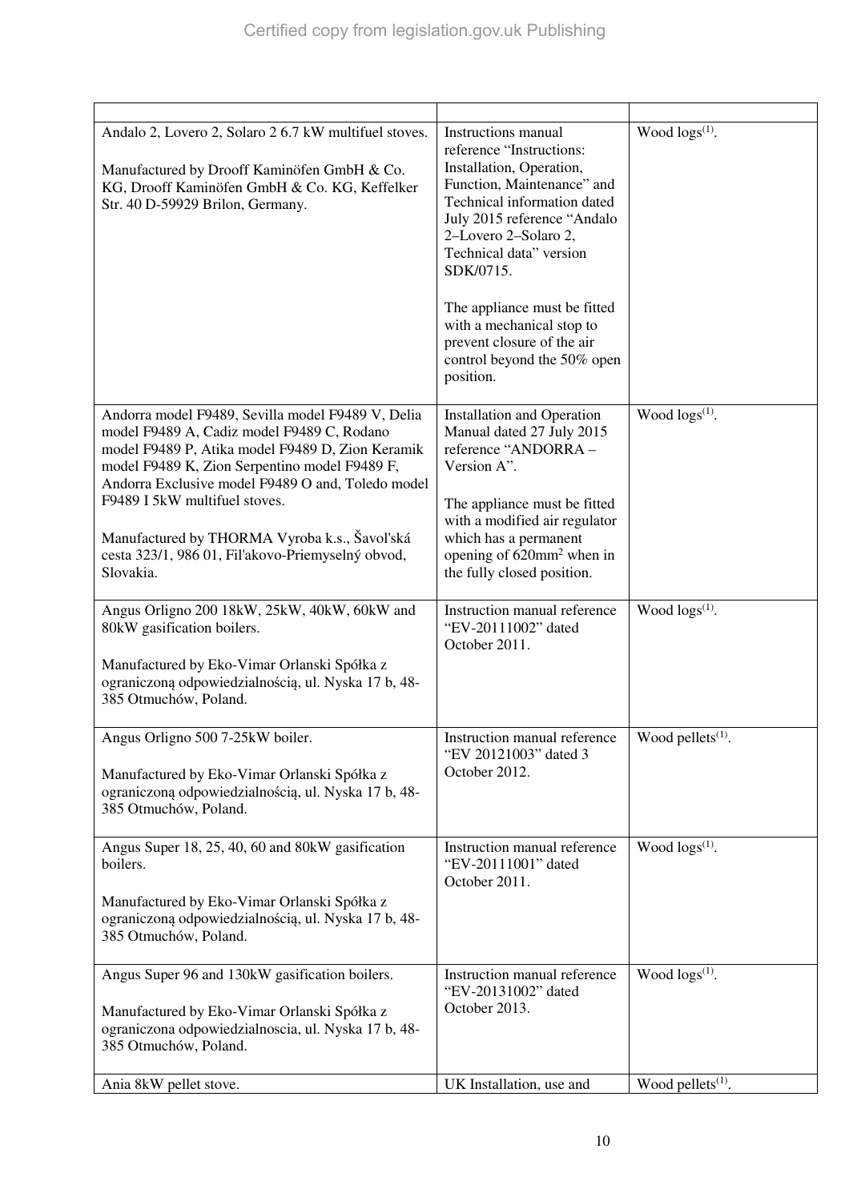| | | |
|---|---|---|
| Andalo 2, Lovero 2, Solaro 2 6.7 kW multifuel stoves.<br><br>Manufactured by Drooff Kaminöfen GmbH & Co. KG, Drooff Kaminöfen GmbH & Co. KG, Keffelker Str. 40 D-59929 Brilon, Germany. | Instructions manual reference "Instructions: Installation, Operation, Function, Maintenance" and Technical information dated July 2015 reference "Andalo 2–Lovero 2–Solaro 2, Technical data" version SDK/0715.<br><br>The appliance must be fitted with a mechanical stop to prevent closure of the air control beyond the 50% open position. | Wood logs[(1)]. |
| Andorra model F9489, Sevilla model F9489 V, Delia model F9489 A, Cadiz model F9489 C, Rodano model F9489 P, Atika model F9489 D, Zion Keramik model F9489 K, Zion Serpentino model F9489 F, Andorra Exclusive model F9489 O and, Toledo model F9489 I 5kW multifuel stoves.<br><br>Manufactured by THORMA Vyroba k.s., Šavol'ská cesta 323/1, 986 01, Fil'akovo-Priemyselný obvod, Slovakia. | Installation and Operation Manual dated 27 July 2015 reference "ANDORRA – Version A".<br><br>The appliance must be fitted with a modified air regulator which has a permanent opening of 620mm$^2$ when in the fully closed position. | Wood logs[(1)]. |
| Angus Orligno 200 18kW, 25kW, 40kW, 60kW and 80kW gasification boilers.<br><br>Manufactured by Eko-Vimar Orlanski Spółka z ograniczoną odpowiedzialnością, ul. Nyska 17 b, 48-385 Otmuchów, Poland. | Instruction manual reference "EV-20111002" dated October 2011. | Wood logs[(1)]. |
| Angus Orligno 500 7-25kW boiler.<br><br>Manufactured by Eko-Vimar Orlanski Spółka z ograniczoną odpowiedzialnością, ul. Nyska 17 b, 48-385 Otmuchów, Poland. | Instruction manual reference "EV 20121003" dated 3 October 2012. | Wood pellets[(1)]. |
| Angus Super 18, 25, 40, 60 and 80kW gasification boilers.<br><br>Manufactured by Eko-Vimar Orlanski Spółka z ograniczoną odpowiedzialnością, ul. Nyska 17 b, 48-385 Otmuchów, Poland. | Instruction manual reference "EV-20111001" dated October 2011. | Wood logs[(1)]. |
| Angus Super 96 and 130kW gasification boilers.<br><br>Manufactured by Eko-Vimar Orlanski Spółka z ograniczona odpowiedzialnoscia, ul. Nyska 17 b, 48-385 Otmuchów, Poland. | Instruction manual reference "EV-20131002" dated October 2013. | Wood logs[(1)]. |
| Ania 8kW pellet stove. | UK Installation, use and | Wood pellets[(1)]. |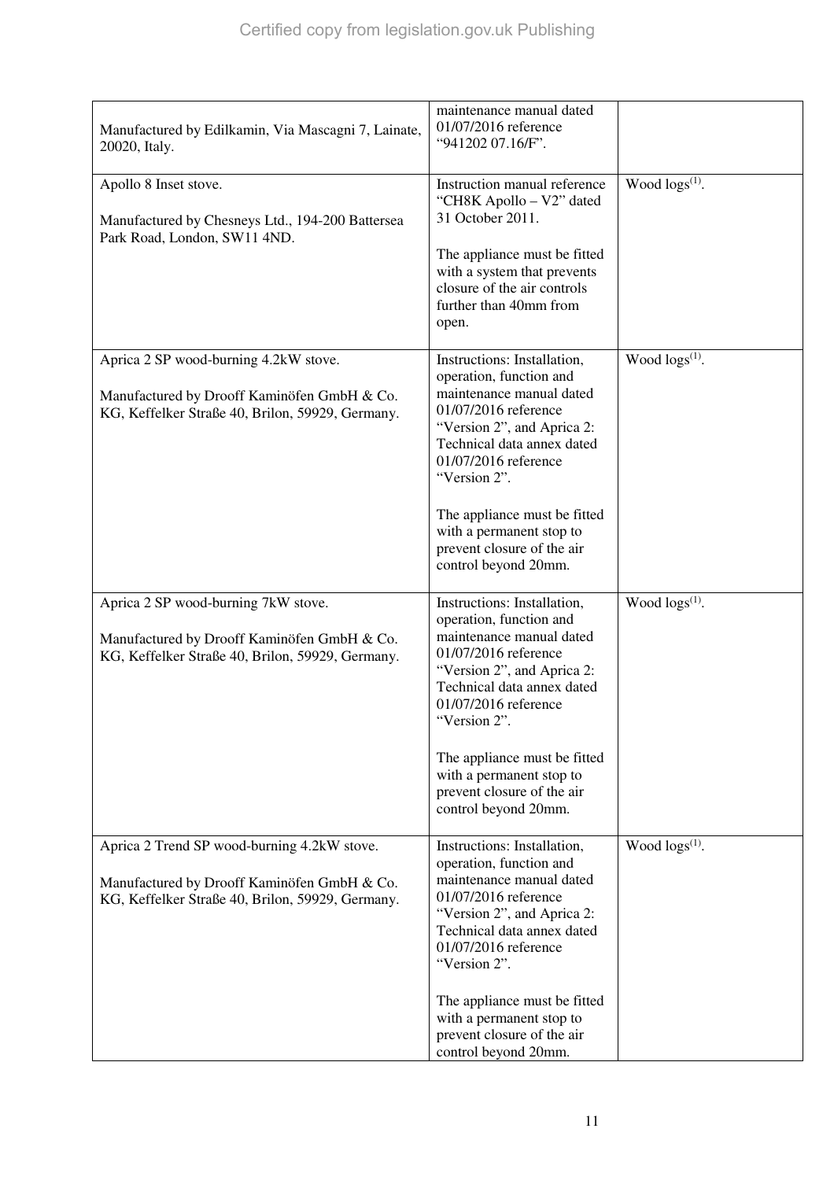| | | |
|---|---|---|
| Manufactured by Edilkamin, Via Mascagni 7, Lainate, 20020, Italy. | maintenance manual dated 01/07/2016 reference "941202 07.16/F". | |
| Apollo 8 Inset stove.<br><br>Manufactured by Chesneys Ltd., 194-200 Battersea Park Road, London, SW11 4ND. | Instruction manual reference "CH8K Apollo – V2" dated 31 October 2011.<br><br>The appliance must be fitted with a system that prevents closure of the air controls further than 40mm from open. | Wood logs[1]. |
| Aprica 2 SP wood-burning 4.2kW stove.<br><br>Manufactured by Drooff Kaminöfen GmbH & Co. KG, Keffelker Straße 40, Brilon, 59929, Germany. | Instructions: Installation, operation, function and maintenance manual dated 01/07/2016 reference "Version 2", and Aprica 2: Technical data annex dated 01/07/2016 reference "Version 2".<br><br>The appliance must be fitted with a permanent stop to prevent closure of the air control beyond 20mm. | Wood logs[1]. |
| Aprica 2 SP wood-burning 7kW stove.<br><br>Manufactured by Drooff Kaminöfen GmbH & Co. KG, Keffelker Straße 40, Brilon, 59929, Germany. | Instructions: Installation, operation, function and maintenance manual dated 01/07/2016 reference "Version 2", and Aprica 2: Technical data annex dated 01/07/2016 reference "Version 2".<br><br>The appliance must be fitted with a permanent stop to prevent closure of the air control beyond 20mm. | Wood logs[1]. |
| Aprica 2 Trend SP wood-burning 4.2kW stove.<br><br>Manufactured by Drooff Kaminöfen GmbH & Co. KG, Keffelker Straße 40, Brilon, 59929, Germany. | Instructions: Installation, operation, function and maintenance manual dated 01/07/2016 reference "Version 2", and Aprica 2: Technical data annex dated 01/07/2016 reference "Version 2".<br><br>The appliance must be fitted with a permanent stop to prevent closure of the air control beyond 20mm. | Wood logs[1]. |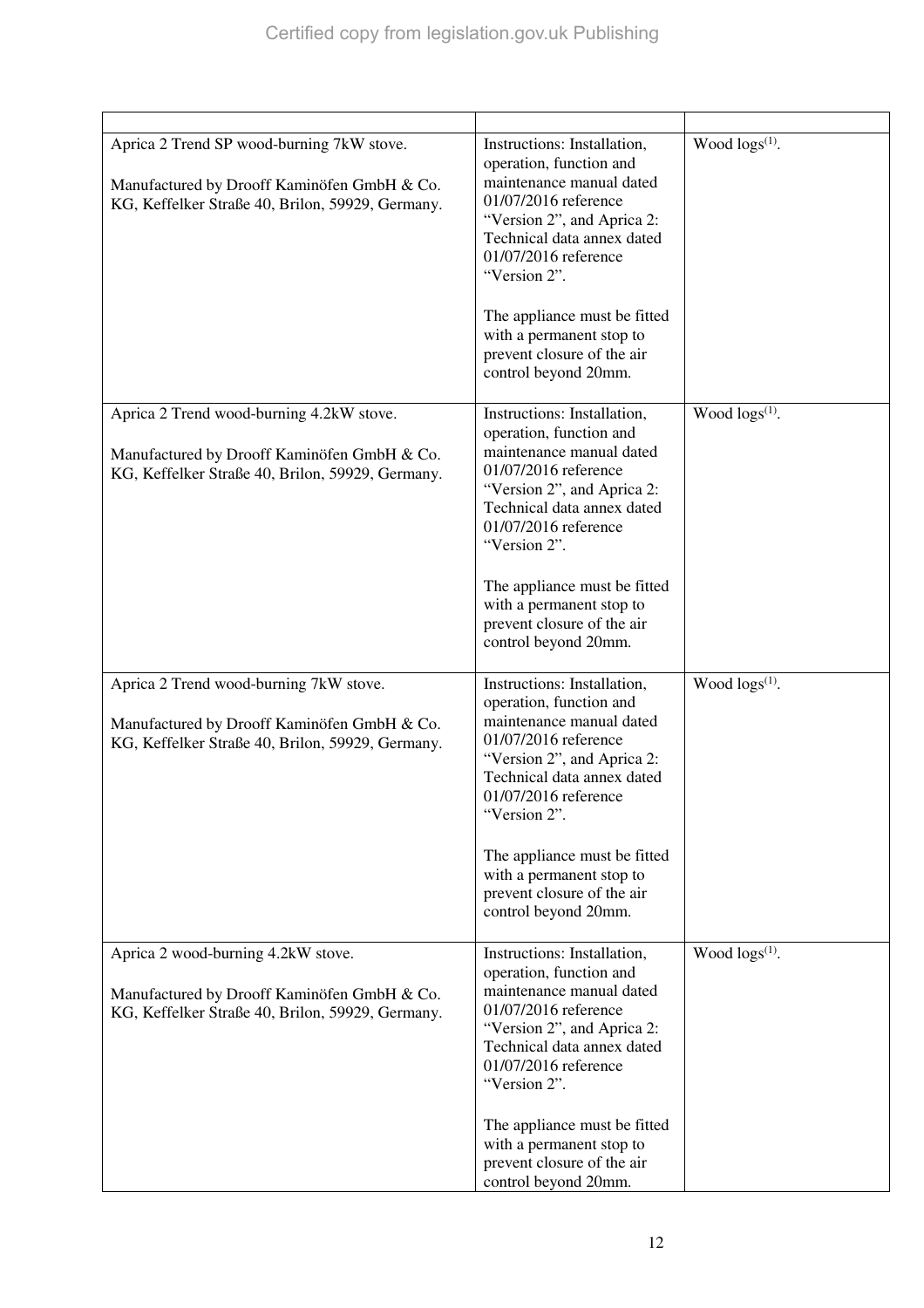| | | |
|---|---|---|
| Aprica 2 Trend SP wood-burning 7kW stove.<br><br>Manufactured by Drooff Kaminöfen GmbH & Co. KG, Keffelker Straße 40, Brilon, 59929, Germany. | Instructions: Installation, operation, function and maintenance manual dated 01/07/2016 reference "Version 2", and Aprica 2: Technical data annex dated 01/07/2016 reference "Version 2".<br><br>The appliance must be fitted with a permanent stop to prevent closure of the air control beyond 20mm. | Wood logs[(1)]. |
| Aprica 2 Trend wood-burning 4.2kW stove.<br><br>Manufactured by Drooff Kaminöfen GmbH & Co. KG, Keffelker Straße 40, Brilon, 59929, Germany. | Instructions: Installation, operation, function and maintenance manual dated 01/07/2016 reference "Version 2", and Aprica 2: Technical data annex dated 01/07/2016 reference "Version 2".<br><br>The appliance must be fitted with a permanent stop to prevent closure of the air control beyond 20mm. | Wood logs[(1)]. |
| Aprica 2 Trend wood-burning 7kW stove.<br><br>Manufactured by Drooff Kaminöfen GmbH & Co. KG, Keffelker Straße 40, Brilon, 59929, Germany. | Instructions: Installation, operation, function and maintenance manual dated 01/07/2016 reference "Version 2", and Aprica 2: Technical data annex dated 01/07/2016 reference "Version 2".<br><br>The appliance must be fitted with a permanent stop to prevent closure of the air control beyond 20mm. | Wood logs[(1)]. |
| Aprica 2 wood-burning 4.2kW stove.<br><br>Manufactured by Drooff Kaminöfen GmbH & Co. KG, Keffelker Straße 40, Brilon, 59929, Germany. | Instructions: Installation, operation, function and maintenance manual dated 01/07/2016 reference "Version 2", and Aprica 2: Technical data annex dated 01/07/2016 reference "Version 2".<br><br>The appliance must be fitted with a permanent stop to prevent closure of the air control beyond 20mm. | Wood logs[(1)]. |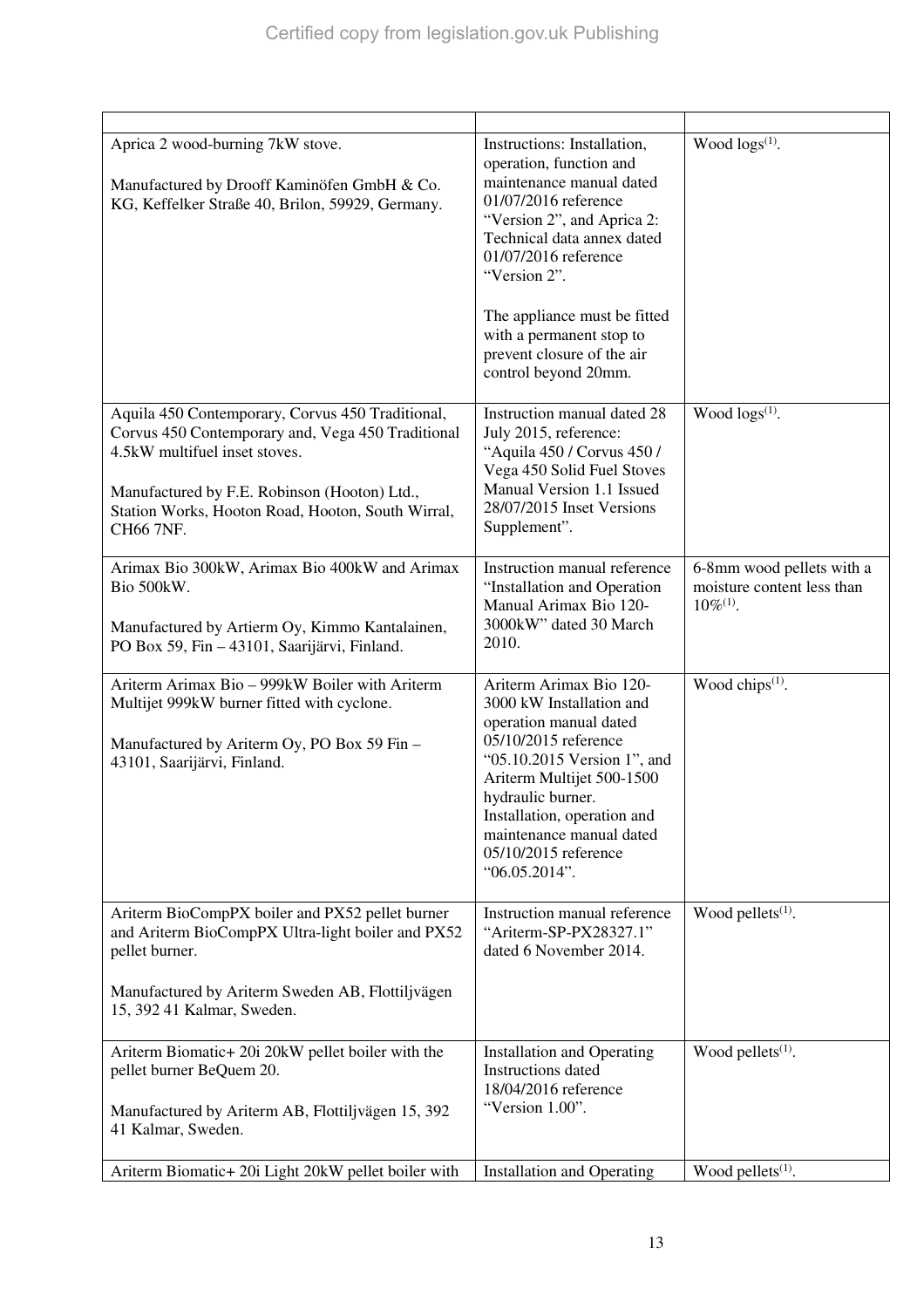| | | |
|---|---|---|
| Aprica 2 wood-burning 7kW stove.<br><br>Manufactured by Drooff Kaminöfen GmbH & Co. KG, Keffelker Straße 40, Brilon, 59929, Germany. | Instructions: Installation, operation, function and maintenance manual dated 01/07/2016 reference "Version 2", and Aprica 2: Technical data annex dated 01/07/2016 reference "Version 2".<br><br>The appliance must be fitted with a permanent stop to prevent closure of the air control beyond 20mm. | Wood logs(1). |
| Aquila 450 Contemporary, Corvus 450 Traditional, Corvus 450 Contemporary and, Vega 450 Traditional 4.5kW multifuel inset stoves.<br><br>Manufactured by F.E. Robinson (Hooton) Ltd., Station Works, Hooton Road, Hooton, South Wirral, CH66 7NF. | Instruction manual dated 28 July 2015, reference: "Aquila 450 / Corvus 450 / Vega 450 Solid Fuel Stoves Manual Version 1.1 Issued 28/07/2015 Inset Versions Supplement". | Wood logs(1). |
| Arimax Bio 300kW, Arimax Bio 400kW and Arimax Bio 500kW.<br><br>Manufactured by Artierm Oy, Kimmo Kantalainen, PO Box 59, Fin – 43101, Saarijärvi, Finland. | Instruction manual reference "Installation and Operation Manual Arimax Bio 120-3000kW" dated 30 March 2010. | 6-8mm wood pellets with a moisture content less than 10%(1). |
| Ariterm Arimax Bio – 999kW Boiler with Ariterm Multijet 999kW burner fitted with cyclone.<br><br>Manufactured by Ariterm Oy, PO Box 59 Fin – 43101, Saarijärvi, Finland. | Ariterm Arimax Bio 120-3000 kW Installation and operation manual dated 05/10/2015 reference "05.10.2015 Version 1", and Ariterm Multijet 500-1500 hydraulic burner. Installation, operation and maintenance manual dated 05/10/2015 reference "06.05.2014". | Wood chips(1). |
| Ariterm BioCompPX boiler and PX52 pellet burner and Ariterm BioCompPX Ultra-light boiler and PX52 pellet burner.<br><br>Manufactured by Ariterm Sweden AB, Flottiljvägen 15, 392 41 Kalmar, Sweden. | Instruction manual reference "Ariterm-SP-PX28327.1" dated 6 November 2014. | Wood pellets(1). |
| Ariterm Biomatic+ 20i 20kW pellet boiler with the pellet burner BeQuem 20.<br><br>Manufactured by Ariterm AB, Flottiljvägen 15, 392 41 Kalmar, Sweden. | Installation and Operating Instructions dated 18/04/2016 reference "Version 1.00". | Wood pellets(1). |
| Ariterm Biomatic+ 20i Light 20kW pellet boiler with | Installation and Operating | Wood pellets(1). |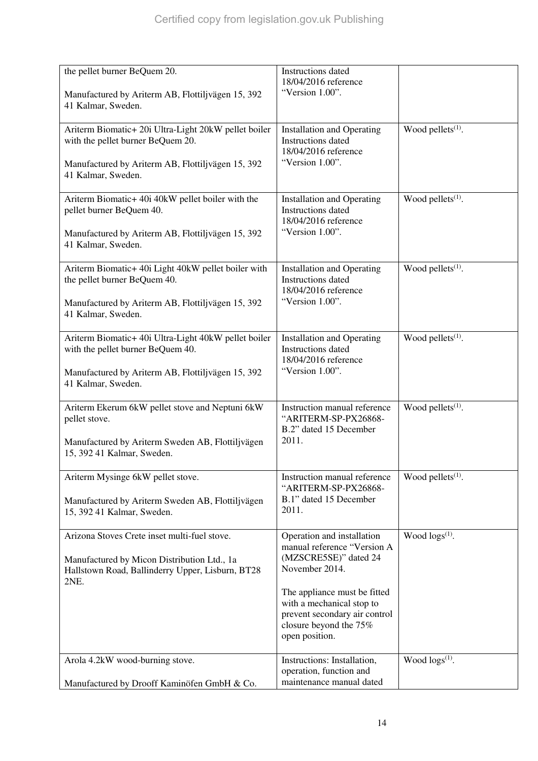| | | |
|---|---|---|
| the pellet burner BeQuem 20.<br><br>Manufactured by Ariterm AB, Flottiljvägen 15, 392 41 Kalmar, Sweden. | Instructions dated 18/04/2016 reference "Version 1.00". | |
| Ariterm Biomatic+ 20i Ultra-Light 20kW pellet boiler with the pellet burner BeQuem 20.<br><br>Manufactured by Ariterm AB, Flottiljvägen 15, 392 41 Kalmar, Sweden. | Installation and Operating Instructions dated 18/04/2016 reference "Version 1.00". | Wood pellets[(1)]. |
| Ariterm Biomatic+ 40i 40kW pellet boiler with the pellet burner BeQuem 40.<br><br>Manufactured by Ariterm AB, Flottiljvägen 15, 392 41 Kalmar, Sweden. | Installation and Operating Instructions dated 18/04/2016 reference "Version 1.00". | Wood pellets[(1)]. |
| Ariterm Biomatic+ 40i Light 40kW pellet boiler with the pellet burner BeQuem 40.<br><br>Manufactured by Ariterm AB, Flottiljvägen 15, 392 41 Kalmar, Sweden. | Installation and Operating Instructions dated 18/04/2016 reference "Version 1.00". | Wood pellets[(1)]. |
| Ariterm Biomatic+ 40i Ultra-Light 40kW pellet boiler with the pellet burner BeQuem 40.<br><br>Manufactured by Ariterm AB, Flottiljvägen 15, 392 41 Kalmar, Sweden. | Installation and Operating Instructions dated 18/04/2016 reference "Version 1.00". | Wood pellets[(1)]. |
| Ariterm Ekerum 6kW pellet stove and Neptuni 6kW pellet stove.<br><br>Manufactured by Ariterm Sweden AB, Flottiljvägen 15, 392 41 Kalmar, Sweden. | Instruction manual reference "ARITERM-SP-PX26868-B.2" dated 15 December 2011. | Wood pellets[(1)]. |
| Ariterm Mysinge 6kW pellet stove.<br><br>Manufactured by Ariterm Sweden AB, Flottiljvägen 15, 392 41 Kalmar, Sweden. | Instruction manual reference "ARITERM-SP-PX26868-B.1" dated 15 December 2011. | Wood pellets[(1)]. |
| Arizona Stoves Crete inset multi-fuel stove.<br><br>Manufactured by Micon Distribution Ltd., 1a Hallstown Road, Ballinderry Upper, Lisburn, BT28 2NE. | Operation and installation manual reference "Version A (MZSCRE5SE)" dated 24 November 2014.<br><br>The appliance must be fitted with a mechanical stop to prevent secondary air control closure beyond the 75% open position. | Wood logs[(1)]. |
| Arola 4.2kW wood-burning stove.<br><br>Manufactured by Drooff Kaminöfen GmbH & Co. | Instructions: Installation, operation, function and maintenance manual dated | Wood logs[(1)]. |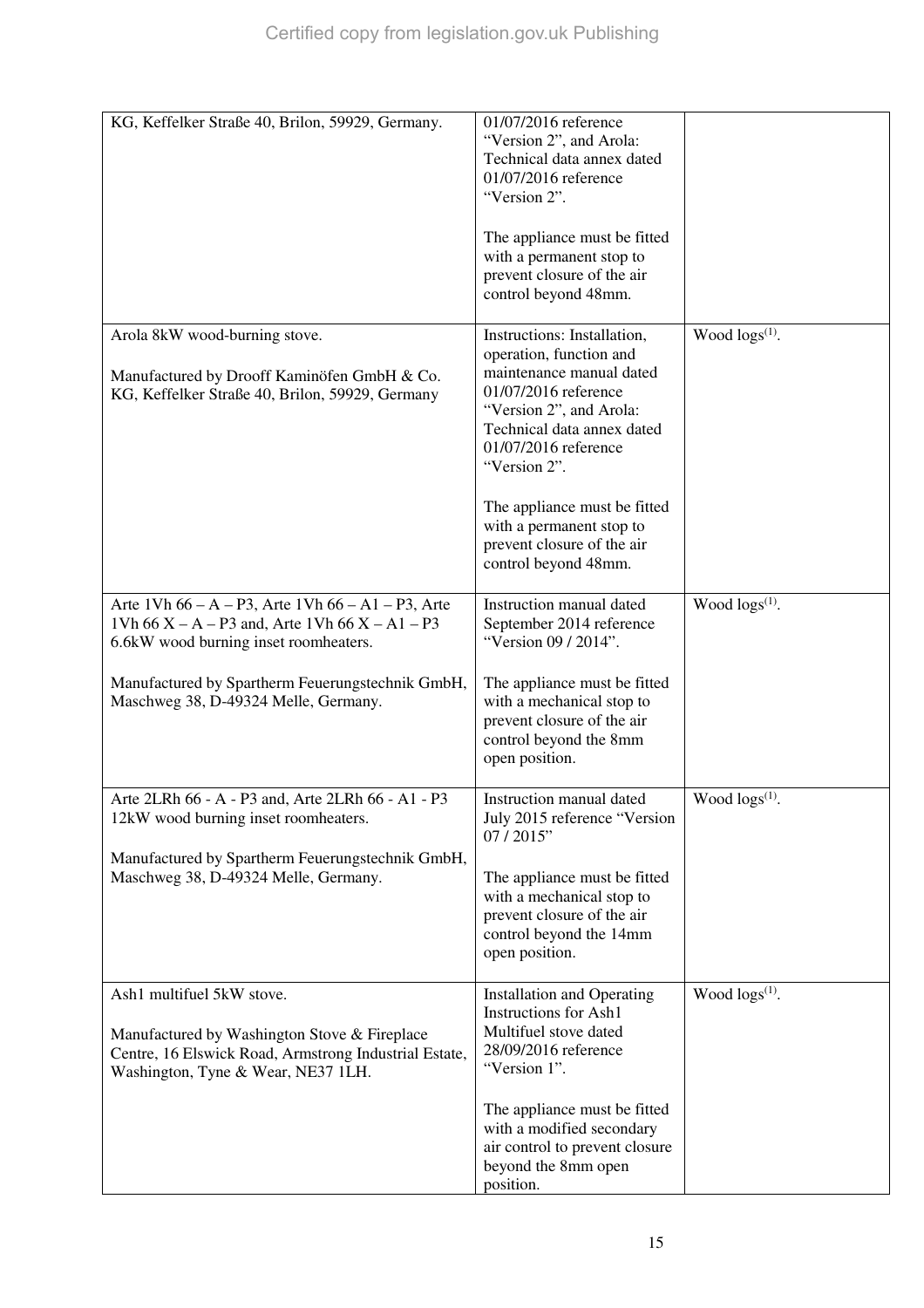| | | |
|---|---|---|
| KG, Keffelker Straße 40, Brilon, 59929, Germany. | 01/07/2016 reference "Version 2", and Arola: Technical data annex dated 01/07/2016 reference "Version 2".<br><br>The appliance must be fitted with a permanent stop to prevent closure of the air control beyond 48mm. | |
| Arola 8kW wood-burning stove.<br><br>Manufactured by Drooff Kaminöfen GmbH & Co. KG, Keffelker Straße 40, Brilon, 59929, Germany | Instructions: Installation, operation, function and maintenance manual dated 01/07/2016 reference "Version 2", and Arola: Technical data annex dated 01/07/2016 reference "Version 2".<br><br>The appliance must be fitted with a permanent stop to prevent closure of the air control beyond 48mm. | Wood logs(1). |
| Arte 1Vh 66 – A – P3, Arte 1Vh 66 – A1 – P3, Arte 1Vh 66 X – A – P3 and, Arte 1Vh 66 X – A1 – P3 6.6kW wood burning inset roomheaters.<br><br>Manufactured by Spartherm Feuerungstechnik GmbH, Maschweg 38, D-49324 Melle, Germany. | Instruction manual dated September 2014 reference "Version 09 / 2014".<br><br>The appliance must be fitted with a mechanical stop to prevent closure of the air control beyond the 8mm open position. | Wood logs(1). |
| Arte 2LRh 66 - A - P3 and, Arte 2LRh 66 - A1 - P3 12kW wood burning inset roomheaters.<br><br>Manufactured by Spartherm Feuerungstechnik GmbH, Maschweg 38, D-49324 Melle, Germany. | Instruction manual dated July 2015 reference "Version 07 / 2015"<br><br>The appliance must be fitted with a mechanical stop to prevent closure of the air control beyond the 14mm open position. | Wood logs(1). |
| Ash1 multifuel 5kW stove.<br><br>Manufactured by Washington Stove & Fireplace Centre, 16 Elswick Road, Armstrong Industrial Estate, Washington, Tyne & Wear, NE37 1LH. | Installation and Operating Instructions for Ash1 Multifuel stove dated 28/09/2016 reference "Version 1".<br><br>The appliance must be fitted with a modified secondary air control to prevent closure beyond the 8mm open position. | Wood logs(1). |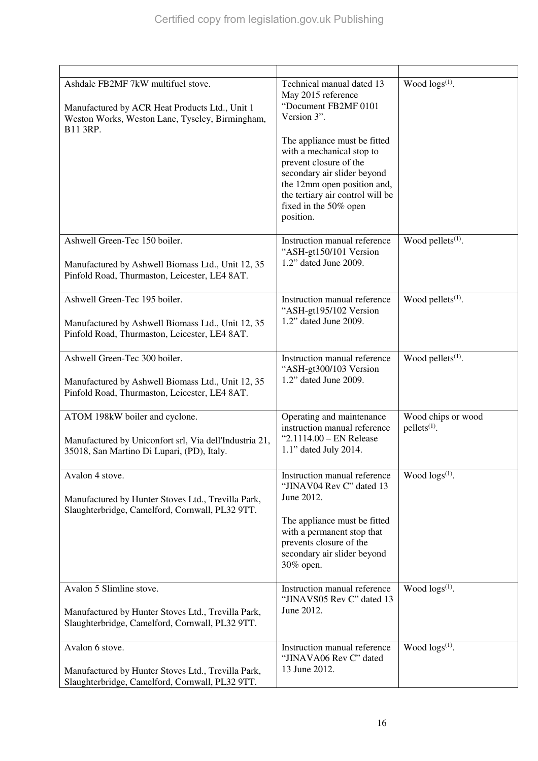| | | |
|---|---|---|
| Ashdale FB2MF 7kW multifuel stove.<br><br>Manufactured by ACR Heat Products Ltd., Unit 1 Weston Works, Weston Lane, Tyseley, Birmingham, B11 3RP. | Technical manual dated 13 May 2015 reference "Document FB2MF 0101 Version 3".<br><br>The appliance must be fitted with a mechanical stop to prevent closure of the secondary air slider beyond the 12mm open position and, the tertiary air control will be fixed in the 50% open position. | Wood logs[(1)]. |
| Ashwell Green-Tec 150 boiler.<br><br>Manufactured by Ashwell Biomass Ltd., Unit 12, 35 Pinfold Road, Thurmaston, Leicester, LE4 8AT. | Instruction manual reference "ASH-gt150/101 Version 1.2" dated June 2009. | Wood pellets[(1)]. |
| Ashwell Green-Tec 195 boiler.<br><br>Manufactured by Ashwell Biomass Ltd., Unit 12, 35 Pinfold Road, Thurmaston, Leicester, LE4 8AT. | Instruction manual reference "ASH-gt195/102 Version 1.2" dated June 2009. | Wood pellets[(1)]. |
| Ashwell Green-Tec 300 boiler.<br><br>Manufactured by Ashwell Biomass Ltd., Unit 12, 35 Pinfold Road, Thurmaston, Leicester, LE4 8AT. | Instruction manual reference "ASH-gt300/103 Version 1.2" dated June 2009. | Wood pellets[(1)]. |
| ATOM 198kW boiler and cyclone.<br><br>Manufactured by Uniconfort srl, Via dell'Industria 21, 35018, San Martino Di Lupari, (PD), Italy. | Operating and maintenance instruction manual reference "2.1114.00 – EN Release 1.1" dated July 2014. | Wood chips or wood pellets[(1)]. |
| Avalon 4 stove.<br><br>Manufactured by Hunter Stoves Ltd., Trevilla Park, Slaughterbridge, Camelford, Cornwall, PL32 9TT. | Instruction manual reference "JINAV04 Rev C" dated 13 June 2012.<br><br>The appliance must be fitted with a permanent stop that prevents closure of the secondary air slider beyond 30% open. | Wood logs[(1)]. |
| Avalon 5 Slimline stove.<br><br>Manufactured by Hunter Stoves Ltd., Trevilla Park, Slaughterbridge, Camelford, Cornwall, PL32 9TT. | Instruction manual reference "JINAVS05 Rev C" dated 13 June 2012. | Wood logs[(1)]. |
| Avalon 6 stove.<br><br>Manufactured by Hunter Stoves Ltd., Trevilla Park, Slaughterbridge, Camelford, Cornwall, PL32 9TT. | Instruction manual reference "JINAVA06 Rev C" dated 13 June 2012. | Wood logs[(1)]. |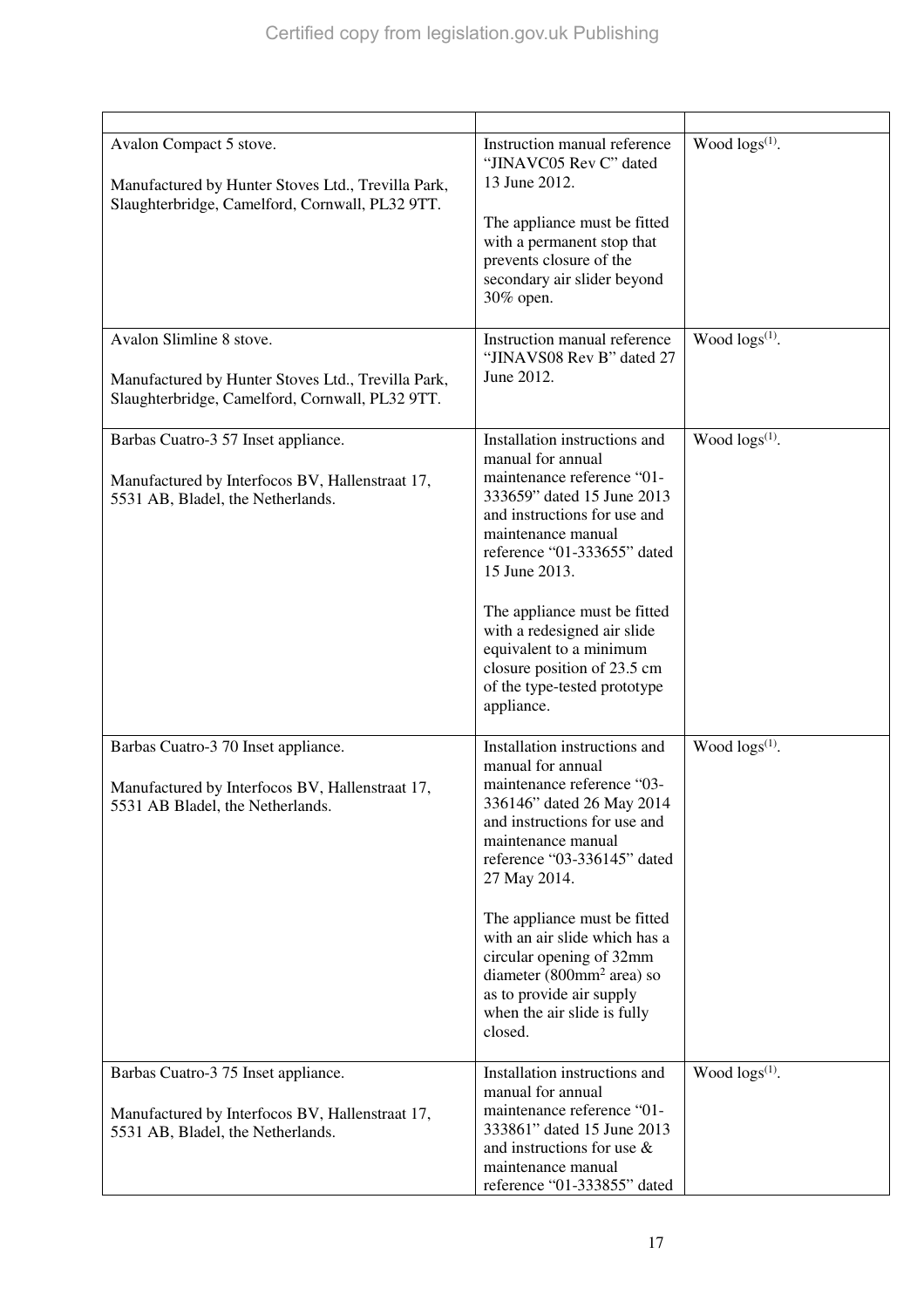| | | |
|---|---|---|
| Avalon Compact 5 stove.<br><br>Manufactured by Hunter Stoves Ltd., Trevilla Park, Slaughterbridge, Camelford, Cornwall, PL32 9TT. | Instruction manual reference "JINAVC05 Rev C" dated 13 June 2012.<br><br>The appliance must be fitted with a permanent stop that prevents closure of the secondary air slider beyond 30% open. | Wood logs(1). |
| Avalon Slimline 8 stove.<br><br>Manufactured by Hunter Stoves Ltd., Trevilla Park, Slaughterbridge, Camelford, Cornwall, PL32 9TT. | Instruction manual reference "JINAVS08 Rev B" dated 27 June 2012. | Wood logs(1). |
| Barbas Cuatro-3 57 Inset appliance.<br><br>Manufactured by Interfocos BV, Hallenstraat 17, 5531 AB, Bladel, the Netherlands. | Installation instructions and manual for annual maintenance reference "01-333659" dated 15 June 2013 and instructions for use and maintenance manual reference "01-333655" dated 15 June 2013.<br><br>The appliance must be fitted with a redesigned air slide equivalent to a minimum closure position of 23.5 cm of the type-tested prototype appliance. | Wood logs(1). |
| Barbas Cuatro-3 70 Inset appliance.<br><br>Manufactured by Interfocos BV, Hallenstraat 17, 5531 AB Bladel, the Netherlands. | Installation instructions and manual for annual maintenance reference "03-336146" dated 26 May 2014 and instructions for use and maintenance manual reference "03-336145" dated 27 May 2014.<br><br>The appliance must be fitted with an air slide which has a circular opening of 32mm diameter (800mm² area) so as to provide air supply when the air slide is fully closed. | Wood logs(1). |
| Barbas Cuatro-3 75 Inset appliance.<br><br>Manufactured by Interfocos BV, Hallenstraat 17, 5531 AB, Bladel, the Netherlands. | Installation instructions and manual for annual maintenance reference "01-333861" dated 15 June 2013 and instructions for use & maintenance manual reference "01-333855" dated | Wood logs(1). |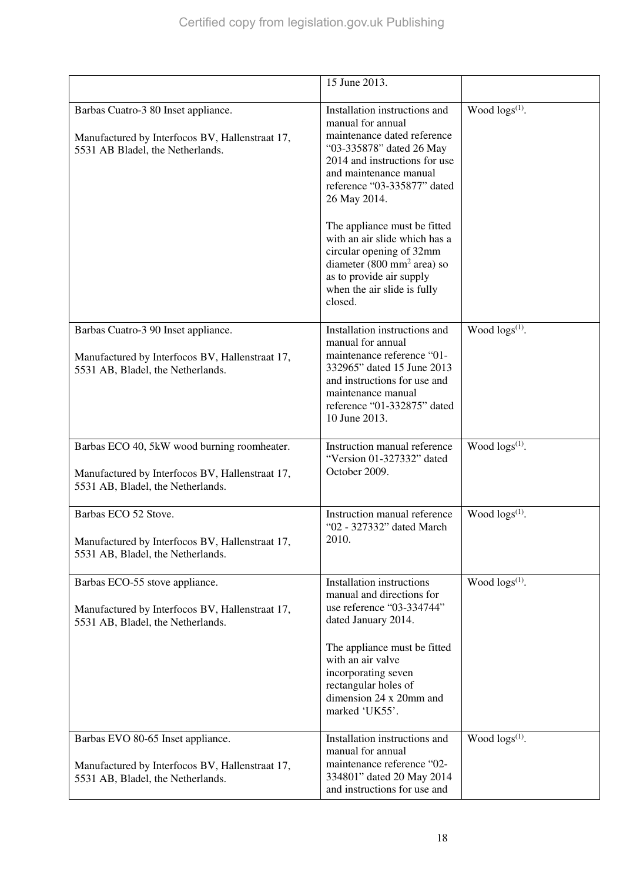| | | |
|---|---|---|
| | 15 June 2013. | |
| Barbas Cuatro-3 80 Inset appliance.<br><br>Manufactured by Interfocos BV, Hallenstraat 17, 5531 AB Bladel, the Netherlands. | Installation instructions and manual for annual maintenance dated reference "03-335878" dated 26 May 2014 and instructions for use and maintenance manual reference "03-335877" dated 26 May 2014.<br><br>The appliance must be fitted with an air slide which has a circular opening of 32mm diameter (800 $mm^2$ area) so as to provide air supply when the air slide is fully closed. | Wood logs[(1)]. |
| Barbas Cuatro-3 90 Inset appliance.<br><br>Manufactured by Interfocos BV, Hallenstraat 17, 5531 AB, Bladel, the Netherlands. | Installation instructions and manual for annual maintenance reference "01-332965" dated 15 June 2013 and instructions for use and maintenance manual reference "01-332875" dated 10 June 2013. | Wood logs[(1)]. |
| Barbas ECO 40, 5kW wood burning roomheater.<br><br>Manufactured by Interfocos BV, Hallenstraat 17, 5531 AB, Bladel, the Netherlands. | Instruction manual reference "Version 01-327332" dated October 2009. | Wood logs[(1)]. |
| Barbas ECO 52 Stove.<br><br>Manufactured by Interfocos BV, Hallenstraat 17, 5531 AB, Bladel, the Netherlands. | Instruction manual reference "02 - 327332" dated March 2010. | Wood logs[(1)]. |
| Barbas ECO-55 stove appliance.<br><br>Manufactured by Interfocos BV, Hallenstraat 17, 5531 AB, Bladel, the Netherlands. | Installation instructions manual and directions for use reference "03-334744" dated January 2014.<br><br>The appliance must be fitted with an air valve incorporating seven rectangular holes of dimension 24 x 20mm and marked 'UK55'. | Wood logs[(1)]. |
| Barbas EVO 80-65 Inset appliance.<br><br>Manufactured by Interfocos BV, Hallenstraat 17, 5531 AB, Bladel, the Netherlands. | Installation instructions and manual for annual maintenance reference "02-334801" dated 20 May 2014 and instructions for use and | Wood logs[(1)]. |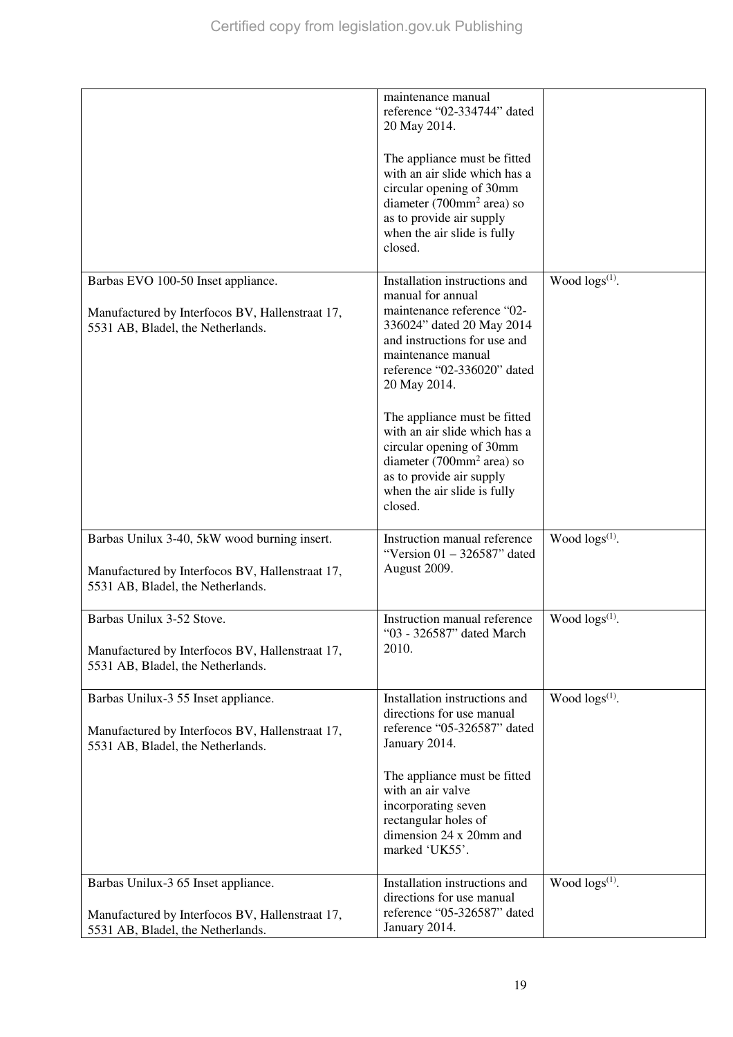| | | |
|---|---|---|
| | maintenance manual reference "02-334744" dated 20 May 2014.<br><br>The appliance must be fitted with an air slide which has a circular opening of 30mm diameter (700mm$^2$ area) so as to provide air supply when the air slide is fully closed. | |
| Barbas EVO 100-50 Inset appliance.<br><br>Manufactured by Interfocos BV, Hallenstraat 17, 5531 AB, Bladel, the Netherlands. | Installation instructions and manual for annual maintenance reference "02-336024" dated 20 May 2014 and instructions for use and maintenance manual reference "02-336020" dated 20 May 2014.<br><br>The appliance must be fitted with an air slide which has a circular opening of 30mm diameter (700mm$^2$ area) so as to provide air supply when the air slide is fully closed. | Wood logs(1). |
| Barbas Unilux 3-40, 5kW wood burning insert.<br><br>Manufactured by Interfocos BV, Hallenstraat 17, 5531 AB, Bladel, the Netherlands. | Instruction manual reference "Version 01 – 326587" dated August 2009. | Wood logs(1). |
| Barbas Unilux 3-52 Stove.<br><br>Manufactured by Interfocos BV, Hallenstraat 17, 5531 AB, Bladel, the Netherlands. | Instruction manual reference "03 - 326587" dated March 2010. | Wood logs(1). |
| Barbas Unilux-3 55 Inset appliance.<br><br>Manufactured by Interfocos BV, Hallenstraat 17, 5531 AB, Bladel, the Netherlands. | Installation instructions and directions for use manual reference "05-326587" dated January 2014.<br><br>The appliance must be fitted with an air valve incorporating seven rectangular holes of dimension 24 x 20mm and marked 'UK55'. | Wood logs(1). |
| Barbas Unilux-3 65 Inset appliance.<br><br>Manufactured by Interfocos BV, Hallenstraat 17, 5531 AB, Bladel, the Netherlands. | Installation instructions and directions for use manual reference "05-326587" dated January 2014. | Wood logs(1). |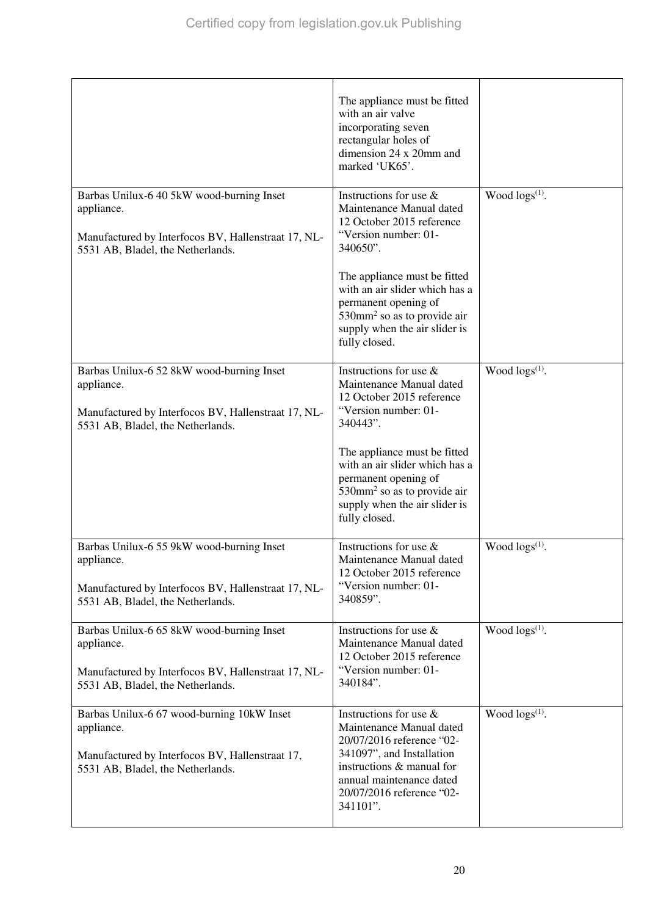| | | |
|---|---|---|
| | The appliance must be fitted with an air valve incorporating seven rectangular holes of dimension 24 x 20mm and marked 'UK65'. | |
| Barbas Unilux-6 40 5kW wood-burning Inset appliance.<br><br>Manufactured by Interfocos BV, Hallenstraat 17, NL-5531 AB, Bladel, the Netherlands. | Instructions for use & Maintenance Manual dated 12 October 2015 reference "Version number: 01-340650".<br><br>The appliance must be fitted with an air slider which has a permanent opening of 530mm$^2$ so as to provide air supply when the air slider is fully closed. | Wood logs[(1)]. |
| Barbas Unilux-6 52 8kW wood-burning Inset appliance.<br><br>Manufactured by Interfocos BV, Hallenstraat 17, NL-5531 AB, Bladel, the Netherlands. | Instructions for use & Maintenance Manual dated 12 October 2015 reference "Version number: 01-340443".<br><br>The appliance must be fitted with an air slider which has a permanent opening of 530mm$^2$ so as to provide air supply when the air slider is fully closed. | Wood logs[(1)]. |
| Barbas Unilux-6 55 9kW wood-burning Inset appliance.<br><br>Manufactured by Interfocos BV, Hallenstraat 17, NL-5531 AB, Bladel, the Netherlands. | Instructions for use & Maintenance Manual dated 12 October 2015 reference "Version number: 01-340859". | Wood logs[(1)]. |
| Barbas Unilux-6 65 8kW wood-burning Inset appliance.<br><br>Manufactured by Interfocos BV, Hallenstraat 17, NL-5531 AB, Bladel, the Netherlands. | Instructions for use & Maintenance Manual dated 12 October 2015 reference "Version number: 01-340184". | Wood logs[(1)]. |
| Barbas Unilux-6 67 wood-burning 10kW Inset appliance.<br><br>Manufactured by Interfocos BV, Hallenstraat 17, 5531 AB, Bladel, the Netherlands. | Instructions for use & Maintenance Manual dated 20/07/2016 reference "02-341097", and Installation instructions & manual for annual maintenance dated 20/07/2016 reference "02-341101". | Wood logs[(1)]. |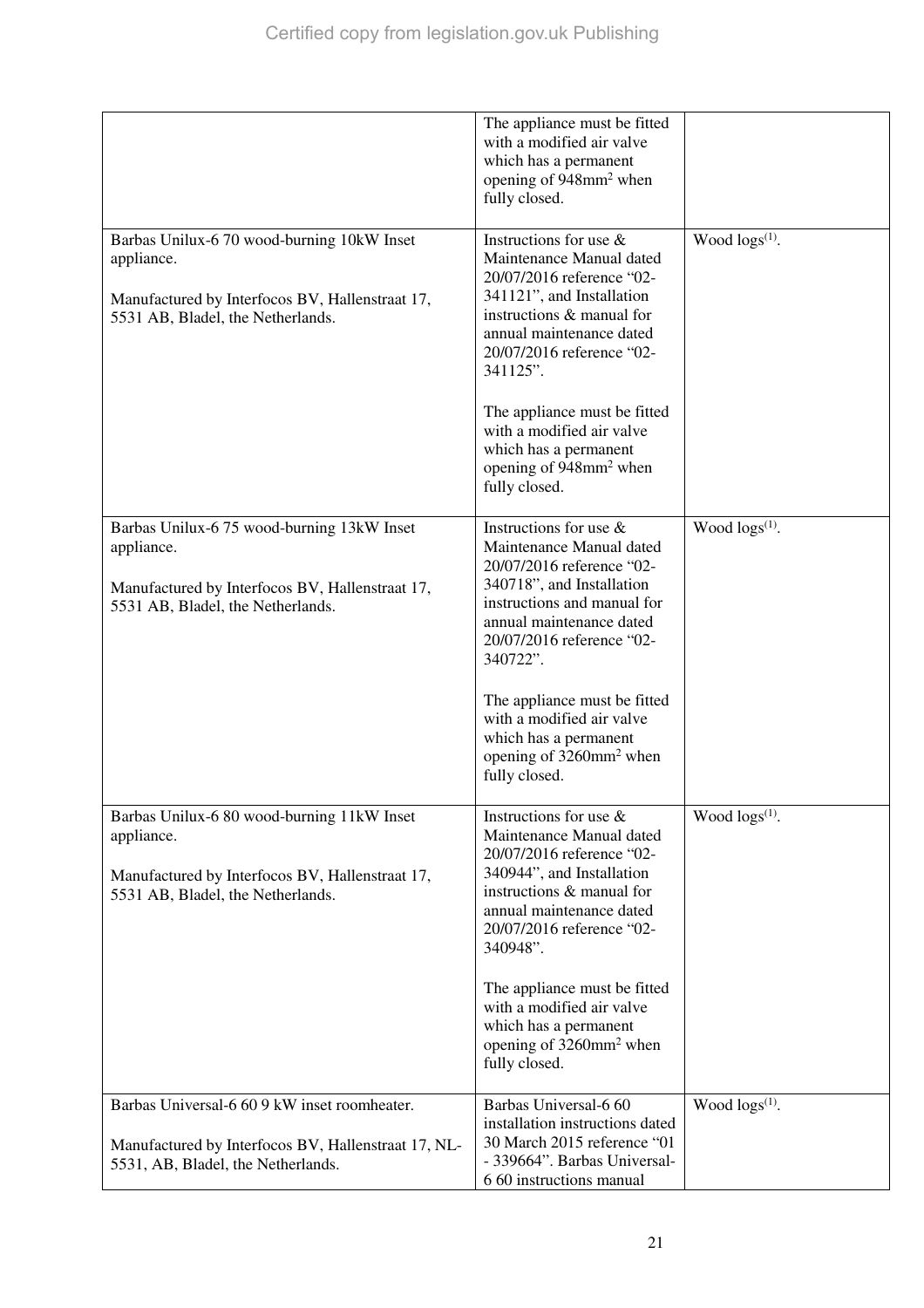| | | |
|---|---|---|
| | The appliance must be fitted with a modified air valve which has a permanent opening of 948mm$^2$ when fully closed. | |
| Barbas Unilux-6 70 wood-burning 10kW Inset appliance.<br><br>Manufactured by Interfocos BV, Hallenstraat 17, 5531 AB, Bladel, the Netherlands. | Instructions for use & Maintenance Manual dated 20/07/2016 reference "02-341121", and Installation instructions & manual for annual maintenance dated 20/07/2016 reference "02-341125".<br><br>The appliance must be fitted with a modified air valve which has a permanent opening of 948mm$^2$ when fully closed. | Wood logs[(1)]. |
| Barbas Unilux-6 75 wood-burning 13kW Inset appliance.<br><br>Manufactured by Interfocos BV, Hallenstraat 17, 5531 AB, Bladel, the Netherlands. | Instructions for use & Maintenance Manual dated 20/07/2016 reference "02-340718", and Installation instructions and manual for annual maintenance dated 20/07/2016 reference "02-340722".<br><br>The appliance must be fitted with a modified air valve which has a permanent opening of 3260mm$^2$ when fully closed. | Wood logs[(1)]. |
| Barbas Unilux-6 80 wood-burning 11kW Inset appliance.<br><br>Manufactured by Interfocos BV, Hallenstraat 17, 5531 AB, Bladel, the Netherlands. | Instructions for use & Maintenance Manual dated 20/07/2016 reference "02-340944", and Installation instructions & manual for annual maintenance dated 20/07/2016 reference "02-340948".<br><br>The appliance must be fitted with a modified air valve which has a permanent opening of 3260mm$^2$ when fully closed. | Wood logs[(1)]. |
| Barbas Universal-6 60 9 kW inset roomheater.<br><br>Manufactured by Interfocos BV, Hallenstraat 17, NL-5531, AB, Bladel, the Netherlands. | Barbas Universal-6 60 installation instructions dated 30 March 2015 reference "01 - 339664". Barbas Universal-6 60 instructions manual | Wood logs[(1)]. |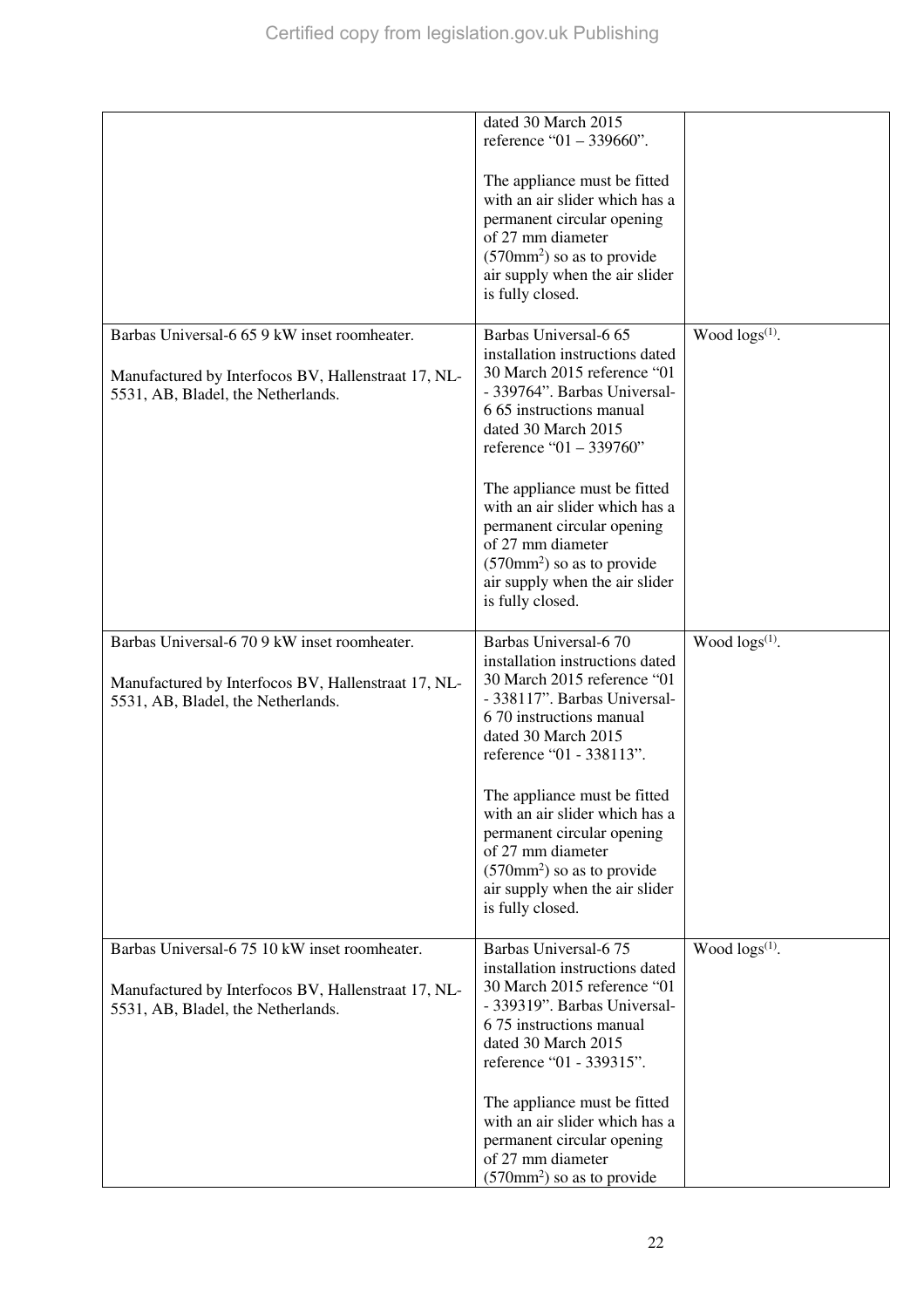|  |  |  |
|---|---|---|
|  | dated 30 March 2015 reference "01 – 339660".<br><br>The appliance must be fitted with an air slider which has a permanent circular opening of 27 mm diameter ($570mm^2$) so as to provide air supply when the air slider is fully closed. |  |
| Barbas Universal-6 65 9 kW inset roomheater.<br><br>Manufactured by Interfocos BV, Hallenstraat 17, NL-5531, AB, Bladel, the Netherlands. | Barbas Universal-6 65 installation instructions dated 30 March 2015 reference "01 - 339764". Barbas Universal-6 65 instructions manual dated 30 March 2015 reference "01 – 339760"<br><br>The appliance must be fitted with an air slider which has a permanent circular opening of 27 mm diameter ($570mm^2$) so as to provide air supply when the air slider is fully closed. | Wood logs[(1)]. |
| Barbas Universal-6 70 9 kW inset roomheater.<br><br>Manufactured by Interfocos BV, Hallenstraat 17, NL-5531, AB, Bladel, the Netherlands. | Barbas Universal-6 70 installation instructions dated 30 March 2015 reference "01 - 338117". Barbas Universal-6 70 instructions manual dated 30 March 2015 reference "01 - 338113".<br><br>The appliance must be fitted with an air slider which has a permanent circular opening of 27 mm diameter ($570mm^2$) so as to provide air supply when the air slider is fully closed. | Wood logs[(1)]. |
| Barbas Universal-6 75 10 kW inset roomheater.<br><br>Manufactured by Interfocos BV, Hallenstraat 17, NL-5531, AB, Bladel, the Netherlands. | Barbas Universal-6 75 installation instructions dated 30 March 2015 reference "01 - 339319". Barbas Universal-6 75 instructions manual dated 30 March 2015 reference "01 - 339315".<br><br>The appliance must be fitted with an air slider which has a permanent circular opening of 27 mm diameter ($570mm^2$) so as to provide | Wood logs[(1)]. |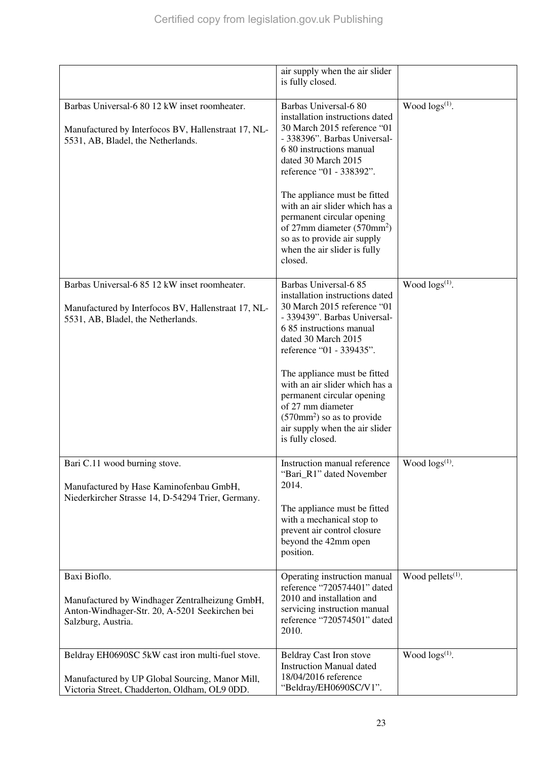| | | |
|---|---|---|
| | air supply when the air slider is fully closed. | |
| Barbas Universal-6 80 12 kW inset roomheater.<br><br>Manufactured by Interfocos BV, Hallenstraat 17, NL-5531, AB, Bladel, the Netherlands. | Barbas Universal-6 80 installation instructions dated 30 March 2015 reference "01 - 338396". Barbas Universal-6 80 instructions manual dated 30 March 2015 reference "01 - 338392".<br><br>The appliance must be fitted with an air slider which has a permanent circular opening of 27mm diameter (570mm$^2$) so as to provide air supply when the air slider is fully closed. | Wood logs[(1)]. |
| Barbas Universal-6 85 12 kW inset roomheater.<br><br>Manufactured by Interfocos BV, Hallenstraat 17, NL-5531, AB, Bladel, the Netherlands. | Barbas Universal-6 85 installation instructions dated 30 March 2015 reference "01 - 339439". Barbas Universal-6 85 instructions manual dated 30 March 2015 reference "01 - 339435".<br><br>The appliance must be fitted with an air slider which has a permanent circular opening of 27 mm diameter (570mm$^2$) so as to provide air supply when the air slider is fully closed. | Wood logs[(1)]. |
| Bari C.11 wood burning stove.<br><br>Manufactured by Hase Kaminofenbau GmbH, Niederkircher Strasse 14, D-54294 Trier, Germany. | Instruction manual reference "Bari_R1" dated November 2014.<br><br>The appliance must be fitted with a mechanical stop to prevent air control closure beyond the 42mm open position. | Wood logs[(1)]. |
| Baxi Bioflo.<br><br>Manufactured by Windhager Zentralheizung GmbH, Anton-Windhager-Str. 20, A-5201 Seekirchen bei Salzburg, Austria. | Operating instruction manual reference "720574401" dated 2010 and installation and servicing instruction manual reference "720574501" dated 2010. | Wood pellets[(1)]. |
| Beldray EH0690SC 5kW cast iron multi-fuel stove.<br><br>Manufactured by UP Global Sourcing, Manor Mill, Victoria Street, Chadderton, Oldham, OL9 0DD. | Beldray Cast Iron stove Instruction Manual dated 18/04/2016 reference "Beldray/EH0690SC/V1". | Wood logs[(1)]. |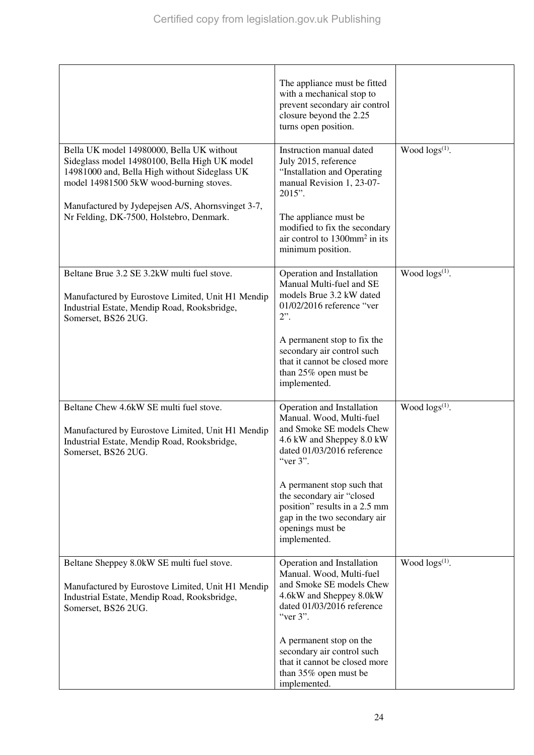| | | |
|---|---|---|
| | The appliance must be fitted with a mechanical stop to prevent secondary air control closure beyond the 2.25 turns open position. | |
| Bella UK model 14980000, Bella UK without Sideglass model 14980100, Bella High UK model 14981000 and, Bella High without Sideglass UK model 14981500 5kW wood-burning stoves.<br><br>Manufactured by Jydepejsen A/S, Ahornsvinget 3-7, Nr Felding, DK-7500, Holstebro, Denmark. | Instruction manual dated July 2015, reference "Installation and Operating manual Revision 1, 23-07-2015".<br><br>The appliance must be modified to fix the secondary air control to 1300mm$^2$ in its minimum position. | Wood logs[(1)]. |
| Beltane Brue 3.2 SE 3.2kW multi fuel stove.<br><br>Manufactured by Eurostove Limited, Unit H1 Mendip Industrial Estate, Mendip Road, Rooksbridge, Somerset, BS26 2UG. | Operation and Installation Manual Multi-fuel and SE models Brue 3.2 kW dated 01/02/2016 reference "ver 2".<br><br>A permanent stop to fix the secondary air control such that it cannot be closed more than 25% open must be implemented. | Wood logs[(1)]. |
| Beltane Chew 4.6kW SE multi fuel stove.<br><br>Manufactured by Eurostove Limited, Unit H1 Mendip Industrial Estate, Mendip Road, Rooksbridge, Somerset, BS26 2UG. | Operation and Installation Manual. Wood, Multi-fuel and Smoke SE models Chew 4.6 kW and Sheppey 8.0 kW dated 01/03/2016 reference "ver 3".<br><br>A permanent stop such that the secondary air "closed position" results in a 2.5 mm gap in the two secondary air openings must be implemented. | Wood logs[(1)]. |
| Beltane Sheppey 8.0kW SE multi fuel stove.<br><br>Manufactured by Eurostove Limited, Unit H1 Mendip Industrial Estate, Mendip Road, Rooksbridge, Somerset, BS26 2UG. | Operation and Installation Manual. Wood, Multi-fuel and Smoke SE models Chew 4.6kW and Sheppey 8.0kW dated 01/03/2016 reference "ver 3".<br><br>A permanent stop on the secondary air control such that it cannot be closed more than 35% open must be implemented. | Wood logs[(1)]. |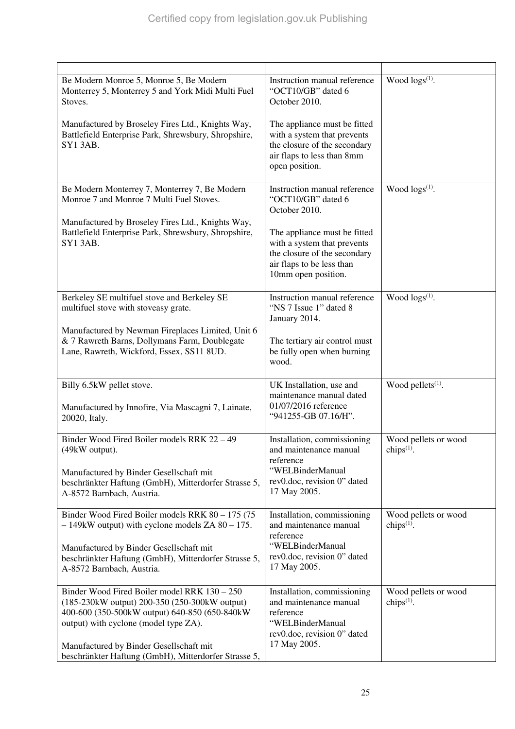| | | |
|---|---|---|
| Be Modern Monroe 5, Monroe 5, Be Modern Monterrey 5, Monterrey 5 and York Midi Multi Fuel Stoves.<br><br>Manufactured by Broseley Fires Ltd., Knights Way, Battlefield Enterprise Park, Shrewsbury, Shropshire, SY1 3AB. | Instruction manual reference "OCT10/GB" dated 6 October 2010.<br><br>The appliance must be fitted with a system that prevents the closure of the secondary air flaps to less than 8mm open position. | Wood logs[(1)]. |
| Be Modern Monterrey 7, Monterrey 7, Be Modern Monroe 7 and Monroe 7 Multi Fuel Stoves.<br><br>Manufactured by Broseley Fires Ltd., Knights Way, Battlefield Enterprise Park, Shrewsbury, Shropshire, SY1 3AB. | Instruction manual reference "OCT10/GB" dated 6 October 2010.<br><br>The appliance must be fitted with a system that prevents the closure of the secondary air flaps to be less than 10mm open position. | Wood logs[(1)]. |
| Berkeley SE multifuel stove and Berkeley SE multifuel stove with stoveasy grate.<br><br>Manufactured by Newman Fireplaces Limited, Unit 6 & 7 Rawreth Barns, Dollymans Farm, Doublegate Lane, Rawreth, Wickford, Essex, SS11 8UD. | Instruction manual reference "NS 7 Issue 1" dated 8 January 2014.<br><br>The tertiary air control must be fully open when burning wood. | Wood logs[(1)]. |
| Billy 6.5kW pellet stove.<br><br>Manufactured by Innofire, Via Mascagni 7, Lainate, 20020, Italy. | UK Installation, use and maintenance manual dated 01/07/2016 reference "941255-GB 07.16/H". | Wood pellets[(1)]. |
| Binder Wood Fired Boiler models RRK 22 – 49 (49kW output).<br><br>Manufactured by Binder Gesellschaft mit beschränkter Haftung (GmbH), Mitterdorfer Strasse 5, A-8572 Barnbach, Austria. | Installation, commissioning and maintenance manual reference "WELBinderManual rev0.doc, revision 0" dated 17 May 2005. | Wood pellets or wood chips[(1)]. |
| Binder Wood Fired Boiler models RRK 80 – 175 (75 – 149kW output) with cyclone models ZA 80 – 175.<br><br>Manufactured by Binder Gesellschaft mit beschränkter Haftung (GmbH), Mitterdorfer Strasse 5, A-8572 Barnbach, Austria. | Installation, commissioning and maintenance manual reference "WELBinderManual rev0.doc, revision 0" dated 17 May 2005. | Wood pellets or wood chips[(1)]. |
| Binder Wood Fired Boiler model RRK 130 – 250 (185-230kW output) 200-350 (250-300kW output) 400-600 (350-500kW output) 640-850 (650-840kW output) with cyclone (model type ZA).<br><br>Manufactured by Binder Gesellschaft mit beschränkter Haftung (GmbH), Mitterdorfer Strasse 5, | Installation, commissioning and maintenance manual reference "WELBinderManual rev0.doc, revision 0" dated 17 May 2005. | Wood pellets or wood chips[(1)]. |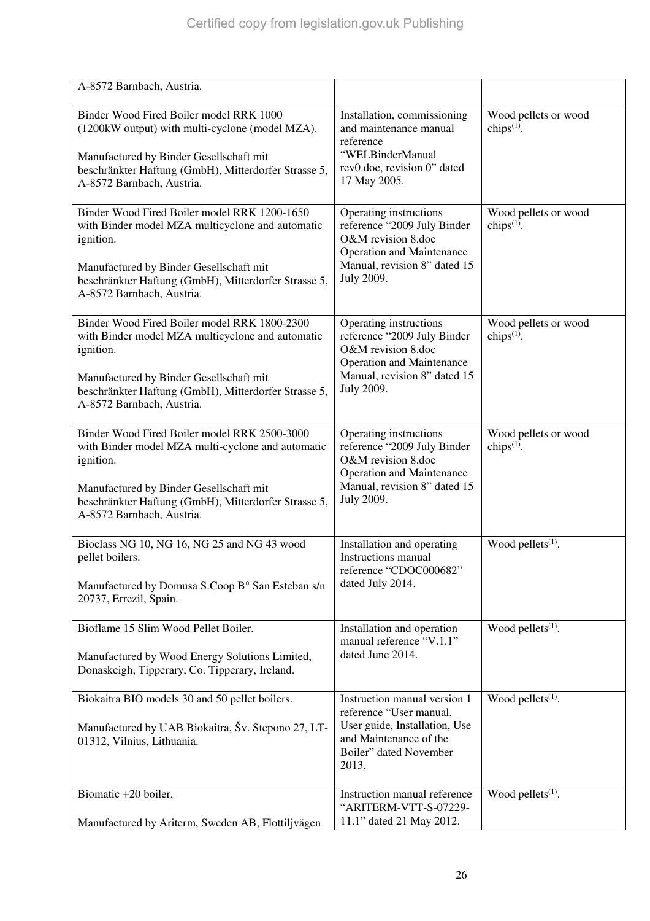| | | |
|---|---|---|
| A-8572 Barnbach, Austria. | | |
| Binder Wood Fired Boiler model RRK 1000 (1200kW output) with multi-cyclone (model MZA).<br><br>Manufactured by Binder Gesellschaft mit beschränkter Haftung (GmbH), Mitterdorfer Strasse 5, A-8572 Barnbach, Austria. | Installation, commissioning and maintenance manual reference "WELBinderManual rev0.doc, revision 0" dated 17 May 2005. | Wood pellets or wood chips[(1)]. |
| Binder Wood Fired Boiler model RRK 1200-1650 with Binder model MZA multicyclone and automatic ignition.<br><br>Manufactured by Binder Gesellschaft mit beschränkter Haftung (GmbH), Mitterdorfer Strasse 5, A-8572 Barnbach, Austria. | Operating instructions reference "2009 July Binder O&M revision 8.doc Operation and Maintenance Manual, revision 8" dated 15 July 2009. | Wood pellets or wood chips[(1)]. |
| Binder Wood Fired Boiler model RRK 1800-2300 with Binder model MZA multicyclone and automatic ignition.<br><br>Manufactured by Binder Gesellschaft mit beschränkter Haftung (GmbH), Mitterdorfer Strasse 5, A-8572 Barnbach, Austria. | Operating instructions reference "2009 July Binder O&M revision 8.doc Operation and Maintenance Manual, revision 8" dated 15 July 2009. | Wood pellets or wood chips[(1)]. |
| Binder Wood Fired Boiler model RRK 2500-3000 with Binder model MZA multi-cyclone and automatic ignition.<br><br>Manufactured by Binder Gesellschaft mit beschränkter Haftung (GmbH), Mitterdorfer Strasse 5, A-8572 Barnbach, Austria. | Operating instructions reference "2009 July Binder O&M revision 8.doc Operation and Maintenance Manual, revision 8" dated 15 July 2009. | Wood pellets or wood chips[(1)]. |
| Bioclass NG 10, NG 16, NG 25 and NG 43 wood pellet boilers.<br><br>Manufactured by Domusa S.Coop B° San Esteban s/n 20737, Errezil, Spain. | Installation and operating Instructions manual reference "CDOC000682" dated July 2014. | Wood pellets[(1)]. |
| Bioflame 15 Slim Wood Pellet Boiler.<br><br>Manufactured by Wood Energy Solutions Limited, Donaskeigh, Tipperary, Co. Tipperary, Ireland. | Installation and operation manual reference "V.1.1" dated June 2014. | Wood pellets[(1)]. |
| Biokaitra BIO models 30 and 50 pellet boilers.<br><br>Manufactured by UAB Biokaitra, Šv. Stepono 27, LT-01312, Vilnius, Lithuania. | Instruction manual version 1 reference "User manual, User guide, Installation, Use and Maintenance of the Boiler" dated November 2013. | Wood pellets[(1)]. |
| Biomatic +20 boiler.<br><br>Manufactured by Ariterm, Sweden AB, Flottiljvägen | Instruction manual reference "ARITERM-VTT-S-07229-11.1" dated 21 May 2012. | Wood pellets[(1)]. |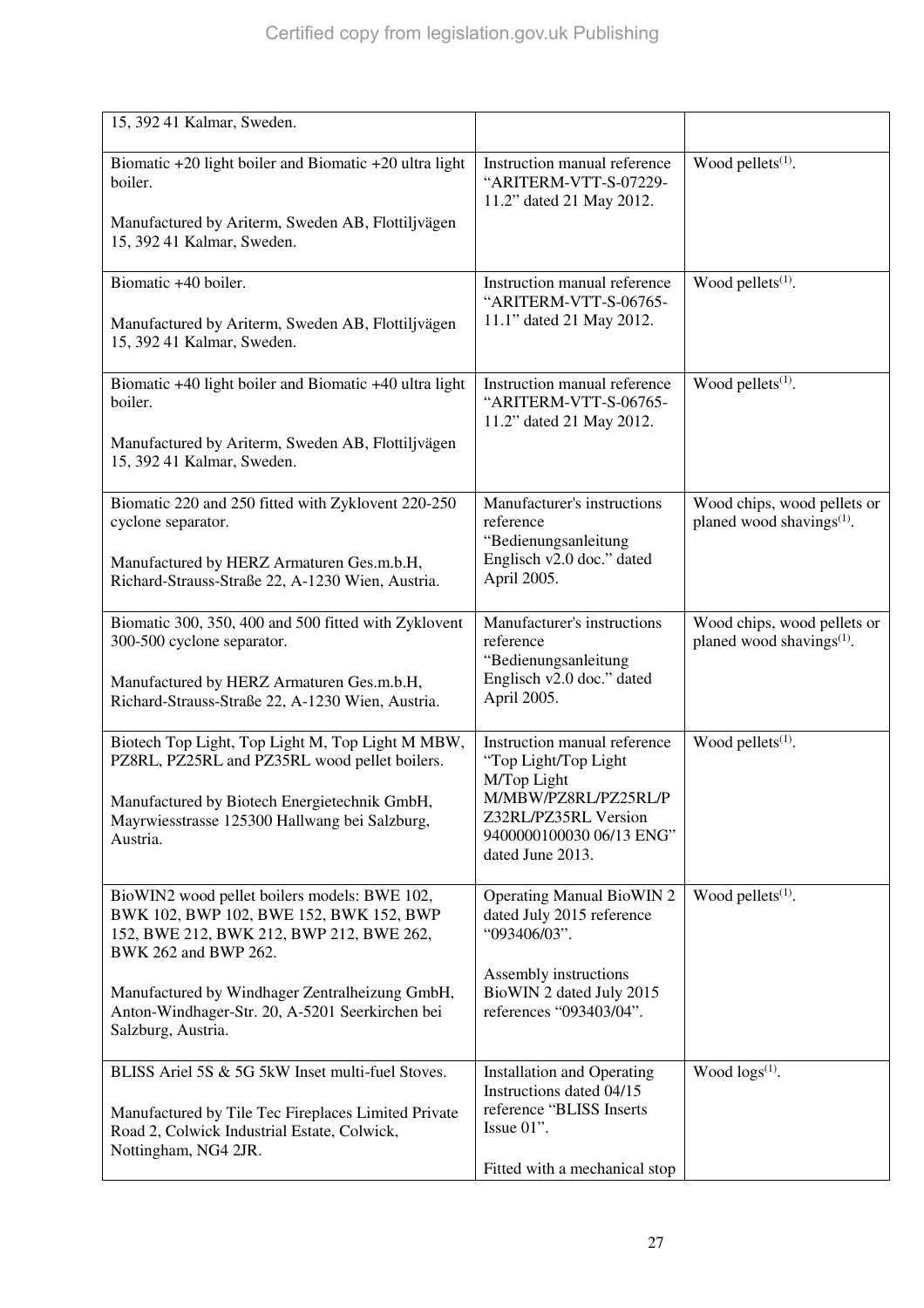| | | |
|---|---|---|
| 15, 392 41 Kalmar, Sweden. | | |
| Biomatic +20 light boiler and Biomatic +20 ultra light boiler.<br><br>Manufactured by Ariterm, Sweden AB, Flottiljvägen 15, 392 41 Kalmar, Sweden. | Instruction manual reference "ARITERM-VTT-S-07229-11.2" dated 21 May 2012. | Wood pellets[(1)]. |
| Biomatic +40 boiler.<br><br>Manufactured by Ariterm, Sweden AB, Flottiljvägen 15, 392 41 Kalmar, Sweden. | Instruction manual reference "ARITERM-VTT-S-06765-11.1" dated 21 May 2012. | Wood pellets[(1)]. |
| Biomatic +40 light boiler and Biomatic +40 ultra light boiler.<br><br>Manufactured by Ariterm, Sweden AB, Flottiljvägen 15, 392 41 Kalmar, Sweden. | Instruction manual reference "ARITERM-VTT-S-06765-11.2" dated 21 May 2012. | Wood pellets[(1)]. |
| Biomatic 220 and 250 fitted with Zyklovent 220-250 cyclone separator.<br><br>Manufactured by HERZ Armaturen Ges.m.b.H, Richard-Strauss-Straße 22, A-1230 Wien, Austria. | Manufacturer's instructions reference "Bedienungsanleitung Englisch v2.0 doc." dated April 2005. | Wood chips, wood pellets or planed wood shavings[(1)]. |
| Biomatic 300, 350, 400 and 500 fitted with Zyklovent 300-500 cyclone separator.<br><br>Manufactured by HERZ Armaturen Ges.m.b.H, Richard-Strauss-Straße 22, A-1230 Wien, Austria. | Manufacturer's instructions reference "Bedienungsanleitung Englisch v2.0 doc." dated April 2005. | Wood chips, wood pellets or planed wood shavings[(1)]. |
| Biotech Top Light, Top Light M, Top Light M MBW, PZ8RL, PZ25RL and PZ35RL wood pellet boilers.<br><br>Manufactured by Biotech Energietechnik GmbH, Mayrwiesstrasse 125300 Hallwang bei Salzburg, Austria. | Instruction manual reference "Top Light/Top Light M/Top Light M/MBW/PZ8RL/PZ25RL/PZ32RL/PZ35RL Version 9400000100030 06/13 ENG" dated June 2013. | Wood pellets[(1)]. |
| BioWIN2 wood pellet boilers models: BWE 102, BWK 102, BWP 102, BWE 152, BWK 152, BWP 152, BWE 212, BWK 212, BWP 212, BWE 262, BWK 262 and BWP 262.<br><br>Manufactured by Windhager Zentralheizung GmbH, Anton-Windhager-Str. 20, A-5201 Seerkirchen bei Salzburg, Austria. | Operating Manual BioWIN 2 dated July 2015 reference "093406/03".<br><br>Assembly instructions BioWIN 2 dated July 2015 references "093403/04". | Wood pellets[(1)]. |
| BLISS Ariel 5S & 5G 5kW Inset multi-fuel Stoves.<br><br>Manufactured by Tile Tec Fireplaces Limited Private Road 2, Colwick Industrial Estate, Colwick, Nottingham, NG4 2JR. | Installation and Operating Instructions dated 04/15 reference "BLISS Inserts Issue 01".<br><br>Fitted with a mechanical stop | Wood logs[(1)]. |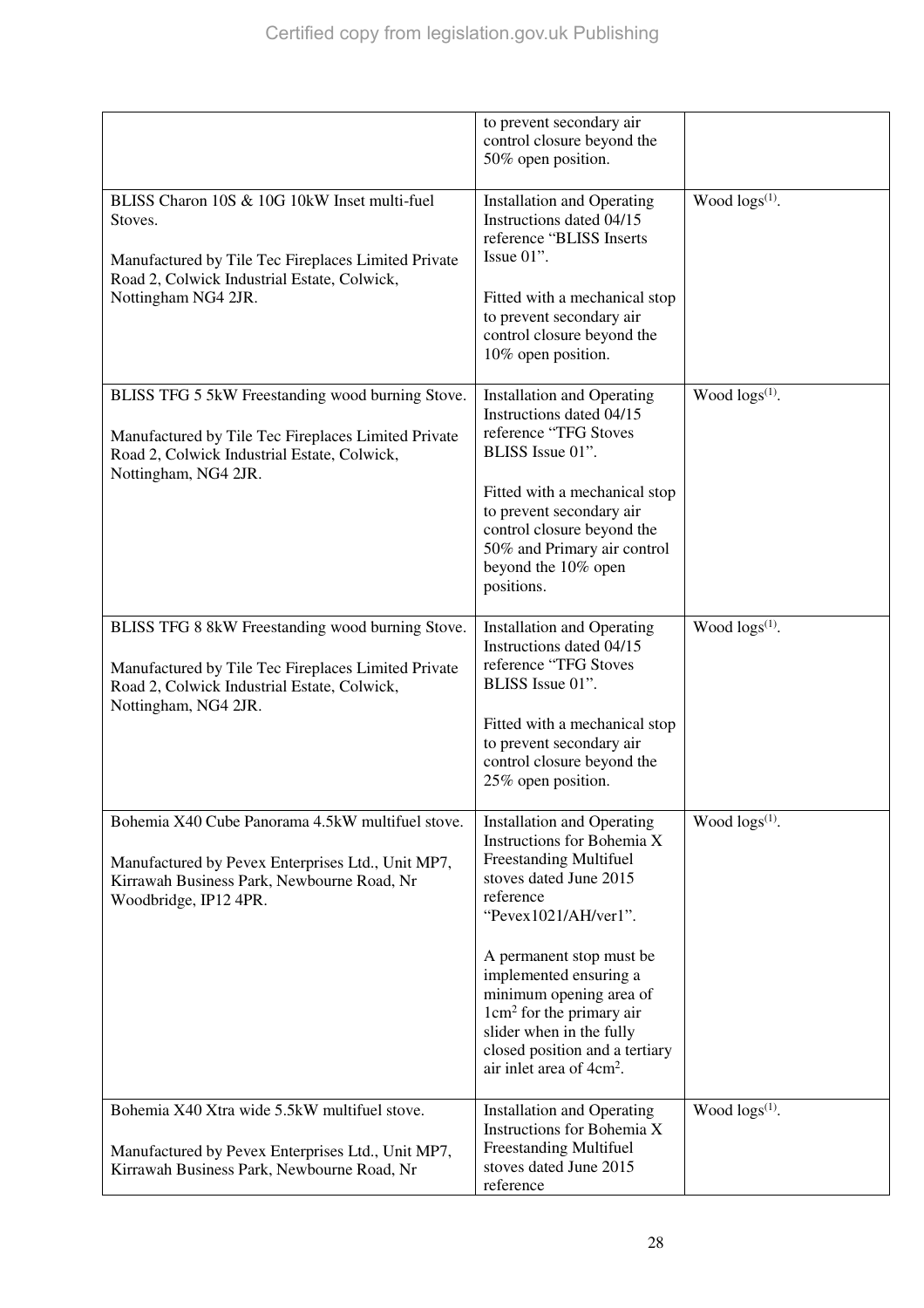| | | |
|---|---|---|
| | to prevent secondary air control closure beyond the 50% open position. | |
| BLISS Charon 10S & 10G 10kW Inset multi-fuel Stoves.<br><br>Manufactured by Tile Tec Fireplaces Limited Private Road 2, Colwick Industrial Estate, Colwick, Nottingham NG4 2JR. | Installation and Operating Instructions dated 04/15 reference “BLISS Inserts Issue 01”.<br><br>Fitted with a mechanical stop to prevent secondary air control closure beyond the 10% open position. | Wood logs[(1)]. |
| BLISS TFG 5 5kW Freestanding wood burning Stove.<br><br>Manufactured by Tile Tec Fireplaces Limited Private Road 2, Colwick Industrial Estate, Colwick, Nottingham, NG4 2JR. | Installation and Operating Instructions dated 04/15 reference “TFG Stoves BLISS Issue 01”.<br><br>Fitted with a mechanical stop to prevent secondary air control closure beyond the 50% and Primary air control beyond the 10% open positions. | Wood logs[(1)]. |
| BLISS TFG 8 8kW Freestanding wood burning Stove.<br><br>Manufactured by Tile Tec Fireplaces Limited Private Road 2, Colwick Industrial Estate, Colwick, Nottingham, NG4 2JR. | Installation and Operating Instructions dated 04/15 reference “TFG Stoves BLISS Issue 01”.<br><br>Fitted with a mechanical stop to prevent secondary air control closure beyond the 25% open position. | Wood logs[(1)]. |
| Bohemia X40 Cube Panorama 4.5kW multifuel stove.<br><br>Manufactured by Pevex Enterprises Ltd., Unit MP7, Kirrawah Business Park, Newbourne Road, Nr Woodbridge, IP12 4PR. | Installation and Operating Instructions for Bohemia X Freestanding Multifuel stoves dated June 2015 reference “Pevex1021/AH/ver1”.<br><br>A permanent stop must be implemented ensuring a minimum opening area of $1cm^2$ for the primary air slider when in the fully closed position and a tertiary air inlet area of $4cm^2$. | Wood logs[(1)]. |
| Bohemia X40 Xtra wide 5.5kW multifuel stove.<br><br>Manufactured by Pevex Enterprises Ltd., Unit MP7, Kirrawah Business Park, Newbourne Road, Nr | Installation and Operating Instructions for Bohemia X Freestanding Multifuel stoves dated June 2015 reference | Wood logs[(1)]. |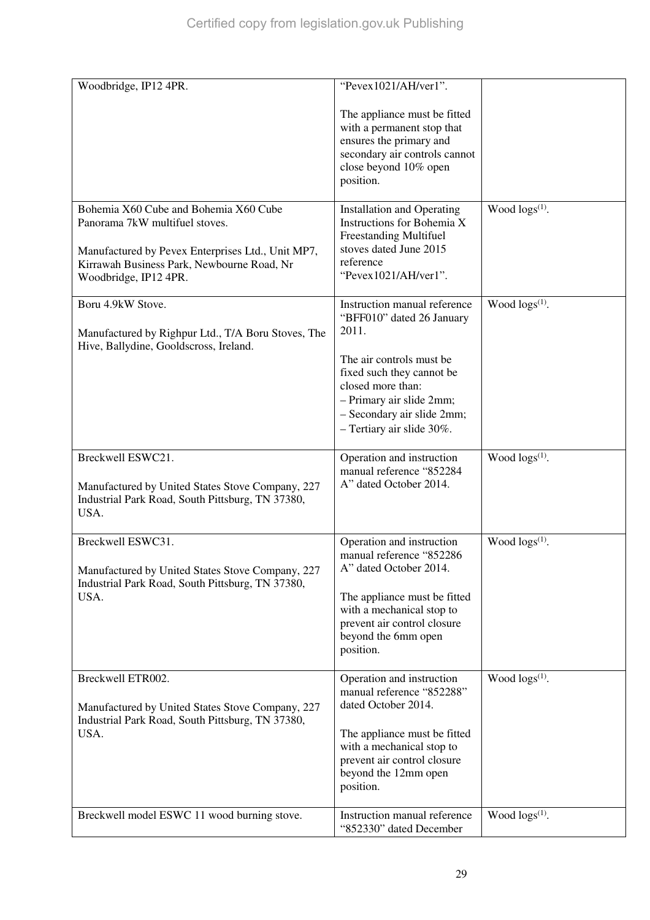| | | |
|---|---|---|
| Woodbridge, IP12 4PR. | "Pevex1021/AH/ver1".<br><br>The appliance must be fitted with a permanent stop that ensures the primary and secondary air controls cannot close beyond 10% open position. | |
| Bohemia X60 Cube and Bohemia X60 Cube Panorama 7kW multifuel stoves.<br><br>Manufactured by Pevex Enterprises Ltd., Unit MP7, Kirrawah Business Park, Newbourne Road, Nr Woodbridge, IP12 4PR. | Installation and Operating Instructions for Bohemia X Freestanding Multifuel stoves dated June 2015 reference "Pevex1021/AH/ver1". | Wood logs(1). |
| Boru 4.9kW Stove.<br><br>Manufactured by Righpur Ltd., T/A Boru Stoves, The Hive, Ballydine, Gooldscross, Ireland. | Instruction manual reference "BFF010" dated 26 January 2011.<br><br>The air controls must be fixed such they cannot be closed more than:<br>– Primary air slide 2mm;<br>– Secondary air slide 2mm;<br>– Tertiary air slide 30%. | Wood logs(1). |
| Breckwell ESWC21.<br><br>Manufactured by United States Stove Company, 227 Industrial Park Road, South Pittsburg, TN 37380, USA. | Operation and instruction manual reference "852284 A" dated October 2014. | Wood logs(1). |
| Breckwell ESWC31.<br><br>Manufactured by United States Stove Company, 227 Industrial Park Road, South Pittsburg, TN 37380, USA. | Operation and instruction manual reference "852286 A" dated October 2014.<br><br>The appliance must be fitted with a mechanical stop to prevent air control closure beyond the 6mm open position. | Wood logs(1). |
| Breckwell ETR002.<br><br>Manufactured by United States Stove Company, 227 Industrial Park Road, South Pittsburg, TN 37380, USA. | Operation and instruction manual reference "852288" dated October 2014.<br><br>The appliance must be fitted with a mechanical stop to prevent air control closure beyond the 12mm open position. | Wood logs(1). |
| Breckwell model ESWC 11 wood burning stove. | Instruction manual reference "852330" dated December | Wood logs(1). |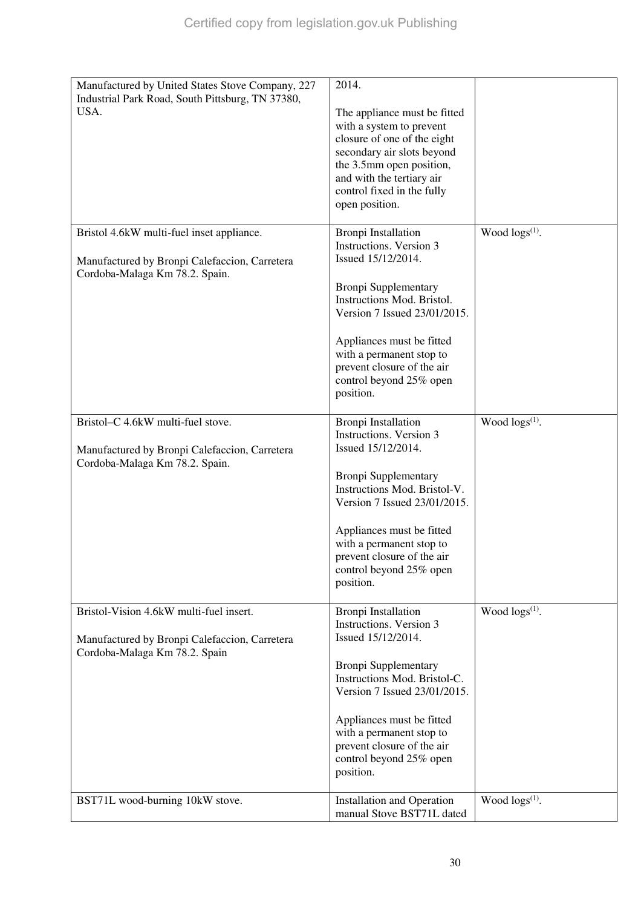| | | |
|---|---|---|
| Manufactured by United States Stove Company, 227 Industrial Park Road, South Pittsburg, TN 37380, USA. | 2014.<br><br>The appliance must be fitted with a system to prevent closure of one of the eight secondary air slots beyond the 3.5mm open position, and with the tertiary air control fixed in the fully open position. | |
| Bristol 4.6kW multi-fuel inset appliance.<br><br>Manufactured by Bronpi Calefaccion, Carretera Cordoba-Malaga Km 78.2. Spain. | Bronpi Installation Instructions. Version 3 Issued 15/12/2014.<br><br>Bronpi Supplementary Instructions Mod. Bristol. Version 7 Issued 23/01/2015.<br><br>Appliances must be fitted with a permanent stop to prevent closure of the air control beyond 25% open position. | Wood logs(1). |
| Bristol–C 4.6kW multi-fuel stove.<br><br>Manufactured by Bronpi Calefaccion, Carretera Cordoba-Malaga Km 78.2. Spain. | Bronpi Installation Instructions. Version 3 Issued 15/12/2014.<br><br>Bronpi Supplementary Instructions Mod. Bristol-V. Version 7 Issued 23/01/2015.<br><br>Appliances must be fitted with a permanent stop to prevent closure of the air control beyond 25% open position. | Wood logs(1). |
| Bristol-Vision 4.6kW multi-fuel insert.<br><br>Manufactured by Bronpi Calefaccion, Carretera Cordoba-Malaga Km 78.2. Spain | Bronpi Installation Instructions. Version 3 Issued 15/12/2014.<br><br>Bronpi Supplementary Instructions Mod. Bristol-C. Version 7 Issued 23/01/2015.<br><br>Appliances must be fitted with a permanent stop to prevent closure of the air control beyond 25% open position. | Wood logs(1). |
| BST71L wood-burning 10kW stove. | Installation and Operation manual Stove BST71L dated | Wood logs(1). |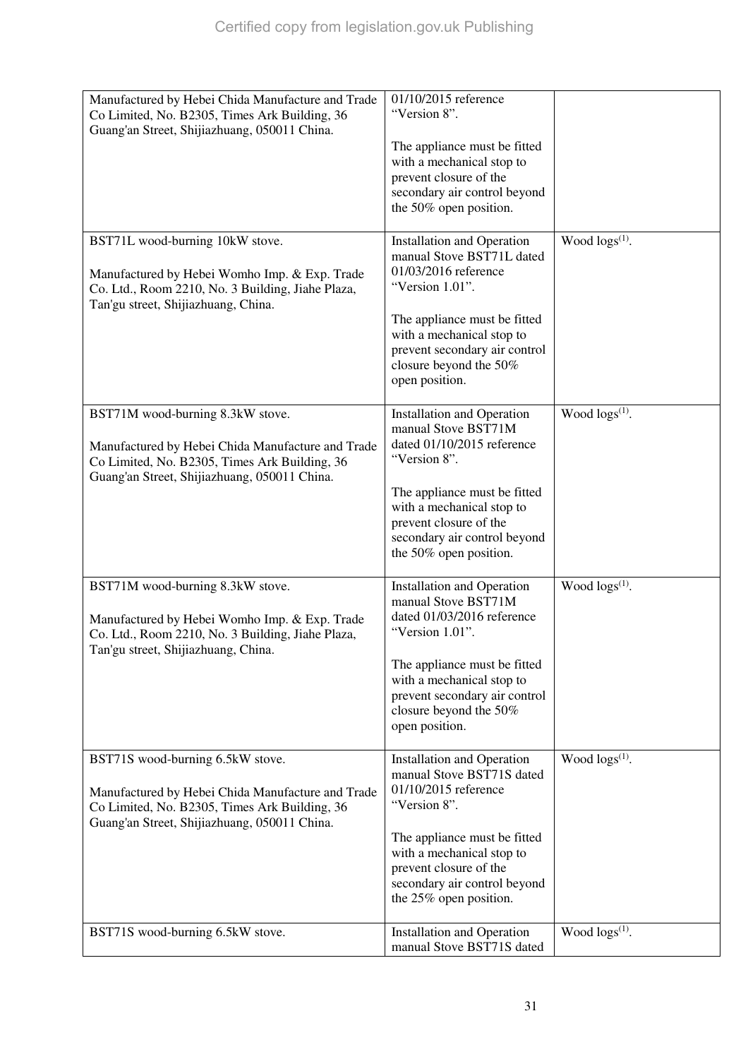| | | |
|---|---|---|
| Manufactured by Hebei Chida Manufacture and Trade Co Limited, No. B2305, Times Ark Building, 36 Guang'an Street, Shijiazhuang, 050011 China. | 01/10/2015 reference "Version 8".<br><br>The appliance must be fitted with a mechanical stop to prevent closure of the secondary air control beyond the 50% open position. | |
| BST71L wood-burning 10kW stove.<br><br>Manufactured by Hebei Womho Imp. & Exp. Trade Co. Ltd., Room 2210, No. 3 Building, Jiahe Plaza, Tan'gu street, Shijiazhuang, China. | Installation and Operation manual Stove BST71L dated 01/03/2016 reference "Version 1.01".<br><br>The appliance must be fitted with a mechanical stop to prevent secondary air control closure beyond the 50% open position. | Wood logs[(1)]. |
| BST71M wood-burning 8.3kW stove.<br><br>Manufactured by Hebei Chida Manufacture and Trade Co Limited, No. B2305, Times Ark Building, 36 Guang'an Street, Shijiazhuang, 050011 China. | Installation and Operation manual Stove BST71M dated 01/10/2015 reference "Version 8".<br><br>The appliance must be fitted with a mechanical stop to prevent closure of the secondary air control beyond the 50% open position. | Wood logs[(1)]. |
| BST71M wood-burning 8.3kW stove.<br><br>Manufactured by Hebei Womho Imp. & Exp. Trade Co. Ltd., Room 2210, No. 3 Building, Jiahe Plaza, Tan'gu street, Shijiazhuang, China. | Installation and Operation manual Stove BST71M dated 01/03/2016 reference "Version 1.01".<br><br>The appliance must be fitted with a mechanical stop to prevent secondary air control closure beyond the 50% open position. | Wood logs[(1)]. |
| BST71S wood-burning 6.5kW stove.<br><br>Manufactured by Hebei Chida Manufacture and Trade Co Limited, No. B2305, Times Ark Building, 36 Guang'an Street, Shijiazhuang, 050011 China. | Installation and Operation manual Stove BST71S dated 01/10/2015 reference "Version 8".<br><br>The appliance must be fitted with a mechanical stop to prevent closure of the secondary air control beyond the 25% open position. | Wood logs[(1)]. |
| BST71S wood-burning 6.5kW stove. | Installation and Operation manual Stove BST71S dated | Wood logs[(1)]. |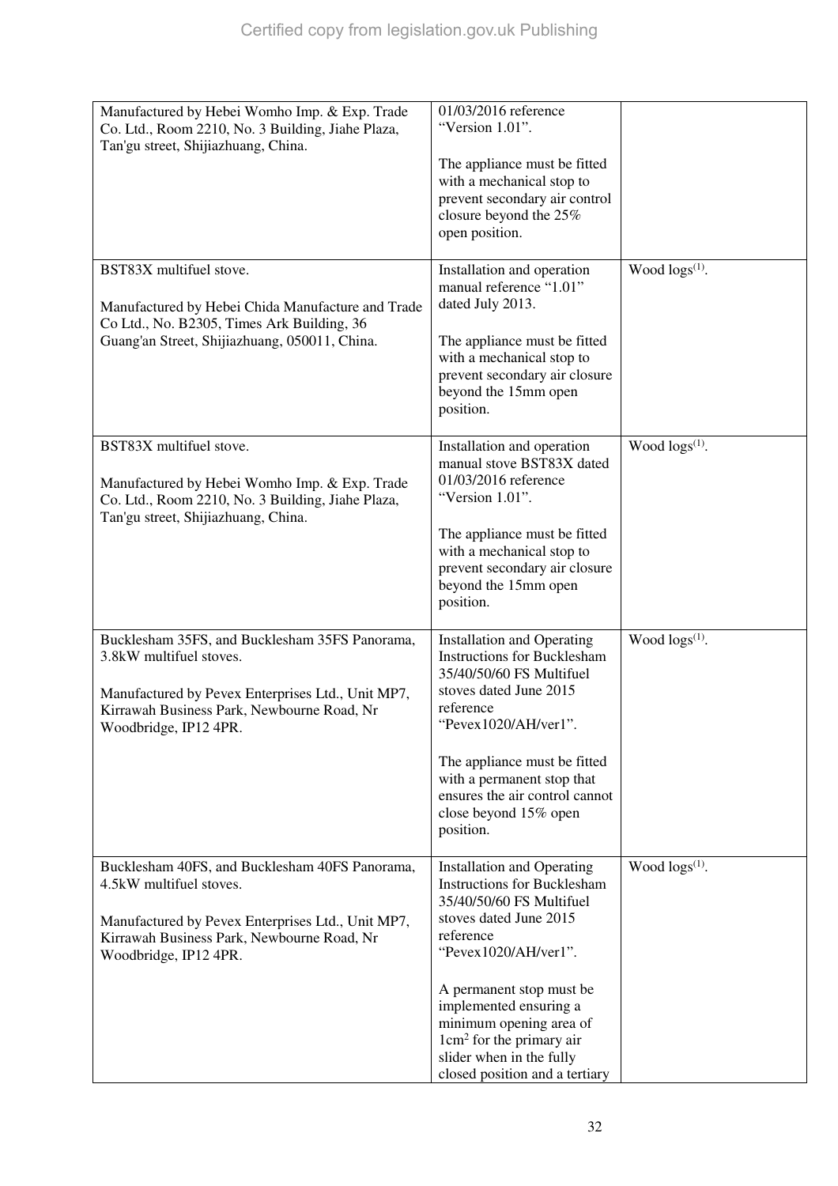| | | |
|---|---|---|
| Manufactured by Hebei Womho Imp. & Exp. Trade Co. Ltd., Room 2210, No. 3 Building, Jiahe Plaza, Tan'gu street, Shijiazhuang, China. | 01/03/2016 reference "Version 1.01".<br><br>The appliance must be fitted with a mechanical stop to prevent secondary air control closure beyond the 25% open position. | |
| BST83X multifuel stove.<br><br>Manufactured by Hebei Chida Manufacture and Trade Co Ltd., No. B2305, Times Ark Building, 36 Guang'an Street, Shijiazhuang, 050011, China. | Installation and operation manual reference "1.01" dated July 2013.<br><br>The appliance must be fitted with a mechanical stop to prevent secondary air closure beyond the 15mm open position. | Wood logs[(1)]. |
| BST83X multifuel stove.<br><br>Manufactured by Hebei Womho Imp. & Exp. Trade Co. Ltd., Room 2210, No. 3 Building, Jiahe Plaza, Tan'gu street, Shijiazhuang, China. | Installation and operation manual stove BST83X dated 01/03/2016 reference "Version 1.01".<br><br>The appliance must be fitted with a mechanical stop to prevent secondary air closure beyond the 15mm open position. | Wood logs[(1)]. |
| Bucklesham 35FS, and Bucklesham 35FS Panorama, 3.8kW multifuel stoves.<br><br>Manufactured by Pevex Enterprises Ltd., Unit MP7, Kirrawah Business Park, Newbourne Road, Nr Woodbridge, IP12 4PR. | Installation and Operating Instructions for Bucklesham 35/40/50/60 FS Multifuel stoves dated June 2015 reference "Pevex1020/AH/ver1".<br><br>The appliance must be fitted with a permanent stop that ensures the air control cannot close beyond 15% open position. | Wood logs[(1)]. |
| Bucklesham 40FS, and Bucklesham 40FS Panorama, 4.5kW multifuel stoves.<br><br>Manufactured by Pevex Enterprises Ltd., Unit MP7, Kirrawah Business Park, Newbourne Road, Nr Woodbridge, IP12 4PR. | Installation and Operating Instructions for Bucklesham 35/40/50/60 FS Multifuel stoves dated June 2015 reference "Pevex1020/AH/ver1".<br><br>A permanent stop must be implemented ensuring a minimum opening area of 1cm$^2$ for the primary air slider when in the fully closed position and a tertiary | Wood logs[(1)]. |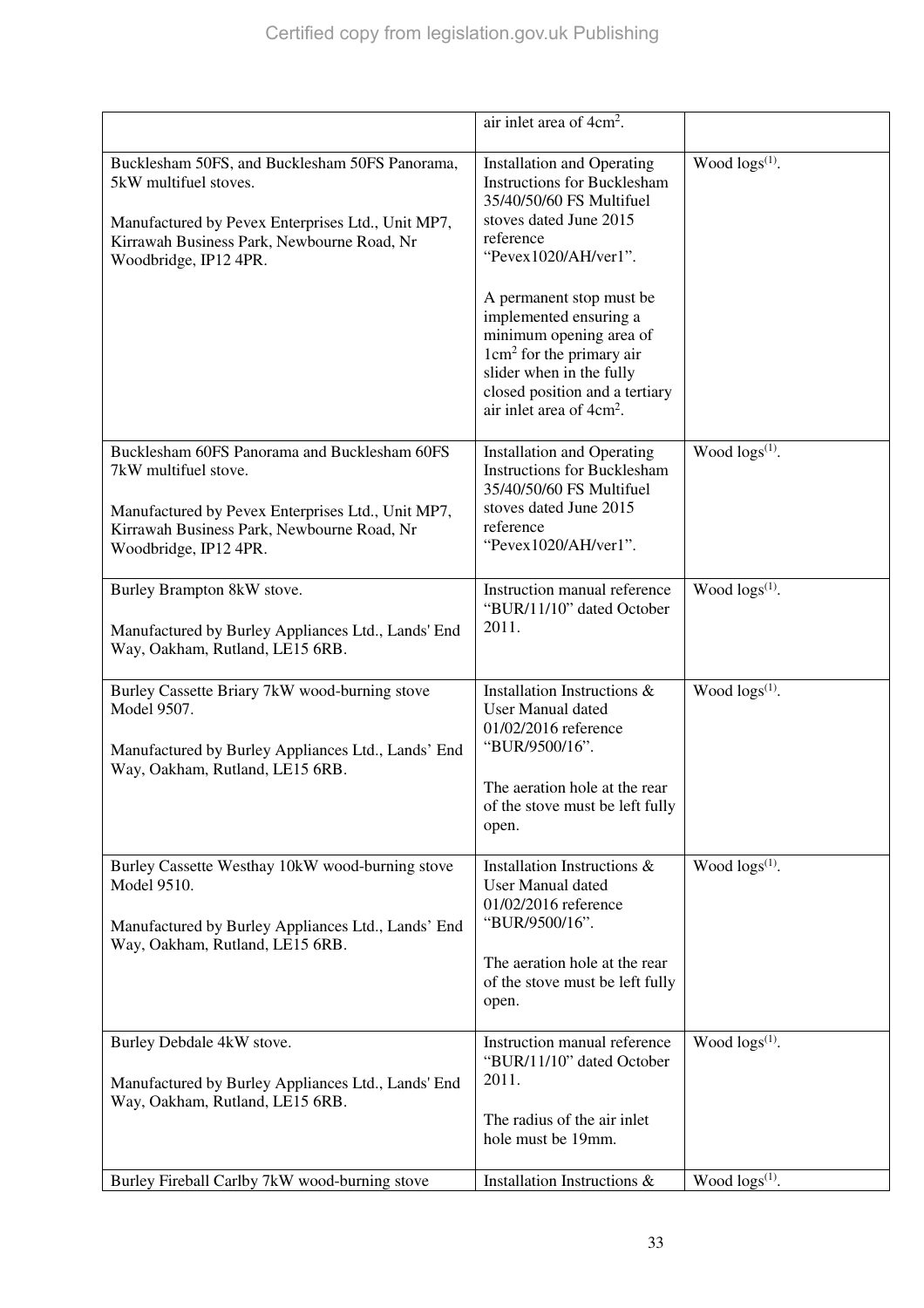| | | |
|---|---|---|
| | air inlet area of $4cm^2$. | |
| Bucklesham 50FS, and Bucklesham 50FS Panorama, 5kW multifuel stoves.<br><br>Manufactured by Pevex Enterprises Ltd., Unit MP7, Kirrawah Business Park, Newbourne Road, Nr Woodbridge, IP12 4PR. | Installation and Operating Instructions for Bucklesham 35/40/50/60 FS Multifuel stoves dated June 2015 reference "Pevex1020/AH/ver1".<br><br>A permanent stop must be implemented ensuring a minimum opening area of $1cm^2$ for the primary air slider when in the fully closed position and a tertiary air inlet area of $4cm^2$. | Wood logs(1). |
| Bucklesham 60FS Panorama and Bucklesham 60FS 7kW multifuel stove.<br><br>Manufactured by Pevex Enterprises Ltd., Unit MP7, Kirrawah Business Park, Newbourne Road, Nr Woodbridge, IP12 4PR. | Installation and Operating Instructions for Bucklesham 35/40/50/60 FS Multifuel stoves dated June 2015 reference "Pevex1020/AH/ver1". | Wood logs(1). |
| Burley Brampton 8kW stove.<br><br>Manufactured by Burley Appliances Ltd., Lands' End Way, Oakham, Rutland, LE15 6RB. | Instruction manual reference "BUR/11/10" dated October 2011. | Wood logs(1). |
| Burley Cassette Briary 7kW wood-burning stove Model 9507.<br><br>Manufactured by Burley Appliances Ltd., Lands' End Way, Oakham, Rutland, LE15 6RB. | Installation Instructions & User Manual dated 01/02/2016 reference "BUR/9500/16".<br><br>The aeration hole at the rear of the stove must be left fully open. | Wood logs(1). |
| Burley Cassette Westhay 10kW wood-burning stove Model 9510.<br><br>Manufactured by Burley Appliances Ltd., Lands' End Way, Oakham, Rutland, LE15 6RB. | Installation Instructions & User Manual dated 01/02/2016 reference "BUR/9500/16".<br><br>The aeration hole at the rear of the stove must be left fully open. | Wood logs(1). |
| Burley Debdale 4kW stove.<br><br>Manufactured by Burley Appliances Ltd., Lands' End Way, Oakham, Rutland, LE15 6RB. | Instruction manual reference "BUR/11/10" dated October 2011.<br><br>The radius of the air inlet hole must be 19mm. | Wood logs(1). |
| Burley Fireball Carlby 7kW wood-burning stove | Installation Instructions & | Wood logs(1). |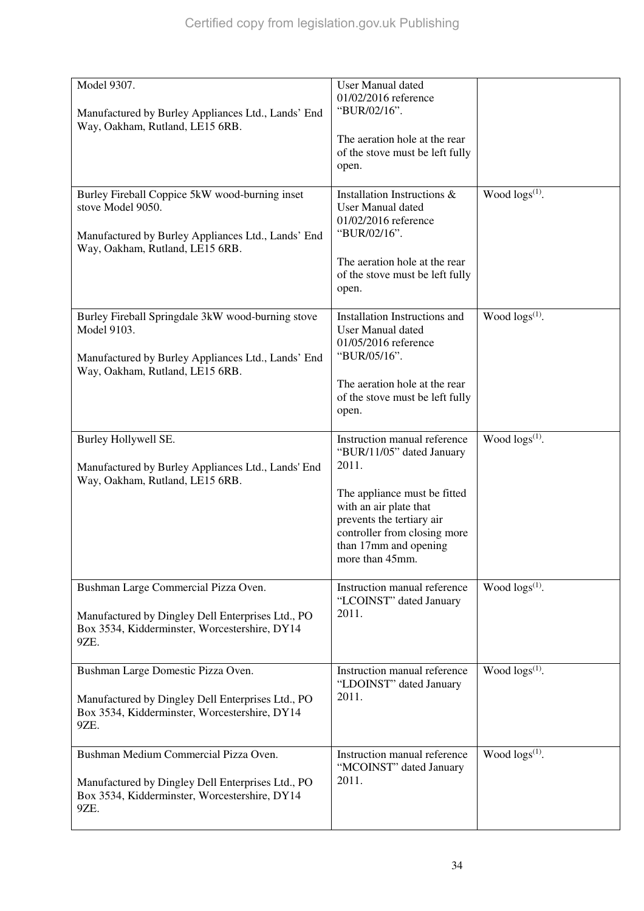| | | |
|---|---|---|
| Model 9307.<br><br>Manufactured by Burley Appliances Ltd., Lands' End Way, Oakham, Rutland, LE15 6RB. | User Manual dated 01/02/2016 reference "BUR/02/16".<br><br>The aeration hole at the rear of the stove must be left fully open. | |
| Burley Fireball Coppice 5kW wood-burning inset stove Model 9050.<br><br>Manufactured by Burley Appliances Ltd., Lands' End Way, Oakham, Rutland, LE15 6RB. | Installation Instructions & User Manual dated 01/02/2016 reference "BUR/02/16".<br><br>The aeration hole at the rear of the stove must be left fully open. | Wood logs[(1)]. |
| Burley Fireball Springdale 3kW wood-burning stove Model 9103.<br><br>Manufactured by Burley Appliances Ltd., Lands' End Way, Oakham, Rutland, LE15 6RB. | Installation Instructions and User Manual dated 01/05/2016 reference "BUR/05/16".<br><br>The aeration hole at the rear of the stove must be left fully open. | Wood logs[(1)]. |
| Burley Hollywell SE.<br><br>Manufactured by Burley Appliances Ltd., Lands' End Way, Oakham, Rutland, LE15 6RB. | Instruction manual reference "BUR/11/05" dated January 2011.<br><br>The appliance must be fitted with an air plate that prevents the tertiary air controller from closing more than 17mm and opening more than 45mm. | Wood logs[(1)]. |
| Bushman Large Commercial Pizza Oven.<br><br>Manufactured by Dingley Dell Enterprises Ltd., PO Box 3534, Kidderminster, Worcestershire, DY14 9ZE. | Instruction manual reference "LCOINST" dated January 2011. | Wood logs[(1)]. |
| Bushman Large Domestic Pizza Oven.<br><br>Manufactured by Dingley Dell Enterprises Ltd., PO Box 3534, Kidderminster, Worcestershire, DY14 9ZE. | Instruction manual reference "LDOINST" dated January 2011. | Wood logs[(1)]. |
| Bushman Medium Commercial Pizza Oven.<br><br>Manufactured by Dingley Dell Enterprises Ltd., PO Box 3534, Kidderminster, Worcestershire, DY14 9ZE. | Instruction manual reference "MCOINST" dated January 2011. | Wood logs[(1)]. |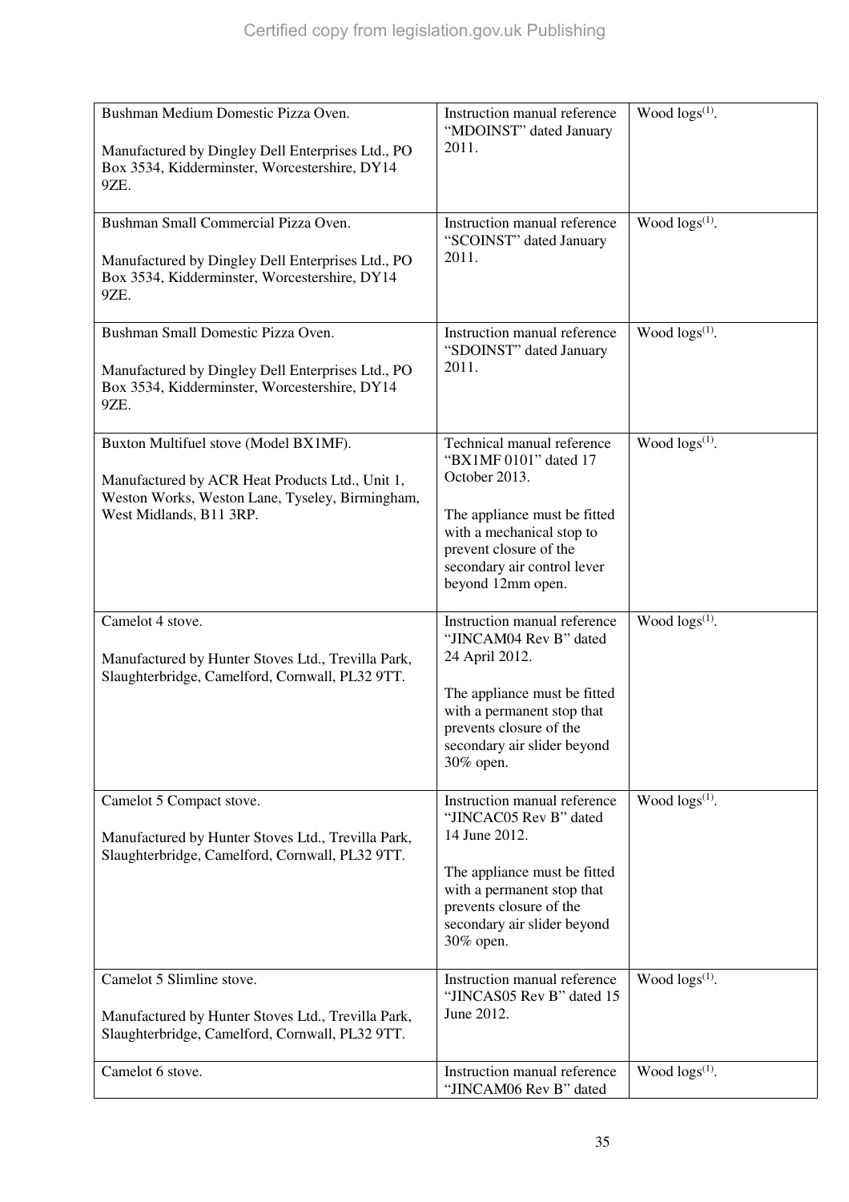| | | |
|---|---|---|
| Bushman Medium Domestic Pizza Oven.<br><br>Manufactured by Dingley Dell Enterprises Ltd., PO Box 3534, Kidderminster, Worcestershire, DY14 9ZE. | Instruction manual reference "MDOINST" dated January 2011. | Wood logs[(1)]. |
| Bushman Small Commercial Pizza Oven.<br><br>Manufactured by Dingley Dell Enterprises Ltd., PO Box 3534, Kidderminster, Worcestershire, DY14 9ZE. | Instruction manual reference "SCOINST" dated January 2011. | Wood logs[(1)]. |
| Bushman Small Domestic Pizza Oven.<br><br>Manufactured by Dingley Dell Enterprises Ltd., PO Box 3534, Kidderminster, Worcestershire, DY14 9ZE. | Instruction manual reference "SDOINST" dated January 2011. | Wood logs[(1)]. |
| Buxton Multifuel stove (Model BX1MF).<br><br>Manufactured by ACR Heat Products Ltd., Unit 1, Weston Works, Weston Lane, Tyseley, Birmingham, West Midlands, B11 3RP. | Technical manual reference "BX1MF 0101" dated 17 October 2013.<br><br>The appliance must be fitted with a mechanical stop to prevent closure of the secondary air control lever beyond 12mm open. | Wood logs[(1)]. |
| Camelot 4 stove.<br><br>Manufactured by Hunter Stoves Ltd., Trevilla Park, Slaughterbridge, Camelford, Cornwall, PL32 9TT. | Instruction manual reference "JINCAM04 Rev B" dated 24 April 2012.<br><br>The appliance must be fitted with a permanent stop that prevents closure of the secondary air slider beyond 30% open. | Wood logs[(1)]. |
| Camelot 5 Compact stove.<br><br>Manufactured by Hunter Stoves Ltd., Trevilla Park, Slaughterbridge, Camelford, Cornwall, PL32 9TT. | Instruction manual reference "JINCAC05 Rev B" dated 14 June 2012.<br><br>The appliance must be fitted with a permanent stop that prevents closure of the secondary air slider beyond 30% open. | Wood logs[(1)]. |
| Camelot 5 Slimline stove.<br><br>Manufactured by Hunter Stoves Ltd., Trevilla Park, Slaughterbridge, Camelford, Cornwall, PL32 9TT. | Instruction manual reference "JINCAS05 Rev B" dated 15 June 2012. | Wood logs[(1)]. |
| Camelot 6 stove. | Instruction manual reference "JINCAM06 Rev B" dated | Wood logs[(1)]. |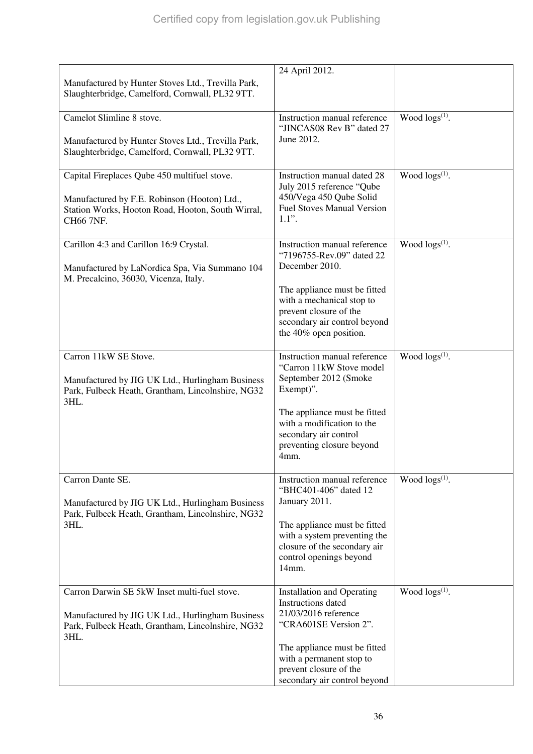| | | |
|---|---|---|
| Manufactured by Hunter Stoves Ltd., Trevilla Park, Slaughterbridge, Camelford, Cornwall, PL32 9TT. | 24 April 2012. | |
| Camelot Slimline 8 stove.<br><br>Manufactured by Hunter Stoves Ltd., Trevilla Park, Slaughterbridge, Camelford, Cornwall, PL32 9TT. | Instruction manual reference "JINCAS08 Rev B" dated 27 June 2012. | Wood logs[1]. |
| Capital Fireplaces Qube 450 multifuel stove.<br><br>Manufactured by F.E. Robinson (Hooton) Ltd., Station Works, Hooton Road, Hooton, South Wirral, CH66 7NF. | Instruction manual dated 28 July 2015 reference "Qube 450/Vega 450 Qube Solid Fuel Stoves Manual Version 1.1". | Wood logs[1]. |
| Carillon 4:3 and Carillon 16:9 Crystal.<br><br>Manufactured by LaNordica Spa, Via Summano 104 M. Precalcino, 36030, Vicenza, Italy. | Instruction manual reference "7196755-Rev.09" dated 22 December 2010.<br><br>The appliance must be fitted with a mechanical stop to prevent closure of the secondary air control beyond the 40% open position. | Wood logs[1]. |
| Carron 11kW SE Stove.<br><br>Manufactured by JIG UK Ltd., Hurlingham Business Park, Fulbeck Heath, Grantham, Lincolnshire, NG32 3HL. | Instruction manual reference "Carron 11kW Stove model September 2012 (Smoke Exempt)".<br><br>The appliance must be fitted with a modification to the secondary air control preventing closure beyond 4mm. | Wood logs[1]. |
| Carron Dante SE.<br><br>Manufactured by JIG UK Ltd., Hurlingham Business Park, Fulbeck Heath, Grantham, Lincolnshire, NG32 3HL. | Instruction manual reference "BHC401-406" dated 12 January 2011.<br><br>The appliance must be fitted with a system preventing the closure of the secondary air control openings beyond 14mm. | Wood logs[1]. |
| Carron Darwin SE 5kW Inset multi-fuel stove.<br><br>Manufactured by JIG UK Ltd., Hurlingham Business Park, Fulbeck Heath, Grantham, Lincolnshire, NG32 3HL. | Installation and Operating Instructions dated 21/03/2016 reference "CRA601SE Version 2".<br><br>The appliance must be fitted with a permanent stop to prevent closure of the secondary air control beyond | Wood logs[1]. |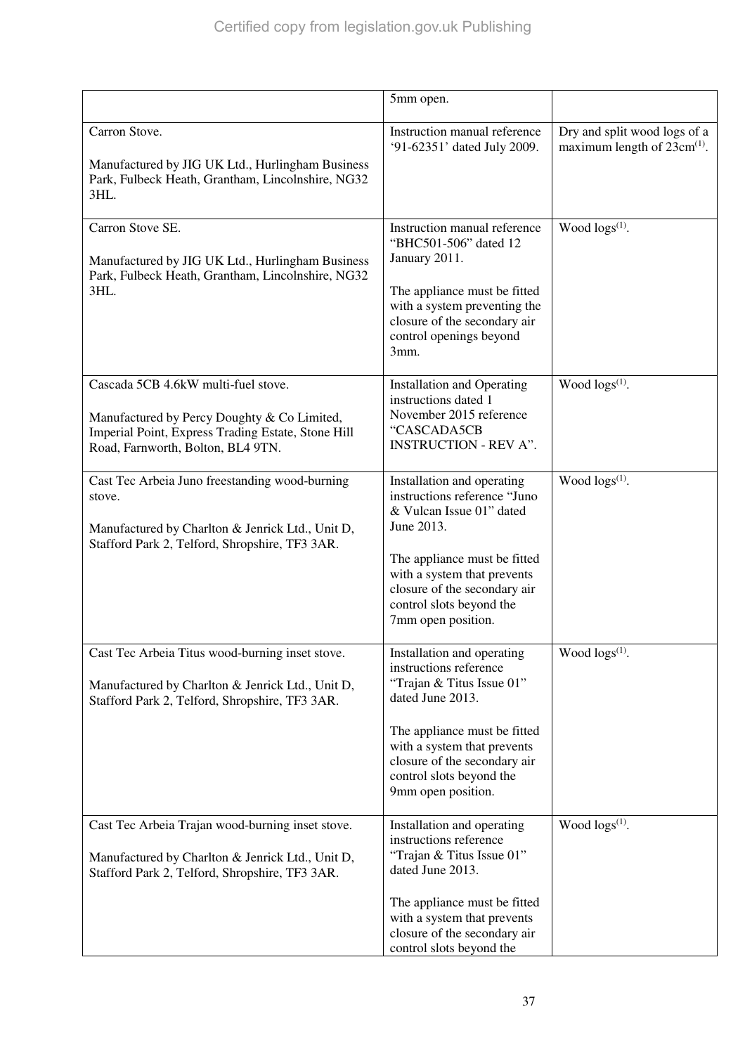| | | |
|---|---|---|
| | 5mm open. | |
| Carron Stove.<br><br>Manufactured by JIG UK Ltd., Hurlingham Business Park, Fulbeck Heath, Grantham, Lincolnshire, NG32 3HL. | Instruction manual reference '91-62351' dated July 2009. | Dry and split wood logs of a maximum length of 23cm[(1)]. |
| Carron Stove SE.<br><br>Manufactured by JIG UK Ltd., Hurlingham Business Park, Fulbeck Heath, Grantham, Lincolnshire, NG32 3HL. | Instruction manual reference "BHC501-506" dated 12 January 2011.<br><br>The appliance must be fitted with a system preventing the closure of the secondary air control openings beyond 3mm. | Wood logs[(1)]. |
| Cascada 5CB 4.6kW multi-fuel stove.<br><br>Manufactured by Percy Doughty & Co Limited, Imperial Point, Express Trading Estate, Stone Hill Road, Farnworth, Bolton, BL4 9TN. | Installation and Operating instructions dated 1 November 2015 reference "CASCADA5CB INSTRUCTION - REV A". | Wood logs[(1)]. |
| Cast Tec Arbeia Juno freestanding wood-burning stove.<br><br>Manufactured by Charlton & Jenrick Ltd., Unit D, Stafford Park 2, Telford, Shropshire, TF3 3AR. | Installation and operating instructions reference "Juno & Vulcan Issue 01" dated June 2013.<br><br>The appliance must be fitted with a system that prevents closure of the secondary air control slots beyond the 7mm open position. | Wood logs[(1)]. |
| Cast Tec Arbeia Titus wood-burning inset stove.<br><br>Manufactured by Charlton & Jenrick Ltd., Unit D, Stafford Park 2, Telford, Shropshire, TF3 3AR. | Installation and operating instructions reference "Trajan & Titus Issue 01" dated June 2013.<br><br>The appliance must be fitted with a system that prevents closure of the secondary air control slots beyond the 9mm open position. | Wood logs[(1)]. |
| Cast Tec Arbeia Trajan wood-burning inset stove.<br><br>Manufactured by Charlton & Jenrick Ltd., Unit D, Stafford Park 2, Telford, Shropshire, TF3 3AR. | Installation and operating instructions reference "Trajan & Titus Issue 01" dated June 2013.<br><br>The appliance must be fitted with a system that prevents closure of the secondary air control slots beyond the | Wood logs[(1)]. |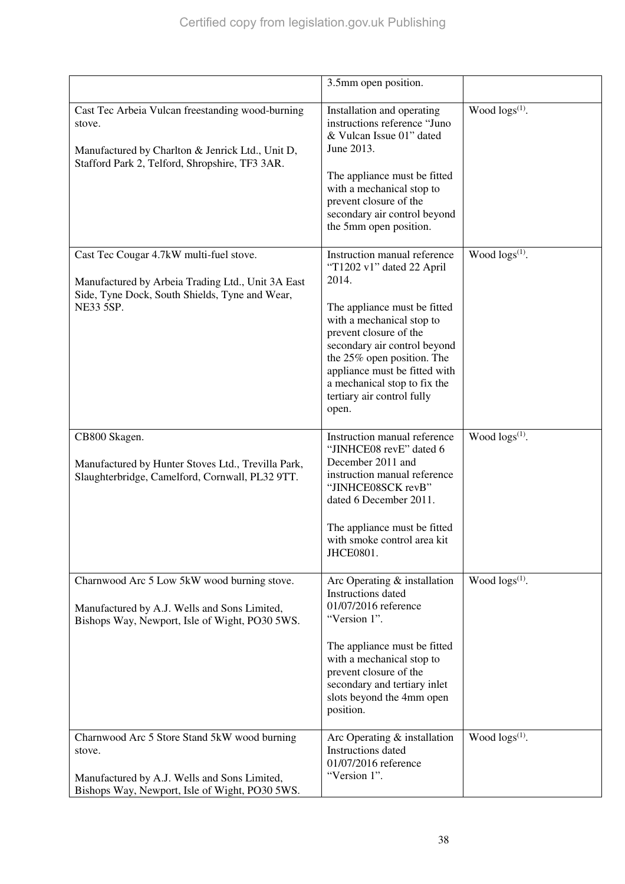| | | |
|---|---|---|
| | 3.5mm open position. | |
| Cast Tec Arbeia Vulcan freestanding wood-burning stove.<br><br>Manufactured by Charlton & Jenrick Ltd., Unit D, Stafford Park 2, Telford, Shropshire, TF3 3AR. | Installation and operating instructions reference "Juno & Vulcan Issue 01" dated June 2013.<br><br>The appliance must be fitted with a mechanical stop to prevent closure of the secondary air control beyond the 5mm open position. | Wood logs[(1)]. |
| Cast Tec Cougar 4.7kW multi-fuel stove.<br><br>Manufactured by Arbeia Trading Ltd., Unit 3A East Side, Tyne Dock, South Shields, Tyne and Wear, NE33 5SP. | Instruction manual reference "T1202 v1" dated 22 April 2014.<br><br>The appliance must be fitted with a mechanical stop to prevent closure of the secondary air control beyond the 25% open position. The appliance must be fitted with a mechanical stop to fix the tertiary air control fully open. | Wood logs[(1)]. |
| CB800 Skagen.<br><br>Manufactured by Hunter Stoves Ltd., Trevilla Park, Slaughterbridge, Camelford, Cornwall, PL32 9TT. | Instruction manual reference "JINHCE08 revE" dated 6 December 2011 and instruction manual reference "JINHCE08SCK revB" dated 6 December 2011.<br><br>The appliance must be fitted with smoke control area kit JHCE0801. | Wood logs[(1)]. |
| Charnwood Arc 5 Low 5kW wood burning stove.<br><br>Manufactured by A.J. Wells and Sons Limited, Bishops Way, Newport, Isle of Wight, PO30 5WS. | Arc Operating & installation Instructions dated 01/07/2016 reference "Version 1".<br><br>The appliance must be fitted with a mechanical stop to prevent closure of the secondary and tertiary inlet slots beyond the 4mm open position. | Wood logs[(1)]. |
| Charnwood Arc 5 Store Stand 5kW wood burning stove.<br><br>Manufactured by A.J. Wells and Sons Limited, Bishops Way, Newport, Isle of Wight, PO30 5WS. | Arc Operating & installation Instructions dated 01/07/2016 reference "Version 1". | Wood logs[(1)]. |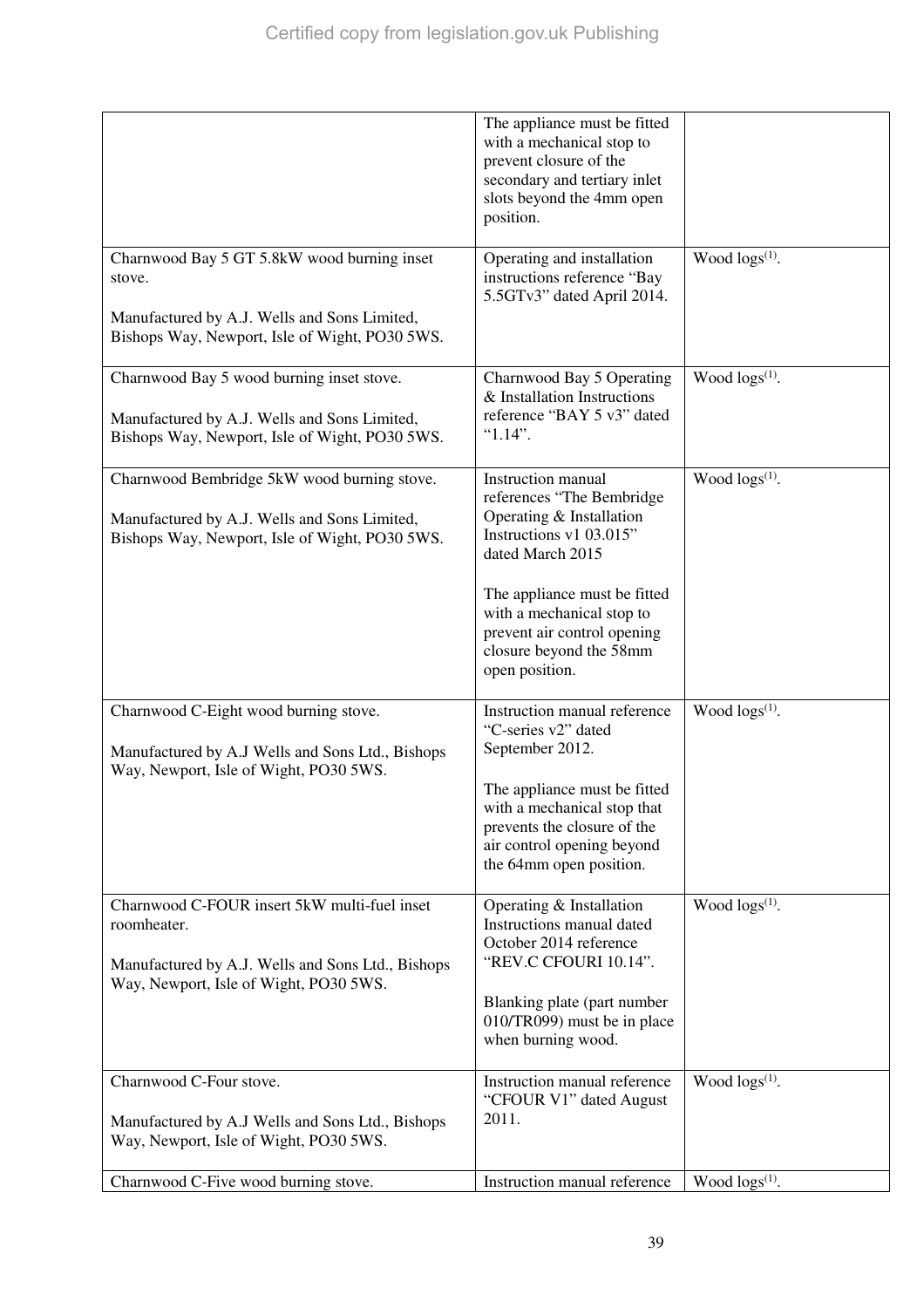| | | |
|---|---|---|
| | The appliance must be fitted with a mechanical stop to prevent closure of the secondary and tertiary inlet slots beyond the 4mm open position. | |
| Charnwood Bay 5 GT 5.8kW wood burning inset stove.<br><br>Manufactured by A.J. Wells and Sons Limited, Bishops Way, Newport, Isle of Wight, PO30 5WS. | Operating and installation instructions reference "Bay 5.5GTv3" dated April 2014. | Wood logs[(1)]. |
| Charnwood Bay 5 wood burning inset stove.<br><br>Manufactured by A.J. Wells and Sons Limited, Bishops Way, Newport, Isle of Wight, PO30 5WS. | Charnwood Bay 5 Operating & Installation Instructions reference "BAY 5 v3" dated "1.14". | Wood logs[(1)]. |
| Charnwood Bembridge 5kW wood burning stove.<br><br>Manufactured by A.J. Wells and Sons Limited, Bishops Way, Newport, Isle of Wight, PO30 5WS. | Instruction manual references "The Bembridge Operating & Installation Instructions v1 03.015" dated March 2015<br><br>The appliance must be fitted with a mechanical stop to prevent air control opening closure beyond the 58mm open position. | Wood logs[(1)]. |
| Charnwood C-Eight wood burning stove.<br><br>Manufactured by A.J Wells and Sons Ltd., Bishops Way, Newport, Isle of Wight, PO30 5WS. | Instruction manual reference "C-series v2" dated September 2012.<br><br>The appliance must be fitted with a mechanical stop that prevents the closure of the air control opening beyond the 64mm open position. | Wood logs[(1)]. |
| Charnwood C-FOUR insert 5kW multi-fuel inset roomheater.<br><br>Manufactured by A.J. Wells and Sons Ltd., Bishops Way, Newport, Isle of Wight, PO30 5WS. | Operating & Installation Instructions manual dated October 2014 reference "REV.C CFOURI 10.14".<br><br>Blanking plate (part number 010/TR099) must be in place when burning wood. | Wood logs[(1)]. |
| Charnwood C-Four stove.<br><br>Manufactured by A.J Wells and Sons Ltd., Bishops Way, Newport, Isle of Wight, PO30 5WS. | Instruction manual reference "CFOUR V1" dated August 2011. | Wood logs[(1)]. |
| Charnwood C-Five wood burning stove. | Instruction manual reference | Wood logs[(1)]. |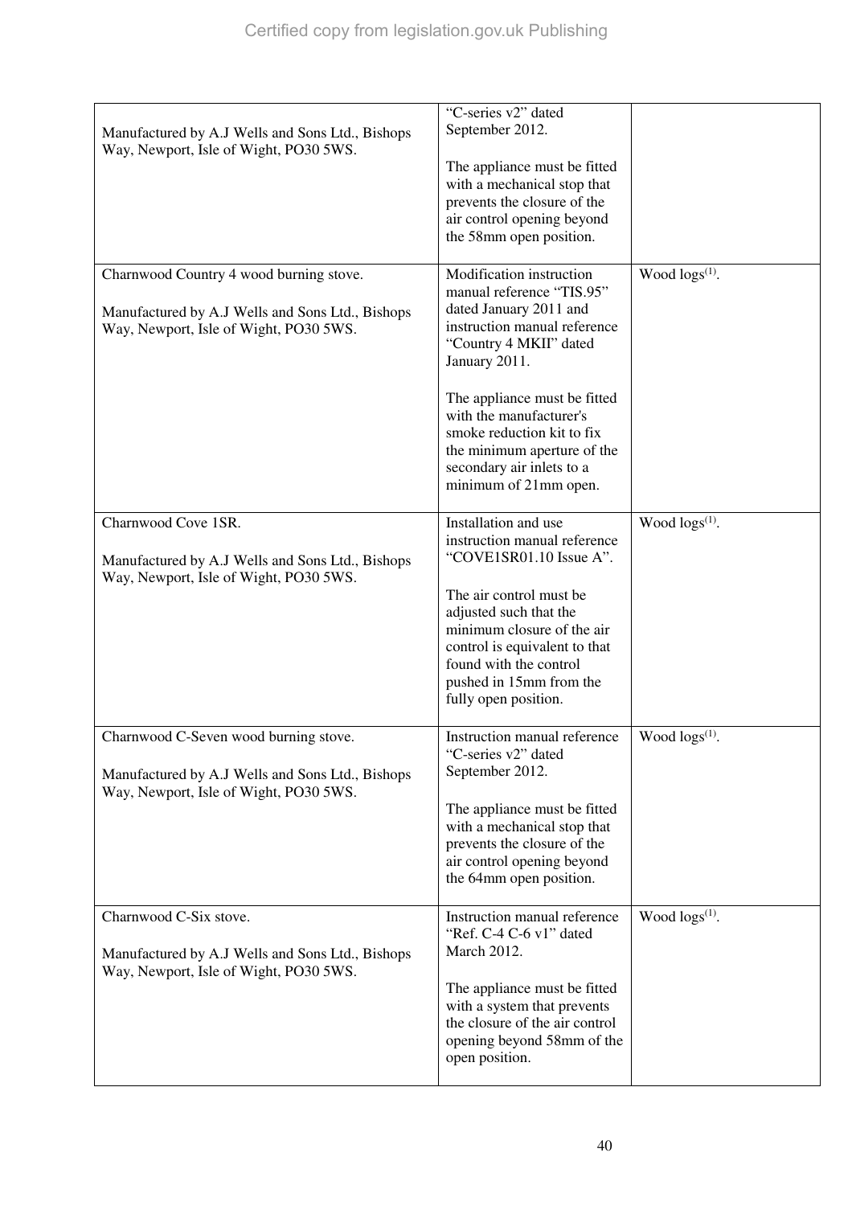| | | |
|---|---|---|
| Manufactured by A.J Wells and Sons Ltd., Bishops Way, Newport, Isle of Wight, PO30 5WS. | "C-series v2" dated September 2012.<br><br>The appliance must be fitted with a mechanical stop that prevents the closure of the air control opening beyond the 58mm open position. | |
| Charnwood Country 4 wood burning stove.<br><br>Manufactured by A.J Wells and Sons Ltd., Bishops Way, Newport, Isle of Wight, PO30 5WS. | Modification instruction manual reference "TIS.95" dated January 2011 and instruction manual reference "Country 4 MKII" dated January 2011.<br><br>The appliance must be fitted with the manufacturer's smoke reduction kit to fix the minimum aperture of the secondary air inlets to a minimum of 21mm open. | Wood logs[(1)]. |
| Charnwood Cove 1SR.<br><br>Manufactured by A.J Wells and Sons Ltd., Bishops Way, Newport, Isle of Wight, PO30 5WS. | Installation and use instruction manual reference "COVE1SR01.10 Issue A".<br><br>The air control must be adjusted such that the minimum closure of the air control is equivalent to that found with the control pushed in 15mm from the fully open position. | Wood logs[(1)]. |
| Charnwood C-Seven wood burning stove.<br><br>Manufactured by A.J Wells and Sons Ltd., Bishops Way, Newport, Isle of Wight, PO30 5WS. | Instruction manual reference "C-series v2" dated September 2012.<br><br>The appliance must be fitted with a mechanical stop that prevents the closure of the air control opening beyond the 64mm open position. | Wood logs[(1)]. |
| Charnwood C-Six stove.<br><br>Manufactured by A.J Wells and Sons Ltd., Bishops Way, Newport, Isle of Wight, PO30 5WS. | Instruction manual reference "Ref. C-4 C-6 v1" dated March 2012.<br><br>The appliance must be fitted with a system that prevents the closure of the air control opening beyond 58mm of the open position. | Wood logs[(1)]. |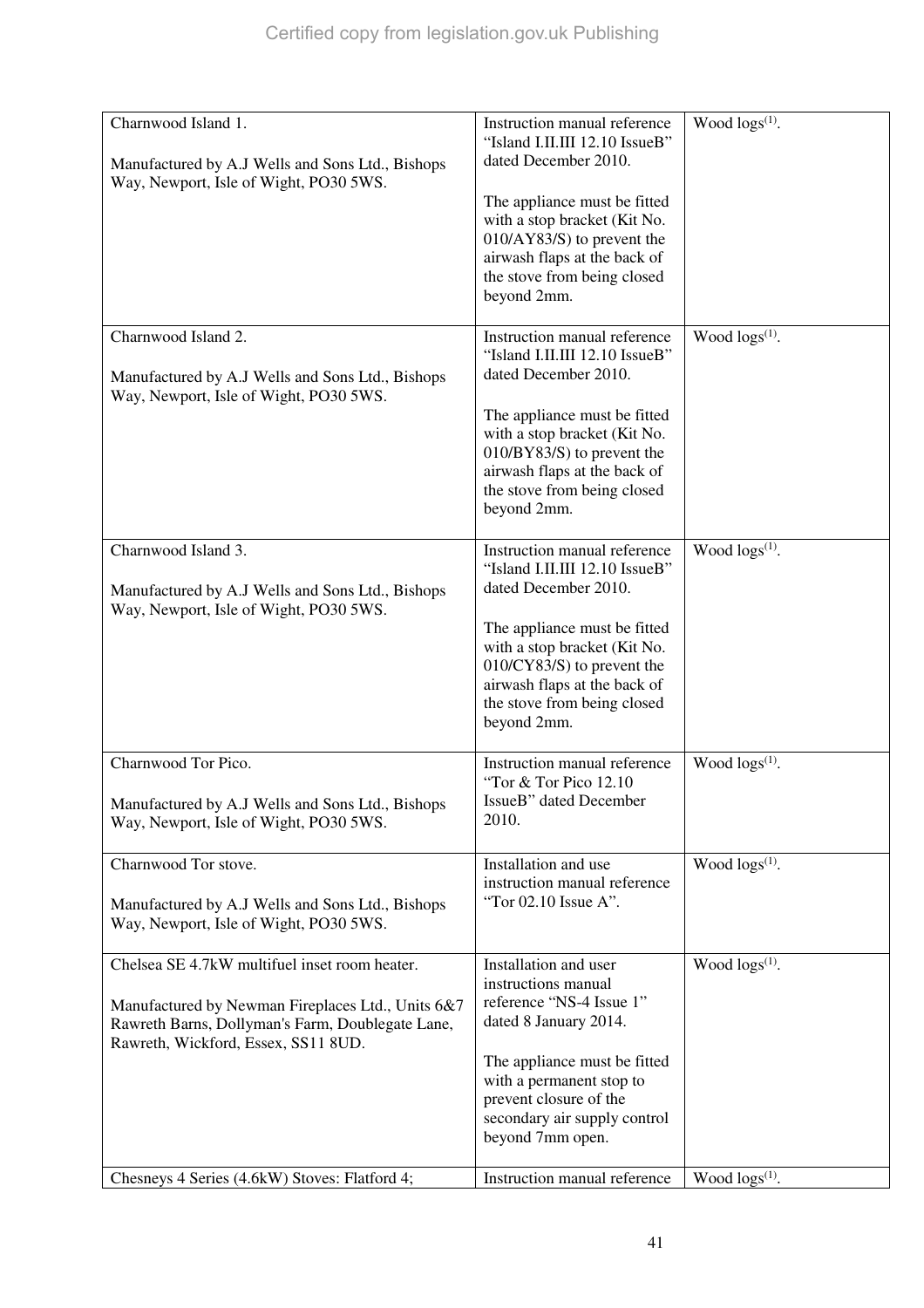| | | |
|---|---|---|
| Charnwood Island 1.<br><br>Manufactured by A.J Wells and Sons Ltd., Bishops Way, Newport, Isle of Wight, PO30 5WS. | Instruction manual reference "Island I.II.III 12.10 IssueB" dated December 2010.<br><br>The appliance must be fitted with a stop bracket (Kit No. 010/AY83/S) to prevent the airwash flaps at the back of the stove from being closed beyond 2mm. | Wood logs[(1)]. |
| Charnwood Island 2.<br><br>Manufactured by A.J Wells and Sons Ltd., Bishops Way, Newport, Isle of Wight, PO30 5WS. | Instruction manual reference "Island I.II.III 12.10 IssueB" dated December 2010.<br><br>The appliance must be fitted with a stop bracket (Kit No. 010/BY83/S) to prevent the airwash flaps at the back of the stove from being closed beyond 2mm. | Wood logs[(1)]. |
| Charnwood Island 3.<br><br>Manufactured by A.J Wells and Sons Ltd., Bishops Way, Newport, Isle of Wight, PO30 5WS. | Instruction manual reference "Island I.II.III 12.10 IssueB" dated December 2010.<br><br>The appliance must be fitted with a stop bracket (Kit No. 010/CY83/S) to prevent the airwash flaps at the back of the stove from being closed beyond 2mm. | Wood logs[(1)]. |
| Charnwood Tor Pico.<br><br>Manufactured by A.J Wells and Sons Ltd., Bishops Way, Newport, Isle of Wight, PO30 5WS. | Instruction manual reference "Tor & Tor Pico 12.10 IssueB" dated December 2010. | Wood logs[(1)]. |
| Charnwood Tor stove.<br><br>Manufactured by A.J Wells and Sons Ltd., Bishops Way, Newport, Isle of Wight, PO30 5WS. | Installation and use instruction manual reference "Tor 02.10 Issue A". | Wood logs[(1)]. |
| Chelsea SE 4.7kW multifuel inset room heater.<br><br>Manufactured by Newman Fireplaces Ltd., Units 6&7 Rawreth Barns, Dollyman's Farm, Doublegate Lane, Rawreth, Wickford, Essex, SS11 8UD. | Installation and user instructions manual reference "NS-4 Issue 1" dated 8 January 2014.<br><br>The appliance must be fitted with a permanent stop to prevent closure of the secondary air supply control beyond 7mm open. | Wood logs[(1)]. |
| Chesneys 4 Series (4.6kW) Stoves: Flatford 4; | Instruction manual reference | Wood logs[(1)]. |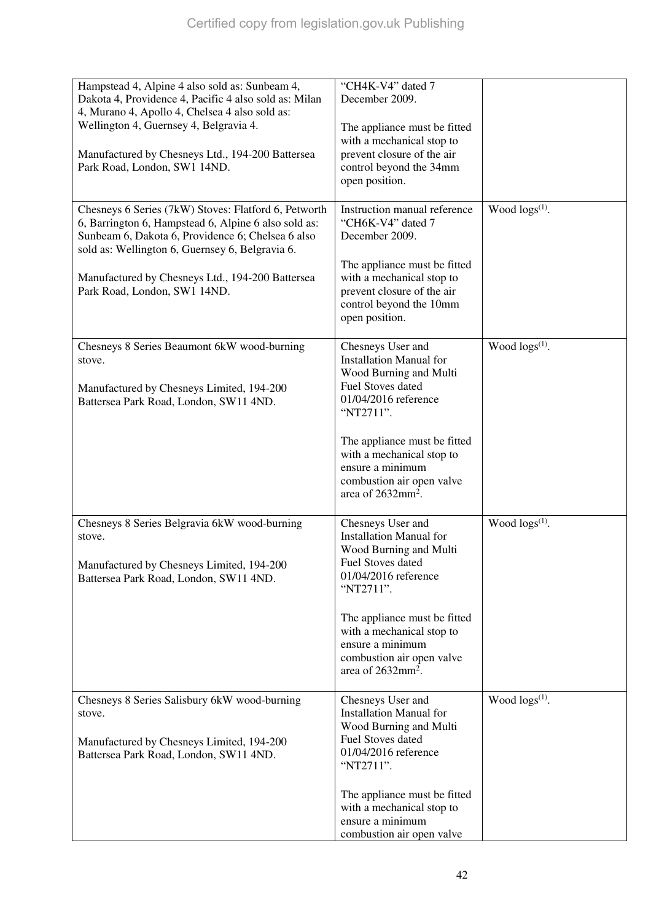| | | |
|---|---|---|
| Hampstead 4, Alpine 4 also sold as: Sunbeam 4, Dakota 4, Providence 4, Pacific 4 also sold as: Milan 4, Murano 4, Apollo 4, Chelsea 4 also sold as: Wellington 4, Guernsey 4, Belgravia 4.<br><br>Manufactured by Chesneys Ltd., 194-200 Battersea Park Road, London, SW1 14ND. | "CH4K-V4" dated 7 December 2009.<br><br>The appliance must be fitted with a mechanical stop to prevent closure of the air control beyond the 34mm open position. | |
| Chesneys 6 Series (7kW) Stoves: Flatford 6, Petworth 6, Barrington 6, Hampstead 6, Alpine 6 also sold as: Sunbeam 6, Dakota 6, Providence 6; Chelsea 6 also sold as: Wellington 6, Guernsey 6, Belgravia 6.<br><br>Manufactured by Chesneys Ltd., 194-200 Battersea Park Road, London, SW1 14ND. | Instruction manual reference "CH6K-V4" dated 7 December 2009.<br><br>The appliance must be fitted with a mechanical stop to prevent closure of the air control beyond the 10mm open position. | Wood logs[(1)]. |
| Chesneys 8 Series Beaumont 6kW wood-burning stove.<br><br>Manufactured by Chesneys Limited, 194-200 Battersea Park Road, London, SW11 4ND. | Chesneys User and Installation Manual for Wood Burning and Multi Fuel Stoves dated 01/04/2016 reference "NT2711".<br><br>The appliance must be fitted with a mechanical stop to ensure a minimum combustion air open valve area of 2632mm$^2$. | Wood logs[(1)]. |
| Chesneys 8 Series Belgravia 6kW wood-burning stove.<br><br>Manufactured by Chesneys Limited, 194-200 Battersea Park Road, London, SW11 4ND. | Chesneys User and Installation Manual for Wood Burning and Multi Fuel Stoves dated 01/04/2016 reference "NT2711".<br><br>The appliance must be fitted with a mechanical stop to ensure a minimum combustion air open valve area of 2632mm$^2$. | Wood logs[(1)]. |
| Chesneys 8 Series Salisbury 6kW wood-burning stove.<br><br>Manufactured by Chesneys Limited, 194-200 Battersea Park Road, London, SW11 4ND. | Chesneys User and Installation Manual for Wood Burning and Multi Fuel Stoves dated 01/04/2016 reference "NT2711".<br><br>The appliance must be fitted with a mechanical stop to ensure a minimum combustion air open valve | Wood logs[(1)]. |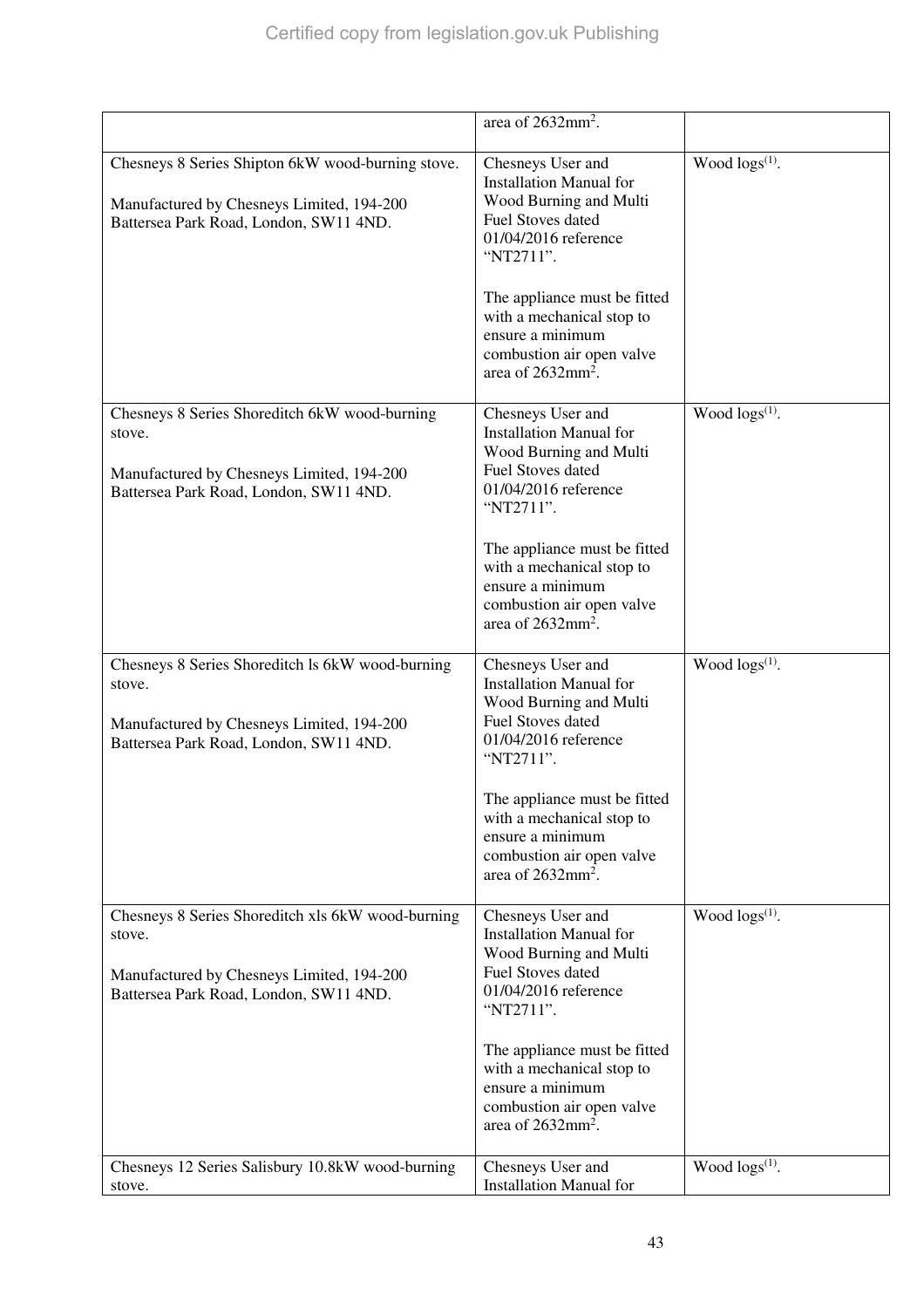| | | |
|---|---|---|
| | area of 2632mm$^2$. | |
| Chesneys 8 Series Shipton 6kW wood-burning stove.<br><br>Manufactured by Chesneys Limited, 194-200 Battersea Park Road, London, SW11 4ND. | Chesneys User and Installation Manual for Wood Burning and Multi Fuel Stoves dated 01/04/2016 reference "NT2711".<br><br>The appliance must be fitted with a mechanical stop to ensure a minimum combustion air open valve area of 2632mm$^2$. | Wood logs[(1)]. |
| Chesneys 8 Series Shoreditch 6kW wood-burning stove.<br><br>Manufactured by Chesneys Limited, 194-200 Battersea Park Road, London, SW11 4ND. | Chesneys User and Installation Manual for Wood Burning and Multi Fuel Stoves dated 01/04/2016 reference "NT2711".<br><br>The appliance must be fitted with a mechanical stop to ensure a minimum combustion air open valve area of 2632mm$^2$. | Wood logs[(1)]. |
| Chesneys 8 Series Shoreditch ls 6kW wood-burning stove.<br><br>Manufactured by Chesneys Limited, 194-200 Battersea Park Road, London, SW11 4ND. | Chesneys User and Installation Manual for Wood Burning and Multi Fuel Stoves dated 01/04/2016 reference "NT2711".<br><br>The appliance must be fitted with a mechanical stop to ensure a minimum combustion air open valve area of 2632mm$^2$. | Wood logs[(1)]. |
| Chesneys 8 Series Shoreditch xls 6kW wood-burning stove.<br><br>Manufactured by Chesneys Limited, 194-200 Battersea Park Road, London, SW11 4ND. | Chesneys User and Installation Manual for Wood Burning and Multi Fuel Stoves dated 01/04/2016 reference "NT2711".<br><br>The appliance must be fitted with a mechanical stop to ensure a minimum combustion air open valve area of 2632mm$^2$. | Wood logs[(1)]. |
| Chesneys 12 Series Salisbury 10.8kW wood-burning stove. | Chesneys User and Installation Manual for | Wood logs[(1)]. |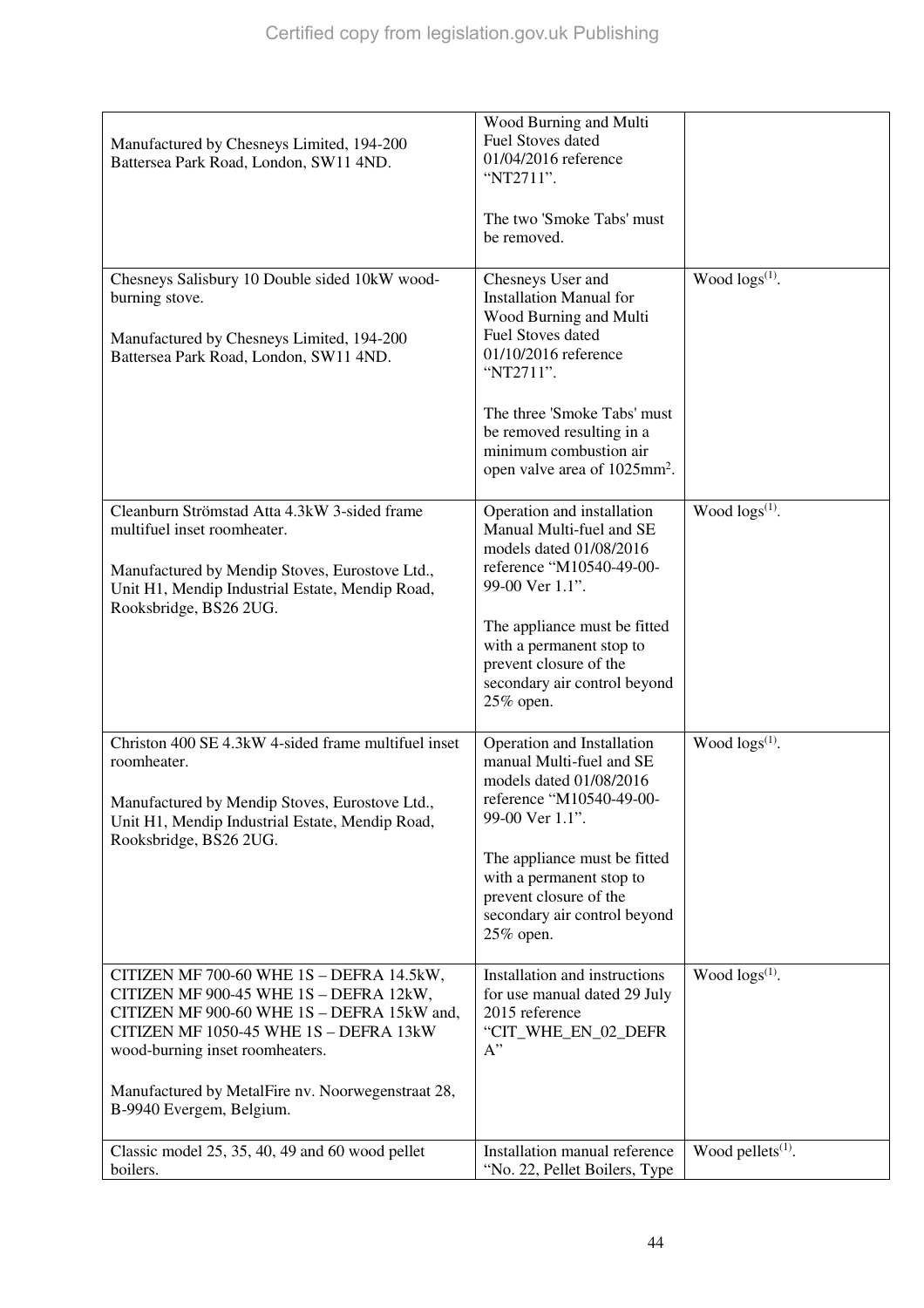| | | |
|---|---|---|
| Manufactured by Chesneys Limited, 194-200 Battersea Park Road, London, SW11 4ND. | Wood Burning and Multi Fuel Stoves dated 01/04/2016 reference “NT2711”.<br><br>The two 'Smoke Tabs' must be removed. | |
| Chesneys Salisbury 10 Double sided 10kW wood-burning stove.<br><br>Manufactured by Chesneys Limited, 194-200 Battersea Park Road, London, SW11 4ND. | Chesneys User and Installation Manual for Wood Burning and Multi Fuel Stoves dated 01/10/2016 reference “NT2711”.<br><br>The three 'Smoke Tabs' must be removed resulting in a minimum combustion air open valve area of 1025mm$^2$. | Wood logs[(1)]. |
| Cleanburn Strömstad Atta 4.3kW 3-sided frame multifuel inset roomheater.<br><br>Manufactured by Mendip Stoves, Eurostove Ltd., Unit H1, Mendip Industrial Estate, Mendip Road, Rooksbridge, BS26 2UG. | Operation and installation Manual Multi-fuel and SE models dated 01/08/2016 reference “M10540-49-00-99-00 Ver 1.1”.<br><br>The appliance must be fitted with a permanent stop to prevent closure of the secondary air control beyond 25% open. | Wood logs[(1)]. |
| Christon 400 SE 4.3kW 4-sided frame multifuel inset roomheater.<br><br>Manufactured by Mendip Stoves, Eurostove Ltd., Unit H1, Mendip Industrial Estate, Mendip Road, Rooksbridge, BS26 2UG. | Operation and Installation manual Multi-fuel and SE models dated 01/08/2016 reference “M10540-49-00-99-00 Ver 1.1”.<br><br>The appliance must be fitted with a permanent stop to prevent closure of the secondary air control beyond 25% open. | Wood logs[(1)]. |
| CITIZEN MF 700-60 WHE 1S – DEFRA 14.5kW, CITIZEN MF 900-45 WHE 1S – DEFRA 12kW, CITIZEN MF 900-60 WHE 1S – DEFRA 15kW and, CITIZEN MF 1050-45 WHE 1S – DEFRA 13kW wood-burning inset roomheaters.<br><br>Manufactured by MetalFire nv. Noorwegenstraat 28, B-9940 Evergem, Belgium. | Installation and instructions for use manual dated 29 July 2015 reference “CIT_WHE_EN_02_DEFRA” | Wood logs[(1)]. |
| Classic model 25, 35, 40, 49 and 60 wood pellet boilers. | Installation manual reference “No. 22, Pellet Boilers, Type | Wood pellets[(1)]. |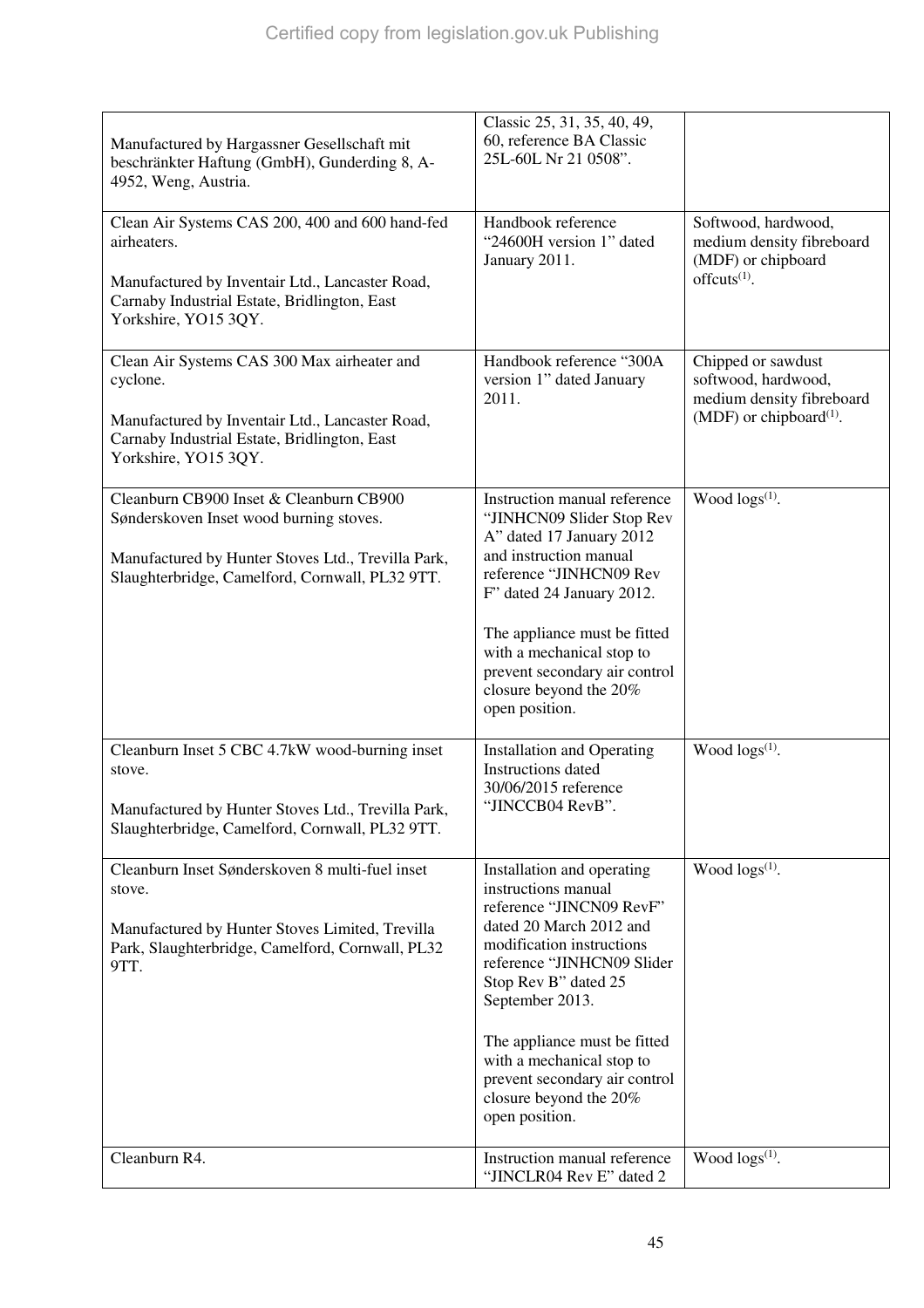| | | |
|---|---|---|
| Manufactured by Hargassner Gesellschaft mit beschränkter Haftung (GmbH), Gunderding 8, A-4952, Weng, Austria. | Classic 25, 31, 35, 40, 49, 60, reference BA Classic 25L-60L Nr 21 0508". | |
| Clean Air Systems CAS 200, 400 and 600 hand-fed airheaters.<br><br>Manufactured by Inventair Ltd., Lancaster Road, Carnaby Industrial Estate, Bridlington, East Yorkshire, YO15 3QY. | Handbook reference "24600H version 1" dated January 2011. | Softwood, hardwood, medium density fibreboard (MDF) or chipboard offcuts[(1)]. |
| Clean Air Systems CAS 300 Max airheater and cyclone.<br><br>Manufactured by Inventair Ltd., Lancaster Road, Carnaby Industrial Estate, Bridlington, East Yorkshire, YO15 3QY. | Handbook reference "300A version 1" dated January 2011. | Chipped or sawdust softwood, hardwood, medium density fibreboard (MDF) or chipboard[(1)]. |
| Cleanburn CB900 Inset & Cleanburn CB900 Sønderskoven Inset wood burning stoves.<br><br>Manufactured by Hunter Stoves Ltd., Trevilla Park, Slaughterbridge, Camelford, Cornwall, PL32 9TT. | Instruction manual reference "JINHCN09 Slider Stop Rev A" dated 17 January 2012 and instruction manual reference "JINHCN09 Rev F" dated 24 January 2012.<br><br>The appliance must be fitted with a mechanical stop to prevent secondary air control closure beyond the 20% open position. | Wood logs[(1)]. |
| Cleanburn Inset 5 CBC 4.7kW wood-burning inset stove.<br><br>Manufactured by Hunter Stoves Ltd., Trevilla Park, Slaughterbridge, Camelford, Cornwall, PL32 9TT. | Installation and Operating Instructions dated 30/06/2015 reference "JINCCB04 RevB". | Wood logs[(1)]. |
| Cleanburn Inset Sønderskoven 8 multi-fuel inset stove.<br><br>Manufactured by Hunter Stoves Limited, Trevilla Park, Slaughterbridge, Camelford, Cornwall, PL32 9TT. | Installation and operating instructions manual reference "JINCN09 RevF" dated 20 March 2012 and modification instructions reference "JINHCN09 Slider Stop Rev B" dated 25 September 2013.<br><br>The appliance must be fitted with a mechanical stop to prevent secondary air control closure beyond the 20% open position. | Wood logs[(1)]. |
| Cleanburn R4. | Instruction manual reference "JINCLR04 Rev E" dated 2 | Wood logs[(1)]. |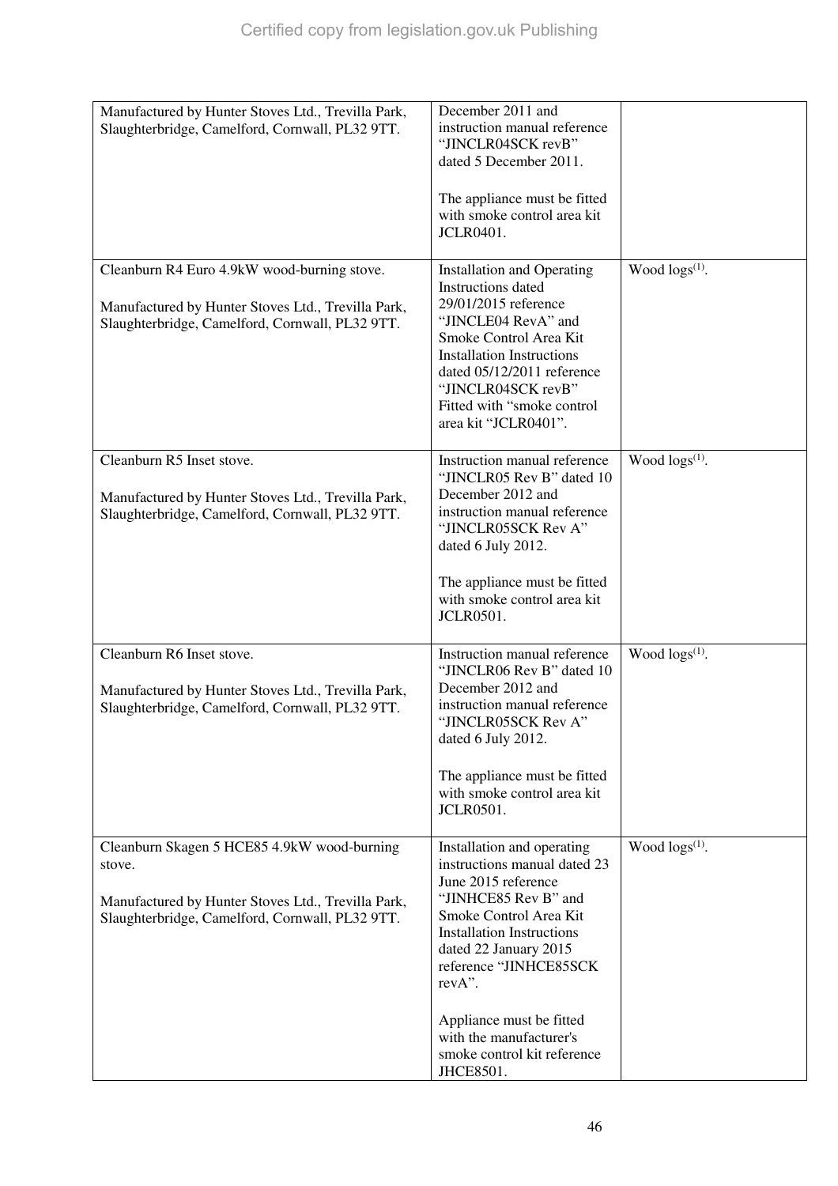| | | |
|---|---|---|
| Manufactured by Hunter Stoves Ltd., Trevilla Park, Slaughterbridge, Camelford, Cornwall, PL32 9TT. | December 2011 and instruction manual reference "JINCLR04SCK revB" dated 5 December 2011.<br><br>The appliance must be fitted with smoke control area kit JCLR0401. | |
| Cleanburn R4 Euro 4.9kW wood-burning stove.<br><br>Manufactured by Hunter Stoves Ltd., Trevilla Park, Slaughterbridge, Camelford, Cornwall, PL32 9TT. | Installation and Operating Instructions dated 29/01/2015 reference "JINCLE04 RevA" and Smoke Control Area Kit Installation Instructions dated 05/12/2011 reference "JINCLR04SCK revB" Fitted with "smoke control area kit "JCLR0401". | Wood logs[(1)]. |
| Cleanburn R5 Inset stove.<br><br>Manufactured by Hunter Stoves Ltd., Trevilla Park, Slaughterbridge, Camelford, Cornwall, PL32 9TT. | Instruction manual reference "JINCLR05 Rev B" dated 10 December 2012 and instruction manual reference "JINCLR05SCK Rev A" dated 6 July 2012.<br><br>The appliance must be fitted with smoke control area kit JCLR0501. | Wood logs[(1)]. |
| Cleanburn R6 Inset stove.<br><br>Manufactured by Hunter Stoves Ltd., Trevilla Park, Slaughterbridge, Camelford, Cornwall, PL32 9TT. | Instruction manual reference "JINCLR06 Rev B" dated 10 December 2012 and instruction manual reference "JINCLR05SCK Rev A" dated 6 July 2012.<br><br>The appliance must be fitted with smoke control area kit JCLR0501. | Wood logs[(1)]. |
| Cleanburn Skagen 5 HCE85 4.9kW wood-burning stove.<br><br>Manufactured by Hunter Stoves Ltd., Trevilla Park, Slaughterbridge, Camelford, Cornwall, PL32 9TT. | Installation and operating instructions manual dated 23 June 2015 reference "JINHCE85 Rev B" and Smoke Control Area Kit Installation Instructions dated 22 January 2015 reference "JINHCE85SCK revA".<br><br>Appliance must be fitted with the manufacturer's smoke control kit reference JHCE8501. | Wood logs[(1)]. |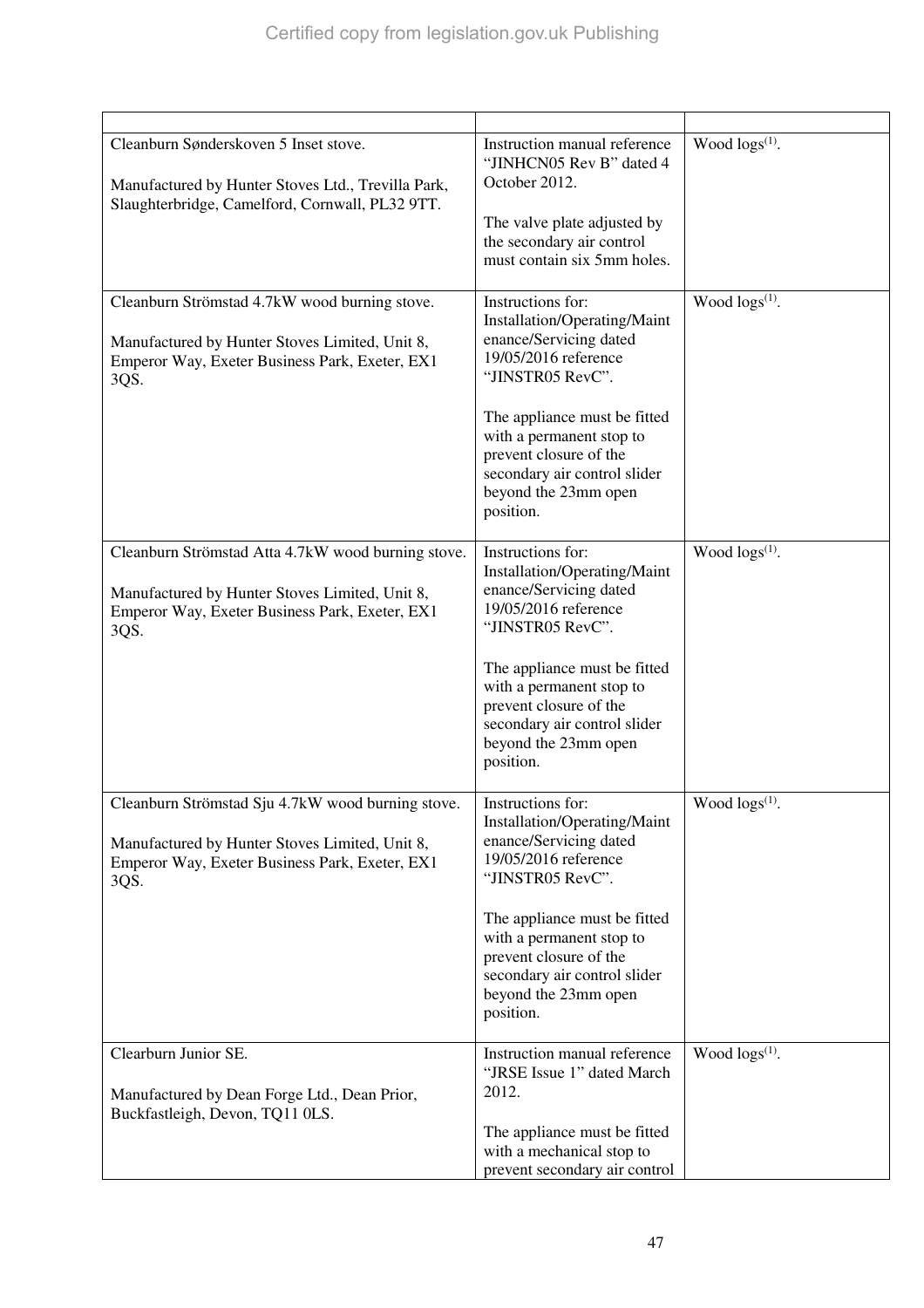| | | |
|---|---|---|
| Cleanburn Sønderskoven 5 Inset stove.<br><br>Manufactured by Hunter Stoves Ltd., Trevilla Park, Slaughterbridge, Camelford, Cornwall, PL32 9TT. | Instruction manual reference "JINHCN05 Rev B" dated 4 October 2012.<br><br>The valve plate adjusted by the secondary air control must contain six 5mm holes. | Wood logs[1]. |
| Cleanburn Strömstad 4.7kW wood burning stove.<br><br>Manufactured by Hunter Stoves Limited, Unit 8, Emperor Way, Exeter Business Park, Exeter, EX1 3QS. | Instructions for: Installation/Operating/Maintenance/Servicing dated 19/05/2016 reference "JINSTR05 RevC".<br><br>The appliance must be fitted with a permanent stop to prevent closure of the secondary air control slider beyond the 23mm open position. | Wood logs[1]. |
| Cleanburn Strömstad Atta 4.7kW wood burning stove.<br><br>Manufactured by Hunter Stoves Limited, Unit 8, Emperor Way, Exeter Business Park, Exeter, EX1 3QS. | Instructions for: Installation/Operating/Maintenance/Servicing dated 19/05/2016 reference "JINSTR05 RevC".<br><br>The appliance must be fitted with a permanent stop to prevent closure of the secondary air control slider beyond the 23mm open position. | Wood logs[1]. |
| Cleanburn Strömstad Sju 4.7kW wood burning stove.<br><br>Manufactured by Hunter Stoves Limited, Unit 8, Emperor Way, Exeter Business Park, Exeter, EX1 3QS. | Instructions for: Installation/Operating/Maintenance/Servicing dated 19/05/2016 reference "JINSTR05 RevC".<br><br>The appliance must be fitted with a permanent stop to prevent closure of the secondary air control slider beyond the 23mm open position. | Wood logs[1]. |
| Clearburn Junior SE.<br><br>Manufactured by Dean Forge Ltd., Dean Prior, Buckfastleigh, Devon, TQ11 0LS. | Instruction manual reference "JRSE Issue 1" dated March 2012.<br><br>The appliance must be fitted with a mechanical stop to prevent secondary air control | Wood logs[1]. |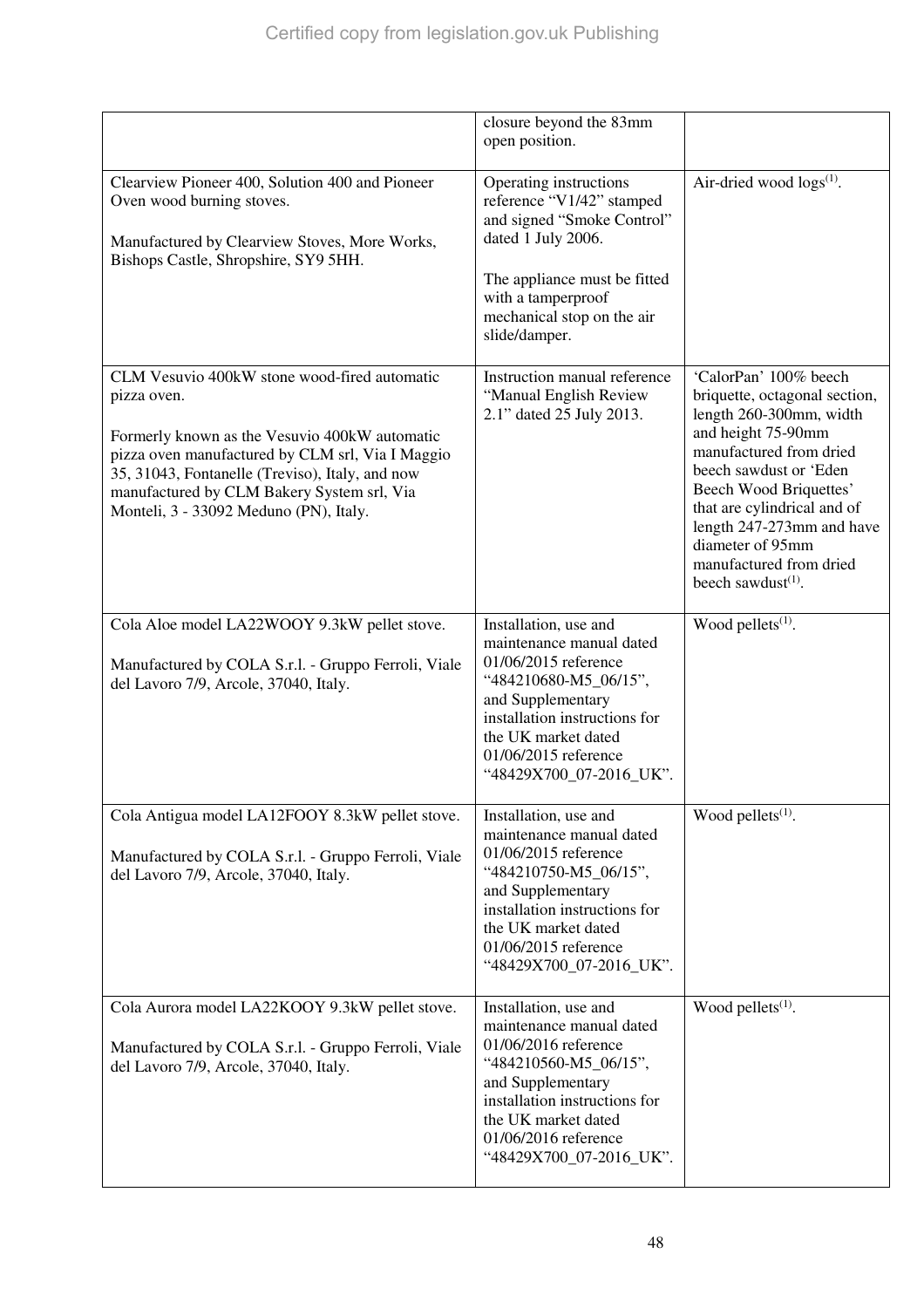| | | |
|---|---|---|
| | closure beyond the 83mm open position. | |
| Clearview Pioneer 400, Solution 400 and Pioneer Oven wood burning stoves.<br><br>Manufactured by Clearview Stoves, More Works, Bishops Castle, Shropshire, SY9 5HH. | Operating instructions reference "V1/42" stamped and signed "Smoke Control" dated 1 July 2006.<br><br>The appliance must be fitted with a tamperproof mechanical stop on the air slide/damper. | Air-dried wood logs[(1)]. |
| CLM Vesuvio 400kW stone wood-fired automatic pizza oven.<br><br>Formerly known as the Vesuvio 400kW automatic pizza oven manufactured by CLM srl, Via I Maggio 35, 31043, Fontanelle (Treviso), Italy, and now manufactured by CLM Bakery System srl, Via Monteli, 3 - 33092 Meduno (PN), Italy. | Instruction manual reference "Manual English Review 2.1" dated 25 July 2013. | 'CalorPan' 100% beech briquette, octagonal section, length 260-300mm, width and height 75-90mm manufactured from dried beech sawdust or 'Eden Beech Wood Briquettes' that are cylindrical and of length 247-273mm and have diameter of 95mm manufactured from dried beech sawdust[(1)]. |
| Cola Aloe model LA22WOOY 9.3kW pellet stove.<br><br>Manufactured by COLA S.r.l. - Gruppo Ferroli, Viale del Lavoro 7/9, Arcole, 37040, Italy. | Installation, use and maintenance manual dated 01/06/2015 reference "484210680-M5_06/15", and Supplementary installation instructions for the UK market dated 01/06/2015 reference "48429X700_07-2016_UK". | Wood pellets[(1)]. |
| Cola Antigua model LA12FOOY 8.3kW pellet stove.<br><br>Manufactured by COLA S.r.l. - Gruppo Ferroli, Viale del Lavoro 7/9, Arcole, 37040, Italy. | Installation, use and maintenance manual dated 01/06/2015 reference "484210750-M5_06/15", and Supplementary installation instructions for the UK market dated 01/06/2015 reference "48429X700_07-2016_UK". | Wood pellets[(1)]. |
| Cola Aurora model LA22KOOY 9.3kW pellet stove.<br><br>Manufactured by COLA S.r.l. - Gruppo Ferroli, Viale del Lavoro 7/9, Arcole, 37040, Italy. | Installation, use and maintenance manual dated 01/06/2016 reference "484210560-M5_06/15", and Supplementary installation instructions for the UK market dated 01/06/2016 reference "48429X700_07-2016_UK". | Wood pellets[(1)]. |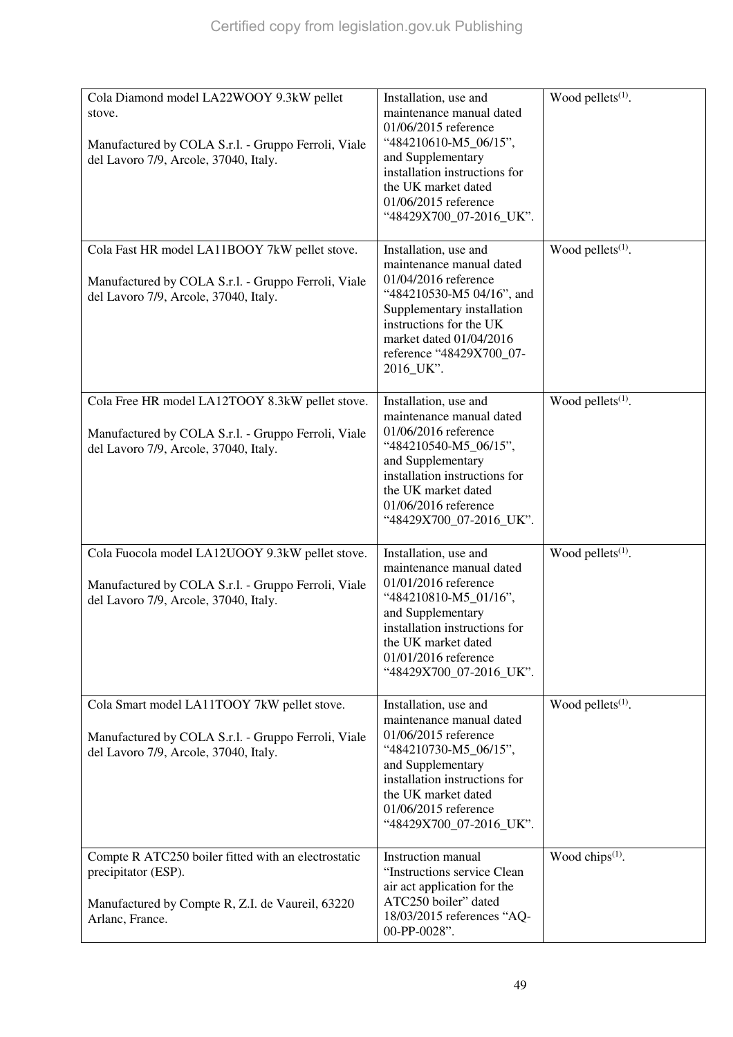| | | |
|---|---|---|
| Cola Diamond model LA22WOOY 9.3kW pellet stove.<br><br>Manufactured by COLA S.r.l. - Gruppo Ferroli, Viale del Lavoro 7/9, Arcole, 37040, Italy. | Installation, use and maintenance manual dated 01/06/2015 reference "484210610-M5_06/15", and Supplementary installation instructions for the UK market dated 01/06/2015 reference "48429X700_07-2016_UK". | Wood pellets[(1)]. |
| Cola Fast HR model LA11BOOY 7kW pellet stove.<br><br>Manufactured by COLA S.r.l. - Gruppo Ferroli, Viale del Lavoro 7/9, Arcole, 37040, Italy. | Installation, use and maintenance manual dated 01/04/2016 reference "484210530-M5 04/16", and Supplementary installation instructions for the UK market dated 01/04/2016 reference "48429X700_07-2016_UK". | Wood pellets[(1)]. |
| Cola Free HR model LA12TOOY 8.3kW pellet stove.<br><br>Manufactured by COLA S.r.l. - Gruppo Ferroli, Viale del Lavoro 7/9, Arcole, 37040, Italy. | Installation, use and maintenance manual dated 01/06/2016 reference "484210540-M5_06/15", and Supplementary installation instructions for the UK market dated 01/06/2016 reference "48429X700_07-2016_UK". | Wood pellets[(1)]. |
| Cola Fuocola model LA12UOOY 9.3kW pellet stove.<br><br>Manufactured by COLA S.r.l. - Gruppo Ferroli, Viale del Lavoro 7/9, Arcole, 37040, Italy. | Installation, use and maintenance manual dated 01/01/2016 reference "484210810-M5_01/16", and Supplementary installation instructions for the UK market dated 01/01/2016 reference "48429X700_07-2016_UK". | Wood pellets[(1)]. |
| Cola Smart model LA11TOOY 7kW pellet stove.<br><br>Manufactured by COLA S.r.l. - Gruppo Ferroli, Viale del Lavoro 7/9, Arcole, 37040, Italy. | Installation, use and maintenance manual dated 01/06/2015 reference "484210730-M5_06/15", and Supplementary installation instructions for the UK market dated 01/06/2015 reference "48429X700_07-2016_UK". | Wood pellets[(1)]. |
| Compte R ATC250 boiler fitted with an electrostatic precipitator (ESP).<br><br>Manufactured by Compte R, Z.I. de Vaureil, 63220 Arlanc, France. | Instruction manual "Instructions service Clean air act application for the ATC250 boiler" dated 18/03/2015 references "AQ-00-PP-0028". | Wood chips[(1)]. |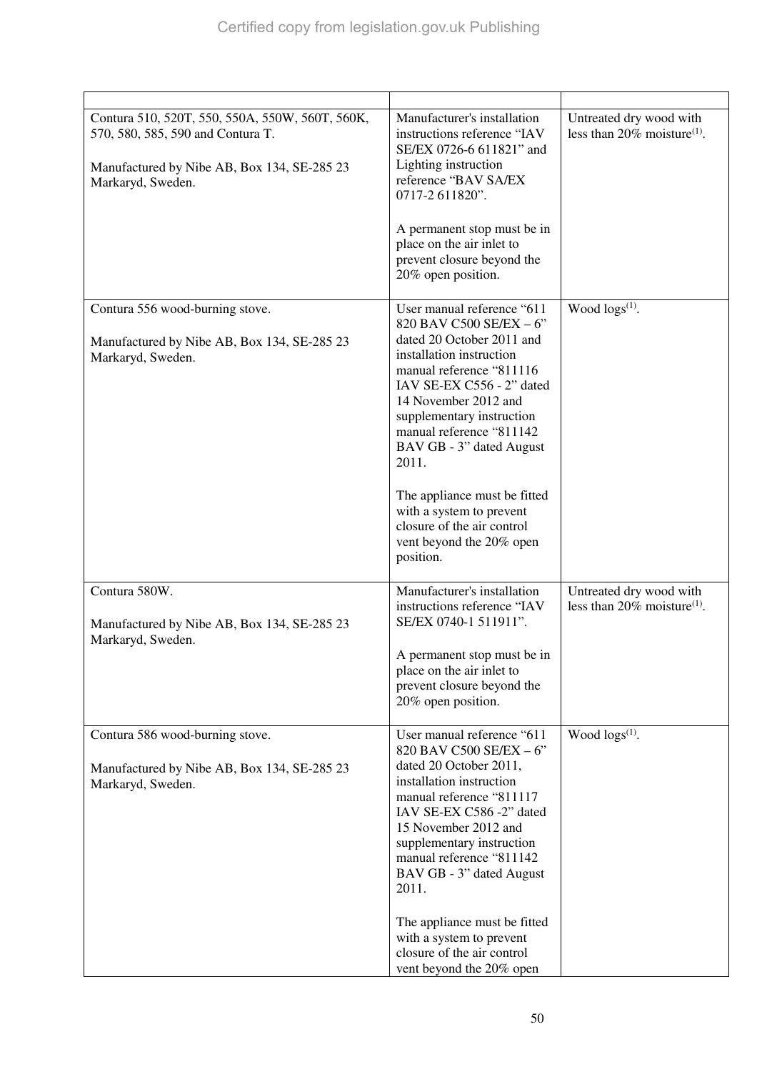| | | |
|---|---|---|
| Contura 510, 520T, 550, 550A, 550W, 560T, 560K, 570, 580, 585, 590 and Contura T.<br><br>Manufactured by Nibe AB, Box 134, SE-285 23 Markaryd, Sweden. | Manufacturer's installation instructions reference "IAV SE/EX 0726-6 611821" and Lighting instruction reference "BAV SA/EX 0717-2 611820".<br><br>A permanent stop must be in place on the air inlet to prevent closure beyond the 20% open position. | Untreated dry wood with less than 20% moisture(1). |
| Contura 556 wood-burning stove.<br><br>Manufactured by Nibe AB, Box 134, SE-285 23 Markaryd, Sweden. | User manual reference "611 820 BAV C500 SE/EX – 6" dated 20 October 2011 and installation instruction manual reference "811116 IAV SE-EX C556 - 2" dated 14 November 2012 and supplementary instruction manual reference "811142 BAV GB - 3" dated August 2011.<br><br>The appliance must be fitted with a system to prevent closure of the air control vent beyond the 20% open position. | Wood logs(1). |
| Contura 580W.<br><br>Manufactured by Nibe AB, Box 134, SE-285 23 Markaryd, Sweden. | Manufacturer's installation instructions reference "IAV SE/EX 0740-1 511911".<br><br>A permanent stop must be in place on the air inlet to prevent closure beyond the 20% open position. | Untreated dry wood with less than 20% moisture(1). |
| Contura 586 wood-burning stove.<br><br>Manufactured by Nibe AB, Box 134, SE-285 23 Markaryd, Sweden. | User manual reference "611 820 BAV C500 SE/EX – 6" dated 20 October 2011, installation instruction manual reference "811117 IAV SE-EX C586 -2" dated 15 November 2012 and supplementary instruction manual reference "811142 BAV GB - 3" dated August 2011.<br><br>The appliance must be fitted with a system to prevent closure of the air control vent beyond the 20% open | Wood logs(1). |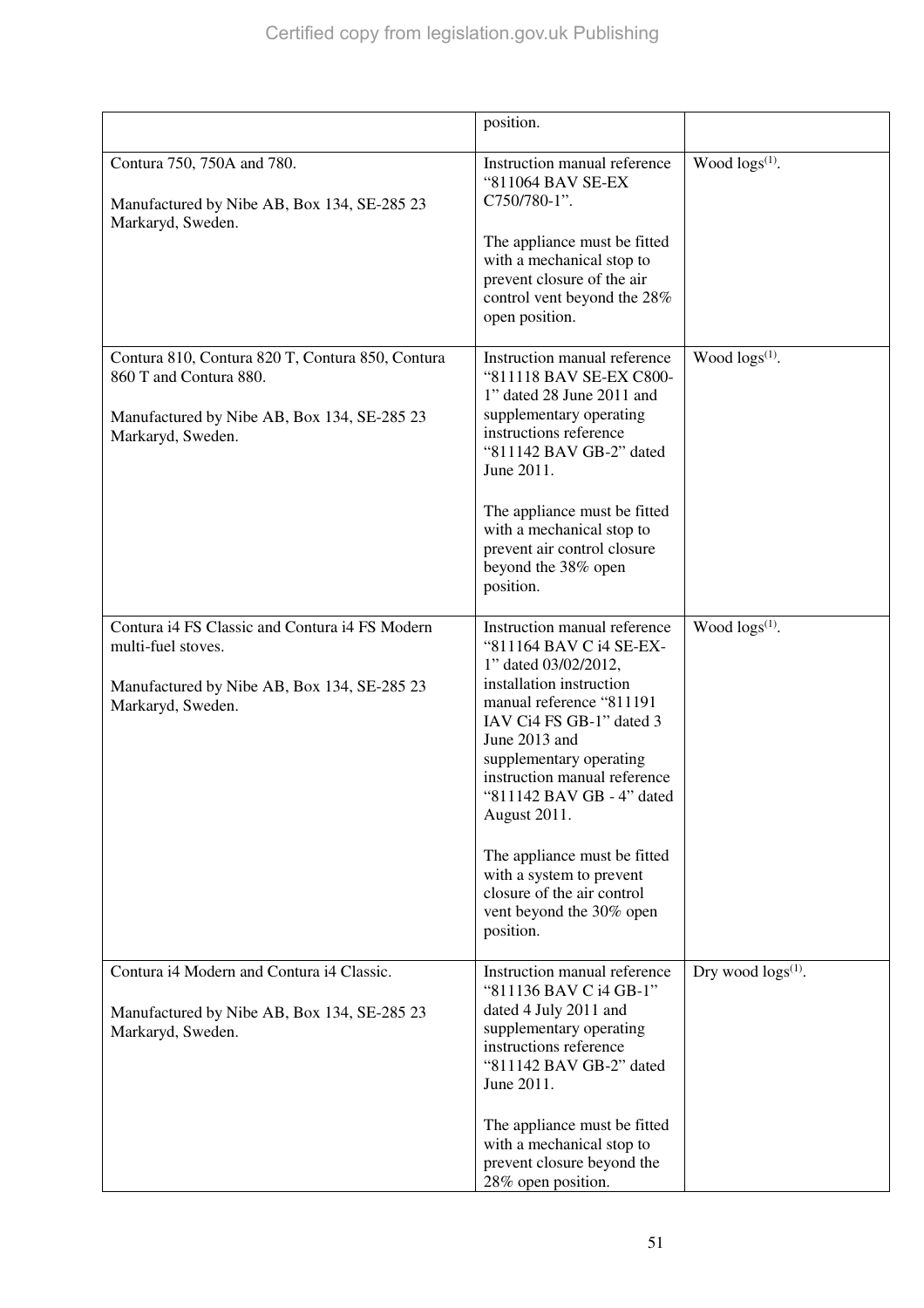| | | |
|---|---|---|
| | position. | |
| Contura 750, 750A and 780.<br><br>Manufactured by Nibe AB, Box 134, SE-285 23 Markaryd, Sweden. | Instruction manual reference "811064 BAV SE-EX C750/780-1".<br><br>The appliance must be fitted with a mechanical stop to prevent closure of the air control vent beyond the 28% open position. | Wood logs(1). |
| Contura 810, Contura 820 T, Contura 850, Contura 860 T and Contura 880.<br><br>Manufactured by Nibe AB, Box 134, SE-285 23 Markaryd, Sweden. | Instruction manual reference "811118 BAV SE-EX C800-1" dated 28 June 2011 and supplementary operating instructions reference "811142 BAV GB-2" dated June 2011.<br><br>The appliance must be fitted with a mechanical stop to prevent air control closure beyond the 38% open position. | Wood logs(1). |
| Contura i4 FS Classic and Contura i4 FS Modern multi-fuel stoves.<br><br>Manufactured by Nibe AB, Box 134, SE-285 23 Markaryd, Sweden. | Instruction manual reference "811164 BAV C i4 SE-EX-1" dated 03/02/2012, installation instruction manual reference "811191 IAV Ci4 FS GB-1" dated 3 June 2013 and supplementary operating instruction manual reference "811142 BAV GB - 4" dated August 2011.<br><br>The appliance must be fitted with a system to prevent closure of the air control vent beyond the 30% open position. | Wood logs(1). |
| Contura i4 Modern and Contura i4 Classic.<br><br>Manufactured by Nibe AB, Box 134, SE-285 23 Markaryd, Sweden. | Instruction manual reference "811136 BAV C i4 GB-1" dated 4 July 2011 and supplementary operating instructions reference "811142 BAV GB-2" dated June 2011.<br><br>The appliance must be fitted with a mechanical stop to prevent closure beyond the 28% open position. | Dry wood logs(1). |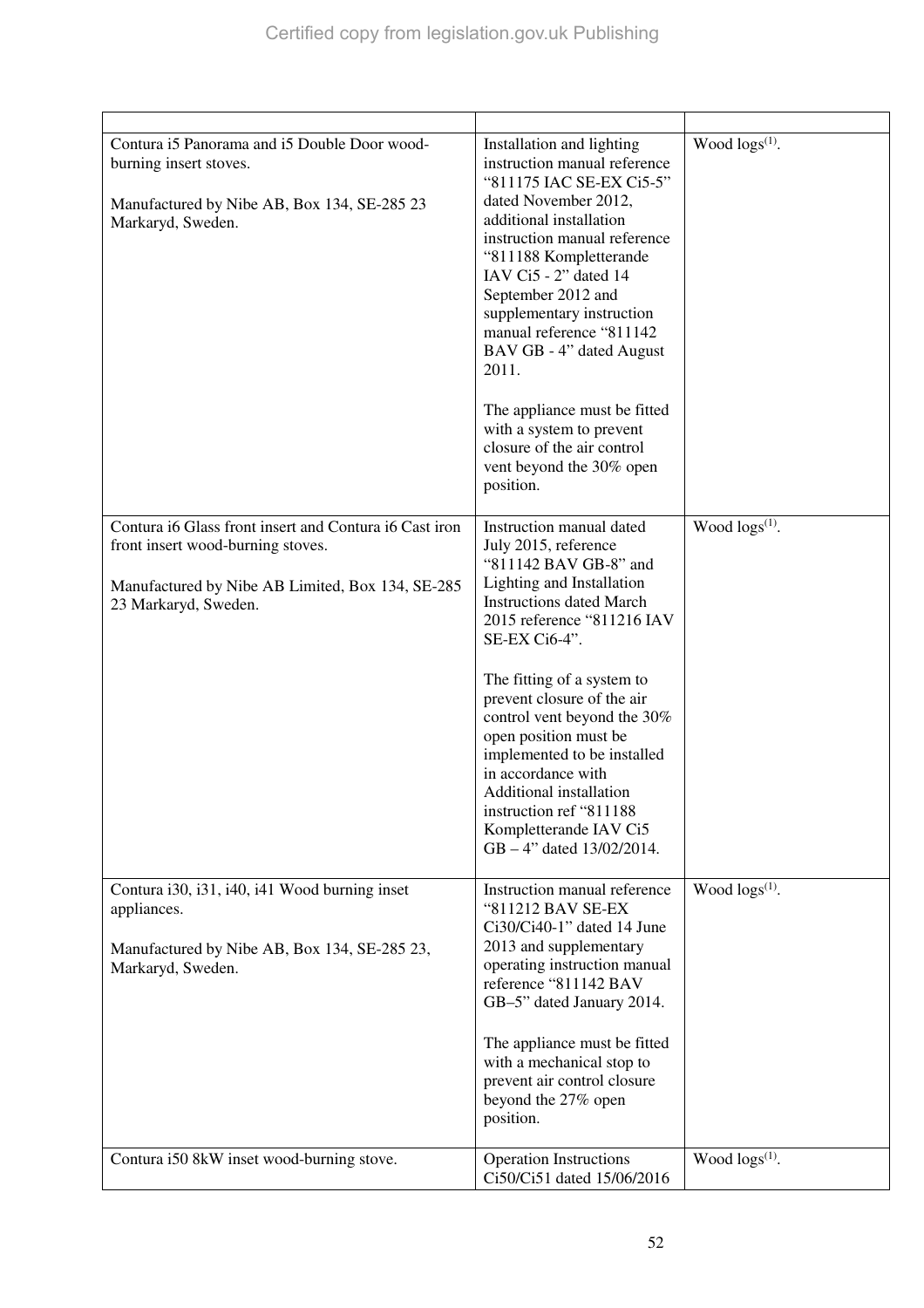| | | |
|---|---|---|
| Contura i5 Panorama and i5 Double Door wood-burning insert stoves.<br><br>Manufactured by Nibe AB, Box 134, SE-285 23 Markaryd, Sweden. | Installation and lighting instruction manual reference "811175 IAC SE-EX Ci5-5" dated November 2012, additional installation instruction manual reference "811188 Kompletterande IAV Ci5 - 2" dated 14 September 2012 and supplementary instruction manual reference "811142 BAV GB - 4" dated August 2011.<br><br>The appliance must be fitted with a system to prevent closure of the air control vent beyond the 30% open position. | Wood logs[1]. |
| Contura i6 Glass front insert and Contura i6 Cast iron front insert wood-burning stoves.<br><br>Manufactured by Nibe AB Limited, Box 134, SE-285 23 Markaryd, Sweden. | Instruction manual dated July 2015, reference "811142 BAV GB-8" and Lighting and Installation Instructions dated March 2015 reference "811216 IAV SE-EX Ci6-4".<br><br>The fitting of a system to prevent closure of the air control vent beyond the 30% open position must be implemented to be installed in accordance with Additional installation instruction ref "811188 Kompletterande IAV Ci5 GB – 4" dated 13/02/2014. | Wood logs[1]. |
| Contura i30, i31, i40, i41 Wood burning inset appliances.<br><br>Manufactured by Nibe AB, Box 134, SE-285 23, Markaryd, Sweden. | Instruction manual reference "811212 BAV SE-EX Ci30/Ci40-1" dated 14 June 2013 and supplementary operating instruction manual reference "811142 BAV GB–5" dated January 2014.<br><br>The appliance must be fitted with a mechanical stop to prevent air control closure beyond the 27% open position. | Wood logs[1]. |
| Contura i50 8kW inset wood-burning stove. | Operation Instructions Ci50/Ci51 dated 15/06/2016 | Wood logs[1]. |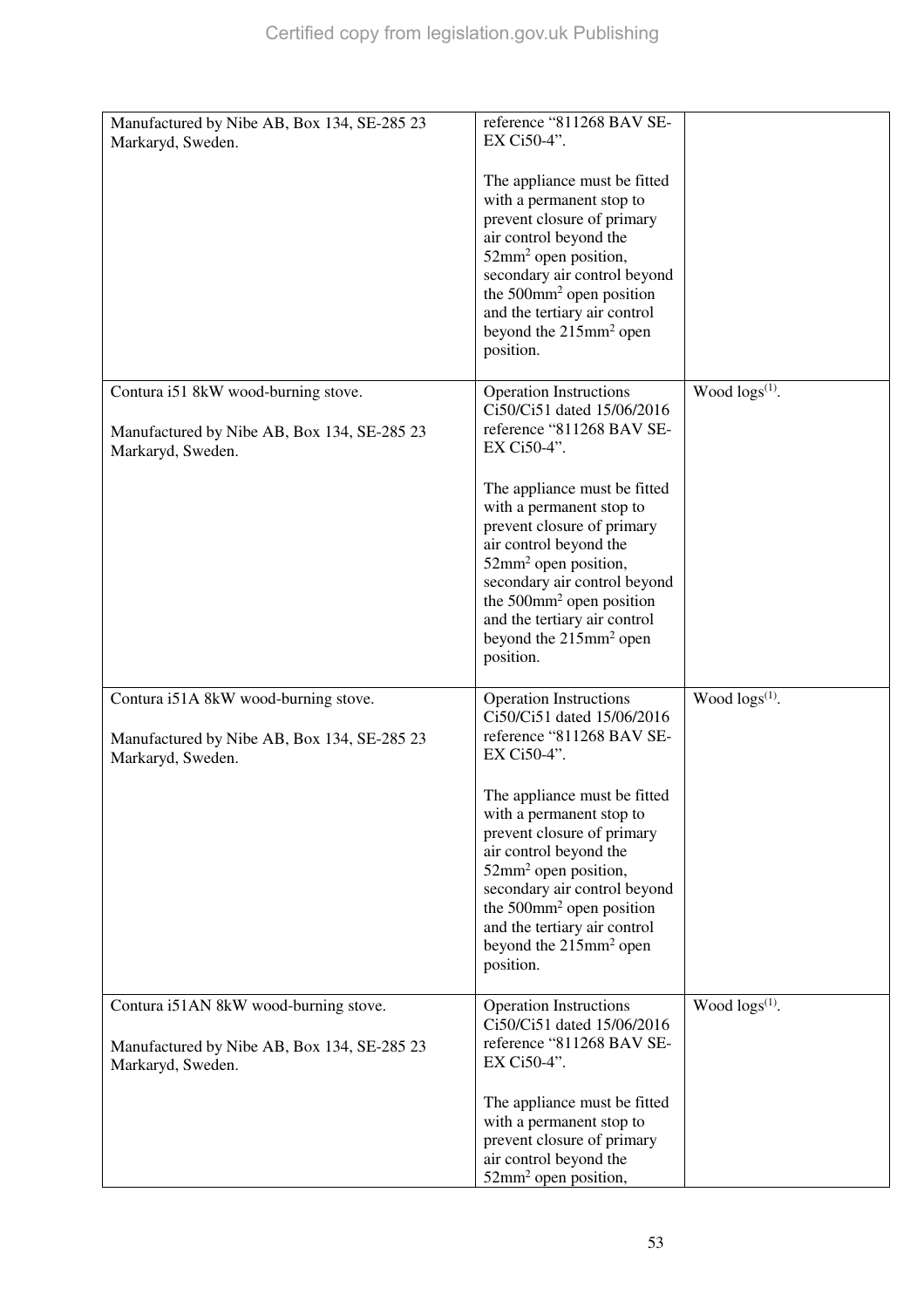| | | |
|---|---|---|
| Manufactured by Nibe AB, Box 134, SE-285 23 Markaryd, Sweden. | reference "811268 BAV SE-EX Ci50-4".<br><br>The appliance must be fitted with a permanent stop to prevent closure of primary air control beyond the 52mm² open position, secondary air control beyond the 500mm² open position and the tertiary air control beyond the 215mm² open position. | |
| Contura i51 8kW wood-burning stove.<br><br>Manufactured by Nibe AB, Box 134, SE-285 23 Markaryd, Sweden. | Operation Instructions Ci50/Ci51 dated 15/06/2016 reference "811268 BAV SE-EX Ci50-4".<br><br>The appliance must be fitted with a permanent stop to prevent closure of primary air control beyond the 52mm² open position, secondary air control beyond the 500mm² open position and the tertiary air control beyond the 215mm² open position. | Wood logs(1). |
| Contura i51A 8kW wood-burning stove.<br><br>Manufactured by Nibe AB, Box 134, SE-285 23 Markaryd, Sweden. | Operation Instructions Ci50/Ci51 dated 15/06/2016 reference "811268 BAV SE-EX Ci50-4".<br><br>The appliance must be fitted with a permanent stop to prevent closure of primary air control beyond the 52mm² open position, secondary air control beyond the 500mm² open position and the tertiary air control beyond the 215mm² open position. | Wood logs(1). |
| Contura i51AN 8kW wood-burning stove.<br><br>Manufactured by Nibe AB, Box 134, SE-285 23 Markaryd, Sweden. | Operation Instructions Ci50/Ci51 dated 15/06/2016 reference "811268 BAV SE-EX Ci50-4".<br><br>The appliance must be fitted with a permanent stop to prevent closure of primary air control beyond the 52mm² open position, | Wood logs(1). |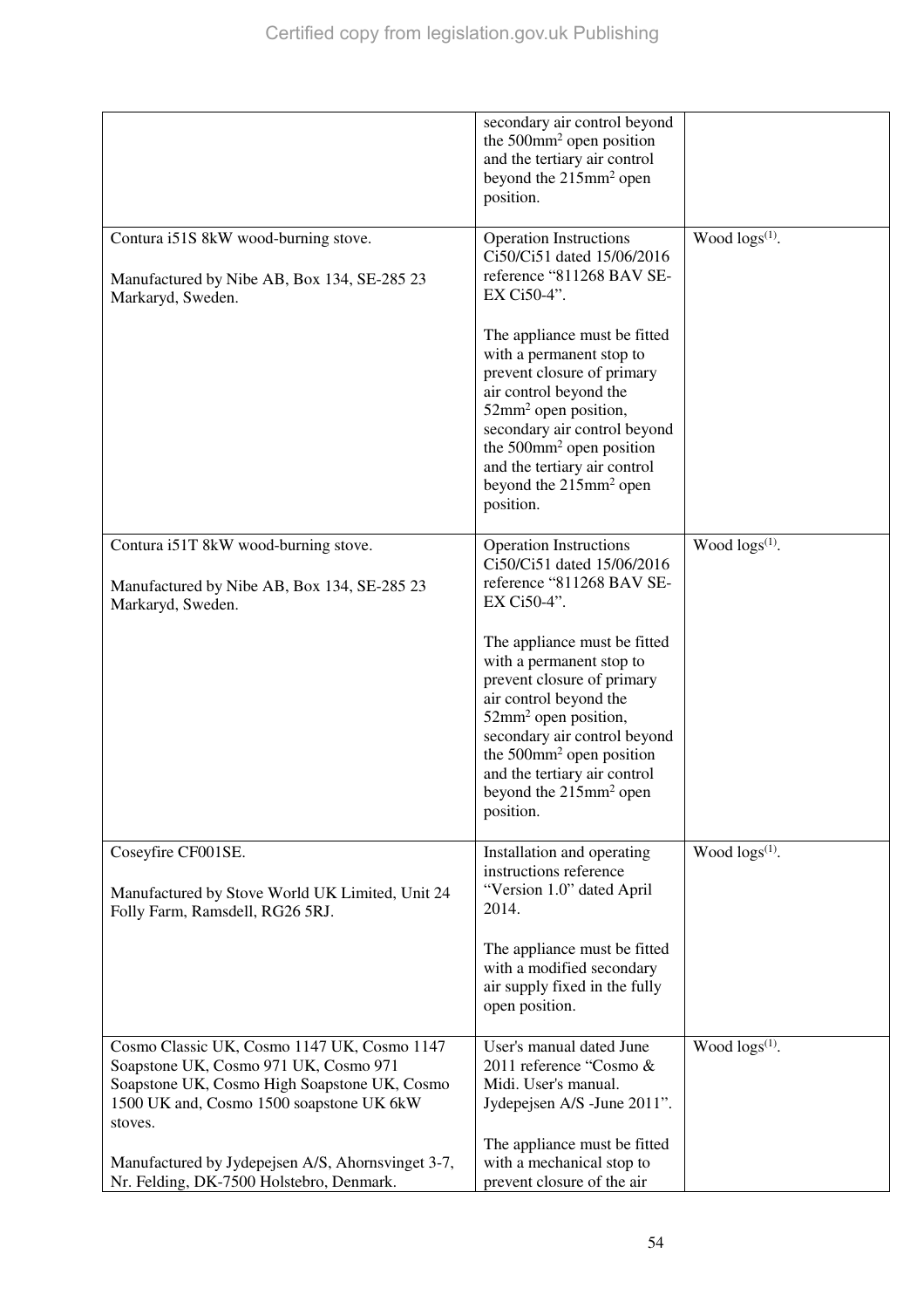| | | |
|---|---|---|
| | secondary air control beyond the 500mm$^2$ open position and the tertiary air control beyond the 215mm$^2$ open position. | |
| Contura i51S 8kW wood-burning stove.<br><br>Manufactured by Nibe AB, Box 134, SE-285 23 Markaryd, Sweden. | Operation Instructions Ci50/Ci51 dated 15/06/2016 reference "811268 BAV SE-EX Ci50-4".<br><br>The appliance must be fitted with a permanent stop to prevent closure of primary air control beyond the 52mm$^2$ open position, secondary air control beyond the 500mm$^2$ open position and the tertiary air control beyond the 215mm$^2$ open position. | Wood logs(1). |
| Contura i51T 8kW wood-burning stove.<br><br>Manufactured by Nibe AB, Box 134, SE-285 23 Markaryd, Sweden. | Operation Instructions Ci50/Ci51 dated 15/06/2016 reference "811268 BAV SE-EX Ci50-4".<br><br>The appliance must be fitted with a permanent stop to prevent closure of primary air control beyond the 52mm$^2$ open position, secondary air control beyond the 500mm$^2$ open position and the tertiary air control beyond the 215mm$^2$ open position. | Wood logs(1). |
| Coseyfire CF001SE.<br><br>Manufactured by Stove World UK Limited, Unit 24 Folly Farm, Ramsdell, RG26 5RJ. | Installation and operating instructions reference "Version 1.0" dated April 2014.<br><br>The appliance must be fitted with a modified secondary air supply fixed in the fully open position. | Wood logs(1). |
| Cosmo Classic UK, Cosmo 1147 UK, Cosmo 1147 Soapstone UK, Cosmo 971 UK, Cosmo 971 Soapstone UK, Cosmo High Soapstone UK, Cosmo 1500 UK and, Cosmo 1500 soapstone UK 6kW stoves.<br><br>Manufactured by Jydepejsen A/S, Ahornsvinget 3-7, Nr. Felding, DK-7500 Holstebro, Denmark. | User's manual dated June 2011 reference "Cosmo & Midi. User's manual. Jydepejsen A/S -June 2011".<br><br>The appliance must be fitted with a mechanical stop to prevent closure of the air | Wood logs(1). |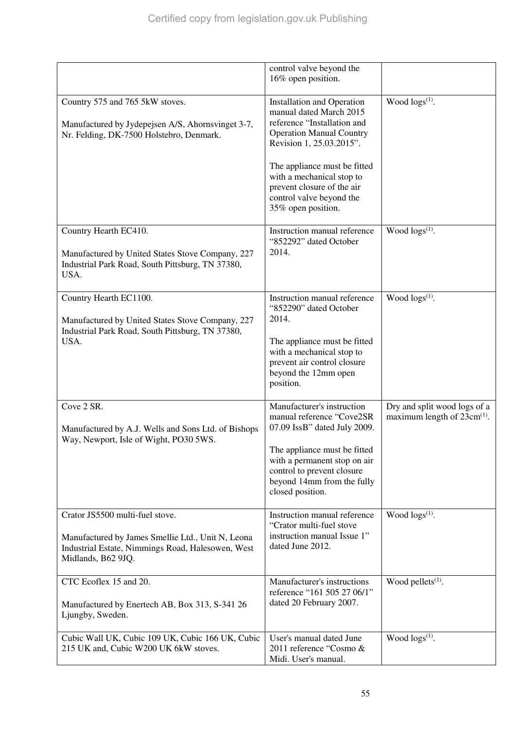| | | |
|---|---|---|
| | control valve beyond the 16% open position. | |
| Country 575 and 765 5kW stoves.<br><br>Manufactured by Jydepejsen A/S, Ahornsvinget 3-7, Nr. Felding, DK-7500 Holstebro, Denmark. | Installation and Operation manual dated March 2015 reference "Installation and Operation Manual Country Revision 1, 25.03.2015".<br><br>The appliance must be fitted with a mechanical stop to prevent closure of the air control valve beyond the 35% open position. | Wood logs[(1)]. |
| Country Hearth EC410.<br><br>Manufactured by United States Stove Company, 227 Industrial Park Road, South Pittsburg, TN 37380, USA. | Instruction manual reference "852292" dated October 2014. | Wood logs[(1)]. |
| Country Hearth EC1100.<br><br>Manufactured by United States Stove Company, 227 Industrial Park Road, South Pittsburg, TN 37380, USA. | Instruction manual reference "852290" dated October 2014.<br><br>The appliance must be fitted with a mechanical stop to prevent air control closure beyond the 12mm open position. | Wood logs[(1)]. |
| Cove 2 SR.<br><br>Manufactured by A.J. Wells and Sons Ltd. of Bishops Way, Newport, Isle of Wight, PO30 5WS. | Manufacturer's instruction manual reference "Cove2SR 07.09 IssB" dated July 2009.<br><br>The appliance must be fitted with a permanent stop on air control to prevent closure beyond 14mm from the fully closed position. | Dry and split wood logs of a maximum length of 23cm[(1)]. |
| Crator JS5500 multi-fuel stove.<br><br>Manufactured by James Smellie Ltd., Unit N, Leona Industrial Estate, Nimmings Road, Halesowen, West Midlands, B62 9JQ. | Instruction manual reference "Crator multi-fuel stove instruction manual Issue 1" dated June 2012. | Wood logs[(1)]. |
| CTC Ecoflex 15 and 20.<br><br>Manufactured by Enertech AB, Box 313, S-341 26 Ljungby, Sweden. | Manufacturer's instructions reference "161 505 27 06/1" dated 20 February 2007. | Wood pellets[(1)]. |
| Cubic Wall UK, Cubic 109 UK, Cubic 166 UK, Cubic 215 UK and, Cubic W200 UK 6kW stoves. | User's manual dated June 2011 reference "Cosmo & Midi. User's manual. | Wood logs[(1)]. |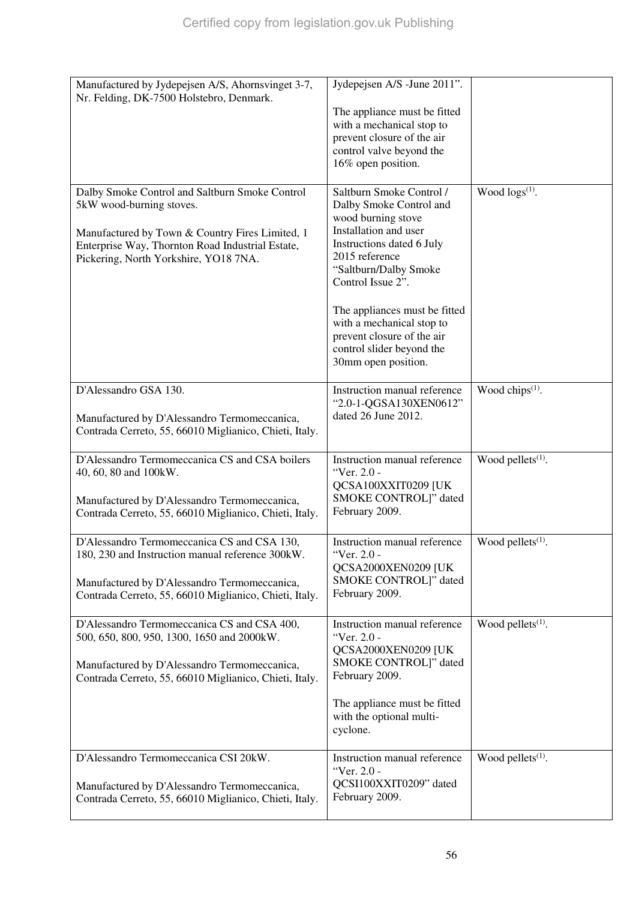| | | |
|---|---|---|
| Manufactured by Jydepejsen A/S, Ahornsvinget 3-7, Nr. Felding, DK-7500 Holstebro, Denmark. | Jydepejsen A/S -June 2011".<br><br>The appliance must be fitted with a mechanical stop to prevent closure of the air control valve beyond the 16% open position. | |
| Dalby Smoke Control and Saltburn Smoke Control 5kW wood-burning stoves.<br><br>Manufactured by Town & Country Fires Limited, 1 Enterprise Way, Thornton Road Industrial Estate, Pickering, North Yorkshire, YO18 7NA. | Saltburn Smoke Control / Dalby Smoke Control and wood burning stove Installation and user Instructions dated 6 July 2015 reference "Saltburn/Dalby Smoke Control Issue 2".<br><br>The appliances must be fitted with a mechanical stop to prevent closure of the air control slider beyond the 30mm open position. | Wood logs[1]. |
| D'Alessandro GSA 130.<br><br>Manufactured by D'Alessandro Termomeccanica, Contrada Cerreto, 55, 66010 Miglianico, Chieti, Italy. | Instruction manual reference "2.0-1-QGSA130XEN0612" dated 26 June 2012. | Wood chips[1]. |
| D'Alessandro Termomeccanica CS and CSA boilers 40, 60, 80 and 100kW.<br><br>Manufactured by D'Alessandro Termomeccanica, Contrada Cerreto, 55, 66010 Miglianico, Chieti, Italy. | Instruction manual reference "Ver. 2.0 - QCSA100XXIT0209 [UK SMOKE CONTROL]" dated February 2009. | Wood pellets[1]. |
| D'Alessandro Termomeccanica CS and CSA 130, 180, 230 and Instruction manual reference 300kW.<br><br>Manufactured by D'Alessandro Termomeccanica, Contrada Cerreto, 55, 66010 Miglianico, Chieti, Italy. | Instruction manual reference "Ver. 2.0 - QCSA2000XEN0209 [UK SMOKE CONTROL]" dated February 2009. | Wood pellets[1]. |
| D'Alessandro Termomeccanica CS and CSA 400, 500, 650, 800, 950, 1300, 1650 and 2000kW.<br><br>Manufactured by D'Alessandro Termomeccanica, Contrada Cerreto, 55, 66010 Miglianico, Chieti, Italy. | Instruction manual reference "Ver. 2.0 - QCSA2000XEN0209 [UK SMOKE CONTROL]" dated February 2009.<br><br>The appliance must be fitted with the optional multi-cyclone. | Wood pellets[1]. |
| D'Alessandro Termomeccanica CSI 20kW.<br><br>Manufactured by D'Alessandro Termomeccanica, Contrada Cerreto, 55, 66010 Miglianico, Chieti, Italy. | Instruction manual reference "Ver. 2.0 - QCSI100XXIT0209" dated February 2009. | Wood pellets[1]. |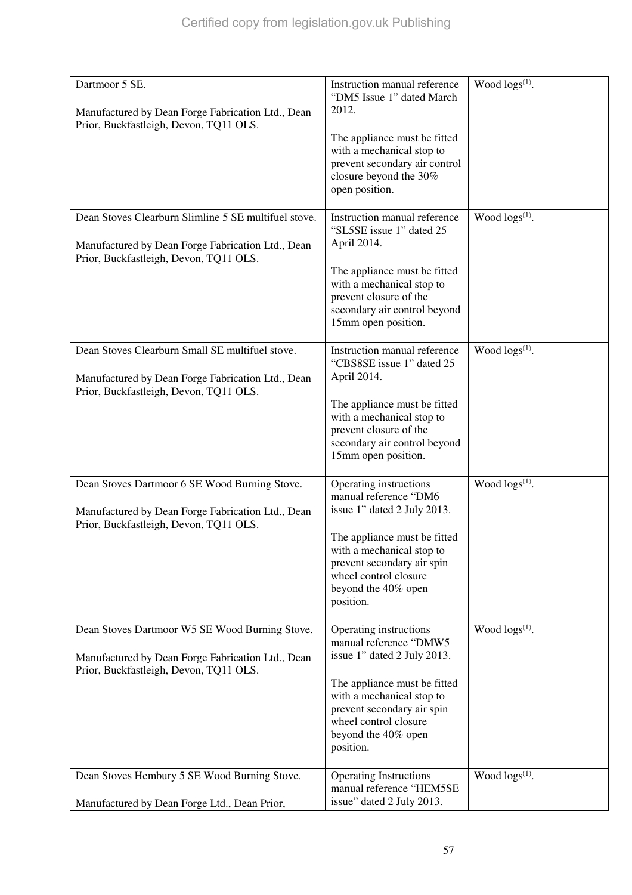| | | |
|---|---|---|
| Dartmoor 5 SE.<br><br>Manufactured by Dean Forge Fabrication Ltd., Dean Prior, Buckfastleigh, Devon, TQ11 OLS. | Instruction manual reference "DM5 Issue 1" dated March 2012.<br><br>The appliance must be fitted with a mechanical stop to prevent secondary air control closure beyond the 30% open position. | Wood logs[(1)]. |
| Dean Stoves Clearburn Slimline 5 SE multifuel stove.<br><br>Manufactured by Dean Forge Fabrication Ltd., Dean Prior, Buckfastleigh, Devon, TQ11 OLS. | Instruction manual reference "SL5SE issue 1" dated 25 April 2014.<br><br>The appliance must be fitted with a mechanical stop to prevent closure of the secondary air control beyond 15mm open position. | Wood logs[(1)]. |
| Dean Stoves Clearburn Small SE multifuel stove.<br><br>Manufactured by Dean Forge Fabrication Ltd., Dean Prior, Buckfastleigh, Devon, TQ11 OLS. | Instruction manual reference "CBS8SE issue 1" dated 25 April 2014.<br><br>The appliance must be fitted with a mechanical stop to prevent closure of the secondary air control beyond 15mm open position. | Wood logs[(1)]. |
| Dean Stoves Dartmoor 6 SE Wood Burning Stove.<br><br>Manufactured by Dean Forge Fabrication Ltd., Dean Prior, Buckfastleigh, Devon, TQ11 OLS. | Operating instructions manual reference "DM6 issue 1" dated 2 July 2013.<br><br>The appliance must be fitted with a mechanical stop to prevent secondary air spin wheel control closure beyond the 40% open position. | Wood logs[(1)]. |
| Dean Stoves Dartmoor W5 SE Wood Burning Stove.<br><br>Manufactured by Dean Forge Fabrication Ltd., Dean Prior, Buckfastleigh, Devon, TQ11 OLS. | Operating instructions manual reference "DMW5 issue 1" dated 2 July 2013.<br><br>The appliance must be fitted with a mechanical stop to prevent secondary air spin wheel control closure beyond the 40% open position. | Wood logs[(1)]. |
| Dean Stoves Hembury 5 SE Wood Burning Stove.<br><br>Manufactured by Dean Forge Ltd., Dean Prior, | Operating Instructions manual reference "HEM5SE issue" dated 2 July 2013. | Wood logs[(1)]. |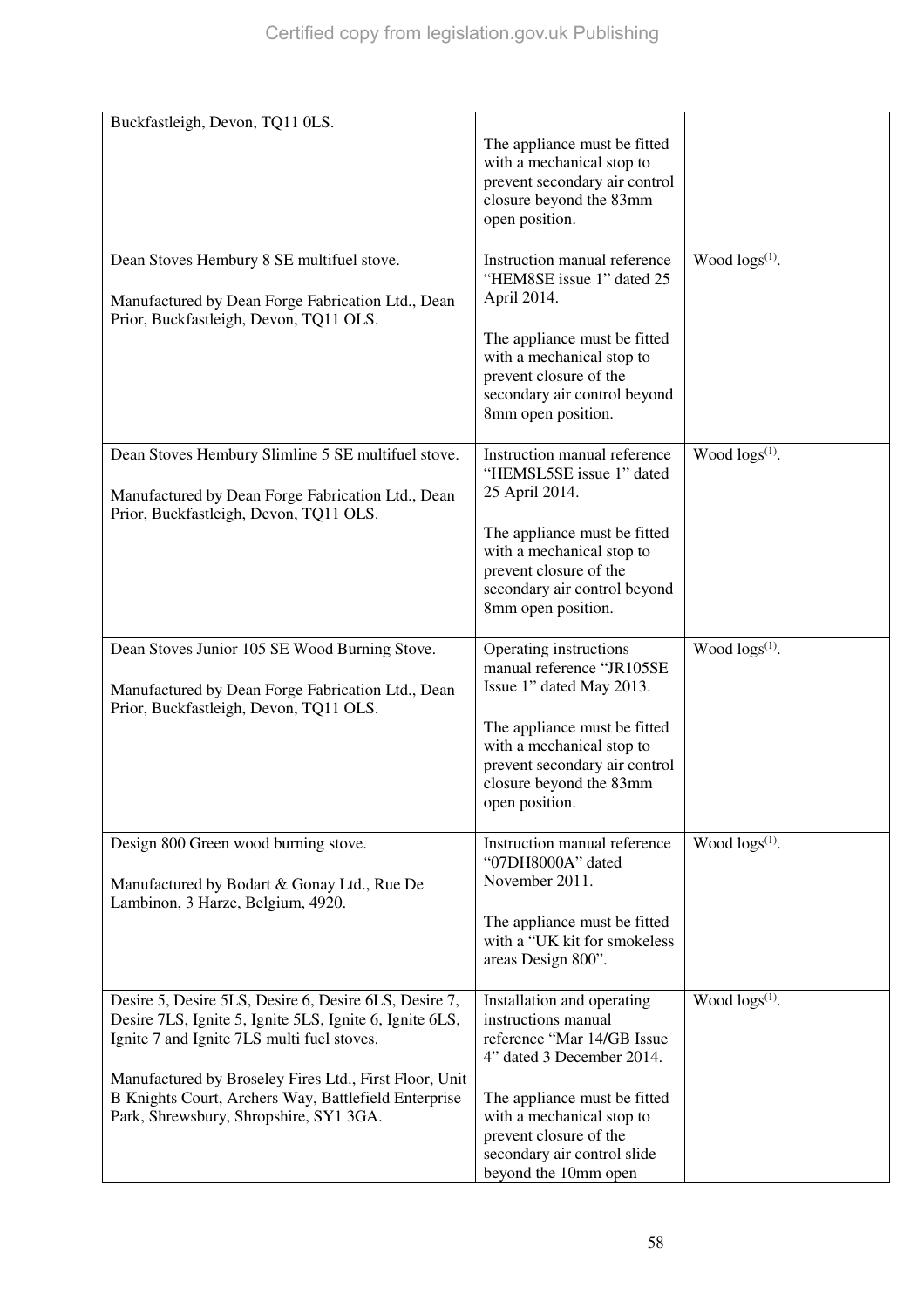| | | |
|---|---|---|
| Buckfastleigh, Devon, TQ11 0LS. | The appliance must be fitted with a mechanical stop to prevent secondary air control closure beyond the 83mm open position. | |
| Dean Stoves Hembury 8 SE multifuel stove.<br><br>Manufactured by Dean Forge Fabrication Ltd., Dean Prior, Buckfastleigh, Devon, TQ11 OLS. | Instruction manual reference "HEM8SE issue 1" dated 25 April 2014.<br><br>The appliance must be fitted with a mechanical stop to prevent closure of the secondary air control beyond 8mm open position. | Wood logs[1]. |
| Dean Stoves Hembury Slimline 5 SE multifuel stove.<br><br>Manufactured by Dean Forge Fabrication Ltd., Dean Prior, Buckfastleigh, Devon, TQ11 OLS. | Instruction manual reference "HEMSL5SE issue 1" dated 25 April 2014.<br><br>The appliance must be fitted with a mechanical stop to prevent closure of the secondary air control beyond 8mm open position. | Wood logs[1]. |
| Dean Stoves Junior 105 SE Wood Burning Stove.<br><br>Manufactured by Dean Forge Fabrication Ltd., Dean Prior, Buckfastleigh, Devon, TQ11 OLS. | Operating instructions manual reference "JR105SE Issue 1" dated May 2013.<br><br>The appliance must be fitted with a mechanical stop to prevent secondary air control closure beyond the 83mm open position. | Wood logs[1]. |
| Design 800 Green wood burning stove.<br><br>Manufactured by Bodart & Gonay Ltd., Rue De Lambinon, 3 Harze, Belgium, 4920. | Instruction manual reference "07DH8000A" dated November 2011.<br><br>The appliance must be fitted with a "UK kit for smokeless areas Design 800". | Wood logs[1]. |
| Desire 5, Desire 5LS, Desire 6, Desire 6LS, Desire 7, Desire 7LS, Ignite 5, Ignite 5LS, Ignite 6, Ignite 6LS, Ignite 7 and Ignite 7LS multi fuel stoves.<br><br>Manufactured by Broseley Fires Ltd., First Floor, Unit B Knights Court, Archers Way, Battlefield Enterprise Park, Shrewsbury, Shropshire, SY1 3GA. | Installation and operating instructions manual reference "Mar 14/GB Issue 4" dated 3 December 2014.<br><br>The appliance must be fitted with a mechanical stop to prevent closure of the secondary air control slide beyond the 10mm open | Wood logs[1]. |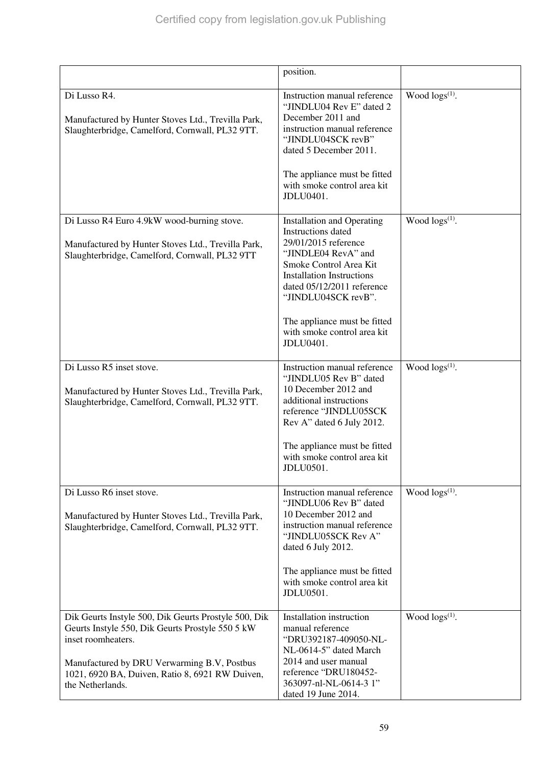| | | |
|---|---|---|
| | position. | |
| Di Lusso R4.<br><br>Manufactured by Hunter Stoves Ltd., Trevilla Park, Slaughterbridge, Camelford, Cornwall, PL32 9TT. | Instruction manual reference “JINDLU04 Rev E” dated 2 December 2011 and instruction manual reference “JINDLU04SCK revB” dated 5 December 2011.<br><br>The appliance must be fitted with smoke control area kit JDLU0401. | Wood logs[(1)]. |
| Di Lusso R4 Euro 4.9kW wood-burning stove.<br><br>Manufactured by Hunter Stoves Ltd., Trevilla Park, Slaughterbridge, Camelford, Cornwall, PL32 9TT | Installation and Operating Instructions dated 29/01/2015 reference “JINDLE04 RevA” and Smoke Control Area Kit Installation Instructions dated 05/12/2011 reference “JINDLU04SCK revB”.<br><br>The appliance must be fitted with smoke control area kit JDLU0401. | Wood logs[(1)]. |
| Di Lusso R5 inset stove.<br><br>Manufactured by Hunter Stoves Ltd., Trevilla Park, Slaughterbridge, Camelford, Cornwall, PL32 9TT. | Instruction manual reference “JINDLU05 Rev B” dated 10 December 2012 and additional instructions reference “JINDLU05SCK Rev A” dated 6 July 2012.<br><br>The appliance must be fitted with smoke control area kit JDLU0501. | Wood logs[(1)]. |
| Di Lusso R6 inset stove.<br><br>Manufactured by Hunter Stoves Ltd., Trevilla Park, Slaughterbridge, Camelford, Cornwall, PL32 9TT. | Instruction manual reference “JINDLU06 Rev B” dated 10 December 2012 and instruction manual reference “JINDLU05SCK Rev A” dated 6 July 2012.<br><br>The appliance must be fitted with smoke control area kit JDLU0501. | Wood logs[(1)]. |
| Dik Geurts Instyle 500, Dik Geurts Prostyle 500, Dik Geurts Instyle 550, Dik Geurts Prostyle 550 5 kW inset roomheaters.<br><br>Manufactured by DRU Verwarming B.V, Postbus 1021, 6920 BA, Duiven, Ratio 8, 6921 RW Duiven, the Netherlands. | Installation instruction manual reference “DRU392187-409050-NL-NL-0614-5” dated March 2014 and user manual reference “DRU180452-363097-nl-NL-0614-3 1” dated 19 June 2014. | Wood logs[(1)]. |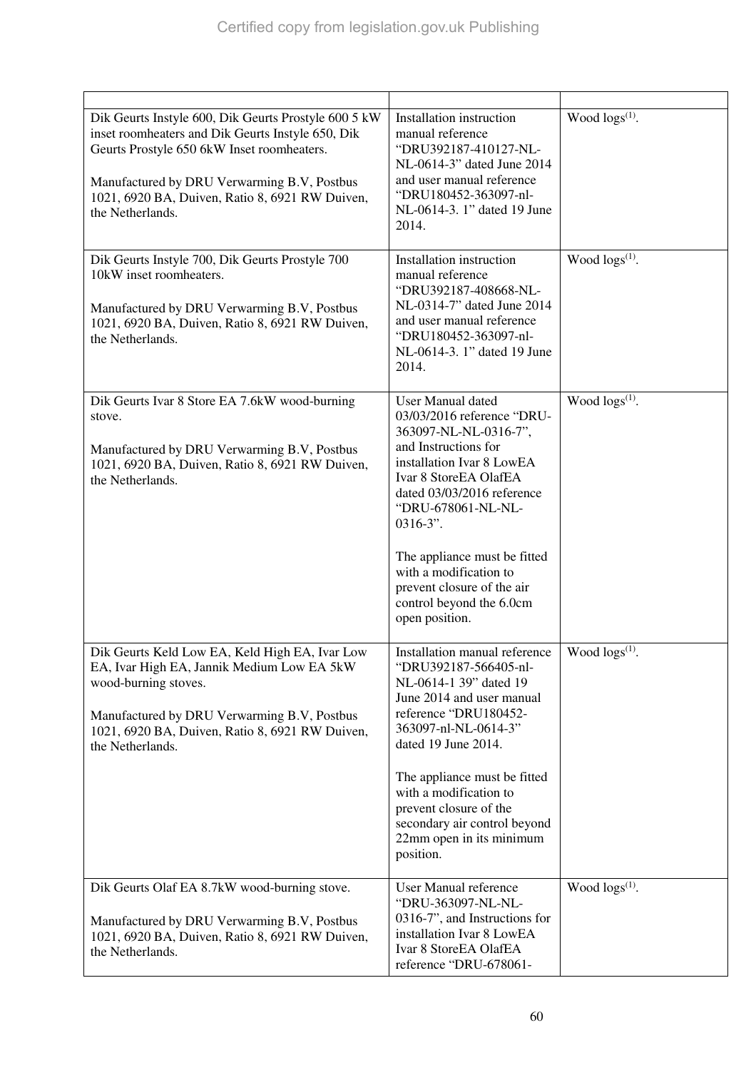| | | |
|---|---|---|
| Dik Geurts Instyle 600, Dik Geurts Prostyle 600 5 kW inset roomheaters and Dik Geurts Instyle 650, Dik Geurts Prostyle 650 6kW Inset roomheaters.<br><br>Manufactured by DRU Verwarming B.V, Postbus 1021, 6920 BA, Duiven, Ratio 8, 6921 RW Duiven, the Netherlands. | Installation instruction manual reference "DRU392187-410127-NL-NL-0614-3" dated June 2014 and user manual reference "DRU180452-363097-nl-NL-0614-3. 1" dated 19 June 2014. | Wood logs(1). |
| Dik Geurts Instyle 700, Dik Geurts Prostyle 700 10kW inset roomheaters.<br><br>Manufactured by DRU Verwarming B.V, Postbus 1021, 6920 BA, Duiven, Ratio 8, 6921 RW Duiven, the Netherlands. | Installation instruction manual reference "DRU392187-408668-NL-NL-0314-7" dated June 2014 and user manual reference "DRU180452-363097-nl-NL-0614-3. 1" dated 19 June 2014. | Wood logs(1). |
| Dik Geurts Ivar 8 Store EA 7.6kW wood-burning stove.<br><br>Manufactured by DRU Verwarming B.V, Postbus 1021, 6920 BA, Duiven, Ratio 8, 6921 RW Duiven, the Netherlands. | User Manual dated 03/03/2016 reference "DRU-363097-NL-NL-0316-7", and Instructions for installation Ivar 8 LowEA Ivar 8 StoreEA OlafEA dated 03/03/2016 reference "DRU-678061-NL-NL-0316-3".<br><br>The appliance must be fitted with a modification to prevent closure of the air control beyond the 6.0cm open position. | Wood logs(1). |
| Dik Geurts Keld Low EA, Keld High EA, Ivar Low EA, Ivar High EA, Jannik Medium Low EA 5kW wood-burning stoves.<br><br>Manufactured by DRU Verwarming B.V, Postbus 1021, 6920 BA, Duiven, Ratio 8, 6921 RW Duiven, the Netherlands. | Installation manual reference "DRU392187-566405-nl-NL-0614-1 39" dated 19 June 2014 and user manual reference "DRU180452-363097-nl-NL-0614-3" dated 19 June 2014.<br><br>The appliance must be fitted with a modification to prevent closure of the secondary air control beyond 22mm open in its minimum position. | Wood logs(1). |
| Dik Geurts Olaf EA 8.7kW wood-burning stove.<br><br>Manufactured by DRU Verwarming B.V, Postbus 1021, 6920 BA, Duiven, Ratio 8, 6921 RW Duiven, the Netherlands. | User Manual reference "DRU-363097-NL-NL-0316-7", and Instructions for installation Ivar 8 LowEA Ivar 8 StoreEA OlafEA reference "DRU-678061- | Wood logs(1). |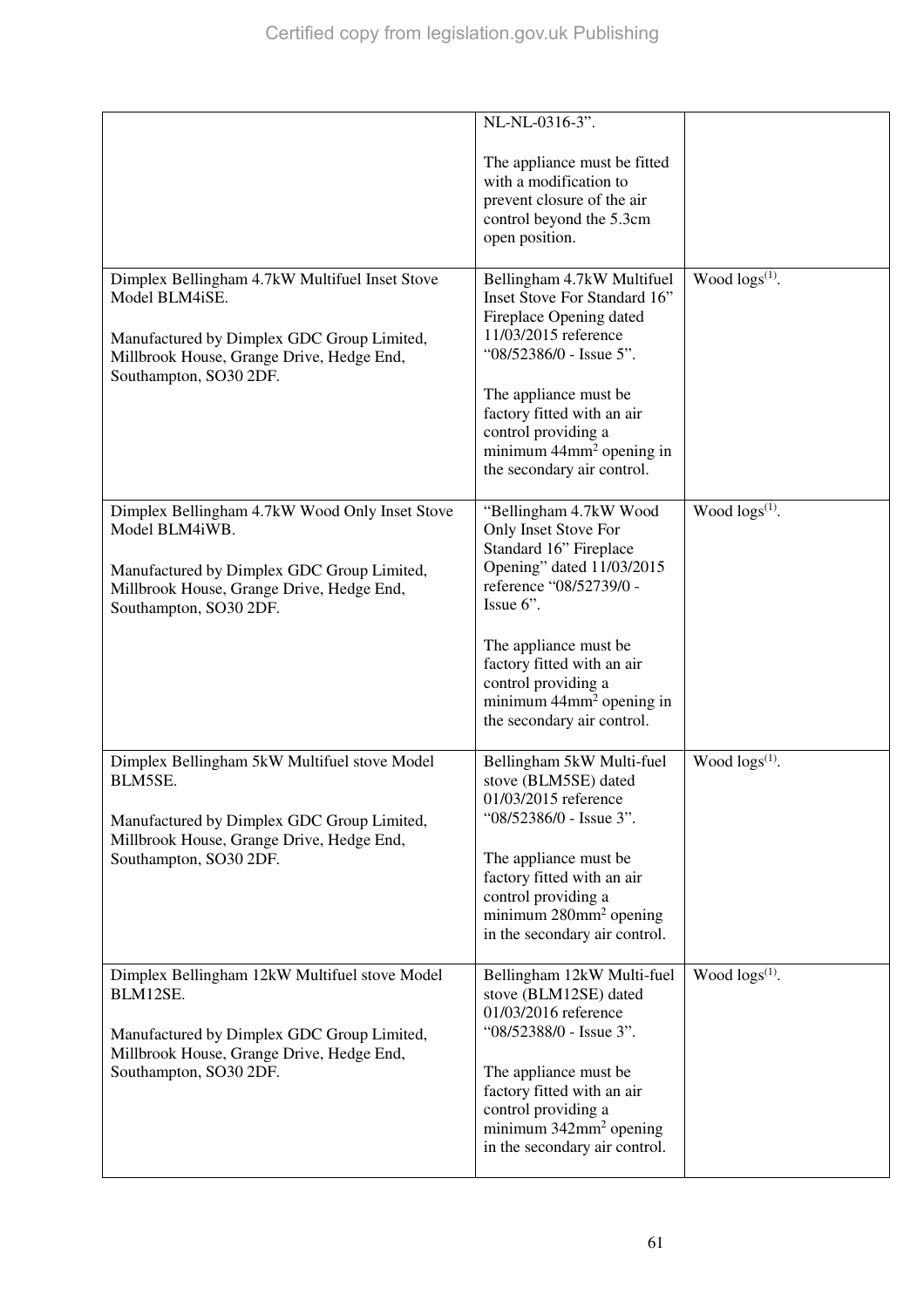| | | |
|---|---|---|
| | NL-NL-0316-3".<br><br>The appliance must be fitted with a modification to prevent closure of the air control beyond the 5.3cm open position. | |
| Dimplex Bellingham 4.7kW Multifuel Inset Stove Model BLM4iSE.<br><br>Manufactured by Dimplex GDC Group Limited, Millbrook House, Grange Drive, Hedge End, Southampton, SO30 2DF. | Bellingham 4.7kW Multifuel Inset Stove For Standard 16" Fireplace Opening dated 11/03/2015 reference "08/52386/0 - Issue 5".<br><br>The appliance must be factory fitted with an air control providing a minimum 44mm$^2$ opening in the secondary air control. | Wood logs[(1)]. |
| Dimplex Bellingham 4.7kW Wood Only Inset Stove Model BLM4iWB.<br><br>Manufactured by Dimplex GDC Group Limited, Millbrook House, Grange Drive, Hedge End, Southampton, SO30 2DF. | "Bellingham 4.7kW Wood Only Inset Stove For Standard 16" Fireplace Opening" dated 11/03/2015 reference "08/52739/0 - Issue 6".<br><br>The appliance must be factory fitted with an air control providing a minimum 44mm$^2$ opening in the secondary air control. | Wood logs[(1)]. |
| Dimplex Bellingham 5kW Multifuel stove Model BLM5SE.<br><br>Manufactured by Dimplex GDC Group Limited, Millbrook House, Grange Drive, Hedge End, Southampton, SO30 2DF. | Bellingham 5kW Multi-fuel stove (BLM5SE) dated 01/03/2015 reference "08/52386/0 - Issue 3".<br><br>The appliance must be factory fitted with an air control providing a minimum 280mm$^2$ opening in the secondary air control. | Wood logs[(1)]. |
| Dimplex Bellingham 12kW Multifuel stove Model BLM12SE.<br><br>Manufactured by Dimplex GDC Group Limited, Millbrook House, Grange Drive, Hedge End, Southampton, SO30 2DF. | Bellingham 12kW Multi-fuel stove (BLM12SE) dated 01/03/2016 reference "08/52388/0 - Issue 3".<br><br>The appliance must be factory fitted with an air control providing a minimum 342mm$^2$ opening in the secondary air control. | Wood logs[(1)]. |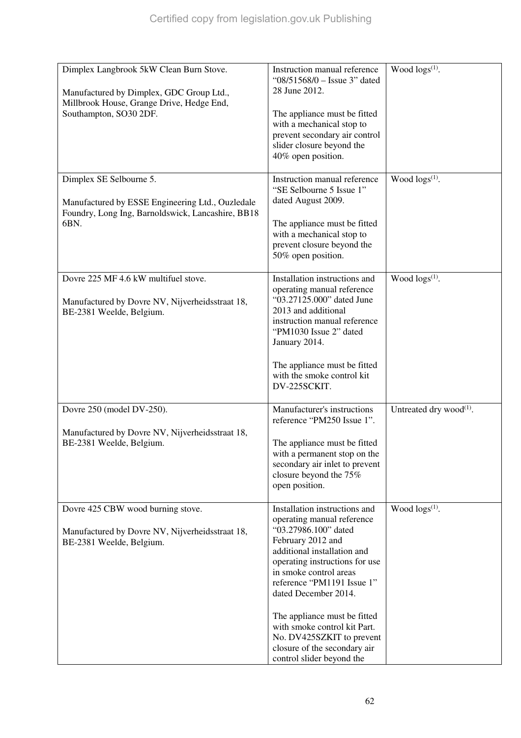| | | |
|---|---|---|
| Dimplex Langbrook 5kW Clean Burn Stove.<br><br>Manufactured by Dimplex, GDC Group Ltd., Millbrook House, Grange Drive, Hedge End, Southampton, SO30 2DF. | Instruction manual reference "08/51568/0 – Issue 3" dated 28 June 2012.<br><br>The appliance must be fitted with a mechanical stop to prevent secondary air control slider closure beyond the 40% open position. | Wood logs[(1)]. |
| Dimplex SE Selbourne 5.<br><br>Manufactured by ESSE Engineering Ltd., Ouzledale Foundry, Long Ing, Barnoldswick, Lancashire, BB18 6BN. | Instruction manual reference "SE Selbourne 5 Issue 1" dated August 2009.<br><br>The appliance must be fitted with a mechanical stop to prevent closure beyond the 50% open position. | Wood logs[(1)]. |
| Dovre 225 MF 4.6 kW multifuel stove.<br><br>Manufactured by Dovre NV, Nijverheidsstraat 18, BE-2381 Weelde, Belgium. | Installation instructions and operating manual reference "03.27125.000" dated June 2013 and additional instruction manual reference "PM1030 Issue 2" dated January 2014.<br><br>The appliance must be fitted with the smoke control kit DV-225SCKIT. | Wood logs[(1)]. |
| Dovre 250 (model DV-250).<br><br>Manufactured by Dovre NV, Nijverheidsstraat 18, BE-2381 Weelde, Belgium. | Manufacturer's instructions reference "PM250 Issue 1".<br><br>The appliance must be fitted with a permanent stop on the secondary air inlet to prevent closure beyond the 75% open position. | Untreated dry wood[(1)]. |
| Dovre 425 CBW wood burning stove.<br><br>Manufactured by Dovre NV, Nijverheidsstraat 18, BE-2381 Weelde, Belgium. | Installation instructions and operating manual reference "03.27986.100" dated February 2012 and additional installation and operating instructions for use in smoke control areas reference "PM1191 Issue 1" dated December 2014.<br><br>The appliance must be fitted with smoke control kit Part. No. DV425SZKIT to prevent closure of the secondary air control slider beyond the | Wood logs[(1)]. |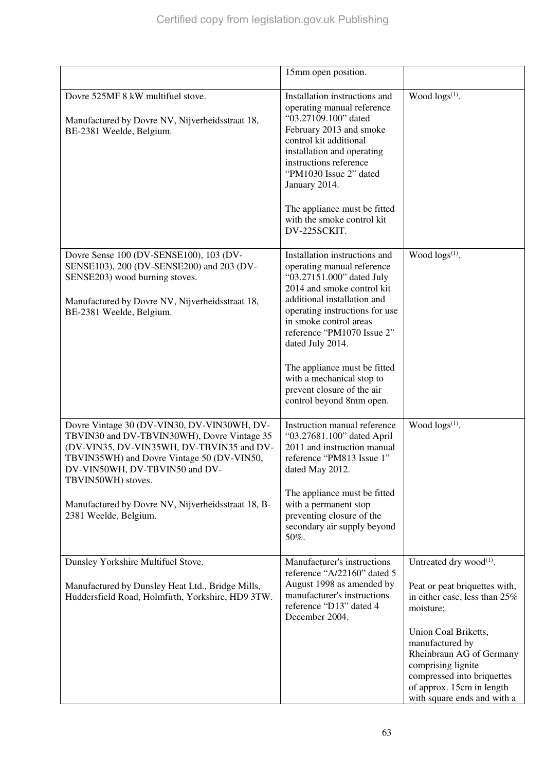| | | |
|---|---|---|
| | 15mm open position. | |
| Dovre 525MF 8 kW multifuel stove.<br><br>Manufactured by Dovre NV, Nijverheidsstraat 18, BE-2381 Weelde, Belgium. | Installation instructions and operating manual reference "03.27109.100" dated February 2013 and smoke control kit additional installation and operating instructions reference "PM1030 Issue 2" dated January 2014.<br><br>The appliance must be fitted with the smoke control kit DV-225SCKIT. | Wood logs(1). |
| Dovre Sense 100 (DV-SENSE100), 103 (DV-SENSE103), 200 (DV-SENSE200) and 203 (DV-SENSE203) wood burning stoves.<br><br>Manufactured by Dovre NV, Nijverheidsstraat 18, BE-2381 Weelde, Belgium. | Installation instructions and operating manual reference "03.27151.000" dated July 2014 and smoke control kit additional installation and operating instructions for use in smoke control areas reference "PM1070 Issue 2" dated July 2014.<br><br>The appliance must be fitted with a mechanical stop to prevent closure of the air control beyond 8mm open. | Wood logs(1). |
| Dovre Vintage 30 (DV-VIN30, DV-VIN30WH, DV-TBVIN30 and DV-TBVIN30WH), Dovre Vintage 35 (DV-VIN35, DV-VIN35WH, DV-TBVIN35 and DV-TBVIN35WH) and Dovre Vintage 50 (DV-VIN50, DV-VIN50WH, DV-TBVIN50 and DV-TBVIN50WH) stoves.<br><br>Manufactured by Dovre NV, Nijverheidsstraat 18, B-2381 Weelde, Belgium. | Instruction manual reference "03.27681.100" dated April 2011 and instruction manual reference "PM813 Issue 1" dated May 2012.<br><br>The appliance must be fitted with a permanent stop preventing closure of the secondary air supply beyond 50%. | Wood logs(1). |
| Dunsley Yorkshire Multifuel Stove.<br><br>Manufactured by Dunsley Heat Ltd., Bridge Mills, Huddersfield Road, Holmfirth, Yorkshire, HD9 3TW. | Manufacturer's instructions reference "A/22160" dated 5 August 1998 as amended by manufacturer's instructions reference "D13" dated 4 December 2004. | Untreated dry wood(1).<br><br>Peat or peat briquettes with, in either case, less than 25% moisture;<br><br>Union Coal Briketts, manufactured by Rheinbraun AG of Germany comprising lignite compressed into briquettes of approx. 15cm in length with square ends and with a |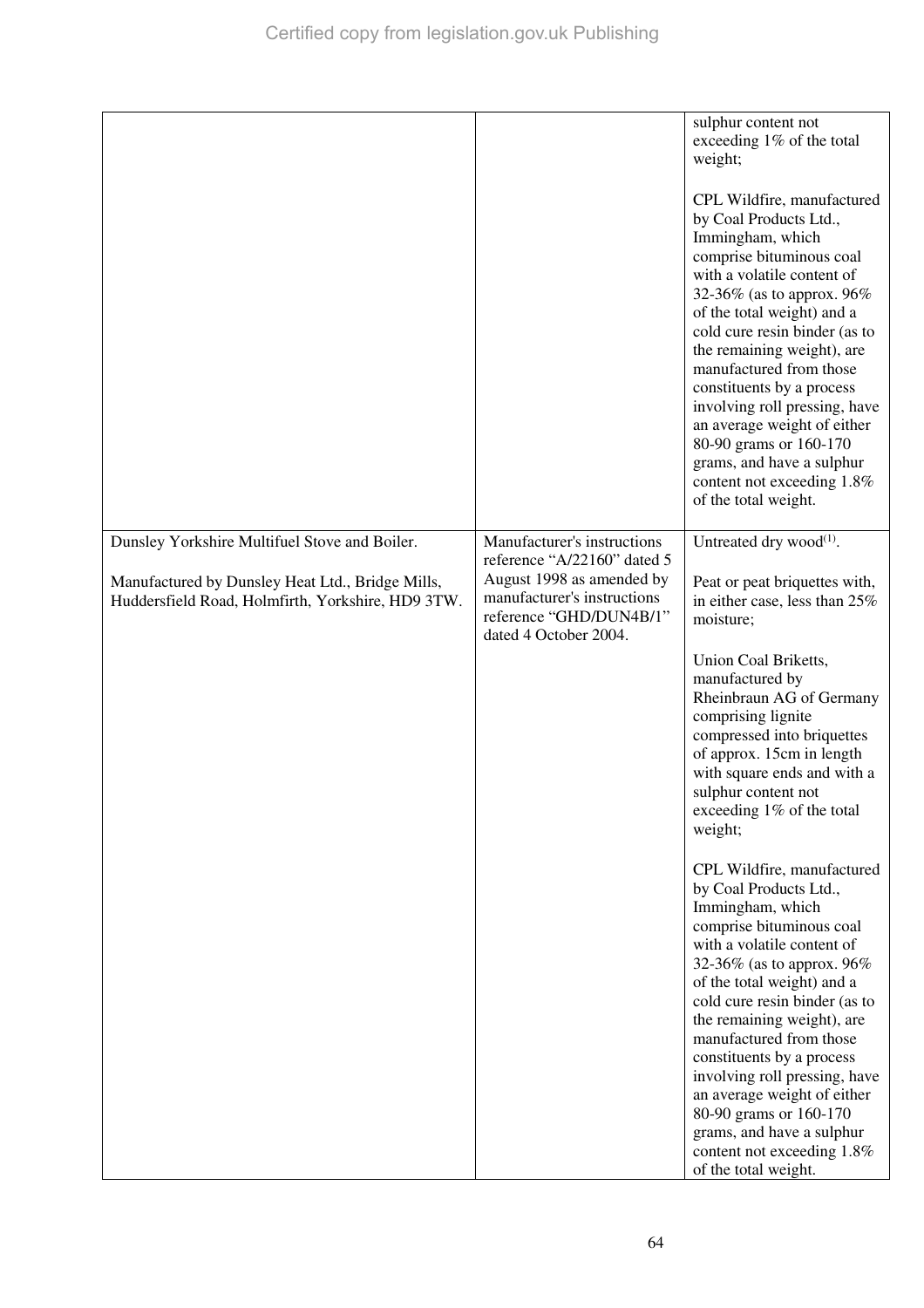| | | |
|---|---|---|
| | | sulphur content not exceeding 1% of the total weight;<br><br>CPL Wildfire, manufactured by Coal Products Ltd., Immingham, which comprise bituminous coal with a volatile content of 32-36% (as to approx. 96% of the total weight) and a cold cure resin binder (as to the remaining weight), are manufactured from those constituents by a process involving roll pressing, have an average weight of either 80-90 grams or 160-170 grams, and have a sulphur content not exceeding 1.8% of the total weight. |
| Dunsley Yorkshire Multifuel Stove and Boiler.<br><br>Manufactured by Dunsley Heat Ltd., Bridge Mills, Huddersfield Road, Holmfirth, Yorkshire, HD9 3TW. | Manufacturer's instructions reference "A/22160" dated 5 August 1998 as amended by manufacturer's instructions reference "GHD/DUN4B/1" dated 4 October 2004. | Untreated dry wood[(1)].<br><br>Peat or peat briquettes with, in either case, less than 25% moisture;<br><br>Union Coal Briketts, manufactured by Rheinbraun AG of Germany comprising lignite compressed into briquettes of approx. 15cm in length with square ends and with a sulphur content not exceeding 1% of the total weight;<br><br>CPL Wildfire, manufactured by Coal Products Ltd., Immingham, which comprise bituminous coal with a volatile content of 32-36% (as to approx. 96% of the total weight) and a cold cure resin binder (as to the remaining weight), are manufactured from those constituents by a process involving roll pressing, have an average weight of either 80-90 grams or 160-170 grams, and have a sulphur content not exceeding 1.8% of the total weight. |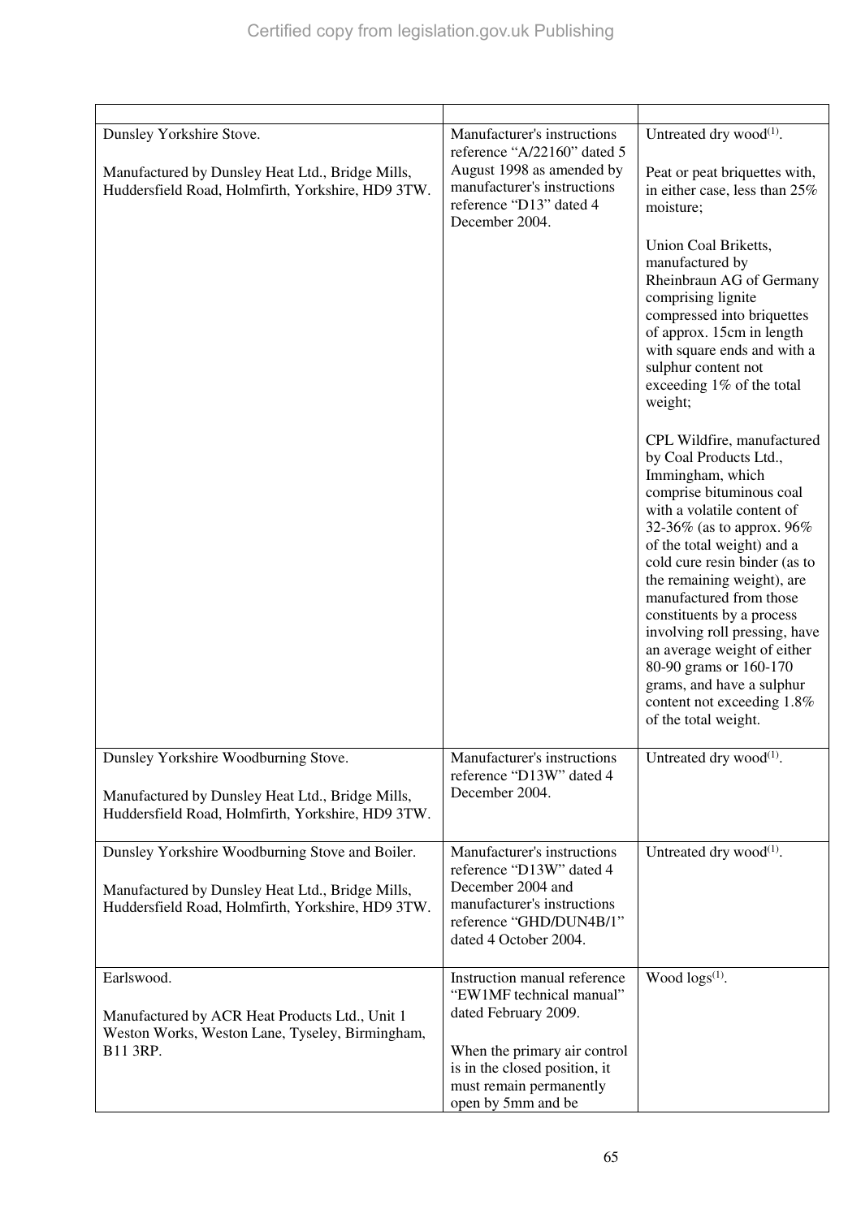| | | |
|---|---|---|
| Dunsley Yorkshire Stove.<br><br>Manufactured by Dunsley Heat Ltd., Bridge Mills, Huddersfield Road, Holmfirth, Yorkshire, HD9 3TW. | Manufacturer's instructions reference "A/22160" dated 5 August 1998 as amended by manufacturer's instructions reference "D13" dated 4 December 2004. | Untreated dry wood[1].<br><br>Peat or peat briquettes with, in either case, less than 25% moisture;<br><br>Union Coal Briketts, manufactured by Rheinbraun AG of Germany comprising lignite compressed into briquettes of approx. 15cm in length with square ends and with a sulphur content not exceeding 1% of the total weight;<br><br>CPL Wildfire, manufactured by Coal Products Ltd., Immingham, which comprise bituminous coal with a volatile content of 32-36% (as to approx. 96% of the total weight) and a cold cure resin binder (as to the remaining weight), are manufactured from those constituents by a process involving roll pressing, have an average weight of either 80-90 grams or 160-170 grams, and have a sulphur content not exceeding 1.8% of the total weight. |
| Dunsley Yorkshire Woodburning Stove.<br><br>Manufactured by Dunsley Heat Ltd., Bridge Mills, Huddersfield Road, Holmfirth, Yorkshire, HD9 3TW. | Manufacturer's instructions reference "D13W" dated 4 December 2004. | Untreated dry wood[1]. |
| Dunsley Yorkshire Woodburning Stove and Boiler.<br><br>Manufactured by Dunsley Heat Ltd., Bridge Mills, Huddersfield Road, Holmfirth, Yorkshire, HD9 3TW. | Manufacturer's instructions reference "D13W" dated 4 December 2004 and manufacturer's instructions reference "GHD/DUN4B/1" dated 4 October 2004. | Untreated dry wood[1]. |
| Earlswood.<br><br>Manufactured by ACR Heat Products Ltd., Unit 1 Weston Works, Weston Lane, Tyseley, Birmingham, B11 3RP. | Instruction manual reference "EW1MF technical manual" dated February 2009.<br><br>When the primary air control is in the closed position, it must remain permanently open by 5mm and be | Wood logs[1]. |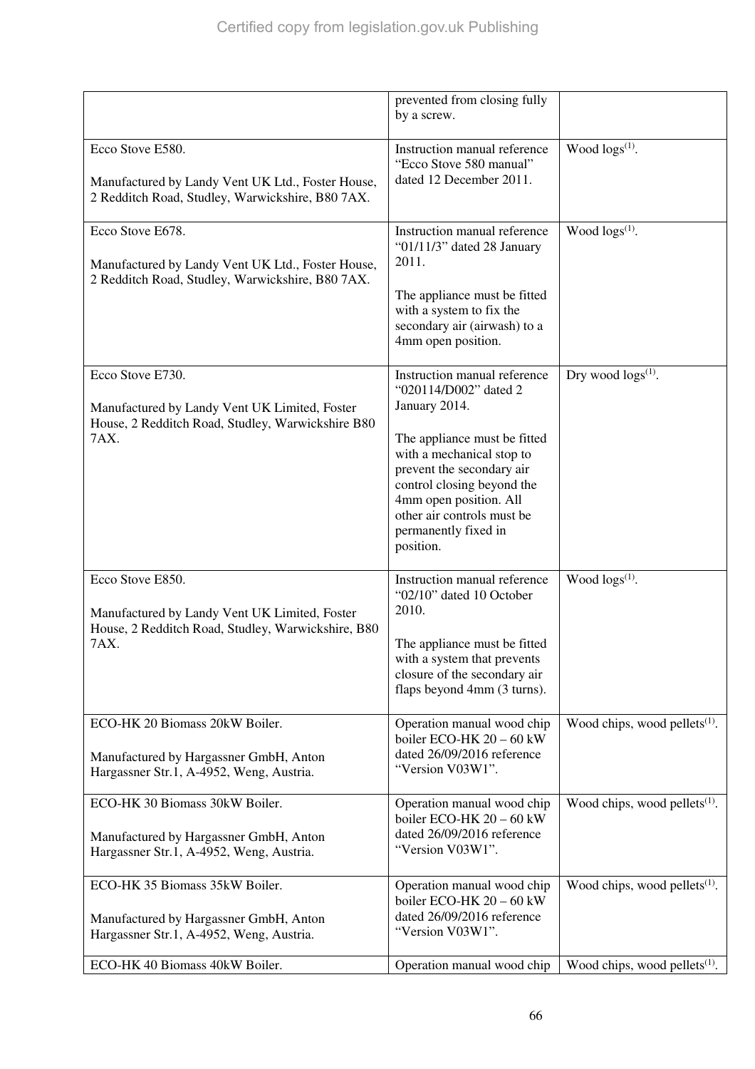| | | |
|---|---|---|
| | prevented from closing fully by a screw. | |
| Ecco Stove E580.<br><br>Manufactured by Landy Vent UK Ltd., Foster House, 2 Redditch Road, Studley, Warwickshire, B80 7AX. | Instruction manual reference "Ecco Stove 580 manual" dated 12 December 2011. | Wood logs[(1)]. |
| Ecco Stove E678.<br><br>Manufactured by Landy Vent UK Ltd., Foster House, 2 Redditch Road, Studley, Warwickshire, B80 7AX. | Instruction manual reference "01/11/3" dated 28 January 2011.<br><br>The appliance must be fitted with a system to fix the secondary air (airwash) to a 4mm open position. | Wood logs[(1)]. |
| Ecco Stove E730.<br><br>Manufactured by Landy Vent UK Limited, Foster House, 2 Redditch Road, Studley, Warwickshire B80 7AX. | Instruction manual reference "020114/D002" dated 2 January 2014.<br><br>The appliance must be fitted with a mechanical stop to prevent the secondary air control closing beyond the 4mm open position. All other air controls must be permanently fixed in position. | Dry wood logs[(1)]. |
| Ecco Stove E850.<br><br>Manufactured by Landy Vent UK Limited, Foster House, 2 Redditch Road, Studley, Warwickshire, B80 7AX. | Instruction manual reference "02/10" dated 10 October 2010.<br><br>The appliance must be fitted with a system that prevents closure of the secondary air flaps beyond 4mm (3 turns). | Wood logs[(1)]. |
| ECO-HK 20 Biomass 20kW Boiler.<br><br>Manufactured by Hargassner GmbH, Anton Hargassner Str.1, A-4952, Weng, Austria. | Operation manual wood chip boiler ECO-HK 20 – 60 kW dated 26/09/2016 reference "Version V03W1". | Wood chips, wood pellets[(1)]. |
| ECO-HK 30 Biomass 30kW Boiler.<br><br>Manufactured by Hargassner GmbH, Anton Hargassner Str.1, A-4952, Weng, Austria. | Operation manual wood chip boiler ECO-HK 20 – 60 kW dated 26/09/2016 reference "Version V03W1". | Wood chips, wood pellets[(1)]. |
| ECO-HK 35 Biomass 35kW Boiler.<br><br>Manufactured by Hargassner GmbH, Anton Hargassner Str.1, A-4952, Weng, Austria. | Operation manual wood chip boiler ECO-HK 20 – 60 kW dated 26/09/2016 reference "Version V03W1". | Wood chips, wood pellets[(1)]. |
| ECO-HK 40 Biomass 40kW Boiler. | Operation manual wood chip | Wood chips, wood pellets[(1)]. |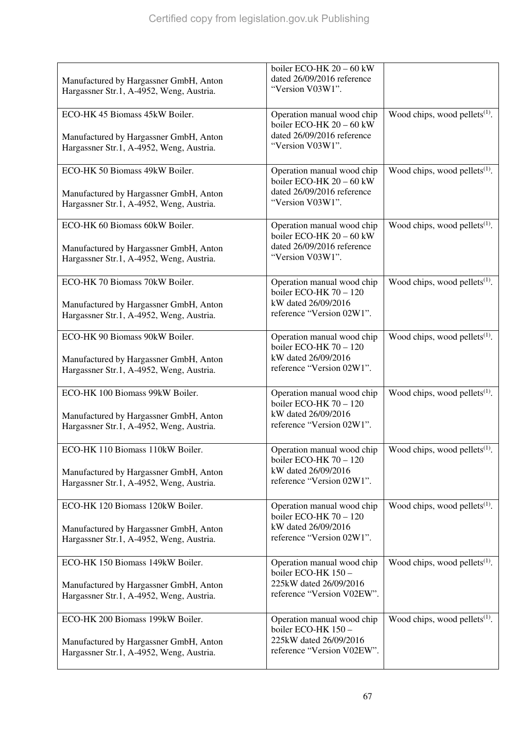| | | |
|---|---|---|
| Manufactured by Hargassner GmbH, Anton Hargassner Str.1, A-4952, Weng, Austria. | boiler ECO-HK 20 – 60 kW dated 26/09/2016 reference “Version V03W1”. | |
| ECO-HK 45 Biomass 45kW Boiler.<br><br>Manufactured by Hargassner GmbH, Anton Hargassner Str.1, A-4952, Weng, Austria. | Operation manual wood chip boiler ECO-HK 20 – 60 kW dated 26/09/2016 reference “Version V03W1”. | Wood chips, wood pellets[(1)]. |
| ECO-HK 50 Biomass 49kW Boiler.<br><br>Manufactured by Hargassner GmbH, Anton Hargassner Str.1, A-4952, Weng, Austria. | Operation manual wood chip boiler ECO-HK 20 – 60 kW dated 26/09/2016 reference “Version V03W1”. | Wood chips, wood pellets[(1)]. |
| ECO-HK 60 Biomass 60kW Boiler.<br><br>Manufactured by Hargassner GmbH, Anton Hargassner Str.1, A-4952, Weng, Austria. | Operation manual wood chip boiler ECO-HK 20 – 60 kW dated 26/09/2016 reference “Version V03W1”. | Wood chips, wood pellets[(1)]. |
| ECO-HK 70 Biomass 70kW Boiler.<br><br>Manufactured by Hargassner GmbH, Anton Hargassner Str.1, A-4952, Weng, Austria. | Operation manual wood chip boiler ECO-HK 70 – 120 kW dated 26/09/2016 reference “Version 02W1”. | Wood chips, wood pellets[(1)]. |
| ECO-HK 90 Biomass 90kW Boiler.<br><br>Manufactured by Hargassner GmbH, Anton Hargassner Str.1, A-4952, Weng, Austria. | Operation manual wood chip boiler ECO-HK 70 – 120 kW dated 26/09/2016 reference “Version 02W1”. | Wood chips, wood pellets[(1)]. |
| ECO-HK 100 Biomass 99kW Boiler.<br><br>Manufactured by Hargassner GmbH, Anton Hargassner Str.1, A-4952, Weng, Austria. | Operation manual wood chip boiler ECO-HK 70 – 120 kW dated 26/09/2016 reference “Version 02W1”. | Wood chips, wood pellets[(1)]. |
| ECO-HK 110 Biomass 110kW Boiler.<br><br>Manufactured by Hargassner GmbH, Anton Hargassner Str.1, A-4952, Weng, Austria. | Operation manual wood chip boiler ECO-HK 70 – 120 kW dated 26/09/2016 reference “Version 02W1”. | Wood chips, wood pellets[(1)]. |
| ECO-HK 120 Biomass 120kW Boiler.<br><br>Manufactured by Hargassner GmbH, Anton Hargassner Str.1, A-4952, Weng, Austria. | Operation manual wood chip boiler ECO-HK 70 – 120 kW dated 26/09/2016 reference “Version 02W1”. | Wood chips, wood pellets[(1)]. |
| ECO-HK 150 Biomass 149kW Boiler.<br><br>Manufactured by Hargassner GmbH, Anton Hargassner Str.1, A-4952, Weng, Austria. | Operation manual wood chip boiler ECO-HK 150 – 225kW dated 26/09/2016 reference “Version V02EW”. | Wood chips, wood pellets[(1)]. |
| ECO-HK 200 Biomass 199kW Boiler.<br><br>Manufactured by Hargassner GmbH, Anton Hargassner Str.1, A-4952, Weng, Austria. | Operation manual wood chip boiler ECO-HK 150 – 225kW dated 26/09/2016 reference “Version V02EW”. | Wood chips, wood pellets[(1)]. |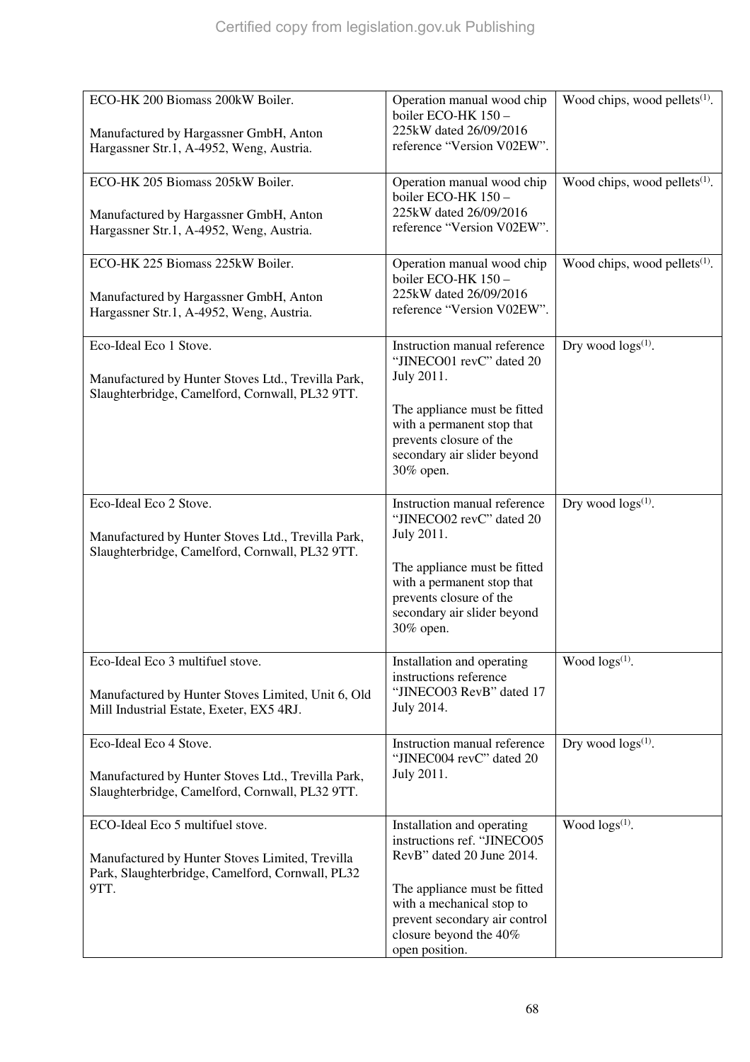Certified copy from legislation.gov.uk Publishing

| | | |
|---|---|---|
| ECO-HK 200 Biomass 200kW Boiler.<br><br>Manufactured by Hargassner GmbH, Anton Hargassner Str.1, A-4952, Weng, Austria. | Operation manual wood chip boiler ECO-HK 150 – 225kW dated 26/09/2016 reference "Version V02EW". | Wood chips, wood pellets[(1)]. |
| ECO-HK 205 Biomass 205kW Boiler.<br><br>Manufactured by Hargassner GmbH, Anton Hargassner Str.1, A-4952, Weng, Austria. | Operation manual wood chip boiler ECO-HK 150 – 225kW dated 26/09/2016 reference "Version V02EW". | Wood chips, wood pellets[(1)]. |
| ECO-HK 225 Biomass 225kW Boiler.<br><br>Manufactured by Hargassner GmbH, Anton Hargassner Str.1, A-4952, Weng, Austria. | Operation manual wood chip boiler ECO-HK 150 – 225kW dated 26/09/2016 reference "Version V02EW". | Wood chips, wood pellets[(1)]. |
| Eco-Ideal Eco 1 Stove.<br><br>Manufactured by Hunter Stoves Ltd., Trevilla Park, Slaughterbridge, Camelford, Cornwall, PL32 9TT. | Instruction manual reference "JINECO01 revC" dated 20 July 2011.<br><br>The appliance must be fitted with a permanent stop that prevents closure of the secondary air slider beyond 30% open. | Dry wood logs[(1)]. |
| Eco-Ideal Eco 2 Stove.<br><br>Manufactured by Hunter Stoves Ltd., Trevilla Park, Slaughterbridge, Camelford, Cornwall, PL32 9TT. | Instruction manual reference "JINECO02 revC" dated 20 July 2011.<br><br>The appliance must be fitted with a permanent stop that prevents closure of the secondary air slider beyond 30% open. | Dry wood logs[(1)]. |
| Eco-Ideal Eco 3 multifuel stove.<br><br>Manufactured by Hunter Stoves Limited, Unit 6, Old Mill Industrial Estate, Exeter, EX5 4RJ. | Installation and operating instructions reference "JINECO03 RevB" dated 17 July 2014. | Wood logs[(1)]. |
| Eco-Ideal Eco 4 Stove.<br><br>Manufactured by Hunter Stoves Ltd., Trevilla Park, Slaughterbridge, Camelford, Cornwall, PL32 9TT. | Instruction manual reference "JINEC004 revC" dated 20 July 2011. | Dry wood logs[(1)]. |
| ECO-Ideal Eco 5 multifuel stove.<br><br>Manufactured by Hunter Stoves Limited, Trevilla Park, Slaughterbridge, Camelford, Cornwall, PL32 9TT. | Installation and operating instructions ref. "JINECO05 RevB" dated 20 June 2014.<br><br>The appliance must be fitted with a mechanical stop to prevent secondary air control closure beyond the 40% open position. | Wood logs[(1)]. |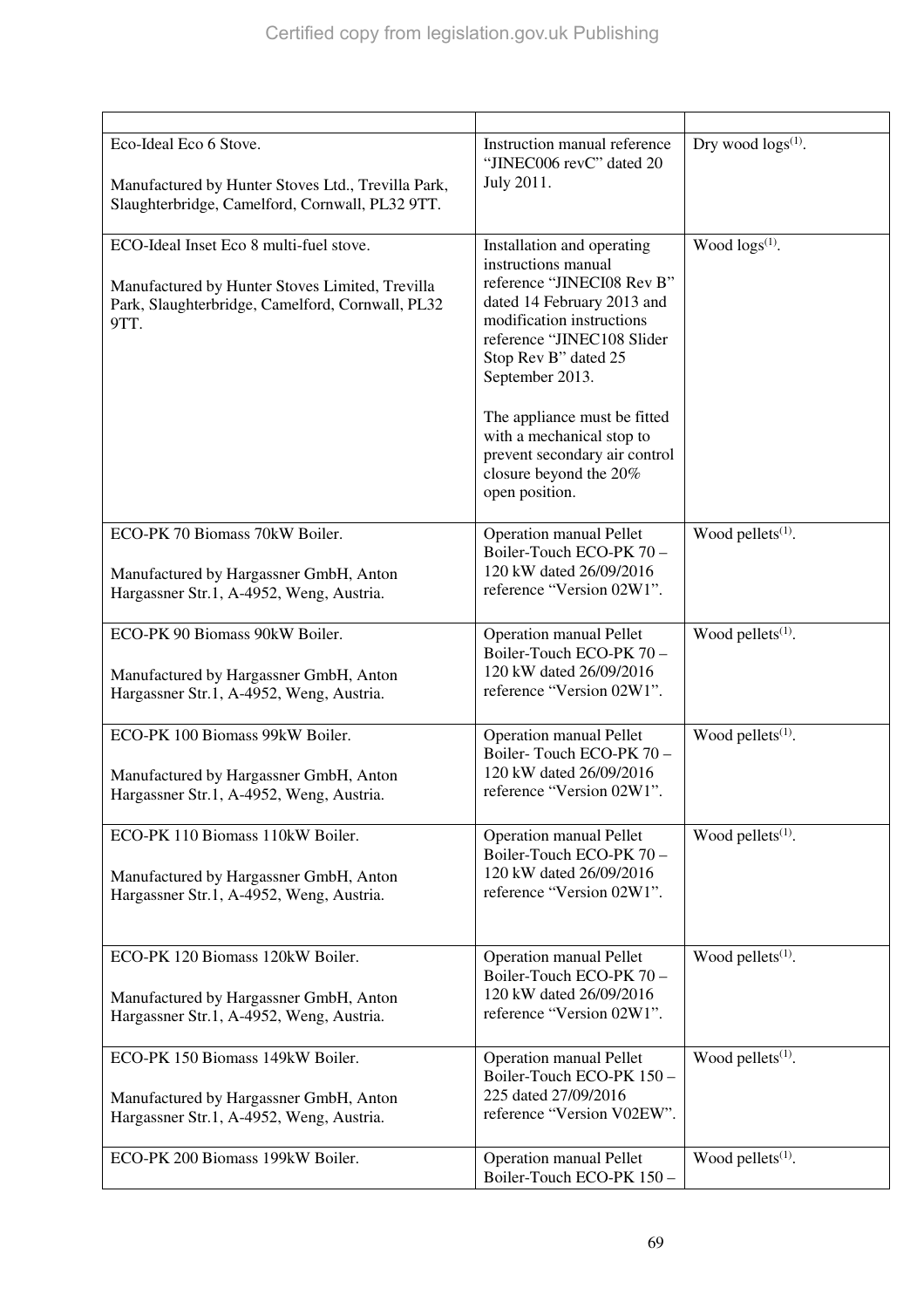| | | |
|---|---|---|
| Eco-Ideal Eco 6 Stove.<br><br>Manufactured by Hunter Stoves Ltd., Trevilla Park, Slaughterbridge, Camelford, Cornwall, PL32 9TT. | Instruction manual reference "JINEC006 revC" dated 20 July 2011. | Dry wood logs[(1)]. |
| ECO-Ideal Inset Eco 8 multi-fuel stove.<br><br>Manufactured by Hunter Stoves Limited, Trevilla Park, Slaughterbridge, Camelford, Cornwall, PL32 9TT. | Installation and operating instructions manual reference "JINECI08 Rev B" dated 14 February 2013 and modification instructions reference "JINEC108 Slider Stop Rev B" dated 25 September 2013.<br><br>The appliance must be fitted with a mechanical stop to prevent secondary air control closure beyond the 20% open position. | Wood logs[(1)]. |
| ECO-PK 70 Biomass 70kW Boiler.<br><br>Manufactured by Hargassner GmbH, Anton Hargassner Str.1, A-4952, Weng, Austria. | Operation manual Pellet Boiler-Touch ECO-PK 70 – 120 kW dated 26/09/2016 reference "Version 02W1". | Wood pellets[(1)]. |
| ECO-PK 90 Biomass 90kW Boiler.<br><br>Manufactured by Hargassner GmbH, Anton Hargassner Str.1, A-4952, Weng, Austria. | Operation manual Pellet Boiler-Touch ECO-PK 70 – 120 kW dated 26/09/2016 reference "Version 02W1". | Wood pellets[(1)]. |
| ECO-PK 100 Biomass 99kW Boiler.<br><br>Manufactured by Hargassner GmbH, Anton Hargassner Str.1, A-4952, Weng, Austria. | Operation manual Pellet Boiler- Touch ECO-PK 70 – 120 kW dated 26/09/2016 reference "Version 02W1". | Wood pellets[(1)]. |
| ECO-PK 110 Biomass 110kW Boiler.<br><br>Manufactured by Hargassner GmbH, Anton Hargassner Str.1, A-4952, Weng, Austria. | Operation manual Pellet Boiler-Touch ECO-PK 70 – 120 kW dated 26/09/2016 reference "Version 02W1". | Wood pellets[(1)]. |
| ECO-PK 120 Biomass 120kW Boiler.<br><br>Manufactured by Hargassner GmbH, Anton Hargassner Str.1, A-4952, Weng, Austria. | Operation manual Pellet Boiler-Touch ECO-PK 70 – 120 kW dated 26/09/2016 reference "Version 02W1". | Wood pellets[(1)]. |
| ECO-PK 150 Biomass 149kW Boiler.<br><br>Manufactured by Hargassner GmbH, Anton Hargassner Str.1, A-4952, Weng, Austria. | Operation manual Pellet Boiler-Touch ECO-PK 150 – 225 dated 27/09/2016 reference "Version V02EW". | Wood pellets[(1)]. |
| ECO-PK 200 Biomass 199kW Boiler. | Operation manual Pellet Boiler-Touch ECO-PK 150 – | Wood pellets[(1)]. |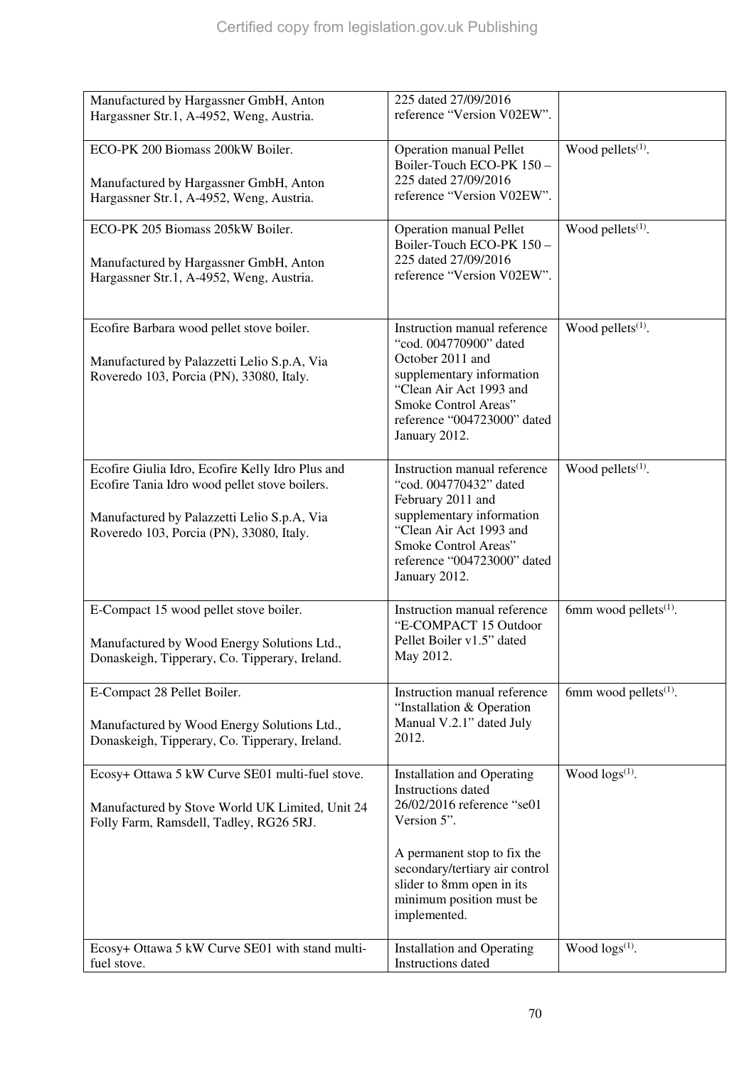| | | |
|---|---|---|
| Manufactured by Hargassner GmbH, Anton Hargassner Str.1, A-4952, Weng, Austria. | 225 dated 27/09/2016 reference "Version V02EW". | |
| ECO-PK 200 Biomass 200kW Boiler.<br><br>Manufactured by Hargassner GmbH, Anton Hargassner Str.1, A-4952, Weng, Austria. | Operation manual Pellet Boiler-Touch ECO-PK 150 – 225 dated 27/09/2016 reference "Version V02EW". | Wood pellets[(1)]. |
| ECO-PK 205 Biomass 205kW Boiler.<br><br>Manufactured by Hargassner GmbH, Anton Hargassner Str.1, A-4952, Weng, Austria. | Operation manual Pellet Boiler-Touch ECO-PK 150 – 225 dated 27/09/2016 reference "Version V02EW". | Wood pellets[(1)]. |
| Ecofire Barbara wood pellet stove boiler.<br><br>Manufactured by Palazzetti Lelio S.p.A, Via Roveredo 103, Porcia (PN), 33080, Italy. | Instruction manual reference "cod. 004770900" dated October 2011 and supplementary information "Clean Air Act 1993 and Smoke Control Areas" reference "004723000" dated January 2012. | Wood pellets[(1)]. |
| Ecofire Giulia Idro, Ecofire Kelly Idro Plus and Ecofire Tania Idro wood pellet stove boilers.<br><br>Manufactured by Palazzetti Lelio S.p.A, Via Roveredo 103, Porcia (PN), 33080, Italy. | Instruction manual reference "cod. 004770432" dated February 2011 and supplementary information "Clean Air Act 1993 and Smoke Control Areas" reference "004723000" dated January 2012. | Wood pellets[(1)]. |
| E-Compact 15 wood pellet stove boiler.<br><br>Manufactured by Wood Energy Solutions Ltd., Donaskeigh, Tipperary, Co. Tipperary, Ireland. | Instruction manual reference "E-COMPACT 15 Outdoor Pellet Boiler v1.5" dated May 2012. | 6mm wood pellets[(1)]. |
| E-Compact 28 Pellet Boiler.<br><br>Manufactured by Wood Energy Solutions Ltd., Donaskeigh, Tipperary, Co. Tipperary, Ireland. | Instruction manual reference "Installation & Operation Manual V.2.1" dated July 2012. | 6mm wood pellets[(1)]. |
| Ecosy+ Ottawa 5 kW Curve SE01 multi-fuel stove.<br><br>Manufactured by Stove World UK Limited, Unit 24 Folly Farm, Ramsdell, Tadley, RG26 5RJ. | Installation and Operating Instructions dated 26/02/2016 reference "se01 Version 5".<br><br>A permanent stop to fix the secondary/tertiary air control slider to 8mm open in its minimum position must be implemented. | Wood logs[(1)]. |
| Ecosy+ Ottawa 5 kW Curve SE01 with stand multi-fuel stove. | Installation and Operating Instructions dated | Wood logs[(1)]. |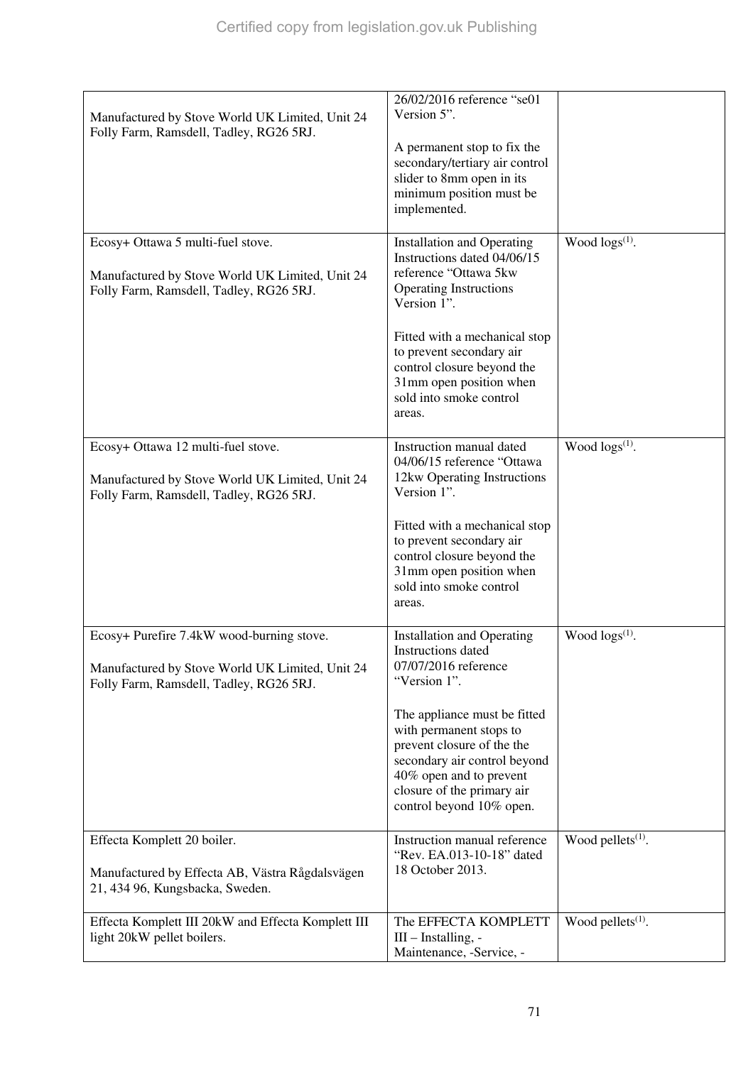| | | |
|---|---|---|
| Manufactured by Stove World UK Limited, Unit 24 Folly Farm, Ramsdell, Tadley, RG26 5RJ. | 26/02/2016 reference "se01 Version 5".<br><br>A permanent stop to fix the secondary/tertiary air control slider to 8mm open in its minimum position must be implemented. | |
| Ecosy+ Ottawa 5 multi-fuel stove.<br><br>Manufactured by Stove World UK Limited, Unit 24 Folly Farm, Ramsdell, Tadley, RG26 5RJ. | Installation and Operating Instructions dated 04/06/15 reference "Ottawa 5kw Operating Instructions Version 1".<br><br>Fitted with a mechanical stop to prevent secondary air control closure beyond the 31mm open position when sold into smoke control areas. | Wood logs[(1)]. |
| Ecosy+ Ottawa 12 multi-fuel stove.<br><br>Manufactured by Stove World UK Limited, Unit 24 Folly Farm, Ramsdell, Tadley, RG26 5RJ. | Instruction manual dated 04/06/15 reference "Ottawa 12kw Operating Instructions Version 1".<br><br>Fitted with a mechanical stop to prevent secondary air control closure beyond the 31mm open position when sold into smoke control areas. | Wood logs[(1)]. |
| Ecosy+ Purefire 7.4kW wood-burning stove.<br><br>Manufactured by Stove World UK Limited, Unit 24 Folly Farm, Ramsdell, Tadley, RG26 5RJ. | Installation and Operating Instructions dated 07/07/2016 reference "Version 1".<br><br>The appliance must be fitted with permanent stops to prevent closure of the the secondary air control beyond 40% open and to prevent closure of the primary air control beyond 10% open. | Wood logs[(1)]. |
| Effecta Komplett 20 boiler.<br><br>Manufactured by Effecta AB, Västra Rågdalsvägen 21, 434 96, Kungsbacka, Sweden. | Instruction manual reference "Rev. EA.013-10-18" dated 18 October 2013. | Wood pellets[(1)]. |
| Effecta Komplett III 20kW and Effecta Komplett III light 20kW pellet boilers. | The EFFECTA KOMPLETT III – Installing, - Maintenance, -Service, - | Wood pellets[(1)]. |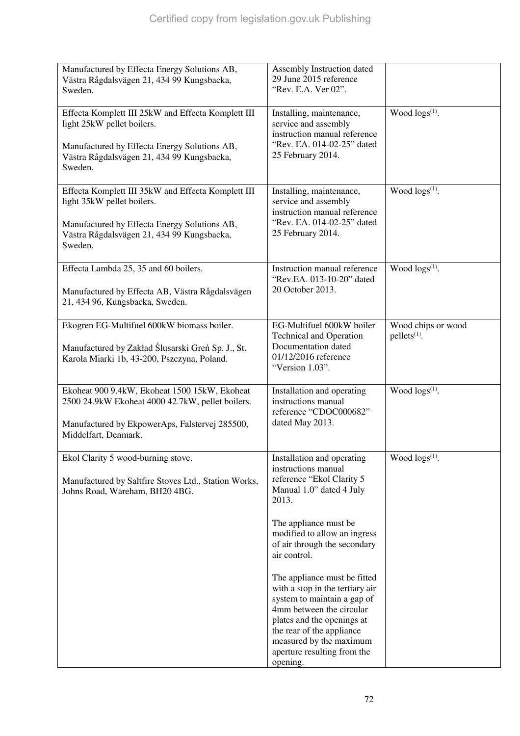| | | |
|---|---|---|
| Manufactured by Effecta Energy Solutions AB, Västra Rågdalsvägen 21, 434 99 Kungsbacka, Sweden. | Assembly Instruction dated 29 June 2015 reference "Rev. E.A. Ver 02". | |
| Effecta Komplett III 25kW and Effecta Komplett III light 25kW pellet boilers.<br><br>Manufactured by Effecta Energy Solutions AB, Västra Rågdalsvägen 21, 434 99 Kungsbacka, Sweden. | Installing, maintenance, service and assembly instruction manual reference "Rev. EA. 014-02-25" dated 25 February 2014. | Wood logs[(1)]. |
| Effecta Komplett III 35kW and Effecta Komplett III light 35kW pellet boilers.<br><br>Manufactured by Effecta Energy Solutions AB, Västra Rågdalsvägen 21, 434 99 Kungsbacka, Sweden. | Installing, maintenance, service and assembly instruction manual reference "Rev. EA. 014-02-25" dated 25 February 2014. | Wood logs[(1)]. |
| Effecta Lambda 25, 35 and 60 boilers.<br><br>Manufactured by Effecta AB, Västra Rågdalsvägen 21, 434 96, Kungsbacka, Sweden. | Instruction manual reference "Rev.EA. 013-10-20" dated 20 October 2013. | Wood logs[(1)]. |
| Ekogren EG-Multifuel 600kW biomass boiler.<br><br>Manufactured by Zakład Ślusarski Greń Sp. J., St. Karola Miarki 1b, 43-200, Pszczyna, Poland. | EG-Multifuel 600kW boiler Technical and Operation Documentation dated 01/12/2016 reference "Version 1.03". | Wood chips or wood pellets[(1)]. |
| Ekoheat 900 9.4kW, Ekoheat 1500 15kW, Ekoheat 2500 24.9kW Ekoheat 4000 42.7kW, pellet boilers.<br><br>Manufactured by EkpowerAps, Falstervej 285500, Middelfart, Denmark. | Installation and operating instructions manual reference "CDOC000682" dated May 2013. | Wood logs[(1)]. |
| Ekol Clarity 5 wood-burning stove.<br><br>Manufactured by Saltfire Stoves Ltd., Station Works, Johns Road, Wareham, BH20 4BG. | Installation and operating instructions manual reference "Ekol Clarity 5 Manual 1.0" dated 4 July 2013.<br><br>The appliance must be modified to allow an ingress of air through the secondary air control.<br><br>The appliance must be fitted with a stop in the tertiary air system to maintain a gap of 4mm between the circular plates and the openings at the rear of the appliance measured by the maximum aperture resulting from the opening. | Wood logs[(1)]. |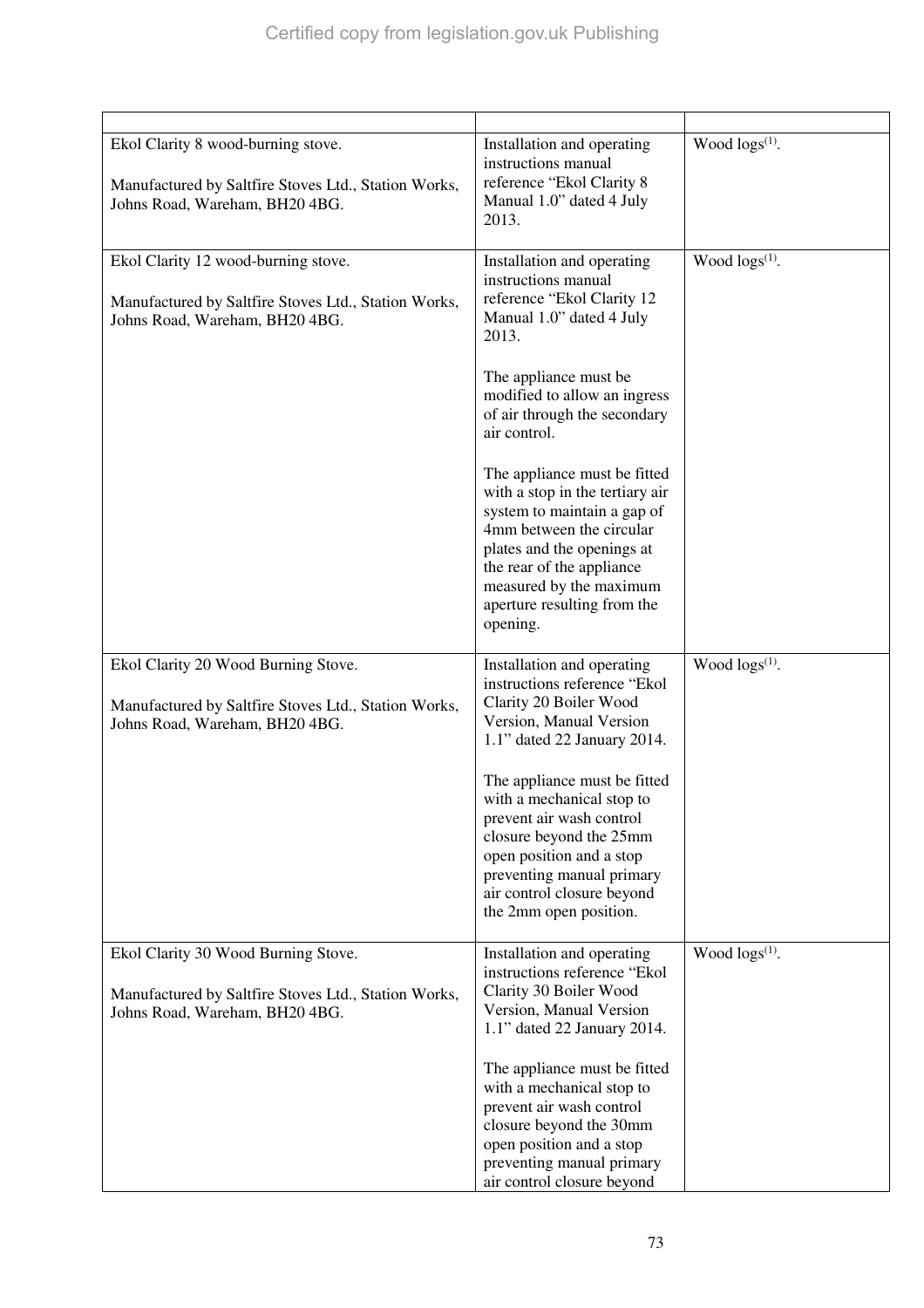| | | |
|---|---|---|
| Ekol Clarity 8 wood-burning stove.<br><br>Manufactured by Saltfire Stoves Ltd., Station Works, Johns Road, Wareham, BH20 4BG. | Installation and operating instructions manual reference "Ekol Clarity 8 Manual 1.0" dated 4 July 2013. | Wood logs[(1)]. |
| Ekol Clarity 12 wood-burning stove.<br><br>Manufactured by Saltfire Stoves Ltd., Station Works, Johns Road, Wareham, BH20 4BG. | Installation and operating instructions manual reference "Ekol Clarity 12 Manual 1.0" dated 4 July 2013.<br><br>The appliance must be modified to allow an ingress of air through the secondary air control.<br><br>The appliance must be fitted with a stop in the tertiary air system to maintain a gap of 4mm between the circular plates and the openings at the rear of the appliance measured by the maximum aperture resulting from the opening. | Wood logs[(1)]. |
| Ekol Clarity 20 Wood Burning Stove.<br><br>Manufactured by Saltfire Stoves Ltd., Station Works, Johns Road, Wareham, BH20 4BG. | Installation and operating instructions reference "Ekol Clarity 20 Boiler Wood Version, Manual Version 1.1" dated 22 January 2014.<br><br>The appliance must be fitted with a mechanical stop to prevent air wash control closure beyond the 25mm open position and a stop preventing manual primary air control closure beyond the 2mm open position. | Wood logs[(1)]. |
| Ekol Clarity 30 Wood Burning Stove.<br><br>Manufactured by Saltfire Stoves Ltd., Station Works, Johns Road, Wareham, BH20 4BG. | Installation and operating instructions reference "Ekol Clarity 30 Boiler Wood Version, Manual Version 1.1" dated 22 January 2014.<br><br>The appliance must be fitted with a mechanical stop to prevent air wash control closure beyond the 30mm open position and a stop preventing manual primary air control closure beyond | Wood logs[(1)]. |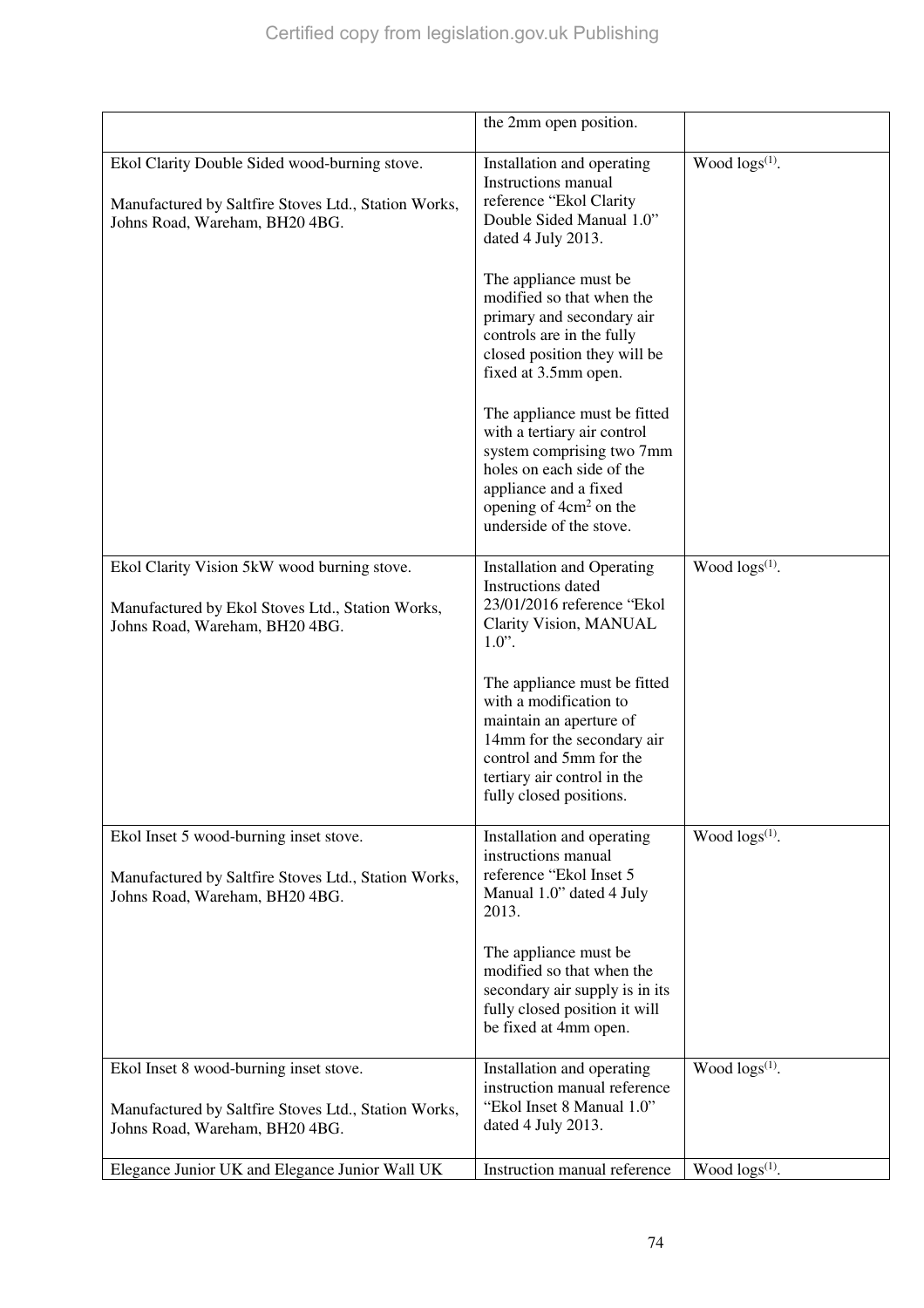| | | |
|---|---|---|
| | the 2mm open position. | |
| Ekol Clarity Double Sided wood-burning stove.<br><br>Manufactured by Saltfire Stoves Ltd., Station Works, Johns Road, Wareham, BH20 4BG. | Installation and operating Instructions manual reference "Ekol Clarity Double Sided Manual 1.0" dated 4 July 2013.<br><br>The appliance must be modified so that when the primary and secondary air controls are in the fully closed position they will be fixed at 3.5mm open.<br><br>The appliance must be fitted with a tertiary air control system comprising two 7mm holes on each side of the appliance and a fixed opening of 4cm$^2$ on the underside of the stove. | Wood logs(1). |
| Ekol Clarity Vision 5kW wood burning stove.<br><br>Manufactured by Ekol Stoves Ltd., Station Works, Johns Road, Wareham, BH20 4BG. | Installation and Operating Instructions dated 23/01/2016 reference "Ekol Clarity Vision, MANUAL 1.0".<br><br>The appliance must be fitted with a modification to maintain an aperture of 14mm for the secondary air control and 5mm for the tertiary air control in the fully closed positions. | Wood logs(1). |
| Ekol Inset 5 wood-burning inset stove.<br><br>Manufactured by Saltfire Stoves Ltd., Station Works, Johns Road, Wareham, BH20 4BG. | Installation and operating instructions manual reference "Ekol Inset 5 Manual 1.0" dated 4 July 2013.<br><br>The appliance must be modified so that when the secondary air supply is in its fully closed position it will be fixed at 4mm open. | Wood logs(1). |
| Ekol Inset 8 wood-burning inset stove.<br><br>Manufactured by Saltfire Stoves Ltd., Station Works, Johns Road, Wareham, BH20 4BG. | Installation and operating instruction manual reference "Ekol Inset 8 Manual 1.0" dated 4 July 2013. | Wood logs(1). |
| Elegance Junior UK and Elegance Junior Wall UK | Instruction manual reference | Wood logs(1). |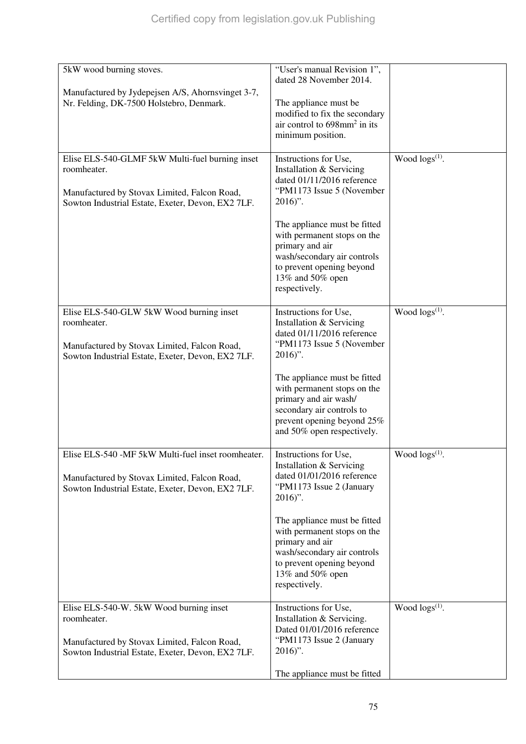| | | |
|---|---|---|
| 5kW wood burning stoves.<br><br>Manufactured by Jydepejsen A/S, Ahornsvinget 3-7, Nr. Felding, DK-7500 Holstebro, Denmark. | "User's manual Revision 1", dated 28 November 2014.<br><br>The appliance must be modified to fix the secondary air control to 698mm$^2$ in its minimum position. | |
| Elise ELS-540-GLMF 5kW Multi-fuel burning inset roomheater.<br><br>Manufactured by Stovax Limited, Falcon Road, Sowton Industrial Estate, Exeter, Devon, EX2 7LF. | Instructions for Use, Installation & Servicing dated 01/11/2016 reference "PM1173 Issue 5 (November 2016)".<br><br>The appliance must be fitted with permanent stops on the primary and air wash/secondary air controls to prevent opening beyond 13% and 50% open respectively. | Wood logs[(1)]. |
| Elise ELS-540-GLW 5kW Wood burning inset roomheater.<br><br>Manufactured by Stovax Limited, Falcon Road, Sowton Industrial Estate, Exeter, Devon, EX2 7LF. | Instructions for Use, Installation & Servicing dated 01/11/2016 reference "PM1173 Issue 5 (November 2016)".<br><br>The appliance must be fitted with permanent stops on the primary and air wash/ secondary air controls to prevent opening beyond 25% and 50% open respectively. | Wood logs[(1)]. |
| Elise ELS-540 -MF 5kW Multi-fuel inset roomheater.<br><br>Manufactured by Stovax Limited, Falcon Road, Sowton Industrial Estate, Exeter, Devon, EX2 7LF. | Instructions for Use, Installation & Servicing dated 01/01/2016 reference "PM1173 Issue 2 (January 2016)".<br><br>The appliance must be fitted with permanent stops on the primary and air wash/secondary air controls to prevent opening beyond 13% and 50% open respectively. | Wood logs[(1)]. |
| Elise ELS-540-W. 5kW Wood burning inset roomheater.<br><br>Manufactured by Stovax Limited, Falcon Road, Sowton Industrial Estate, Exeter, Devon, EX2 7LF. | Instructions for Use, Installation & Servicing. Dated 01/01/2016 reference "PM1173 Issue 2 (January 2016)".<br><br>The appliance must be fitted | Wood logs[(1)]. |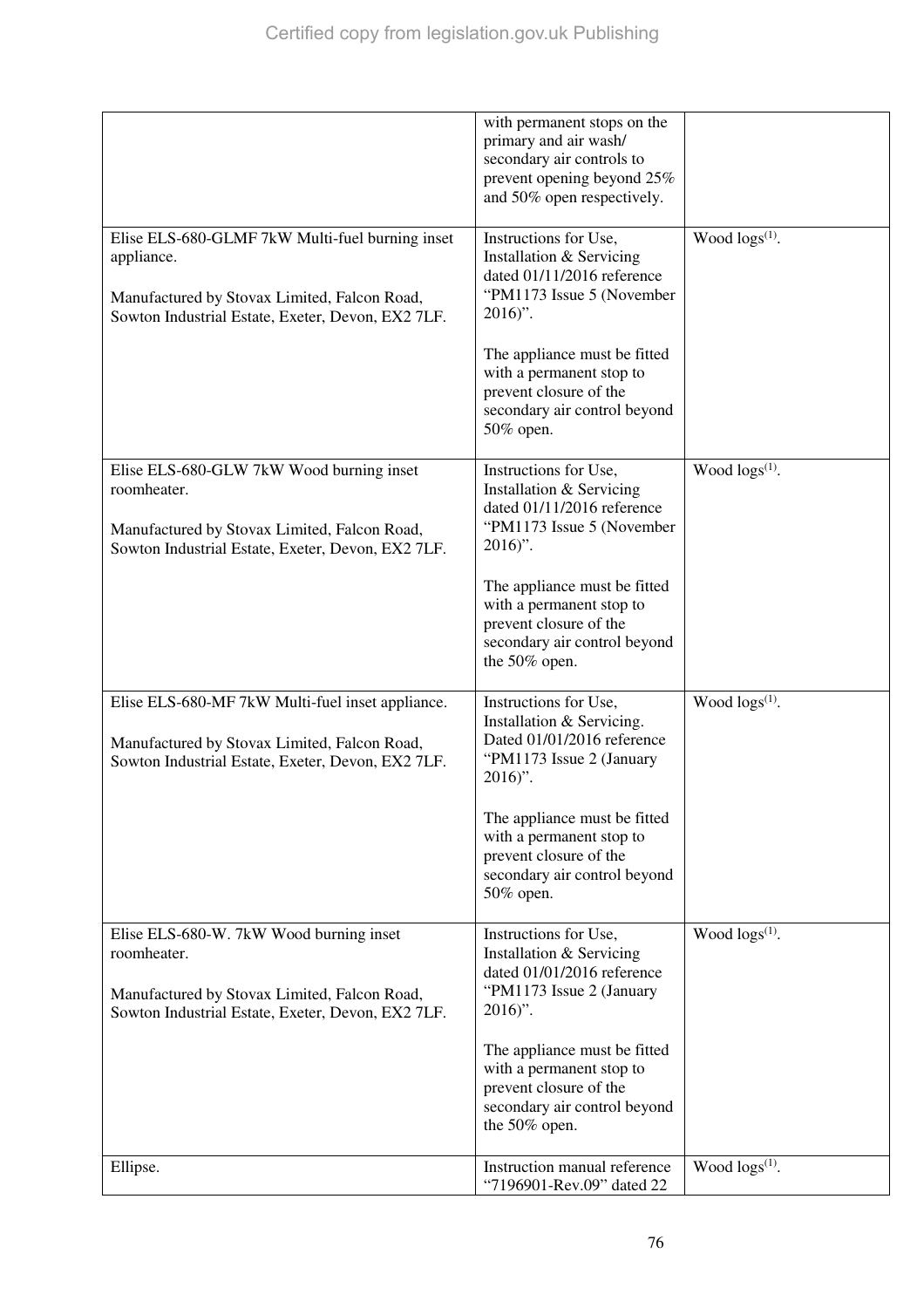| | | |
|---|---|---|
| | with permanent stops on the primary and air wash/ secondary air controls to prevent opening beyond 25% and 50% open respectively. | |
| Elise ELS-680-GLMF 7kW Multi-fuel burning inset appliance.<br><br>Manufactured by Stovax Limited, Falcon Road, Sowton Industrial Estate, Exeter, Devon, EX2 7LF. | Instructions for Use, Installation & Servicing dated 01/11/2016 reference "PM1173 Issue 5 (November 2016)".<br><br>The appliance must be fitted with a permanent stop to prevent closure of the secondary air control beyond 50% open. | Wood logs[(1)]. |
| Elise ELS-680-GLW 7kW Wood burning inset roomheater.<br><br>Manufactured by Stovax Limited, Falcon Road, Sowton Industrial Estate, Exeter, Devon, EX2 7LF. | Instructions for Use, Installation & Servicing dated 01/11/2016 reference "PM1173 Issue 5 (November 2016)".<br><br>The appliance must be fitted with a permanent stop to prevent closure of the secondary air control beyond the 50% open. | Wood logs[(1)]. |
| Elise ELS-680-MF 7kW Multi-fuel inset appliance.<br><br>Manufactured by Stovax Limited, Falcon Road, Sowton Industrial Estate, Exeter, Devon, EX2 7LF. | Instructions for Use, Installation & Servicing. Dated 01/01/2016 reference "PM1173 Issue 2 (January 2016)".<br><br>The appliance must be fitted with a permanent stop to prevent closure of the secondary air control beyond 50% open. | Wood logs[(1)]. |
| Elise ELS-680-W. 7kW Wood burning inset roomheater.<br><br>Manufactured by Stovax Limited, Falcon Road, Sowton Industrial Estate, Exeter, Devon, EX2 7LF. | Instructions for Use, Installation & Servicing dated 01/01/2016 reference "PM1173 Issue 2 (January 2016)".<br><br>The appliance must be fitted with a permanent stop to prevent closure of the secondary air control beyond the 50% open. | Wood logs[(1)]. |
| Ellipse. | Instruction manual reference "7196901-Rev.09" dated 22 | Wood logs[(1)]. |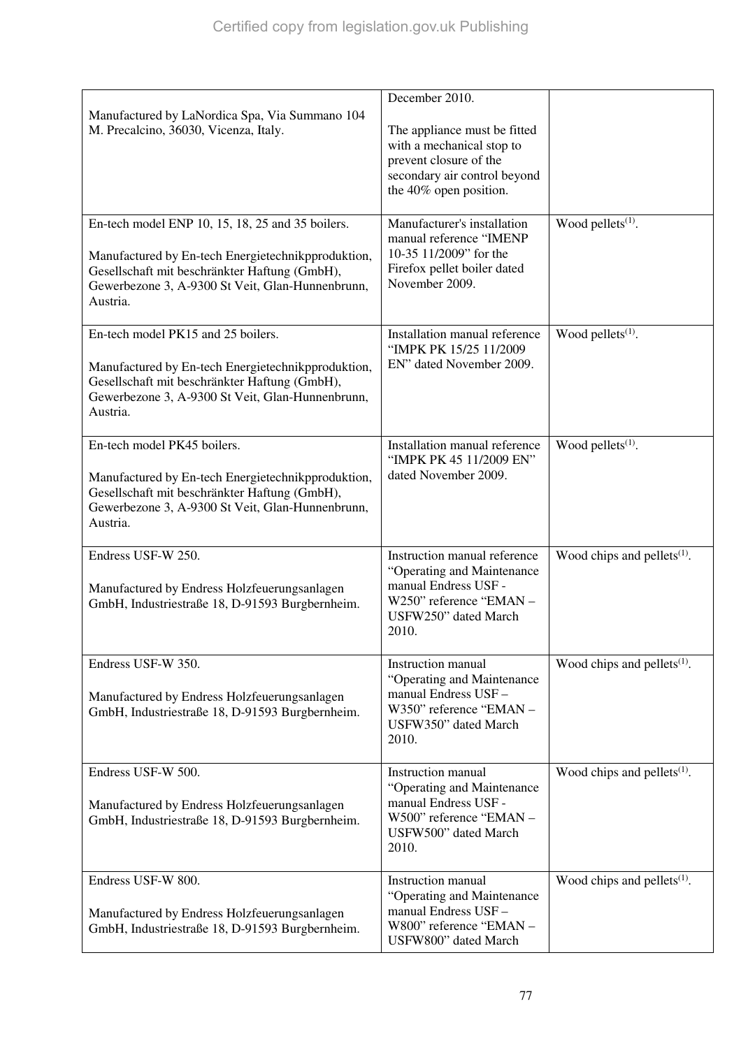| | | |
|---|---|---|
| Manufactured by LaNordica Spa, Via Summano 104 M. Precalcino, 36030, Vicenza, Italy. | December 2010.<br><br>The appliance must be fitted with a mechanical stop to prevent closure of the secondary air control beyond the 40% open position. | |
| En-tech model ENP 10, 15, 18, 25 and 35 boilers.<br><br>Manufactured by En-tech Energietechnikpproduktion, Gesellschaft mit beschränkter Haftung (GmbH), Gewerbezone 3, A-9300 St Veit, Glan-Hunnenbrunn, Austria. | Manufacturer's installation manual reference "IMENP 10-35 11/2009" for the Firefox pellet boiler dated November 2009. | Wood pellets[(1)]. |
| En-tech model PK15 and 25 boilers.<br><br>Manufactured by En-tech Energietechnikpproduktion, Gesellschaft mit beschränkter Haftung (GmbH), Gewerbezone 3, A-9300 St Veit, Glan-Hunnenbrunn, Austria. | Installation manual reference "IMPK PK 15/25 11/2009 EN" dated November 2009. | Wood pellets[(1)]. |
| En-tech model PK45 boilers.<br><br>Manufactured by En-tech Energietechnikpproduktion, Gesellschaft mit beschränkter Haftung (GmbH), Gewerbezone 3, A-9300 St Veit, Glan-Hunnenbrunn, Austria. | Installation manual reference "IMPK PK 45 11/2009 EN" dated November 2009. | Wood pellets[(1)]. |
| Endress USF-W 250.<br><br>Manufactured by Endress Holzfeuerungsanlagen GmbH, Industriestraße 18, D-91593 Burgbernheim. | Instruction manual reference "Operating and Maintenance manual Endress USF - W250" reference "EMAN – USFW250" dated March 2010. | Wood chips and pellets[(1)]. |
| Endress USF-W 350.<br><br>Manufactured by Endress Holzfeuerungsanlagen GmbH, Industriestraße 18, D-91593 Burgbernheim. | Instruction manual "Operating and Maintenance manual Endress USF – W350" reference "EMAN – USFW350" dated March 2010. | Wood chips and pellets[(1)]. |
| Endress USF-W 500.<br><br>Manufactured by Endress Holzfeuerungsanlagen GmbH, Industriestraße 18, D-91593 Burgbernheim. | Instruction manual "Operating and Maintenance manual Endress USF - W500" reference "EMAN – USFW500" dated March 2010. | Wood chips and pellets[(1)]. |
| Endress USF-W 800.<br><br>Manufactured by Endress Holzfeuerungsanlagen GmbH, Industriestraße 18, D-91593 Burgbernheim. | Instruction manual "Operating and Maintenance manual Endress USF – W800" reference "EMAN – USFW800" dated March | Wood chips and pellets[(1)]. |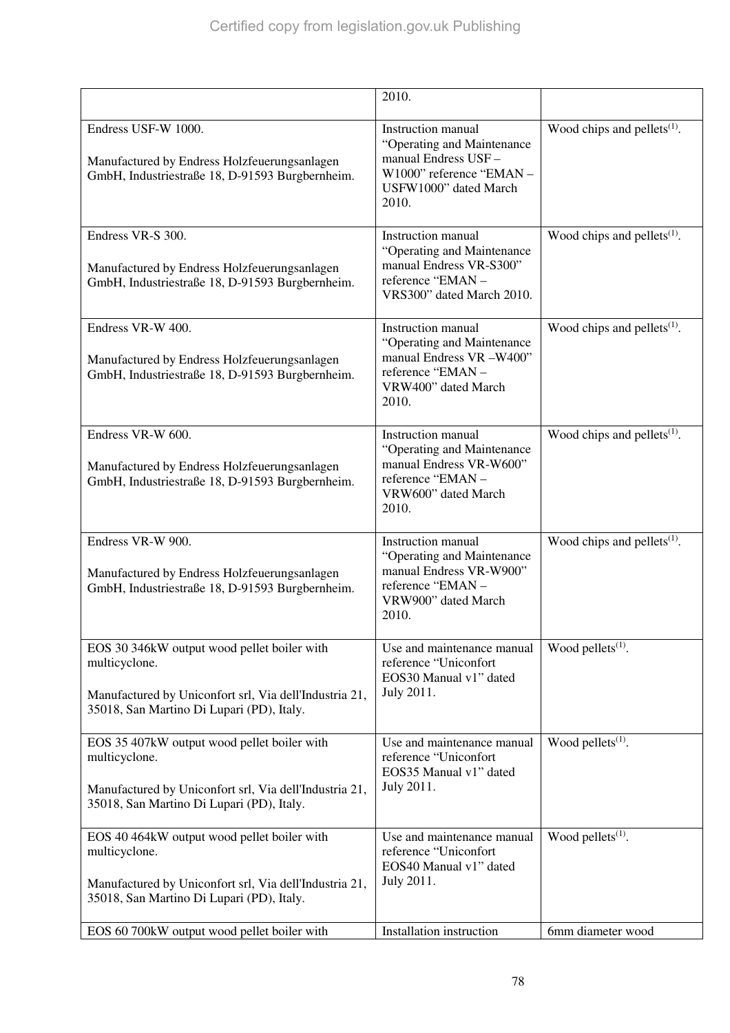| | | |
|---|---|---|
| | 2010. | |
| Endress USF-W 1000.<br><br>Manufactured by Endress Holzfeuerungsanlagen GmbH, Industriestraße 18, D-91593 Burgbernheim. | Instruction manual “Operating and Maintenance manual Endress USF – W1000” reference “EMAN – USFW1000” dated March 2010. | Wood chips and pellets[(1)]. |
| Endress VR-S 300.<br><br>Manufactured by Endress Holzfeuerungsanlagen GmbH, Industriestraße 18, D-91593 Burgbernheim. | Instruction manual “Operating and Maintenance manual Endress VR-S300” reference “EMAN – VRS300” dated March 2010. | Wood chips and pellets[(1)]. |
| Endress VR-W 400.<br><br>Manufactured by Endress Holzfeuerungsanlagen GmbH, Industriestraße 18, D-91593 Burgbernheim. | Instruction manual “Operating and Maintenance manual Endress VR –W400” reference “EMAN – VRW400” dated March 2010. | Wood chips and pellets[(1)]. |
| Endress VR-W 600.<br><br>Manufactured by Endress Holzfeuerungsanlagen GmbH, Industriestraße 18, D-91593 Burgbernheim. | Instruction manual “Operating and Maintenance manual Endress VR-W600” reference “EMAN – VRW600” dated March 2010. | Wood chips and pellets[(1)]. |
| Endress VR-W 900.<br><br>Manufactured by Endress Holzfeuerungsanlagen GmbH, Industriestraße 18, D-91593 Burgbernheim. | Instruction manual “Operating and Maintenance manual Endress VR-W900” reference “EMAN – VRW900” dated March 2010. | Wood chips and pellets[(1)]. |
| EOS 30 346kW output wood pellet boiler with multicyclone.<br><br>Manufactured by Uniconfort srl, Via dell'Industria 21, 35018, San Martino Di Lupari (PD), Italy. | Use and maintenance manual reference “Uniconfort EOS30 Manual v1” dated July 2011. | Wood pellets[(1)]. |
| EOS 35 407kW output wood pellet boiler with multicyclone.<br><br>Manufactured by Uniconfort srl, Via dell'Industria 21, 35018, San Martino Di Lupari (PD), Italy. | Use and maintenance manual reference “Uniconfort EOS35 Manual v1” dated July 2011. | Wood pellets[(1)]. |
| EOS 40 464kW output wood pellet boiler with multicyclone.<br><br>Manufactured by Uniconfort srl, Via dell'Industria 21, 35018, San Martino Di Lupari (PD), Italy. | Use and maintenance manual reference “Uniconfort EOS40 Manual v1” dated July 2011. | Wood pellets[(1)]. |
| EOS 60 700kW output wood pellet boiler with | Installation instruction | 6mm diameter wood |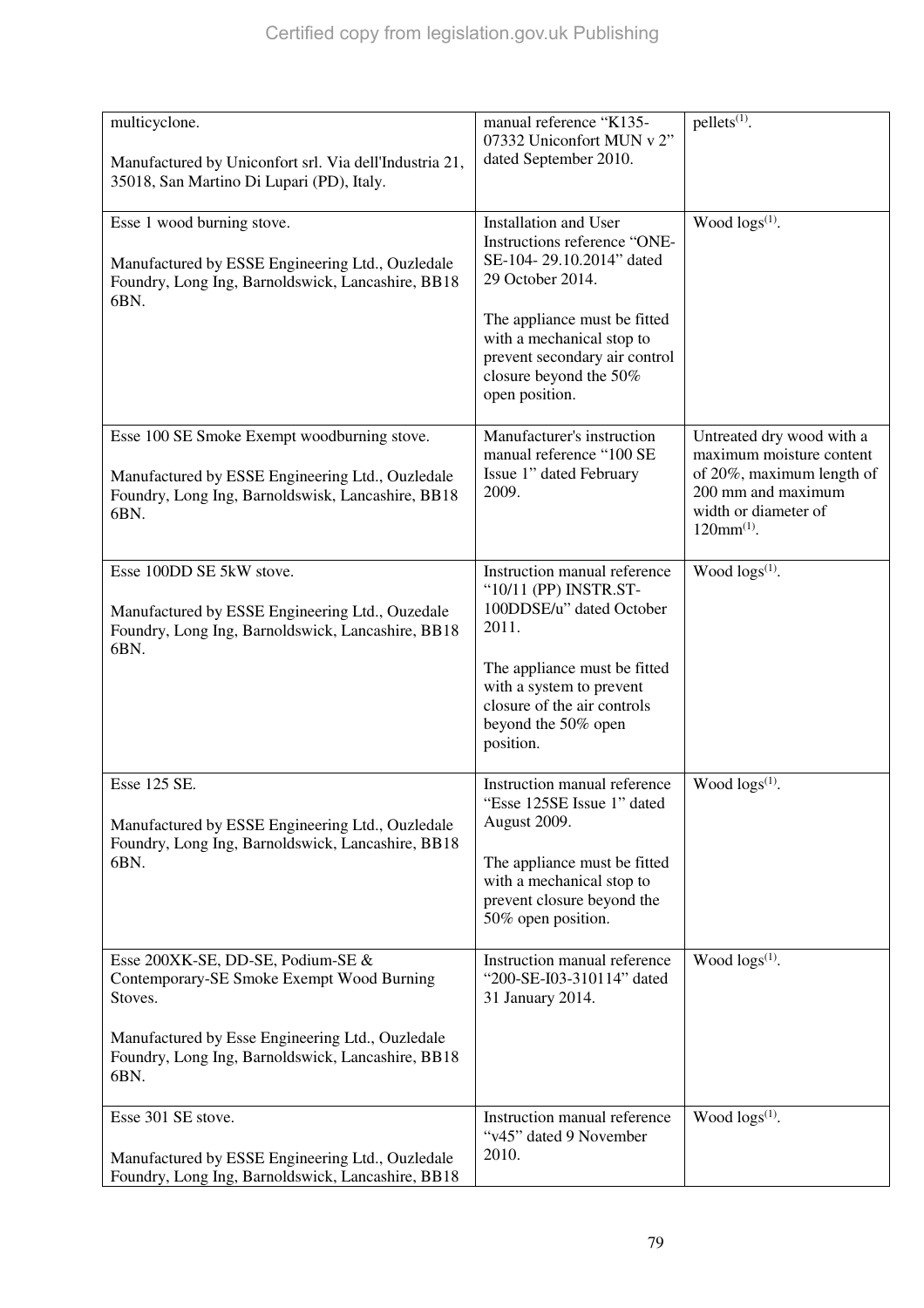| | | |
|---|---|---|
| multicyclone.<br><br>Manufactured by Uniconfort srl. Via dell'Industria 21, 35018, San Martino Di Lupari (PD), Italy. | manual reference "K135-07332 Uniconfort MUN v 2" dated September 2010. | pellets[(1)]. |
| Esse 1 wood burning stove.<br><br>Manufactured by ESSE Engineering Ltd., Ouzledale Foundry, Long Ing, Barnoldswick, Lancashire, BB18 6BN. | Installation and User Instructions reference "ONE-SE-104- 29.10.2014" dated 29 October 2014.<br><br>The appliance must be fitted with a mechanical stop to prevent secondary air control closure beyond the 50% open position. | Wood logs[(1)]. |
| Esse 100 SE Smoke Exempt woodburning stove.<br><br>Manufactured by ESSE Engineering Ltd., Ouzledale Foundry, Long Ing, Barnoldswisk, Lancashire, BB18 6BN. | Manufacturer's instruction manual reference "100 SE Issue 1" dated February 2009. | Untreated dry wood with a maximum moisture content of 20%, maximum length of 200 mm and maximum width or diameter of 120mm[(1)]. |
| Esse 100DD SE 5kW stove.<br><br>Manufactured by ESSE Engineering Ltd., Ouzedale Foundry, Long Ing, Barnoldswick, Lancashire, BB18 6BN. | Instruction manual reference "10/11 (PP) INSTR.ST-100DDSE/u" dated October 2011.<br><br>The appliance must be fitted with a system to prevent closure of the air controls beyond the 50% open position. | Wood logs[(1)]. |
| Esse 125 SE.<br><br>Manufactured by ESSE Engineering Ltd., Ouzledale Foundry, Long Ing, Barnoldswick, Lancashire, BB18 6BN. | Instruction manual reference "Esse 125SE Issue 1" dated August 2009.<br><br>The appliance must be fitted with a mechanical stop to prevent closure beyond the 50% open position. | Wood logs[(1)]. |
| Esse 200XK-SE, DD-SE, Podium-SE & Contemporary-SE Smoke Exempt Wood Burning Stoves.<br><br>Manufactured by Esse Engineering Ltd., Ouzledale Foundry, Long Ing, Barnoldswick, Lancashire, BB18 6BN. | Instruction manual reference "200-SE-I03-310114" dated 31 January 2014. | Wood logs[(1)]. |
| Esse 301 SE stove.<br><br>Manufactured by ESSE Engineering Ltd., Ouzledale Foundry, Long Ing, Barnoldswick, Lancashire, BB18 | Instruction manual reference "v45" dated 9 November 2010. | Wood logs[(1)]. |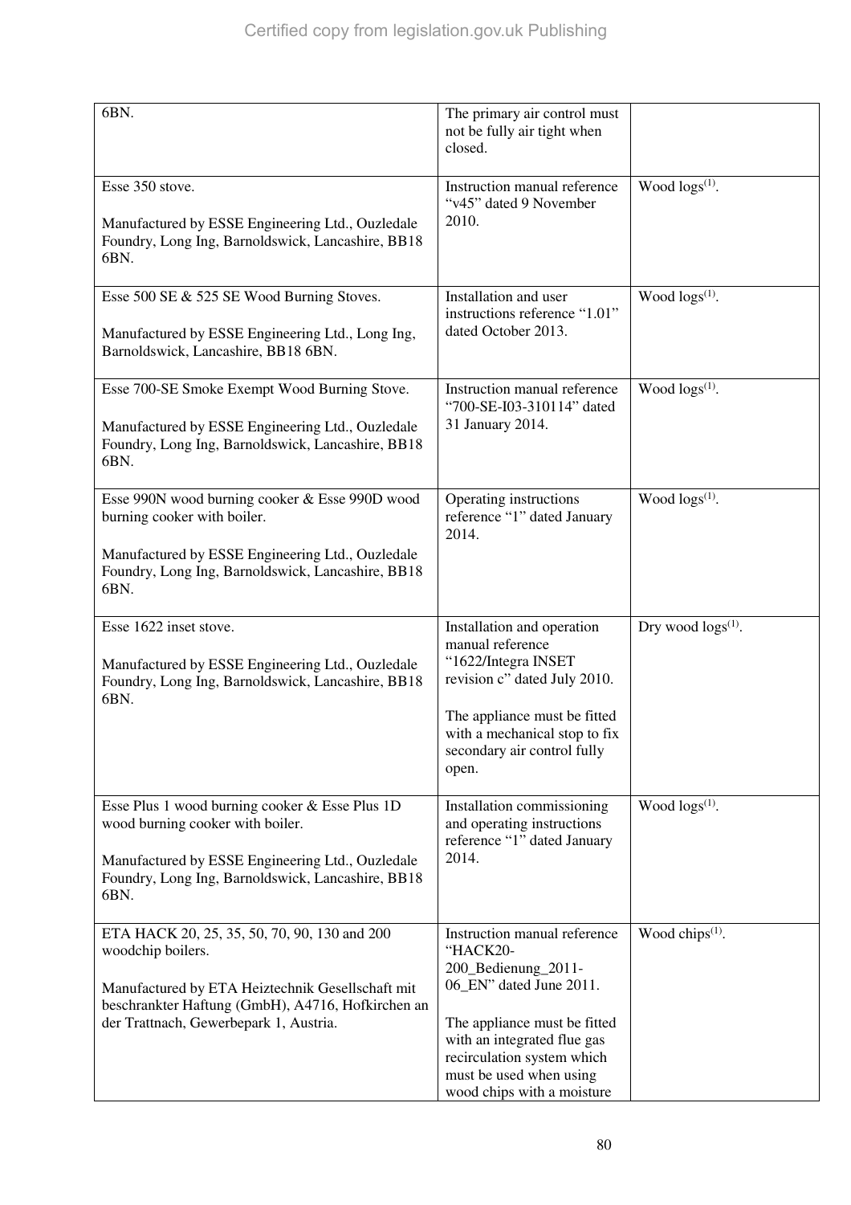| | | |
|---|---|---|
| 6BN. | The primary air control must not be fully air tight when closed. | |
| Esse 350 stove.<br><br>Manufactured by ESSE Engineering Ltd., Ouzledale Foundry, Long Ing, Barnoldswick, Lancashire, BB18 6BN. | Instruction manual reference "v45" dated 9 November 2010. | Wood logs[(1)]. |
| Esse 500 SE & 525 SE Wood Burning Stoves.<br><br>Manufactured by ESSE Engineering Ltd., Long Ing, Barnoldswick, Lancashire, BB18 6BN. | Installation and user instructions reference "1.01" dated October 2013. | Wood logs[(1)]. |
| Esse 700-SE Smoke Exempt Wood Burning Stove.<br><br>Manufactured by ESSE Engineering Ltd., Ouzledale Foundry, Long Ing, Barnoldswick, Lancashire, BB18 6BN. | Instruction manual reference "700-SE-I03-310114" dated 31 January 2014. | Wood logs[(1)]. |
| Esse 990N wood burning cooker & Esse 990D wood burning cooker with boiler.<br><br>Manufactured by ESSE Engineering Ltd., Ouzledale Foundry, Long Ing, Barnoldswick, Lancashire, BB18 6BN. | Operating instructions reference "1" dated January 2014. | Wood logs[(1)]. |
| Esse 1622 inset stove.<br><br>Manufactured by ESSE Engineering Ltd., Ouzledale Foundry, Long Ing, Barnoldswick, Lancashire, BB18 6BN. | Installation and operation manual reference "1622/Integra INSET revision c" dated July 2010.<br><br>The appliance must be fitted with a mechanical stop to fix secondary air control fully open. | Dry wood logs[(1)]. |
| Esse Plus 1 wood burning cooker & Esse Plus 1D wood burning cooker with boiler.<br><br>Manufactured by ESSE Engineering Ltd., Ouzledale Foundry, Long Ing, Barnoldswick, Lancashire, BB18 6BN. | Installation commissioning and operating instructions reference "1" dated January 2014. | Wood logs[(1)]. |
| ETA HACK 20, 25, 35, 50, 70, 90, 130 and 200 woodchip boilers.<br><br>Manufactured by ETA Heiztechnik Gesellschaft mit beschrankter Haftung (GmbH), A4716, Hofkirchen an der Trattnach, Gewerbepark 1, Austria. | Instruction manual reference "HACK20-200_Bedienung_2011-06_EN" dated June 2011.<br><br>The appliance must be fitted with an integrated flue gas recirculation system which must be used when using wood chips with a moisture | Wood chips[(1)]. |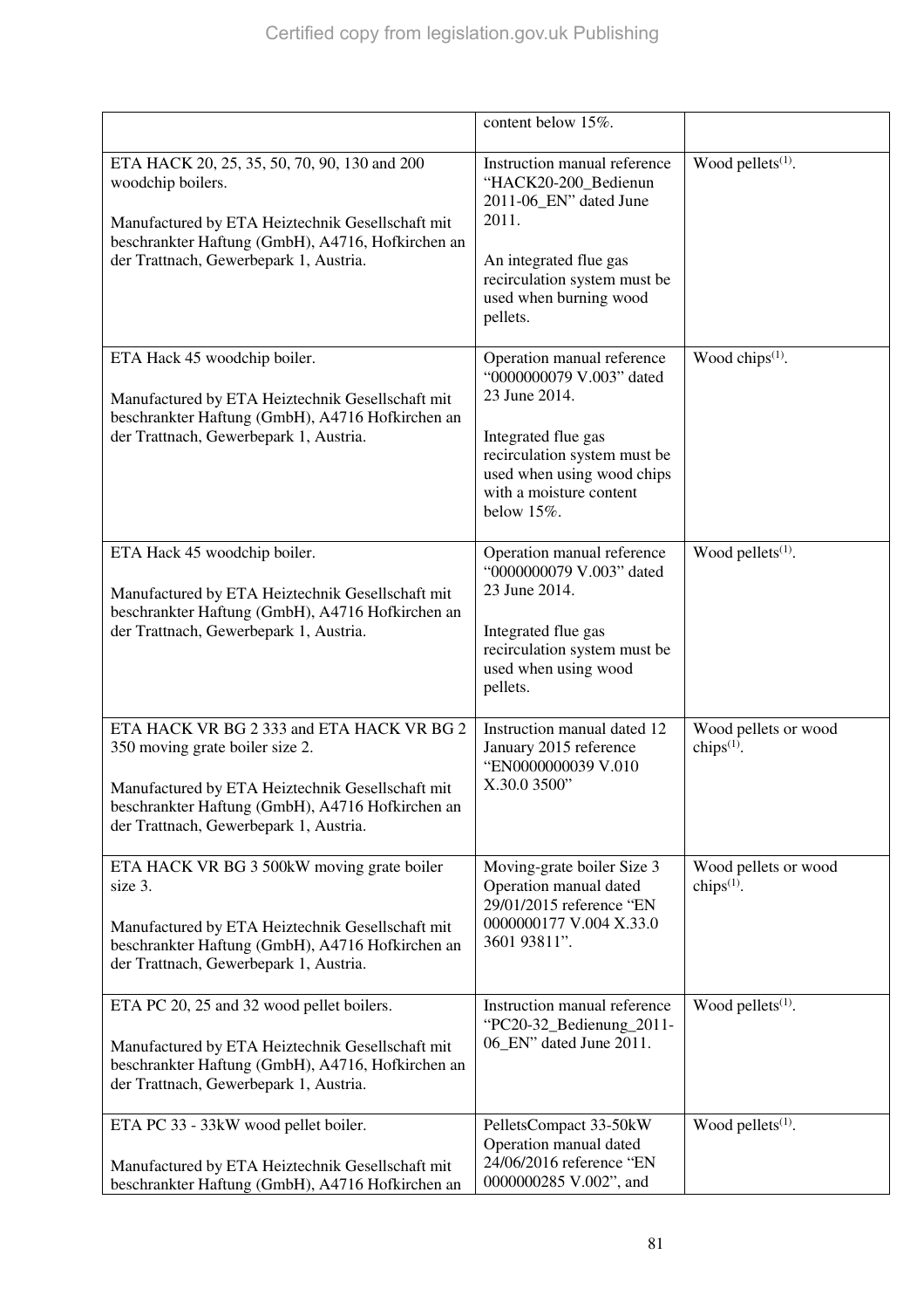| | | |
|---|---|---|
| | content below 15%. | |
| ETA HACK 20, 25, 35, 50, 70, 90, 130 and 200 woodchip boilers.<br><br>Manufactured by ETA Heiztechnik Gesellschaft mit beschrankter Haftung (GmbH), A4716, Hofkirchen an der Trattnach, Gewerbepark 1, Austria. | Instruction manual reference "HACK20-200_Bedienun 2011-06_EN" dated June 2011.<br><br>An integrated flue gas recirculation system must be used when burning wood pellets. | Wood pellets[(1)]. |
| ETA Hack 45 woodchip boiler.<br><br>Manufactured by ETA Heiztechnik Gesellschaft mit beschrankter Haftung (GmbH), A4716 Hofkirchen an der Trattnach, Gewerbepark 1, Austria. | Operation manual reference "0000000079 V.003" dated 23 June 2014.<br><br>Integrated flue gas recirculation system must be used when using wood chips with a moisture content below 15%. | Wood chips[(1)]. |
| ETA Hack 45 woodchip boiler.<br><br>Manufactured by ETA Heiztechnik Gesellschaft mit beschrankter Haftung (GmbH), A4716 Hofkirchen an der Trattnach, Gewerbepark 1, Austria. | Operation manual reference "0000000079 V.003" dated 23 June 2014.<br><br>Integrated flue gas recirculation system must be used when using wood pellets. | Wood pellets[(1)]. |
| ETA HACK VR BG 2 333 and ETA HACK VR BG 2 350 moving grate boiler size 2.<br><br>Manufactured by ETA Heiztechnik Gesellschaft mit beschrankter Haftung (GmbH), A4716 Hofkirchen an der Trattnach, Gewerbepark 1, Austria. | Instruction manual dated 12 January 2015 reference "EN0000000039 V.010 X.30.0 3500" | Wood pellets or wood chips[(1)]. |
| ETA HACK VR BG 3 500kW moving grate boiler size 3.<br><br>Manufactured by ETA Heiztechnik Gesellschaft mit beschrankter Haftung (GmbH), A4716 Hofkirchen an der Trattnach, Gewerbepark 1, Austria. | Moving-grate boiler Size 3 Operation manual dated 29/01/2015 reference "EN 0000000177 V.004 X.33.0 3601 93811". | Wood pellets or wood chips[(1)]. |
| ETA PC 20, 25 and 32 wood pellet boilers.<br><br>Manufactured by ETA Heiztechnik Gesellschaft mit beschrankter Haftung (GmbH), A4716, Hofkirchen an der Trattnach, Gewerbepark 1, Austria. | Instruction manual reference "PC20-32_Bedienung_2011-06_EN" dated June 2011. | Wood pellets[(1)]. |
| ETA PC 33 - 33kW wood pellet boiler.<br><br>Manufactured by ETA Heiztechnik Gesellschaft mit beschrankter Haftung (GmbH), A4716 Hofkirchen an | PelletsCompact 33-50kW Operation manual dated 24/06/2016 reference "EN 0000000285 V.002", and | Wood pellets[(1)]. |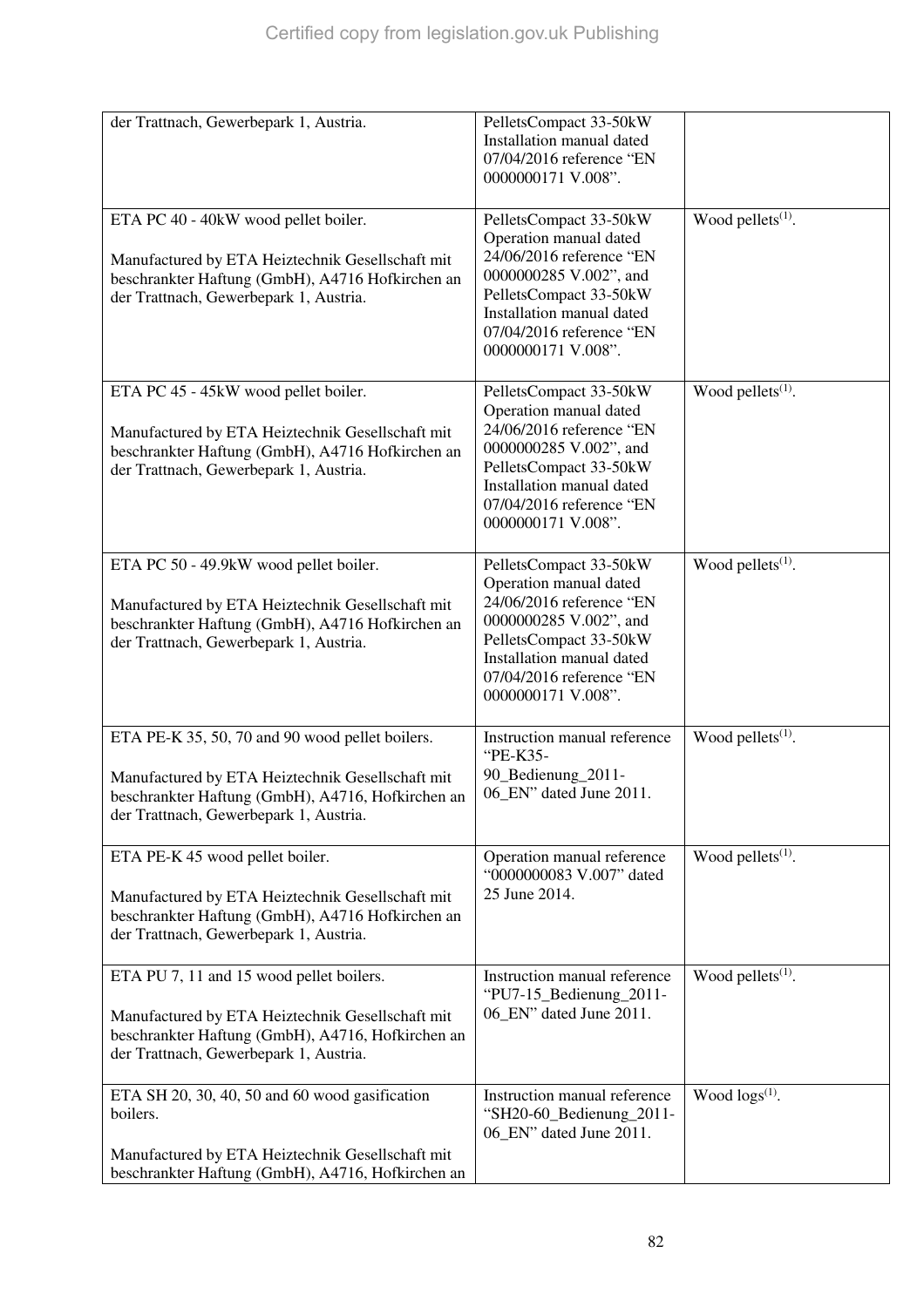| | | |
|---|---|---|
| der Trattnach, Gewerbepark 1, Austria. | PelletsCompact 33-50kW Installation manual dated 07/04/2016 reference "EN 0000000171 V.008". | |
| ETA PC 40 - 40kW wood pellet boiler.<br><br>Manufactured by ETA Heiztechnik Gesellschaft mit beschrankter Haftung (GmbH), A4716 Hofkirchen an der Trattnach, Gewerbepark 1, Austria. | PelletsCompact 33-50kW Operation manual dated 24/06/2016 reference "EN 0000000285 V.002", and PelletsCompact 33-50kW Installation manual dated 07/04/2016 reference "EN 0000000171 V.008". | Wood pellets(1). |
| ETA PC 45 - 45kW wood pellet boiler.<br><br>Manufactured by ETA Heiztechnik Gesellschaft mit beschrankter Haftung (GmbH), A4716 Hofkirchen an der Trattnach, Gewerbepark 1, Austria. | PelletsCompact 33-50kW Operation manual dated 24/06/2016 reference "EN 0000000285 V.002", and PelletsCompact 33-50kW Installation manual dated 07/04/2016 reference "EN 0000000171 V.008". | Wood pellets(1). |
| ETA PC 50 - 49.9kW wood pellet boiler.<br><br>Manufactured by ETA Heiztechnik Gesellschaft mit beschrankter Haftung (GmbH), A4716 Hofkirchen an der Trattnach, Gewerbepark 1, Austria. | PelletsCompact 33-50kW Operation manual dated 24/06/2016 reference "EN 0000000285 V.002", and PelletsCompact 33-50kW Installation manual dated 07/04/2016 reference "EN 0000000171 V.008". | Wood pellets(1). |
| ETA PE-K 35, 50, 70 and 90 wood pellet boilers.<br><br>Manufactured by ETA Heiztechnik Gesellschaft mit beschrankter Haftung (GmbH), A4716, Hofkirchen an der Trattnach, Gewerbepark 1, Austria. | Instruction manual reference "PE-K35-90_Bedienung_2011-06_EN" dated June 2011. | Wood pellets(1). |
| ETA PE-K 45 wood pellet boiler.<br><br>Manufactured by ETA Heiztechnik Gesellschaft mit beschrankter Haftung (GmbH), A4716 Hofkirchen an der Trattnach, Gewerbepark 1, Austria. | Operation manual reference "0000000083 V.007" dated 25 June 2014. | Wood pellets(1). |
| ETA PU 7, 11 and 15 wood pellet boilers.<br><br>Manufactured by ETA Heiztechnik Gesellschaft mit beschrankter Haftung (GmbH), A4716, Hofkirchen an der Trattnach, Gewerbepark 1, Austria. | Instruction manual reference "PU7-15_Bedienung_2011-06_EN" dated June 2011. | Wood pellets(1). |
| ETA SH 20, 30, 40, 50 and 60 wood gasification boilers.<br><br>Manufactured by ETA Heiztechnik Gesellschaft mit beschrankter Haftung (GmbH), A4716, Hofkirchen an | Instruction manual reference "SH20-60_Bedienung_2011-06_EN" dated June 2011. | Wood logs(1). |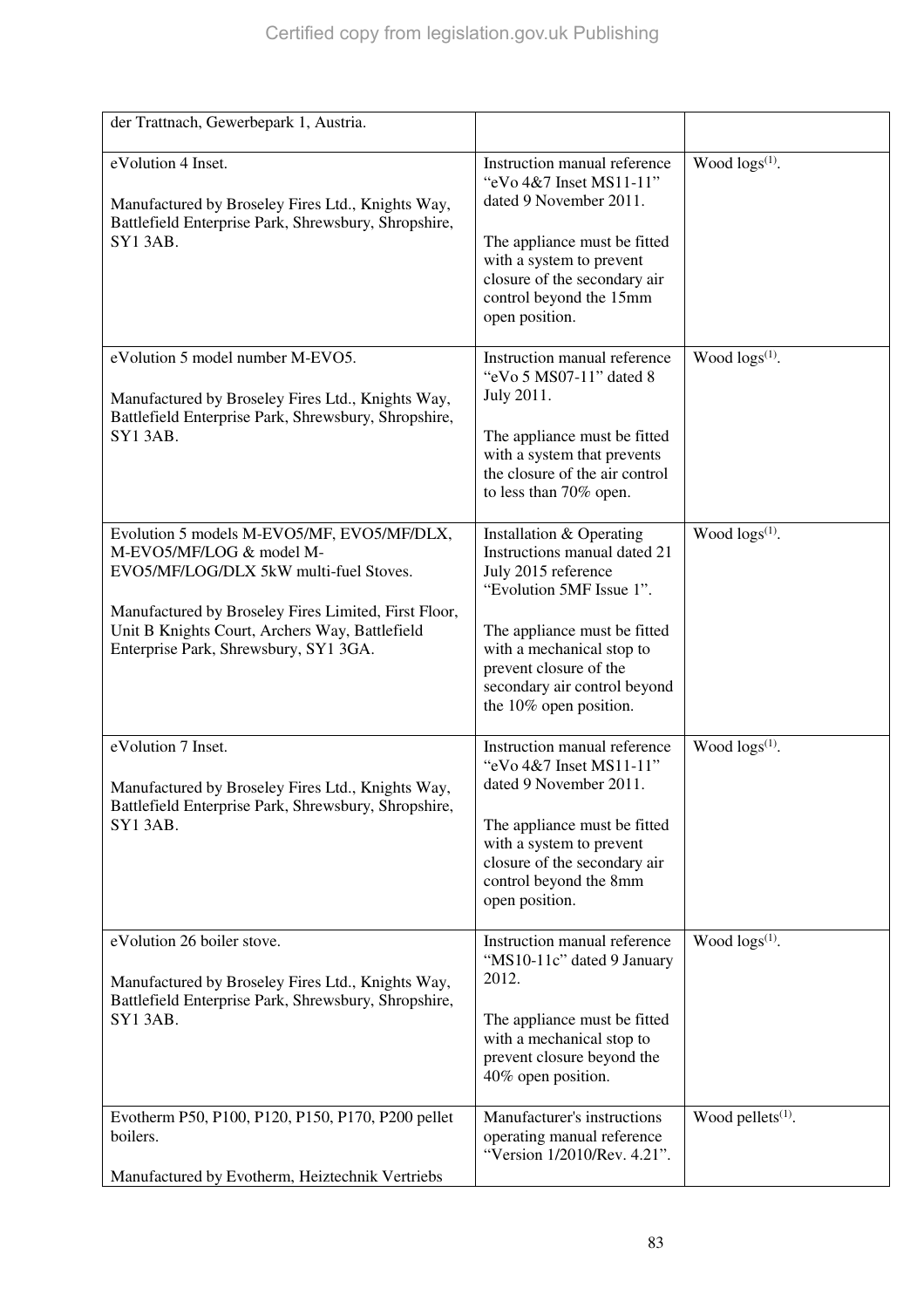| | | |
|---|---|---|
| der Trattnach, Gewerbepark 1, Austria. | | |
| eVolution 4 Inset.<br><br>Manufactured by Broseley Fires Ltd., Knights Way, Battlefield Enterprise Park, Shrewsbury, Shropshire, SY1 3AB. | Instruction manual reference "eVo 4&7 Inset MS11-11" dated 9 November 2011.<br><br>The appliance must be fitted with a system to prevent closure of the secondary air control beyond the 15mm open position. | Wood logs(1). |
| eVolution 5 model number M-EVO5.<br><br>Manufactured by Broseley Fires Ltd., Knights Way, Battlefield Enterprise Park, Shrewsbury, Shropshire, SY1 3AB. | Instruction manual reference "eVo 5 MS07-11" dated 8 July 2011.<br><br>The appliance must be fitted with a system that prevents the closure of the air control to less than 70% open. | Wood logs(1). |
| Evolution 5 models M-EVO5/MF, EVO5/MF/DLX, M-EVO5/MF/LOG & model M-EVO5/MF/LOG/DLX 5kW multi-fuel Stoves.<br><br>Manufactured by Broseley Fires Limited, First Floor, Unit B Knights Court, Archers Way, Battlefield Enterprise Park, Shrewsbury, SY1 3GA. | Installation & Operating Instructions manual dated 21 July 2015 reference "Evolution 5MF Issue 1".<br><br>The appliance must be fitted with a mechanical stop to prevent closure of the secondary air control beyond the 10% open position. | Wood logs(1). |
| eVolution 7 Inset.<br><br>Manufactured by Broseley Fires Ltd., Knights Way, Battlefield Enterprise Park, Shrewsbury, Shropshire, SY1 3AB. | Instruction manual reference "eVo 4&7 Inset MS11-11" dated 9 November 2011.<br><br>The appliance must be fitted with a system to prevent closure of the secondary air control beyond the 8mm open position. | Wood logs(1). |
| eVolution 26 boiler stove.<br><br>Manufactured by Broseley Fires Ltd., Knights Way, Battlefield Enterprise Park, Shrewsbury, Shropshire, SY1 3AB. | Instruction manual reference "MS10-11c" dated 9 January 2012.<br><br>The appliance must be fitted with a mechanical stop to prevent closure beyond the 40% open position. | Wood logs(1). |
| Evotherm P50, P100, P120, P150, P170, P200 pellet boilers.<br><br>Manufactured by Evotherm, Heiztechnik Vertriebs | Manufacturer's instructions operating manual reference "Version 1/2010/Rev. 4.21". | Wood pellets(1). |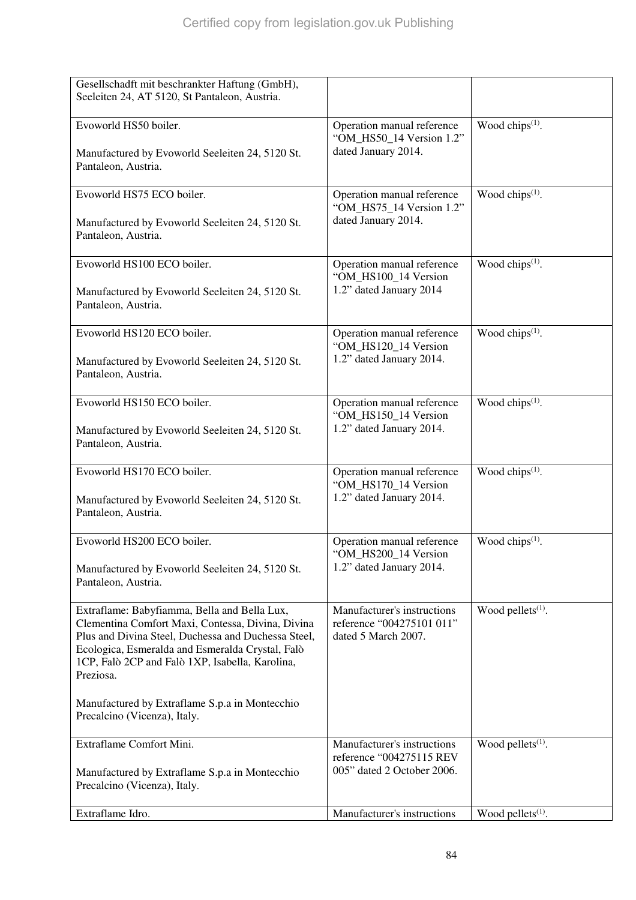| | | |
|---|---|---|
| Gesellschadft mit beschrankter Haftung (GmbH), Seeleiten 24, AT 5120, St Pantaleon, Austria. | | |
| Evoworld HS50 boiler.<br><br>Manufactured by Evoworld Seeleiten 24, 5120 St. Pantaleon, Austria. | Operation manual reference "OM_HS50_14 Version 1.2" dated January 2014. | Wood chips[(1)]. |
| Evoworld HS75 ECO boiler.<br><br>Manufactured by Evoworld Seeleiten 24, 5120 St. Pantaleon, Austria. | Operation manual reference "OM_HS75_14 Version 1.2" dated January 2014. | Wood chips[(1)]. |
| Evoworld HS100 ECO boiler.<br><br>Manufactured by Evoworld Seeleiten 24, 5120 St. Pantaleon, Austria. | Operation manual reference "OM_HS100_14 Version 1.2" dated January 2014 | Wood chips[(1)]. |
| Evoworld HS120 ECO boiler.<br><br>Manufactured by Evoworld Seeleiten 24, 5120 St. Pantaleon, Austria. | Operation manual reference "OM_HS120_14 Version 1.2" dated January 2014. | Wood chips[(1)]. |
| Evoworld HS150 ECO boiler.<br><br>Manufactured by Evoworld Seeleiten 24, 5120 St. Pantaleon, Austria. | Operation manual reference "OM_HS150_14 Version 1.2" dated January 2014. | Wood chips[(1)]. |
| Evoworld HS170 ECO boiler.<br><br>Manufactured by Evoworld Seeleiten 24, 5120 St. Pantaleon, Austria. | Operation manual reference "OM_HS170_14 Version 1.2" dated January 2014. | Wood chips[(1)]. |
| Evoworld HS200 ECO boiler.<br><br>Manufactured by Evoworld Seeleiten 24, 5120 St. Pantaleon, Austria. | Operation manual reference "OM_HS200_14 Version 1.2" dated January 2014. | Wood chips[(1)]. |
| Extraflame: Babyfiamma, Bella and Bella Lux, Clementina Comfort Maxi, Contessa, Divina, Divina Plus and Divina Steel, Duchessa and Duchessa Steel, Ecologica, Esmeralda and Esmeralda Crystal, Falò 1CP, Falò 2CP and Falò 1XP, Isabella, Karolina, Preziosa.<br><br>Manufactured by Extraflame S.p.a in Montecchio Precalcino (Vicenza), Italy. | Manufacturer's instructions reference "004275101 011" dated 5 March 2007. | Wood pellets[(1)]. |
| Extraflame Comfort Mini.<br><br>Manufactured by Extraflame S.p.a in Montecchio Precalcino (Vicenza), Italy. | Manufacturer's instructions reference "004275115 REV 005" dated 2 October 2006. | Wood pellets[(1)]. |
| Extraflame Idro. | Manufacturer's instructions | Wood pellets[(1)]. |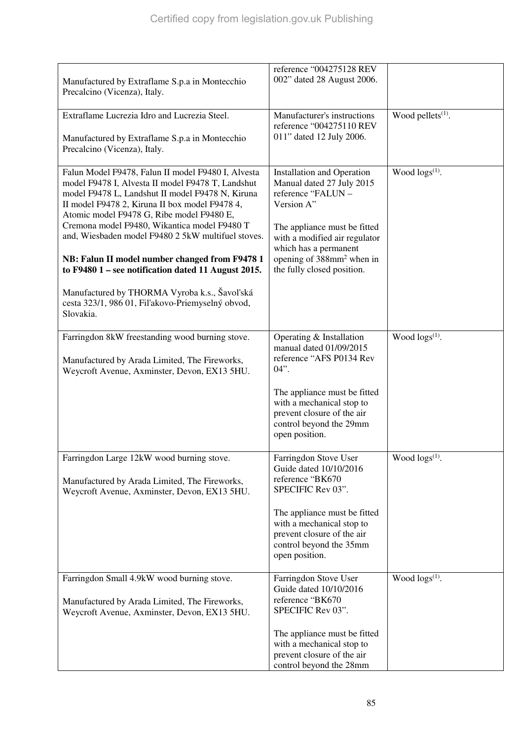| | | |
|---|---|---|
| Manufactured by Extraflame S.p.a in Montecchio Precalcino (Vicenza), Italy. | reference "004275128 REV 002" dated 28 August 2006. | |
| Extraflame Lucrezia Idro and Lucrezia Steel.<br><br>Manufactured by Extraflame S.p.a in Montecchio Precalcino (Vicenza), Italy. | Manufacturer's instructions reference "004275110 REV 011" dated 12 July 2006. | Wood pellets[(1)]. |
| Falun Model F9478, Falun II model F9480 I, Alvesta model F9478 I, Alvesta II model F9478 T, Landshut model F9478 L, Landshut II model F9478 N, Kiruna II model F9478 2, Kiruna II box model F9478 4, Atomic model F9478 G, Ribe model F9480 E, Cremona model F9480, Wikantica model F9480 T and, Wiesbaden model F9480 2 5kW multifuel stoves.<br><br>**NB: Falun II model number changed from F9478 1 to F9480 1 – see notification dated 11 August 2015.**<br><br>Manufactured by THORMA Vyroba k.s., Šavol'ská cesta 323/1, 986 01, Fil'akovo-Priemyselný obvod, Slovakia. | Installation and Operation Manual dated 27 July 2015 reference "FALUN – Version A"<br><br>The appliance must be fitted with a modified air regulator which has a permanent opening of 388mm² when in the fully closed position. | Wood logs[(1)]. |
| Farringdon 8kW freestanding wood burning stove.<br><br>Manufactured by Arada Limited, The Fireworks, Weycroft Avenue, Axminster, Devon, EX13 5HU. | Operating & Installation manual dated 01/09/2015 reference "AFS P0134 Rev 04".<br><br>The appliance must be fitted with a mechanical stop to prevent closure of the air control beyond the 29mm open position. | Wood logs[(1)]. |
| Farringdon Large 12kW wood burning stove.<br><br>Manufactured by Arada Limited, The Fireworks, Weycroft Avenue, Axminster, Devon, EX13 5HU. | Farringdon Stove User Guide dated 10/10/2016 reference "BK670 SPECIFIC Rev 03".<br><br>The appliance must be fitted with a mechanical stop to prevent closure of the air control beyond the 35mm open position. | Wood logs[(1)]. |
| Farringdon Small 4.9kW wood burning stove.<br><br>Manufactured by Arada Limited, The Fireworks, Weycroft Avenue, Axminster, Devon, EX13 5HU. | Farringdon Stove User Guide dated 10/10/2016 reference "BK670 SPECIFIC Rev 03".<br><br>The appliance must be fitted with a mechanical stop to prevent closure of the air control beyond the 28mm | Wood logs[(1)]. |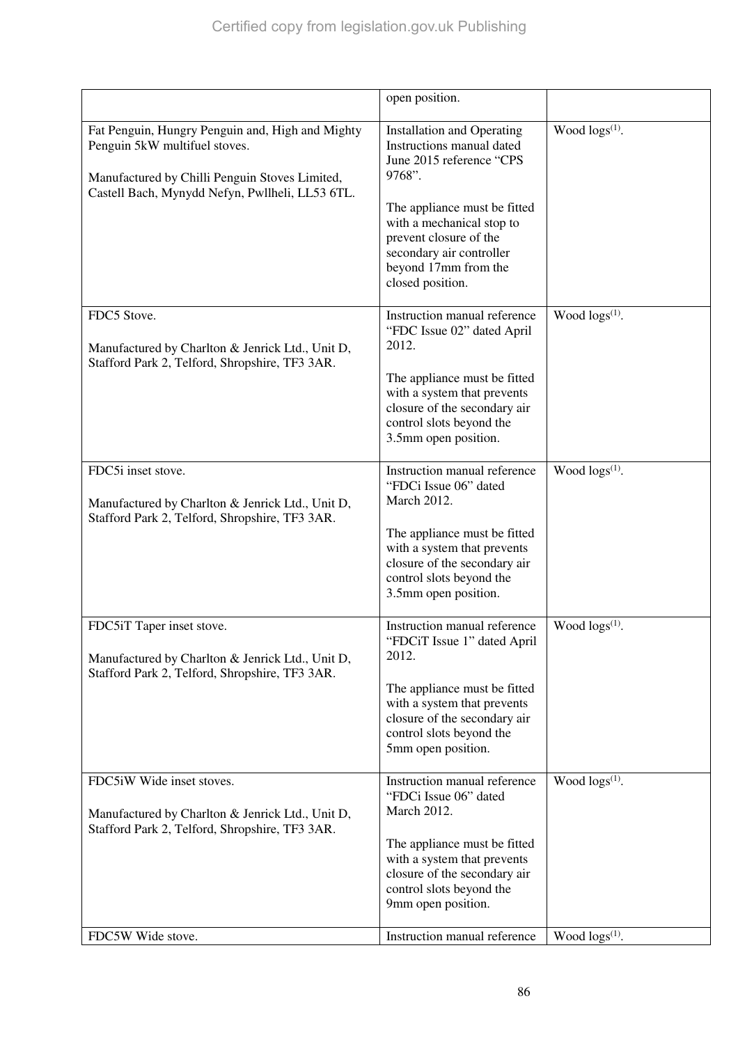| | | |
|---|---|---|
| | open position. | |
| Fat Penguin, Hungry Penguin and, High and Mighty Penguin 5kW multifuel stoves.<br><br>Manufactured by Chilli Penguin Stoves Limited, Castell Bach, Mynydd Nefyn, Pwllheli, LL53 6TL. | Installation and Operating Instructions manual dated June 2015 reference "CPS 9768".<br><br>The appliance must be fitted with a mechanical stop to prevent closure of the secondary air controller beyond 17mm from the closed position. | Wood logs[(1)]. |
| FDC5 Stove.<br><br>Manufactured by Charlton & Jenrick Ltd., Unit D, Stafford Park 2, Telford, Shropshire, TF3 3AR. | Instruction manual reference "FDC Issue 02" dated April 2012.<br><br>The appliance must be fitted with a system that prevents closure of the secondary air control slots beyond the 3.5mm open position. | Wood logs[(1)]. |
| FDC5i inset stove.<br><br>Manufactured by Charlton & Jenrick Ltd., Unit D, Stafford Park 2, Telford, Shropshire, TF3 3AR. | Instruction manual reference "FDCi Issue 06" dated March 2012.<br><br>The appliance must be fitted with a system that prevents closure of the secondary air control slots beyond the 3.5mm open position. | Wood logs[(1)]. |
| FDC5iT Taper inset stove.<br><br>Manufactured by Charlton & Jenrick Ltd., Unit D, Stafford Park 2, Telford, Shropshire, TF3 3AR. | Instruction manual reference "FDCiT Issue 1" dated April 2012.<br><br>The appliance must be fitted with a system that prevents closure of the secondary air control slots beyond the 5mm open position. | Wood logs[(1)]. |
| FDC5iW Wide inset stoves.<br><br>Manufactured by Charlton & Jenrick Ltd., Unit D, Stafford Park 2, Telford, Shropshire, TF3 3AR. | Instruction manual reference "FDCi Issue 06" dated March 2012.<br><br>The appliance must be fitted with a system that prevents closure of the secondary air control slots beyond the 9mm open position. | Wood logs[(1)]. |
| FDC5W Wide stove. | Instruction manual reference | Wood logs[(1)]. |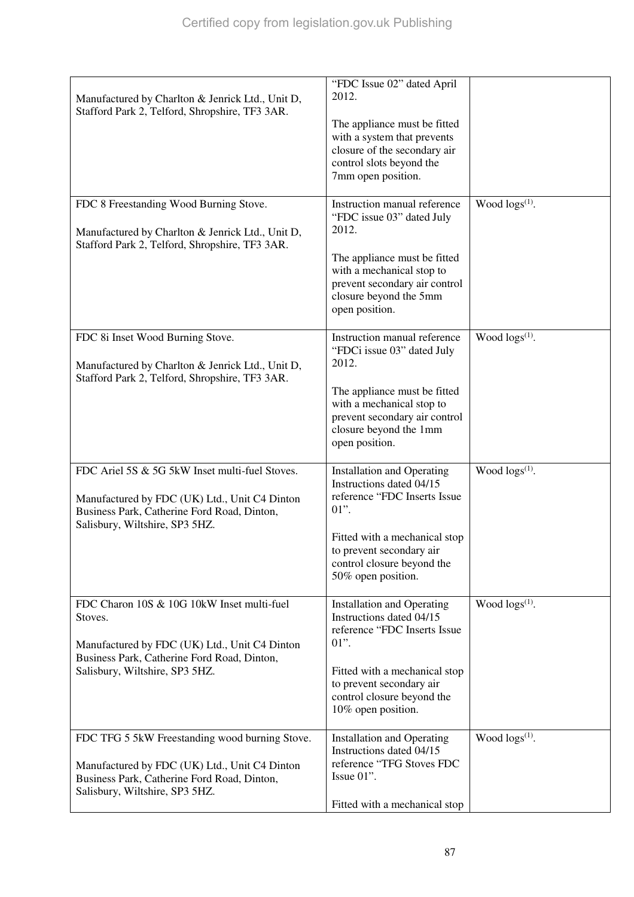| | | |
|---|---|---|
| Manufactured by Charlton & Jenrick Ltd., Unit D, Stafford Park 2, Telford, Shropshire, TF3 3AR. | "FDC Issue 02" dated April 2012.<br><br>The appliance must be fitted with a system that prevents closure of the secondary air control slots beyond the 7mm open position. | |
| FDC 8 Freestanding Wood Burning Stove.<br><br>Manufactured by Charlton & Jenrick Ltd., Unit D, Stafford Park 2, Telford, Shropshire, TF3 3AR. | Instruction manual reference "FDC issue 03" dated July 2012.<br><br>The appliance must be fitted with a mechanical stop to prevent secondary air control closure beyond the 5mm open position. | Wood logs[(1)]. |
| FDC 8i Inset Wood Burning Stove.<br><br>Manufactured by Charlton & Jenrick Ltd., Unit D, Stafford Park 2, Telford, Shropshire, TF3 3AR. | Instruction manual reference "FDCi issue 03" dated July 2012.<br><br>The appliance must be fitted with a mechanical stop to prevent secondary air control closure beyond the 1mm open position. | Wood logs[(1)]. |
| FDC Ariel 5S & 5G 5kW Inset multi-fuel Stoves.<br><br>Manufactured by FDC (UK) Ltd., Unit C4 Dinton Business Park, Catherine Ford Road, Dinton, Salisbury, Wiltshire, SP3 5HZ. | Installation and Operating Instructions dated 04/15 reference "FDC Inserts Issue 01".<br><br>Fitted with a mechanical stop to prevent secondary air control closure beyond the 50% open position. | Wood logs[(1)]. |
| FDC Charon 10S & 10G 10kW Inset multi-fuel Stoves.<br><br>Manufactured by FDC (UK) Ltd., Unit C4 Dinton Business Park, Catherine Ford Road, Dinton, Salisbury, Wiltshire, SP3 5HZ. | Installation and Operating Instructions dated 04/15 reference "FDC Inserts Issue 01".<br><br>Fitted with a mechanical stop to prevent secondary air control closure beyond the 10% open position. | Wood logs[(1)]. |
| FDC TFG 5 5kW Freestanding wood burning Stove.<br><br>Manufactured by FDC (UK) Ltd., Unit C4 Dinton Business Park, Catherine Ford Road, Dinton, Salisbury, Wiltshire, SP3 5HZ. | Installation and Operating Instructions dated 04/15 reference "TFG Stoves FDC Issue 01".<br><br>Fitted with a mechanical stop | Wood logs[(1)]. |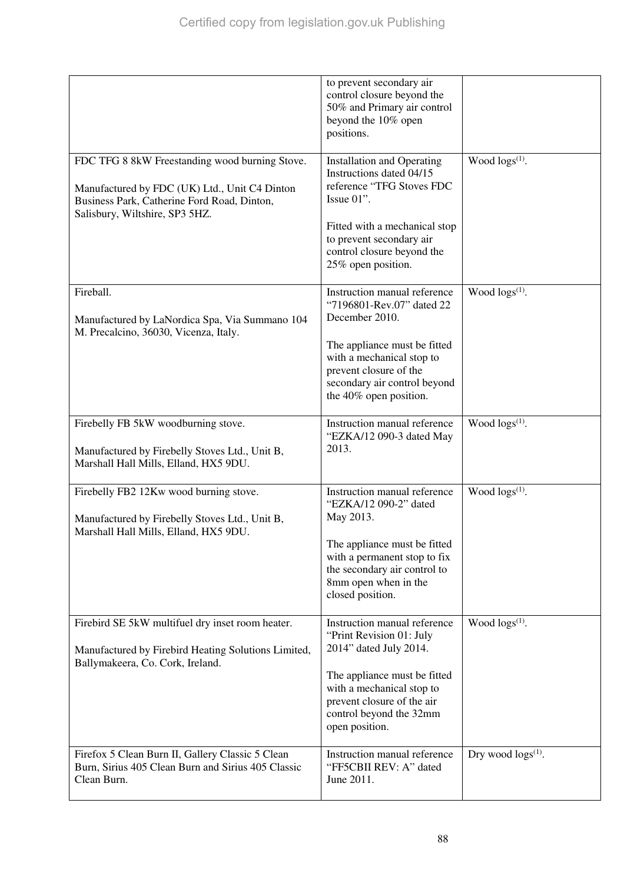| | | |
|---|---|---|
| | to prevent secondary air control closure beyond the 50% and Primary air control beyond the 10% open positions. | |
| FDC TFG 8 8kW Freestanding wood burning Stove.<br><br>Manufactured by FDC (UK) Ltd., Unit C4 Dinton Business Park, Catherine Ford Road, Dinton, Salisbury, Wiltshire, SP3 5HZ. | Installation and Operating Instructions dated 04/15 reference "TFG Stoves FDC Issue 01".<br><br>Fitted with a mechanical stop to prevent secondary air control closure beyond the 25% open position. | Wood logs(1). |
| Fireball.<br><br>Manufactured by LaNordica Spa, Via Summano 104 M. Precalcino, 36030, Vicenza, Italy. | Instruction manual reference "7196801-Rev.07" dated 22 December 2010.<br><br>The appliance must be fitted with a mechanical stop to prevent closure of the secondary air control beyond the 40% open position. | Wood logs(1). |
| Firebelly FB 5kW woodburning stove.<br><br>Manufactured by Firebelly Stoves Ltd., Unit B, Marshall Hall Mills, Elland, HX5 9DU. | Instruction manual reference "EZKA/12 090-3 dated May 2013. | Wood logs(1). |
| Firebelly FB2 12Kw wood burning stove.<br><br>Manufactured by Firebelly Stoves Ltd., Unit B, Marshall Hall Mills, Elland, HX5 9DU. | Instruction manual reference "EZKA/12 090-2" dated May 2013.<br><br>The appliance must be fitted with a permanent stop to fix the secondary air control to 8mm open when in the closed position. | Wood logs(1). |
| Firebird SE 5kW multifuel dry inset room heater.<br><br>Manufactured by Firebird Heating Solutions Limited, Ballymakeera, Co. Cork, Ireland. | Instruction manual reference "Print Revision 01: July 2014" dated July 2014.<br><br>The appliance must be fitted with a mechanical stop to prevent closure of the air control beyond the 32mm open position. | Wood logs(1). |
| Firefox 5 Clean Burn II, Gallery Classic 5 Clean Burn, Sirius 405 Clean Burn and Sirius 405 Classic Clean Burn. | Instruction manual reference "FF5CBII REV: A" dated June 2011. | Dry wood logs(1). |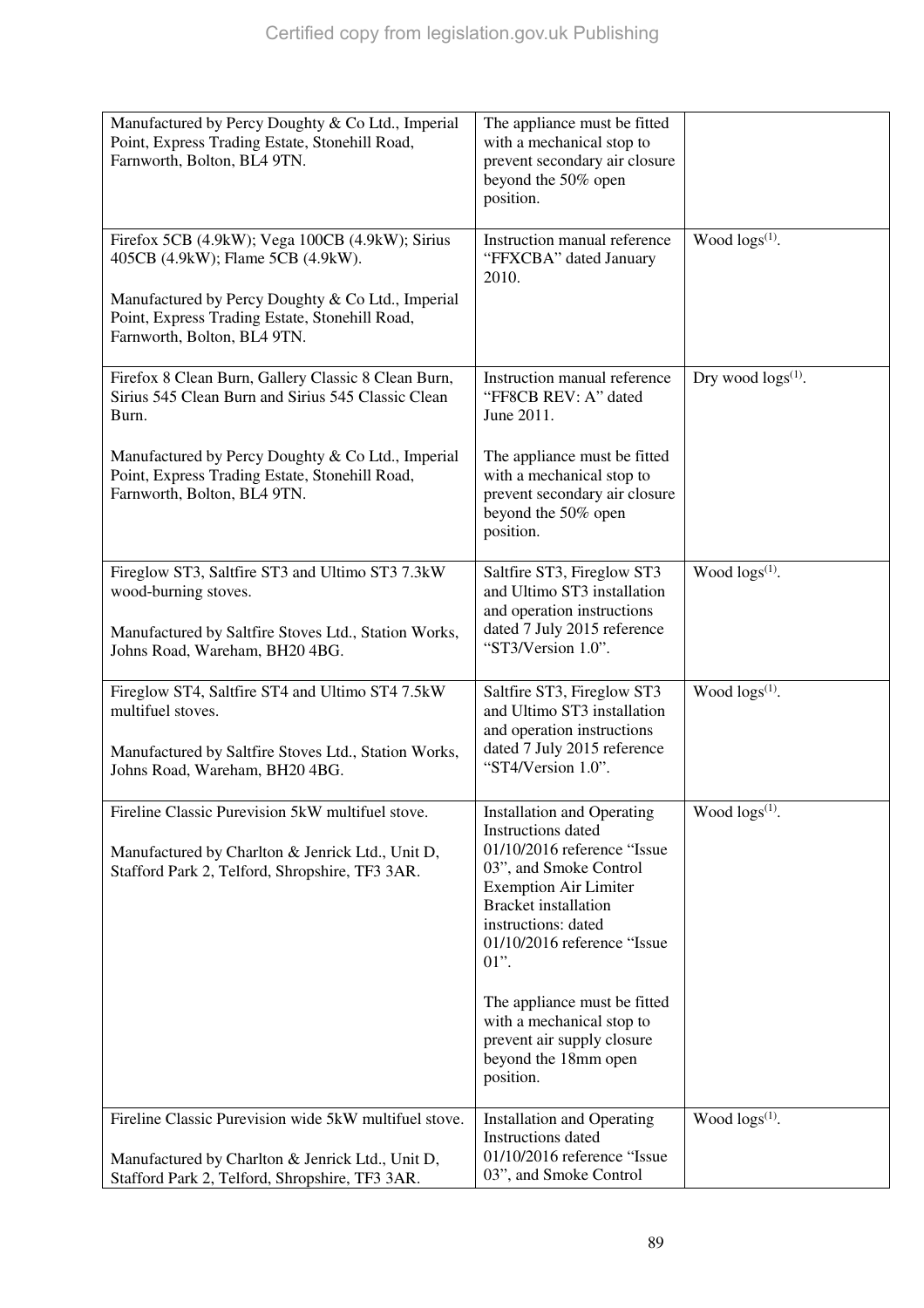| | | |
|---|---|---|
| Manufactured by Percy Doughty & Co Ltd., Imperial Point, Express Trading Estate, Stonehill Road, Farnworth, Bolton, BL4 9TN. | The appliance must be fitted with a mechanical stop to prevent secondary air closure beyond the 50% open position. | |
| Firefox 5CB (4.9kW); Vega 100CB (4.9kW); Sirius 405CB (4.9kW); Flame 5CB (4.9kW).<br><br>Manufactured by Percy Doughty & Co Ltd., Imperial Point, Express Trading Estate, Stonehill Road, Farnworth, Bolton, BL4 9TN. | Instruction manual reference "FFXCBA" dated January 2010. | Wood logs(1). |
| Firefox 8 Clean Burn, Gallery Classic 8 Clean Burn, Sirius 545 Clean Burn and Sirius 545 Classic Clean Burn.<br><br>Manufactured by Percy Doughty & Co Ltd., Imperial Point, Express Trading Estate, Stonehill Road, Farnworth, Bolton, BL4 9TN. | Instruction manual reference "FF8CB REV: A" dated June 2011.<br><br>The appliance must be fitted with a mechanical stop to prevent secondary air closure beyond the 50% open position. | Dry wood logs(1). |
| Fireglow ST3, Saltfire ST3 and Ultimo ST3 7.3kW wood-burning stoves.<br><br>Manufactured by Saltfire Stoves Ltd., Station Works, Johns Road, Wareham, BH20 4BG. | Saltfire ST3, Fireglow ST3 and Ultimo ST3 installation and operation instructions dated 7 July 2015 reference "ST3/Version 1.0". | Wood logs(1). |
| Fireglow ST4, Saltfire ST4 and Ultimo ST4 7.5kW multifuel stoves.<br><br>Manufactured by Saltfire Stoves Ltd., Station Works, Johns Road, Wareham, BH20 4BG. | Saltfire ST3, Fireglow ST3 and Ultimo ST3 installation and operation instructions dated 7 July 2015 reference "ST4/Version 1.0". | Wood logs(1). |
| Fireline Classic Purevision 5kW multifuel stove.<br><br>Manufactured by Charlton & Jenrick Ltd., Unit D, Stafford Park 2, Telford, Shropshire, TF3 3AR. | Installation and Operating Instructions dated 01/10/2016 reference "Issue 03", and Smoke Control Exemption Air Limiter Bracket installation instructions: dated 01/10/2016 reference "Issue 01".<br><br>The appliance must be fitted with a mechanical stop to prevent air supply closure beyond the 18mm open position. | Wood logs(1). |
| Fireline Classic Purevision wide 5kW multifuel stove.<br><br>Manufactured by Charlton & Jenrick Ltd., Unit D, Stafford Park 2, Telford, Shropshire, TF3 3AR. | Installation and Operating Instructions dated 01/10/2016 reference "Issue 03", and Smoke Control | Wood logs(1). |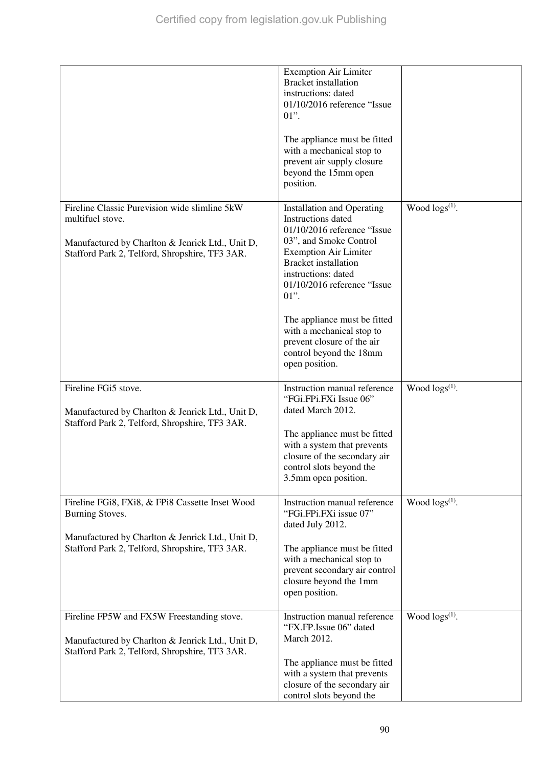| | | |
|---|---|---|
| | Exemption Air Limiter Bracket installation instructions: dated 01/10/2016 reference "Issue 01".<br><br>The appliance must be fitted with a mechanical stop to prevent air supply closure beyond the 15mm open position. | |
| Fireline Classic Purevision wide slimline 5kW multifuel stove.<br><br>Manufactured by Charlton & Jenrick Ltd., Unit D, Stafford Park 2, Telford, Shropshire, TF3 3AR. | Installation and Operating Instructions dated 01/10/2016 reference "Issue 03", and Smoke Control Exemption Air Limiter Bracket installation instructions: dated 01/10/2016 reference "Issue 01".<br><br>The appliance must be fitted with a mechanical stop to prevent closure of the air control beyond the 18mm open position. | Wood logs[(1)]. |
| Fireline FGi5 stove.<br><br>Manufactured by Charlton & Jenrick Ltd., Unit D, Stafford Park 2, Telford, Shropshire, TF3 3AR. | Instruction manual reference "FGi.FPi.FXi Issue 06" dated March 2012.<br><br>The appliance must be fitted with a system that prevents closure of the secondary air control slots beyond the 3.5mm open position. | Wood logs[(1)]. |
| Fireline FGi8, FXi8, & FPi8 Cassette Inset Wood Burning Stoves.<br><br>Manufactured by Charlton & Jenrick Ltd., Unit D, Stafford Park 2, Telford, Shropshire, TF3 3AR. | Instruction manual reference "FGi.FPi.FXi issue 07" dated July 2012.<br><br>The appliance must be fitted with a mechanical stop to prevent secondary air control closure beyond the 1mm open position. | Wood logs[(1)]. |
| Fireline FP5W and FX5W Freestanding stove.<br><br>Manufactured by Charlton & Jenrick Ltd., Unit D, Stafford Park 2, Telford, Shropshire, TF3 3AR. | Instruction manual reference "FX.FP.Issue 06" dated March 2012.<br><br>The appliance must be fitted with a system that prevents closure of the secondary air control slots beyond the | Wood logs[(1)]. |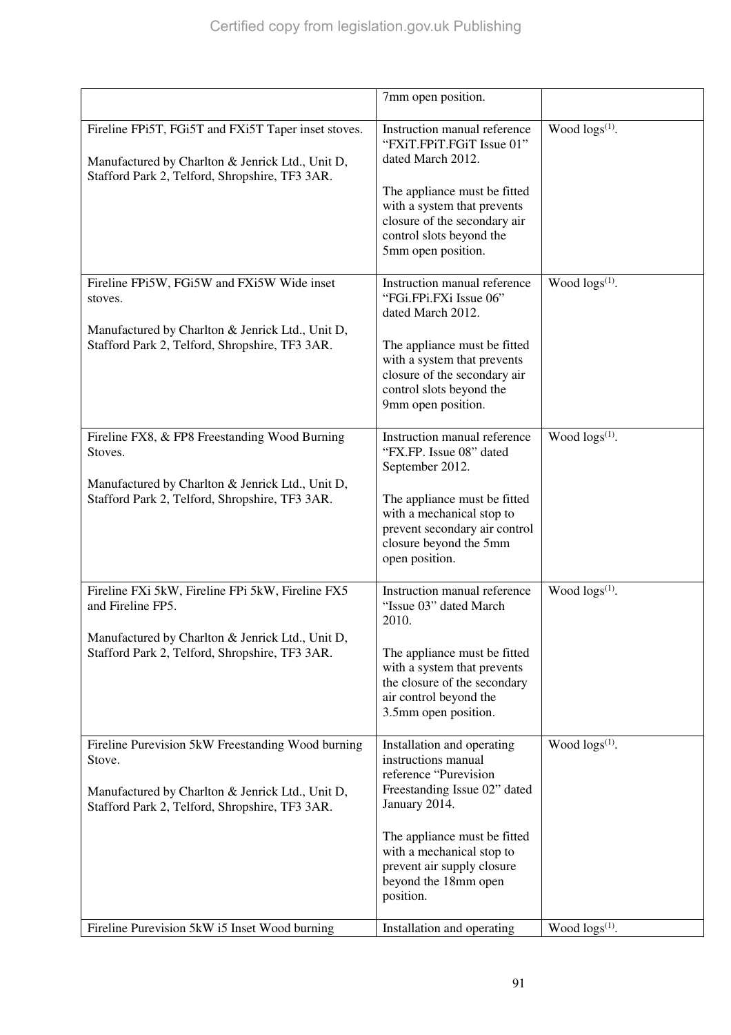| | | |
|---|---|---|
| | 7mm open position. | |
| Fireline FPi5T, FGi5T and FXi5T Taper inset stoves.<br><br>Manufactured by Charlton & Jenrick Ltd., Unit D, Stafford Park 2, Telford, Shropshire, TF3 3AR. | Instruction manual reference "FXiT.FPiT.FGiT Issue 01" dated March 2012.<br><br>The appliance must be fitted with a system that prevents closure of the secondary air control slots beyond the 5mm open position. | Wood logs[(1)]. |
| Fireline FPi5W, FGi5W and FXi5W Wide inset stoves.<br><br>Manufactured by Charlton & Jenrick Ltd., Unit D, Stafford Park 2, Telford, Shropshire, TF3 3AR. | Instruction manual reference "FGi.FPi.FXi Issue 06" dated March 2012.<br><br>The appliance must be fitted with a system that prevents closure of the secondary air control slots beyond the 9mm open position. | Wood logs[(1)]. |
| Fireline FX8, & FP8 Freestanding Wood Burning Stoves.<br><br>Manufactured by Charlton & Jenrick Ltd., Unit D, Stafford Park 2, Telford, Shropshire, TF3 3AR. | Instruction manual reference "FX.FP. Issue 08" dated September 2012.<br><br>The appliance must be fitted with a mechanical stop to prevent secondary air control closure beyond the 5mm open position. | Wood logs[(1)]. |
| Fireline FXi 5kW, Fireline FPi 5kW, Fireline FX5 and Fireline FP5.<br><br>Manufactured by Charlton & Jenrick Ltd., Unit D, Stafford Park 2, Telford, Shropshire, TF3 3AR. | Instruction manual reference "Issue 03" dated March 2010.<br><br>The appliance must be fitted with a system that prevents the closure of the secondary air control beyond the 3.5mm open position. | Wood logs[(1)]. |
| Fireline Purevision 5kW Freestanding Wood burning Stove.<br><br>Manufactured by Charlton & Jenrick Ltd., Unit D, Stafford Park 2, Telford, Shropshire, TF3 3AR. | Installation and operating instructions manual reference "Purevision Freestanding Issue 02" dated January 2014.<br><br>The appliance must be fitted with a mechanical stop to prevent air supply closure beyond the 18mm open position. | Wood logs[(1)]. |
| Fireline Purevision 5kW i5 Inset Wood burning | Installation and operating | Wood logs[(1)]. |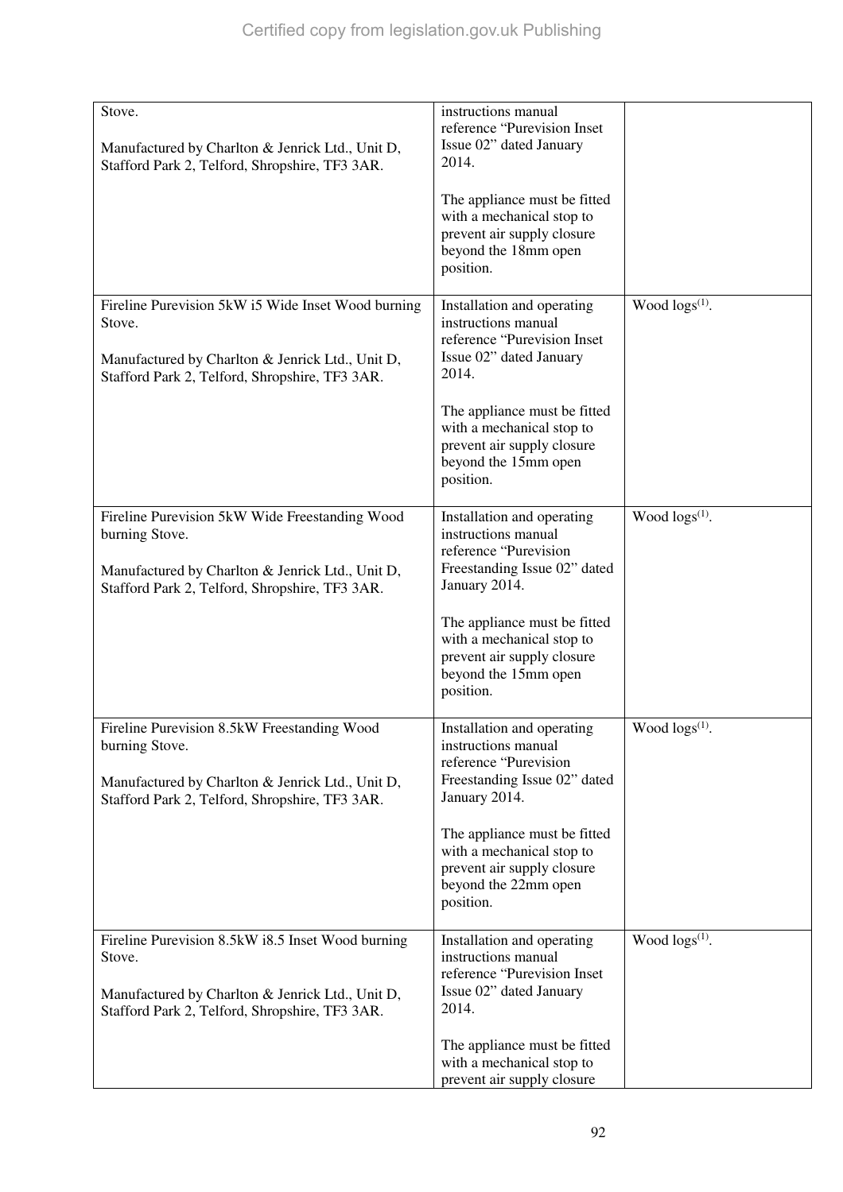| | | |
|---|---|---|
| Stove.<br><br>Manufactured by Charlton & Jenrick Ltd., Unit D, Stafford Park 2, Telford, Shropshire, TF3 3AR. | instructions manual reference "Purevision Inset Issue 02" dated January 2014.<br><br>The appliance must be fitted with a mechanical stop to prevent air supply closure beyond the 18mm open position. | |
| Fireline Purevision 5kW i5 Wide Inset Wood burning Stove.<br><br>Manufactured by Charlton & Jenrick Ltd., Unit D, Stafford Park 2, Telford, Shropshire, TF3 3AR. | Installation and operating instructions manual reference "Purevision Inset Issue 02" dated January 2014.<br><br>The appliance must be fitted with a mechanical stop to prevent air supply closure beyond the 15mm open position. | Wood logs[(1)]. |
| Fireline Purevision 5kW Wide Freestanding Wood burning Stove.<br><br>Manufactured by Charlton & Jenrick Ltd., Unit D, Stafford Park 2, Telford, Shropshire, TF3 3AR. | Installation and operating instructions manual reference "Purevision Freestanding Issue 02" dated January 2014.<br><br>The appliance must be fitted with a mechanical stop to prevent air supply closure beyond the 15mm open position. | Wood logs[(1)]. |
| Fireline Purevision 8.5kW Freestanding Wood burning Stove.<br><br>Manufactured by Charlton & Jenrick Ltd., Unit D, Stafford Park 2, Telford, Shropshire, TF3 3AR. | Installation and operating instructions manual reference "Purevision Freestanding Issue 02" dated January 2014.<br><br>The appliance must be fitted with a mechanical stop to prevent air supply closure beyond the 22mm open position. | Wood logs[(1)]. |
| Fireline Purevision 8.5kW i8.5 Inset Wood burning Stove.<br><br>Manufactured by Charlton & Jenrick Ltd., Unit D, Stafford Park 2, Telford, Shropshire, TF3 3AR. | Installation and operating instructions manual reference "Purevision Inset Issue 02" dated January 2014.<br><br>The appliance must be fitted with a mechanical stop to prevent air supply closure | Wood logs[(1)]. |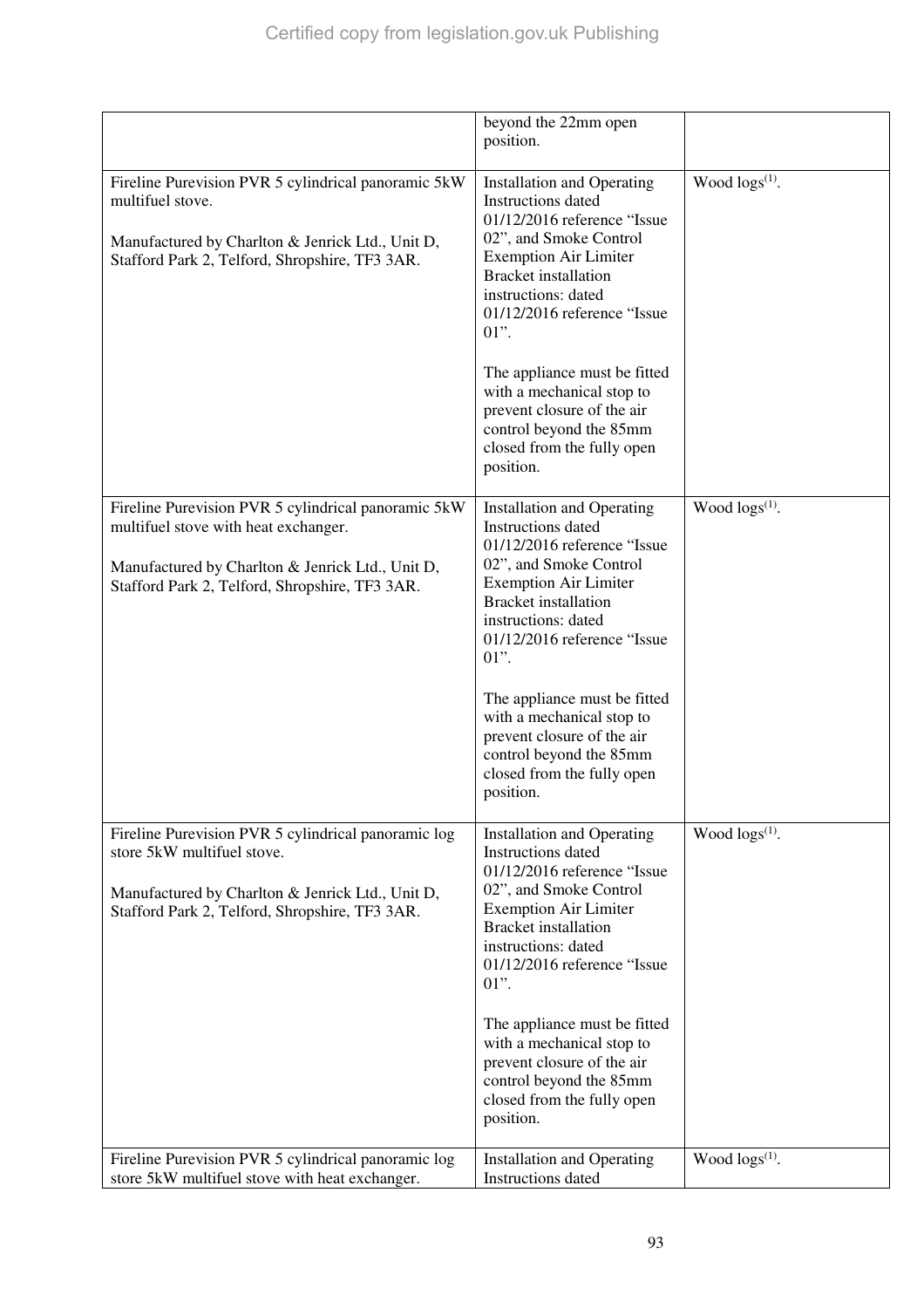|  |  |  |
|---|---|---|
|  | beyond the 22mm open position. |  |
| Fireline Purevision PVR 5 cylindrical panoramic 5kW multifuel stove.<br><br>Manufactured by Charlton & Jenrick Ltd., Unit D, Stafford Park 2, Telford, Shropshire, TF3 3AR. | Installation and Operating Instructions dated 01/12/2016 reference "Issue 02", and Smoke Control Exemption Air Limiter Bracket installation instructions: dated 01/12/2016 reference "Issue 01".<br><br>The appliance must be fitted with a mechanical stop to prevent closure of the air control beyond the 85mm closed from the fully open position. | Wood logs(1). |
| Fireline Purevision PVR 5 cylindrical panoramic 5kW multifuel stove with heat exchanger.<br><br>Manufactured by Charlton & Jenrick Ltd., Unit D, Stafford Park 2, Telford, Shropshire, TF3 3AR. | Installation and Operating Instructions dated 01/12/2016 reference "Issue 02", and Smoke Control Exemption Air Limiter Bracket installation instructions: dated 01/12/2016 reference "Issue 01".<br><br>The appliance must be fitted with a mechanical stop to prevent closure of the air control beyond the 85mm closed from the fully open position. | Wood logs(1). |
| Fireline Purevision PVR 5 cylindrical panoramic log store 5kW multifuel stove.<br><br>Manufactured by Charlton & Jenrick Ltd., Unit D, Stafford Park 2, Telford, Shropshire, TF3 3AR. | Installation and Operating Instructions dated 01/12/2016 reference "Issue 02", and Smoke Control Exemption Air Limiter Bracket installation instructions: dated 01/12/2016 reference "Issue 01".<br><br>The appliance must be fitted with a mechanical stop to prevent closure of the air control beyond the 85mm closed from the fully open position. | Wood logs(1). |
| Fireline Purevision PVR 5 cylindrical panoramic log store 5kW multifuel stove with heat exchanger. | Installation and Operating Instructions dated | Wood logs(1). |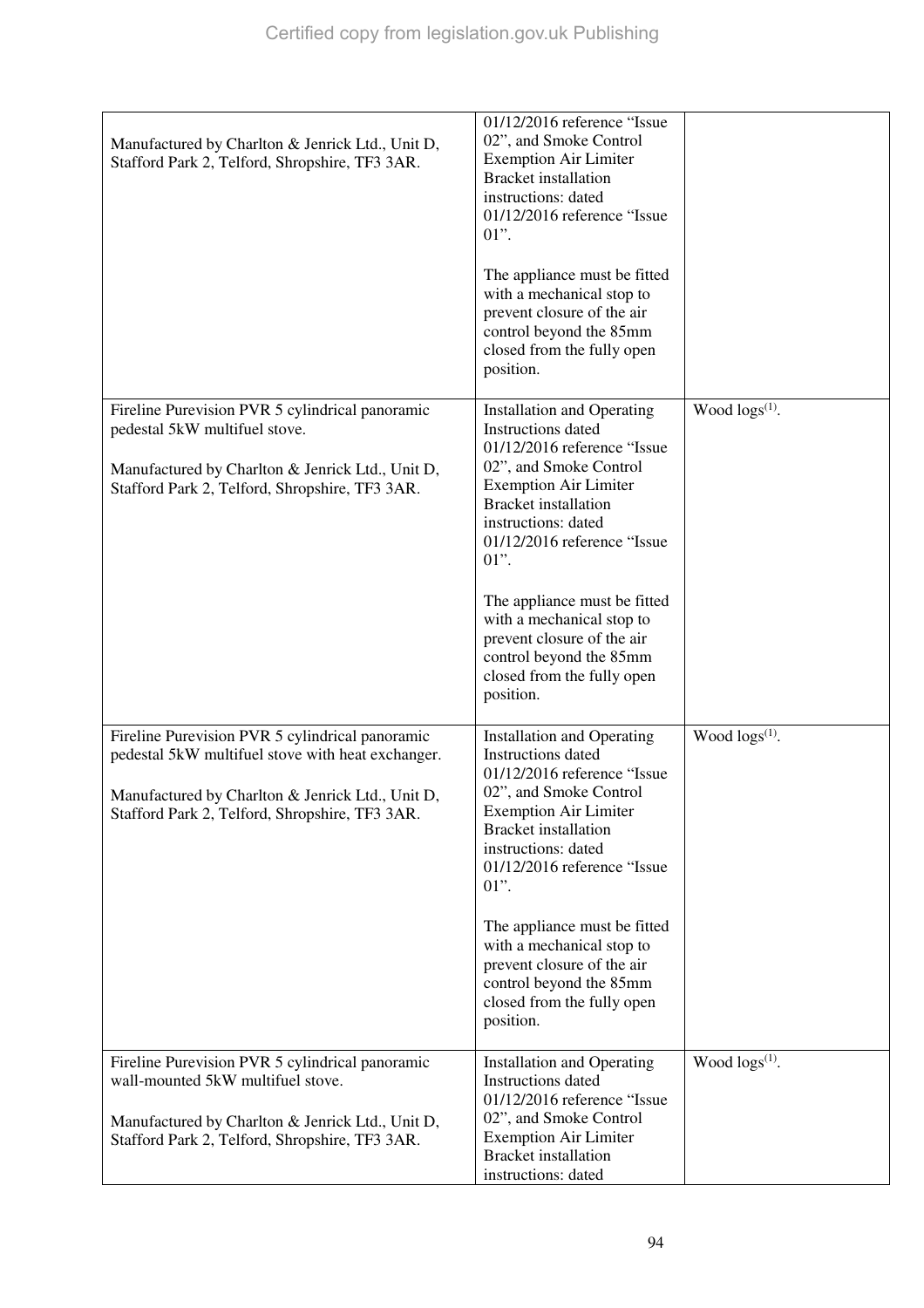| | | |
|---|---|---|
| Manufactured by Charlton & Jenrick Ltd., Unit D, Stafford Park 2, Telford, Shropshire, TF3 3AR. | 01/12/2016 reference "Issue 02", and Smoke Control Exemption Air Limiter Bracket installation instructions: dated 01/12/2016 reference "Issue 01".<br><br>The appliance must be fitted with a mechanical stop to prevent closure of the air control beyond the 85mm closed from the fully open position. | |
| Fireline Purevision PVR 5 cylindrical panoramic pedestal 5kW multifuel stove.<br><br>Manufactured by Charlton & Jenrick Ltd., Unit D, Stafford Park 2, Telford, Shropshire, TF3 3AR. | Installation and Operating Instructions dated 01/12/2016 reference "Issue 02", and Smoke Control Exemption Air Limiter Bracket installation instructions: dated 01/12/2016 reference "Issue 01".<br><br>The appliance must be fitted with a mechanical stop to prevent closure of the air control beyond the 85mm closed from the fully open position. | Wood logs[(1)]. |
| Fireline Purevision PVR 5 cylindrical panoramic pedestal 5kW multifuel stove with heat exchanger.<br><br>Manufactured by Charlton & Jenrick Ltd., Unit D, Stafford Park 2, Telford, Shropshire, TF3 3AR. | Installation and Operating Instructions dated 01/12/2016 reference "Issue 02", and Smoke Control Exemption Air Limiter Bracket installation instructions: dated 01/12/2016 reference "Issue 01".<br><br>The appliance must be fitted with a mechanical stop to prevent closure of the air control beyond the 85mm closed from the fully open position. | Wood logs[(1)]. |
| Fireline Purevision PVR 5 cylindrical panoramic wall-mounted 5kW multifuel stove.<br><br>Manufactured by Charlton & Jenrick Ltd., Unit D, Stafford Park 2, Telford, Shropshire, TF3 3AR. | Installation and Operating Instructions dated 01/12/2016 reference "Issue 02", and Smoke Control Exemption Air Limiter Bracket installation instructions: dated | Wood logs[(1)]. |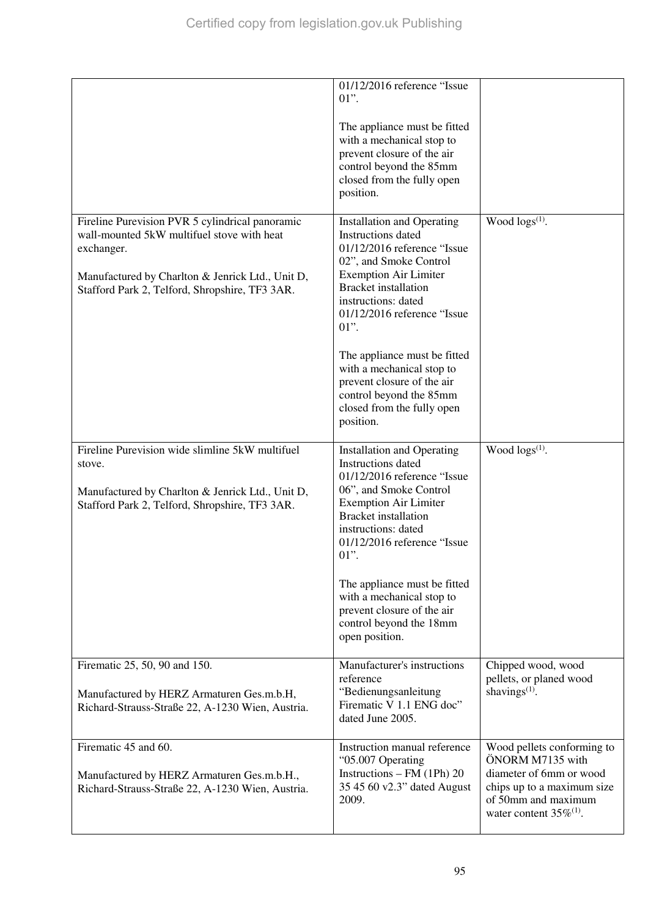| | | |
|---|---|---|
| | 01/12/2016 reference "Issue 01".<br><br>The appliance must be fitted with a mechanical stop to prevent closure of the air control beyond the 85mm closed from the fully open position. | |
| Fireline Purevision PVR 5 cylindrical panoramic wall-mounted 5kW multifuel stove with heat exchanger.<br><br>Manufactured by Charlton & Jenrick Ltd., Unit D, Stafford Park 2, Telford, Shropshire, TF3 3AR. | Installation and Operating Instructions dated 01/12/2016 reference "Issue 02", and Smoke Control Exemption Air Limiter Bracket installation instructions: dated 01/12/2016 reference "Issue 01".<br><br>The appliance must be fitted with a mechanical stop to prevent closure of the air control beyond the 85mm closed from the fully open position. | Wood logs(1). |
| Fireline Purevision wide slimline 5kW multifuel stove.<br><br>Manufactured by Charlton & Jenrick Ltd., Unit D, Stafford Park 2, Telford, Shropshire, TF3 3AR. | Installation and Operating Instructions dated 01/12/2016 reference "Issue 06", and Smoke Control Exemption Air Limiter Bracket installation instructions: dated 01/12/2016 reference "Issue 01".<br><br>The appliance must be fitted with a mechanical stop to prevent closure of the air control beyond the 18mm open position. | Wood logs(1). |
| Firematic 25, 50, 90 and 150.<br><br>Manufactured by HERZ Armaturen Ges.m.b.H, Richard-Strauss-Straße 22, A-1230 Wien, Austria. | Manufacturer's instructions reference "Bedienungsanleitung Firematic V 1.1 ENG doc" dated June 2005. | Chipped wood, wood pellets, or planed wood shavings(1). |
| Firematic 45 and 60.<br><br>Manufactured by HERZ Armaturen Ges.m.b.H., Richard-Strauss-Straße 22, A-1230 Wien, Austria. | Instruction manual reference "05.007 Operating Instructions – FM (1Ph) 20 35 45 60 v2.3" dated August 2009. | Wood pellets conforming to ÖNORM M7135 with diameter of 6mm or wood chips up to a maximum size of 50mm and maximum water content 35%(1). |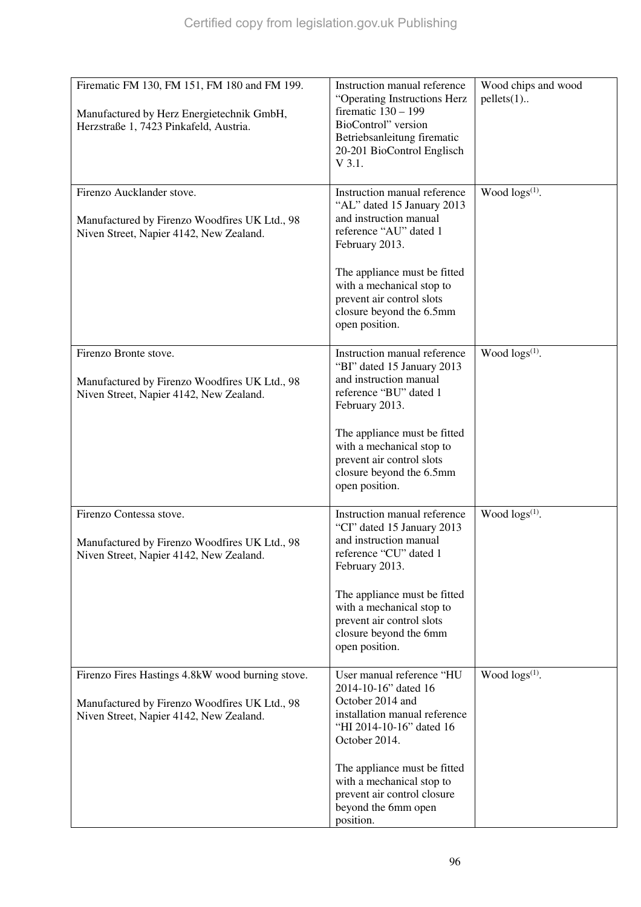| | | |
|---|---|---|
| Firematic FM 130, FM 151, FM 180 and FM 199.<br><br>Manufactured by Herz Energietechnik GmbH, Herzstraße 1, 7423 Pinkafeld, Austria. | Instruction manual reference "Operating Instructions Herz firematic 130 – 199 BioControl" version Betriebsanleitung firematic 20-201 BioControl Englisch V 3.1. | Wood chips and wood pellets(1).. |
| Firenzo Aucklander stove.<br><br>Manufactured by Firenzo Woodfires UK Ltd., 98 Niven Street, Napier 4142, New Zealand. | Instruction manual reference "AL" dated 15 January 2013 and instruction manual reference "AU" dated 1 February 2013.<br><br>The appliance must be fitted with a mechanical stop to prevent air control slots closure beyond the 6.5mm open position. | Wood logs(1). |
| Firenzo Bronte stove.<br><br>Manufactured by Firenzo Woodfires UK Ltd., 98 Niven Street, Napier 4142, New Zealand. | Instruction manual reference "BI" dated 15 January 2013 and instruction manual reference "BU" dated 1 February 2013.<br><br>The appliance must be fitted with a mechanical stop to prevent air control slots closure beyond the 6.5mm open position. | Wood logs(1). |
| Firenzo Contessa stove.<br><br>Manufactured by Firenzo Woodfires UK Ltd., 98 Niven Street, Napier 4142, New Zealand. | Instruction manual reference "CI" dated 15 January 2013 and instruction manual reference "CU" dated 1 February 2013.<br><br>The appliance must be fitted with a mechanical stop to prevent air control slots closure beyond the 6mm open position. | Wood logs(1). |
| Firenzo Fires Hastings 4.8kW wood burning stove.<br><br>Manufactured by Firenzo Woodfires UK Ltd., 98 Niven Street, Napier 4142, New Zealand. | User manual reference "HU 2014-10-16" dated 16 October 2014 and installation manual reference "HI 2014-10-16" dated 16 October 2014.<br><br>The appliance must be fitted with a mechanical stop to prevent air control closure beyond the 6mm open position. | Wood logs(1). |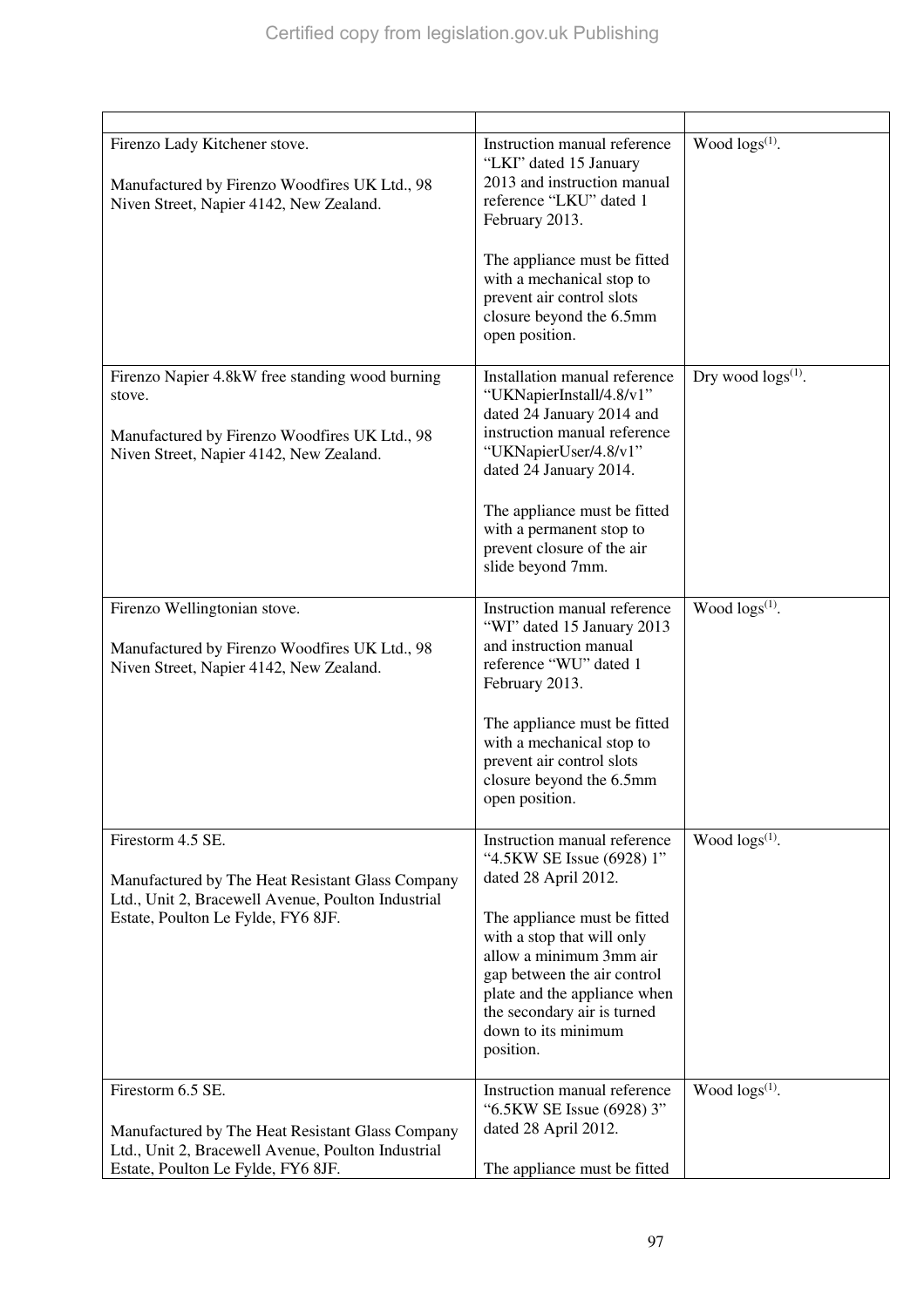| | | |
|---|---|---|
| Firenzo Lady Kitchener stove.<br><br>Manufactured by Firenzo Woodfires UK Ltd., 98 Niven Street, Napier 4142, New Zealand. | Instruction manual reference "LKI" dated 15 January 2013 and instruction manual reference "LKU" dated 1 February 2013.<br><br>The appliance must be fitted with a mechanical stop to prevent air control slots closure beyond the 6.5mm open position. | Wood logs[(1)]. |
| Firenzo Napier 4.8kW free standing wood burning stove.<br><br>Manufactured by Firenzo Woodfires UK Ltd., 98 Niven Street, Napier 4142, New Zealand. | Installation manual reference "UKNapierInstall/4.8/v1" dated 24 January 2014 and instruction manual reference "UKNapierUser/4.8/v1" dated 24 January 2014.<br><br>The appliance must be fitted with a permanent stop to prevent closure of the air slide beyond 7mm. | Dry wood logs[(1)]. |
| Firenzo Wellingtonian stove.<br><br>Manufactured by Firenzo Woodfires UK Ltd., 98 Niven Street, Napier 4142, New Zealand. | Instruction manual reference "WI" dated 15 January 2013 and instruction manual reference "WU" dated 1 February 2013.<br><br>The appliance must be fitted with a mechanical stop to prevent air control slots closure beyond the 6.5mm open position. | Wood logs[(1)]. |
| Firestorm 4.5 SE.<br><br>Manufactured by The Heat Resistant Glass Company Ltd., Unit 2, Bracewell Avenue, Poulton Industrial Estate, Poulton Le Fylde, FY6 8JF. | Instruction manual reference "4.5KW SE Issue (6928) 1" dated 28 April 2012.<br><br>The appliance must be fitted with a stop that will only allow a minimum 3mm air gap between the air control plate and the appliance when the secondary air is turned down to its minimum position. | Wood logs[(1)]. |
| Firestorm 6.5 SE.<br><br>Manufactured by The Heat Resistant Glass Company Ltd., Unit 2, Bracewell Avenue, Poulton Industrial Estate, Poulton Le Fylde, FY6 8JF. | Instruction manual reference "6.5KW SE Issue (6928) 3" dated 28 April 2012.<br><br>The appliance must be fitted | Wood logs[(1)]. |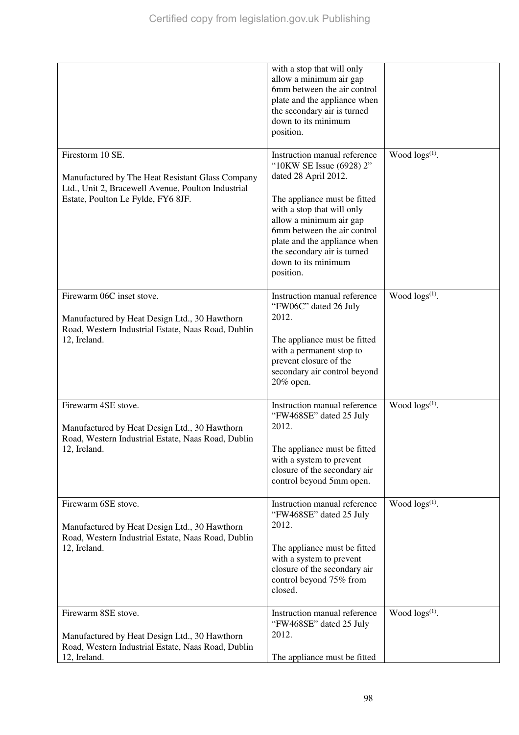| | | |
|---|---|---|
| | with a stop that will only allow a minimum air gap 6mm between the air control plate and the appliance when the secondary air is turned down to its minimum position. | |
| Firestorm 10 SE.<br><br>Manufactured by The Heat Resistant Glass Company Ltd., Unit 2, Bracewell Avenue, Poulton Industrial Estate, Poulton Le Fylde, FY6 8JF. | Instruction manual reference "10KW SE Issue (6928) 2" dated 28 April 2012.<br><br>The appliance must be fitted with a stop that will only allow a minimum air gap 6mm between the air control plate and the appliance when the secondary air is turned down to its minimum position. | Wood logs(1). |
| Firewarm 06C inset stove.<br><br>Manufactured by Heat Design Ltd., 30 Hawthorn Road, Western Industrial Estate, Naas Road, Dublin 12, Ireland. | Instruction manual reference "FW06C" dated 26 July 2012.<br><br>The appliance must be fitted with a permanent stop to prevent closure of the secondary air control beyond 20% open. | Wood logs(1). |
| Firewarm 4SE stove.<br><br>Manufactured by Heat Design Ltd., 30 Hawthorn Road, Western Industrial Estate, Naas Road, Dublin 12, Ireland. | Instruction manual reference "FW468SE" dated 25 July 2012.<br><br>The appliance must be fitted with a system to prevent closure of the secondary air control beyond 5mm open. | Wood logs(1). |
| Firewarm 6SE stove.<br><br>Manufactured by Heat Design Ltd., 30 Hawthorn Road, Western Industrial Estate, Naas Road, Dublin 12, Ireland. | Instruction manual reference "FW468SE" dated 25 July 2012.<br><br>The appliance must be fitted with a system to prevent closure of the secondary air control beyond 75% from closed. | Wood logs(1). |
| Firewarm 8SE stove.<br><br>Manufactured by Heat Design Ltd., 30 Hawthorn Road, Western Industrial Estate, Naas Road, Dublin 12, Ireland. | Instruction manual reference "FW468SE" dated 25 July 2012.<br><br>The appliance must be fitted | Wood logs(1). |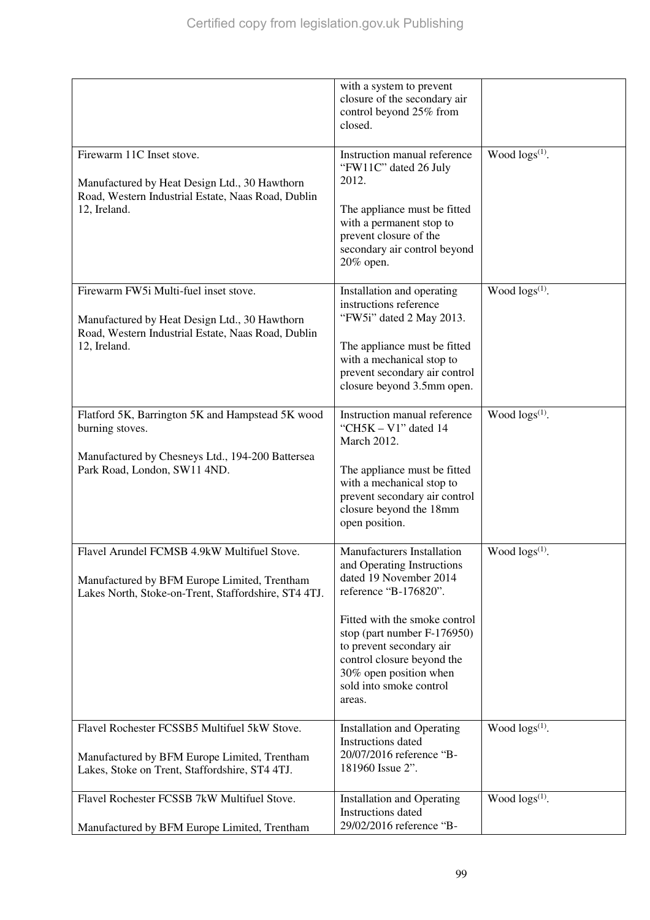| | | |
|---|---|---|
| | with a system to prevent closure of the secondary air control beyond 25% from closed. | |
| Firewarm 11C Inset stove.<br><br>Manufactured by Heat Design Ltd., 30 Hawthorn Road, Western Industrial Estate, Naas Road, Dublin 12, Ireland. | Instruction manual reference "FW11C" dated 26 July 2012.<br><br>The appliance must be fitted with a permanent stop to prevent closure of the secondary air control beyond 20% open. | Wood logs[(1)]. |
| Firewarm FW5i Multi-fuel inset stove.<br><br>Manufactured by Heat Design Ltd., 30 Hawthorn Road, Western Industrial Estate, Naas Road, Dublin 12, Ireland. | Installation and operating instructions reference "FW5i" dated 2 May 2013.<br><br>The appliance must be fitted with a mechanical stop to prevent secondary air control closure beyond 3.5mm open. | Wood logs[(1)]. |
| Flatford 5K, Barrington 5K and Hampstead 5K wood burning stoves.<br><br>Manufactured by Chesneys Ltd., 194-200 Battersea Park Road, London, SW11 4ND. | Instruction manual reference "CH5K – V1" dated 14 March 2012.<br><br>The appliance must be fitted with a mechanical stop to prevent secondary air control closure beyond the 18mm open position. | Wood logs[(1)]. |
| Flavel Arundel FCMSB 4.9kW Multifuel Stove.<br><br>Manufactured by BFM Europe Limited, Trentham Lakes North, Stoke-on-Trent, Staffordshire, ST4 4TJ. | Manufacturers Installation and Operating Instructions dated 19 November 2014 reference "B-176820".<br><br>Fitted with the smoke control stop (part number F-176950) to prevent secondary air control closure beyond the 30% open position when sold into smoke control areas. | Wood logs[(1)]. |
| Flavel Rochester FCSSB5 Multifuel 5kW Stove.<br><br>Manufactured by BFM Europe Limited, Trentham Lakes, Stoke on Trent, Staffordshire, ST4 4TJ. | Installation and Operating Instructions dated 20/07/2016 reference "B-181960 Issue 2". | Wood logs[(1)]. |
| Flavel Rochester FCSSB 7kW Multifuel Stove.<br><br>Manufactured by BFM Europe Limited, Trentham | Installation and Operating Instructions dated 29/02/2016 reference "B- | Wood logs[(1)]. |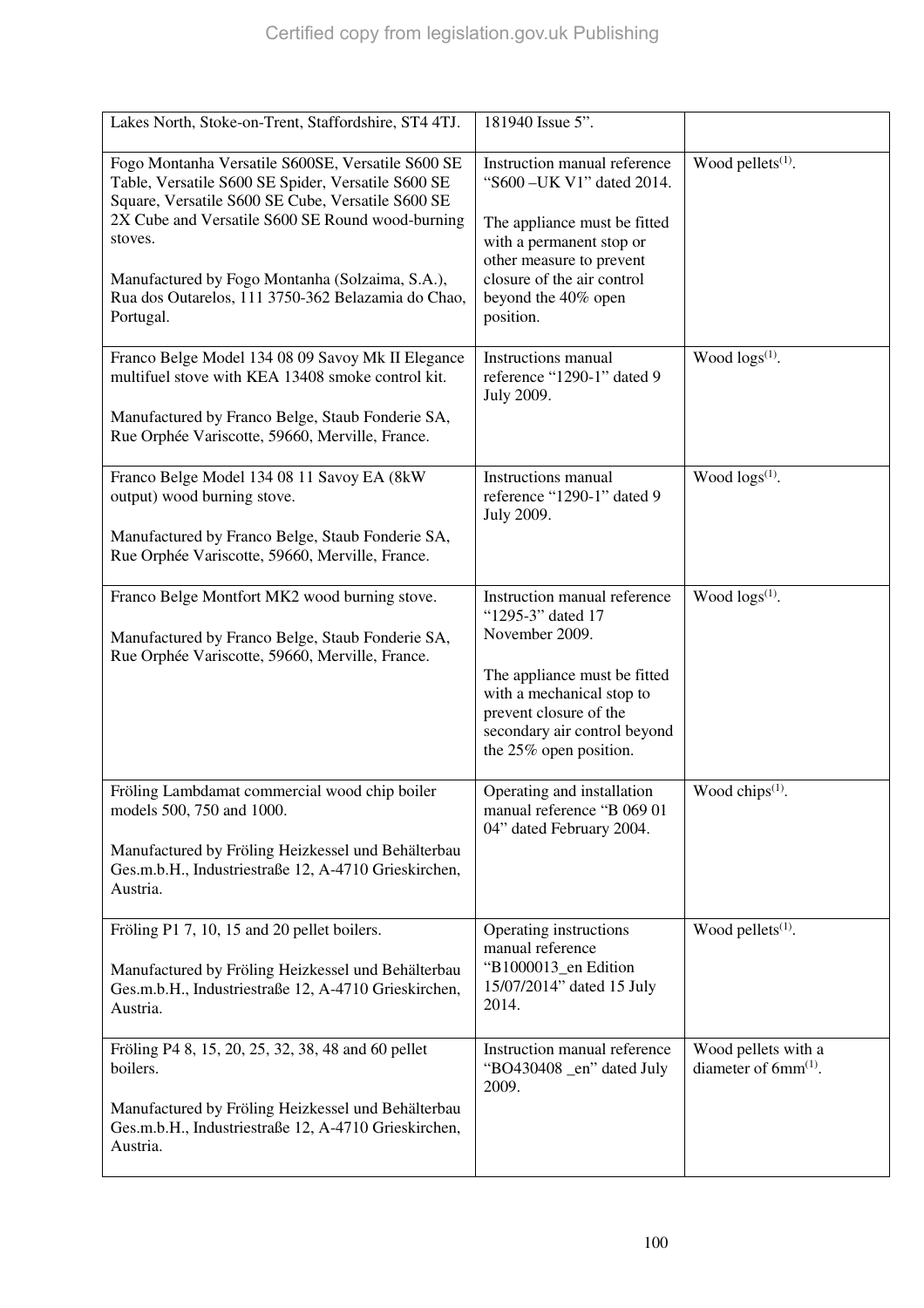| | | |
|---|---|---|
| Lakes North, Stoke-on-Trent, Staffordshire, ST4 4TJ. | 181940 Issue 5". | |
| Fogo Montanha Versatile S600SE, Versatile S600 SE Table, Versatile S600 SE Spider, Versatile S600 SE Square, Versatile S600 SE Cube, Versatile S600 SE 2X Cube and Versatile S600 SE Round wood-burning stoves.<br><br>Manufactured by Fogo Montanha (Solzaima, S.A.), Rua dos Outarelos, 111 3750-362 Belazamia do Chao, Portugal. | Instruction manual reference "S600 –UK V1" dated 2014.<br><br>The appliance must be fitted with a permanent stop or other measure to prevent closure of the air control beyond the 40% open position. | Wood pellets(1). |
| Franco Belge Model 134 08 09 Savoy Mk II Elegance multifuel stove with KEA 13408 smoke control kit.<br><br>Manufactured by Franco Belge, Staub Fonderie SA, Rue Orphée Variscotte, 59660, Merville, France. | Instructions manual reference "1290-1" dated 9 July 2009. | Wood logs(1). |
| Franco Belge Model 134 08 11 Savoy EA (8kW output) wood burning stove.<br><br>Manufactured by Franco Belge, Staub Fonderie SA, Rue Orphée Variscotte, 59660, Merville, France. | Instructions manual reference "1290-1" dated 9 July 2009. | Wood logs(1). |
| Franco Belge Montfort MK2 wood burning stove.<br><br>Manufactured by Franco Belge, Staub Fonderie SA, Rue Orphée Variscotte, 59660, Merville, France. | Instruction manual reference "1295-3" dated 17 November 2009.<br><br>The appliance must be fitted with a mechanical stop to prevent closure of the secondary air control beyond the 25% open position. | Wood logs(1). |
| Fröling Lambdamat commercial wood chip boiler models 500, 750 and 1000.<br><br>Manufactured by Fröling Heizkessel und Behälterbau Ges.m.b.H., Industriestraße 12, A-4710 Grieskirchen, Austria. | Operating and installation manual reference "B 069 01 04" dated February 2004. | Wood chips(1). |
| Fröling P1 7, 10, 15 and 20 pellet boilers.<br><br>Manufactured by Fröling Heizkessel und Behälterbau Ges.m.b.H., Industriestraße 12, A-4710 Grieskirchen, Austria. | Operating instructions manual reference "B1000013_en Edition 15/07/2014" dated 15 July 2014. | Wood pellets(1). |
| Fröling P4 8, 15, 20, 25, 32, 38, 48 and 60 pellet boilers.<br><br>Manufactured by Fröling Heizkessel und Behälterbau Ges.m.b.H., Industriestraße 12, A-4710 Grieskirchen, Austria. | Instruction manual reference "BO430408 _en" dated July 2009. | Wood pellets with a diameter of 6mm(1). |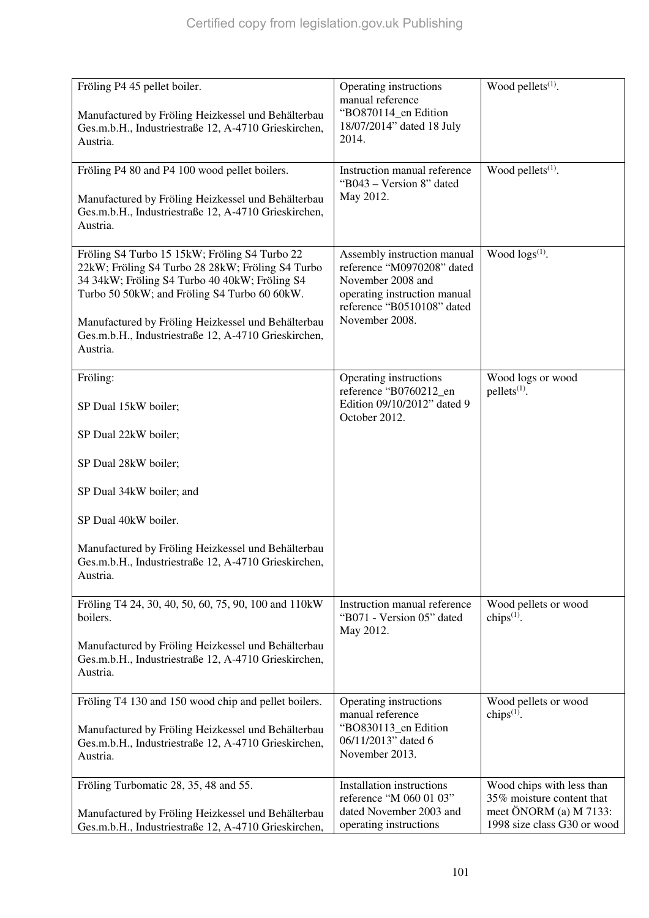| | | |
|---|---|---|
| Fröling P4 45 pellet boiler.<br><br>Manufactured by Fröling Heizkessel und Behälterbau Ges.m.b.H., Industriestraße 12, A-4710 Grieskirchen, Austria. | Operating instructions manual reference "BO870114_en Edition 18/07/2014" dated 18 July 2014. | Wood pellets[(1)]. |
| Fröling P4 80 and P4 100 wood pellet boilers.<br><br>Manufactured by Fröling Heizkessel und Behälterbau Ges.m.b.H., Industriestraße 12, A-4710 Grieskirchen, Austria. | Instruction manual reference "B043 – Version 8" dated May 2012. | Wood pellets[(1)]. |
| Fröling S4 Turbo 15 15kW; Fröling S4 Turbo 22 22kW; Fröling S4 Turbo 28 28kW; Fröling S4 Turbo 34 34kW; Fröling S4 Turbo 40 40kW; Fröling S4 Turbo 50 50kW; and Fröling S4 Turbo 60 60kW.<br><br>Manufactured by Fröling Heizkessel und Behälterbau Ges.m.b.H., Industriestraße 12, A-4710 Grieskirchen, Austria. | Assembly instruction manual reference "M0970208" dated November 2008 and operating instruction manual reference "B0510108" dated November 2008. | Wood logs[(1)]. |
| Fröling:<br><br>SP Dual 15kW boiler;<br><br>SP Dual 22kW boiler;<br><br>SP Dual 28kW boiler;<br><br>SP Dual 34kW boiler; and<br><br>SP Dual 40kW boiler.<br><br>Manufactured by Fröling Heizkessel und Behälterbau Ges.m.b.H., Industriestraße 12, A-4710 Grieskirchen, Austria. | Operating instructions reference "B0760212_en Edition 09/10/2012" dated 9 October 2012. | Wood logs or wood pellets[(1)]. |
| Fröling T4 24, 30, 40, 50, 60, 75, 90, 100 and 110kW boilers.<br><br>Manufactured by Fröling Heizkessel und Behälterbau Ges.m.b.H., Industriestraße 12, A-4710 Grieskirchen, Austria. | Instruction manual reference "B071 - Version 05" dated May 2012. | Wood pellets or wood chips[(1)]. |
| Fröling T4 130 and 150 wood chip and pellet boilers.<br><br>Manufactured by Fröling Heizkessel und Behälterbau Ges.m.b.H., Industriestraße 12, A-4710 Grieskirchen, Austria. | Operating instructions manual reference "BO830113_en Edition 06/11/2013" dated 6 November 2013. | Wood pellets or wood chips[(1)]. |
| Fröling Turbomatic 28, 35, 48 and 55.<br><br>Manufactured by Fröling Heizkessel und Behälterbau Ges.m.b.H., Industriestraße 12, A-4710 Grieskirchen, | Installation instructions reference "M 060 01 03" dated November 2003 and operating instructions | Wood chips with less than 35% moisture content that meet ÖNORM (a) M 7133: 1998 size class G30 or wood |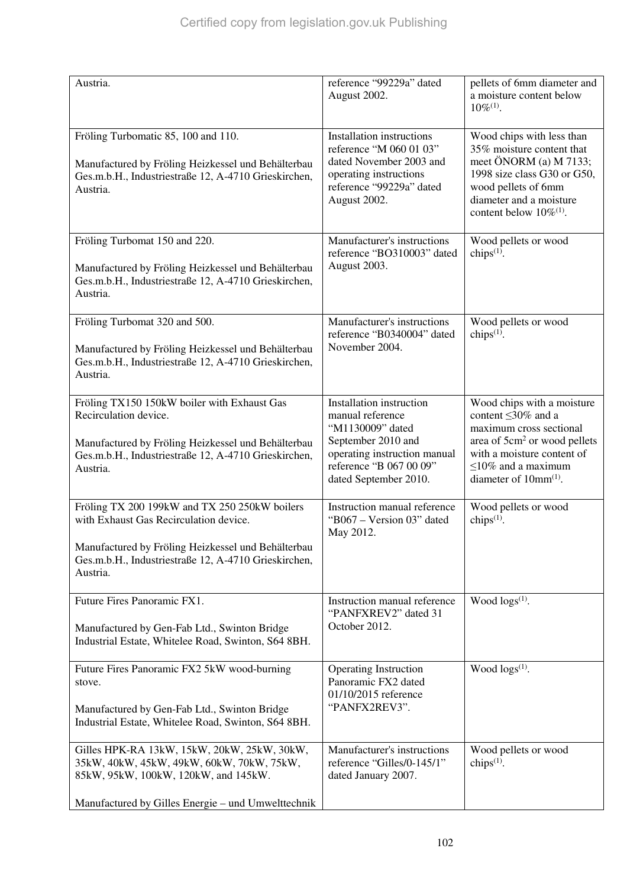| | | |
|---|---|---|
| Austria. | reference "99229a" dated August 2002. | pellets of 6mm diameter and a moisture content below 10%[(1)]. |
| Fröling Turbomatic 85, 100 and 110.<br><br>Manufactured by Fröling Heizkessel und Behälterbau Ges.m.b.H., Industriestraße 12, A-4710 Grieskirchen, Austria. | Installation instructions reference "M 060 01 03" dated November 2003 and operating instructions reference "99229a" dated August 2002. | Wood chips with less than 35% moisture content that meet ÖNORM (a) M 7133; 1998 size class G30 or G50, wood pellets of 6mm diameter and a moisture content below 10%[(1)]. |
| Fröling Turbomat 150 and 220.<br><br>Manufactured by Fröling Heizkessel und Behälterbau Ges.m.b.H., Industriestraße 12, A-4710 Grieskirchen, Austria. | Manufacturer's instructions reference "BO310003" dated August 2003. | Wood pellets or wood chips[(1)]. |
| Fröling Turbomat 320 and 500.<br><br>Manufactured by Fröling Heizkessel und Behälterbau Ges.m.b.H., Industriestraße 12, A-4710 Grieskirchen, Austria. | Manufacturer's instructions reference "B0340004" dated November 2004. | Wood pellets or wood chips[(1)]. |
| Fröling TX150 150kW boiler with Exhaust Gas Recirculation device.<br><br>Manufactured by Fröling Heizkessel und Behälterbau Ges.m.b.H., Industriestraße 12, A-4710 Grieskirchen, Austria. | Installation instruction manual reference "M1130009" dated September 2010 and operating instruction manual reference "B 067 00 09" dated September 2010. | Wood chips with a moisture content ≤30% and a maximum cross sectional area of $5cm^2$ or wood pellets with a moisture content of ≤10% and a maximum diameter of 10mm[(1)]. |
| Fröling TX 200 199kW and TX 250 250kW boilers with Exhaust Gas Recirculation device.<br><br>Manufactured by Fröling Heizkessel und Behälterbau Ges.m.b.H., Industriestraße 12, A-4710 Grieskirchen, Austria. | Instruction manual reference "B067 – Version 03" dated May 2012. | Wood pellets or wood chips[(1)]. |
| Future Fires Panoramic FX1.<br><br>Manufactured by Gen-Fab Ltd., Swinton Bridge Industrial Estate, Whitelee Road, Swinton, S64 8BH. | Instruction manual reference "PANFXREV2" dated 31 October 2012. | Wood logs[(1)]. |
| Future Fires Panoramic FX2 5kW wood-burning stove.<br><br>Manufactured by Gen-Fab Ltd., Swinton Bridge Industrial Estate, Whitelee Road, Swinton, S64 8BH. | Operating Instruction Panoramic FX2 dated 01/10/2015 reference "PANFX2REV3". | Wood logs[(1)]. |
| Gilles HPK-RA 13kW, 15kW, 20kW, 25kW, 30kW, 35kW, 40kW, 45kW, 49kW, 60kW, 70kW, 75kW, 85kW, 95kW, 100kW, 120kW, and 145kW.<br><br>Manufactured by Gilles Energie – und Umwelttechnik | Manufacturer's instructions reference "Gilles/0-145/1" dated January 2007. | Wood pellets or wood chips[(1)]. |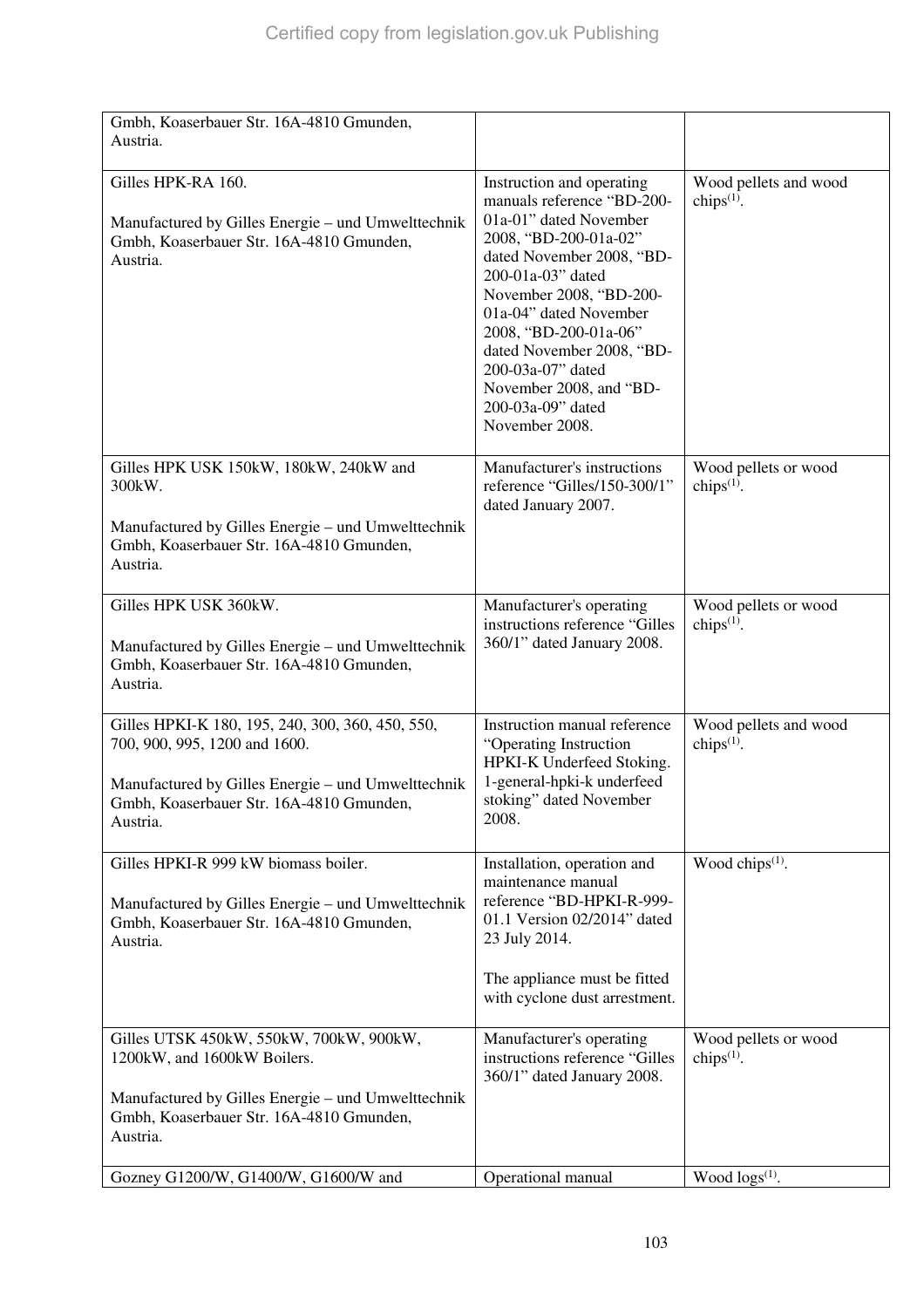| | | |
|---|---|---|
| Gmbh, Koaserbauer Str. 16A-4810 Gmunden, Austria. | | |
| Gilles HPK-RA 160.<br><br>Manufactured by Gilles Energie – und Umwelttechnik Gmbh, Koaserbauer Str. 16A-4810 Gmunden, Austria. | Instruction and operating manuals reference "BD-200-01a-01" dated November 2008, "BD-200-01a-02" dated November 2008, "BD-200-01a-03" dated November 2008, "BD-200-01a-04" dated November 2008, "BD-200-01a-06" dated November 2008, "BD-200-03a-07" dated November 2008, and "BD-200-03a-09" dated November 2008. | Wood pellets and wood chips[(1)]. |
| Gilles HPK USK 150kW, 180kW, 240kW and 300kW.<br><br>Manufactured by Gilles Energie – und Umwelttechnik Gmbh, Koaserbauer Str. 16A-4810 Gmunden, Austria. | Manufacturer's instructions reference "Gilles/150-300/1" dated January 2007. | Wood pellets or wood chips[(1)]. |
| Gilles HPK USK 360kW.<br><br>Manufactured by Gilles Energie – und Umwelttechnik Gmbh, Koaserbauer Str. 16A-4810 Gmunden, Austria. | Manufacturer's operating instructions reference "Gilles 360/1" dated January 2008. | Wood pellets or wood chips[(1)]. |
| Gilles HPKI-K 180, 195, 240, 300, 360, 450, 550, 700, 900, 995, 1200 and 1600.<br><br>Manufactured by Gilles Energie – und Umwelttechnik Gmbh, Koaserbauer Str. 16A-4810 Gmunden, Austria. | Instruction manual reference "Operating Instruction HPKI-K Underfeed Stoking. 1-general-hpki-k underfeed stoking" dated November 2008. | Wood pellets and wood chips[(1)]. |
| Gilles HPKI-R 999 kW biomass boiler.<br><br>Manufactured by Gilles Energie – und Umwelttechnik Gmbh, Koaserbauer Str. 16A-4810 Gmunden, Austria. | Installation, operation and maintenance manual reference "BD-HPKI-R-999-01.1 Version 02/2014" dated 23 July 2014.<br><br>The appliance must be fitted with cyclone dust arrestment. | Wood chips[(1)]. |
| Gilles UTSK 450kW, 550kW, 700kW, 900kW, 1200kW, and 1600kW Boilers.<br><br>Manufactured by Gilles Energie – und Umwelttechnik Gmbh, Koaserbauer Str. 16A-4810 Gmunden, Austria. | Manufacturer's operating instructions reference "Gilles 360/1" dated January 2008. | Wood pellets or wood chips[(1)]. |
| Gozney G1200/W, G1400/W, G1600/W and | Operational manual | Wood logs[(1)]. |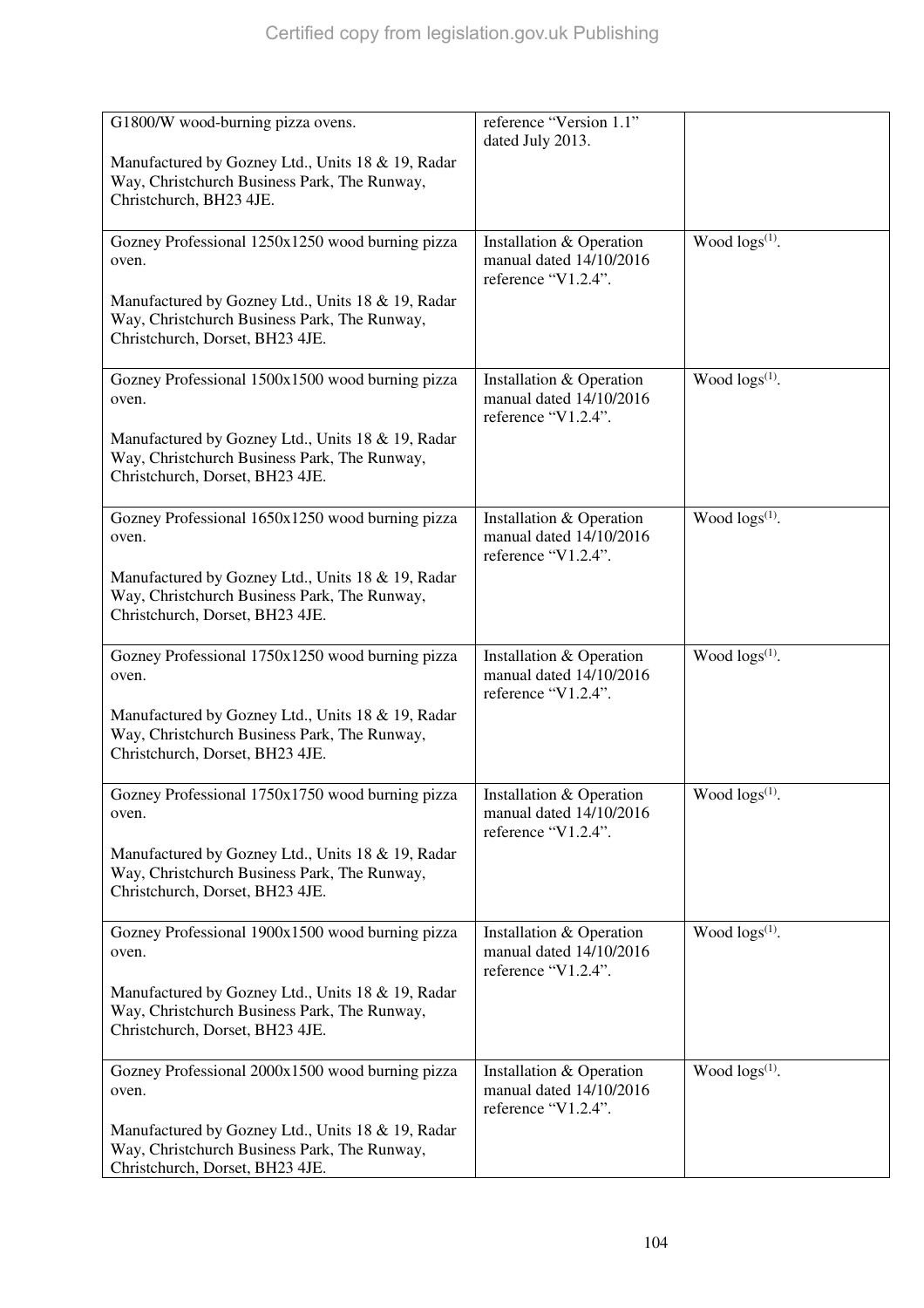| | | |
|---|---|---|
| G1800/W wood-burning pizza ovens.<br><br>Manufactured by Gozney Ltd., Units 18 & 19, Radar Way, Christchurch Business Park, The Runway, Christchurch, BH23 4JE. | reference "Version 1.1" dated July 2013. | |
| Gozney Professional 1250x1250 wood burning pizza oven.<br><br>Manufactured by Gozney Ltd., Units 18 & 19, Radar Way, Christchurch Business Park, The Runway, Christchurch, Dorset, BH23 4JE. | Installation & Operation manual dated 14/10/2016 reference "V1.2.4". | Wood logs[(1)]. |
| Gozney Professional 1500x1500 wood burning pizza oven.<br><br>Manufactured by Gozney Ltd., Units 18 & 19, Radar Way, Christchurch Business Park, The Runway, Christchurch, Dorset, BH23 4JE. | Installation & Operation manual dated 14/10/2016 reference "V1.2.4". | Wood logs[(1)]. |
| Gozney Professional 1650x1250 wood burning pizza oven.<br><br>Manufactured by Gozney Ltd., Units 18 & 19, Radar Way, Christchurch Business Park, The Runway, Christchurch, Dorset, BH23 4JE. | Installation & Operation manual dated 14/10/2016 reference "V1.2.4". | Wood logs[(1)]. |
| Gozney Professional 1750x1250 wood burning pizza oven.<br><br>Manufactured by Gozney Ltd., Units 18 & 19, Radar Way, Christchurch Business Park, The Runway, Christchurch, Dorset, BH23 4JE. | Installation & Operation manual dated 14/10/2016 reference "V1.2.4". | Wood logs[(1)]. |
| Gozney Professional 1750x1750 wood burning pizza oven.<br><br>Manufactured by Gozney Ltd., Units 18 & 19, Radar Way, Christchurch Business Park, The Runway, Christchurch, Dorset, BH23 4JE. | Installation & Operation manual dated 14/10/2016 reference "V1.2.4". | Wood logs[(1)]. |
| Gozney Professional 1900x1500 wood burning pizza oven.<br><br>Manufactured by Gozney Ltd., Units 18 & 19, Radar Way, Christchurch Business Park, The Runway, Christchurch, Dorset, BH23 4JE. | Installation & Operation manual dated 14/10/2016 reference "V1.2.4". | Wood logs[(1)]. |
| Gozney Professional 2000x1500 wood burning pizza oven.<br><br>Manufactured by Gozney Ltd., Units 18 & 19, Radar Way, Christchurch Business Park, The Runway, Christchurch, Dorset, BH23 4JE. | Installation & Operation manual dated 14/10/2016 reference "V1.2.4". | Wood logs[(1)]. |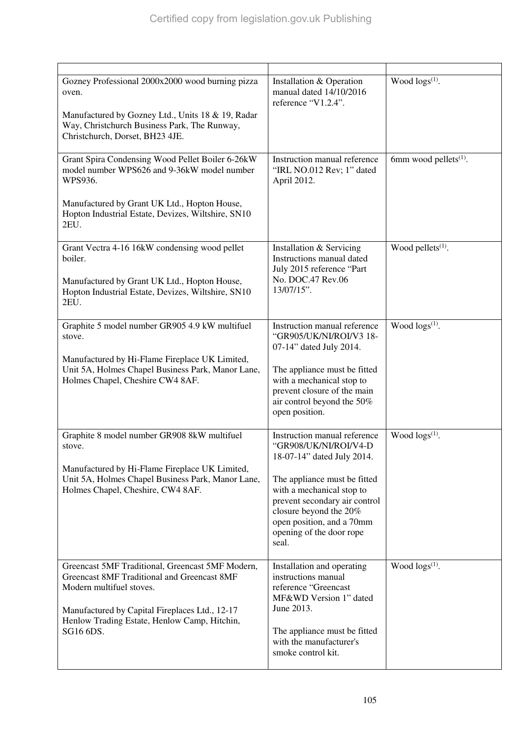| | | |
|---|---|---|
| Gozney Professional 2000x2000 wood burning pizza oven.<br><br>Manufactured by Gozney Ltd., Units 18 & 19, Radar Way, Christchurch Business Park, The Runway, Christchurch, Dorset, BH23 4JE. | Installation & Operation manual dated 14/10/2016 reference "V1.2.4". | Wood logs(1). |
| Grant Spira Condensing Wood Pellet Boiler 6-26kW model number WPS626 and 9-36kW model number WPS936.<br><br>Manufactured by Grant UK Ltd., Hopton House, Hopton Industrial Estate, Devizes, Wiltshire, SN10 2EU. | Instruction manual reference "IRL NO.012 Rev; 1" dated April 2012. | 6mm wood pellets(1). |
| Grant Vectra 4-16 16kW condensing wood pellet boiler.<br><br>Manufactured by Grant UK Ltd., Hopton House, Hopton Industrial Estate, Devizes, Wiltshire, SN10 2EU. | Installation & Servicing Instructions manual dated July 2015 reference "Part No. DOC.47 Rev.06 13/07/15". | Wood pellets(1). |
| Graphite 5 model number GR905 4.9 kW multifuel stove.<br><br>Manufactured by Hi-Flame Fireplace UK Limited, Unit 5A, Holmes Chapel Business Park, Manor Lane, Holmes Chapel, Cheshire CW4 8AF. | Instruction manual reference "GR905/UK/NI/ROI/V3 18-07-14" dated July 2014.<br><br>The appliance must be fitted with a mechanical stop to prevent closure of the main air control beyond the 50% open position. | Wood logs(1). |
| Graphite 8 model number GR908 8kW multifuel stove.<br><br>Manufactured by Hi-Flame Fireplace UK Limited, Unit 5A, Holmes Chapel Business Park, Manor Lane, Holmes Chapel, Cheshire, CW4 8AF. | Instruction manual reference "GR908/UK/NI/ROI/V4-D 18-07-14" dated July 2014.<br><br>The appliance must be fitted with a mechanical stop to prevent secondary air control closure beyond the 20% open position, and a 70mm opening of the door rope seal. | Wood logs(1). |
| Greencast 5MF Traditional, Greencast 5MF Modern, Greencast 8MF Traditional and Greencast 8MF Modern multifuel stoves.<br><br>Manufactured by Capital Fireplaces Ltd., 12-17 Henlow Trading Estate, Henlow Camp, Hitchin, SG16 6DS. | Installation and operating instructions manual reference "Greencast MF&WD Version 1" dated June 2013.<br><br>The appliance must be fitted with the manufacturer's smoke control kit. | Wood logs(1). |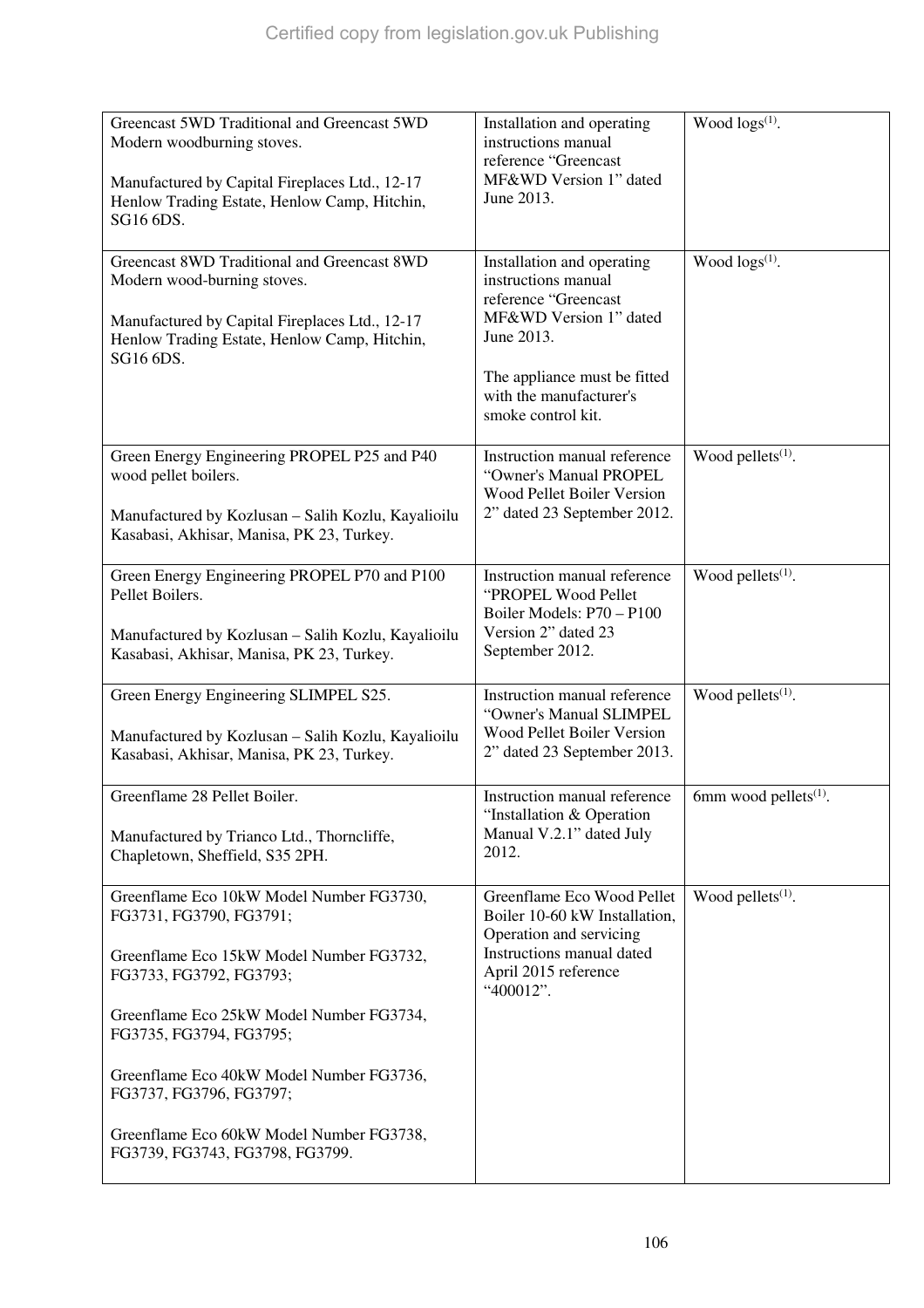| | | |
|---|---|---|
| Greencast 5WD Traditional and Greencast 5WD Modern woodburning stoves.<br><br>Manufactured by Capital Fireplaces Ltd., 12-17 Henlow Trading Estate, Henlow Camp, Hitchin, SG16 6DS. | Installation and operating instructions manual reference "Greencast MF&WD Version 1" dated June 2013. | Wood logs[(1)]. |
| Greencast 8WD Traditional and Greencast 8WD Modern wood-burning stoves.<br><br>Manufactured by Capital Fireplaces Ltd., 12-17 Henlow Trading Estate, Henlow Camp, Hitchin, SG16 6DS. | Installation and operating instructions manual reference "Greencast MF&WD Version 1" dated June 2013.<br><br>The appliance must be fitted with the manufacturer's smoke control kit. | Wood logs[(1)]. |
| Green Energy Engineering PROPEL P25 and P40 wood pellet boilers.<br><br>Manufactured by Kozlusan – Salih Kozlu, Kayalioilu Kasabasi, Akhisar, Manisa, PK 23, Turkey. | Instruction manual reference "Owner's Manual PROPEL Wood Pellet Boiler Version 2" dated 23 September 2012. | Wood pellets[(1)]. |
| Green Energy Engineering PROPEL P70 and P100 Pellet Boilers.<br><br>Manufactured by Kozlusan – Salih Kozlu, Kayalioilu Kasabasi, Akhisar, Manisa, PK 23, Turkey. | Instruction manual reference "PROPEL Wood Pellet Boiler Models: P70 – P100 Version 2" dated 23 September 2012. | Wood pellets[(1)]. |
| Green Energy Engineering SLIMPEL S25.<br><br>Manufactured by Kozlusan – Salih Kozlu, Kayalioilu Kasabasi, Akhisar, Manisa, PK 23, Turkey. | Instruction manual reference "Owner's Manual SLIMPEL Wood Pellet Boiler Version 2" dated 23 September 2013. | Wood pellets[(1)]. |
| Greenflame 28 Pellet Boiler.<br><br>Manufactured by Trianco Ltd., Thorncliffe, Chapletown, Sheffield, S35 2PH. | Instruction manual reference "Installation & Operation Manual V.2.1" dated July 2012. | 6mm wood pellets[(1)]. |
| Greenflame Eco 10kW Model Number FG3730, FG3731, FG3790, FG3791;<br><br>Greenflame Eco 15kW Model Number FG3732, FG3733, FG3792, FG3793;<br><br>Greenflame Eco 25kW Model Number FG3734, FG3735, FG3794, FG3795;<br><br>Greenflame Eco 40kW Model Number FG3736, FG3737, FG3796, FG3797;<br><br>Greenflame Eco 60kW Model Number FG3738, FG3739, FG3743, FG3798, FG3799. | Greenflame Eco Wood Pellet Boiler 10-60 kW Installation, Operation and servicing Instructions manual dated April 2015 reference "400012". | Wood pellets[(1)]. |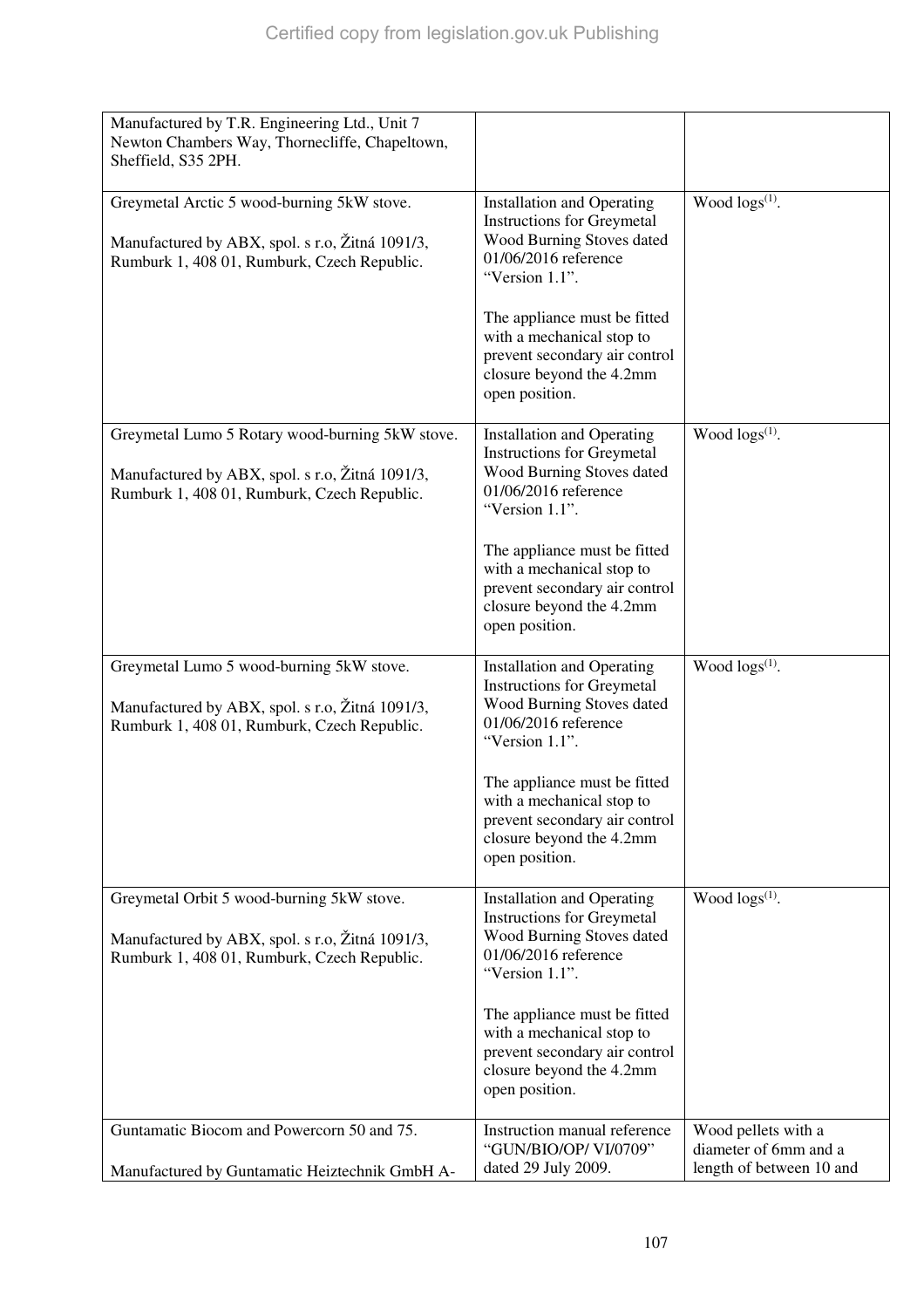| | | |
|---|---|---|
| Manufactured by T.R. Engineering Ltd., Unit 7 Newton Chambers Way, Thornecliffe, Chapeltown, Sheffield, S35 2PH. | | |
| Greymetal Arctic 5 wood-burning 5kW stove.<br><br>Manufactured by ABX, spol. s r.o, Žitná 1091/3, Rumburk 1, 408 01, Rumburk, Czech Republic. | Installation and Operating Instructions for Greymetal Wood Burning Stoves dated 01/06/2016 reference "Version 1.1".<br><br>The appliance must be fitted with a mechanical stop to prevent secondary air control closure beyond the 4.2mm open position. | Wood logs[(1)]. |
| Greymetal Lumo 5 Rotary wood-burning 5kW stove.<br><br>Manufactured by ABX, spol. s r.o, Žitná 1091/3, Rumburk 1, 408 01, Rumburk, Czech Republic. | Installation and Operating Instructions for Greymetal Wood Burning Stoves dated 01/06/2016 reference "Version 1.1".<br><br>The appliance must be fitted with a mechanical stop to prevent secondary air control closure beyond the 4.2mm open position. | Wood logs[(1)]. |
| Greymetal Lumo 5 wood-burning 5kW stove.<br><br>Manufactured by ABX, spol. s r.o, Žitná 1091/3, Rumburk 1, 408 01, Rumburk, Czech Republic. | Installation and Operating Instructions for Greymetal Wood Burning Stoves dated 01/06/2016 reference "Version 1.1".<br><br>The appliance must be fitted with a mechanical stop to prevent secondary air control closure beyond the 4.2mm open position. | Wood logs[(1)]. |
| Greymetal Orbit 5 wood-burning 5kW stove.<br><br>Manufactured by ABX, spol. s r.o, Žitná 1091/3, Rumburk 1, 408 01, Rumburk, Czech Republic. | Installation and Operating Instructions for Greymetal Wood Burning Stoves dated 01/06/2016 reference "Version 1.1".<br><br>The appliance must be fitted with a mechanical stop to prevent secondary air control closure beyond the 4.2mm open position. | Wood logs[(1)]. |
| Guntamatic Biocom and Powercorn 50 and 75.<br><br>Manufactured by Guntamatic Heiztechnik GmbH A- | Instruction manual reference "GUN/BIO/OP/ VI/0709" dated 29 July 2009. | Wood pellets with a diameter of 6mm and a length of between 10 and |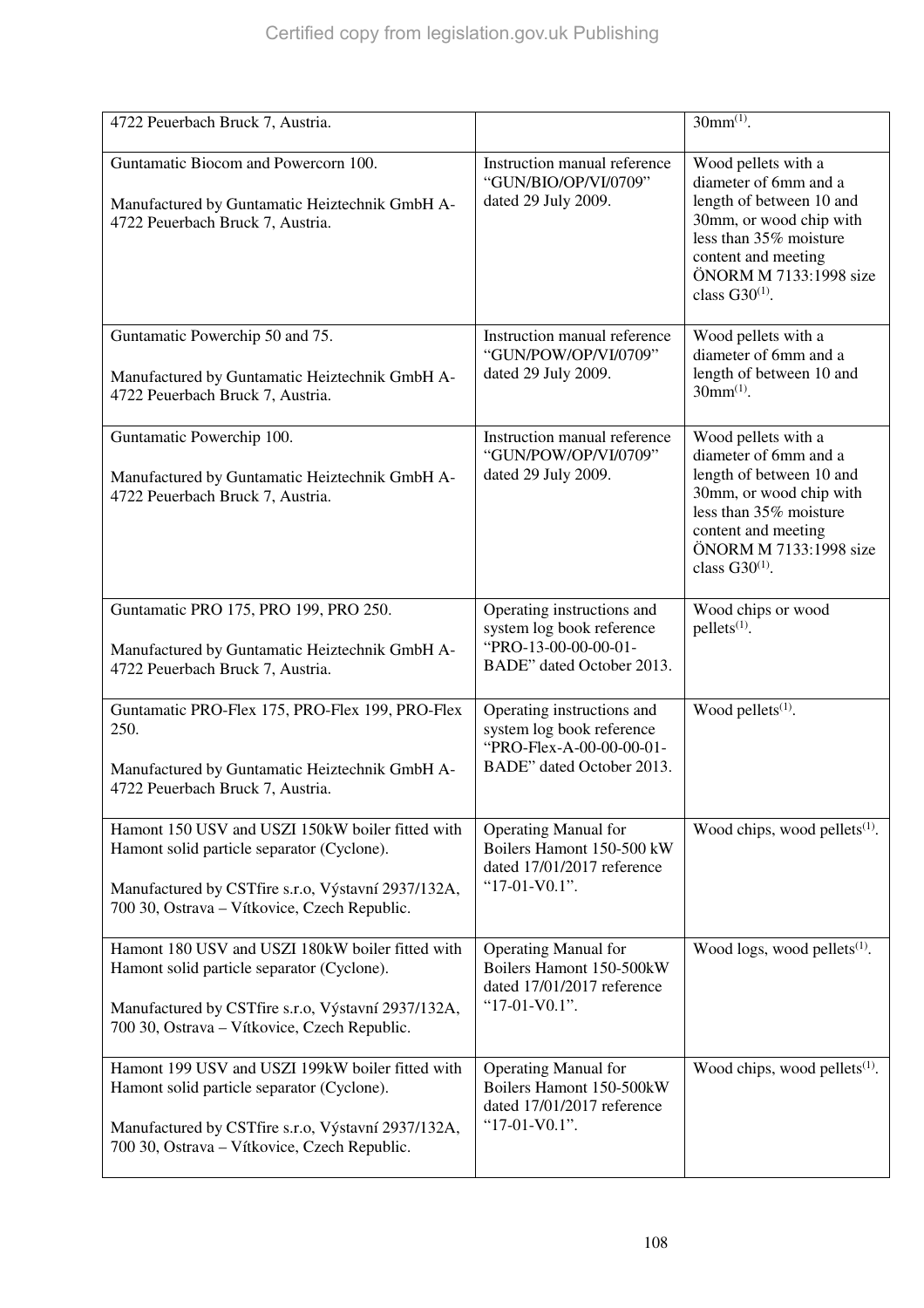| | | |
|---|---|---|
| 4722 Peuerbach Bruck 7, Austria. | | 30mm[(1)]. |
| Guntamatic Biocom and Powercorn 100.<br><br>Manufactured by Guntamatic Heiztechnik GmbH A-4722 Peuerbach Bruck 7, Austria. | Instruction manual reference "GUN/BIO/OP/VI/0709" dated 29 July 2009. | Wood pellets with a diameter of 6mm and a length of between 10 and 30mm, or wood chip with less than 35% moisture content and meeting ÖNORM M 7133:1998 size class G30[(1)]. |
| Guntamatic Powerchip 50 and 75.<br><br>Manufactured by Guntamatic Heiztechnik GmbH A-4722 Peuerbach Bruck 7, Austria. | Instruction manual reference "GUN/POW/OP/VI/0709" dated 29 July 2009. | Wood pellets with a diameter of 6mm and a length of between 10 and 30mm[(1)]. |
| Guntamatic Powerchip 100.<br><br>Manufactured by Guntamatic Heiztechnik GmbH A-4722 Peuerbach Bruck 7, Austria. | Instruction manual reference "GUN/POW/OP/VI/0709" dated 29 July 2009. | Wood pellets with a diameter of 6mm and a length of between 10 and 30mm, or wood chip with less than 35% moisture content and meeting ÖNORM M 7133:1998 size class G30[(1)]. |
| Guntamatic PRO 175, PRO 199, PRO 250.<br><br>Manufactured by Guntamatic Heiztechnik GmbH A-4722 Peuerbach Bruck 7, Austria. | Operating instructions and system log book reference "PRO-13-00-00-00-01-BADE" dated October 2013. | Wood chips or wood pellets[(1)]. |
| Guntamatic PRO-Flex 175, PRO-Flex 199, PRO-Flex 250.<br><br>Manufactured by Guntamatic Heiztechnik GmbH A-4722 Peuerbach Bruck 7, Austria. | Operating instructions and system log book reference "PRO-Flex-A-00-00-00-01-BADE" dated October 2013. | Wood pellets[(1)]. |
| Hamont 150 USV and USZI 150kW boiler fitted with Hamont solid particle separator (Cyclone).<br><br>Manufactured by CSTfire s.r.o, Výstavní 2937/132A, 700 30, Ostrava – Vítkovice, Czech Republic. | Operating Manual for Boilers Hamont 150-500 kW dated 17/01/2017 reference "17-01-V0.1". | Wood chips, wood pellets[(1)]. |
| Hamont 180 USV and USZI 180kW boiler fitted with Hamont solid particle separator (Cyclone).<br><br>Manufactured by CSTfire s.r.o, Výstavní 2937/132A, 700 30, Ostrava – Vítkovice, Czech Republic. | Operating Manual for Boilers Hamont 150-500kW dated 17/01/2017 reference "17-01-V0.1". | Wood logs, wood pellets[(1)]. |
| Hamont 199 USV and USZI 199kW boiler fitted with Hamont solid particle separator (Cyclone).<br><br>Manufactured by CSTfire s.r.o, Výstavní 2937/132A, 700 30, Ostrava – Vítkovice, Czech Republic. | Operating Manual for Boilers Hamont 150-500kW dated 17/01/2017 reference "17-01-V0.1". | Wood chips, wood pellets[(1)]. |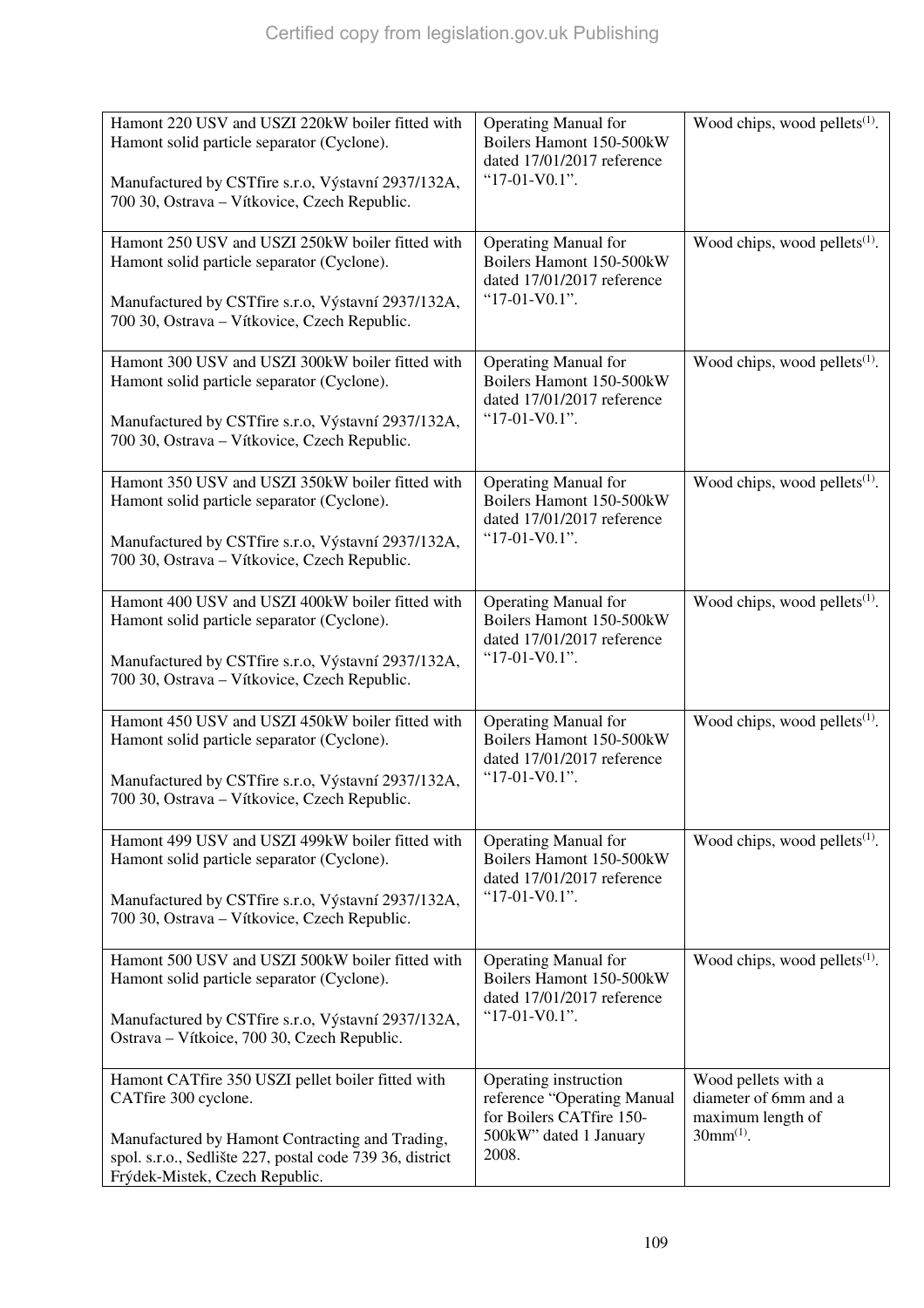| | | |
|---|---|---|
| Hamont 220 USV and USZI 220kW boiler fitted with Hamont solid particle separator (Cyclone).<br><br>Manufactured by CSTfire s.r.o, Výstavní 2937/132A, 700 30, Ostrava – Vítkovice, Czech Republic. | Operating Manual for Boilers Hamont 150-500kW dated 17/01/2017 reference “17-01-V0.1”. | Wood chips, wood pellets[(1)]. |
| Hamont 250 USV and USZI 250kW boiler fitted with Hamont solid particle separator (Cyclone).<br><br>Manufactured by CSTfire s.r.o, Výstavní 2937/132A, 700 30, Ostrava – Vítkovice, Czech Republic. | Operating Manual for Boilers Hamont 150-500kW dated 17/01/2017 reference “17-01-V0.1”. | Wood chips, wood pellets[(1)]. |
| Hamont 300 USV and USZI 300kW boiler fitted with Hamont solid particle separator (Cyclone).<br><br>Manufactured by CSTfire s.r.o, Výstavní 2937/132A, 700 30, Ostrava – Vítkovice, Czech Republic. | Operating Manual for Boilers Hamont 150-500kW dated 17/01/2017 reference “17-01-V0.1”. | Wood chips, wood pellets[(1)]. |
| Hamont 350 USV and USZI 350kW boiler fitted with Hamont solid particle separator (Cyclone).<br><br>Manufactured by CSTfire s.r.o, Výstavní 2937/132A, 700 30, Ostrava – Vítkovice, Czech Republic. | Operating Manual for Boilers Hamont 150-500kW dated 17/01/2017 reference “17-01-V0.1”. | Wood chips, wood pellets[(1)]. |
| Hamont 400 USV and USZI 400kW boiler fitted with Hamont solid particle separator (Cyclone).<br><br>Manufactured by CSTfire s.r.o, Výstavní 2937/132A, 700 30, Ostrava – Vítkovice, Czech Republic. | Operating Manual for Boilers Hamont 150-500kW dated 17/01/2017 reference “17-01-V0.1”. | Wood chips, wood pellets[(1)]. |
| Hamont 450 USV and USZI 450kW boiler fitted with Hamont solid particle separator (Cyclone).<br><br>Manufactured by CSTfire s.r.o, Výstavní 2937/132A, 700 30, Ostrava – Vítkovice, Czech Republic. | Operating Manual for Boilers Hamont 150-500kW dated 17/01/2017 reference “17-01-V0.1”. | Wood chips, wood pellets[(1)]. |
| Hamont 499 USV and USZI 499kW boiler fitted with Hamont solid particle separator (Cyclone).<br><br>Manufactured by CSTfire s.r.o, Výstavní 2937/132A, 700 30, Ostrava – Vítkovice, Czech Republic. | Operating Manual for Boilers Hamont 150-500kW dated 17/01/2017 reference “17-01-V0.1”. | Wood chips, wood pellets[(1)]. |
| Hamont 500 USV and USZI 500kW boiler fitted with Hamont solid particle separator (Cyclone).<br><br>Manufactured by CSTfire s.r.o, Výstavní 2937/132A, Ostrava – Vítkoice, 700 30, Czech Republic. | Operating Manual for Boilers Hamont 150-500kW dated 17/01/2017 reference “17-01-V0.1”. | Wood chips, wood pellets[(1)]. |
| Hamont CATfire 350 USZI pellet boiler fitted with CATfire 300 cyclone.<br><br>Manufactured by Hamont Contracting and Trading, spol. s.r.o., Sedlište 227, postal code 739 36, district Frýdek-Mistek, Czech Republic. | Operating instruction reference “Operating Manual for Boilers CATfire 150-500kW” dated 1 January 2008. | Wood pellets with a diameter of 6mm and a maximum length of 30mm[(1)]. |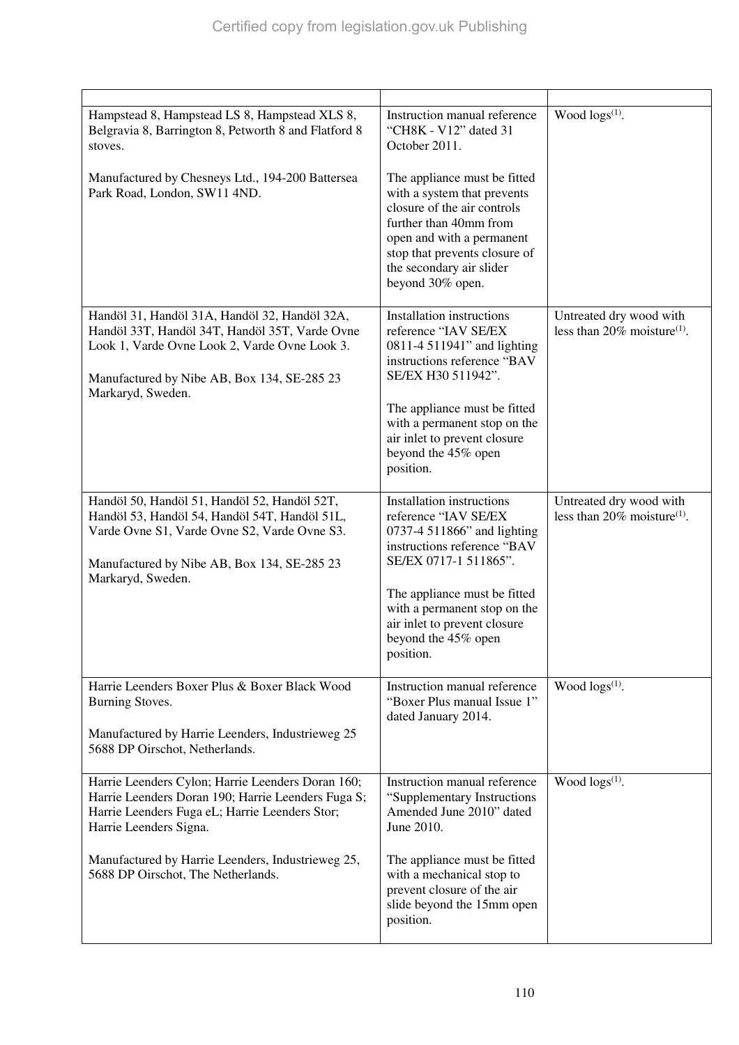| | | |
|---|---|---|
| Hampstead 8, Hampstead LS 8, Hampstead XLS 8, Belgravia 8, Barrington 8, Petworth 8 and Flatford 8 stoves.<br><br>Manufactured by Chesneys Ltd., 194-200 Battersea Park Road, London, SW11 4ND. | Instruction manual reference "CH8K - V12" dated 31 October 2011.<br><br>The appliance must be fitted with a system that prevents closure of the air controls further than 40mm from open and with a permanent stop that prevents closure of the secondary air slider beyond 30% open. | Wood logs[(1)]. |
| Handöl 31, Handöl 31A, Handöl 32, Handöl 32A, Handöl 33T, Handöl 34T, Handöl 35T, Varde Ovne Look 1, Varde Ovne Look 2, Varde Ovne Look 3.<br><br>Manufactured by Nibe AB, Box 134, SE-285 23 Markaryd, Sweden. | Installation instructions reference "IAV SE/EX 0811-4 511941" and lighting instructions reference "BAV SE/EX H30 511942".<br><br>The appliance must be fitted with a permanent stop on the air inlet to prevent closure beyond the 45% open position. | Untreated dry wood with less than 20% moisture[(1)]. |
| Handöl 50, Handöl 51, Handöl 52, Handöl 52T, Handöl 53, Handöl 54, Handöl 54T, Handöl 51L, Varde Ovne S1, Varde Ovne S2, Varde Ovne S3.<br><br>Manufactured by Nibe AB, Box 134, SE-285 23 Markaryd, Sweden. | Installation instructions reference "IAV SE/EX 0737-4 511866" and lighting instructions reference "BAV SE/EX 0717-1 511865".<br><br>The appliance must be fitted with a permanent stop on the air inlet to prevent closure beyond the 45% open position. | Untreated dry wood with less than 20% moisture[(1)]. |
| Harrie Leenders Boxer Plus & Boxer Black Wood Burning Stoves.<br><br>Manufactured by Harrie Leenders, Industrieweg 25 5688 DP Oirschot, Netherlands. | Instruction manual reference "Boxer Plus manual Issue 1" dated January 2014. | Wood logs[(1)]. |
| Harrie Leenders Cylon; Harrie Leenders Doran 160; Harrie Leenders Doran 190; Harrie Leenders Fuga S; Harrie Leenders Fuga eL; Harrie Leenders Stor; Harrie Leenders Signa.<br><br>Manufactured by Harrie Leenders, Industrieweg 25, 5688 DP Oirschot, The Netherlands. | Instruction manual reference "Supplementary Instructions Amended June 2010" dated June 2010.<br><br>The appliance must be fitted with a mechanical stop to prevent closure of the air slide beyond the 15mm open position. | Wood logs[(1)]. |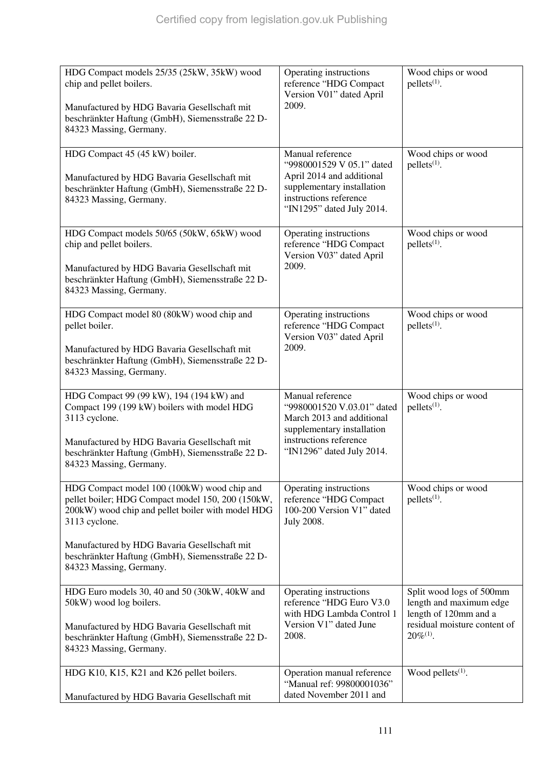| | | |
|---|---|---|
| HDG Compact models 25/35 (25kW, 35kW) wood chip and pellet boilers.<br><br>Manufactured by HDG Bavaria Gesellschaft mit beschränkter Haftung (GmbH), Siemensstraße 22 D-84323 Massing, Germany. | Operating instructions reference "HDG Compact Version V01" dated April 2009. | Wood chips or wood pellets[(1)]. |
| HDG Compact 45 (45 kW) boiler.<br><br>Manufactured by HDG Bavaria Gesellschaft mit beschränkter Haftung (GmbH), Siemensstraße 22 D-84323 Massing, Germany. | Manual reference "9980001529 V 05.1" dated April 2014 and additional supplementary installation instructions reference "IN1295" dated July 2014. | Wood chips or wood pellets[(1)]. |
| HDG Compact models 50/65 (50kW, 65kW) wood chip and pellet boilers.<br><br>Manufactured by HDG Bavaria Gesellschaft mit beschränkter Haftung (GmbH), Siemensstraße 22 D-84323 Massing, Germany. | Operating instructions reference "HDG Compact Version V03" dated April 2009. | Wood chips or wood pellets[(1)]. |
| HDG Compact model 80 (80kW) wood chip and pellet boiler.<br><br>Manufactured by HDG Bavaria Gesellschaft mit beschränkter Haftung (GmbH), Siemensstraße 22 D-84323 Massing, Germany. | Operating instructions reference "HDG Compact Version V03" dated April 2009. | Wood chips or wood pellets[(1)]. |
| HDG Compact 99 (99 kW), 194 (194 kW) and Compact 199 (199 kW) boilers with model HDG 3113 cyclone.<br><br>Manufactured by HDG Bavaria Gesellschaft mit beschränkter Haftung (GmbH), Siemensstraße 22 D-84323 Massing, Germany. | Manual reference "9980001520 V.03.01" dated March 2013 and additional supplementary installation instructions reference "IN1296" dated July 2014. | Wood chips or wood pellets[(1)]. |
| HDG Compact model 100 (100kW) wood chip and pellet boiler; HDG Compact model 150, 200 (150kW, 200kW) wood chip and pellet boiler with model HDG 3113 cyclone.<br><br>Manufactured by HDG Bavaria Gesellschaft mit beschränkter Haftung (GmbH), Siemensstraße 22 D-84323 Massing, Germany. | Operating instructions reference "HDG Compact 100-200 Version V1" dated July 2008. | Wood chips or wood pellets[(1)]. |
| HDG Euro models 30, 40 and 50 (30kW, 40kW and 50kW) wood log boilers.<br><br>Manufactured by HDG Bavaria Gesellschaft mit beschränkter Haftung (GmbH), Siemensstraße 22 D-84323 Massing, Germany. | Operating instructions reference "HDG Euro V3.0 with HDG Lambda Control 1 Version V1" dated June 2008. | Split wood logs of 500mm length and maximum edge length of 120mm and a residual moisture content of 20%[(1)]. |
| HDG K10, K15, K21 and K26 pellet boilers.<br><br>Manufactured by HDG Bavaria Gesellschaft mit | Operation manual reference "Manual ref: 99800001036" dated November 2011 and | Wood pellets[(1)]. |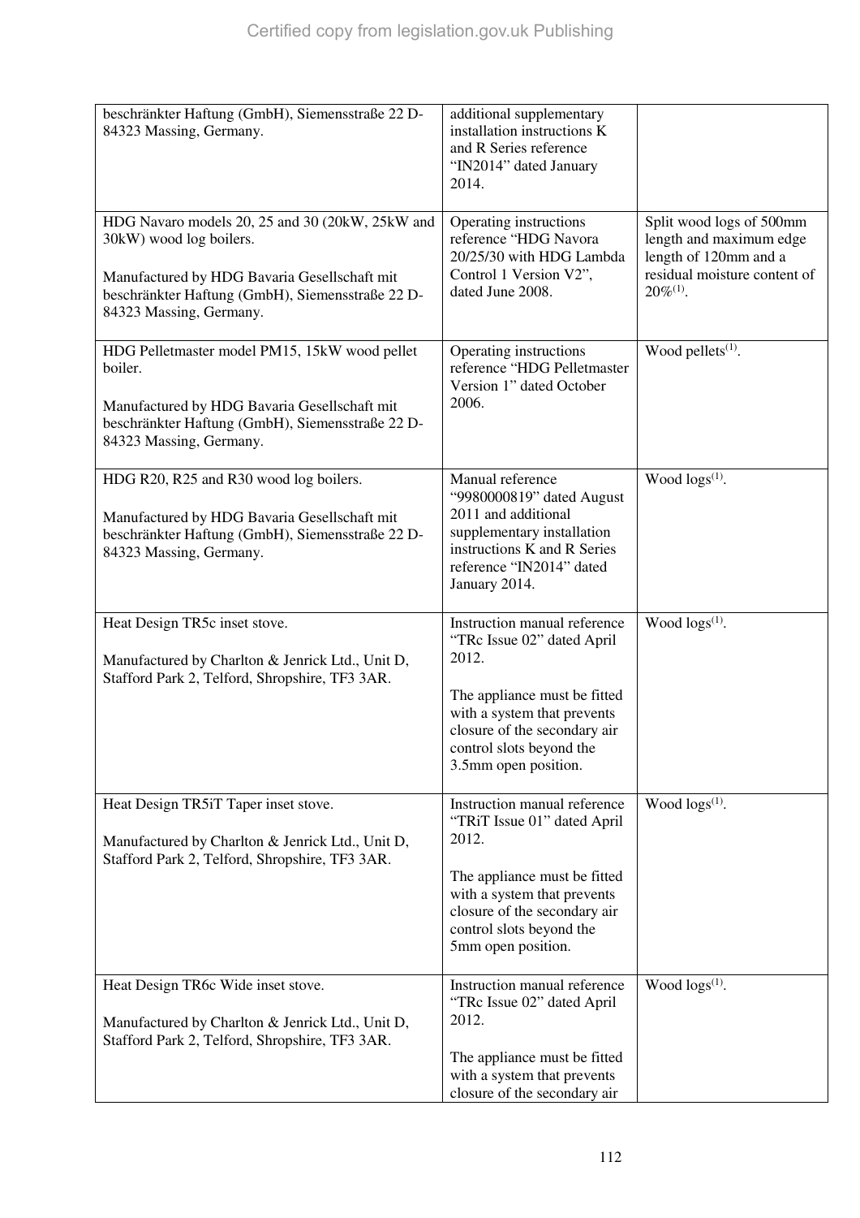| | | |
|---|---|---|
| beschränkter Haftung (GmbH), Siemensstraße 22 D-84323 Massing, Germany. | additional supplementary installation instructions K and R Series reference "IN2014" dated January 2014. | |
| HDG Navaro models 20, 25 and 30 (20kW, 25kW and 30kW) wood log boilers.<br><br>Manufactured by HDG Bavaria Gesellschaft mit beschränkter Haftung (GmbH), Siemensstraße 22 D-84323 Massing, Germany. | Operating instructions reference "HDG Navora 20/25/30 with HDG Lambda Control 1 Version V2", dated June 2008. | Split wood logs of 500mm length and maximum edge length of 120mm and a residual moisture content of 20%[(1)]. |
| HDG Pelletmaster model PM15, 15kW wood pellet boiler.<br><br>Manufactured by HDG Bavaria Gesellschaft mit beschränkter Haftung (GmbH), Siemensstraße 22 D-84323 Massing, Germany. | Operating instructions reference "HDG Pelletmaster Version 1" dated October 2006. | Wood pellets[(1)]. |
| HDG R20, R25 and R30 wood log boilers.<br><br>Manufactured by HDG Bavaria Gesellschaft mit beschränkter Haftung (GmbH), Siemensstraße 22 D-84323 Massing, Germany. | Manual reference "9980000819" dated August 2011 and additional supplementary installation instructions K and R Series reference "IN2014" dated January 2014. | Wood logs[(1)]. |
| Heat Design TR5c inset stove.<br><br>Manufactured by Charlton & Jenrick Ltd., Unit D, Stafford Park 2, Telford, Shropshire, TF3 3AR. | Instruction manual reference "TRc Issue 02" dated April 2012.<br><br>The appliance must be fitted with a system that prevents closure of the secondary air control slots beyond the 3.5mm open position. | Wood logs[(1)]. |
| Heat Design TR5iT Taper inset stove.<br><br>Manufactured by Charlton & Jenrick Ltd., Unit D, Stafford Park 2, Telford, Shropshire, TF3 3AR. | Instruction manual reference "TRiT Issue 01" dated April 2012.<br><br>The appliance must be fitted with a system that prevents closure of the secondary air control slots beyond the 5mm open position. | Wood logs[(1)]. |
| Heat Design TR6c Wide inset stove.<br><br>Manufactured by Charlton & Jenrick Ltd., Unit D, Stafford Park 2, Telford, Shropshire, TF3 3AR. | Instruction manual reference "TRc Issue 02" dated April 2012.<br><br>The appliance must be fitted with a system that prevents closure of the secondary air | Wood logs[(1)]. |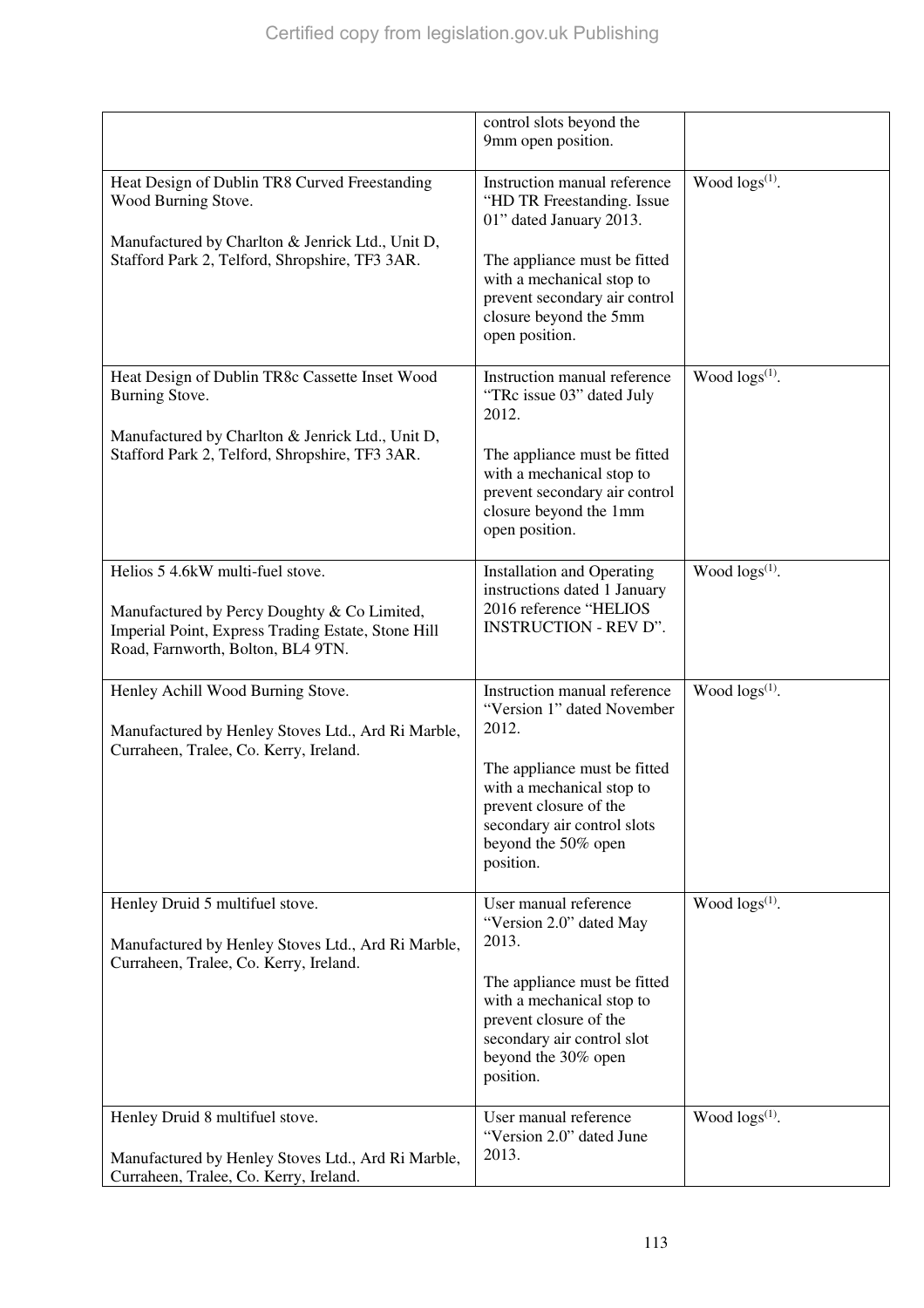| | | |
|---|---|---|
| | control slots beyond the 9mm open position. | |
| Heat Design of Dublin TR8 Curved Freestanding Wood Burning Stove.<br><br>Manufactured by Charlton & Jenrick Ltd., Unit D, Stafford Park 2, Telford, Shropshire, TF3 3AR. | Instruction manual reference "HD TR Freestanding. Issue 01" dated January 2013.<br><br>The appliance must be fitted with a mechanical stop to prevent secondary air control closure beyond the 5mm open position. | Wood logs[1]. |
| Heat Design of Dublin TR8c Cassette Inset Wood Burning Stove.<br><br>Manufactured by Charlton & Jenrick Ltd., Unit D, Stafford Park 2, Telford, Shropshire, TF3 3AR. | Instruction manual reference "TRc issue 03" dated July 2012.<br><br>The appliance must be fitted with a mechanical stop to prevent secondary air control closure beyond the 1mm open position. | Wood logs[1]. |
| Helios 5 4.6kW multi-fuel stove.<br><br>Manufactured by Percy Doughty & Co Limited, Imperial Point, Express Trading Estate, Stone Hill Road, Farnworth, Bolton, BL4 9TN. | Installation and Operating instructions dated 1 January 2016 reference "HELIOS INSTRUCTION - REV D". | Wood logs[1]. |
| Henley Achill Wood Burning Stove.<br><br>Manufactured by Henley Stoves Ltd., Ard Ri Marble, Curraheen, Tralee, Co. Kerry, Ireland. | Instruction manual reference "Version 1" dated November 2012.<br><br>The appliance must be fitted with a mechanical stop to prevent closure of the secondary air control slots beyond the 50% open position. | Wood logs[1]. |
| Henley Druid 5 multifuel stove.<br><br>Manufactured by Henley Stoves Ltd., Ard Ri Marble, Curraheen, Tralee, Co. Kerry, Ireland. | User manual reference "Version 2.0" dated May 2013.<br><br>The appliance must be fitted with a mechanical stop to prevent closure of the secondary air control slot beyond the 30% open position. | Wood logs[1]. |
| Henley Druid 8 multifuel stove.<br><br>Manufactured by Henley Stoves Ltd., Ard Ri Marble, Curraheen, Tralee, Co. Kerry, Ireland. | User manual reference "Version 2.0" dated June 2013. | Wood logs[1]. |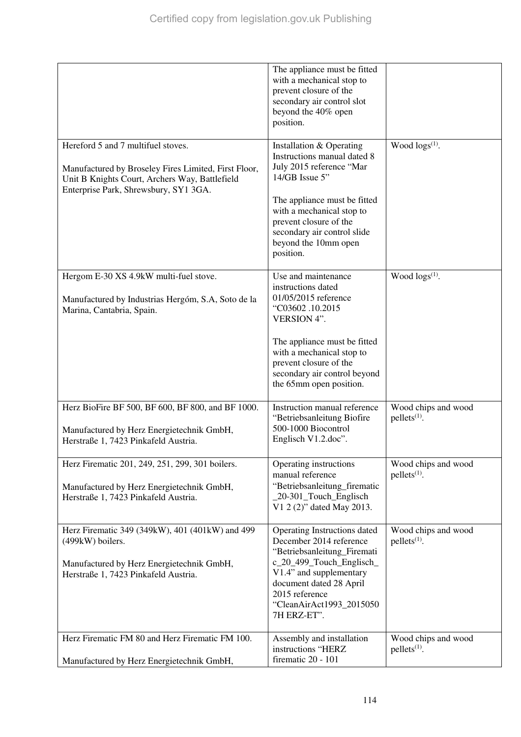| | | |
|---|---|---|
| | The appliance must be fitted with a mechanical stop to prevent closure of the secondary air control slot beyond the 40% open position. | |
| Hereford 5 and 7 multifuel stoves.<br><br>Manufactured by Broseley Fires Limited, First Floor, Unit B Knights Court, Archers Way, Battlefield Enterprise Park, Shrewsbury, SY1 3GA. | Installation & Operating Instructions manual dated 8 July 2015 reference "Mar 14/GB Issue 5"<br><br>The appliance must be fitted with a mechanical stop to prevent closure of the secondary air control slide beyond the 10mm open position. | Wood logs(1). |
| Hergom E-30 XS 4.9kW multi-fuel stove.<br><br>Manufactured by Industrias Hergóm, S.A, Soto de la Marina, Cantabria, Spain. | Use and maintenance instructions dated 01/05/2015 reference "C03602 .10.2015 VERSION 4".<br><br>The appliance must be fitted with a mechanical stop to prevent closure of the secondary air control beyond the 65mm open position. | Wood logs(1). |
| Herz BioFire BF 500, BF 600, BF 800, and BF 1000.<br><br>Manufactured by Herz Energietechnik GmbH, Herstraße 1, 7423 Pinkafeld Austria. | Instruction manual reference "Betriebsanleitung Biofire 500-1000 Biocontrol Englisch V1.2.doc". | Wood chips and wood pellets(1). |
| Herz Firematic 201, 249, 251, 299, 301 boilers.<br><br>Manufactured by Herz Energietechnik GmbH, Herstraße 1, 7423 Pinkafeld Austria. | Operating instructions manual reference "Betriebsanleitung_firematic_20-301_Touch_Englisch V1 2 (2)" dated May 2013. | Wood chips and wood pellets(1). |
| Herz Firematic 349 (349kW), 401 (401kW) and 499 (499kW) boilers.<br><br>Manufactured by Herz Energietechnik GmbH, Herstraße 1, 7423 Pinkafeld Austria. | Operating Instructions dated December 2014 reference "Betriebsanleitung_Firematic_20_499_Touch_Englisch_V1.4" and supplementary document dated 28 April 2015 reference "CleanAirAct1993_20150507H ERZ-ET". | Wood chips and wood pellets(1). |
| Herz Firematic FM 80 and Herz Firematic FM 100.<br><br>Manufactured by Herz Energietechnik GmbH, | Assembly and installation instructions "HERZ firematic 20 - 101 | Wood chips and wood pellets(1). |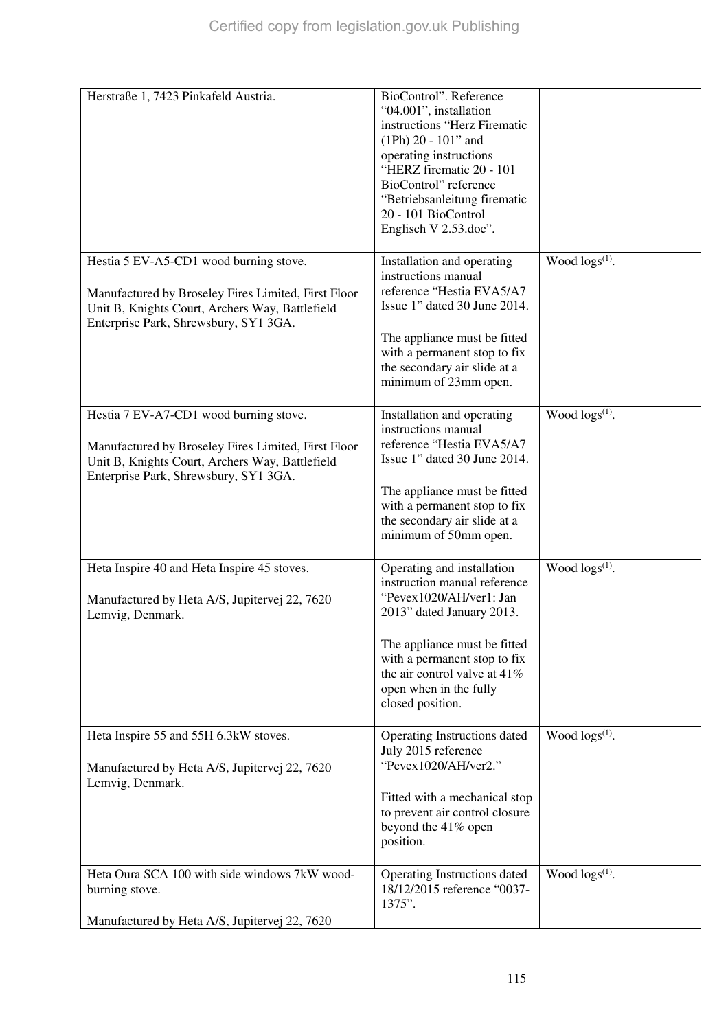| | | |
|---|---|---|
| Herstraße 1, 7423 Pinkafeld Austria. | BioControl". Reference "04.001", installation instructions "Herz Firematic (1Ph) 20 - 101" and operating instructions "HERZ firematic 20 - 101 BioControl" reference "Betriebsanleitung firematic 20 - 101 BioControl Englisch V 2.53.doc". | |
| Hestia 5 EV-A5-CD1 wood burning stove.<br><br>Manufactured by Broseley Fires Limited, First Floor Unit B, Knights Court, Archers Way, Battlefield Enterprise Park, Shrewsbury, SY1 3GA. | Installation and operating instructions manual reference "Hestia EVA5/A7 Issue 1" dated 30 June 2014.<br><br>The appliance must be fitted with a permanent stop to fix the secondary air slide at a minimum of 23mm open. | Wood logs[1]. |
| Hestia 7 EV-A7-CD1 wood burning stove.<br><br>Manufactured by Broseley Fires Limited, First Floor Unit B, Knights Court, Archers Way, Battlefield Enterprise Park, Shrewsbury, SY1 3GA. | Installation and operating instructions manual reference "Hestia EVA5/A7 Issue 1" dated 30 June 2014.<br><br>The appliance must be fitted with a permanent stop to fix the secondary air slide at a minimum of 50mm open. | Wood logs[1]. |
| Heta Inspire 40 and Heta Inspire 45 stoves.<br><br>Manufactured by Heta A/S, Jupitervej 22, 7620 Lemvig, Denmark. | Operating and installation instruction manual reference "Pevex1020/AH/ver1: Jan 2013" dated January 2013.<br><br>The appliance must be fitted with a permanent stop to fix the air control valve at 41% open when in the fully closed position. | Wood logs[1]. |
| Heta Inspire 55 and 55H 6.3kW stoves.<br><br>Manufactured by Heta A/S, Jupitervej 22, 7620 Lemvig, Denmark. | Operating Instructions dated July 2015 reference "Pevex1020/AH/ver2."<br><br>Fitted with a mechanical stop to prevent air control closure beyond the 41% open position. | Wood logs[1]. |
| Heta Oura SCA 100 with side windows 7kW wood-burning stove.<br><br>Manufactured by Heta A/S, Jupitervej 22, 7620 | Operating Instructions dated 18/12/2015 reference "0037-1375". | Wood logs[1]. |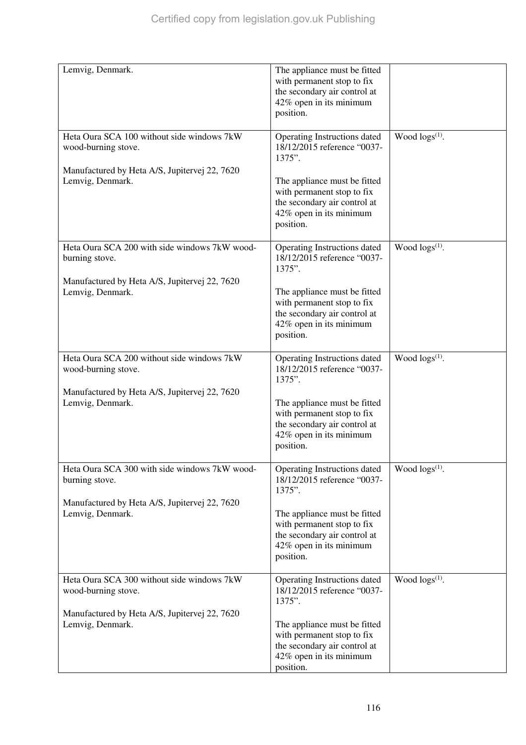| | | |
|---|---|---|
| Lemvig, Denmark. | The appliance must be fitted with permanent stop to fix the secondary air control at 42% open in its minimum position. | |
| Heta Oura SCA 100 without side windows 7kW wood-burning stove.<br><br>Manufactured by Heta A/S, Jupitervej 22, 7620 Lemvig, Denmark. | Operating Instructions dated 18/12/2015 reference "0037-1375".<br><br>The appliance must be fitted with permanent stop to fix the secondary air control at 42% open in its minimum position. | Wood logs[(1)]. |
| Heta Oura SCA 200 with side windows 7kW wood-burning stove.<br><br>Manufactured by Heta A/S, Jupitervej 22, 7620 Lemvig, Denmark. | Operating Instructions dated 18/12/2015 reference "0037-1375".<br><br>The appliance must be fitted with permanent stop to fix the secondary air control at 42% open in its minimum position. | Wood logs[(1)]. |
| Heta Oura SCA 200 without side windows 7kW wood-burning stove.<br><br>Manufactured by Heta A/S, Jupitervej 22, 7620 Lemvig, Denmark. | Operating Instructions dated 18/12/2015 reference "0037-1375".<br><br>The appliance must be fitted with permanent stop to fix the secondary air control at 42% open in its minimum position. | Wood logs[(1)]. |
| Heta Oura SCA 300 with side windows 7kW wood-burning stove.<br><br>Manufactured by Heta A/S, Jupitervej 22, 7620 Lemvig, Denmark. | Operating Instructions dated 18/12/2015 reference "0037-1375".<br><br>The appliance must be fitted with permanent stop to fix the secondary air control at 42% open in its minimum position. | Wood logs[(1)]. |
| Heta Oura SCA 300 without side windows 7kW wood-burning stove.<br><br>Manufactured by Heta A/S, Jupitervej 22, 7620 Lemvig, Denmark. | Operating Instructions dated 18/12/2015 reference "0037-1375".<br><br>The appliance must be fitted with permanent stop to fix the secondary air control at 42% open in its minimum position. | Wood logs[(1)]. |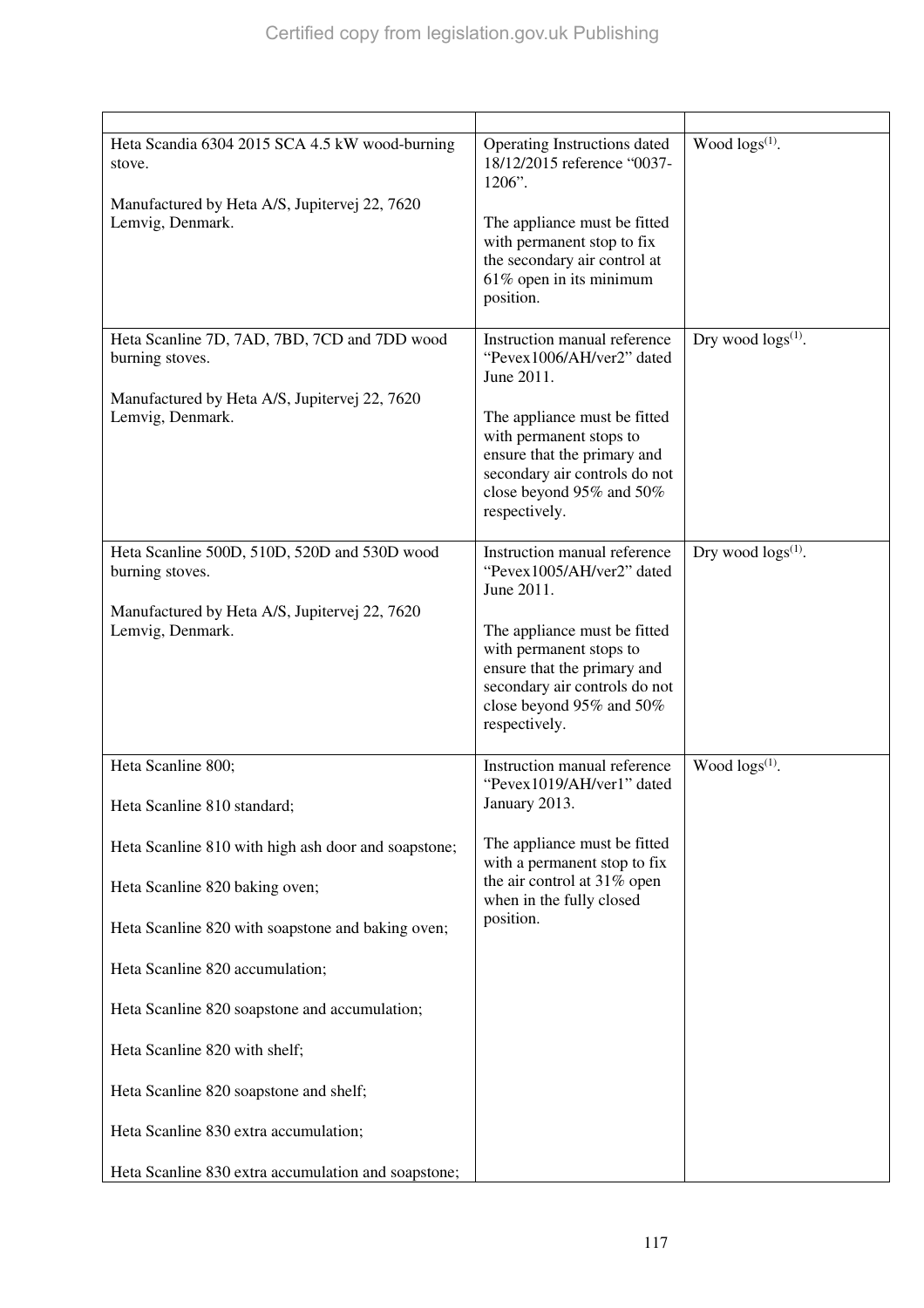| | | |
|---|---|---|
| Heta Scandia 6304 2015 SCA 4.5 kW wood-burning stove.<br><br>Manufactured by Heta A/S, Jupitervej 22, 7620 Lemvig, Denmark. | Operating Instructions dated 18/12/2015 reference "0037-1206".<br><br>The appliance must be fitted with permanent stop to fix the secondary air control at 61% open in its minimum position. | Wood logs[(1)]. |
| Heta Scanline 7D, 7AD, 7BD, 7CD and 7DD wood burning stoves.<br><br>Manufactured by Heta A/S, Jupitervej 22, 7620 Lemvig, Denmark. | Instruction manual reference "Pevex1006/AH/ver2" dated June 2011.<br><br>The appliance must be fitted with permanent stops to ensure that the primary and secondary air controls do not close beyond 95% and 50% respectively. | Dry wood logs[(1)]. |
| Heta Scanline 500D, 510D, 520D and 530D wood burning stoves.<br><br>Manufactured by Heta A/S, Jupitervej 22, 7620 Lemvig, Denmark. | Instruction manual reference "Pevex1005/AH/ver2" dated June 2011.<br><br>The appliance must be fitted with permanent stops to ensure that the primary and secondary air controls do not close beyond 95% and 50% respectively. | Dry wood logs[(1)]. |
| Heta Scanline 800;<br><br>Heta Scanline 810 standard;<br><br>Heta Scanline 810 with high ash door and soapstone;<br><br>Heta Scanline 820 baking oven;<br><br>Heta Scanline 820 with soapstone and baking oven;<br><br>Heta Scanline 820 accumulation;<br><br>Heta Scanline 820 soapstone and accumulation;<br><br>Heta Scanline 820 with shelf;<br><br>Heta Scanline 820 soapstone and shelf;<br><br>Heta Scanline 830 extra accumulation;<br><br>Heta Scanline 830 extra accumulation and soapstone; | Instruction manual reference "Pevex1019/AH/ver1" dated January 2013.<br><br>The appliance must be fitted with a permanent stop to fix the air control at 31% open when in the fully closed position. | Wood logs[(1)]. |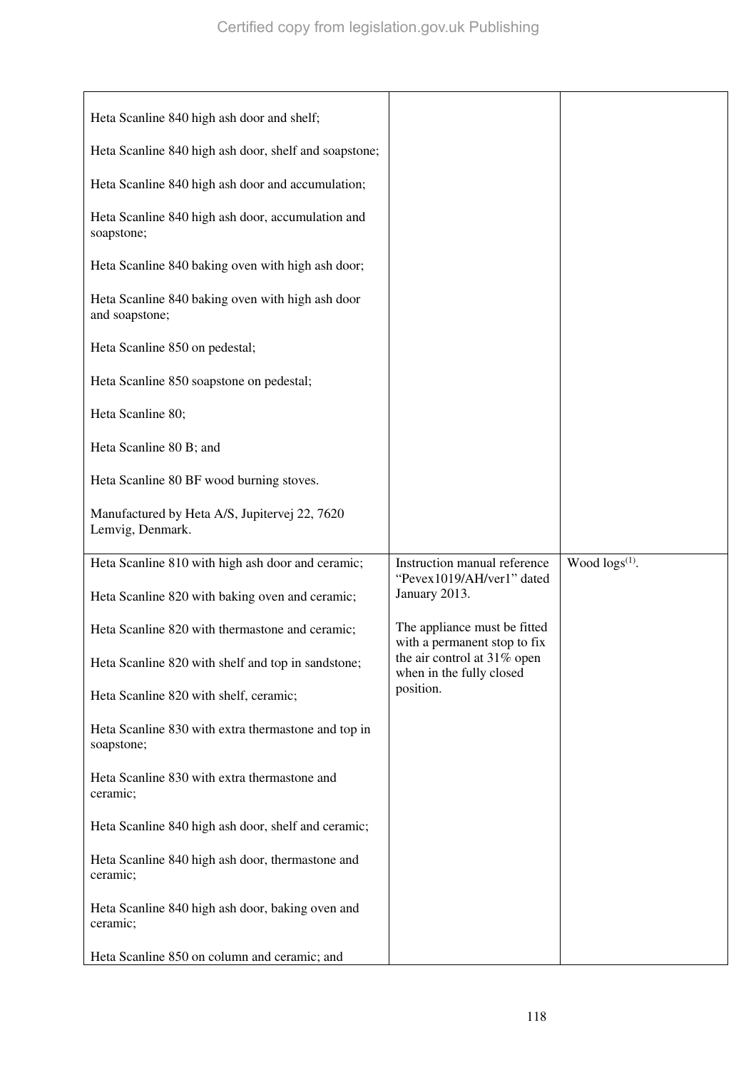| | | |
|---|---|---|
| Heta Scanline 840 high ash door and shelf;<br><br>Heta Scanline 840 high ash door, shelf and soapstone;<br><br>Heta Scanline 840 high ash door and accumulation;<br><br>Heta Scanline 840 high ash door, accumulation and soapstone;<br><br>Heta Scanline 840 baking oven with high ash door;<br><br>Heta Scanline 840 baking oven with high ash door and soapstone;<br><br>Heta Scanline 850 on pedestal;<br><br>Heta Scanline 850 soapstone on pedestal;<br><br>Heta Scanline 80;<br><br>Heta Scanline 80 B; and<br><br>Heta Scanline 80 BF wood burning stoves.<br><br>Manufactured by Heta A/S, Jupitervej 22, 7620 Lemvig, Denmark. | | |
| Heta Scanline 810 with high ash door and ceramic;<br><br>Heta Scanline 820 with baking oven and ceramic;<br><br>Heta Scanline 820 with thermastone and ceramic;<br><br>Heta Scanline 820 with shelf and top in sandstone;<br><br>Heta Scanline 820 with shelf, ceramic;<br><br>Heta Scanline 830 with extra thermastone and top in soapstone;<br><br>Heta Scanline 830 with extra thermastone and ceramic;<br><br>Heta Scanline 840 high ash door, shelf and ceramic;<br><br>Heta Scanline 840 high ash door, thermastone and ceramic;<br><br>Heta Scanline 840 high ash door, baking oven and ceramic;<br><br>Heta Scanline 850 on column and ceramic; and | Instruction manual reference "Pevex1019/AH/ver1" dated January 2013.<br><br>The appliance must be fitted with a permanent stop to fix the air control at 31% open when in the fully closed position. | Wood logs[(1)]. |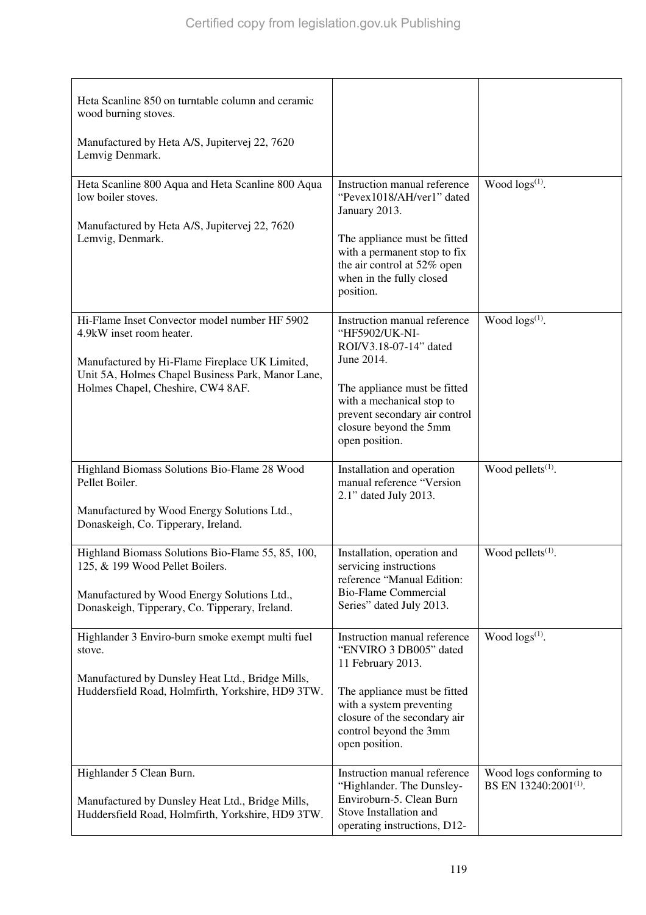| | | |
|---|---|---|
| Heta Scanline 850 on turntable column and ceramic wood burning stoves.<br><br>Manufactured by Heta A/S, Jupitervej 22, 7620 Lemvig Denmark. | | |
| Heta Scanline 800 Aqua and Heta Scanline 800 Aqua low boiler stoves.<br><br>Manufactured by Heta A/S, Jupitervej 22, 7620 Lemvig, Denmark. | Instruction manual reference "Pevex1018/AH/ver1" dated January 2013.<br><br>The appliance must be fitted with a permanent stop to fix the air control at 52% open when in the fully closed position. | Wood logs(1). |
| Hi-Flame Inset Convector model number HF 5902 4.9kW inset room heater.<br><br>Manufactured by Hi-Flame Fireplace UK Limited, Unit 5A, Holmes Chapel Business Park, Manor Lane, Holmes Chapel, Cheshire, CW4 8AF. | Instruction manual reference "HF5902/UK-NI-ROI/V3.18-07-14" dated June 2014.<br><br>The appliance must be fitted with a mechanical stop to prevent secondary air control closure beyond the 5mm open position. | Wood logs(1). |
| Highland Biomass Solutions Bio-Flame 28 Wood Pellet Boiler.<br><br>Manufactured by Wood Energy Solutions Ltd., Donaskeigh, Co. Tipperary, Ireland. | Installation and operation manual reference "Version 2.1" dated July 2013. | Wood pellets(1). |
| Highland Biomass Solutions Bio-Flame 55, 85, 100, 125, & 199 Wood Pellet Boilers.<br><br>Manufactured by Wood Energy Solutions Ltd., Donaskeigh, Tipperary, Co. Tipperary, Ireland. | Installation, operation and servicing instructions reference "Manual Edition: Bio-Flame Commercial Series" dated July 2013. | Wood pellets(1). |
| Highlander 3 Enviro-burn smoke exempt multi fuel stove.<br><br>Manufactured by Dunsley Heat Ltd., Bridge Mills, Huddersfield Road, Holmfirth, Yorkshire, HD9 3TW. | Instruction manual reference "ENVIRO 3 DB005" dated 11 February 2013.<br><br>The appliance must be fitted with a system preventing closure of the secondary air control beyond the 3mm open position. | Wood logs(1). |
| Highlander 5 Clean Burn.<br><br>Manufactured by Dunsley Heat Ltd., Bridge Mills, Huddersfield Road, Holmfirth, Yorkshire, HD9 3TW. | Instruction manual reference "Highlander. The Dunsley-Enviroburn-5. Clean Burn Stove Installation and operating instructions, D12- | Wood logs conforming to BS EN 13240:2001(1). |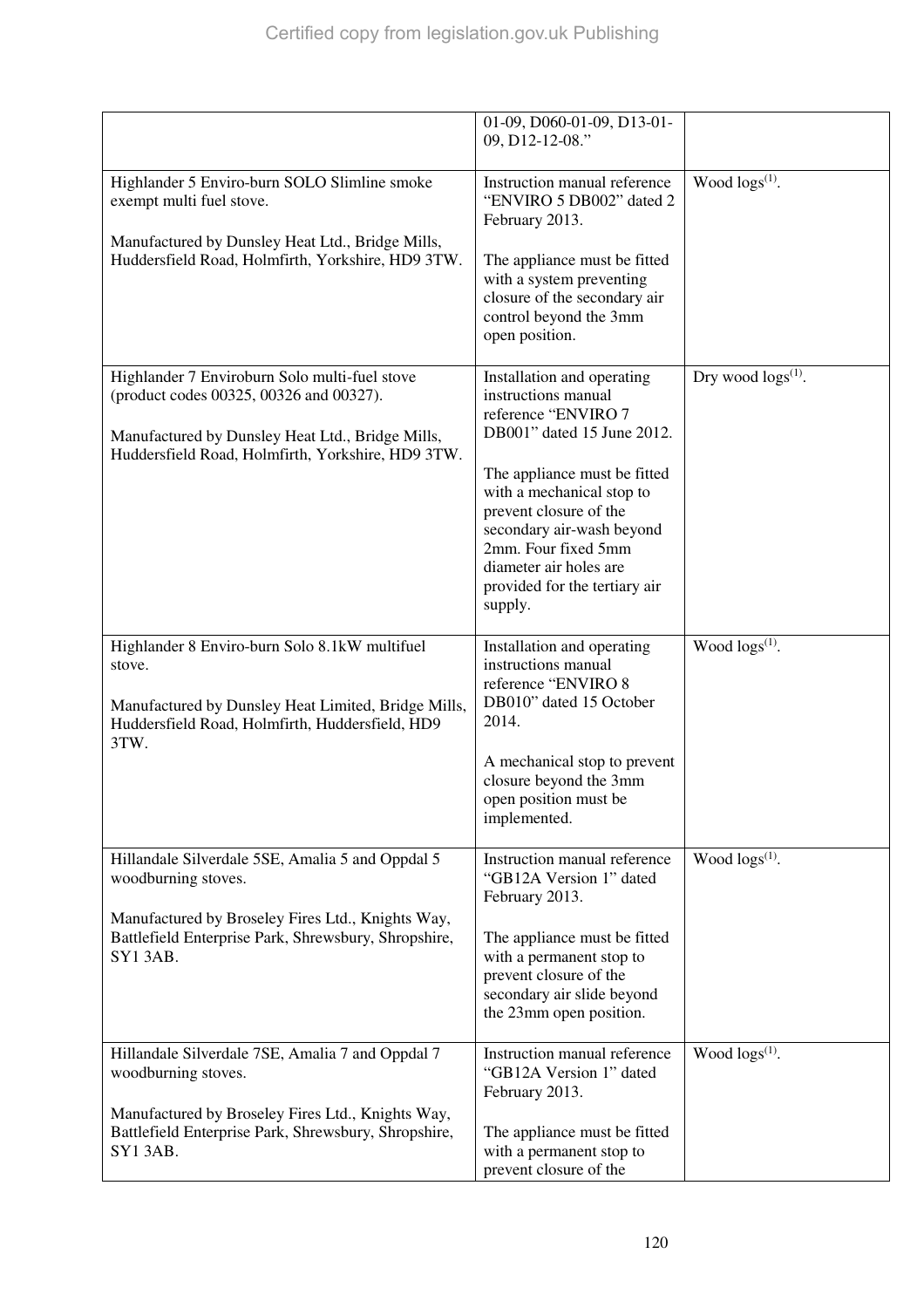| | | |
|---|---|---|
| | 01-09, D060-01-09, D13-01-09, D12-12-08." | |
| Highlander 5 Enviro-burn SOLO Slimline smoke exempt multi fuel stove.<br><br>Manufactured by Dunsley Heat Ltd., Bridge Mills, Huddersfield Road, Holmfirth, Yorkshire, HD9 3TW. | Instruction manual reference "ENVIRO 5 DB002" dated 2 February 2013.<br><br>The appliance must be fitted with a system preventing closure of the secondary air control beyond the 3mm open position. | Wood logs(1). |
| Highlander 7 Enviroburn Solo multi-fuel stove (product codes 00325, 00326 and 00327).<br><br>Manufactured by Dunsley Heat Ltd., Bridge Mills, Huddersfield Road, Holmfirth, Yorkshire, HD9 3TW. | Installation and operating instructions manual reference "ENVIRO 7 DB001" dated 15 June 2012.<br><br>The appliance must be fitted with a mechanical stop to prevent closure of the secondary air-wash beyond 2mm. Four fixed 5mm diameter air holes are provided for the tertiary air supply. | Dry wood logs(1). |
| Highlander 8 Enviro-burn Solo 8.1kW multifuel stove.<br><br>Manufactured by Dunsley Heat Limited, Bridge Mills, Huddersfield Road, Holmfirth, Huddersfield, HD9 3TW. | Installation and operating instructions manual reference "ENVIRO 8 DB010" dated 15 October 2014.<br><br>A mechanical stop to prevent closure beyond the 3mm open position must be implemented. | Wood logs(1). |
| Hillandale Silverdale 5SE, Amalia 5 and Oppdal 5 woodburning stoves.<br><br>Manufactured by Broseley Fires Ltd., Knights Way, Battlefield Enterprise Park, Shrewsbury, Shropshire, SY1 3AB. | Instruction manual reference "GB12A Version 1" dated February 2013.<br><br>The appliance must be fitted with a permanent stop to prevent closure of the secondary air slide beyond the 23mm open position. | Wood logs(1). |
| Hillandale Silverdale 7SE, Amalia 7 and Oppdal 7 woodburning stoves.<br><br>Manufactured by Broseley Fires Ltd., Knights Way, Battlefield Enterprise Park, Shrewsbury, Shropshire, SY1 3AB. | Instruction manual reference "GB12A Version 1" dated February 2013.<br><br>The appliance must be fitted with a permanent stop to prevent closure of the | Wood logs(1). |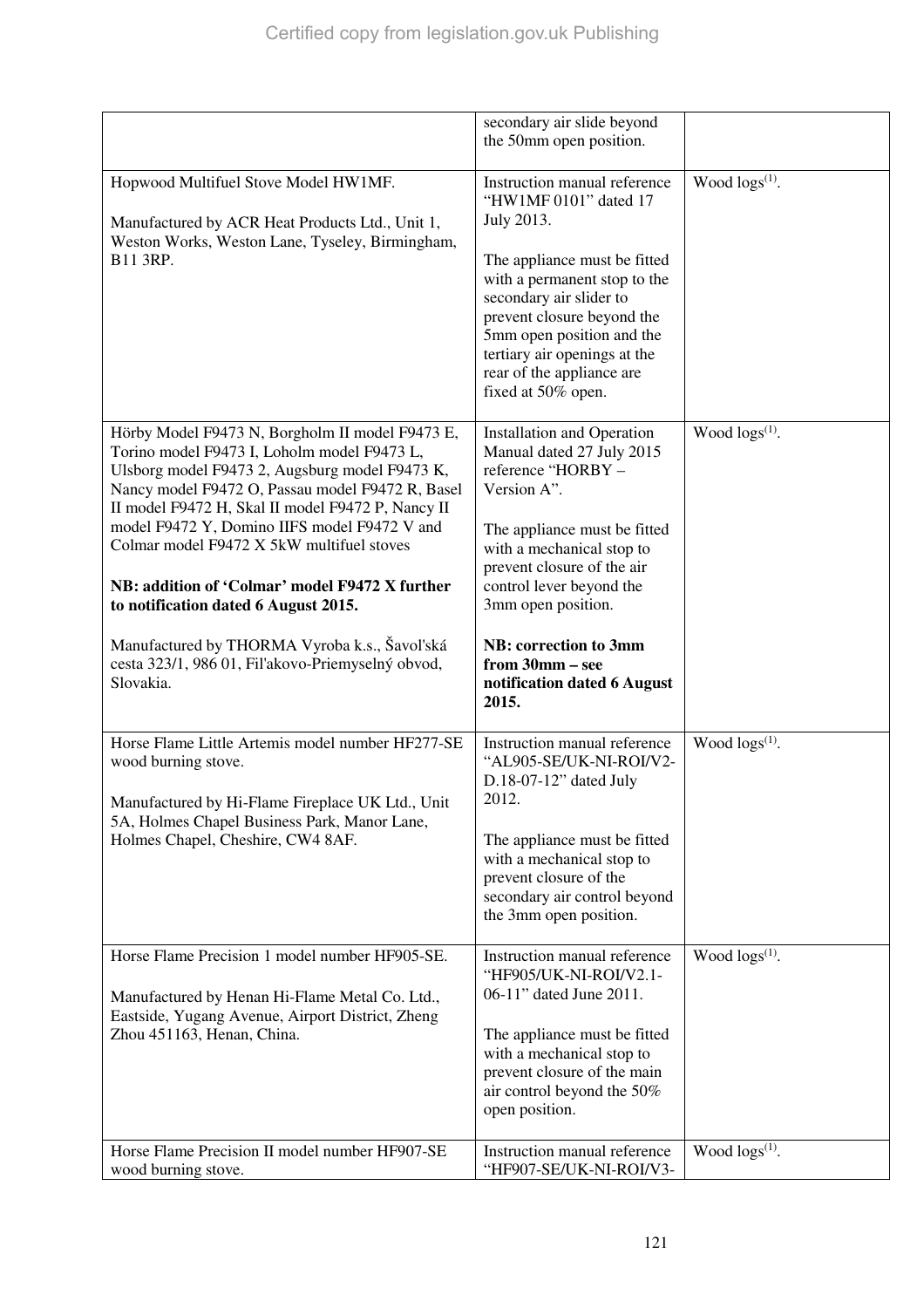| | | |
|---|---|---|
| | secondary air slide beyond the 50mm open position. | |
| Hopwood Multifuel Stove Model HW1MF.<br><br>Manufactured by ACR Heat Products Ltd., Unit 1, Weston Works, Weston Lane, Tyseley, Birmingham, B11 3RP. | Instruction manual reference "HW1MF 0101" dated 17 July 2013.<br><br>The appliance must be fitted with a permanent stop to the secondary air slider to prevent closure beyond the 5mm open position and the tertiary air openings at the rear of the appliance are fixed at 50% open. | Wood logs[(1)]. |
| Hörby Model F9473 N, Borgholm II model F9473 E, Torino model F9473 I, Loholm model F9473 L, Ulsborg model F9473 2, Augsburg model F9473 K, Nancy model F9472 O, Passau model F9472 R, Basel II model F9472 H, Skal II model F9472 P, Nancy II model F9472 Y, Domino IIFS model F9472 V and Colmar model F9472 X 5kW multifuel stoves<br><br>**NB: addition of 'Colmar' model F9472 X further to notification dated 6 August 2015.**<br><br>Manufactured by THORMA Vyroba k.s., Šavol'ská cesta 323/1, 986 01, Fil'akovo-Priemyselný obvod, Slovakia. | Installation and Operation Manual dated 27 July 2015 reference "HORBY – Version A".<br><br>The appliance must be fitted with a mechanical stop to prevent closure of the air control lever beyond the 3mm open position.<br><br>**NB: correction to 3mm from 30mm – see notification dated 6 August 2015.** | Wood logs[(1)]. |
| Horse Flame Little Artemis model number HF277-SE wood burning stove.<br><br>Manufactured by Hi-Flame Fireplace UK Ltd., Unit 5A, Holmes Chapel Business Park, Manor Lane, Holmes Chapel, Cheshire, CW4 8AF. | Instruction manual reference "AL905-SE/UK-NI-ROI/V2-D.18-07-12" dated July 2012.<br><br>The appliance must be fitted with a mechanical stop to prevent closure of the secondary air control beyond the 3mm open position. | Wood logs[(1)]. |
| Horse Flame Precision 1 model number HF905-SE.<br><br>Manufactured by Henan Hi-Flame Metal Co. Ltd., Eastside, Yugang Avenue, Airport District, Zheng Zhou 451163, Henan, China. | Instruction manual reference "HF905/UK-NI-ROI/V2.1-06-11" dated June 2011.<br><br>The appliance must be fitted with a mechanical stop to prevent closure of the main air control beyond the 50% open position. | Wood logs[(1)]. |
| Horse Flame Precision II model number HF907-SE wood burning stove. | Instruction manual reference "HF907-SE/UK-NI-ROI/V3- | Wood logs[(1)]. |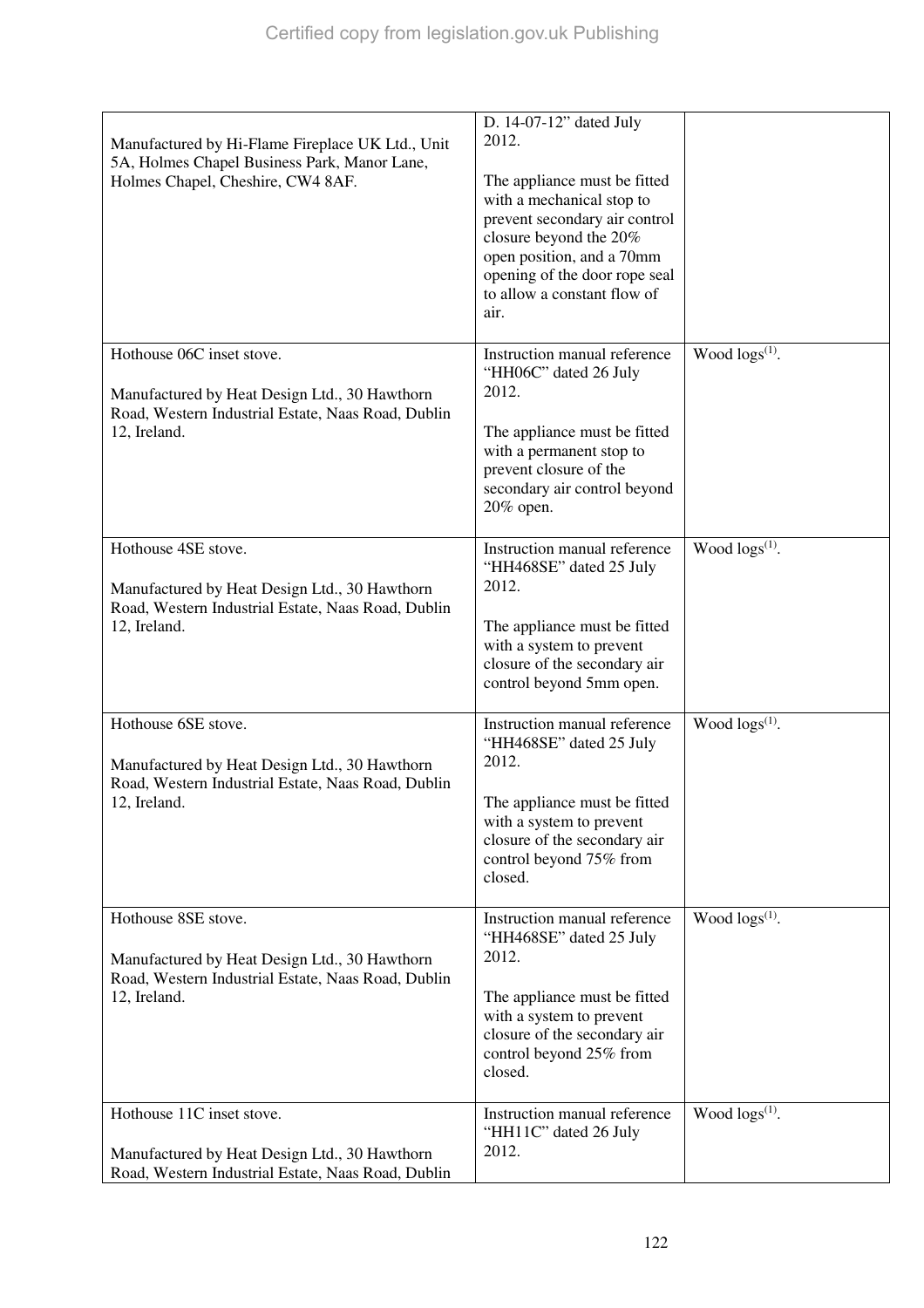| | | |
|---|---|---|
| Manufactured by Hi-Flame Fireplace UK Ltd., Unit 5A, Holmes Chapel Business Park, Manor Lane, Holmes Chapel, Cheshire, CW4 8AF. | D. 14-07-12" dated July 2012.<br><br>The appliance must be fitted with a mechanical stop to prevent secondary air control closure beyond the 20% open position, and a 70mm opening of the door rope seal to allow a constant flow of air. | |
| Hothouse 06C inset stove.<br><br>Manufactured by Heat Design Ltd., 30 Hawthorn Road, Western Industrial Estate, Naas Road, Dublin 12, Ireland. | Instruction manual reference "HH06C" dated 26 July 2012.<br><br>The appliance must be fitted with a permanent stop to prevent closure of the secondary air control beyond 20% open. | Wood logs[(1)]. |
| Hothouse 4SE stove.<br><br>Manufactured by Heat Design Ltd., 30 Hawthorn Road, Western Industrial Estate, Naas Road, Dublin 12, Ireland. | Instruction manual reference "HH468SE" dated 25 July 2012.<br><br>The appliance must be fitted with a system to prevent closure of the secondary air control beyond 5mm open. | Wood logs[(1)]. |
| Hothouse 6SE stove.<br><br>Manufactured by Heat Design Ltd., 30 Hawthorn Road, Western Industrial Estate, Naas Road, Dublin 12, Ireland. | Instruction manual reference "HH468SE" dated 25 July 2012.<br><br>The appliance must be fitted with a system to prevent closure of the secondary air control beyond 75% from closed. | Wood logs[(1)]. |
| Hothouse 8SE stove.<br><br>Manufactured by Heat Design Ltd., 30 Hawthorn Road, Western Industrial Estate, Naas Road, Dublin 12, Ireland. | Instruction manual reference "HH468SE" dated 25 July 2012.<br><br>The appliance must be fitted with a system to prevent closure of the secondary air control beyond 25% from closed. | Wood logs[(1)]. |
| Hothouse 11C inset stove.<br><br>Manufactured by Heat Design Ltd., 30 Hawthorn Road, Western Industrial Estate, Naas Road, Dublin | Instruction manual reference "HH11C" dated 26 July 2012. | Wood logs[(1)]. |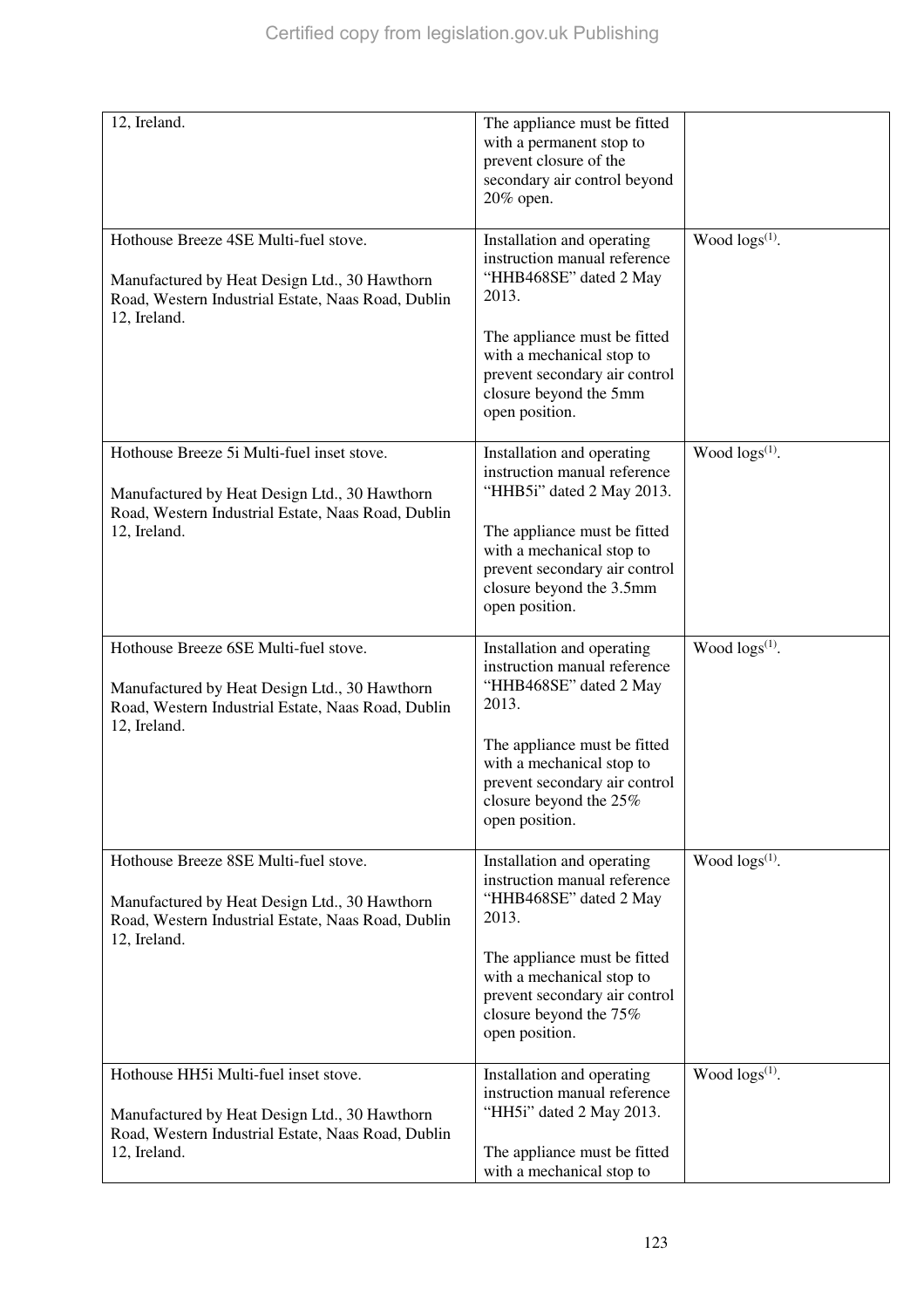| | | |
|---|---|---|
| 12, Ireland. | The appliance must be fitted with a permanent stop to prevent closure of the secondary air control beyond 20% open. | |
| Hothouse Breeze 4SE Multi-fuel stove.<br><br>Manufactured by Heat Design Ltd., 30 Hawthorn Road, Western Industrial Estate, Naas Road, Dublin 12, Ireland. | Installation and operating instruction manual reference "HHB468SE" dated 2 May 2013.<br><br>The appliance must be fitted with a mechanical stop to prevent secondary air control closure beyond the 5mm open position. | Wood logs[(1)]. |
| Hothouse Breeze 5i Multi-fuel inset stove.<br><br>Manufactured by Heat Design Ltd., 30 Hawthorn Road, Western Industrial Estate, Naas Road, Dublin 12, Ireland. | Installation and operating instruction manual reference "HHB5i" dated 2 May 2013.<br><br>The appliance must be fitted with a mechanical stop to prevent secondary air control closure beyond the 3.5mm open position. | Wood logs[(1)]. |
| Hothouse Breeze 6SE Multi-fuel stove.<br><br>Manufactured by Heat Design Ltd., 30 Hawthorn Road, Western Industrial Estate, Naas Road, Dublin 12, Ireland. | Installation and operating instruction manual reference "HHB468SE" dated 2 May 2013.<br><br>The appliance must be fitted with a mechanical stop to prevent secondary air control closure beyond the 25% open position. | Wood logs[(1)]. |
| Hothouse Breeze 8SE Multi-fuel stove.<br><br>Manufactured by Heat Design Ltd., 30 Hawthorn Road, Western Industrial Estate, Naas Road, Dublin 12, Ireland. | Installation and operating instruction manual reference "HHB468SE" dated 2 May 2013.<br><br>The appliance must be fitted with a mechanical stop to prevent secondary air control closure beyond the 75% open position. | Wood logs[(1)]. |
| Hothouse HH5i Multi-fuel inset stove.<br><br>Manufactured by Heat Design Ltd., 30 Hawthorn Road, Western Industrial Estate, Naas Road, Dublin 12, Ireland. | Installation and operating instruction manual reference "HH5i" dated 2 May 2013.<br><br>The appliance must be fitted with a mechanical stop to | Wood logs[(1)]. |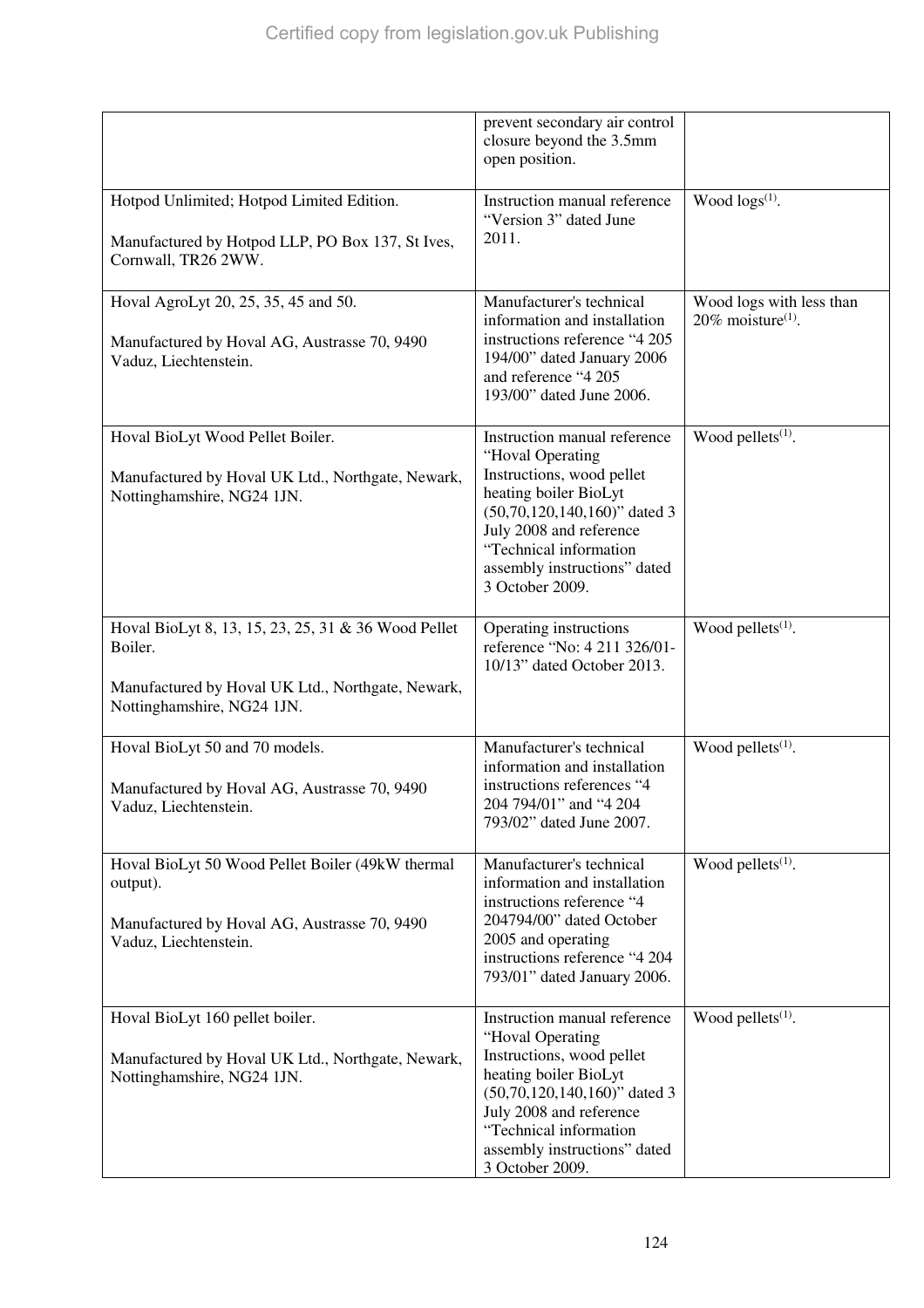| | | |
|---|---|---|
| | prevent secondary air control closure beyond the 3.5mm open position. | |
| Hotpod Unlimited; Hotpod Limited Edition.<br><br>Manufactured by Hotpod LLP, PO Box 137, St Ives, Cornwall, TR26 2WW. | Instruction manual reference "Version 3" dated June 2011. | Wood logs[(1)]. |
| Hoval AgroLyt 20, 25, 35, 45 and 50.<br><br>Manufactured by Hoval AG, Austrasse 70, 9490 Vaduz, Liechtenstein. | Manufacturer's technical information and installation instructions reference "4 205 194/00" dated January 2006 and reference "4 205 193/00" dated June 2006. | Wood logs with less than 20% moisture[(1)]. |
| Hoval BioLyt Wood Pellet Boiler.<br><br>Manufactured by Hoval UK Ltd., Northgate, Newark, Nottinghamshire, NG24 1JN. | Instruction manual reference "Hoval Operating Instructions, wood pellet heating boiler BioLyt (50,70,120,140,160)" dated 3 July 2008 and reference "Technical information assembly instructions" dated 3 October 2009. | Wood pellets[(1)]. |
| Hoval BioLyt 8, 13, 15, 23, 25, 31 & 36 Wood Pellet Boiler.<br><br>Manufactured by Hoval UK Ltd., Northgate, Newark, Nottinghamshire, NG24 1JN. | Operating instructions reference "No: 4 211 326/01-10/13" dated October 2013. | Wood pellets[(1)]. |
| Hoval BioLyt 50 and 70 models.<br><br>Manufactured by Hoval AG, Austrasse 70, 9490 Vaduz, Liechtenstein. | Manufacturer's technical information and installation instructions references "4 204 794/01" and "4 204 793/02" dated June 2007. | Wood pellets[(1)]. |
| Hoval BioLyt 50 Wood Pellet Boiler (49kW thermal output).<br><br>Manufactured by Hoval AG, Austrasse 70, 9490 Vaduz, Liechtenstein. | Manufacturer's technical information and installation instructions reference "4 204794/00" dated October 2005 and operating instructions reference "4 204 793/01" dated January 2006. | Wood pellets[(1)]. |
| Hoval BioLyt 160 pellet boiler.<br><br>Manufactured by Hoval UK Ltd., Northgate, Newark, Nottinghamshire, NG24 1JN. | Instruction manual reference "Hoval Operating Instructions, wood pellet heating boiler BioLyt (50,70,120,140,160)" dated 3 July 2008 and reference "Technical information assembly instructions" dated 3 October 2009. | Wood pellets[(1)]. |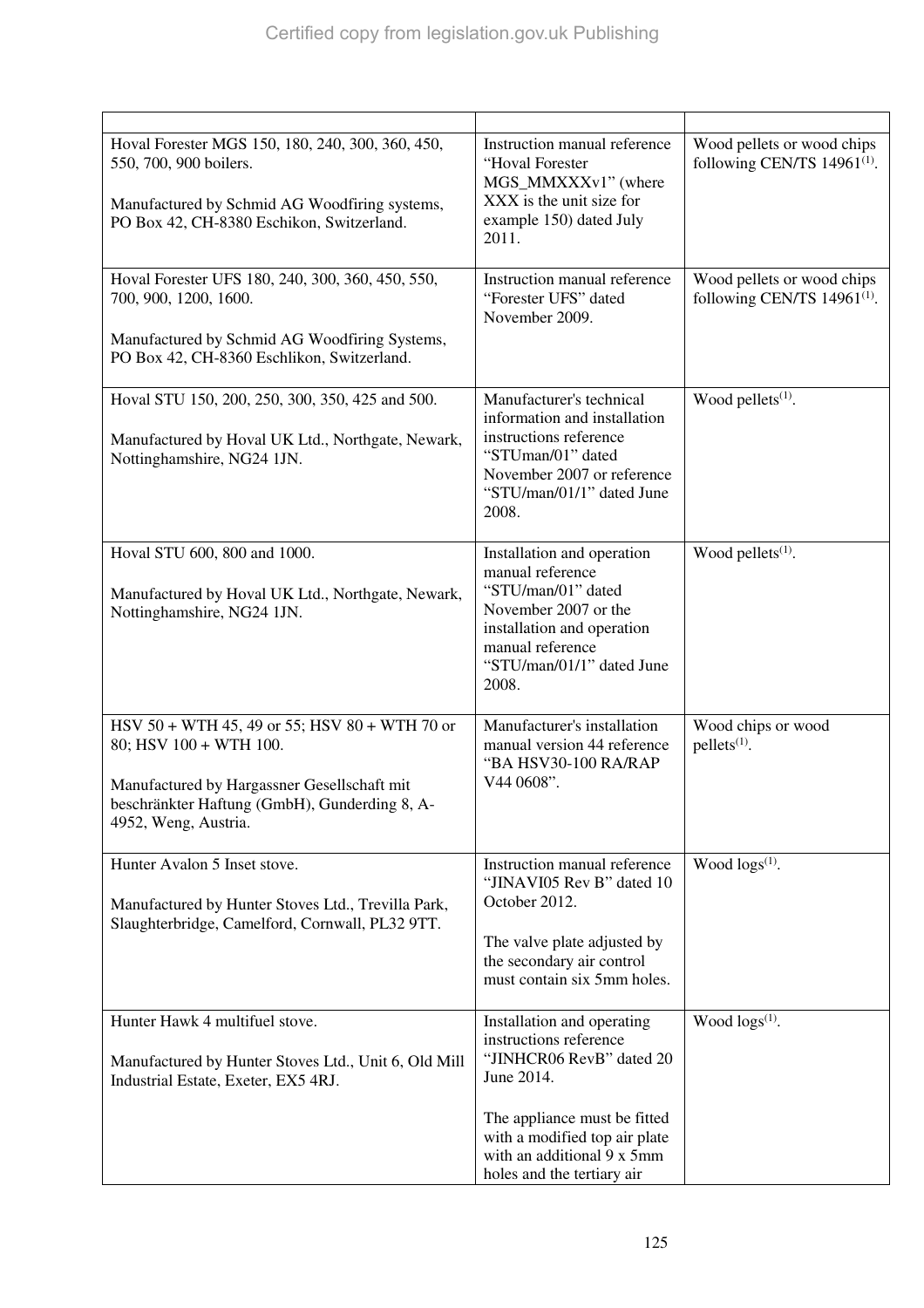| | | |
|---|---|---|
| Hoval Forester MGS 150, 180, 240, 300, 360, 450, 550, 700, 900 boilers.<br><br>Manufactured by Schmid AG Woodfiring systems, PO Box 42, CH-8380 Eschikon, Switzerland. | Instruction manual reference "Hoval Forester MGS_MMXXXv1" (where XXX is the unit size for example 150) dated July 2011. | Wood pellets or wood chips following CEN/TS 14961[(1)]. |
| Hoval Forester UFS 180, 240, 300, 360, 450, 550, 700, 900, 1200, 1600.<br><br>Manufactured by Schmid AG Woodfiring Systems, PO Box 42, CH-8360 Eschlikon, Switzerland. | Instruction manual reference "Forester UFS" dated November 2009. | Wood pellets or wood chips following CEN/TS 14961[(1)]. |
| Hoval STU 150, 200, 250, 300, 350, 425 and 500.<br><br>Manufactured by Hoval UK Ltd., Northgate, Newark, Nottinghamshire, NG24 1JN. | Manufacturer's technical information and installation instructions reference "STUman/01" dated November 2007 or reference "STU/man/01/1" dated June 2008. | Wood pellets[(1)]. |
| Hoval STU 600, 800 and 1000.<br><br>Manufactured by Hoval UK Ltd., Northgate, Newark, Nottinghamshire, NG24 1JN. | Installation and operation manual reference "STU/man/01" dated November 2007 or the installation and operation manual reference "STU/man/01/1" dated June 2008. | Wood pellets[(1)]. |
| HSV 50 + WTH 45, 49 or 55; HSV 80 + WTH 70 or 80; HSV 100 + WTH 100.<br><br>Manufactured by Hargassner Gesellschaft mit beschränkter Haftung (GmbH), Gunderding 8, A-4952, Weng, Austria. | Manufacturer's installation manual version 44 reference "BA HSV30-100 RA/RAP V44 0608". | Wood chips or wood pellets[(1)]. |
| Hunter Avalon 5 Inset stove.<br><br>Manufactured by Hunter Stoves Ltd., Trevilla Park, Slaughterbridge, Camelford, Cornwall, PL32 9TT. | Instruction manual reference "JINAVI05 Rev B" dated 10 October 2012.<br><br>The valve plate adjusted by the secondary air control must contain six 5mm holes. | Wood logs[(1)]. |
| Hunter Hawk 4 multifuel stove.<br><br>Manufactured by Hunter Stoves Ltd., Unit 6, Old Mill Industrial Estate, Exeter, EX5 4RJ. | Installation and operating instructions reference "JINHCR06 RevB" dated 20 June 2014.<br><br>The appliance must be fitted with a modified top air plate with an additional 9 x 5mm holes and the tertiary air | Wood logs[(1)]. |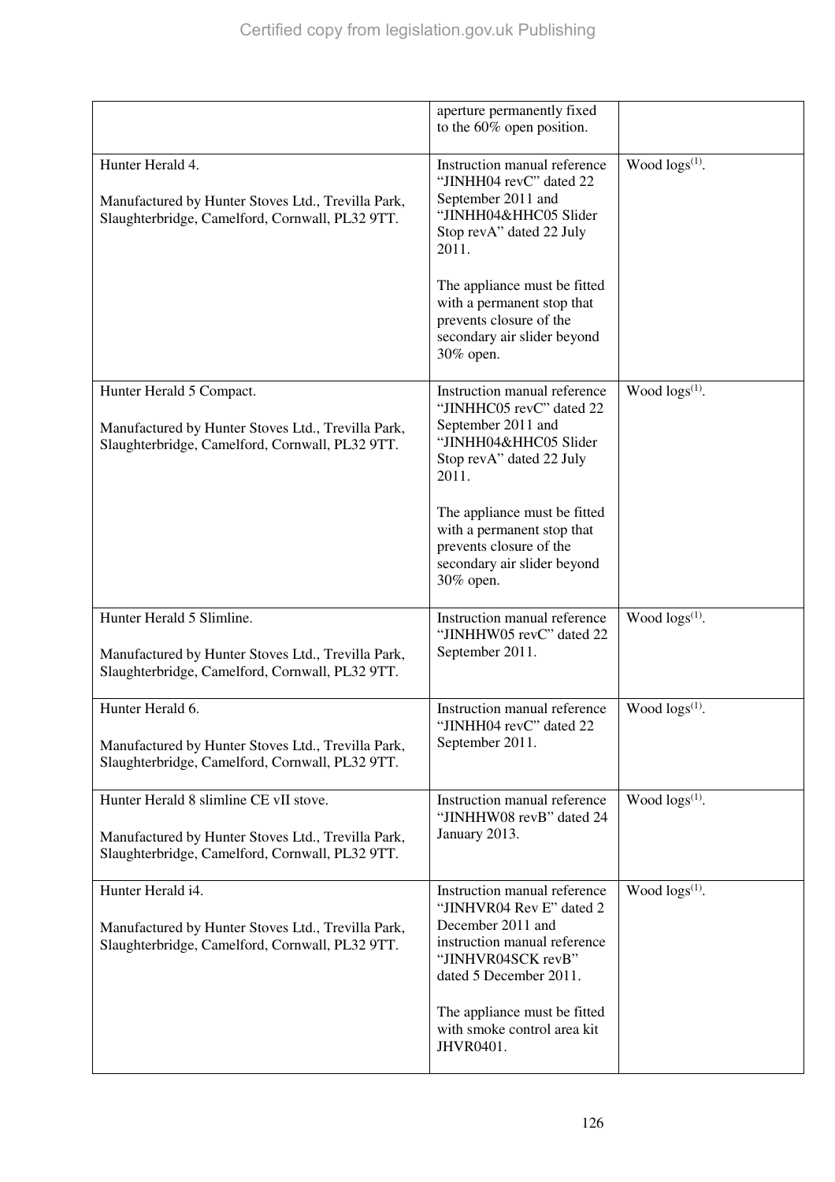| | | |
|---|---|---|
| | aperture permanently fixed to the 60% open position. | |
| Hunter Herald 4.<br><br>Manufactured by Hunter Stoves Ltd., Trevilla Park, Slaughterbridge, Camelford, Cornwall, PL32 9TT. | Instruction manual reference "JINHH04 revC" dated 22 September 2011 and "JINHH04&HHC05 Slider Stop revA" dated 22 July 2011.<br><br>The appliance must be fitted with a permanent stop that prevents closure of the secondary air slider beyond 30% open. | Wood logs(1). |
| Hunter Herald 5 Compact.<br><br>Manufactured by Hunter Stoves Ltd., Trevilla Park, Slaughterbridge, Camelford, Cornwall, PL32 9TT. | Instruction manual reference "JINHHC05 revC" dated 22 September 2011 and "JINHH04&HHC05 Slider Stop revA" dated 22 July 2011.<br><br>The appliance must be fitted with a permanent stop that prevents closure of the secondary air slider beyond 30% open. | Wood logs(1). |
| Hunter Herald 5 Slimline.<br><br>Manufactured by Hunter Stoves Ltd., Trevilla Park, Slaughterbridge, Camelford, Cornwall, PL32 9TT. | Instruction manual reference "JINHHW05 revC" dated 22 September 2011. | Wood logs(1). |
| Hunter Herald 6.<br><br>Manufactured by Hunter Stoves Ltd., Trevilla Park, Slaughterbridge, Camelford, Cornwall, PL32 9TT. | Instruction manual reference "JINHH04 revC" dated 22 September 2011. | Wood logs(1). |
| Hunter Herald 8 slimline CE vII stove.<br><br>Manufactured by Hunter Stoves Ltd., Trevilla Park, Slaughterbridge, Camelford, Cornwall, PL32 9TT. | Instruction manual reference "JINHHW08 revB" dated 24 January 2013. | Wood logs(1). |
| Hunter Herald i4.<br><br>Manufactured by Hunter Stoves Ltd., Trevilla Park, Slaughterbridge, Camelford, Cornwall, PL32 9TT. | Instruction manual reference "JINHVR04 Rev E" dated 2 December 2011 and instruction manual reference "JINHVR04SCK revB" dated 5 December 2011.<br><br>The appliance must be fitted with smoke control area kit JHVR0401. | Wood logs(1). |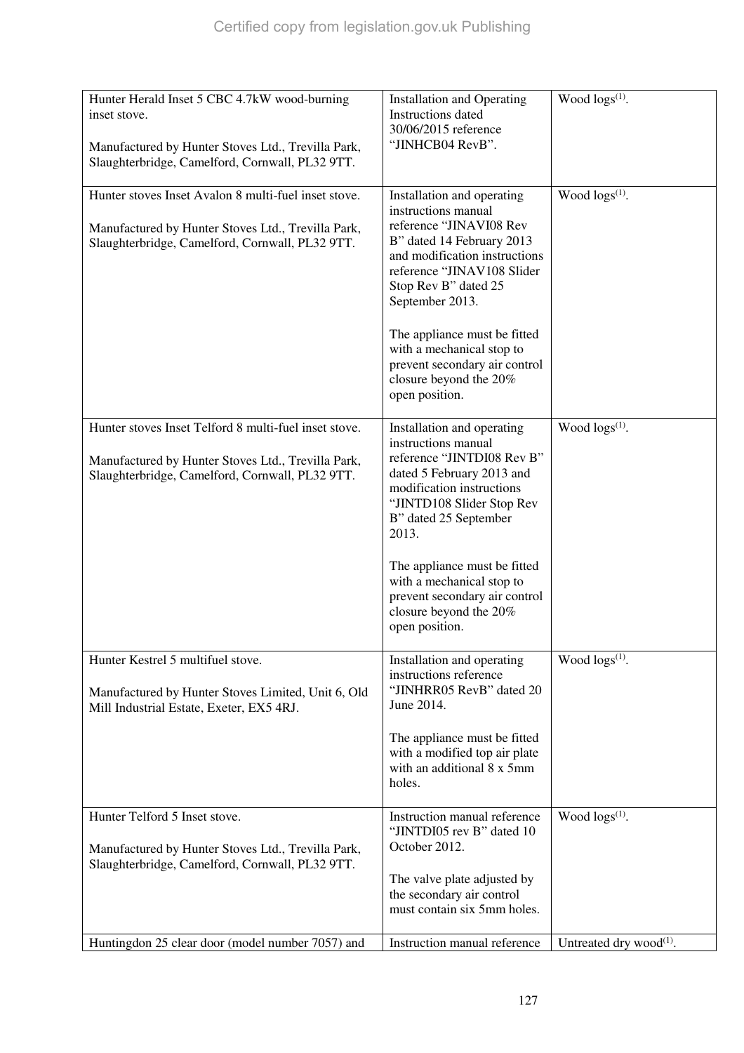| | | |
|---|---|---|
| Hunter Herald Inset 5 CBC 4.7kW wood-burning inset stove.<br><br>Manufactured by Hunter Stoves Ltd., Trevilla Park, Slaughterbridge, Camelford, Cornwall, PL32 9TT. | Installation and Operating Instructions dated 30/06/2015 reference "JINHCB04 RevB". | Wood logs[(1)]. |
| Hunter stoves Inset Avalon 8 multi-fuel inset stove.<br><br>Manufactured by Hunter Stoves Ltd., Trevilla Park, Slaughterbridge, Camelford, Cornwall, PL32 9TT. | Installation and operating instructions manual reference "JINAVI08 Rev B" dated 14 February 2013 and modification instructions reference "JINAV108 Slider Stop Rev B" dated 25 September 2013.<br><br>The appliance must be fitted with a mechanical stop to prevent secondary air control closure beyond the 20% open position. | Wood logs[(1)]. |
| Hunter stoves Inset Telford 8 multi-fuel inset stove.<br><br>Manufactured by Hunter Stoves Ltd., Trevilla Park, Slaughterbridge, Camelford, Cornwall, PL32 9TT. | Installation and operating instructions manual reference "JINTDI08 Rev B" dated 5 February 2013 and modification instructions "JINTD108 Slider Stop Rev B" dated 25 September 2013.<br><br>The appliance must be fitted with a mechanical stop to prevent secondary air control closure beyond the 20% open position. | Wood logs[(1)]. |
| Hunter Kestrel 5 multifuel stove.<br><br>Manufactured by Hunter Stoves Limited, Unit 6, Old Mill Industrial Estate, Exeter, EX5 4RJ. | Installation and operating instructions reference "JINHRR05 RevB" dated 20 June 2014.<br><br>The appliance must be fitted with a modified top air plate with an additional 8 x 5mm holes. | Wood logs[(1)]. |
| Hunter Telford 5 Inset stove.<br><br>Manufactured by Hunter Stoves Ltd., Trevilla Park, Slaughterbridge, Camelford, Cornwall, PL32 9TT. | Instruction manual reference "JINTDI05 rev B" dated 10 October 2012.<br><br>The valve plate adjusted by the secondary air control must contain six 5mm holes. | Wood logs[(1)]. |
| Huntingdon 25 clear door (model number 7057) and | Instruction manual reference | Untreated dry wood[(1)]. |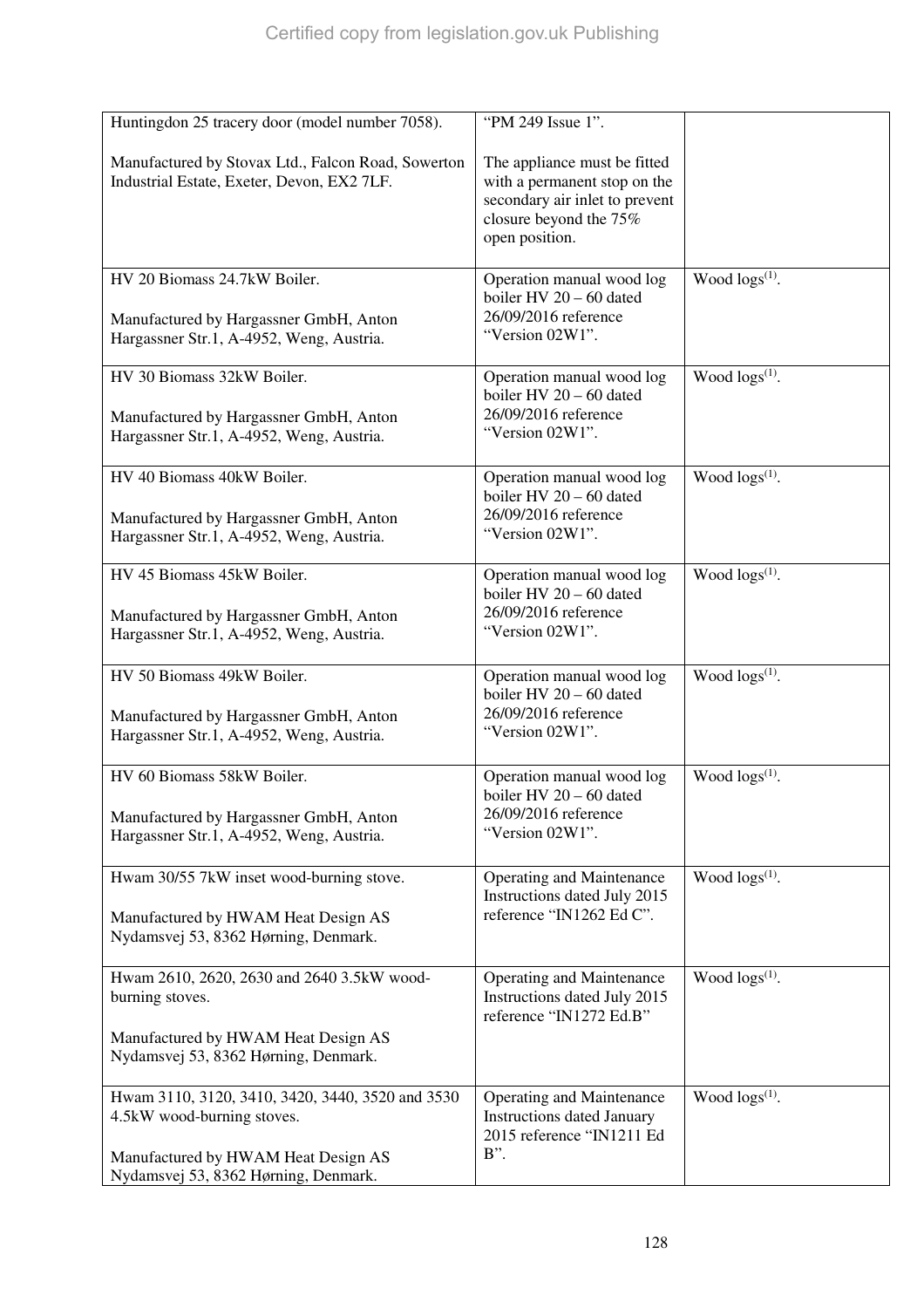| | | |
|---|---|---|
| Huntingdon 25 tracery door (model number 7058).<br><br>Manufactured by Stovax Ltd., Falcon Road, Sowerton Industrial Estate, Exeter, Devon, EX2 7LF. | "PM 249 Issue 1".<br><br>The appliance must be fitted with a permanent stop on the secondary air inlet to prevent closure beyond the 75% open position. | |
| HV 20 Biomass 24.7kW Boiler.<br><br>Manufactured by Hargassner GmbH, Anton Hargassner Str.1, A-4952, Weng, Austria. | Operation manual wood log boiler HV 20 – 60 dated 26/09/2016 reference "Version 02W1". | Wood logs[(1)]. |
| HV 30 Biomass 32kW Boiler.<br><br>Manufactured by Hargassner GmbH, Anton Hargassner Str.1, A-4952, Weng, Austria. | Operation manual wood log boiler HV 20 – 60 dated 26/09/2016 reference "Version 02W1". | Wood logs[(1)]. |
| HV 40 Biomass 40kW Boiler.<br><br>Manufactured by Hargassner GmbH, Anton Hargassner Str.1, A-4952, Weng, Austria. | Operation manual wood log boiler HV 20 – 60 dated 26/09/2016 reference "Version 02W1". | Wood logs[(1)]. |
| HV 45 Biomass 45kW Boiler.<br><br>Manufactured by Hargassner GmbH, Anton Hargassner Str.1, A-4952, Weng, Austria. | Operation manual wood log boiler HV 20 – 60 dated 26/09/2016 reference "Version 02W1". | Wood logs[(1)]. |
| HV 50 Biomass 49kW Boiler.<br><br>Manufactured by Hargassner GmbH, Anton Hargassner Str.1, A-4952, Weng, Austria. | Operation manual wood log boiler HV 20 – 60 dated 26/09/2016 reference "Version 02W1". | Wood logs[(1)]. |
| HV 60 Biomass 58kW Boiler.<br><br>Manufactured by Hargassner GmbH, Anton Hargassner Str.1, A-4952, Weng, Austria. | Operation manual wood log boiler HV 20 – 60 dated 26/09/2016 reference "Version 02W1". | Wood logs[(1)]. |
| Hwam 30/55 7kW inset wood-burning stove.<br><br>Manufactured by HWAM Heat Design AS Nydamsvej 53, 8362 Hørning, Denmark. | Operating and Maintenance Instructions dated July 2015 reference "IN1262 Ed C". | Wood logs[(1)]. |
| Hwam 2610, 2620, 2630 and 2640 3.5kW wood-burning stoves.<br><br>Manufactured by HWAM Heat Design AS Nydamsvej 53, 8362 Hørning, Denmark. | Operating and Maintenance Instructions dated July 2015 reference "IN1272 Ed.B" | Wood logs[(1)]. |
| Hwam 3110, 3120, 3410, 3420, 3440, 3520 and 3530 4.5kW wood-burning stoves.<br><br>Manufactured by HWAM Heat Design AS Nydamsvej 53, 8362 Hørning, Denmark. | Operating and Maintenance Instructions dated January 2015 reference "IN1211 Ed B". | Wood logs[(1)]. |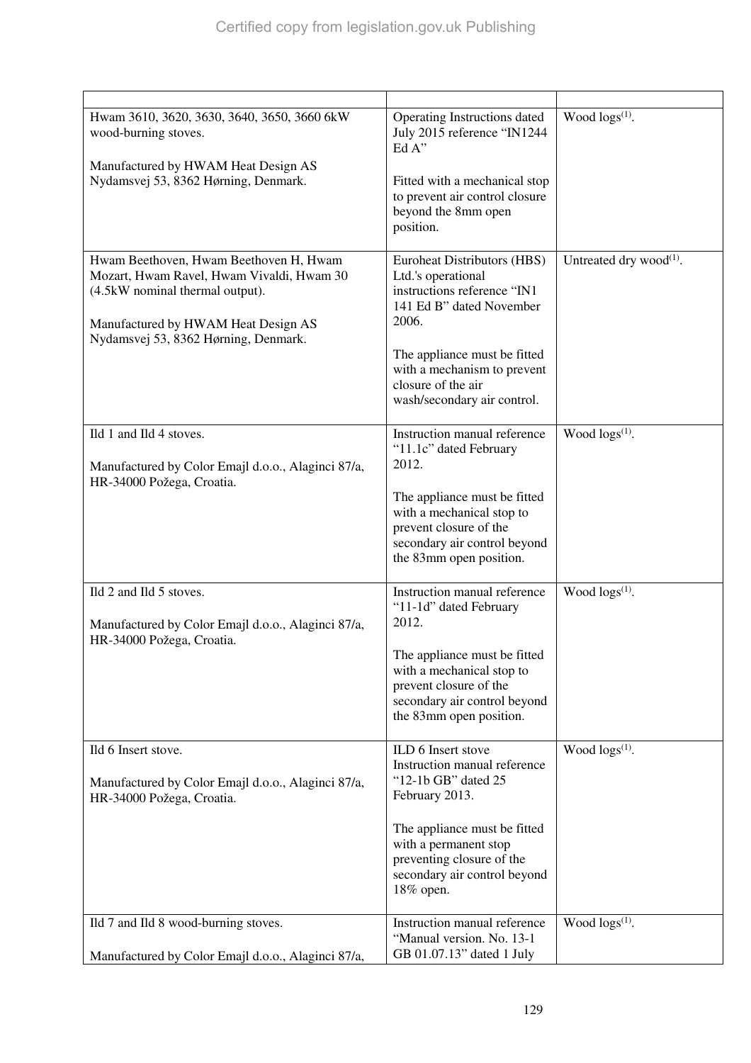| | | |
|---|---|---|
| Hwam 3610, 3620, 3630, 3640, 3650, 3660 6kW wood-burning stoves.<br><br>Manufactured by HWAM Heat Design AS Nydamsvej 53, 8362 Hørning, Denmark. | Operating Instructions dated July 2015 reference “IN1244 Ed A”<br><br>Fitted with a mechanical stop to prevent air control closure beyond the 8mm open position. | Wood logs[(1)]. |
| Hwam Beethoven, Hwam Beethoven H, Hwam Mozart, Hwam Ravel, Hwam Vivaldi, Hwam 30 (4.5kW nominal thermal output).<br><br>Manufactured by HWAM Heat Design AS Nydamsvej 53, 8362 Hørning, Denmark. | Euroheat Distributors (HBS) Ltd.'s operational instructions reference “IN1 141 Ed B” dated November 2006.<br><br>The appliance must be fitted with a mechanism to prevent closure of the air wash/secondary air control. | Untreated dry wood[(1)]. |
| Ild 1 and Ild 4 stoves.<br><br>Manufactured by Color Emajl d.o.o., Alaginci 87/a, HR-34000 Požega, Croatia. | Instruction manual reference “11.1c” dated February 2012.<br><br>The appliance must be fitted with a mechanical stop to prevent closure of the secondary air control beyond the 83mm open position. | Wood logs[(1)]. |
| Ild 2 and Ild 5 stoves.<br><br>Manufactured by Color Emajl d.o.o., Alaginci 87/a, HR-34000 Požega, Croatia. | Instruction manual reference “11-1d” dated February 2012.<br><br>The appliance must be fitted with a mechanical stop to prevent closure of the secondary air control beyond the 83mm open position. | Wood logs[(1)]. |
| Ild 6 Insert stove.<br><br>Manufactured by Color Emajl d.o.o., Alaginci 87/a, HR-34000 Požega, Croatia. | ILD 6 Insert stove Instruction manual reference “12-1b GB” dated 25 February 2013.<br><br>The appliance must be fitted with a permanent stop preventing closure of the secondary air control beyond 18% open. | Wood logs[(1)]. |
| Ild 7 and Ild 8 wood-burning stoves.<br><br>Manufactured by Color Emajl d.o.o., Alaginci 87/a, | Instruction manual reference “Manual version. No. 13-1 GB 01.07.13” dated 1 July | Wood logs[(1)]. |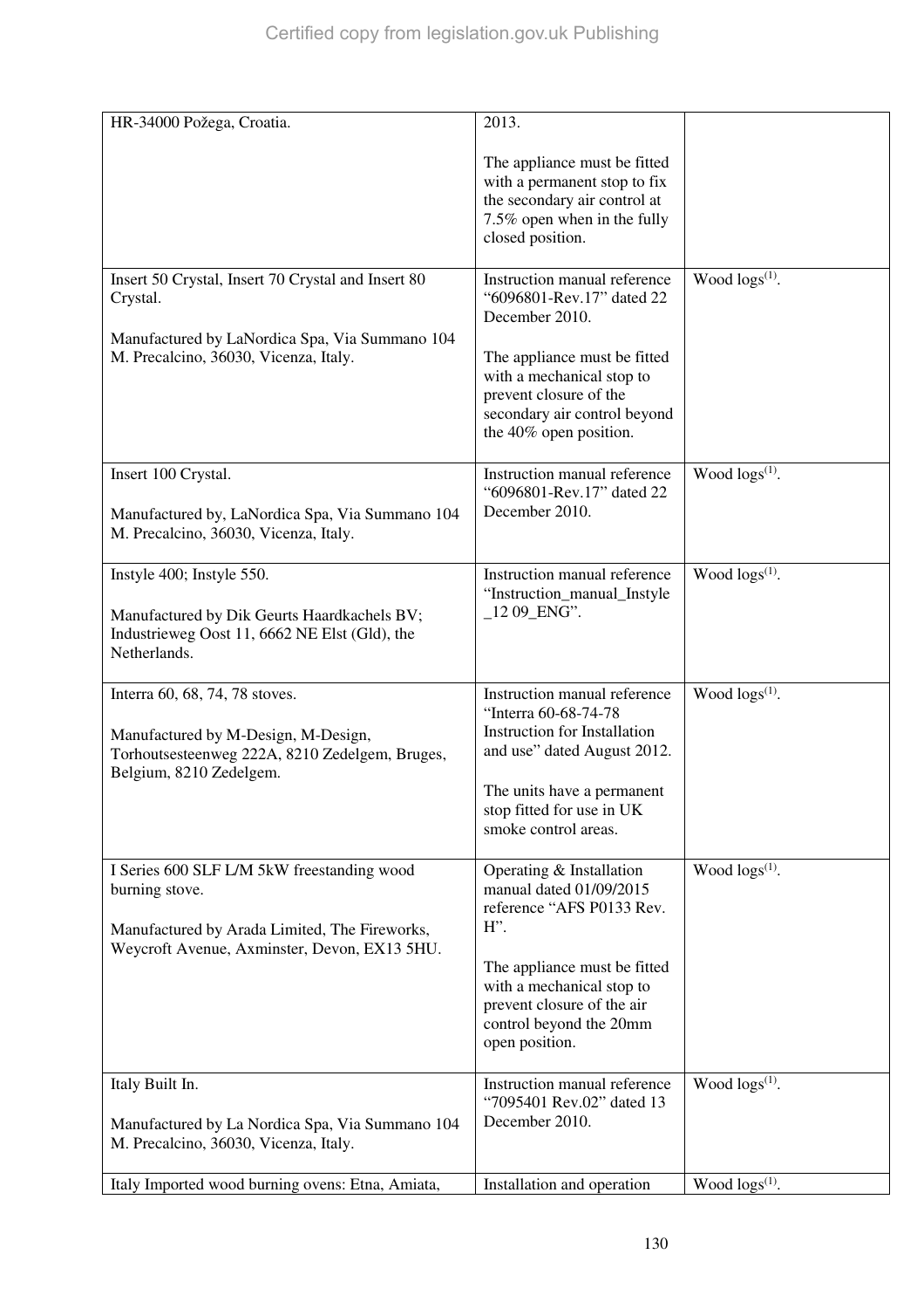| | | |
|---|---|---|
| HR-34000 Požega, Croatia. | 2013.<br><br>The appliance must be fitted with a permanent stop to fix the secondary air control at 7.5% open when in the fully closed position. | |
| Insert 50 Crystal, Insert 70 Crystal and Insert 80 Crystal.<br><br>Manufactured by LaNordica Spa, Via Summano 104 M. Precalcino, 36030, Vicenza, Italy. | Instruction manual reference "6096801-Rev.17" dated 22 December 2010.<br><br>The appliance must be fitted with a mechanical stop to prevent closure of the secondary air control beyond the 40% open position. | Wood logs(1). |
| Insert 100 Crystal.<br><br>Manufactured by, LaNordica Spa, Via Summano 104 M. Precalcino, 36030, Vicenza, Italy. | Instruction manual reference "6096801-Rev.17" dated 22 December 2010. | Wood logs(1). |
| Instyle 400; Instyle 550.<br><br>Manufactured by Dik Geurts Haardkachels BV; Industrieweg Oost 11, 6662 NE Elst (Gld), the Netherlands. | Instruction manual reference "Instruction_manual_Instyle _12 09_ENG". | Wood logs(1). |
| Interra 60, 68, 74, 78 stoves.<br><br>Manufactured by M-Design, M-Design, Torhoutsesteenweg 222A, 8210 Zedelgem, Bruges, Belgium, 8210 Zedelgem. | Instruction manual reference "Interra 60-68-74-78 Instruction for Installation and use" dated August 2012.<br><br>The units have a permanent stop fitted for use in UK smoke control areas. | Wood logs(1). |
| I Series 600 SLF L/M 5kW freestanding wood burning stove.<br><br>Manufactured by Arada Limited, The Fireworks, Weycroft Avenue, Axminster, Devon, EX13 5HU. | Operating & Installation manual dated 01/09/2015 reference "AFS P0133 Rev. H".<br><br>The appliance must be fitted with a mechanical stop to prevent closure of the air control beyond the 20mm open position. | Wood logs(1). |
| Italy Built In.<br><br>Manufactured by La Nordica Spa, Via Summano 104 M. Precalcino, 36030, Vicenza, Italy. | Instruction manual reference "7095401 Rev.02" dated 13 December 2010. | Wood logs(1). |
| Italy Imported wood burning ovens: Etna, Amiata, | Installation and operation | Wood logs(1). |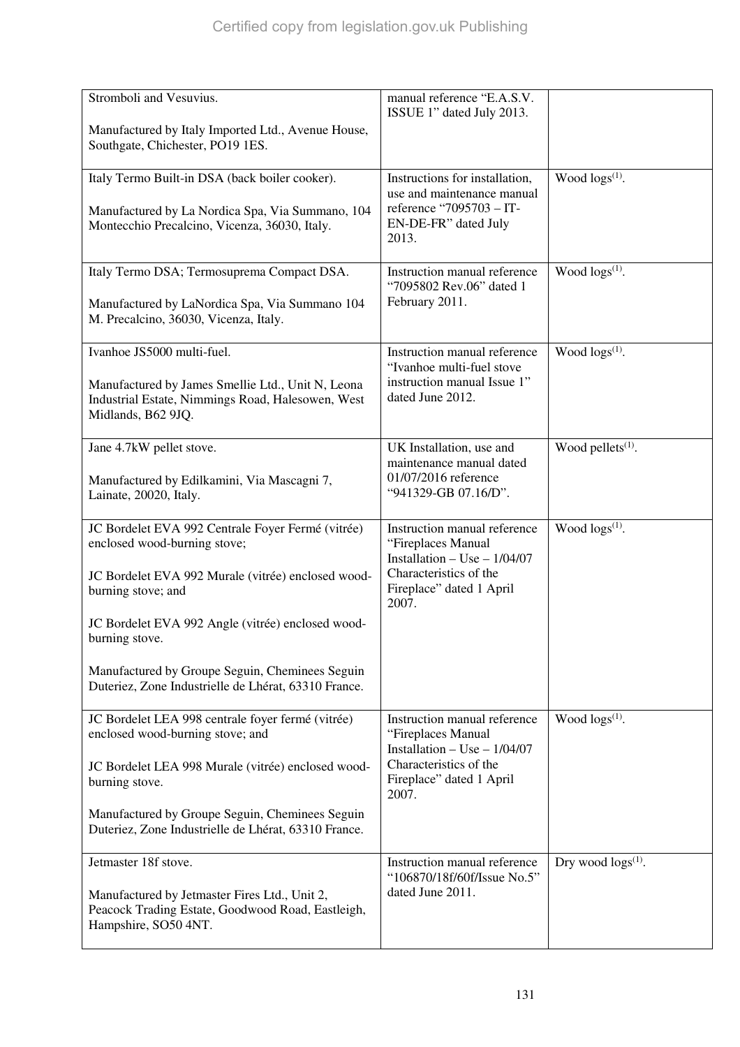| | | |
|---|---|---|
| Stromboli and Vesuvius.<br><br>Manufactured by Italy Imported Ltd., Avenue House, Southgate, Chichester, PO19 1ES. | manual reference "E.A.S.V. ISSUE 1" dated July 2013. | |
| Italy Termo Built-in DSA (back boiler cooker).<br><br>Manufactured by La Nordica Spa, Via Summano, 104 Montecchio Precalcino, Vicenza, 36030, Italy. | Instructions for installation, use and maintenance manual reference "7095703 – IT-EN-DE-FR" dated July 2013. | Wood logs[(1)]. |
| Italy Termo DSA; Termosuprema Compact DSA.<br><br>Manufactured by LaNordica Spa, Via Summano 104 M. Precalcino, 36030, Vicenza, Italy. | Instruction manual reference "7095802 Rev.06" dated 1 February 2011. | Wood logs[(1)]. |
| Ivanhoe JS5000 multi-fuel.<br><br>Manufactured by James Smellie Ltd., Unit N, Leona Industrial Estate, Nimmings Road, Halesowen, West Midlands, B62 9JQ. | Instruction manual reference "Ivanhoe multi-fuel stove instruction manual Issue 1" dated June 2012. | Wood logs[(1)]. |
| Jane 4.7kW pellet stove.<br><br>Manufactured by Edilkamini, Via Mascagni 7, Lainate, 20020, Italy. | UK Installation, use and maintenance manual dated 01/07/2016 reference "941329-GB 07.16/D". | Wood pellets[(1)]. |
| JC Bordelet EVA 992 Centrale Foyer Fermé (vitrée) enclosed wood-burning stove;<br><br>JC Bordelet EVA 992 Murale (vitrée) enclosed wood-burning stove; and<br><br>JC Bordelet EVA 992 Angle (vitrée) enclosed wood-burning stove.<br><br>Manufactured by Groupe Seguin, Cheminees Seguin Duteriez, Zone Industrielle de Lhérat, 63310 France. | Instruction manual reference "Fireplaces Manual Installation – Use – 1/04/07 Characteristics of the Fireplace" dated 1 April 2007. | Wood logs[(1)]. |
| JC Bordelet LEA 998 centrale foyer fermé (vitrée) enclosed wood-burning stove; and<br><br>JC Bordelet LEA 998 Murale (vitrée) enclosed wood-burning stove.<br><br>Manufactured by Groupe Seguin, Cheminees Seguin Duteriez, Zone Industrielle de Lhérat, 63310 France. | Instruction manual reference "Fireplaces Manual Installation – Use – 1/04/07 Characteristics of the Fireplace" dated 1 April 2007. | Wood logs[(1)]. |
| Jetmaster 18f stove.<br><br>Manufactured by Jetmaster Fires Ltd., Unit 2, Peacock Trading Estate, Goodwood Road, Eastleigh, Hampshire, SO50 4NT. | Instruction manual reference "106870/18f/60f/Issue No.5" dated June 2011. | Dry wood logs[(1)]. |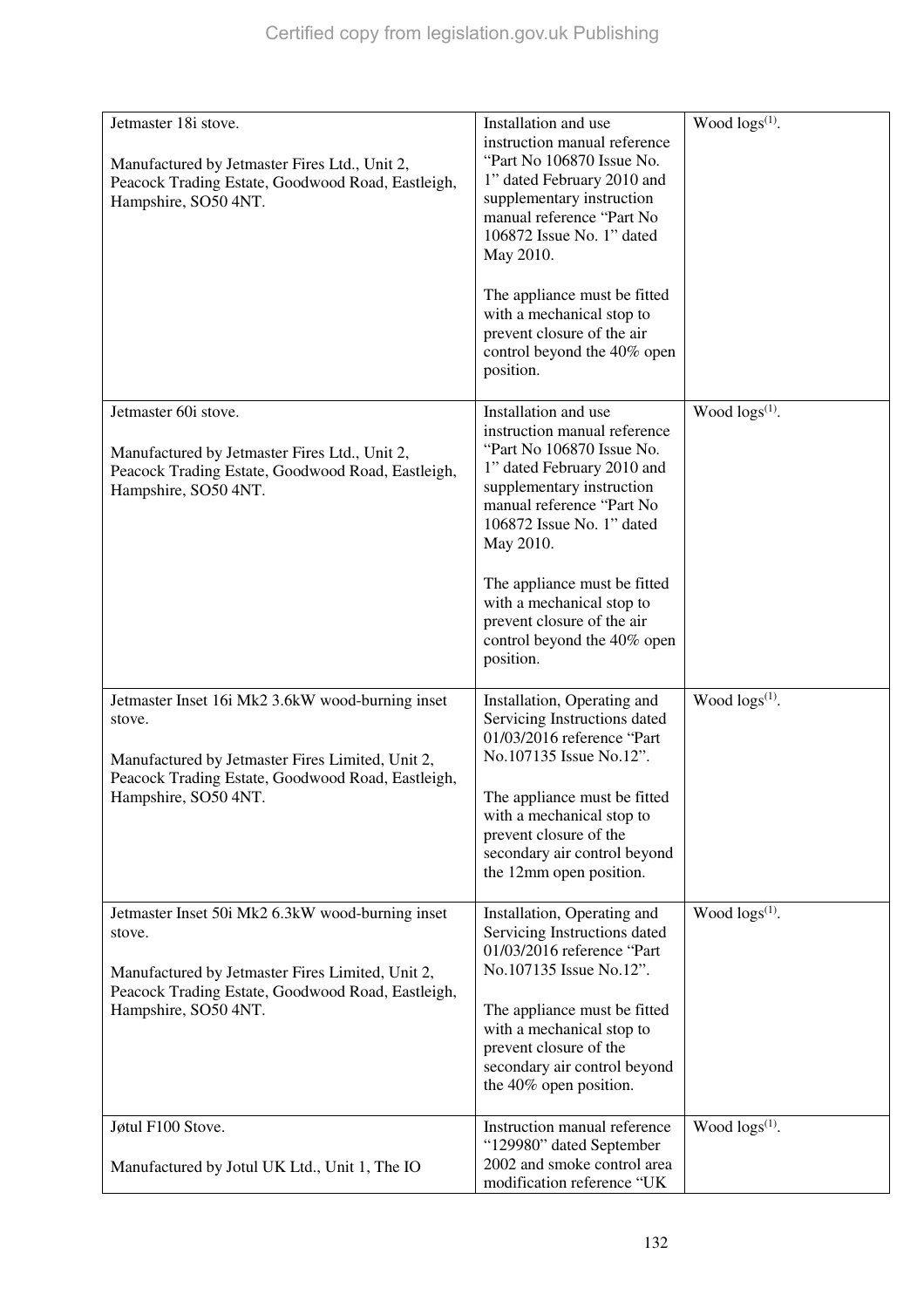| | | |
|---|---|---|
| Jetmaster 18i stove.<br><br>Manufactured by Jetmaster Fires Ltd., Unit 2, Peacock Trading Estate, Goodwood Road, Eastleigh, Hampshire, SO50 4NT. | Installation and use instruction manual reference "Part No 106870 Issue No. 1" dated February 2010 and supplementary instruction manual reference "Part No 106872 Issue No. 1" dated May 2010.<br><br>The appliance must be fitted with a mechanical stop to prevent closure of the air control beyond the 40% open position. | Wood logs[(1)]. |
| Jetmaster 60i stove.<br><br>Manufactured by Jetmaster Fires Ltd., Unit 2, Peacock Trading Estate, Goodwood Road, Eastleigh, Hampshire, SO50 4NT. | Installation and use instruction manual reference "Part No 106870 Issue No. 1" dated February 2010 and supplementary instruction manual reference "Part No 106872 Issue No. 1" dated May 2010.<br><br>The appliance must be fitted with a mechanical stop to prevent closure of the air control beyond the 40% open position. | Wood logs[(1)]. |
| Jetmaster Inset 16i Mk2 3.6kW wood-burning inset stove.<br><br>Manufactured by Jetmaster Fires Limited, Unit 2, Peacock Trading Estate, Goodwood Road, Eastleigh, Hampshire, SO50 4NT. | Installation, Operating and Servicing Instructions dated 01/03/2016 reference "Part No.107135 Issue No.12".<br><br>The appliance must be fitted with a mechanical stop to prevent closure of the secondary air control beyond the 12mm open position. | Wood logs[(1)]. |
| Jetmaster Inset 50i Mk2 6.3kW wood-burning inset stove.<br><br>Manufactured by Jetmaster Fires Limited, Unit 2, Peacock Trading Estate, Goodwood Road, Eastleigh, Hampshire, SO50 4NT. | Installation, Operating and Servicing Instructions dated 01/03/2016 reference "Part No.107135 Issue No.12".<br><br>The appliance must be fitted with a mechanical stop to prevent closure of the secondary air control beyond the 40% open position. | Wood logs[(1)]. |
| Jøtul F100 Stove.<br><br>Manufactured by Jotul UK Ltd., Unit 1, The IO | Instruction manual reference "129980" dated September 2002 and smoke control area modification reference "UK | Wood logs[(1)]. |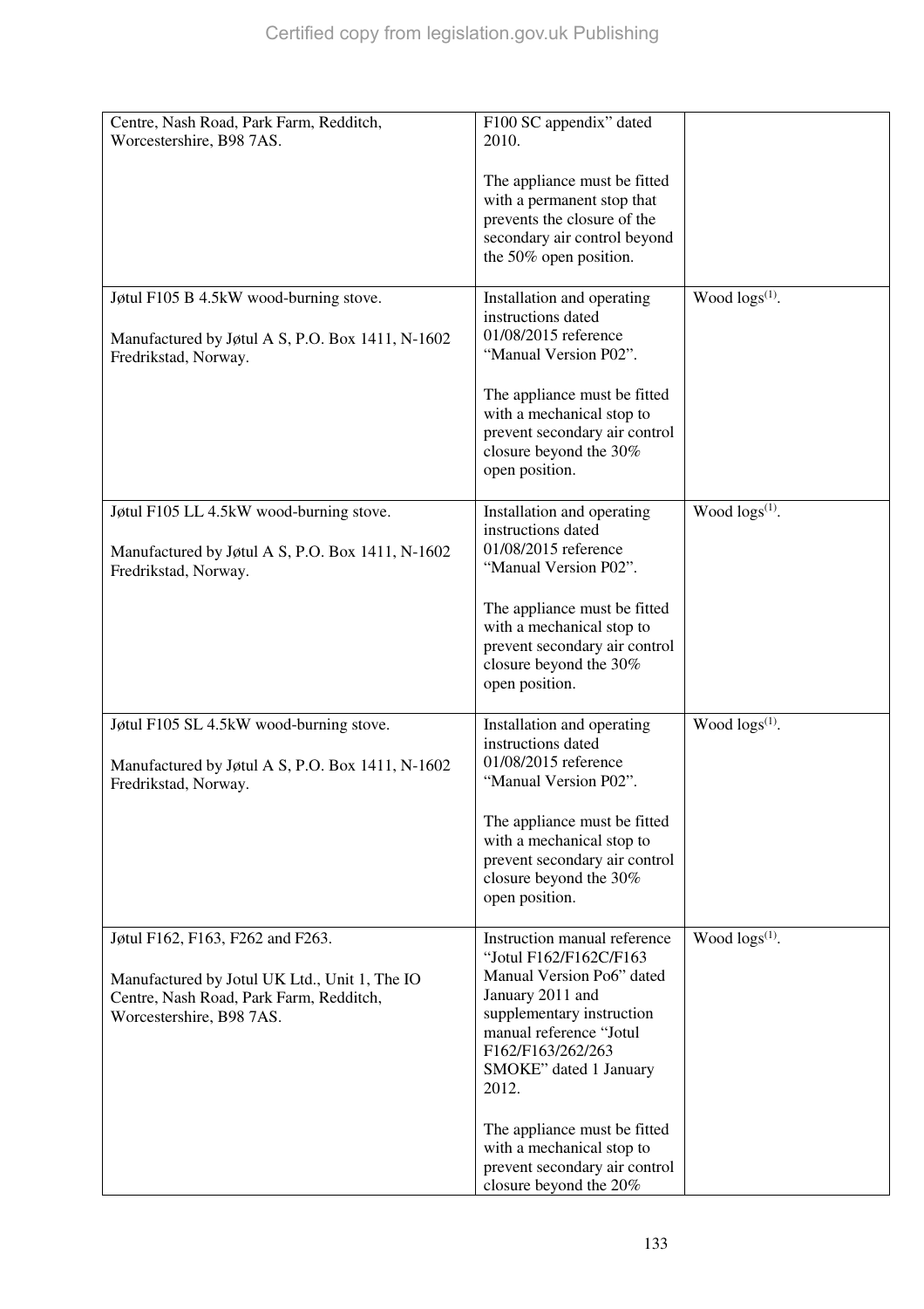| | | |
|---|---|---|
| Centre, Nash Road, Park Farm, Redditch, Worcestershire, B98 7AS. | F100 SC appendix" dated 2010.<br><br>The appliance must be fitted with a permanent stop that prevents the closure of the secondary air control beyond the 50% open position. | |
| Jøtul F105 B 4.5kW wood-burning stove.<br><br>Manufactured by Jøtul A S, P.O. Box 1411, N-1602 Fredrikstad, Norway. | Installation and operating instructions dated 01/08/2015 reference "Manual Version P02".<br><br>The appliance must be fitted with a mechanical stop to prevent secondary air control closure beyond the 30% open position. | Wood logs[(1)]. |
| Jøtul F105 LL 4.5kW wood-burning stove.<br><br>Manufactured by Jøtul A S, P.O. Box 1411, N-1602 Fredrikstad, Norway. | Installation and operating instructions dated 01/08/2015 reference "Manual Version P02".<br><br>The appliance must be fitted with a mechanical stop to prevent secondary air control closure beyond the 30% open position. | Wood logs[(1)]. |
| Jøtul F105 SL 4.5kW wood-burning stove.<br><br>Manufactured by Jøtul A S, P.O. Box 1411, N-1602 Fredrikstad, Norway. | Installation and operating instructions dated 01/08/2015 reference "Manual Version P02".<br><br>The appliance must be fitted with a mechanical stop to prevent secondary air control closure beyond the 30% open position. | Wood logs[(1)]. |
| Jøtul F162, F163, F262 and F263.<br><br>Manufactured by Jotul UK Ltd., Unit 1, The IO Centre, Nash Road, Park Farm, Redditch, Worcestershire, B98 7AS. | Instruction manual reference "Jotul F162/F162C/F163 Manual Version Po6" dated January 2011 and supplementary instruction manual reference "Jotul F162/F163/262/263 SMOKE" dated 1 January 2012.<br><br>The appliance must be fitted with a mechanical stop to prevent secondary air control closure beyond the 20% | Wood logs[(1)]. |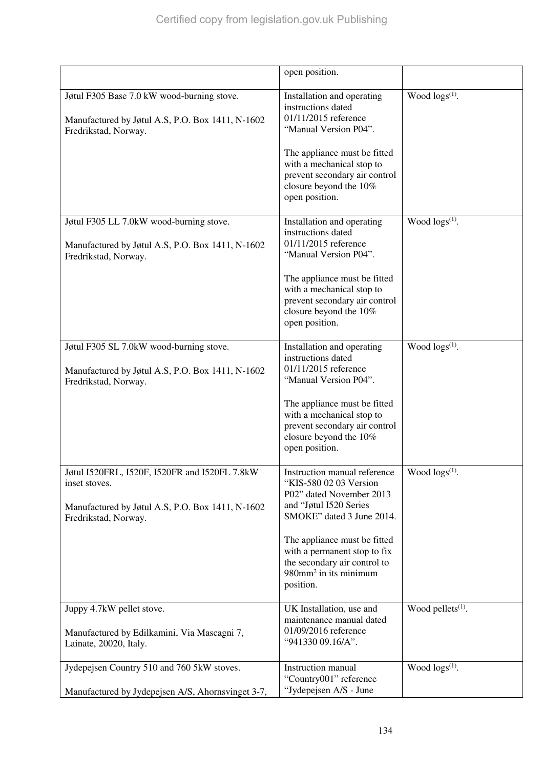| | | |
|---|---|---|
| | open position. | |
| Jøtul F305 Base 7.0 kW wood-burning stove.<br><br>Manufactured by Jøtul A.S, P.O. Box 1411, N-1602 Fredrikstad, Norway. | Installation and operating instructions dated 01/11/2015 reference "Manual Version P04".<br><br>The appliance must be fitted with a mechanical stop to prevent secondary air control closure beyond the 10% open position. | Wood logs(1). |
| Jøtul F305 LL 7.0kW wood-burning stove.<br><br>Manufactured by Jøtul A.S, P.O. Box 1411, N-1602 Fredrikstad, Norway. | Installation and operating instructions dated 01/11/2015 reference "Manual Version P04".<br><br>The appliance must be fitted with a mechanical stop to prevent secondary air control closure beyond the 10% open position. | Wood logs(1). |
| Jøtul F305 SL 7.0kW wood-burning stove.<br><br>Manufactured by Jøtul A.S, P.O. Box 1411, N-1602 Fredrikstad, Norway. | Installation and operating instructions dated 01/11/2015 reference "Manual Version P04".<br><br>The appliance must be fitted with a mechanical stop to prevent secondary air control closure beyond the 10% open position. | Wood logs(1). |
| Jøtul I520FRL, I520F, I520FR and I520FL 7.8kW inset stoves.<br><br>Manufactured by Jøtul A.S, P.O. Box 1411, N-1602 Fredrikstad, Norway. | Instruction manual reference "KIS-580 02 03 Version P02" dated November 2013 and "Jøtul I520 Series SMOKE" dated 3 June 2014.<br><br>The appliance must be fitted with a permanent stop to fix the secondary air control to 980mm$^2$ in its minimum position. | Wood logs(1). |
| Juppy 4.7kW pellet stove.<br><br>Manufactured by Edilkamini, Via Mascagni 7, Lainate, 20020, Italy. | UK Installation, use and maintenance manual dated 01/09/2016 reference "941330 09.16/A". | Wood pellets(1). |
| Jydepejsen Country 510 and 760 5kW stoves.<br><br>Manufactured by Jydepejsen A/S, Ahornsvinget 3-7, | Instruction manual "Country001" reference "Jydepejsen A/S - June | Wood logs(1). |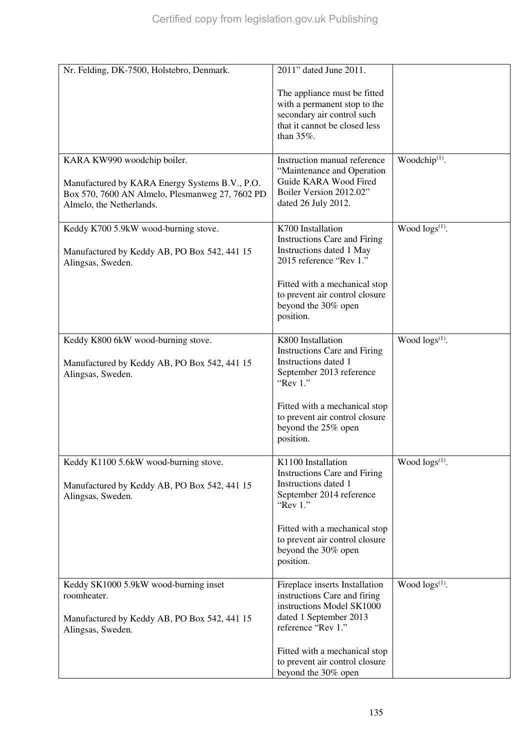| | | |
|---|---|---|
| Nr. Felding, DK-7500, Holstebro, Denmark. | 2011" dated June 2011.<br><br>The appliance must be fitted with a permanent stop to the secondary air control such that it cannot be closed less than 35%. | |
| KARA KW990 woodchip boiler.<br><br>Manufactured by KARA Energy Systems B.V., P.O. Box 570, 7600 AN Almelo, Plesmanweg 27, 7602 PD Almelo, the Netherlands. | Instruction manual reference "Maintenance and Operation Guide KARA Wood Fired Boiler Version 2012.02" dated 26 July 2012. | Woodchip[(1)]. |
| Keddy K700 5.9kW wood-burning stove.<br><br>Manufactured by Keddy AB, PO Box 542, 441 15 Alingsas, Sweden. | K700 Installation Instructions Care and Firing Instructions dated 1 May 2015 reference "Rev 1."<br><br>Fitted with a mechanical stop to prevent air control closure beyond the 30% open position. | Wood logs[(1)]. |
| Keddy K800 6kW wood-burning stove.<br><br>Manufactured by Keddy AB, PO Box 542, 441 15 Alingsas, Sweden. | K800 Installation Instructions Care and Firing Instructions dated 1 September 2013 reference "Rev 1."<br><br>Fitted with a mechanical stop to prevent air control closure beyond the 25% open position. | Wood logs[(1)]. |
| Keddy K1100 5.6kW wood-burning stove.<br><br>Manufactured by Keddy AB, PO Box 542, 441 15 Alingsas, Sweden. | K1100 Installation Instructions Care and Firing Instructions dated 1 September 2014 reference "Rev 1."<br><br>Fitted with a mechanical stop to prevent air control closure beyond the 30% open position. | Wood logs[(1)]. |
| Keddy SK1000 5.9kW wood-burning inset roomheater.<br><br>Manufactured by Keddy AB, PO Box 542, 441 15 Alingsas, Sweden. | Fireplace inserts Installation instructions Care and firing instructions Model SK1000 dated 1 September 2013 reference "Rev 1."<br><br>Fitted with a mechanical stop to prevent air control closure beyond the 30% open | Wood logs[(1)]. |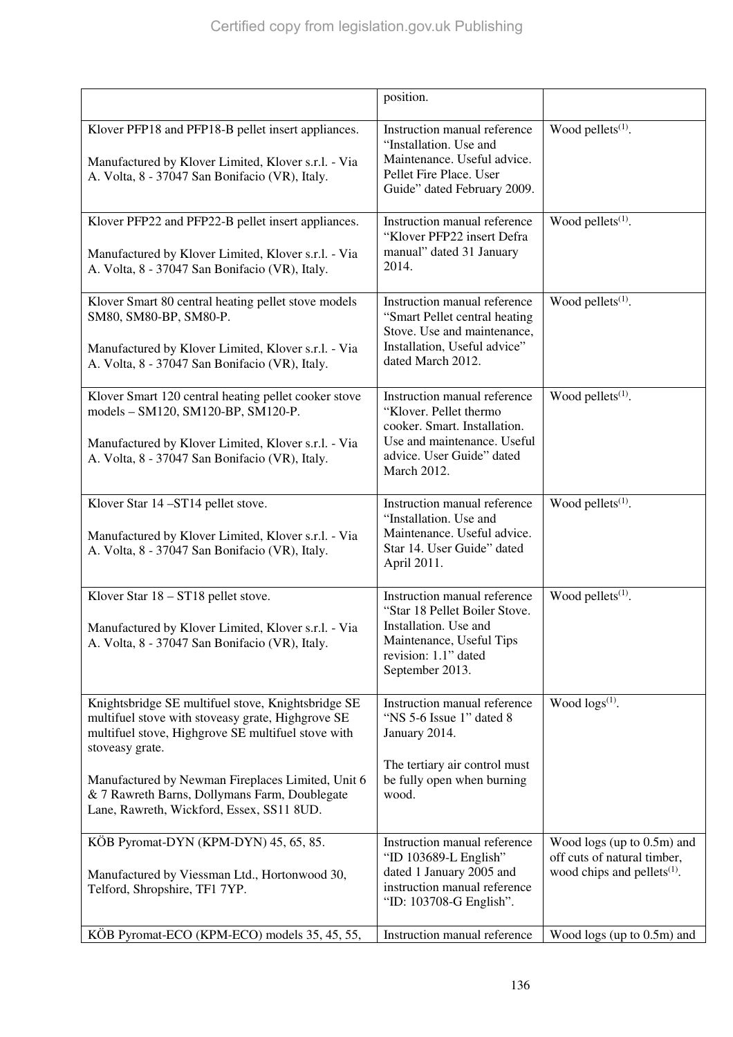| | | |
|---|---|---|
| | position. | |
| Klover PFP18 and PFP18-B pellet insert appliances.<br><br>Manufactured by Klover Limited, Klover s.r.l. - Via A. Volta, 8 - 37047 San Bonifacio (VR), Italy. | Instruction manual reference "Installation. Use and Maintenance. Useful advice. Pellet Fire Place. User Guide" dated February 2009. | Wood pellets[(1)]. |
| Klover PFP22 and PFP22-B pellet insert appliances.<br><br>Manufactured by Klover Limited, Klover s.r.l. - Via A. Volta, 8 - 37047 San Bonifacio (VR), Italy. | Instruction manual reference "Klover PFP22 insert Defra manual" dated 31 January 2014. | Wood pellets[(1)]. |
| Klover Smart 80 central heating pellet stove models SM80, SM80-BP, SM80-P.<br><br>Manufactured by Klover Limited, Klover s.r.l. - Via A. Volta, 8 - 37047 San Bonifacio (VR), Italy. | Instruction manual reference "Smart Pellet central heating Stove. Use and maintenance, Installation, Useful advice" dated March 2012. | Wood pellets[(1)]. |
| Klover Smart 120 central heating pellet cooker stove models – SM120, SM120-BP, SM120-P.<br><br>Manufactured by Klover Limited, Klover s.r.l. - Via A. Volta, 8 - 37047 San Bonifacio (VR), Italy. | Instruction manual reference "Klover. Pellet thermo cooker. Smart. Installation. Use and maintenance. Useful advice. User Guide" dated March 2012. | Wood pellets[(1)]. |
| Klover Star 14 –ST14 pellet stove.<br><br>Manufactured by Klover Limited, Klover s.r.l. - Via A. Volta, 8 - 37047 San Bonifacio (VR), Italy. | Instruction manual reference "Installation. Use and Maintenance. Useful advice. Star 14. User Guide" dated April 2011. | Wood pellets[(1)]. |
| Klover Star 18 – ST18 pellet stove.<br><br>Manufactured by Klover Limited, Klover s.r.l. - Via A. Volta, 8 - 37047 San Bonifacio (VR), Italy. | Instruction manual reference "Star 18 Pellet Boiler Stove. Installation. Use and Maintenance, Useful Tips revision: 1.1" dated September 2013. | Wood pellets[(1)]. |
| Knightsbridge SE multifuel stove, Knightsbridge SE multifuel stove with stoveasy grate, Highgrove SE multifuel stove, Highgrove SE multifuel stove with stoveasy grate.<br><br>Manufactured by Newman Fireplaces Limited, Unit 6 & 7 Rawreth Barns, Dollymans Farm, Doublegate Lane, Rawreth, Wickford, Essex, SS11 8UD. | Instruction manual reference "NS 5-6 Issue 1" dated 8 January 2014.<br><br>The tertiary air control must be fully open when burning wood. | Wood logs[(1)]. |
| KÖB Pyromat-DYN (KPM-DYN) 45, 65, 85.<br><br>Manufactured by Viessman Ltd., Hortonwood 30, Telford, Shropshire, TF1 7YP. | Instruction manual reference "ID 103689-L English" dated 1 January 2005 and instruction manual reference "ID: 103708-G English". | Wood logs (up to 0.5m) and off cuts of natural timber, wood chips and pellets[(1)]. |
| KÖB Pyromat-ECO (KPM-ECO) models 35, 45, 55, | Instruction manual reference | Wood logs (up to 0.5m) and |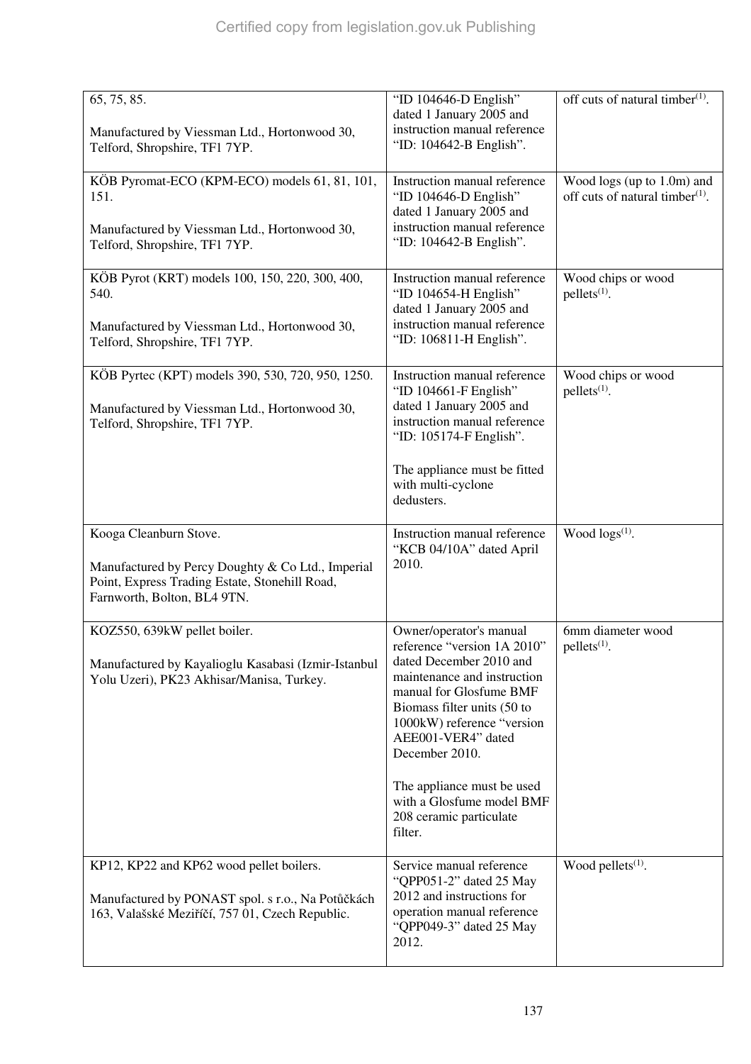| | | |
|---|---|---|
| 65, 75, 85.<br><br>Manufactured by Viessman Ltd., Hortonwood 30, Telford, Shropshire, TF1 7YP. | "ID 104646-D English" dated 1 January 2005 and instruction manual reference "ID: 104642-B English". | off cuts of natural timber[(1)]. |
| KÖB Pyromat-ECO (KPM-ECO) models 61, 81, 101, 151.<br><br>Manufactured by Viessman Ltd., Hortonwood 30, Telford, Shropshire, TF1 7YP. | Instruction manual reference "ID 104646-D English" dated 1 January 2005 and instruction manual reference "ID: 104642-B English". | Wood logs (up to 1.0m) and off cuts of natural timber[(1)]. |
| KÖB Pyrot (KRT) models 100, 150, 220, 300, 400, 540.<br><br>Manufactured by Viessman Ltd., Hortonwood 30, Telford, Shropshire, TF1 7YP. | Instruction manual reference "ID 104654-H English" dated 1 January 2005 and instruction manual reference "ID: 106811-H English". | Wood chips or wood pellets[(1)]. |
| KÖB Pyrtec (KPT) models 390, 530, 720, 950, 1250.<br><br>Manufactured by Viessman Ltd., Hortonwood 30, Telford, Shropshire, TF1 7YP. | Instruction manual reference "ID 104661-F English" dated 1 January 2005 and instruction manual reference "ID: 105174-F English".<br><br>The appliance must be fitted with multi-cyclone dedusters. | Wood chips or wood pellets[(1)]. |
| Kooga Cleanburn Stove.<br><br>Manufactured by Percy Doughty & Co Ltd., Imperial Point, Express Trading Estate, Stonehill Road, Farnworth, Bolton, BL4 9TN. | Instruction manual reference "KCB 04/10A" dated April 2010. | Wood logs[(1)]. |
| KOZ550, 639kW pellet boiler.<br><br>Manufactured by Kayalioglu Kasabasi (Izmir-Istanbul Yolu Uzeri), PK23 Akhisar/Manisa, Turkey. | Owner/operator's manual reference "version 1A 2010" dated December 2010 and maintenance and instruction manual for Glosfume BMF Biomass filter units (50 to 1000kW) reference "version AEE001-VER4" dated December 2010.<br><br>The appliance must be used with a Glosfume model BMF 208 ceramic particulate filter. | 6mm diameter wood pellets[(1)]. |
| KP12, KP22 and KP62 wood pellet boilers.<br><br>Manufactured by PONAST spol. s r.o., Na Potůčkách 163, Valašské Meziříčí, 757 01, Czech Republic. | Service manual reference "QPP051-2" dated 25 May 2012 and instructions for operation manual reference "QPP049-3" dated 25 May 2012. | Wood pellets[(1)]. |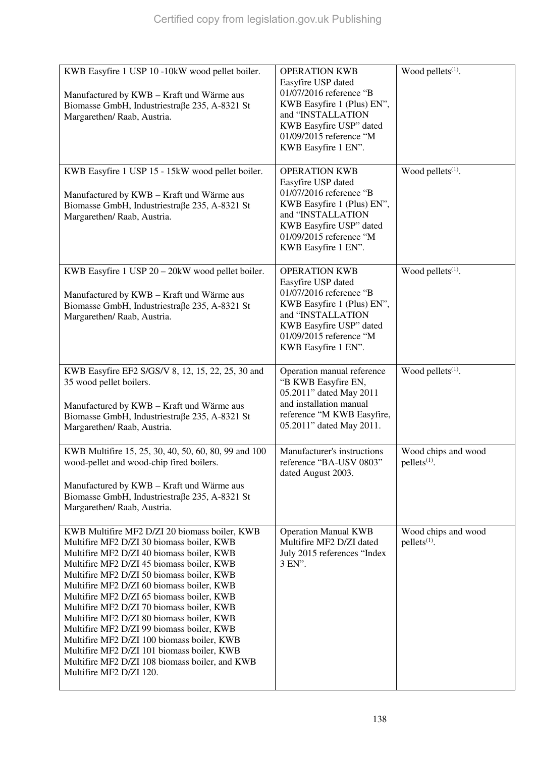| | | |
|---|---|---|
| KWB Easyfire 1 USP 10 -10kW wood pellet boiler.<br><br>Manufactured by KWB – Kraft und Wärme aus Biomasse GmbH, Industriestraβe 235, A-8321 St Margarethen/ Raab, Austria. | OPERATION KWB Easyfire USP dated 01/07/2016 reference "B KWB Easyfire 1 (Plus) EN", and "INSTALLATION KWB Easyfire USP" dated 01/09/2015 reference "M KWB Easyfire 1 EN". | Wood pellets(1). |
| KWB Easyfire 1 USP 15 - 15kW wood pellet boiler.<br><br>Manufactured by KWB – Kraft und Wärme aus Biomasse GmbH, Industriestraβe 235, A-8321 St Margarethen/ Raab, Austria. | OPERATION KWB Easyfire USP dated 01/07/2016 reference "B KWB Easyfire 1 (Plus) EN", and "INSTALLATION KWB Easyfire USP" dated 01/09/2015 reference "M KWB Easyfire 1 EN". | Wood pellets(1). |
| KWB Easyfire 1 USP 20 – 20kW wood pellet boiler.<br><br>Manufactured by KWB – Kraft und Wärme aus Biomasse GmbH, Industriestraβe 235, A-8321 St Margarethen/ Raab, Austria. | OPERATION KWB Easyfire USP dated 01/07/2016 reference "B KWB Easyfire 1 (Plus) EN", and "INSTALLATION KWB Easyfire USP" dated 01/09/2015 reference "M KWB Easyfire 1 EN". | Wood pellets(1). |
| KWB Easyfire EF2 S/GS/V 8, 12, 15, 22, 25, 30 and 35 wood pellet boilers.<br><br>Manufactured by KWB – Kraft und Wärme aus Biomasse GmbH, Industriestraβe 235, A-8321 St Margarethen/ Raab, Austria. | Operation manual reference "B KWB Easyfire EN, 05.2011" dated May 2011 and installation manual reference "M KWB Easyfire, 05.2011" dated May 2011. | Wood pellets(1). |
| KWB Multifire 15, 25, 30, 40, 50, 60, 80, 99 and 100 wood-pellet and wood-chip fired boilers.<br><br>Manufactured by KWB – Kraft und Wärme aus Biomasse GmbH, Industriestraβe 235, A-8321 St Margarethen/ Raab, Austria. | Manufacturer's instructions reference "BA-USV 0803" dated August 2003. | Wood chips and wood pellets(1). |
| KWB Multifire MF2 D/ZI 20 biomass boiler, KWB Multifire MF2 D/ZI 30 biomass boiler, KWB Multifire MF2 D/ZI 40 biomass boiler, KWB Multifire MF2 D/ZI 45 biomass boiler, KWB Multifire MF2 D/ZI 50 biomass boiler, KWB Multifire MF2 D/ZI 60 biomass boiler, KWB Multifire MF2 D/ZI 65 biomass boiler, KWB Multifire MF2 D/ZI 70 biomass boiler, KWB Multifire MF2 D/ZI 80 biomass boiler, KWB Multifire MF2 D/ZI 99 biomass boiler, KWB Multifire MF2 D/ZI 100 biomass boiler, KWB Multifire MF2 D/ZI 101 biomass boiler, KWB Multifire MF2 D/ZI 108 biomass boiler, and KWB Multifire MF2 D/ZI 120. | Operation Manual KWB Multifire MF2 D/ZI dated July 2015 references "Index 3 EN". | Wood chips and wood pellets(1). |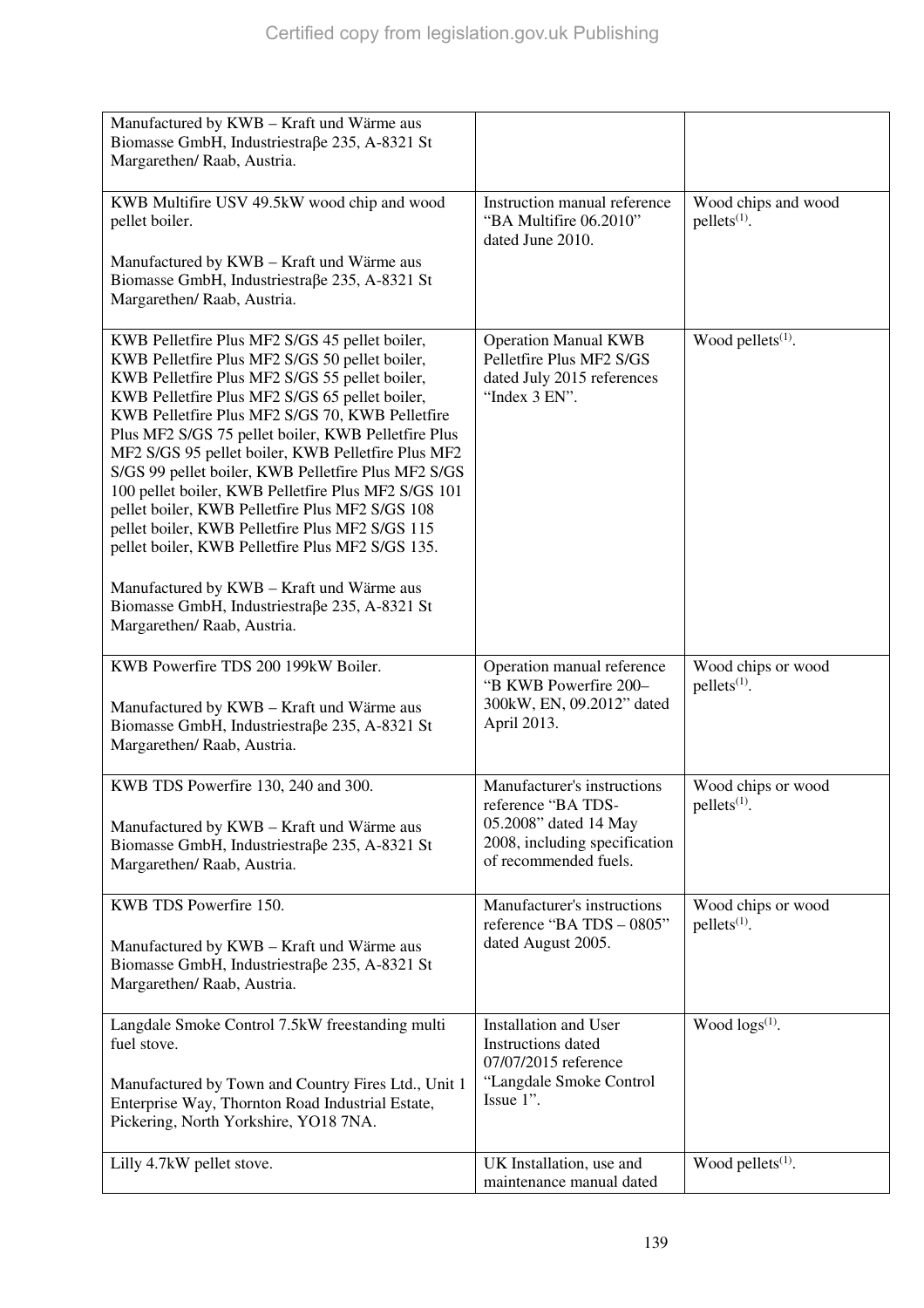| | | |
|---|---|---|
| Manufactured by KWB – Kraft und Wärme aus Biomasse GmbH, Industriestraβe 235, A-8321 St Margarethen/ Raab, Austria. | | |
| KWB Multifire USV 49.5kW wood chip and wood pellet boiler.<br><br>Manufactured by KWB – Kraft und Wärme aus Biomasse GmbH, Industriestraβe 235, A-8321 St Margarethen/ Raab, Austria. | Instruction manual reference "BA Multifire 06.2010" dated June 2010. | Wood chips and wood pellets(1). |
| KWB Pelletfire Plus MF2 S/GS 45 pellet boiler, KWB Pelletfire Plus MF2 S/GS 50 pellet boiler, KWB Pelletfire Plus MF2 S/GS 55 pellet boiler, KWB Pelletfire Plus MF2 S/GS 65 pellet boiler, KWB Pelletfire Plus MF2 S/GS 70, KWB Pelletfire Plus MF2 S/GS 75 pellet boiler, KWB Pelletfire Plus MF2 S/GS 95 pellet boiler, KWB Pelletfire Plus MF2 S/GS 99 pellet boiler, KWB Pelletfire Plus MF2 S/GS 100 pellet boiler, KWB Pelletfire Plus MF2 S/GS 101 pellet boiler, KWB Pelletfire Plus MF2 S/GS 108 pellet boiler, KWB Pelletfire Plus MF2 S/GS 115 pellet boiler, KWB Pelletfire Plus MF2 S/GS 135.<br><br>Manufactured by KWB – Kraft und Wärme aus Biomasse GmbH, Industriestraβe 235, A-8321 St Margarethen/ Raab, Austria. | Operation Manual KWB Pelletfire Plus MF2 S/GS dated July 2015 references "Index 3 EN". | Wood pellets(1). |
| KWB Powerfire TDS 200 199kW Boiler.<br><br>Manufactured by KWB – Kraft und Wärme aus Biomasse GmbH, Industriestraβe 235, A-8321 St Margarethen/ Raab, Austria. | Operation manual reference "B KWB Powerfire 200–300kW, EN, 09.2012" dated April 2013. | Wood chips or wood pellets(1). |
| KWB TDS Powerfire 130, 240 and 300.<br><br>Manufactured by KWB – Kraft und Wärme aus Biomasse GmbH, Industriestraβe 235, A-8321 St Margarethen/ Raab, Austria. | Manufacturer's instructions reference "BA TDS-05.2008" dated 14 May 2008, including specification of recommended fuels. | Wood chips or wood pellets(1). |
| KWB TDS Powerfire 150.<br><br>Manufactured by KWB – Kraft und Wärme aus Biomasse GmbH, Industriestraβe 235, A-8321 St Margarethen/ Raab, Austria. | Manufacturer's instructions reference "BA TDS – 0805" dated August 2005. | Wood chips or wood pellets(1). |
| Langdale Smoke Control 7.5kW freestanding multi fuel stove.<br><br>Manufactured by Town and Country Fires Ltd., Unit 1 Enterprise Way, Thornton Road Industrial Estate, Pickering, North Yorkshire, YO18 7NA. | Installation and User Instructions dated 07/07/2015 reference "Langdale Smoke Control Issue 1". | Wood logs(1). |
| Lilly 4.7kW pellet stove. | UK Installation, use and maintenance manual dated | Wood pellets(1). |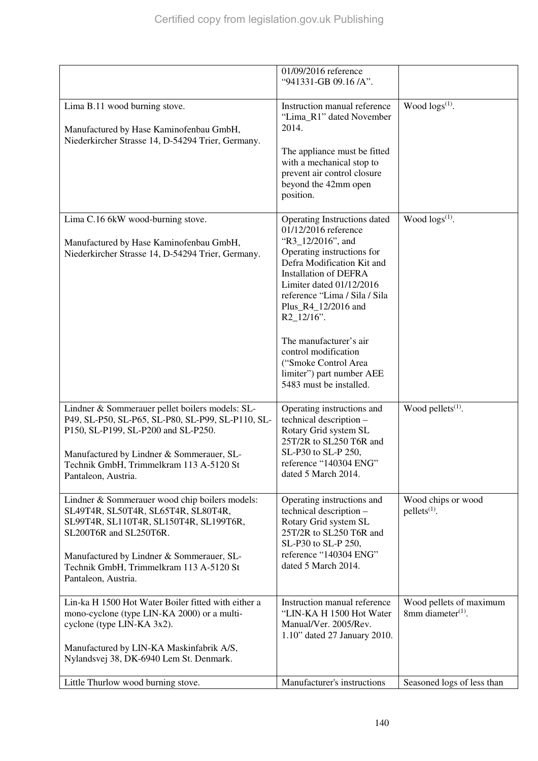| | | |
|---|---|---|
| | 01/09/2016 reference "941331-GB 09.16 /A". | |
| Lima B.11 wood burning stove.<br><br>Manufactured by Hase Kaminofenbau GmbH, Niederkircher Strasse 14, D-54294 Trier, Germany. | Instruction manual reference "Lima_R1" dated November 2014.<br><br>The appliance must be fitted with a mechanical stop to prevent air control closure beyond the 42mm open position. | Wood logs[(1)]. |
| Lima C.16 6kW wood-burning stove.<br><br>Manufactured by Hase Kaminofenbau GmbH, Niederkircher Strasse 14, D-54294 Trier, Germany. | Operating Instructions dated 01/12/2016 reference "R3_12/2016", and Operating instructions for Defra Modification Kit and Installation of DEFRA Limiter dated 01/12/2016 reference "Lima / Sila / Sila Plus_R4_12/2016 and R2_12/16".<br><br>The manufacturer's air control modification ("Smoke Control Area limiter") part number AEE 5483 must be installed. | Wood logs[(1)]. |
| Lindner & Sommerauer pellet boilers models: SL-P49, SL-P50, SL-P65, SL-P80, SL-P99, SL-P110, SL-P150, SL-P199, SL-P200 and SL-P250.<br><br>Manufactured by Lindner & Sommerauer, SL-Technik GmbH, Trimmelkram 113 A-5120 St Pantaleon, Austria. | Operating instructions and technical description – Rotary Grid system SL 25T/2R to SL250 T6R and SL-P30 to SL-P 250, reference "140304 ENG" dated 5 March 2014. | Wood pellets[(1)]. |
| Lindner & Sommerauer wood chip boilers models: SL49T4R, SL50T4R, SL65T4R, SL80T4R, SL99T4R, SL110T4R, SL150T4R, SL199T6R, SL200T6R and SL250T6R.<br><br>Manufactured by Lindner & Sommerauer, SL-Technik GmbH, Trimmelkram 113 A-5120 St Pantaleon, Austria. | Operating instructions and technical description – Rotary Grid system SL 25T/2R to SL250 T6R and SL-P30 to SL-P 250, reference "140304 ENG" dated 5 March 2014. | Wood chips or wood pellets[(1)]. |
| Lin-ka H 1500 Hot Water Boiler fitted with either a mono-cyclone (type LIN-KA 2000) or a multi-cyclone (type LIN-KA 3x2).<br><br>Manufactured by LIN-KA Maskinfabrik A/S, Nylandsvej 38, DK-6940 Lem St. Denmark. | Instruction manual reference "LIN-KA H 1500 Hot Water Manual/Ver. 2005/Rev. 1.10" dated 27 January 2010. | Wood pellets of maximum 8mm diameter[(1)]. |
| Little Thurlow wood burning stove. | Manufacturer's instructions | Seasoned logs of less than |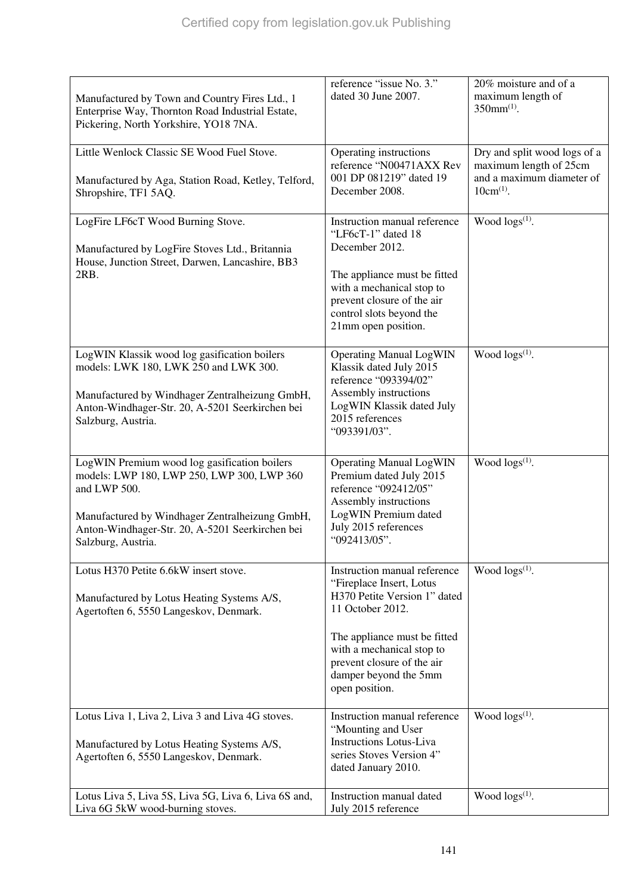| | | |
|---|---|---|
| Manufactured by Town and Country Fires Ltd., 1 Enterprise Way, Thornton Road Industrial Estate, Pickering, North Yorkshire, YO18 7NA. | reference "issue No. 3." dated 30 June 2007. | 20% moisture and of a maximum length of 350mm[(1)]. |
| Little Wenlock Classic SE Wood Fuel Stove.<br><br>Manufactured by Aga, Station Road, Ketley, Telford, Shropshire, TF1 5AQ. | Operating instructions reference "N00471AXX Rev 001 DP 081219" dated 19 December 2008. | Dry and split wood logs of a maximum length of 25cm and a maximum diameter of 10cm[(1)]. |
| LogFire LF6cT Wood Burning Stove.<br><br>Manufactured by LogFire Stoves Ltd., Britannia House, Junction Street, Darwen, Lancashire, BB3 2RB. | Instruction manual reference "LF6cT-1" dated 18 December 2012.<br><br>The appliance must be fitted with a mechanical stop to prevent closure of the air control slots beyond the 21mm open position. | Wood logs[(1)]. |
| LogWIN Klassik wood log gasification boilers models: LWK 180, LWK 250 and LWK 300.<br><br>Manufactured by Windhager Zentralheizung GmbH, Anton-Windhager-Str. 20, A-5201 Seerkirchen bei Salzburg, Austria. | Operating Manual LogWIN Klassik dated July 2015 reference "093394/02" Assembly instructions LogWIN Klassik dated July 2015 references "093391/03". | Wood logs[(1)]. |
| LogWIN Premium wood log gasification boilers models: LWP 180, LWP 250, LWP 300, LWP 360 and LWP 500.<br><br>Manufactured by Windhager Zentralheizung GmbH, Anton-Windhager-Str. 20, A-5201 Seerkirchen bei Salzburg, Austria. | Operating Manual LogWIN Premium dated July 2015 reference "092412/05" Assembly instructions LogWIN Premium dated July 2015 references "092413/05". | Wood logs[(1)]. |
| Lotus H370 Petite 6.6kW insert stove.<br><br>Manufactured by Lotus Heating Systems A/S, Agertoften 6, 5550 Langeskov, Denmark. | Instruction manual reference "Fireplace Insert, Lotus H370 Petite Version 1" dated 11 October 2012.<br><br>The appliance must be fitted with a mechanical stop to prevent closure of the air damper beyond the 5mm open position. | Wood logs[(1)]. |
| Lotus Liva 1, Liva 2, Liva 3 and Liva 4G stoves.<br><br>Manufactured by Lotus Heating Systems A/S, Agertoften 6, 5550 Langeskov, Denmark. | Instruction manual reference "Mounting and User Instructions Lotus-Liva series Stoves Version 4" dated January 2010. | Wood logs[(1)]. |
| Lotus Liva 5, Liva 5S, Liva 5G, Liva 6, Liva 6S and, Liva 6G 5kW wood-burning stoves. | Instruction manual dated July 2015 reference | Wood logs[(1)]. |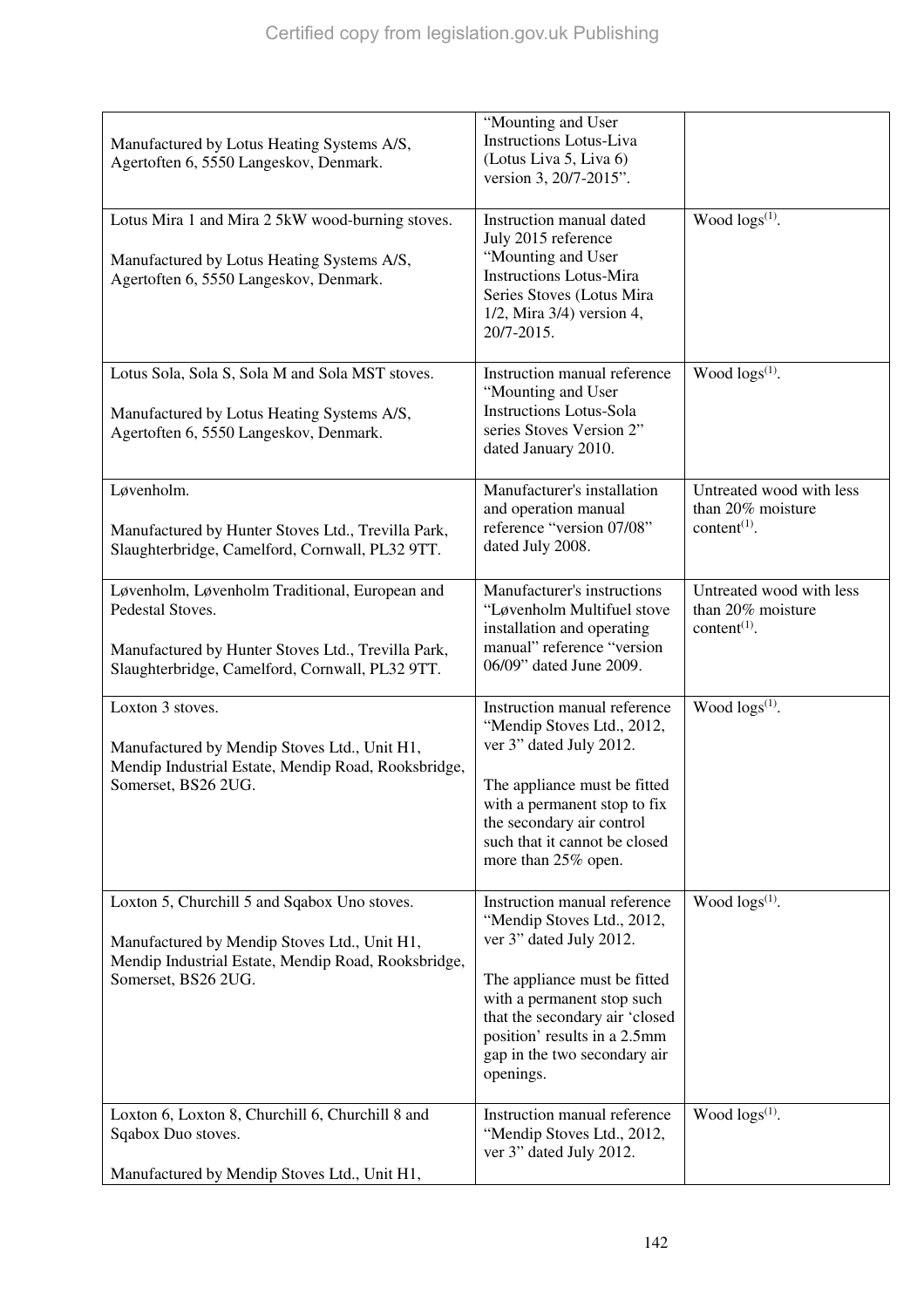| | | |
|---|---|---|
| Manufactured by Lotus Heating Systems A/S, Agertoften 6, 5550 Langeskov, Denmark. | "Mounting and User Instructions Lotus-Liva (Lotus Liva 5, Liva 6) version 3, 20/7-2015". | |
| Lotus Mira 1 and Mira 2 5kW wood-burning stoves.<br><br>Manufactured by Lotus Heating Systems A/S, Agertoften 6, 5550 Langeskov, Denmark. | Instruction manual dated July 2015 reference "Mounting and User Instructions Lotus-Mira Series Stoves (Lotus Mira 1/2, Mira 3/4) version 4, 20/7-2015. | Wood logs[(1)]. |
| Lotus Sola, Sola S, Sola M and Sola MST stoves.<br><br>Manufactured by Lotus Heating Systems A/S, Agertoften 6, 5550 Langeskov, Denmark. | Instruction manual reference "Mounting and User Instructions Lotus-Sola series Stoves Version 2" dated January 2010. | Wood logs[(1)]. |
| Løvenholm.<br><br>Manufactured by Hunter Stoves Ltd., Trevilla Park, Slaughterbridge, Camelford, Cornwall, PL32 9TT. | Manufacturer's installation and operation manual reference "version 07/08" dated July 2008. | Untreated wood with less than 20% moisture content[(1)]. |
| Løvenholm, Løvenholm Traditional, European and Pedestal Stoves.<br><br>Manufactured by Hunter Stoves Ltd., Trevilla Park, Slaughterbridge, Camelford, Cornwall, PL32 9TT. | Manufacturer's instructions "Løvenholm Multifuel stove installation and operating manual" reference "version 06/09" dated June 2009. | Untreated wood with less than 20% moisture content[(1)]. |
| Loxton 3 stoves.<br><br>Manufactured by Mendip Stoves Ltd., Unit H1, Mendip Industrial Estate, Mendip Road, Rooksbridge, Somerset, BS26 2UG. | Instruction manual reference "Mendip Stoves Ltd., 2012, ver 3" dated July 2012.<br><br>The appliance must be fitted with a permanent stop to fix the secondary air control such that it cannot be closed more than 25% open. | Wood logs[(1)]. |
| Loxton 5, Churchill 5 and Sqabox Uno stoves.<br><br>Manufactured by Mendip Stoves Ltd., Unit H1, Mendip Industrial Estate, Mendip Road, Rooksbridge, Somerset, BS26 2UG. | Instruction manual reference "Mendip Stoves Ltd., 2012, ver 3" dated July 2012.<br><br>The appliance must be fitted with a permanent stop such that the secondary air 'closed position' results in a 2.5mm gap in the two secondary air openings. | Wood logs[(1)]. |
| Loxton 6, Loxton 8, Churchill 6, Churchill 8 and Sqabox Duo stoves.<br><br>Manufactured by Mendip Stoves Ltd., Unit H1, | Instruction manual reference "Mendip Stoves Ltd., 2012, ver 3" dated July 2012. | Wood logs[(1)]. |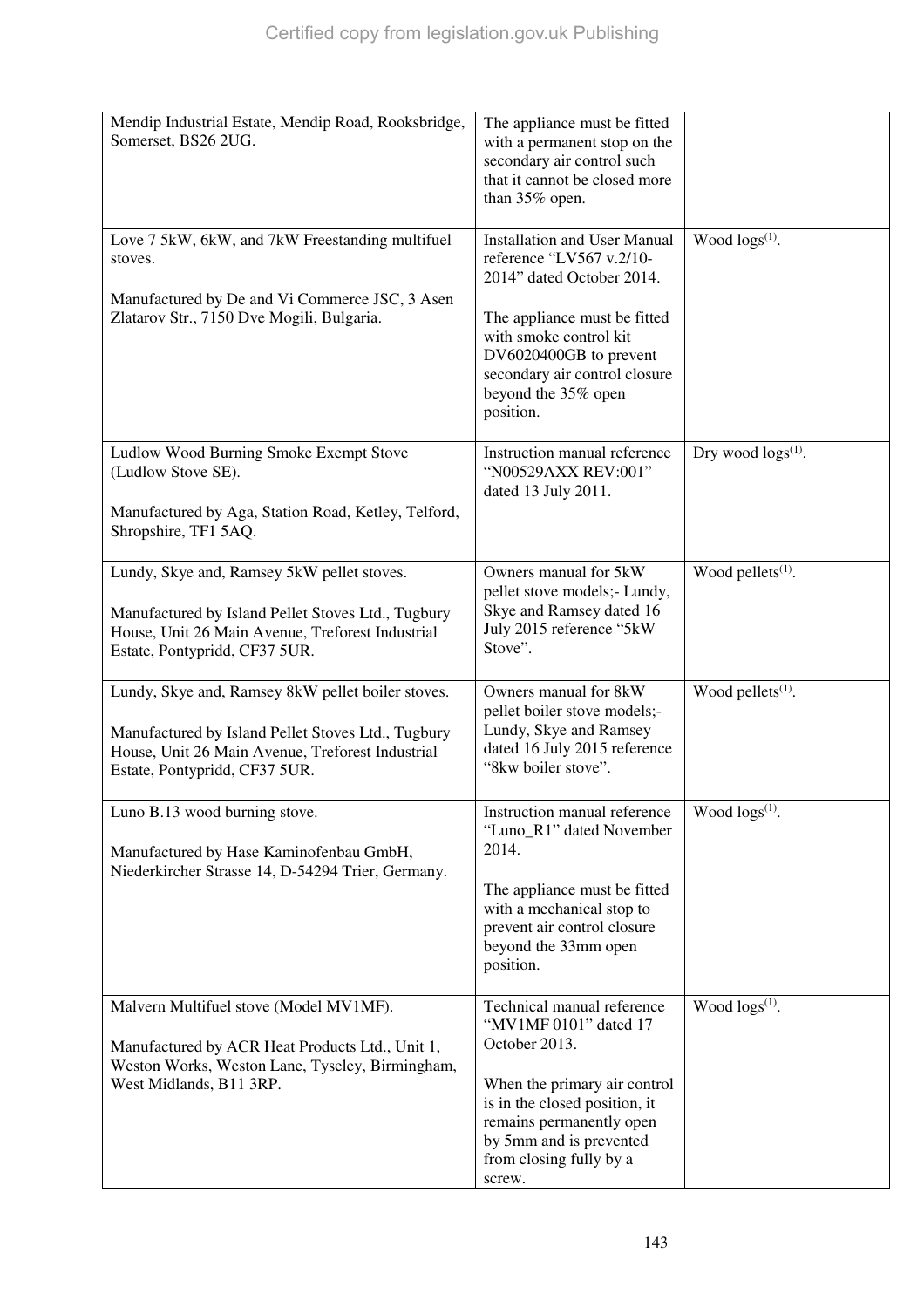| | | |
|---|---|---|
| Mendip Industrial Estate, Mendip Road, Rooksbridge, Somerset, BS26 2UG. | The appliance must be fitted with a permanent stop on the secondary air control such that it cannot be closed more than 35% open. | |
| Love 7 5kW, 6kW, and 7kW Freestanding multifuel stoves.<br><br>Manufactured by De and Vi Commerce JSC, 3 Asen Zlatarov Str., 7150 Dve Mogili, Bulgaria. | Installation and User Manual reference "LV567 v.2/10-2014" dated October 2014.<br><br>The appliance must be fitted with smoke control kit DV6020400GB to prevent secondary air control closure beyond the 35% open position. | Wood logs[(1)]. |
| Ludlow Wood Burning Smoke Exempt Stove (Ludlow Stove SE).<br><br>Manufactured by Aga, Station Road, Ketley, Telford, Shropshire, TF1 5AQ. | Instruction manual reference "N00529AXX REV:001" dated 13 July 2011. | Dry wood logs[(1)]. |
| Lundy, Skye and, Ramsey 5kW pellet stoves.<br><br>Manufactured by Island Pellet Stoves Ltd., Tugbury House, Unit 26 Main Avenue, Treforest Industrial Estate, Pontypridd, CF37 5UR. | Owners manual for 5kW pellet stove models;- Lundy, Skye and Ramsey dated 16 July 2015 reference "5kW Stove". | Wood pellets[(1)]. |
| Lundy, Skye and, Ramsey 8kW pellet boiler stoves.<br><br>Manufactured by Island Pellet Stoves Ltd., Tugbury House, Unit 26 Main Avenue, Treforest Industrial Estate, Pontypridd, CF37 5UR. | Owners manual for 8kW pellet boiler stove models;- Lundy, Skye and Ramsey dated 16 July 2015 reference "8kw boiler stove". | Wood pellets[(1)]. |
| Luno B.13 wood burning stove.<br><br>Manufactured by Hase Kaminofenbau GmbH, Niederkircher Strasse 14, D-54294 Trier, Germany. | Instruction manual reference "Luno_R1" dated November 2014.<br><br>The appliance must be fitted with a mechanical stop to prevent air control closure beyond the 33mm open position. | Wood logs[(1)]. |
| Malvern Multifuel stove (Model MV1MF).<br><br>Manufactured by ACR Heat Products Ltd., Unit 1, Weston Works, Weston Lane, Tyseley, Birmingham, West Midlands, B11 3RP. | Technical manual reference "MV1MF 0101" dated 17 October 2013.<br><br>When the primary air control is in the closed position, it remains permanently open by 5mm and is prevented from closing fully by a screw. | Wood logs[(1)]. |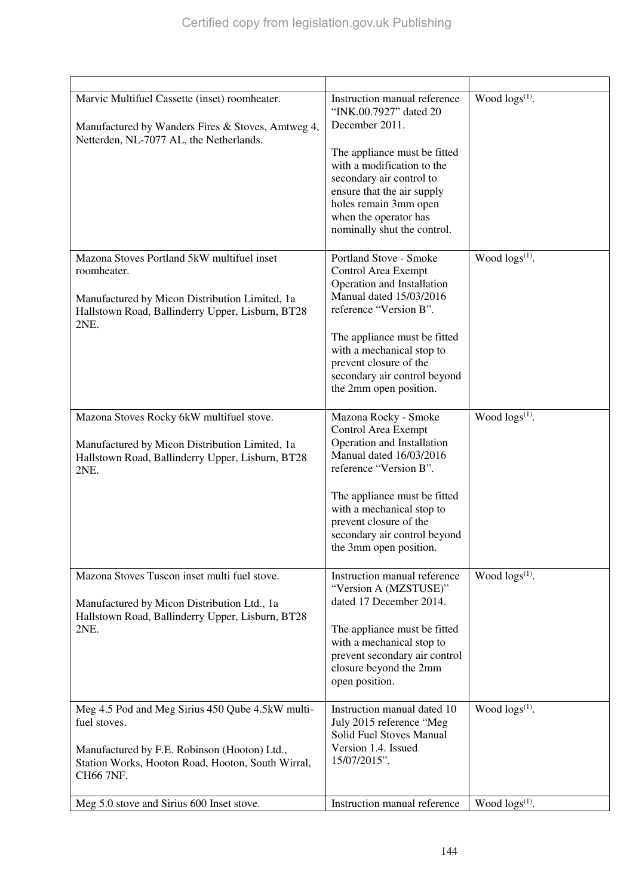| | | |
|---|---|---|
| Marvic Multifuel Cassette (inset) roomheater.<br><br>Manufactured by Wanders Fires & Stoves, Amtweg 4, Netterden, NL-7077 AL, the Netherlands. | Instruction manual reference "INK.00.7927" dated 20 December 2011.<br><br>The appliance must be fitted with a modification to the secondary air control to ensure that the air supply holes remain 3mm open when the operator has nominally shut the control. | Wood logs[(1)]. |
| Mazona Stoves Portland 5kW multifuel inset roomheater.<br><br>Manufactured by Micon Distribution Limited, 1a Hallstown Road, Ballinderry Upper, Lisburn, BT28 2NE. | Portland Stove - Smoke Control Area Exempt Operation and Installation Manual dated 15/03/2016 reference "Version B".<br><br>The appliance must be fitted with a mechanical stop to prevent closure of the secondary air control beyond the 2mm open position. | Wood logs[(1)]. |
| Mazona Stoves Rocky 6kW multifuel stove.<br><br>Manufactured by Micon Distribution Limited, 1a Hallstown Road, Ballinderry Upper, Lisburn, BT28 2NE. | Mazona Rocky - Smoke Control Area Exempt Operation and Installation Manual dated 16/03/2016 reference "Version B".<br><br>The appliance must be fitted with a mechanical stop to prevent closure of the secondary air control beyond the 3mm open position. | Wood logs[(1)]. |
| Mazona Stoves Tuscon inset multi fuel stove.<br><br>Manufactured by Micon Distribution Ltd., 1a Hallstown Road, Ballinderry Upper, Lisburn, BT28 2NE. | Instruction manual reference "Version A (MZSTUSE)" dated 17 December 2014.<br><br>The appliance must be fitted with a mechanical stop to prevent secondary air control closure beyond the 2mm open position. | Wood logs[(1)]. |
| Meg 4.5 Pod and Meg Sirius 450 Qube 4.5kW multi-fuel stoves.<br><br>Manufactured by F.E. Robinson (Hooton) Ltd., Station Works, Hooton Road, Hooton, South Wirral, CH66 7NF. | Instruction manual dated 10 July 2015 reference "Meg Solid Fuel Stoves Manual Version 1.4. Issued 15/07/2015". | Wood logs[(1)]. |
| Meg 5.0 stove and Sirius 600 Inset stove. | Instruction manual reference | Wood logs[(1)]. |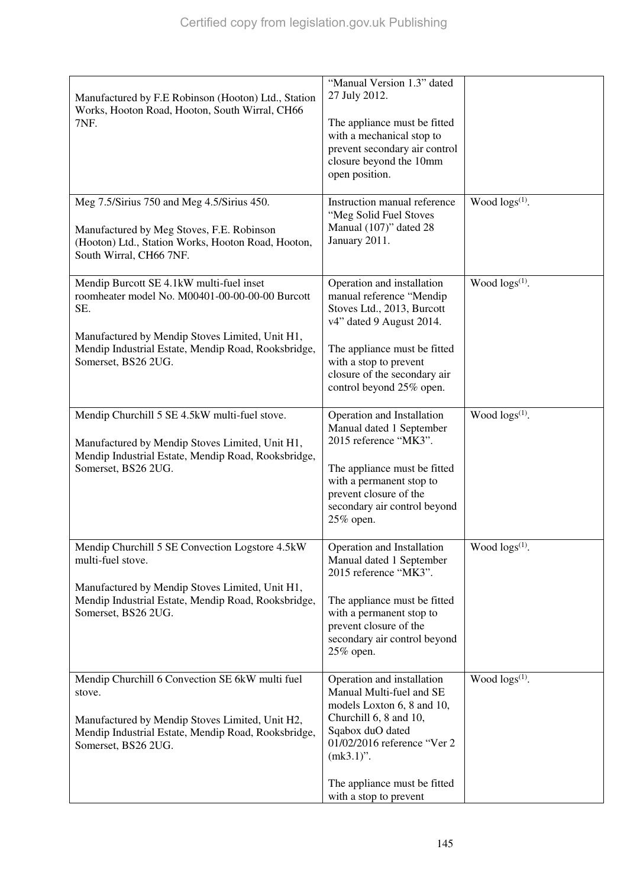| | | |
|---|---|---|
| Manufactured by F.E Robinson (Hooton) Ltd., Station Works, Hooton Road, Hooton, South Wirral, CH66 7NF. | "Manual Version 1.3" dated 27 July 2012.<br><br>The appliance must be fitted with a mechanical stop to prevent secondary air control closure beyond the 10mm open position. | |
| Meg 7.5/Sirius 750 and Meg 4.5/Sirius 450.<br><br>Manufactured by Meg Stoves, F.E. Robinson (Hooton) Ltd., Station Works, Hooton Road, Hooton, South Wirral, CH66 7NF. | Instruction manual reference "Meg Solid Fuel Stoves Manual (107)" dated 28 January 2011. | Wood logs[(1)]. |
| Mendip Burcott SE 4.1kW multi-fuel inset roomheater model No. M00401-00-00-00-00 Burcott SE.<br><br>Manufactured by Mendip Stoves Limited, Unit H1, Mendip Industrial Estate, Mendip Road, Rooksbridge, Somerset, BS26 2UG. | Operation and installation manual reference "Mendip Stoves Ltd., 2013, Burcott v4" dated 9 August 2014.<br><br>The appliance must be fitted with a stop to prevent closure of the secondary air control beyond 25% open. | Wood logs[(1)]. |
| Mendip Churchill 5 SE 4.5kW multi-fuel stove.<br><br>Manufactured by Mendip Stoves Limited, Unit H1, Mendip Industrial Estate, Mendip Road, Rooksbridge, Somerset, BS26 2UG. | Operation and Installation Manual dated 1 September 2015 reference "MK3".<br><br>The appliance must be fitted with a permanent stop to prevent closure of the secondary air control beyond 25% open. | Wood logs[(1)]. |
| Mendip Churchill 5 SE Convection Logstore 4.5kW multi-fuel stove.<br><br>Manufactured by Mendip Stoves Limited, Unit H1, Mendip Industrial Estate, Mendip Road, Rooksbridge, Somerset, BS26 2UG. | Operation and Installation Manual dated 1 September 2015 reference "MK3".<br><br>The appliance must be fitted with a permanent stop to prevent closure of the secondary air control beyond 25% open. | Wood logs[(1)]. |
| Mendip Churchill 6 Convection SE 6kW multi fuel stove.<br><br>Manufactured by Mendip Stoves Limited, Unit H2, Mendip Industrial Estate, Mendip Road, Rooksbridge, Somerset, BS26 2UG. | Operation and installation Manual Multi-fuel and SE models Loxton 6, 8 and 10, Churchill 6, 8 and 10, Sqabox duO dated 01/02/2016 reference "Ver 2 (mk3.1)".<br><br>The appliance must be fitted with a stop to prevent | Wood logs[(1)]. |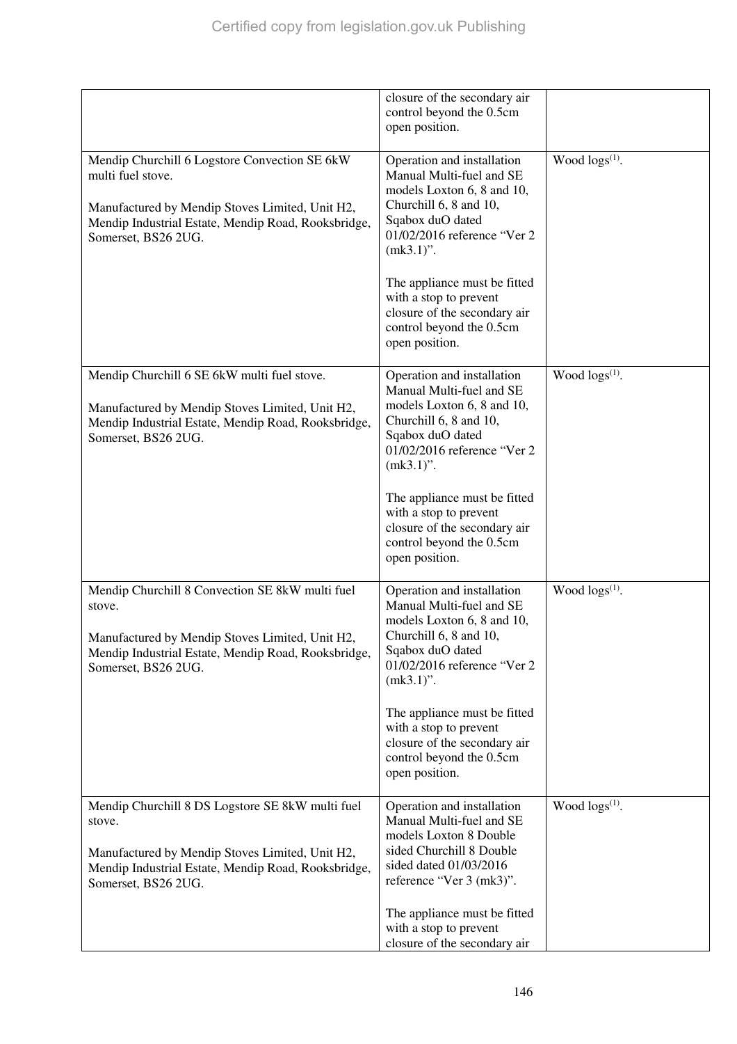| | | |
|---|---|---|
| | closure of the secondary air control beyond the 0.5cm open position. | |
| Mendip Churchill 6 Logstore Convection SE 6kW multi fuel stove.<br><br>Manufactured by Mendip Stoves Limited, Unit H2, Mendip Industrial Estate, Mendip Road, Rooksbridge, Somerset, BS26 2UG. | Operation and installation Manual Multi-fuel and SE models Loxton 6, 8 and 10, Churchill 6, 8 and 10, Sqabox duO dated 01/02/2016 reference "Ver 2 (mk3.1)".<br><br>The appliance must be fitted with a stop to prevent closure of the secondary air control beyond the 0.5cm open position. | Wood logs[(1)]. |
| Mendip Churchill 6 SE 6kW multi fuel stove.<br><br>Manufactured by Mendip Stoves Limited, Unit H2, Mendip Industrial Estate, Mendip Road, Rooksbridge, Somerset, BS26 2UG. | Operation and installation Manual Multi-fuel and SE models Loxton 6, 8 and 10, Churchill 6, 8 and 10, Sqabox duO dated 01/02/2016 reference "Ver 2 (mk3.1)".<br><br>The appliance must be fitted with a stop to prevent closure of the secondary air control beyond the 0.5cm open position. | Wood logs[(1)]. |
| Mendip Churchill 8 Convection SE 8kW multi fuel stove.<br><br>Manufactured by Mendip Stoves Limited, Unit H2, Mendip Industrial Estate, Mendip Road, Rooksbridge, Somerset, BS26 2UG. | Operation and installation Manual Multi-fuel and SE models Loxton 6, 8 and 10, Churchill 6, 8 and 10, Sqabox duO dated 01/02/2016 reference "Ver 2 (mk3.1)".<br><br>The appliance must be fitted with a stop to prevent closure of the secondary air control beyond the 0.5cm open position. | Wood logs[(1)]. |
| Mendip Churchill 8 DS Logstore SE 8kW multi fuel stove.<br><br>Manufactured by Mendip Stoves Limited, Unit H2, Mendip Industrial Estate, Mendip Road, Rooksbridge, Somerset, BS26 2UG. | Operation and installation Manual Multi-fuel and SE models Loxton 8 Double sided Churchill 8 Double sided dated 01/03/2016 reference "Ver 3 (mk3)".<br><br>The appliance must be fitted with a stop to prevent closure of the secondary air | Wood logs[(1)]. |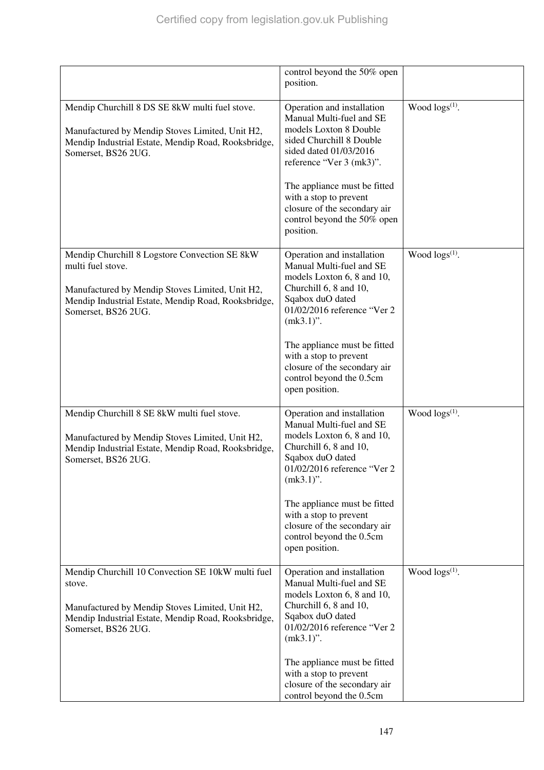| | | |
|---|---|---|
| | control beyond the 50% open position. | |
| Mendip Churchill 8 DS SE 8kW multi fuel stove.<br><br>Manufactured by Mendip Stoves Limited, Unit H2, Mendip Industrial Estate, Mendip Road, Rooksbridge, Somerset, BS26 2UG. | Operation and installation Manual Multi-fuel and SE models Loxton 8 Double sided Churchill 8 Double sided dated 01/03/2016 reference "Ver 3 (mk3)".<br><br>The appliance must be fitted with a stop to prevent closure of the secondary air control beyond the 50% open position. | Wood logs[1]. |
| Mendip Churchill 8 Logstore Convection SE 8kW multi fuel stove.<br><br>Manufactured by Mendip Stoves Limited, Unit H2, Mendip Industrial Estate, Mendip Road, Rooksbridge, Somerset, BS26 2UG. | Operation and installation Manual Multi-fuel and SE models Loxton 6, 8 and 10, Churchill 6, 8 and 10, Sqabox duO dated 01/02/2016 reference "Ver 2 (mk3.1)".<br><br>The appliance must be fitted with a stop to prevent closure of the secondary air control beyond the 0.5cm open position. | Wood logs[1]. |
| Mendip Churchill 8 SE 8kW multi fuel stove.<br><br>Manufactured by Mendip Stoves Limited, Unit H2, Mendip Industrial Estate, Mendip Road, Rooksbridge, Somerset, BS26 2UG. | Operation and installation Manual Multi-fuel and SE models Loxton 6, 8 and 10, Churchill 6, 8 and 10, Sqabox duO dated 01/02/2016 reference "Ver 2 (mk3.1)".<br><br>The appliance must be fitted with a stop to prevent closure of the secondary air control beyond the 0.5cm open position. | Wood logs[1]. |
| Mendip Churchill 10 Convection SE 10kW multi fuel stove.<br><br>Manufactured by Mendip Stoves Limited, Unit H2, Mendip Industrial Estate, Mendip Road, Rooksbridge, Somerset, BS26 2UG. | Operation and installation Manual Multi-fuel and SE models Loxton 6, 8 and 10, Churchill 6, 8 and 10, Sqabox duO dated 01/02/2016 reference "Ver 2 (mk3.1)".<br><br>The appliance must be fitted with a stop to prevent closure of the secondary air control beyond the 0.5cm | Wood logs[1]. |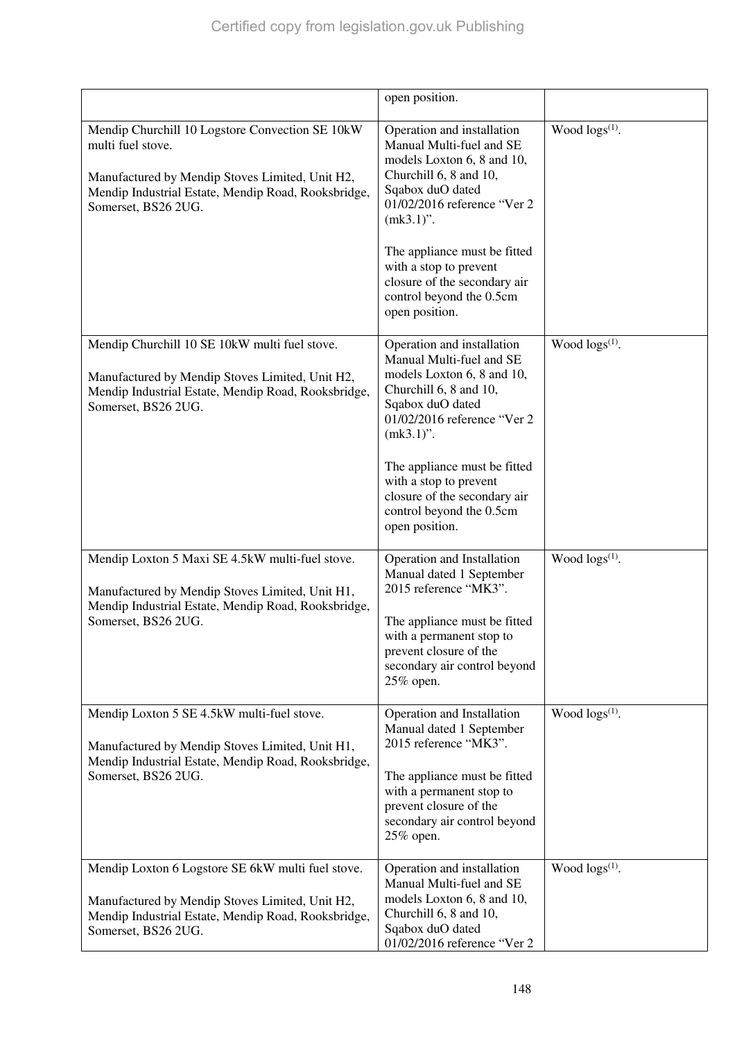| | | |
|---|---|---|
| | open position. | |
| Mendip Churchill 10 Logstore Convection SE 10kW multi fuel stove.<br><br>Manufactured by Mendip Stoves Limited, Unit H2, Mendip Industrial Estate, Mendip Road, Rooksbridge, Somerset, BS26 2UG. | Operation and installation Manual Multi-fuel and SE models Loxton 6, 8 and 10, Churchill 6, 8 and 10, Sqabox duO dated 01/02/2016 reference "Ver 2 (mk3.1)".<br><br>The appliance must be fitted with a stop to prevent closure of the secondary air control beyond the 0.5cm open position. | Wood logs(1). |
| Mendip Churchill 10 SE 10kW multi fuel stove.<br><br>Manufactured by Mendip Stoves Limited, Unit H2, Mendip Industrial Estate, Mendip Road, Rooksbridge, Somerset, BS26 2UG. | Operation and installation Manual Multi-fuel and SE models Loxton 6, 8 and 10, Churchill 6, 8 and 10, Sqabox duO dated 01/02/2016 reference "Ver 2 (mk3.1)".<br><br>The appliance must be fitted with a stop to prevent closure of the secondary air control beyond the 0.5cm open position. | Wood logs(1). |
| Mendip Loxton 5 Maxi SE 4.5kW multi-fuel stove.<br><br>Manufactured by Mendip Stoves Limited, Unit H1, Mendip Industrial Estate, Mendip Road, Rooksbridge, Somerset, BS26 2UG. | Operation and Installation Manual dated 1 September 2015 reference "MK3".<br><br>The appliance must be fitted with a permanent stop to prevent closure of the secondary air control beyond 25% open. | Wood logs(1). |
| Mendip Loxton 5 SE 4.5kW multi-fuel stove.<br><br>Manufactured by Mendip Stoves Limited, Unit H1, Mendip Industrial Estate, Mendip Road, Rooksbridge, Somerset, BS26 2UG. | Operation and Installation Manual dated 1 September 2015 reference "MK3".<br><br>The appliance must be fitted with a permanent stop to prevent closure of the secondary air control beyond 25% open. | Wood logs(1). |
| Mendip Loxton 6 Logstore SE 6kW multi fuel stove.<br><br>Manufactured by Mendip Stoves Limited, Unit H2, Mendip Industrial Estate, Mendip Road, Rooksbridge, Somerset, BS26 2UG. | Operation and installation Manual Multi-fuel and SE models Loxton 6, 8 and 10, Churchill 6, 8 and 10, Sqabox duO dated 01/02/2016 reference "Ver 2 | Wood logs(1). |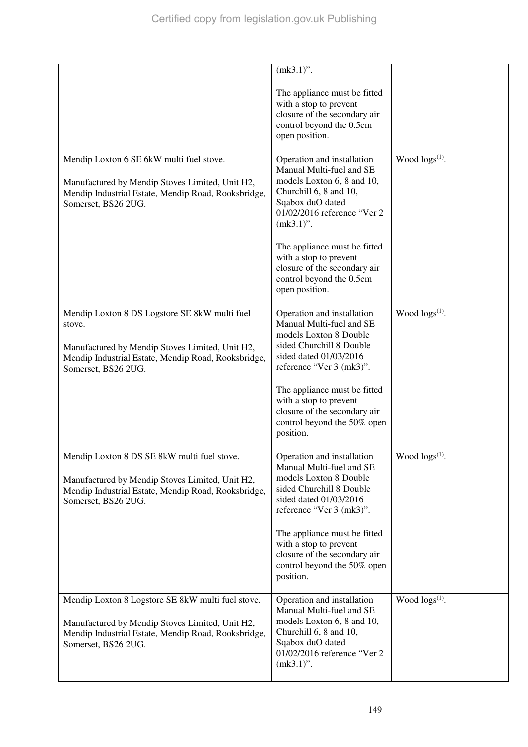| | | |
|---|---|---|
| | (mk3.1)”.<br><br>The appliance must be fitted with a stop to prevent closure of the secondary air control beyond the 0.5cm open position. | |
| Mendip Loxton 6 SE 6kW multi fuel stove.<br><br>Manufactured by Mendip Stoves Limited, Unit H2, Mendip Industrial Estate, Mendip Road, Rooksbridge, Somerset, BS26 2UG. | Operation and installation Manual Multi-fuel and SE models Loxton 6, 8 and 10, Churchill 6, 8 and 10, Sqabox duO dated 01/02/2016 reference “Ver 2 (mk3.1)”.<br><br>The appliance must be fitted with a stop to prevent closure of the secondary air control beyond the 0.5cm open position. | Wood logs[(1)]. |
| Mendip Loxton 8 DS Logstore SE 8kW multi fuel stove.<br><br>Manufactured by Mendip Stoves Limited, Unit H2, Mendip Industrial Estate, Mendip Road, Rooksbridge, Somerset, BS26 2UG. | Operation and installation Manual Multi-fuel and SE models Loxton 8 Double sided Churchill 8 Double sided dated 01/03/2016 reference “Ver 3 (mk3)”.<br><br>The appliance must be fitted with a stop to prevent closure of the secondary air control beyond the 50% open position. | Wood logs[(1)]. |
| Mendip Loxton 8 DS SE 8kW multi fuel stove.<br><br>Manufactured by Mendip Stoves Limited, Unit H2, Mendip Industrial Estate, Mendip Road, Rooksbridge, Somerset, BS26 2UG. | Operation and installation Manual Multi-fuel and SE models Loxton 8 Double sided Churchill 8 Double sided dated 01/03/2016 reference “Ver 3 (mk3)”.<br><br>The appliance must be fitted with a stop to prevent closure of the secondary air control beyond the 50% open position. | Wood logs[(1)]. |
| Mendip Loxton 8 Logstore SE 8kW multi fuel stove.<br><br>Manufactured by Mendip Stoves Limited, Unit H2, Mendip Industrial Estate, Mendip Road, Rooksbridge, Somerset, BS26 2UG. | Operation and installation Manual Multi-fuel and SE models Loxton 6, 8 and 10, Churchill 6, 8 and 10, Sqabox duO dated 01/02/2016 reference “Ver 2 (mk3.1)”. | Wood logs[(1)]. |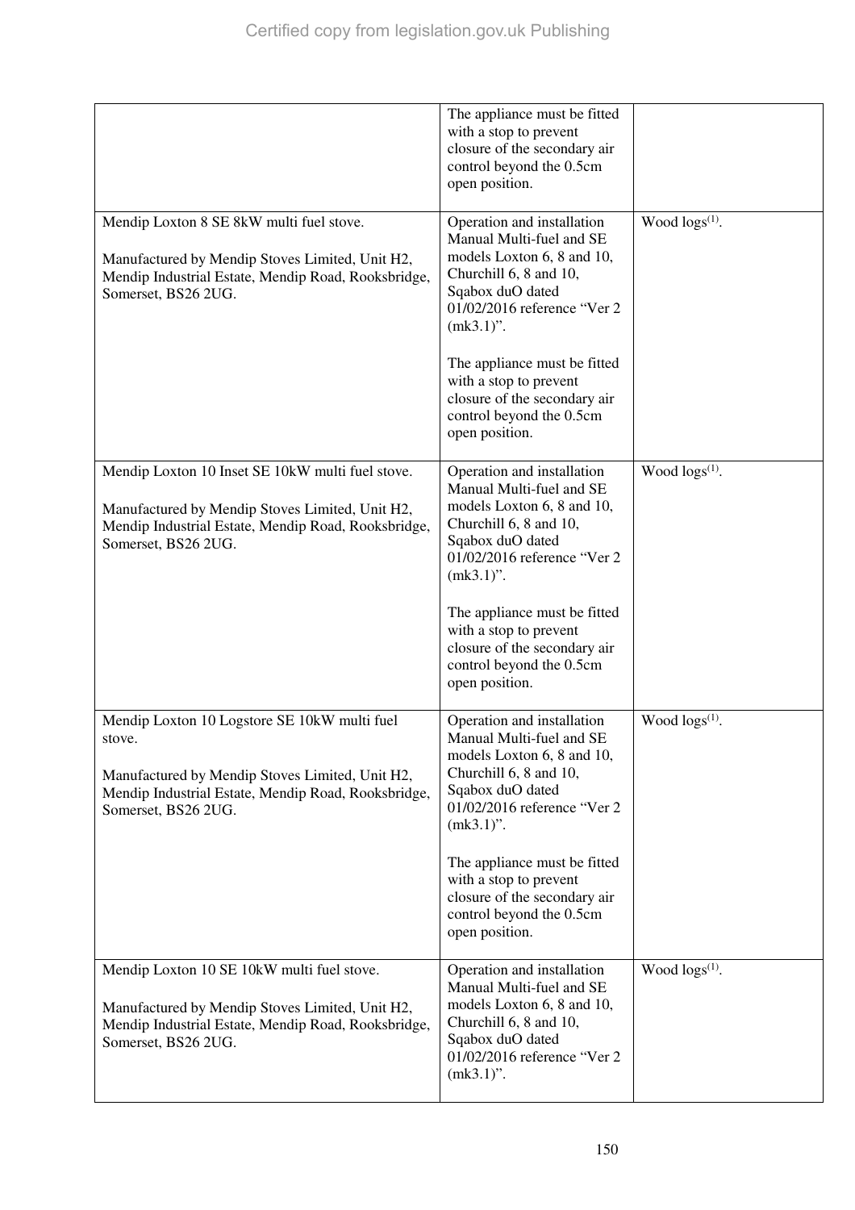| | | |
|---|---|---|
| | The appliance must be fitted with a stop to prevent closure of the secondary air control beyond the 0.5cm open position. | |
| Mendip Loxton 8 SE 8kW multi fuel stove.<br><br>Manufactured by Mendip Stoves Limited, Unit H2, Mendip Industrial Estate, Mendip Road, Rooksbridge, Somerset, BS26 2UG. | Operation and installation Manual Multi-fuel and SE models Loxton 6, 8 and 10, Churchill 6, 8 and 10, Sqabox duO dated 01/02/2016 reference "Ver 2 (mk3.1)".<br><br>The appliance must be fitted with a stop to prevent closure of the secondary air control beyond the 0.5cm open position. | Wood logs[(1)]. |
| Mendip Loxton 10 Inset SE 10kW multi fuel stove.<br><br>Manufactured by Mendip Stoves Limited, Unit H2, Mendip Industrial Estate, Mendip Road, Rooksbridge, Somerset, BS26 2UG. | Operation and installation Manual Multi-fuel and SE models Loxton 6, 8 and 10, Churchill 6, 8 and 10, Sqabox duO dated 01/02/2016 reference "Ver 2 (mk3.1)".<br><br>The appliance must be fitted with a stop to prevent closure of the secondary air control beyond the 0.5cm open position. | Wood logs[(1)]. |
| Mendip Loxton 10 Logstore SE 10kW multi fuel stove.<br><br>Manufactured by Mendip Stoves Limited, Unit H2, Mendip Industrial Estate, Mendip Road, Rooksbridge, Somerset, BS26 2UG. | Operation and installation Manual Multi-fuel and SE models Loxton 6, 8 and 10, Churchill 6, 8 and 10, Sqabox duO dated 01/02/2016 reference "Ver 2 (mk3.1)".<br><br>The appliance must be fitted with a stop to prevent closure of the secondary air control beyond the 0.5cm open position. | Wood logs[(1)]. |
| Mendip Loxton 10 SE 10kW multi fuel stove.<br><br>Manufactured by Mendip Stoves Limited, Unit H2, Mendip Industrial Estate, Mendip Road, Rooksbridge, Somerset, BS26 2UG. | Operation and installation Manual Multi-fuel and SE models Loxton 6, 8 and 10, Churchill 6, 8 and 10, Sqabox duO dated 01/02/2016 reference "Ver 2 (mk3.1)". | Wood logs[(1)]. |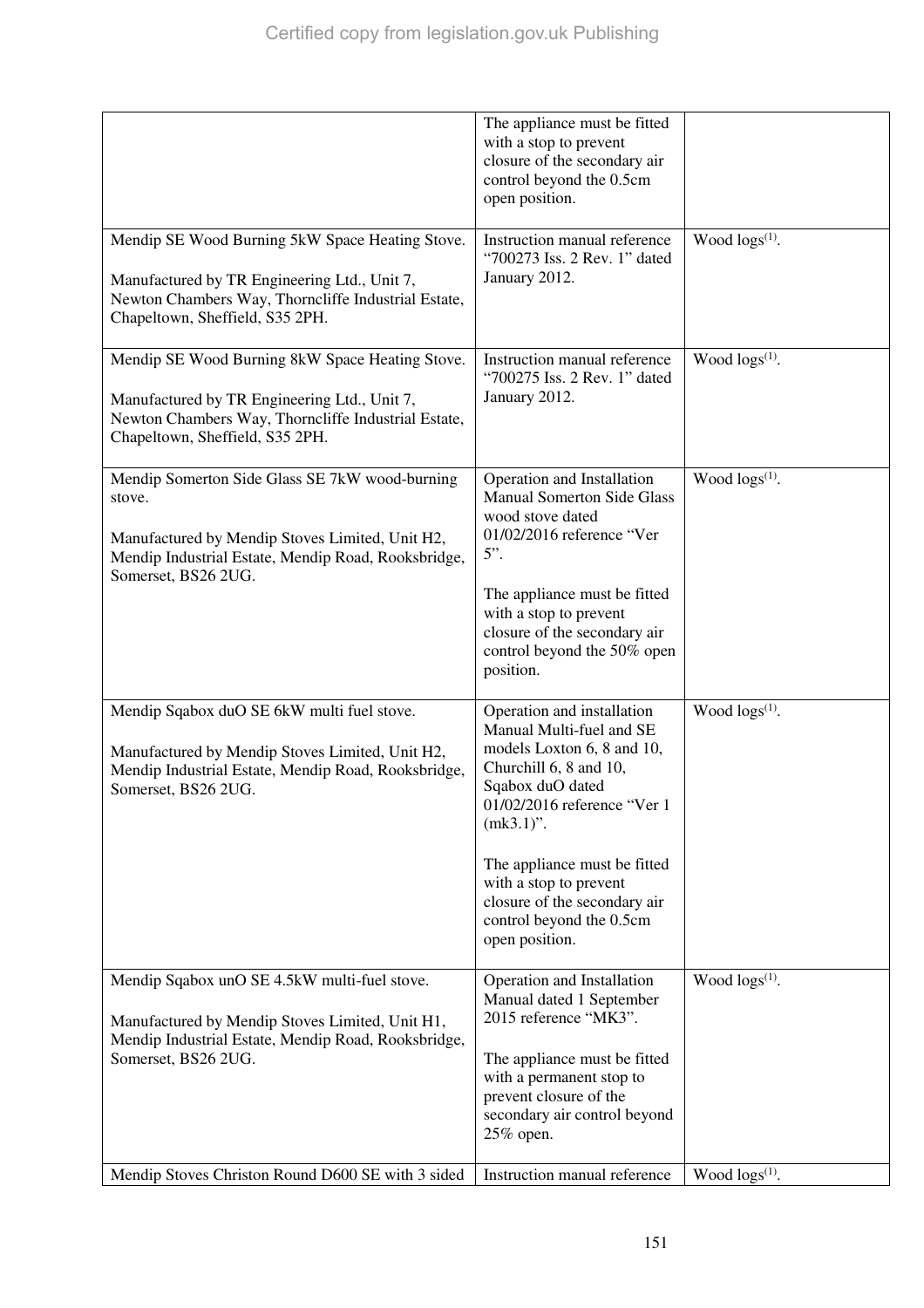| | | |
|---|---|---|
| | The appliance must be fitted with a stop to prevent closure of the secondary air control beyond the 0.5cm open position. | |
| Mendip SE Wood Burning 5kW Space Heating Stove.<br><br>Manufactured by TR Engineering Ltd., Unit 7, Newton Chambers Way, Thorncliffe Industrial Estate, Chapeltown, Sheffield, S35 2PH. | Instruction manual reference “700273 Iss. 2 Rev. 1” dated January 2012. | Wood logs[(1)]. |
| Mendip SE Wood Burning 8kW Space Heating Stove.<br><br>Manufactured by TR Engineering Ltd., Unit 7, Newton Chambers Way, Thorncliffe Industrial Estate, Chapeltown, Sheffield, S35 2PH. | Instruction manual reference “700275 Iss. 2 Rev. 1” dated January 2012. | Wood logs[(1)]. |
| Mendip Somerton Side Glass SE 7kW wood-burning stove.<br><br>Manufactured by Mendip Stoves Limited, Unit H2, Mendip Industrial Estate, Mendip Road, Rooksbridge, Somerset, BS26 2UG. | Operation and Installation Manual Somerton Side Glass wood stove dated 01/02/2016 reference “Ver 5”.<br><br>The appliance must be fitted with a stop to prevent closure of the secondary air control beyond the 50% open position. | Wood logs[(1)]. |
| Mendip Sqabox duO SE 6kW multi fuel stove.<br><br>Manufactured by Mendip Stoves Limited, Unit H2, Mendip Industrial Estate, Mendip Road, Rooksbridge, Somerset, BS26 2UG. | Operation and installation Manual Multi-fuel and SE models Loxton 6, 8 and 10, Churchill 6, 8 and 10, Sqabox duO dated 01/02/2016 reference “Ver 1 (mk3.1)”.<br><br>The appliance must be fitted with a stop to prevent closure of the secondary air control beyond the 0.5cm open position. | Wood logs[(1)]. |
| Mendip Sqabox unO SE 4.5kW multi-fuel stove.<br><br>Manufactured by Mendip Stoves Limited, Unit H1, Mendip Industrial Estate, Mendip Road, Rooksbridge, Somerset, BS26 2UG. | Operation and Installation Manual dated 1 September 2015 reference “MK3”.<br><br>The appliance must be fitted with a permanent stop to prevent closure of the secondary air control beyond 25% open. | Wood logs[(1)]. |
| Mendip Stoves Christon Round D600 SE with 3 sided | Instruction manual reference | Wood logs[(1)]. |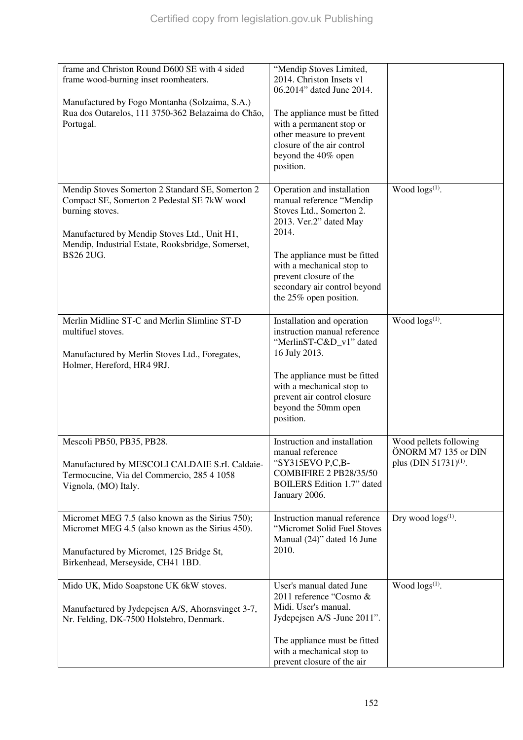| | | |
|---|---|---|
| frame and Christon Round D600 SE with 4 sided frame wood-burning inset roomheaters.<br><br>Manufactured by Fogo Montanha (Solzaima, S.A.) Rua dos Outarelos, 111 3750-362 Belazaima do Chão, Portugal. | "Mendip Stoves Limited, 2014. Christon Insets v1 06.2014" dated June 2014.<br><br>The appliance must be fitted with a permanent stop or other measure to prevent closure of the air control beyond the 40% open position. | |
| Mendip Stoves Somerton 2 Standard SE, Somerton 2 Compact SE, Somerton 2 Pedestal SE 7kW wood burning stoves.<br><br>Manufactured by Mendip Stoves Ltd., Unit H1, Mendip, Industrial Estate, Rooksbridge, Somerset, BS26 2UG. | Operation and installation manual reference "Mendip Stoves Ltd., Somerton 2. 2013. Ver.2" dated May 2014.<br><br>The appliance must be fitted with a mechanical stop to prevent closure of the secondary air control beyond the 25% open position. | Wood logs(1). |
| Merlin Midline ST-C and Merlin Slimline ST-D multifuel stoves.<br><br>Manufactured by Merlin Stoves Ltd., Foregates, Holmer, Hereford, HR4 9RJ. | Installation and operation instruction manual reference "MerlinST-C&D_v1" dated 16 July 2013.<br><br>The appliance must be fitted with a mechanical stop to prevent air control closure beyond the 50mm open position. | Wood logs(1). |
| Mescoli PB50, PB35, PB28.<br><br>Manufactured by MESCOLI CALDAIE S.rI. Caldaie-Termocucine, Via del Commercio, 285 4 1058 Vignola, (MO) Italy. | Instruction and installation manual reference "SY315EVO P,C,B-COMBIFIRE 2 PB28/35/50 BOILERS Edition 1.7" dated January 2006. | Wood pellets following ÖNORM M7 135 or DIN plus (DIN 51731)(1). |
| Micromet MEG 7.5 (also known as the Sirius 750); Micromet MEG 4.5 (also known as the Sirius 450).<br><br>Manufactured by Micromet, 125 Bridge St, Birkenhead, Merseyside, CH41 1BD. | Instruction manual reference "Micromet Solid Fuel Stoves Manual (24)" dated 16 June 2010. | Dry wood logs(1). |
| Mido UK, Mido Soapstone UK 6kW stoves.<br><br>Manufactured by Jydepejsen A/S, Ahornsvinget 3-7, Nr. Felding, DK-7500 Holstebro, Denmark. | User's manual dated June 2011 reference "Cosmo & Midi. User's manual. Jydepejsen A/S -June 2011".<br><br>The appliance must be fitted with a mechanical stop to prevent closure of the air | Wood logs(1). |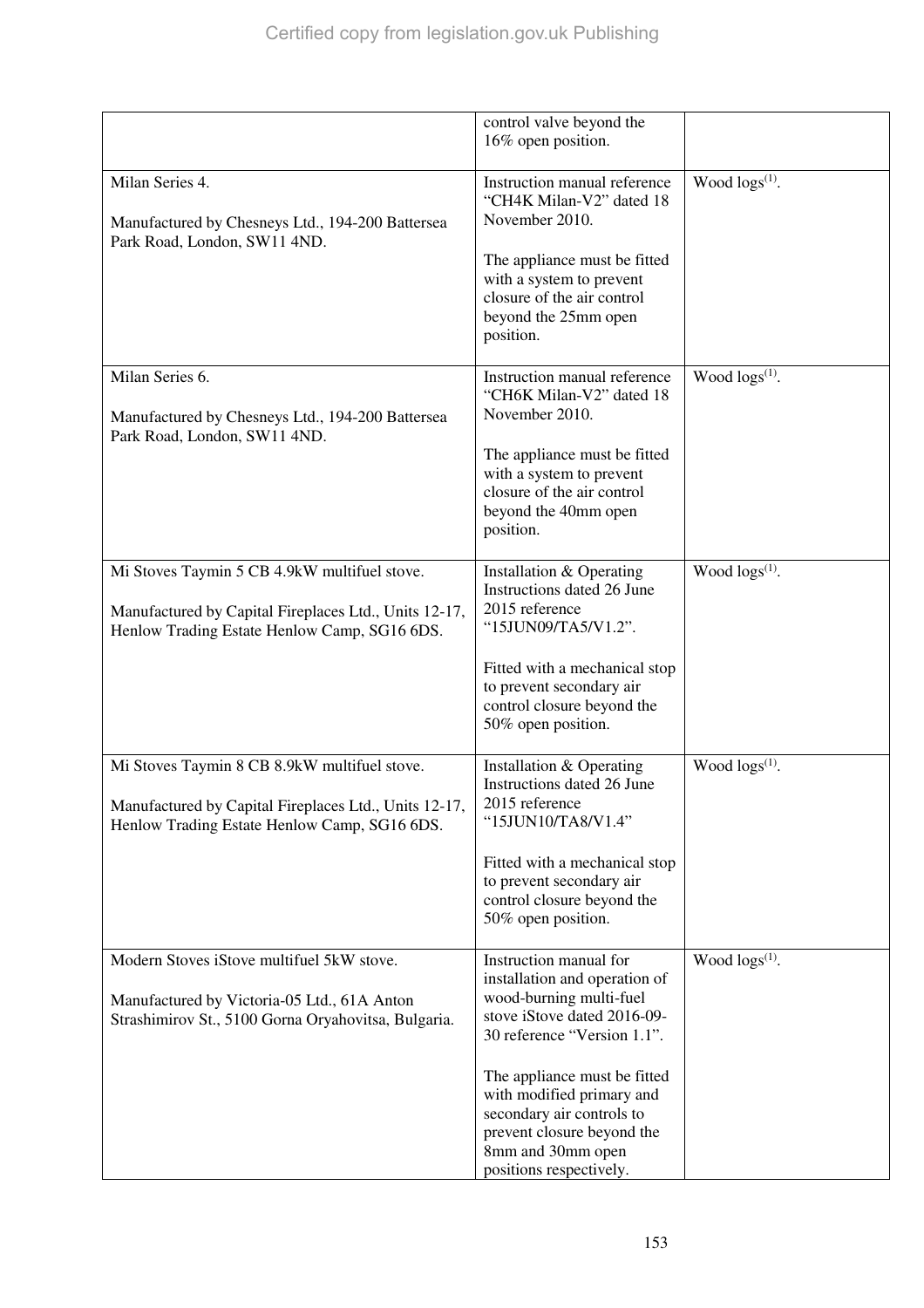| | | |
|---|---|---|
| | control valve beyond the 16% open position. | |
| Milan Series 4.<br><br>Manufactured by Chesneys Ltd., 194-200 Battersea Park Road, London, SW11 4ND. | Instruction manual reference "CH4K Milan-V2" dated 18 November 2010.<br><br>The appliance must be fitted with a system to prevent closure of the air control beyond the 25mm open position. | Wood logs[(1)]. |
| Milan Series 6.<br><br>Manufactured by Chesneys Ltd., 194-200 Battersea Park Road, London, SW11 4ND. | Instruction manual reference "CH6K Milan-V2" dated 18 November 2010.<br><br>The appliance must be fitted with a system to prevent closure of the air control beyond the 40mm open position. | Wood logs[(1)]. |
| Mi Stoves Taymin 5 CB 4.9kW multifuel stove.<br><br>Manufactured by Capital Fireplaces Ltd., Units 12-17, Henlow Trading Estate Henlow Camp, SG16 6DS. | Installation & Operating Instructions dated 26 June 2015 reference "15JUN09/TA5/V1.2".<br><br>Fitted with a mechanical stop to prevent secondary air control closure beyond the 50% open position. | Wood logs[(1)]. |
| Mi Stoves Taymin 8 CB 8.9kW multifuel stove.<br><br>Manufactured by Capital Fireplaces Ltd., Units 12-17, Henlow Trading Estate Henlow Camp, SG16 6DS. | Installation & Operating Instructions dated 26 June 2015 reference "15JUN10/TA8/V1.4"<br><br>Fitted with a mechanical stop to prevent secondary air control closure beyond the 50% open position. | Wood logs[(1)]. |
| Modern Stoves iStove multifuel 5kW stove.<br><br>Manufactured by Victoria-05 Ltd., 61A Anton Strashimirov St., 5100 Gorna Oryahovitsa, Bulgaria. | Instruction manual for installation and operation of wood-burning multi-fuel stove iStove dated 2016-09-30 reference "Version 1.1".<br><br>The appliance must be fitted with modified primary and secondary air controls to prevent closure beyond the 8mm and 30mm open positions respectively. | Wood logs[(1)]. |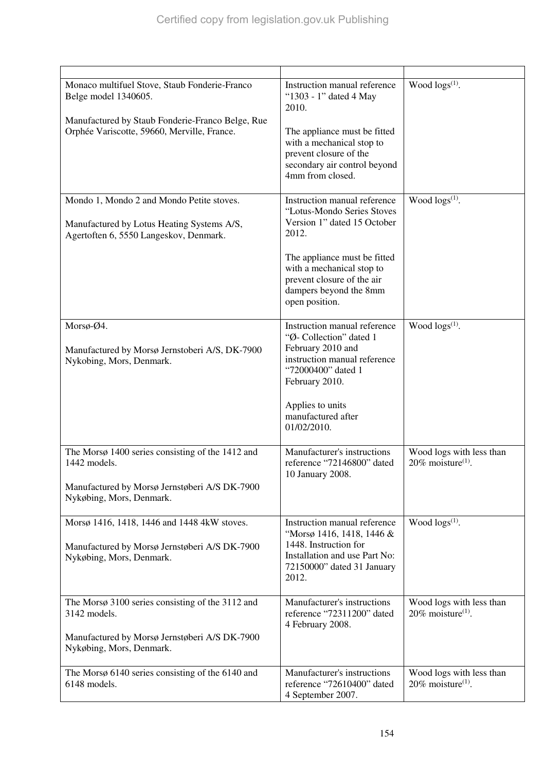| | | |
|---|---|---|
| Monaco multifuel Stove, Staub Fonderie-Franco Belge model 1340605.<br><br>Manufactured by Staub Fonderie-Franco Belge, Rue Orphée Variscotte, 59660, Merville, France. | Instruction manual reference "1303 - 1" dated 4 May 2010.<br><br>The appliance must be fitted with a mechanical stop to prevent closure of the secondary air control beyond 4mm from closed. | Wood logs[(1)]. |
| Mondo 1, Mondo 2 and Mondo Petite stoves.<br><br>Manufactured by Lotus Heating Systems A/S, Agertoften 6, 5550 Langeskov, Denmark. | Instruction manual reference "Lotus-Mondo Series Stoves Version 1" dated 15 October 2012.<br><br>The appliance must be fitted with a mechanical stop to prevent closure of the air dampers beyond the 8mm open position. | Wood logs[(1)]. |
| Morsø-Ø4.<br><br>Manufactured by Morsø Jernstoberi A/S, DK-7900 Nykobing, Mors, Denmark. | Instruction manual reference "Ø- Collection" dated 1 February 2010 and instruction manual reference "72000400" dated 1 February 2010.<br><br>Applies to units manufactured after 01/02/2010. | Wood logs[(1)]. |
| The Morsø 1400 series consisting of the 1412 and 1442 models.<br><br>Manufactured by Morsø Jernstøberi A/S DK-7900 Nykøbing, Mors, Denmark. | Manufacturer's instructions reference "72146800" dated 10 January 2008. | Wood logs with less than 20% moisture[(1)]. |
| Morsø 1416, 1418, 1446 and 1448 4kW stoves.<br><br>Manufactured by Morsø Jernstøberi A/S DK-7900 Nykøbing, Mors, Denmark. | Instruction manual reference "Morsø 1416, 1418, 1446 & 1448. Instruction for Installation and use Part No: 72150000" dated 31 January 2012. | Wood logs[(1)]. |
| The Morsø 3100 series consisting of the 3112 and 3142 models.<br><br>Manufactured by Morsø Jernstøberi A/S DK-7900 Nykøbing, Mors, Denmark. | Manufacturer's instructions reference "72311200" dated 4 February 2008. | Wood logs with less than 20% moisture[(1)]. |
| The Morsø 6140 series consisting of the 6140 and 6148 models. | Manufacturer's instructions reference "72610400" dated 4 September 2007. | Wood logs with less than 20% moisture[(1)]. |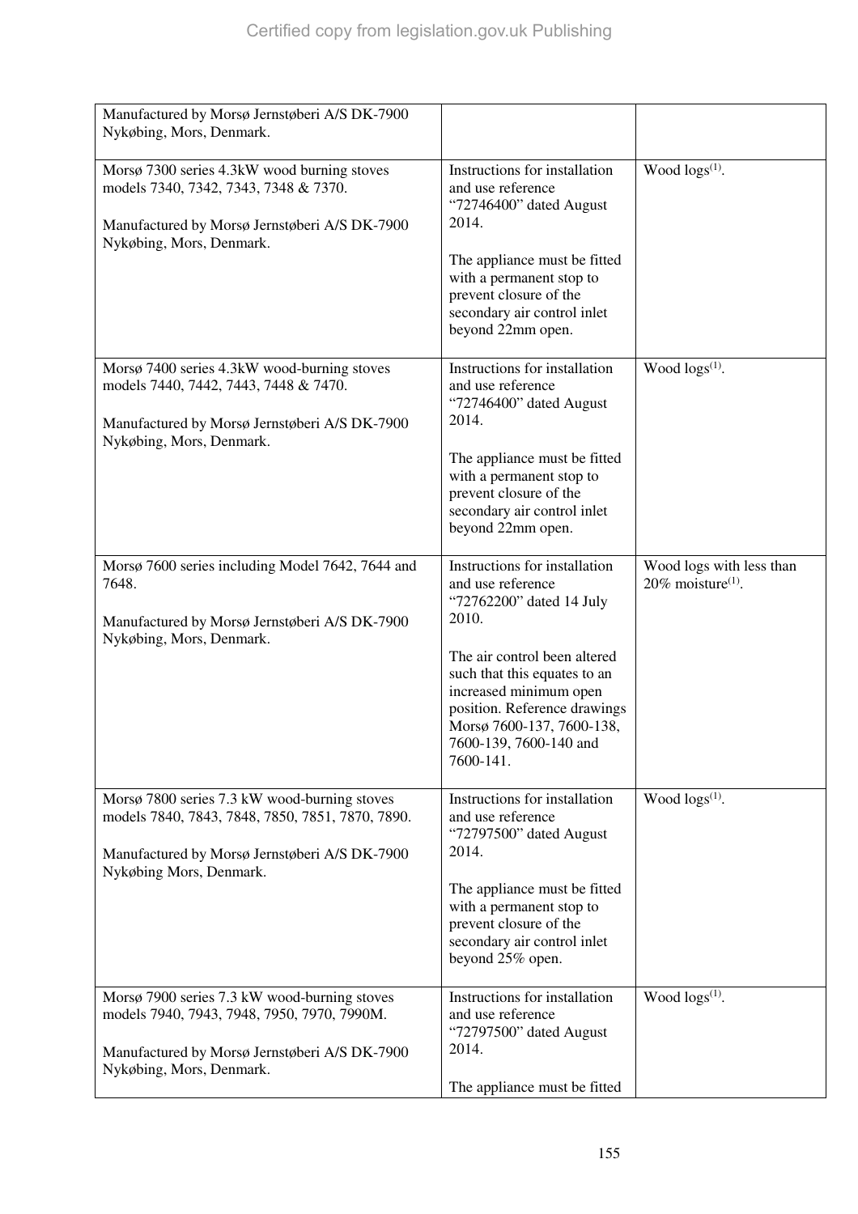| | | |
|---|---|---|
| Manufactured by Morsø Jernstøberi A/S DK-7900 Nykøbing, Mors, Denmark. | | |
| Morsø 7300 series 4.3kW wood burning stoves models 7340, 7342, 7343, 7348 & 7370.<br><br>Manufactured by Morsø Jernstøberi A/S DK-7900 Nykøbing, Mors, Denmark. | Instructions for installation and use reference "72746400" dated August 2014.<br><br>The appliance must be fitted with a permanent stop to prevent closure of the secondary air control inlet beyond 22mm open. | Wood logs[1]. |
| Morsø 7400 series 4.3kW wood-burning stoves models 7440, 7442, 7443, 7448 & 7470.<br><br>Manufactured by Morsø Jernstøberi A/S DK-7900 Nykøbing, Mors, Denmark. | Instructions for installation and use reference "72746400" dated August 2014.<br><br>The appliance must be fitted with a permanent stop to prevent closure of the secondary air control inlet beyond 22mm open. | Wood logs[1]. |
| Morsø 7600 series including Model 7642, 7644 and 7648.<br><br>Manufactured by Morsø Jernstøberi A/S DK-7900 Nykøbing, Mors, Denmark. | Instructions for installation and use reference "72762200" dated 14 July 2010.<br><br>The air control been altered such that this equates to an increased minimum open position. Reference drawings Morsø 7600-137, 7600-138, 7600-139, 7600-140 and 7600-141. | Wood logs with less than 20% moisture[1]. |
| Morsø 7800 series 7.3 kW wood-burning stoves models 7840, 7843, 7848, 7850, 7851, 7870, 7890.<br><br>Manufactured by Morsø Jernstøberi A/S DK-7900 Nykøbing Mors, Denmark. | Instructions for installation and use reference "72797500" dated August 2014.<br><br>The appliance must be fitted with a permanent stop to prevent closure of the secondary air control inlet beyond 25% open. | Wood logs[1]. |
| Morsø 7900 series 7.3 kW wood-burning stoves models 7940, 7943, 7948, 7950, 7970, 7990M.<br><br>Manufactured by Morsø Jernstøberi A/S DK-7900 Nykøbing, Mors, Denmark. | Instructions for installation and use reference "72797500" dated August 2014.<br><br>The appliance must be fitted | Wood logs[1]. |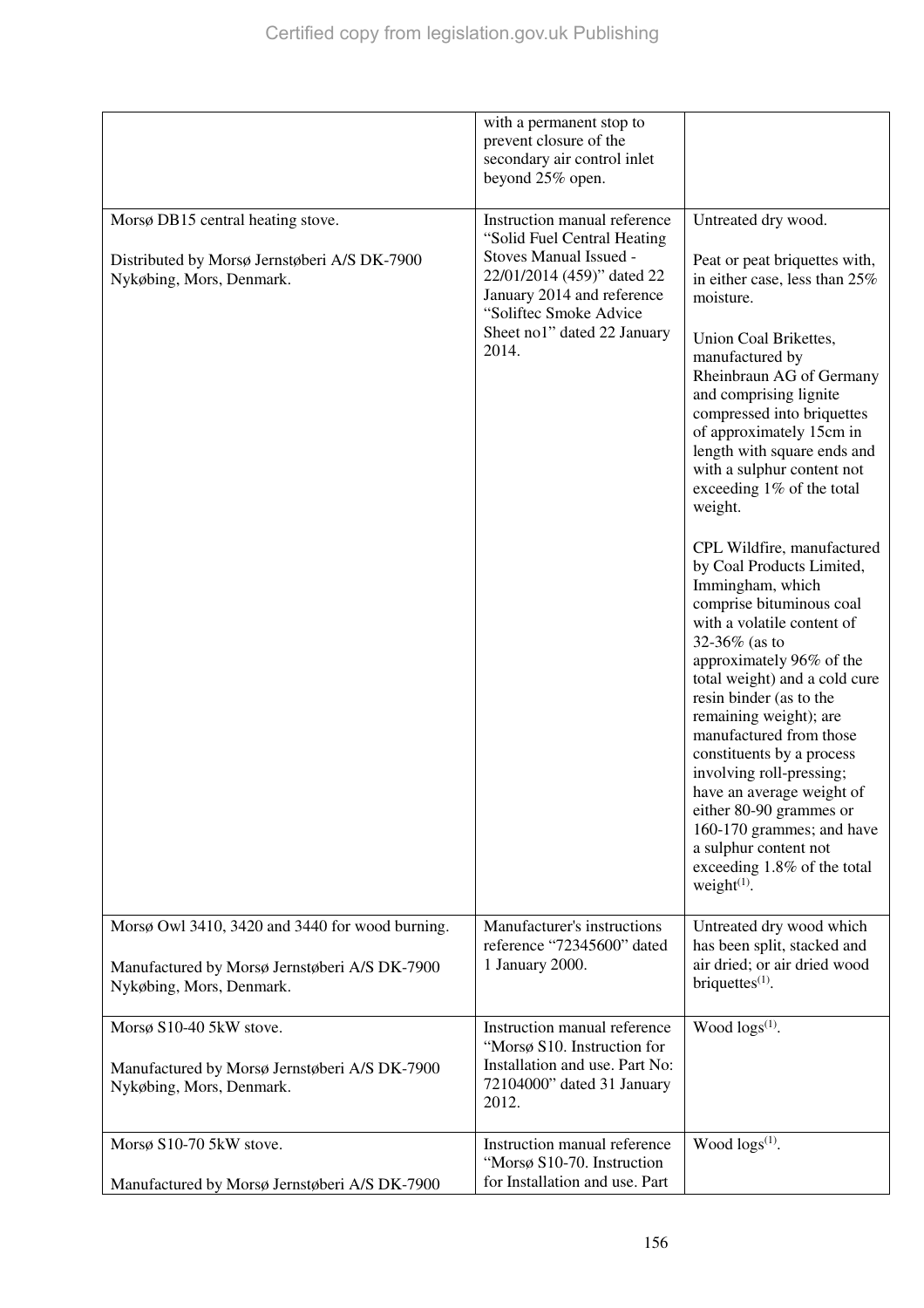| | | |
|---|---|---|
| | with a permanent stop to prevent closure of the secondary air control inlet beyond 25% open. | |
| Morsø DB15 central heating stove.<br><br>Distributed by Morsø Jernstøberi A/S DK-7900 Nykøbing, Mors, Denmark. | Instruction manual reference "Solid Fuel Central Heating Stoves Manual Issued - 22/01/2014 (459)" dated 22 January 2014 and reference "Soliftec Smoke Advice Sheet no1" dated 22 January 2014. | Untreated dry wood.<br><br>Peat or peat briquettes with, in either case, less than 25% moisture.<br><br>Union Coal Brikettes, manufactured by Rheinbraun AG of Germany and comprising lignite compressed into briquettes of approximately 15cm in length with square ends and with a sulphur content not exceeding 1% of the total weight.<br><br>CPL Wildfire, manufactured by Coal Products Limited, Immingham, which comprise bituminous coal with a volatile content of 32-36% (as to approximately 96% of the total weight) and a cold cure resin binder (as to the remaining weight); are manufactured from those constituents by a process involving roll-pressing; have an average weight of either 80-90 grammes or 160-170 grammes; and have a sulphur content not exceeding 1.8% of the total weight[(1)]. |
| Morsø Owl 3410, 3420 and 3440 for wood burning.<br><br>Manufactured by Morsø Jernstøberi A/S DK-7900 Nykøbing, Mors, Denmark. | Manufacturer's instructions reference "72345600" dated 1 January 2000. | Untreated dry wood which has been split, stacked and air dried; or air dried wood briquettes[(1)]. |
| Morsø S10-40 5kW stove.<br><br>Manufactured by Morsø Jernstøberi A/S DK-7900 Nykøbing, Mors, Denmark. | Instruction manual reference "Morsø S10. Instruction for Installation and use. Part No: 72104000" dated 31 January 2012. | Wood logs[(1)]. |
| Morsø S10-70 5kW stove.<br><br>Manufactured by Morsø Jernstøberi A/S DK-7900 | Instruction manual reference "Morsø S10-70. Instruction for Installation and use. Part | Wood logs[(1)]. |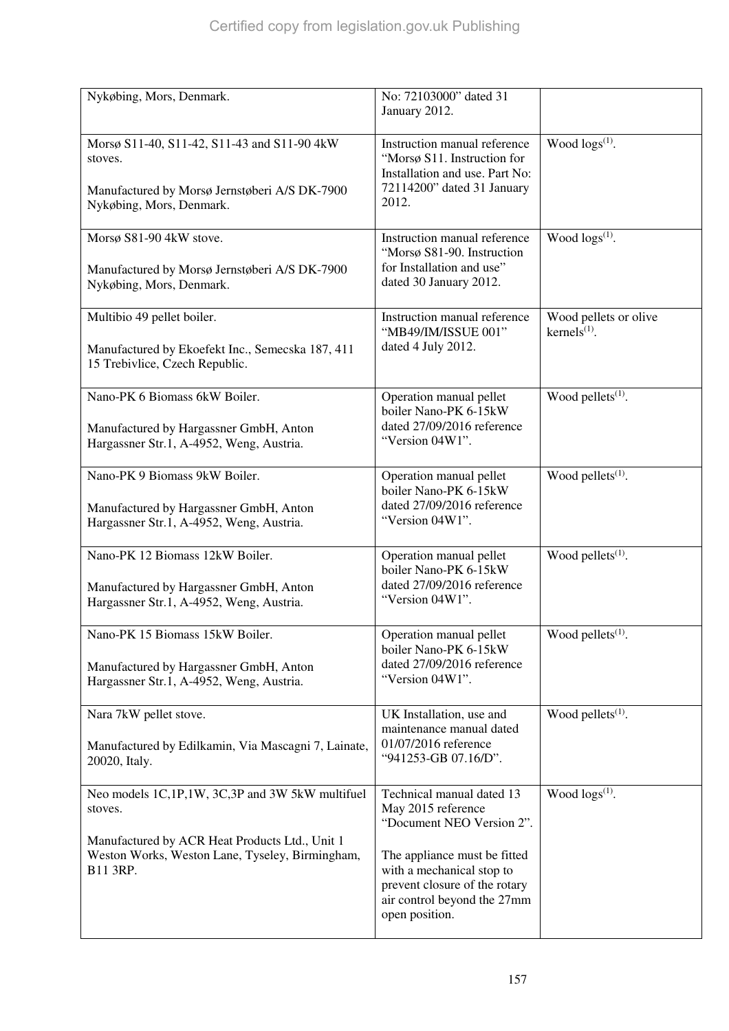| | | |
|---|---|---|
| Nykøbing, Mors, Denmark. | No: 72103000" dated 31 January 2012. | |
| Morsø S11-40, S11-42, S11-43 and S11-90 4kW stoves.<br><br>Manufactured by Morsø Jernstøberi A/S DK-7900 Nykøbing, Mors, Denmark. | Instruction manual reference "Morsø S11. Instruction for Installation and use. Part No: 72114200" dated 31 January 2012. | Wood logs[(1)]. |
| Morsø S81-90 4kW stove.<br><br>Manufactured by Morsø Jernstøberi A/S DK-7900 Nykøbing, Mors, Denmark. | Instruction manual reference "Morsø S81-90. Instruction for Installation and use" dated 30 January 2012. | Wood logs[(1)]. |
| Multibio 49 pellet boiler.<br><br>Manufactured by Ekoefekt Inc., Semecska 187, 411 15 Trebivlice, Czech Republic. | Instruction manual reference "MB49/IM/ISSUE 001" dated 4 July 2012. | Wood pellets or olive kernels[(1)]. |
| Nano-PK 6 Biomass 6kW Boiler.<br><br>Manufactured by Hargassner GmbH, Anton Hargassner Str.1, A-4952, Weng, Austria. | Operation manual pellet boiler Nano-PK 6-15kW dated 27/09/2016 reference "Version 04W1". | Wood pellets[(1)]. |
| Nano-PK 9 Biomass 9kW Boiler.<br><br>Manufactured by Hargassner GmbH, Anton Hargassner Str.1, A-4952, Weng, Austria. | Operation manual pellet boiler Nano-PK 6-15kW dated 27/09/2016 reference "Version 04W1". | Wood pellets[(1)]. |
| Nano-PK 12 Biomass 12kW Boiler.<br><br>Manufactured by Hargassner GmbH, Anton Hargassner Str.1, A-4952, Weng, Austria. | Operation manual pellet boiler Nano-PK 6-15kW dated 27/09/2016 reference "Version 04W1". | Wood pellets[(1)]. |
| Nano-PK 15 Biomass 15kW Boiler.<br><br>Manufactured by Hargassner GmbH, Anton Hargassner Str.1, A-4952, Weng, Austria. | Operation manual pellet boiler Nano-PK 6-15kW dated 27/09/2016 reference "Version 04W1". | Wood pellets[(1)]. |
| Nara 7kW pellet stove.<br><br>Manufactured by Edilkamin, Via Mascagni 7, Lainate, 20020, Italy. | UK Installation, use and maintenance manual dated 01/07/2016 reference "941253-GB 07.16/D". | Wood pellets[(1)]. |
| Neo models 1C,1P,1W, 3C,3P and 3W 5kW multifuel stoves.<br><br>Manufactured by ACR Heat Products Ltd., Unit 1 Weston Works, Weston Lane, Tyseley, Birmingham, B11 3RP. | Technical manual dated 13 May 2015 reference "Document NEO Version 2".<br><br>The appliance must be fitted with a mechanical stop to prevent closure of the rotary air control beyond the 27mm open position. | Wood logs[(1)]. |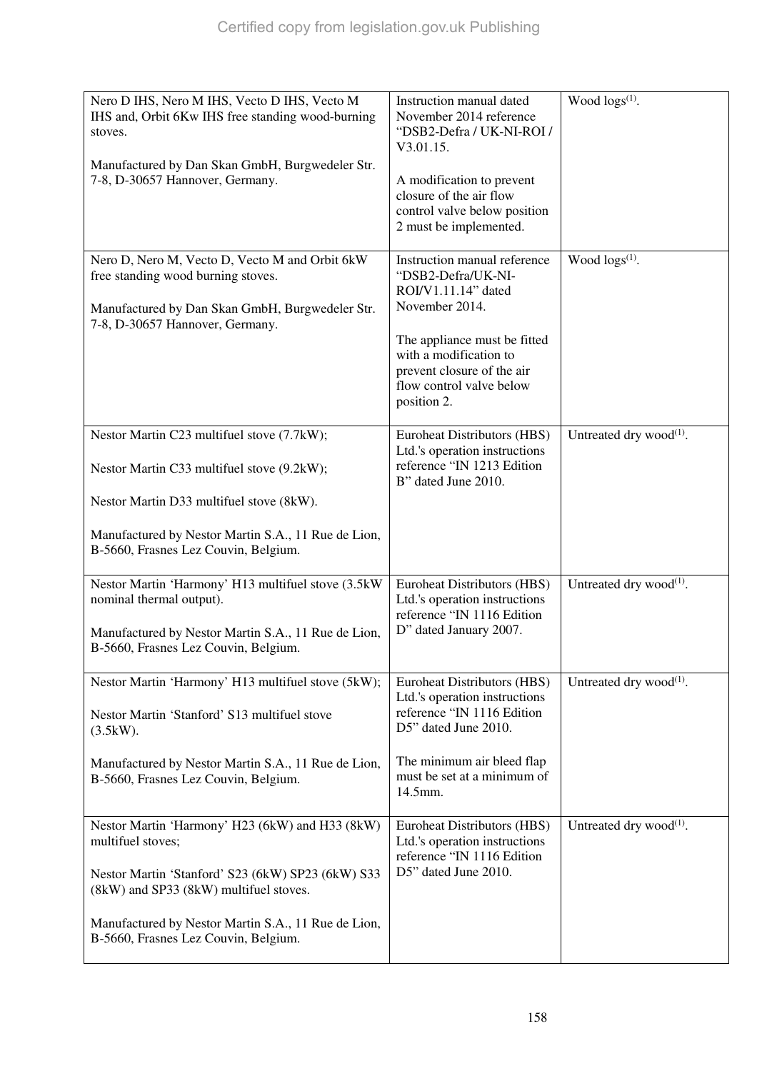| | | |
|---|---|---|
| Nero D IHS, Nero M IHS, Vecto D IHS, Vecto M IHS and, Orbit 6Kw IHS free standing wood-burning stoves.<br><br>Manufactured by Dan Skan GmbH, Burgwedeler Str. 7-8, D-30657 Hannover, Germany. | Instruction manual dated November 2014 reference "DSB2-Defra / UK-NI-ROI / V3.01.15.<br><br>A modification to prevent closure of the air flow control valve below position 2 must be implemented. | Wood logs[(1)]. |
| Nero D, Nero M, Vecto D, Vecto M and Orbit 6kW free standing wood burning stoves.<br><br>Manufactured by Dan Skan GmbH, Burgwedeler Str. 7-8, D-30657 Hannover, Germany. | Instruction manual reference "DSB2-Defra/UK-NI-ROI/V1.11.14" dated November 2014.<br><br>The appliance must be fitted with a modification to prevent closure of the air flow control valve below position 2. | Wood logs[(1)]. |
| Nestor Martin C23 multifuel stove (7.7kW);<br><br>Nestor Martin C33 multifuel stove (9.2kW);<br><br>Nestor Martin D33 multifuel stove (8kW).<br><br>Manufactured by Nestor Martin S.A., 11 Rue de Lion, B-5660, Frasnes Lez Couvin, Belgium. | Euroheat Distributors (HBS) Ltd.'s operation instructions reference "IN 1213 Edition B" dated June 2010. | Untreated dry wood[(1)]. |
| Nestor Martin 'Harmony' H13 multifuel stove (3.5kW nominal thermal output).<br><br>Manufactured by Nestor Martin S.A., 11 Rue de Lion, B-5660, Frasnes Lez Couvin, Belgium. | Euroheat Distributors (HBS) Ltd.'s operation instructions reference "IN 1116 Edition D" dated January 2007. | Untreated dry wood[(1)]. |
| Nestor Martin 'Harmony' H13 multifuel stove (5kW);<br><br>Nestor Martin 'Stanford' S13 multifuel stove (3.5kW).<br><br>Manufactured by Nestor Martin S.A., 11 Rue de Lion, B-5660, Frasnes Lez Couvin, Belgium. | Euroheat Distributors (HBS) Ltd.'s operation instructions reference "IN 1116 Edition D5" dated June 2010.<br><br>The minimum air bleed flap must be set at a minimum of 14.5mm. | Untreated dry wood[(1)]. |
| Nestor Martin 'Harmony' H23 (6kW) and H33 (8kW) multifuel stoves;<br><br>Nestor Martin 'Stanford' S23 (6kW) SP23 (6kW) S33 (8kW) and SP33 (8kW) multifuel stoves.<br><br>Manufactured by Nestor Martin S.A., 11 Rue de Lion, B-5660, Frasnes Lez Couvin, Belgium. | Euroheat Distributors (HBS) Ltd.'s operation instructions reference "IN 1116 Edition D5" dated June 2010. | Untreated dry wood[(1)]. |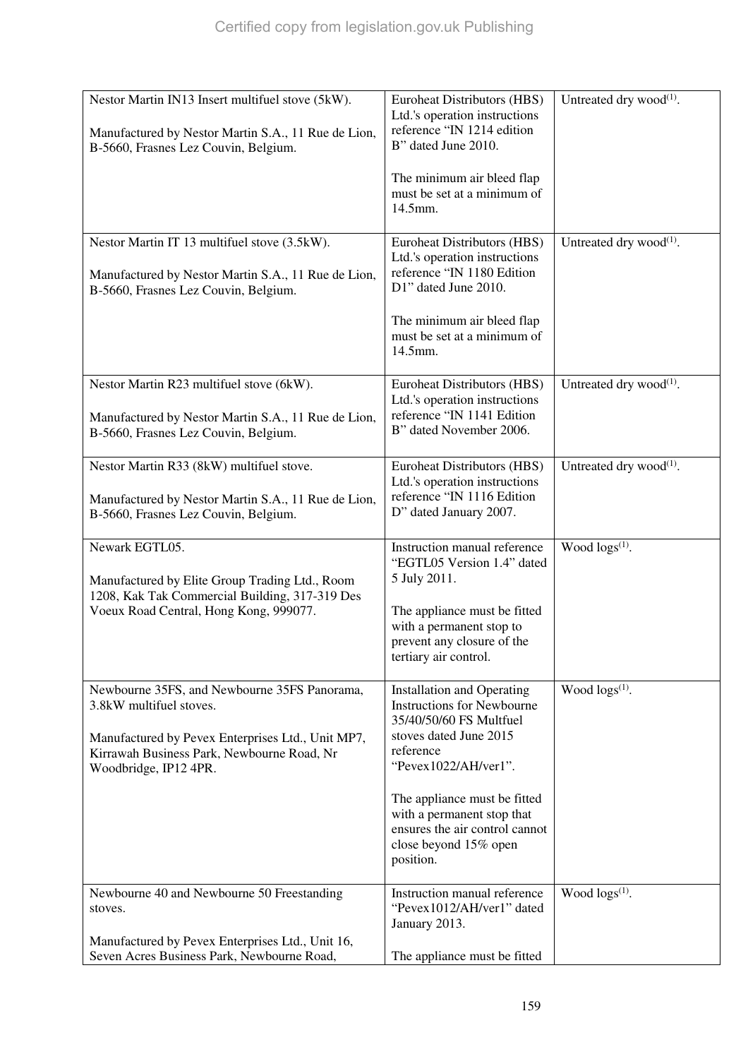| | | |
|---|---|---|
| Nestor Martin IN13 Insert multifuel stove (5kW).<br><br>Manufactured by Nestor Martin S.A., 11 Rue de Lion, B-5660, Frasnes Lez Couvin, Belgium. | Euroheat Distributors (HBS) Ltd.'s operation instructions reference "IN 1214 edition B" dated June 2010.<br><br>The minimum air bleed flap must be set at a minimum of 14.5mm. | Untreated dry wood[1]. |
| Nestor Martin IT 13 multifuel stove (3.5kW).<br><br>Manufactured by Nestor Martin S.A., 11 Rue de Lion, B-5660, Frasnes Lez Couvin, Belgium. | Euroheat Distributors (HBS) Ltd.'s operation instructions reference "IN 1180 Edition D1" dated June 2010.<br><br>The minimum air bleed flap must be set at a minimum of 14.5mm. | Untreated dry wood[1]. |
| Nestor Martin R23 multifuel stove (6kW).<br><br>Manufactured by Nestor Martin S.A., 11 Rue de Lion, B-5660, Frasnes Lez Couvin, Belgium. | Euroheat Distributors (HBS) Ltd.'s operation instructions reference "IN 1141 Edition B" dated November 2006. | Untreated dry wood[1]. |
| Nestor Martin R33 (8kW) multifuel stove.<br><br>Manufactured by Nestor Martin S.A., 11 Rue de Lion, B-5660, Frasnes Lez Couvin, Belgium. | Euroheat Distributors (HBS) Ltd.'s operation instructions reference "IN 1116 Edition D" dated January 2007. | Untreated dry wood[1]. |
| Newark EGTL05.<br><br>Manufactured by Elite Group Trading Ltd., Room 1208, Kak Tak Commercial Building, 317-319 Des Voeux Road Central, Hong Kong, 999077. | Instruction manual reference "EGTL05 Version 1.4" dated 5 July 2011.<br><br>The appliance must be fitted with a permanent stop to prevent any closure of the tertiary air control. | Wood logs[1]. |
| Newbourne 35FS, and Newbourne 35FS Panorama, 3.8kW multifuel stoves.<br><br>Manufactured by Pevex Enterprises Ltd., Unit MP7, Kirrawah Business Park, Newbourne Road, Nr Woodbridge, IP12 4PR. | Installation and Operating Instructions for Newbourne 35/40/50/60 FS Multfuel stoves dated June 2015 reference "Pevex1022/AH/ver1".<br><br>The appliance must be fitted with a permanent stop that ensures the air control cannot close beyond 15% open position. | Wood logs[1]. |
| Newbourne 40 and Newbourne 50 Freestanding stoves.<br><br>Manufactured by Pevex Enterprises Ltd., Unit 16, Seven Acres Business Park, Newbourne Road, | Instruction manual reference "Pevex1012/AH/ver1" dated January 2013.<br><br>The appliance must be fitted | Wood logs[1]. |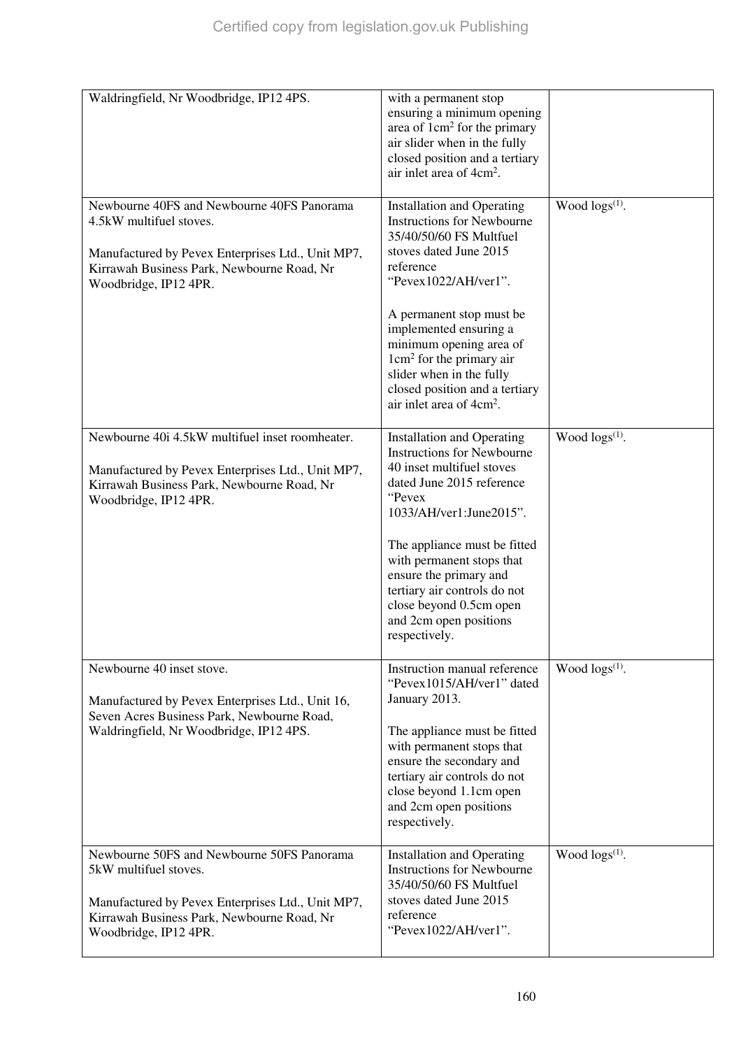| | | |
|---|---|---|
| Waldringfield, Nr Woodbridge, IP12 4PS. | with a permanent stop ensuring a minimum opening area of $1cm^2$ for the primary air slider when in the fully closed position and a tertiary air inlet area of $4cm^2$. | |
| Newbourne 40FS and Newbourne 40FS Panorama 4.5kW multifuel stoves.<br><br>Manufactured by Pevex Enterprises Ltd., Unit MP7, Kirrawah Business Park, Newbourne Road, Nr Woodbridge, IP12 4PR. | Installation and Operating Instructions for Newbourne 35/40/50/60 FS Multfuel stoves dated June 2015 reference "Pevex1022/AH/ver1".<br><br>A permanent stop must be implemented ensuring a minimum opening area of $1cm^2$ for the primary air slider when in the fully closed position and a tertiary air inlet area of $4cm^2$. | Wood logs[(1)]. |
| Newbourne 40i 4.5kW multifuel inset roomheater.<br><br>Manufactured by Pevex Enterprises Ltd., Unit MP7, Kirrawah Business Park, Newbourne Road, Nr Woodbridge, IP12 4PR. | Installation and Operating Instructions for Newbourne 40 inset multifuel stoves dated June 2015 reference "Pevex 1033/AH/ver1:June2015".<br><br>The appliance must be fitted with permanent stops that ensure the primary and tertiary air controls do not close beyond 0.5cm open and 2cm open positions respectively. | Wood logs[(1)]. |
| Newbourne 40 inset stove.<br><br>Manufactured by Pevex Enterprises Ltd., Unit 16, Seven Acres Business Park, Newbourne Road, Waldringfield, Nr Woodbridge, IP12 4PS. | Instruction manual reference "Pevex1015/AH/ver1" dated January 2013.<br><br>The appliance must be fitted with permanent stops that ensure the secondary and tertiary air controls do not close beyond 1.1cm open and 2cm open positions respectively. | Wood logs[(1)]. |
| Newbourne 50FS and Newbourne 50FS Panorama 5kW multifuel stoves.<br><br>Manufactured by Pevex Enterprises Ltd., Unit MP7, Kirrawah Business Park, Newbourne Road, Nr Woodbridge, IP12 4PR. | Installation and Operating Instructions for Newbourne 35/40/50/60 FS Multfuel stoves dated June 2015 reference "Pevex1022/AH/ver1". | Wood logs[(1)]. |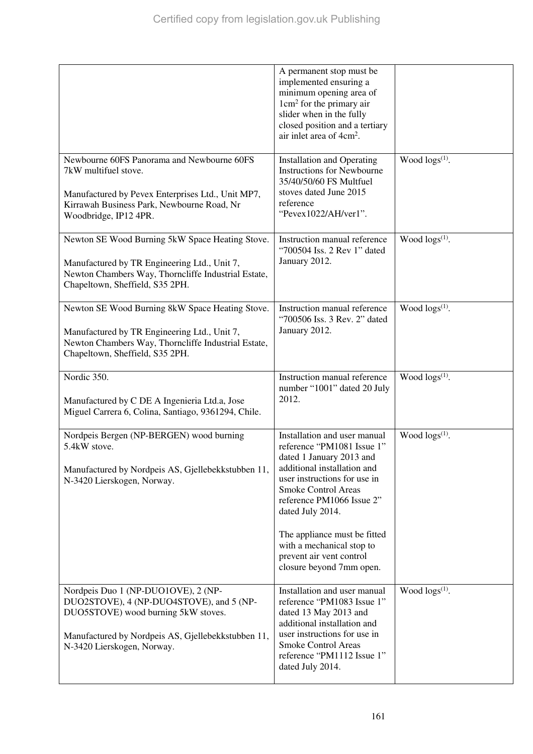| | | |
|---|---|---|
| | A permanent stop must be implemented ensuring a minimum opening area of $1cm^2$ for the primary air slider when in the fully closed position and a tertiary air inlet area of $4cm^2$. | |
| Newbourne 60FS Panorama and Newbourne 60FS 7kW multifuel stove.<br><br>Manufactured by Pevex Enterprises Ltd., Unit MP7, Kirrawah Business Park, Newbourne Road, Nr Woodbridge, IP12 4PR. | Installation and Operating Instructions for Newbourne 35/40/50/60 FS Multfuel stoves dated June 2015 reference "Pevex1022/AH/ver1". | Wood logs(1). |
| Newton SE Wood Burning 5kW Space Heating Stove.<br><br>Manufactured by TR Engineering Ltd., Unit 7, Newton Chambers Way, Thorncliffe Industrial Estate, Chapeltown, Sheffield, S35 2PH. | Instruction manual reference "700504 Iss. 2 Rev 1" dated January 2012. | Wood logs(1). |
| Newton SE Wood Burning 8kW Space Heating Stove.<br><br>Manufactured by TR Engineering Ltd., Unit 7, Newton Chambers Way, Thorncliffe Industrial Estate, Chapeltown, Sheffield, S35 2PH. | Instruction manual reference "700506 Iss. 3 Rev. 2" dated January 2012. | Wood logs(1). |
| Nordic 350.<br><br>Manufactured by C DE A Ingenieria Ltd.a, Jose Miguel Carrera 6, Colina, Santiago, 9361294, Chile. | Instruction manual reference number "1001" dated 20 July 2012. | Wood logs(1). |
| Nordpeis Bergen (NP-BERGEN) wood burning 5.4kW stove.<br><br>Manufactured by Nordpeis AS, Gjellebekkstubben 11, N-3420 Lierskogen, Norway. | Installation and user manual reference "PM1081 Issue 1" dated 1 January 2013 and additional installation and user instructions for use in Smoke Control Areas reference PM1066 Issue 2" dated July 2014.<br><br>The appliance must be fitted with a mechanical stop to prevent air vent control closure beyond 7mm open. | Wood logs(1). |
| Nordpeis Duo 1 (NP-DUO1OVE), 2 (NP-DUO2STOVE), 4 (NP-DUO4STOVE), and 5 (NP-DUO5STOVE) wood burning 5kW stoves.<br><br>Manufactured by Nordpeis AS, Gjellebekkstubben 11, N-3420 Lierskogen, Norway. | Installation and user manual reference "PM1083 Issue 1" dated 13 May 2013 and additional installation and user instructions for use in Smoke Control Areas reference "PM1112 Issue 1" dated July 2014. | Wood logs(1). |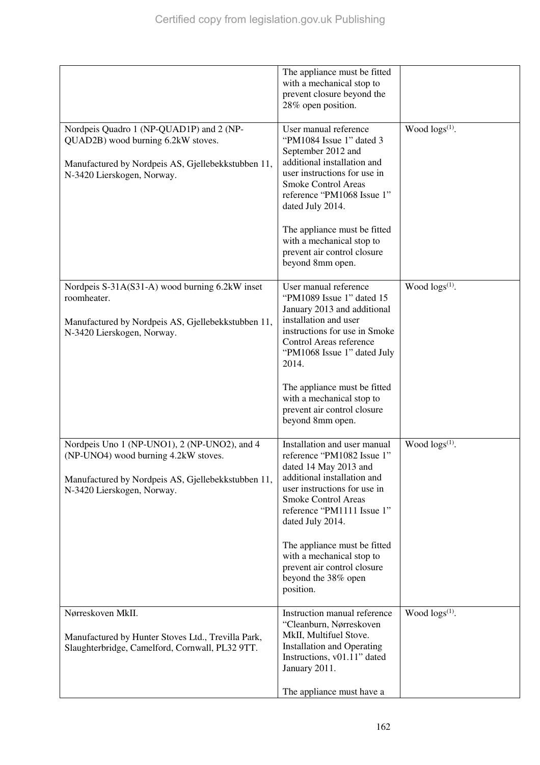| | | |
|---|---|---|
| | The appliance must be fitted with a mechanical stop to prevent closure beyond the 28% open position. | |
| Nordpeis Quadro 1 (NP-QUAD1P) and 2 (NP-QUAD2B) wood burning 6.2kW stoves.<br><br>Manufactured by Nordpeis AS, Gjellebekkstubben 11, N-3420 Lierskogen, Norway. | User manual reference "PM1084 Issue 1" dated 3 September 2012 and additional installation and user instructions for use in Smoke Control Areas reference "PM1068 Issue 1" dated July 2014.<br><br>The appliance must be fitted with a mechanical stop to prevent air control closure beyond 8mm open. | Wood logs[1]. |
| Nordpeis S-31A(S31-A) wood burning 6.2kW inset roomheater.<br><br>Manufactured by Nordpeis AS, Gjellebekkstubben 11, N-3420 Lierskogen, Norway. | User manual reference "PM1089 Issue 1" dated 15 January 2013 and additional installation and user instructions for use in Smoke Control Areas reference "PM1068 Issue 1" dated July 2014.<br><br>The appliance must be fitted with a mechanical stop to prevent air control closure beyond 8mm open. | Wood logs[1]. |
| Nordpeis Uno 1 (NP-UNO1), 2 (NP-UNO2), and 4 (NP-UNO4) wood burning 4.2kW stoves.<br><br>Manufactured by Nordpeis AS, Gjellebekkstubben 11, N-3420 Lierskogen, Norway. | Installation and user manual reference "PM1082 Issue 1" dated 14 May 2013 and additional installation and user instructions for use in Smoke Control Areas reference "PM1111 Issue 1" dated July 2014.<br><br>The appliance must be fitted with a mechanical stop to prevent air control closure beyond the 38% open position. | Wood logs[1]. |
| Nørreskoven MkII.<br><br>Manufactured by Hunter Stoves Ltd., Trevilla Park, Slaughterbridge, Camelford, Cornwall, PL32 9TT. | Instruction manual reference "Cleanburn, Nørreskoven MkII, Multifuel Stove. Installation and Operating Instructions, v01.11" dated January 2011.<br><br>The appliance must have a | Wood logs[1]. |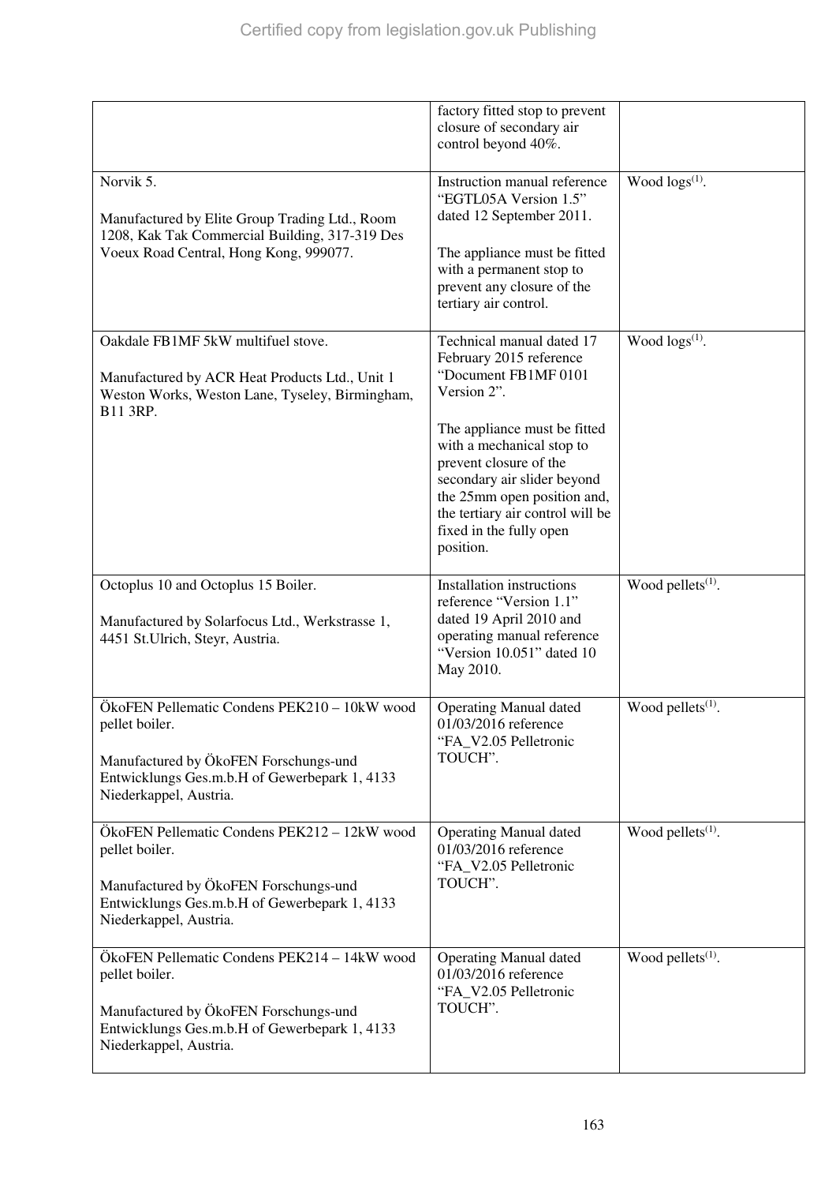| | | |
|---|---|---|
| | factory fitted stop to prevent closure of secondary air control beyond 40%. | |
| Norvik 5.<br><br>Manufactured by Elite Group Trading Ltd., Room 1208, Kak Tak Commercial Building, 317-319 Des Voeux Road Central, Hong Kong, 999077. | Instruction manual reference "EGTL05A Version 1.5" dated 12 September 2011.<br><br>The appliance must be fitted with a permanent stop to prevent any closure of the tertiary air control. | Wood logs(1). |
| Oakdale FB1MF 5kW multifuel stove.<br><br>Manufactured by ACR Heat Products Ltd., Unit 1 Weston Works, Weston Lane, Tyseley, Birmingham, B11 3RP. | Technical manual dated 17 February 2015 reference "Document FB1MF 0101 Version 2".<br><br>The appliance must be fitted with a mechanical stop to prevent closure of the secondary air slider beyond the 25mm open position and, the tertiary air control will be fixed in the fully open position. | Wood logs(1). |
| Octoplus 10 and Octoplus 15 Boiler.<br><br>Manufactured by Solarfocus Ltd., Werkstrasse 1, 4451 St.Ulrich, Steyr, Austria. | Installation instructions reference "Version 1.1" dated 19 April 2010 and operating manual reference "Version 10.051" dated 10 May 2010. | Wood pellets(1). |
| ÖkoFEN Pellematic Condens PEK210 – 10kW wood pellet boiler.<br><br>Manufactured by ÖkoFEN Forschungs-und Entwicklungs Ges.m.b.H of Gewerbepark 1, 4133 Niederkappel, Austria. | Operating Manual dated 01/03/2016 reference "FA_V2.05 Pelletronic TOUCH". | Wood pellets(1). |
| ÖkoFEN Pellematic Condens PEK212 – 12kW wood pellet boiler.<br><br>Manufactured by ÖkoFEN Forschungs-und Entwicklungs Ges.m.b.H of Gewerbepark 1, 4133 Niederkappel, Austria. | Operating Manual dated 01/03/2016 reference "FA_V2.05 Pelletronic TOUCH". | Wood pellets(1). |
| ÖkoFEN Pellematic Condens PEK214 – 14kW wood pellet boiler.<br><br>Manufactured by ÖkoFEN Forschungs-und Entwicklungs Ges.m.b.H of Gewerbepark 1, 4133 Niederkappel, Austria. | Operating Manual dated 01/03/2016 reference "FA_V2.05 Pelletronic TOUCH". | Wood pellets(1). |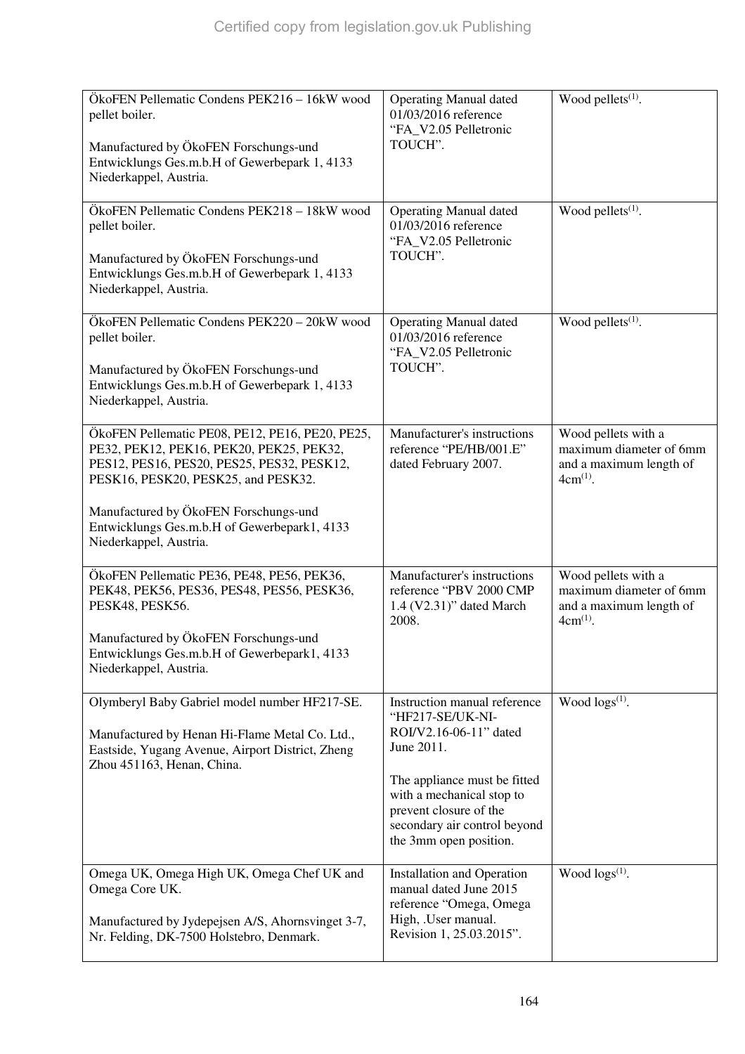| | | |
|---|---|---|
| ÖkoFEN Pellematic Condens PEK216 – 16kW wood pellet boiler.<br><br>Manufactured by ÖkoFEN Forschungs-und Entwicklungs Ges.m.b.H of Gewerbepark 1, 4133 Niederkappel, Austria. | Operating Manual dated 01/03/2016 reference “FA_V2.05 Pelletronic TOUCH”. | Wood pellets[(1)]. |
| ÖkoFEN Pellematic Condens PEK218 – 18kW wood pellet boiler.<br><br>Manufactured by ÖkoFEN Forschungs-und Entwicklungs Ges.m.b.H of Gewerbepark 1, 4133 Niederkappel, Austria. | Operating Manual dated 01/03/2016 reference “FA_V2.05 Pelletronic TOUCH”. | Wood pellets[(1)]. |
| ÖkoFEN Pellematic Condens PEK220 – 20kW wood pellet boiler.<br><br>Manufactured by ÖkoFEN Forschungs-und Entwicklungs Ges.m.b.H of Gewerbepark 1, 4133 Niederkappel, Austria. | Operating Manual dated 01/03/2016 reference “FA_V2.05 Pelletronic TOUCH”. | Wood pellets[(1)]. |
| ÖkoFEN Pellematic PE08, PE12, PE16, PE20, PE25, PE32, PEK12, PEK16, PEK20, PEK25, PEK32, PES12, PES16, PES20, PES25, PES32, PESK12, PESK16, PESK20, PESK25, and PESK32.<br><br>Manufactured by ÖkoFEN Forschungs-und Entwicklungs Ges.m.b.H of Gewerbepark1, 4133 Niederkappel, Austria. | Manufacturer's instructions reference “PE/HB/001.E” dated February 2007. | Wood pellets with a maximum diameter of 6mm and a maximum length of 4cm[(1)]. |
| ÖkoFEN Pellematic PE36, PE48, PE56, PEK36, PEK48, PEK56, PES36, PES48, PES56, PESK36, PESK48, PESK56.<br><br>Manufactured by ÖkoFEN Forschungs-und Entwicklungs Ges.m.b.H of Gewerbepark1, 4133 Niederkappel, Austria. | Manufacturer's instructions reference “PBV 2000 CMP 1.4 (V2.31)” dated March 2008. | Wood pellets with a maximum diameter of 6mm and a maximum length of 4cm[(1)]. |
| Olymberyl Baby Gabriel model number HF217-SE.<br><br>Manufactured by Henan Hi-Flame Metal Co. Ltd., Eastside, Yugang Avenue, Airport District, Zheng Zhou 451163, Henan, China. | Instruction manual reference “HF217-SE/UK-NI-ROI/V2.16-06-11” dated June 2011.<br><br>The appliance must be fitted with a mechanical stop to prevent closure of the secondary air control beyond the 3mm open position. | Wood logs[(1)]. |
| Omega UK, Omega High UK, Omega Chef UK and Omega Core UK.<br><br>Manufactured by Jydepejsen A/S, Ahornsvinget 3-7, Nr. Felding, DK-7500 Holstebro, Denmark. | Installation and Operation manual dated June 2015 reference “Omega, Omega High, .User manual. Revision 1, 25.03.2015”. | Wood logs[(1)]. |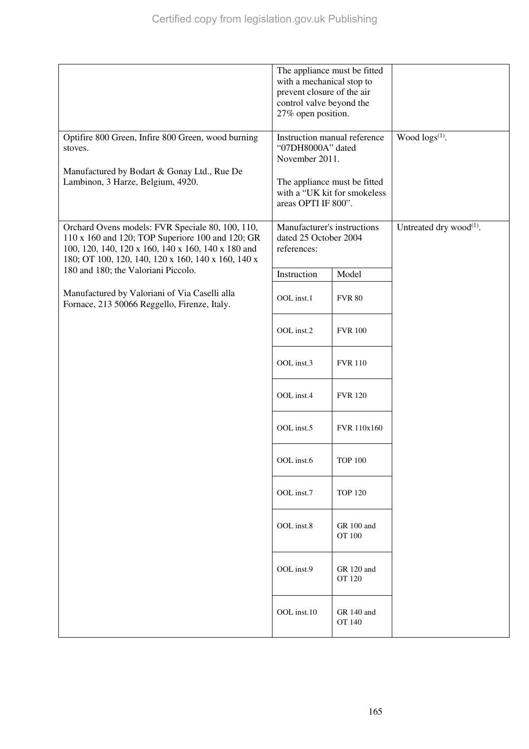| Appliance | Conditions | Fuel |
|---|---|---|
| | The appliance must be fitted with a mechanical stop to prevent closure of the air control valve beyond the 27% open position. | |
| Optifire 800 Green, Infire 800 Green, wood burning stoves.<br><br>Manufactured by Bodart & Gonay Ltd., Rue De Lambinon, 3 Harze, Belgium, 4920. | Instruction manual reference “07DH8000A” dated November 2011.<br><br>The appliance must be fitted with a “UK kit for smokeless areas OPTI IF 800”. | Wood logs[(1)]. |
| Orchard Ovens models: FVR Speciale 80, 100, 110, 110 x 160 and 120; TOP Superiore 100 and 120; GR 100, 120, 140, 120 x 160, 140 x 160, 140 x 180 and 180; OT 100, 120, 140, 120 x 160, 140 x 160, 140 x 180 and 180; the Valoriani Piccolo.<br><br>Manufactured by Valoriani of Via Caselli alla Fornace, 213 50066 Reggello, Firenze, Italy. | Manufacturer's instructions dated 25 October 2004 references:<br><br>Instruction – Model<br>OOL inst.1 – FVR 80<br>OOL inst.2 – FVR 100<br>OOL inst.3 – FVR 110<br>OOL inst.4 – FVR 120<br>OOL inst.5 – FVR 110x160<br>OOL inst.6 – TOP 100<br>OOL inst.7 – TOP 120<br>OOL inst.8 – GR 100 and OT 100<br>OOL inst.9 – GR 120 and OT 120<br>OOL inst.10 – GR 140 and OT 140 | Untreated dry wood[(1)]. |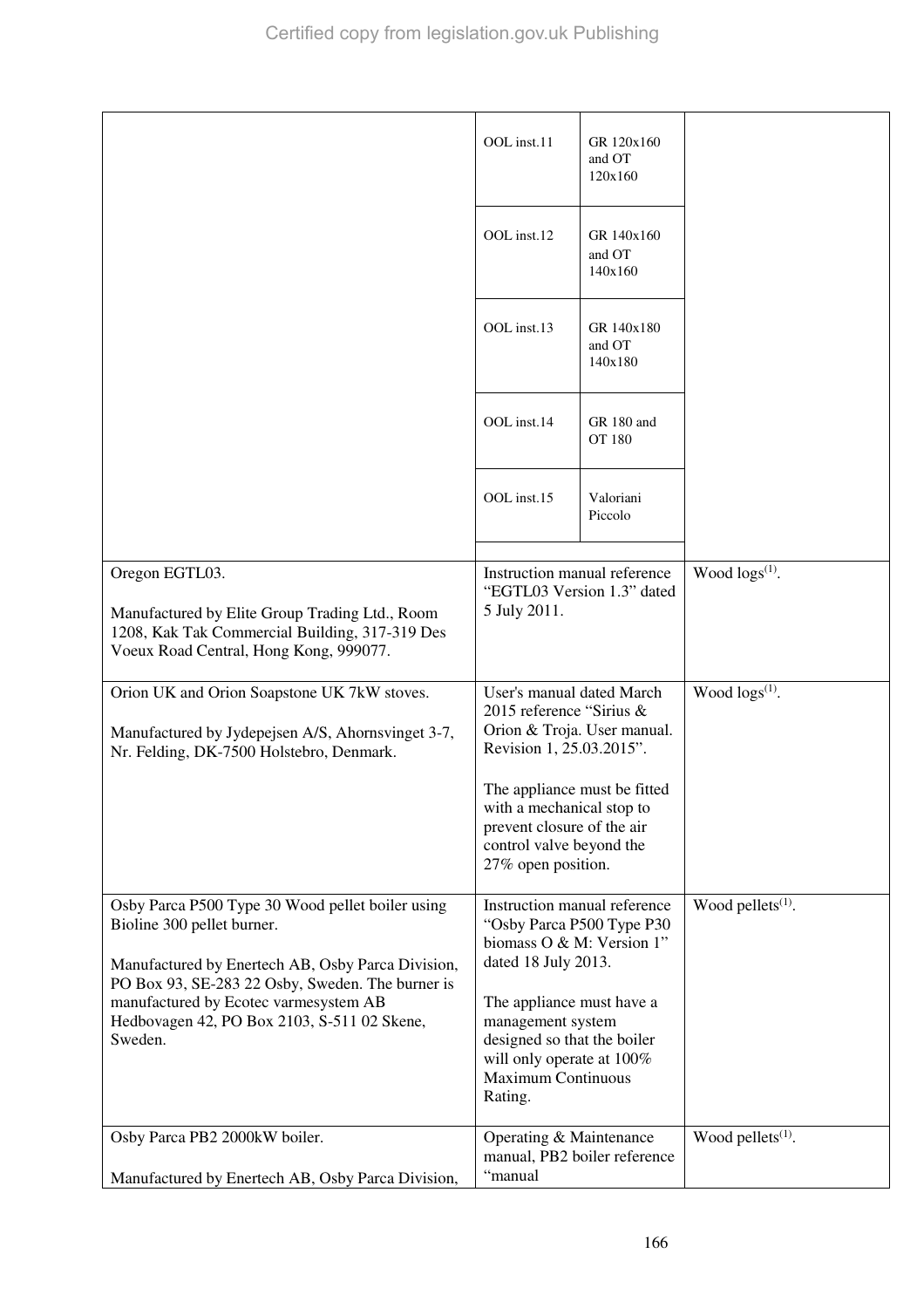| | | | |
|---|---|---|---|
| | OOL inst.11 | GR 120x160 and OT 120x160 | |
| | OOL inst.12 | GR 140x160 and OT 140x160 | |
| | OOL inst.13 | GR 140x180 and OT 140x180 | |
| | OOL inst.14 | GR 180 and OT 180 | |
| | OOL inst.15 | Valoriani Piccolo | |
| Oregon EGTL03.<br><br>Manufactured by Elite Group Trading Ltd., Room 1208, Kak Tak Commercial Building, 317-319 Des Voeux Road Central, Hong Kong, 999077. | Instruction manual reference "EGTL03 Version 1.3" dated 5 July 2011. | | Wood logs[1]. |
| Orion UK and Orion Soapstone UK 7kW stoves.<br><br>Manufactured by Jydepejsen A/S, Ahornsvinget 3-7, Nr. Felding, DK-7500 Holstebro, Denmark. | User's manual dated March 2015 reference "Sirius & Orion & Troja. User manual. Revision 1, 25.03.2015".<br><br>The appliance must be fitted with a mechanical stop to prevent closure of the air control valve beyond the 27% open position. | | Wood logs[1]. |
| Osby Parca P500 Type 30 Wood pellet boiler using Bioline 300 pellet burner.<br><br>Manufactured by Enertech AB, Osby Parca Division, PO Box 93, SE-283 22 Osby, Sweden. The burner is manufactured by Ecotec varmesystem AB Hedbovagen 42, PO Box 2103, S-511 02 Skene, Sweden. | Instruction manual reference "Osby Parca P500 Type P30 biomass O & M: Version 1" dated 18 July 2013.<br><br>The appliance must have a management system designed so that the boiler will only operate at 100% Maximum Continuous Rating. | | Wood pellets[1]. |
| Osby Parca PB2 2000kW boiler.<br><br>Manufactured by Enertech AB, Osby Parca Division, | Operating & Maintenance manual, PB2 boiler reference "manual | | Wood pellets[1]. |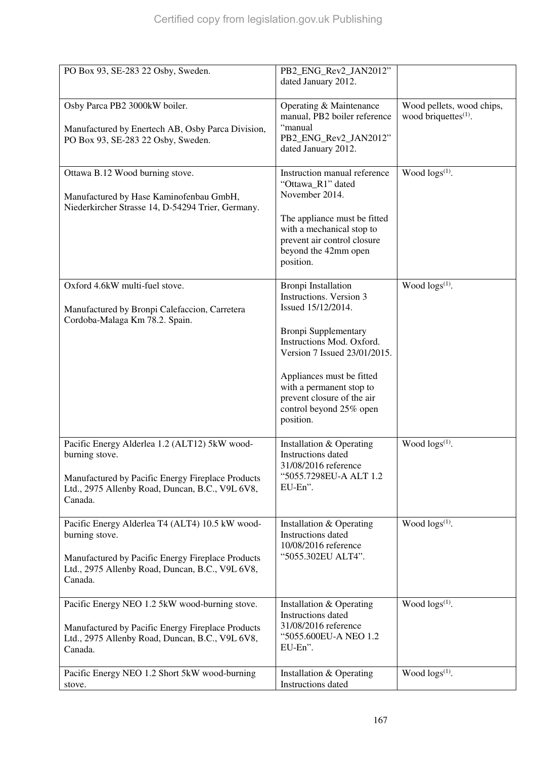| | | |
|---|---|---|
| PO Box 93, SE-283 22 Osby, Sweden. | PB2_ENG_Rev2_JAN2012" dated January 2012. | |
| Osby Parca PB2 3000kW boiler.<br><br>Manufactured by Enertech AB, Osby Parca Division, PO Box 93, SE-283 22 Osby, Sweden. | Operating & Maintenance manual, PB2 boiler reference "manual PB2_ENG_Rev2_JAN2012" dated January 2012. | Wood pellets, wood chips, wood briquettes[(1)]. |
| Ottawa B.12 Wood burning stove.<br><br>Manufactured by Hase Kaminofenbau GmbH, Niederkircher Strasse 14, D-54294 Trier, Germany. | Instruction manual reference "Ottawa_R1" dated November 2014.<br><br>The appliance must be fitted with a mechanical stop to prevent air control closure beyond the 42mm open position. | Wood logs[(1)]. |
| Oxford 4.6kW multi-fuel stove.<br><br>Manufactured by Bronpi Calefaccion, Carretera Cordoba-Malaga Km 78.2. Spain. | Bronpi Installation Instructions. Version 3 Issued 15/12/2014.<br><br>Bronpi Supplementary Instructions Mod. Oxford. Version 7 Issued 23/01/2015.<br><br>Appliances must be fitted with a permanent stop to prevent closure of the air control beyond 25% open position. | Wood logs[(1)]. |
| Pacific Energy Alderlea 1.2 (ALT12) 5kW wood-burning stove.<br><br>Manufactured by Pacific Energy Fireplace Products Ltd., 2975 Allenby Road, Duncan, B.C., V9L 6V8, Canada. | Installation & Operating Instructions dated 31/08/2016 reference "5055.7298EU-A ALT 1.2 EU-En". | Wood logs[(1)]. |
| Pacific Energy Alderlea T4 (ALT4) 10.5 kW wood-burning stove.<br><br>Manufactured by Pacific Energy Fireplace Products Ltd., 2975 Allenby Road, Duncan, B.C., V9L 6V8, Canada. | Installation & Operating Instructions dated 10/08/2016 reference "5055.302EU ALT4". | Wood logs[(1)]. |
| Pacific Energy NEO 1.2 5kW wood-burning stove.<br><br>Manufactured by Pacific Energy Fireplace Products Ltd., 2975 Allenby Road, Duncan, B.C., V9L 6V8, Canada. | Installation & Operating Instructions dated 31/08/2016 reference "5055.600EU-A NEO 1.2 EU-En". | Wood logs[(1)]. |
| Pacific Energy NEO 1.2 Short 5kW wood-burning stove. | Installation & Operating Instructions dated | Wood logs[(1)]. |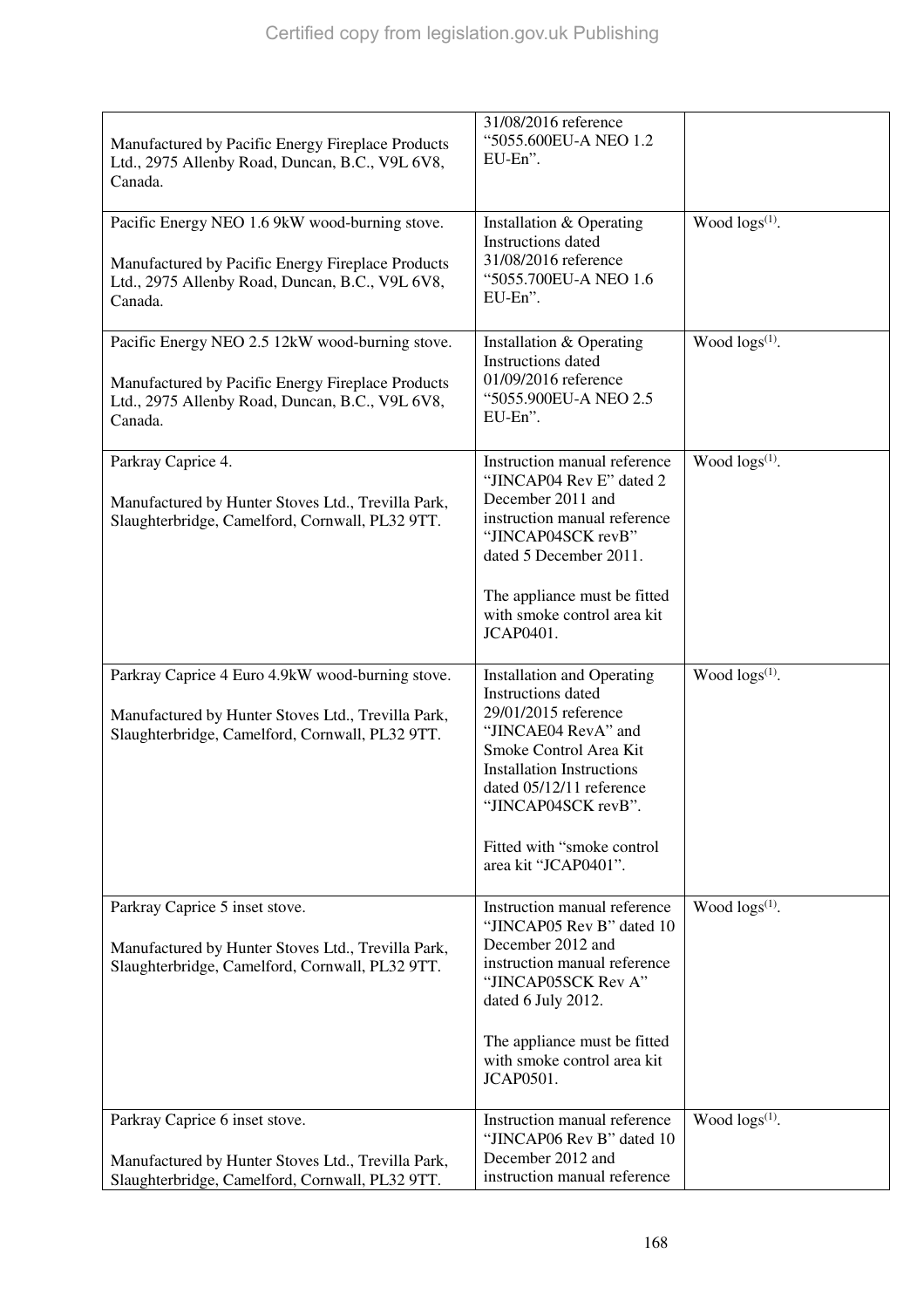| | | |
|---|---|---|
| Manufactured by Pacific Energy Fireplace Products Ltd., 2975 Allenby Road, Duncan, B.C., V9L 6V8, Canada. | 31/08/2016 reference "5055.600EU-A NEO 1.2 EU-En". | |
| Pacific Energy NEO 1.6 9kW wood-burning stove.<br><br>Manufactured by Pacific Energy Fireplace Products Ltd., 2975 Allenby Road, Duncan, B.C., V9L 6V8, Canada. | Installation & Operating Instructions dated 31/08/2016 reference "5055.700EU-A NEO 1.6 EU-En". | Wood logs[(1)]. |
| Pacific Energy NEO 2.5 12kW wood-burning stove.<br><br>Manufactured by Pacific Energy Fireplace Products Ltd., 2975 Allenby Road, Duncan, B.C., V9L 6V8, Canada. | Installation & Operating Instructions dated 01/09/2016 reference "5055.900EU-A NEO 2.5 EU-En". | Wood logs[(1)]. |
| Parkray Caprice 4.<br><br>Manufactured by Hunter Stoves Ltd., Trevilla Park, Slaughterbridge, Camelford, Cornwall, PL32 9TT. | Instruction manual reference "JINCAP04 Rev E" dated 2 December 2011 and instruction manual reference "JINCAP04SCK revB" dated 5 December 2011.<br><br>The appliance must be fitted with smoke control area kit JCAP0401. | Wood logs[(1)]. |
| Parkray Caprice 4 Euro 4.9kW wood-burning stove.<br><br>Manufactured by Hunter Stoves Ltd., Trevilla Park, Slaughterbridge, Camelford, Cornwall, PL32 9TT. | Installation and Operating Instructions dated 29/01/2015 reference "JINCAE04 RevA" and Smoke Control Area Kit Installation Instructions dated 05/12/11 reference "JINCAP04SCK revB".<br><br>Fitted with "smoke control area kit "JCAP0401". | Wood logs[(1)]. |
| Parkray Caprice 5 inset stove.<br><br>Manufactured by Hunter Stoves Ltd., Trevilla Park, Slaughterbridge, Camelford, Cornwall, PL32 9TT. | Instruction manual reference "JINCAP05 Rev B" dated 10 December 2012 and instruction manual reference "JINCAP05SCK Rev A" dated 6 July 2012.<br><br>The appliance must be fitted with smoke control area kit JCAP0501. | Wood logs[(1)]. |
| Parkray Caprice 6 inset stove.<br><br>Manufactured by Hunter Stoves Ltd., Trevilla Park, Slaughterbridge, Camelford, Cornwall, PL32 9TT. | Instruction manual reference "JINCAP06 Rev B" dated 10 December 2012 and instruction manual reference | Wood logs[(1)]. |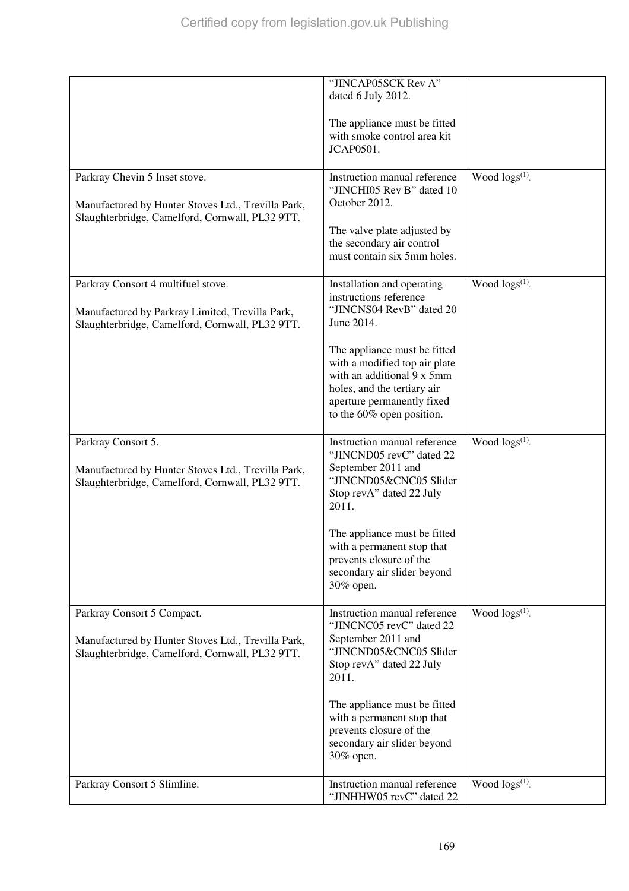| | | |
|---|---|---|
| | "JINCAP05SCK Rev A" dated 6 July 2012.<br><br>The appliance must be fitted with smoke control area kit JCAP0501. | |
| Parkray Chevin 5 Inset stove.<br><br>Manufactured by Hunter Stoves Ltd., Trevilla Park, Slaughterbridge, Camelford, Cornwall, PL32 9TT. | Instruction manual reference "JINCHI05 Rev B" dated 10 October 2012.<br><br>The valve plate adjusted by the secondary air control must contain six 5mm holes. | Wood logs[(1)]. |
| Parkray Consort 4 multifuel stove.<br><br>Manufactured by Parkray Limited, Trevilla Park, Slaughterbridge, Camelford, Cornwall, PL32 9TT. | Installation and operating instructions reference "JINCNS04 RevB" dated 20 June 2014.<br><br>The appliance must be fitted with a modified top air plate with an additional 9 x 5mm holes, and the tertiary air aperture permanently fixed to the 60% open position. | Wood logs[(1)]. |
| Parkray Consort 5.<br><br>Manufactured by Hunter Stoves Ltd., Trevilla Park, Slaughterbridge, Camelford, Cornwall, PL32 9TT. | Instruction manual reference "JINCND05 revC" dated 22 September 2011 and "JINCND05&CNC05 Slider Stop revA" dated 22 July 2011.<br><br>The appliance must be fitted with a permanent stop that prevents closure of the secondary air slider beyond 30% open. | Wood logs[(1)]. |
| Parkray Consort 5 Compact.<br><br>Manufactured by Hunter Stoves Ltd., Trevilla Park, Slaughterbridge, Camelford, Cornwall, PL32 9TT. | Instruction manual reference "JINCNC05 revC" dated 22 September 2011 and "JINCND05&CNC05 Slider Stop revA" dated 22 July 2011.<br><br>The appliance must be fitted with a permanent stop that prevents closure of the secondary air slider beyond 30% open. | Wood logs[(1)]. |
| Parkray Consort 5 Slimline. | Instruction manual reference "JINHHW05 revC" dated 22 | Wood logs[(1)]. |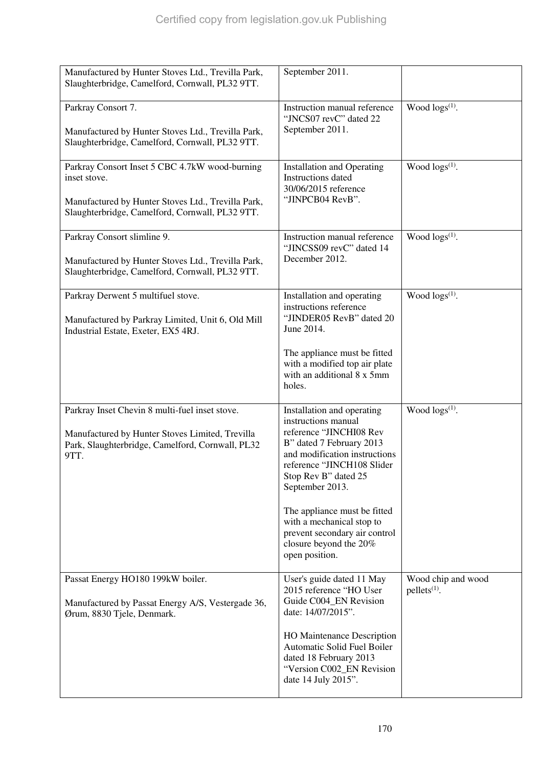| | | |
|---|---|---|
| Manufactured by Hunter Stoves Ltd., Trevilla Park, Slaughterbridge, Camelford, Cornwall, PL32 9TT. | September 2011. | |
| Parkray Consort 7.<br><br>Manufactured by Hunter Stoves Ltd., Trevilla Park, Slaughterbridge, Camelford, Cornwall, PL32 9TT. | Instruction manual reference "JNCS07 revC" dated 22 September 2011. | Wood logs[(1)]. |
| Parkray Consort Inset 5 CBC 4.7kW wood-burning inset stove.<br><br>Manufactured by Hunter Stoves Ltd., Trevilla Park, Slaughterbridge, Camelford, Cornwall, PL32 9TT. | Installation and Operating Instructions dated 30/06/2015 reference "JINPCB04 RevB". | Wood logs[(1)]. |
| Parkray Consort slimline 9.<br><br>Manufactured by Hunter Stoves Ltd., Trevilla Park, Slaughterbridge, Camelford, Cornwall, PL32 9TT. | Instruction manual reference "JINCSS09 revC" dated 14 December 2012. | Wood logs[(1)]. |
| Parkray Derwent 5 multifuel stove.<br><br>Manufactured by Parkray Limited, Unit 6, Old Mill Industrial Estate, Exeter, EX5 4RJ. | Installation and operating instructions reference "JINDER05 RevB" dated 20 June 2014.<br><br>The appliance must be fitted with a modified top air plate with an additional 8 x 5mm holes. | Wood logs[(1)]. |
| Parkray Inset Chevin 8 multi-fuel inset stove.<br><br>Manufactured by Hunter Stoves Limited, Trevilla Park, Slaughterbridge, Camelford, Cornwall, PL32 9TT. | Installation and operating instructions manual reference "JINCHI08 Rev B" dated 7 February 2013 and modification instructions reference "JINCH108 Slider Stop Rev B" dated 25 September 2013.<br><br>The appliance must be fitted with a mechanical stop to prevent secondary air control closure beyond the 20% open position. | Wood logs[(1)]. |
| Passat Energy HO180 199kW boiler.<br><br>Manufactured by Passat Energy A/S, Vestergade 36, Ørum, 8830 Tjele, Denmark. | User's guide dated 11 May 2015 reference "HO User Guide C004_EN Revision date: 14/07/2015".<br><br>HO Maintenance Description Automatic Solid Fuel Boiler dated 18 February 2013 "Version C002_EN Revision date 14 July 2015". | Wood chip and wood pellets[(1)]. |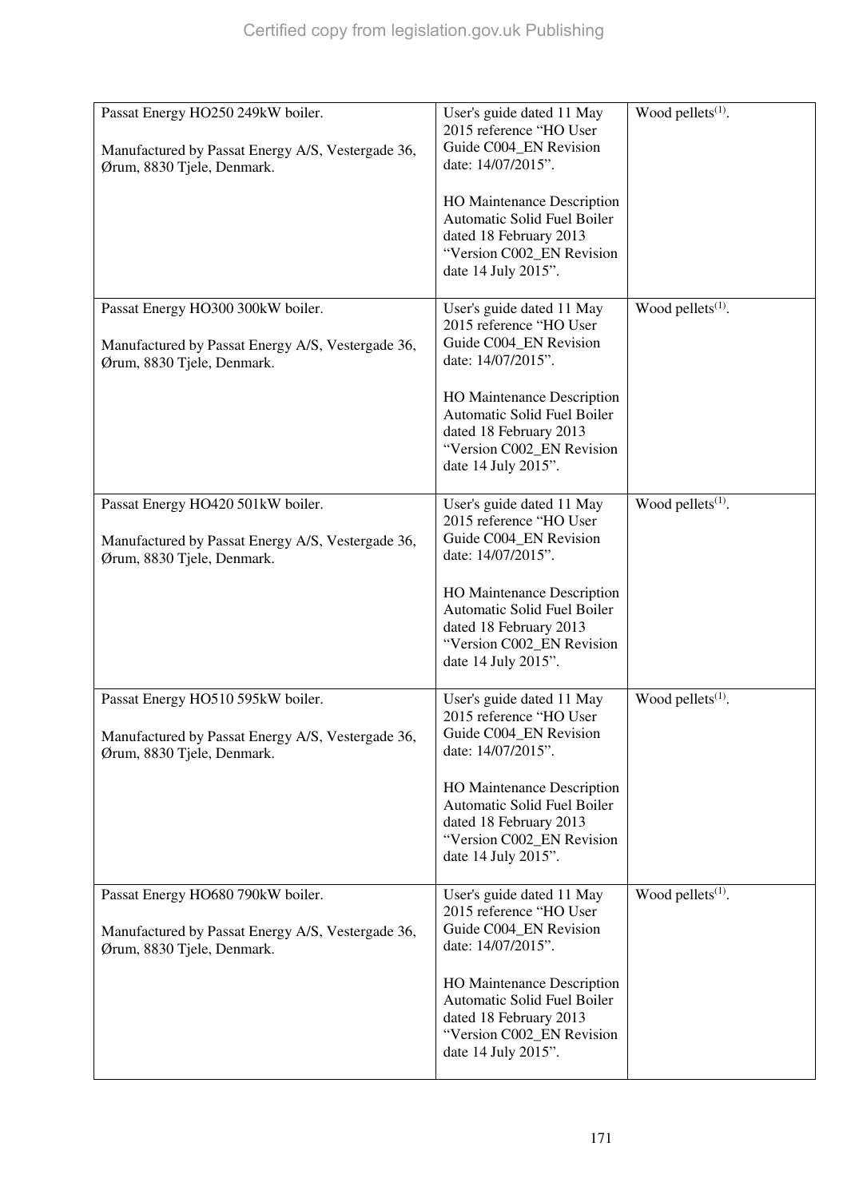| | | |
|---|---|---|
| Passat Energy HO250 249kW boiler.<br><br>Manufactured by Passat Energy A/S, Vestergade 36, Ørum, 8830 Tjele, Denmark. | User's guide dated 11 May 2015 reference "HO User Guide C004_EN Revision date: 14/07/2015".<br><br>HO Maintenance Description Automatic Solid Fuel Boiler dated 18 February 2013 "Version C002_EN Revision date 14 July 2015". | Wood pellets[(1)]. |
| Passat Energy HO300 300kW boiler.<br><br>Manufactured by Passat Energy A/S, Vestergade 36, Ørum, 8830 Tjele, Denmark. | User's guide dated 11 May 2015 reference "HO User Guide C004_EN Revision date: 14/07/2015".<br><br>HO Maintenance Description Automatic Solid Fuel Boiler dated 18 February 2013 "Version C002_EN Revision date 14 July 2015". | Wood pellets[(1)]. |
| Passat Energy HO420 501kW boiler.<br><br>Manufactured by Passat Energy A/S, Vestergade 36, Ørum, 8830 Tjele, Denmark. | User's guide dated 11 May 2015 reference "HO User Guide C004_EN Revision date: 14/07/2015".<br><br>HO Maintenance Description Automatic Solid Fuel Boiler dated 18 February 2013 "Version C002_EN Revision date 14 July 2015". | Wood pellets[(1)]. |
| Passat Energy HO510 595kW boiler.<br><br>Manufactured by Passat Energy A/S, Vestergade 36, Ørum, 8830 Tjele, Denmark. | User's guide dated 11 May 2015 reference "HO User Guide C004_EN Revision date: 14/07/2015".<br><br>HO Maintenance Description Automatic Solid Fuel Boiler dated 18 February 2013 "Version C002_EN Revision date 14 July 2015". | Wood pellets[(1)]. |
| Passat Energy HO680 790kW boiler.<br><br>Manufactured by Passat Energy A/S, Vestergade 36, Ørum, 8830 Tjele, Denmark. | User's guide dated 11 May 2015 reference "HO User Guide C004_EN Revision date: 14/07/2015".<br><br>HO Maintenance Description Automatic Solid Fuel Boiler dated 18 February 2013 "Version C002_EN Revision date 14 July 2015". | Wood pellets[(1)]. |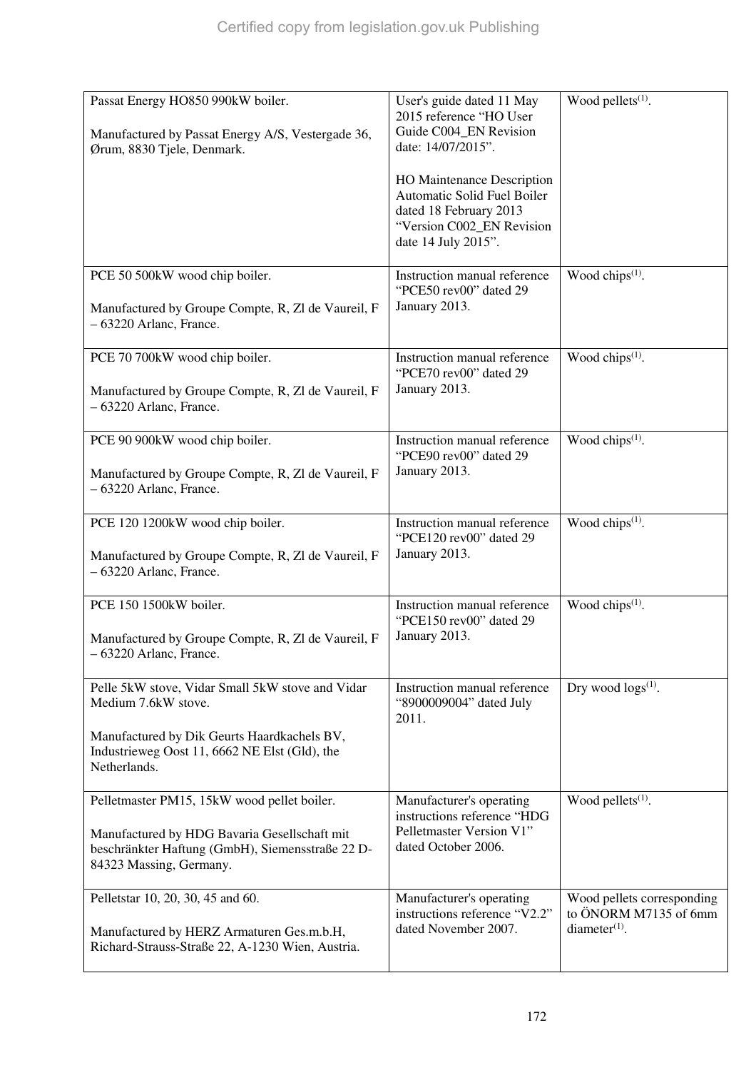| | | |
|---|---|---|
| Passat Energy HO850 990kW boiler.<br><br>Manufactured by Passat Energy A/S, Vestergade 36, Ørum, 8830 Tjele, Denmark. | User's guide dated 11 May 2015 reference "HO User Guide C004_EN Revision date: 14/07/2015".<br><br>HO Maintenance Description Automatic Solid Fuel Boiler dated 18 February 2013 "Version C002_EN Revision date 14 July 2015". | Wood pellets(1). |
| PCE 50 500kW wood chip boiler.<br><br>Manufactured by Groupe Compte, R, Zl de Vaureil, F – 63220 Arlanc, France. | Instruction manual reference "PCE50 rev00" dated 29 January 2013. | Wood chips(1). |
| PCE 70 700kW wood chip boiler.<br><br>Manufactured by Groupe Compte, R, Zl de Vaureil, F – 63220 Arlanc, France. | Instruction manual reference "PCE70 rev00" dated 29 January 2013. | Wood chips(1). |
| PCE 90 900kW wood chip boiler.<br><br>Manufactured by Groupe Compte, R, Zl de Vaureil, F – 63220 Arlanc, France. | Instruction manual reference "PCE90 rev00" dated 29 January 2013. | Wood chips(1). |
| PCE 120 1200kW wood chip boiler.<br><br>Manufactured by Groupe Compte, R, Zl de Vaureil, F – 63220 Arlanc, France. | Instruction manual reference "PCE120 rev00" dated 29 January 2013. | Wood chips(1). |
| PCE 150 1500kW boiler.<br><br>Manufactured by Groupe Compte, R, Zl de Vaureil, F – 63220 Arlanc, France. | Instruction manual reference "PCE150 rev00" dated 29 January 2013. | Wood chips(1). |
| Pelle 5kW stove, Vidar Small 5kW stove and Vidar Medium 7.6kW stove.<br><br>Manufactured by Dik Geurts Haardkachels BV, Industrieweg Oost 11, 6662 NE Elst (Gld), the Netherlands. | Instruction manual reference "8900009004" dated July 2011. | Dry wood logs(1). |
| Pelletmaster PM15, 15kW wood pellet boiler.<br><br>Manufactured by HDG Bavaria Gesellschaft mit beschränkter Haftung (GmbH), Siemensstraße 22 D-84323 Massing, Germany. | Manufacturer's operating instructions reference "HDG Pelletmaster Version V1" dated October 2006. | Wood pellets(1). |
| Pelletstar 10, 20, 30, 45 and 60.<br><br>Manufactured by HERZ Armaturen Ges.m.b.H, Richard-Strauss-Straße 22, A-1230 Wien, Austria. | Manufacturer's operating instructions reference "V2.2" dated November 2007. | Wood pellets corresponding to ÖNORM M7135 of 6mm diameter(1). |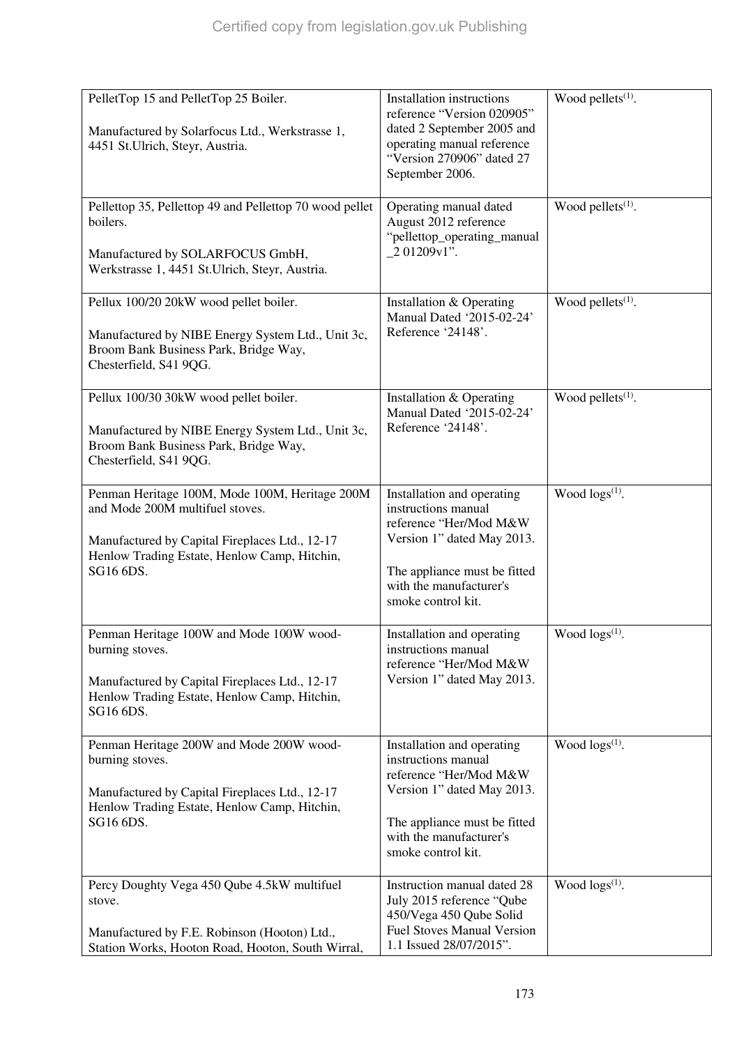| | | |
|---|---|---|
| PelletTop 15 and PelletTop 25 Boiler.<br><br>Manufactured by Solarfocus Ltd., Werkstrasse 1, 4451 St.Ulrich, Steyr, Austria. | Installation instructions reference "Version 020905" dated 2 September 2005 and operating manual reference "Version 270906" dated 27 September 2006. | Wood pellets[(1)]. |
| Pellettop 35, Pellettop 49 and Pellettop 70 wood pellet boilers.<br><br>Manufactured by SOLARFOCUS GmbH, Werkstrasse 1, 4451 St.Ulrich, Steyr, Austria. | Operating manual dated August 2012 reference "pellettop_operating_manual _2 01209v1". | Wood pellets[(1)]. |
| Pellux 100/20 20kW wood pellet boiler.<br><br>Manufactured by NIBE Energy System Ltd., Unit 3c, Broom Bank Business Park, Bridge Way, Chesterfield, S41 9QG. | Installation & Operating Manual Dated '2015-02-24' Reference '24148'. | Wood pellets[(1)]. |
| Pellux 100/30 30kW wood pellet boiler.<br><br>Manufactured by NIBE Energy System Ltd., Unit 3c, Broom Bank Business Park, Bridge Way, Chesterfield, S41 9QG. | Installation & Operating Manual Dated '2015-02-24' Reference '24148'. | Wood pellets[(1)]. |
| Penman Heritage 100M, Mode 100M, Heritage 200M and Mode 200M multifuel stoves.<br><br>Manufactured by Capital Fireplaces Ltd., 12-17 Henlow Trading Estate, Henlow Camp, Hitchin, SG16 6DS. | Installation and operating instructions manual reference "Her/Mod M&W Version 1" dated May 2013.<br><br>The appliance must be fitted with the manufacturer's smoke control kit. | Wood logs[(1)]. |
| Penman Heritage 100W and Mode 100W wood-burning stoves.<br><br>Manufactured by Capital Fireplaces Ltd., 12-17 Henlow Trading Estate, Henlow Camp, Hitchin, SG16 6DS. | Installation and operating instructions manual reference "Her/Mod M&W Version 1" dated May 2013. | Wood logs[(1)]. |
| Penman Heritage 200W and Mode 200W wood-burning stoves.<br><br>Manufactured by Capital Fireplaces Ltd., 12-17 Henlow Trading Estate, Henlow Camp, Hitchin, SG16 6DS. | Installation and operating instructions manual reference "Her/Mod M&W Version 1" dated May 2013.<br><br>The appliance must be fitted with the manufacturer's smoke control kit. | Wood logs[(1)]. |
| Percy Doughty Vega 450 Qube 4.5kW multifuel stove.<br><br>Manufactured by F.E. Robinson (Hooton) Ltd., Station Works, Hooton Road, Hooton, South Wirral, | Instruction manual dated 28 July 2015 reference "Qube 450/Vega 450 Qube Solid Fuel Stoves Manual Version 1.1 Issued 28/07/2015". | Wood logs[(1)]. |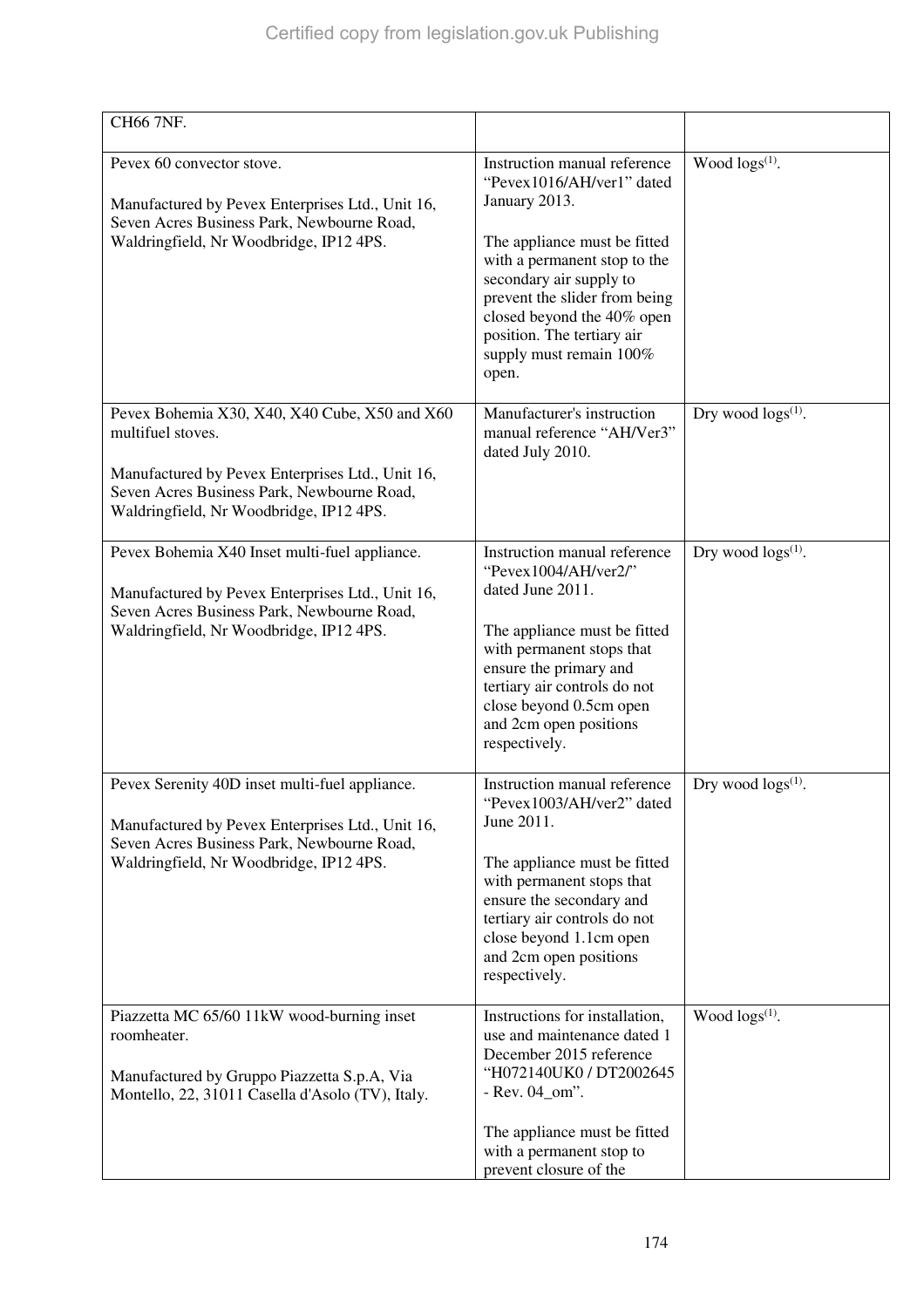| | | |
|---|---|---|
| CH66 7NF. | | |
| Pevex 60 convector stove.<br><br>Manufactured by Pevex Enterprises Ltd., Unit 16, Seven Acres Business Park, Newbourne Road, Waldringfield, Nr Woodbridge, IP12 4PS. | Instruction manual reference "Pevex1016/AH/ver1" dated January 2013.<br><br>The appliance must be fitted with a permanent stop to the secondary air supply to prevent the slider from being closed beyond the 40% open position. The tertiary air supply must remain 100% open. | Wood logs[(1)]. |
| Pevex Bohemia X30, X40, X40 Cube, X50 and X60 multifuel stoves.<br><br>Manufactured by Pevex Enterprises Ltd., Unit 16, Seven Acres Business Park, Newbourne Road, Waldringfield, Nr Woodbridge, IP12 4PS. | Manufacturer's instruction manual reference "AH/Ver3" dated July 2010. | Dry wood logs[(1)]. |
| Pevex Bohemia X40 Inset multi-fuel appliance.<br><br>Manufactured by Pevex Enterprises Ltd., Unit 16, Seven Acres Business Park, Newbourne Road, Waldringfield, Nr Woodbridge, IP12 4PS. | Instruction manual reference "Pevex1004/AH/ver2/" dated June 2011.<br><br>The appliance must be fitted with permanent stops that ensure the primary and tertiary air controls do not close beyond 0.5cm open and 2cm open positions respectively. | Dry wood logs[(1)]. |
| Pevex Serenity 40D inset multi-fuel appliance.<br><br>Manufactured by Pevex Enterprises Ltd., Unit 16, Seven Acres Business Park, Newbourne Road, Waldringfield, Nr Woodbridge, IP12 4PS. | Instruction manual reference "Pevex1003/AH/ver2" dated June 2011.<br><br>The appliance must be fitted with permanent stops that ensure the secondary and tertiary air controls do not close beyond 1.1cm open and 2cm open positions respectively. | Dry wood logs[(1)]. |
| Piazzetta MC 65/60 11kW wood-burning inset roomheater.<br><br>Manufactured by Gruppo Piazzetta S.p.A, Via Montello, 22, 31011 Casella d'Asolo (TV), Italy. | Instructions for installation, use and maintenance dated 1 December 2015 reference "H072140UK0 / DT2002645 - Rev. 04_om".<br><br>The appliance must be fitted with a permanent stop to prevent closure of the | Wood logs[(1)]. |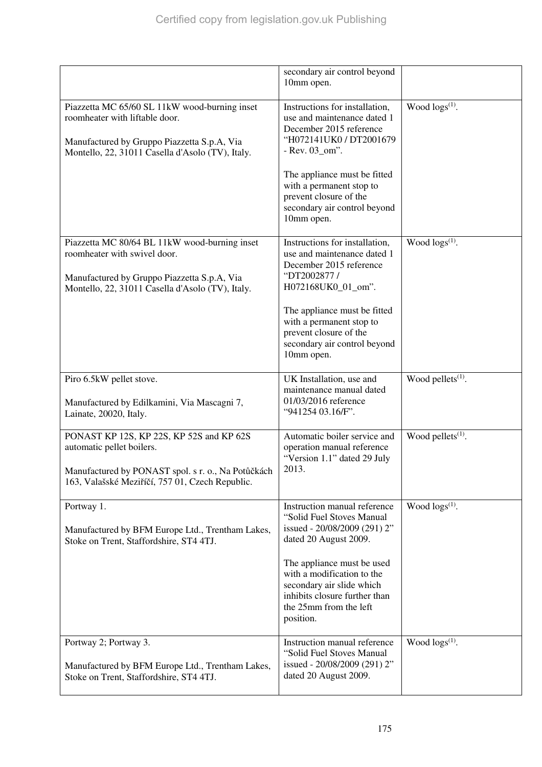|  |  |  |
|---|---|---|
|  | secondary air control beyond 10mm open. |  |
| Piazzetta MC 65/60 SL 11kW wood-burning inset roomheater with liftable door.<br><br>Manufactured by Gruppo Piazzetta S.p.A, Via Montello, 22, 31011 Casella d'Asolo (TV), Italy. | Instructions for installation, use and maintenance dated 1 December 2015 reference "H072141UK0 / DT2001679 - Rev. 03_om".<br><br>The appliance must be fitted with a permanent stop to prevent closure of the secondary air control beyond 10mm open. | Wood logs[(1)]. |
| Piazzetta MC 80/64 BL 11kW wood-burning inset roomheater with swivel door.<br><br>Manufactured by Gruppo Piazzetta S.p.A, Via Montello, 22, 31011 Casella d'Asolo (TV), Italy. | Instructions for installation, use and maintenance dated 1 December 2015 reference "DT2002877 / H072168UK0_01_om".<br><br>The appliance must be fitted with a permanent stop to prevent closure of the secondary air control beyond 10mm open. | Wood logs[(1)]. |
| Piro 6.5kW pellet stove.<br><br>Manufactured by Edilkamini, Via Mascagni 7, Lainate, 20020, Italy. | UK Installation, use and maintenance manual dated 01/03/2016 reference "941254 03.16/F". | Wood pellets[(1)]. |
| PONAST KP 12S, KP 22S, KP 52S and KP 62S automatic pellet boilers.<br><br>Manufactured by PONAST spol. s r. o., Na Potůčkách 163, Valašské Meziříčí, 757 01, Czech Republic. | Automatic boiler service and operation manual reference "Version 1.1" dated 29 July 2013. | Wood pellets[(1)]. |
| Portway 1.<br><br>Manufactured by BFM Europe Ltd., Trentham Lakes, Stoke on Trent, Staffordshire, ST4 4TJ. | Instruction manual reference "Solid Fuel Stoves Manual issued - 20/08/2009 (291) 2" dated 20 August 2009.<br><br>The appliance must be used with a modification to the secondary air slide which inhibits closure further than the 25mm from the left position. | Wood logs[(1)]. |
| Portway 2; Portway 3.<br><br>Manufactured by BFM Europe Ltd., Trentham Lakes, Stoke on Trent, Staffordshire, ST4 4TJ. | Instruction manual reference "Solid Fuel Stoves Manual issued - 20/08/2009 (291) 2" dated 20 August 2009. | Wood logs[(1)]. |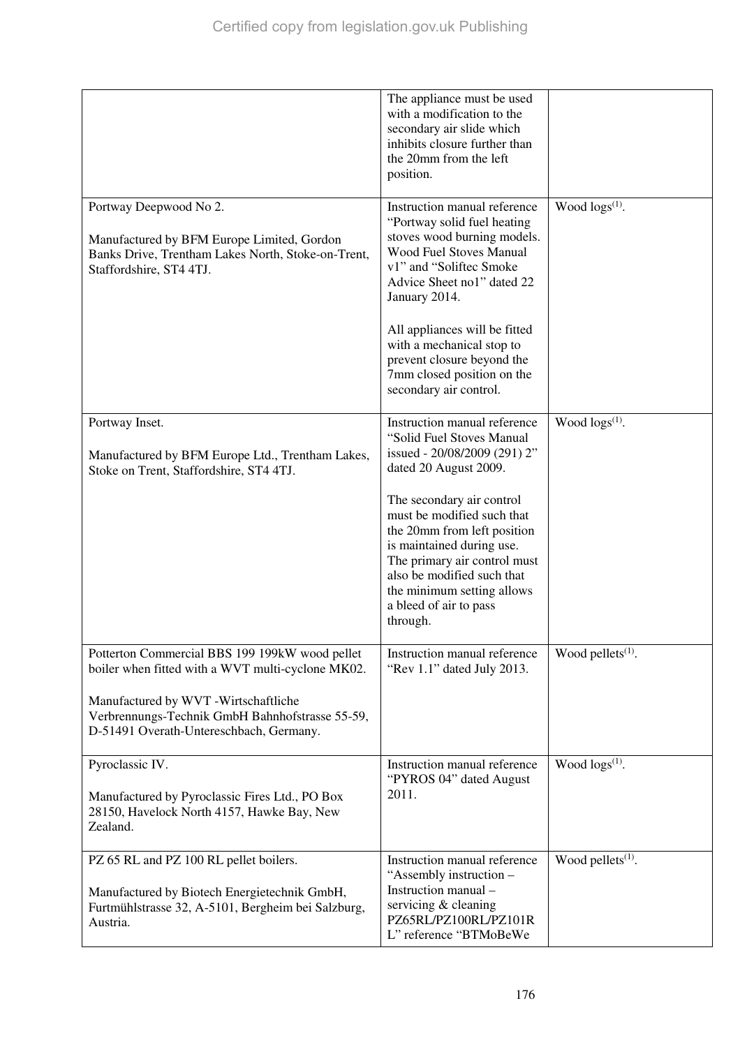| | | |
|---|---|---|
| | The appliance must be used with a modification to the secondary air slide which inhibits closure further than the 20mm from the left position. | |
| Portway Deepwood No 2.<br><br>Manufactured by BFM Europe Limited, Gordon Banks Drive, Trentham Lakes North, Stoke-on-Trent, Staffordshire, ST4 4TJ. | Instruction manual reference "Portway solid fuel heating stoves wood burning models. Wood Fuel Stoves Manual v1" and "Soliftec Smoke Advice Sheet no1" dated 22 January 2014.<br><br>All appliances will be fitted with a mechanical stop to prevent closure beyond the 7mm closed position on the secondary air control. | Wood logs[1]. |
| Portway Inset.<br><br>Manufactured by BFM Europe Ltd., Trentham Lakes, Stoke on Trent, Staffordshire, ST4 4TJ. | Instruction manual reference "Solid Fuel Stoves Manual issued - 20/08/2009 (291) 2" dated 20 August 2009.<br><br>The secondary air control must be modified such that the 20mm from left position is maintained during use. The primary air control must also be modified such that the minimum setting allows a bleed of air to pass through. | Wood logs[1]. |
| Potterton Commercial BBS 199 199kW wood pellet boiler when fitted with a WVT multi-cyclone MK02.<br><br>Manufactured by WVT -Wirtschaftliche Verbrennungs-Technik GmbH Bahnhofstrasse 55-59, D-51491 Overath-Untereschbach, Germany. | Instruction manual reference "Rev 1.1" dated July 2013. | Wood pellets[1]. |
| Pyroclassic IV.<br><br>Manufactured by Pyroclassic Fires Ltd., PO Box 28150, Havelock North 4157, Hawke Bay, New Zealand. | Instruction manual reference "PYROS 04" dated August 2011. | Wood logs[1]. |
| PZ 65 RL and PZ 100 RL pellet boilers.<br><br>Manufactured by Biotech Energietechnik GmbH, Furtmühlstrasse 32, A-5101, Bergheim bei Salzburg, Austria. | Instruction manual reference "Assembly instruction – Instruction manual – servicing & cleaning PZ65RL/PZ100RL/PZ101RL" reference "BTMoBeWe | Wood pellets[1]. |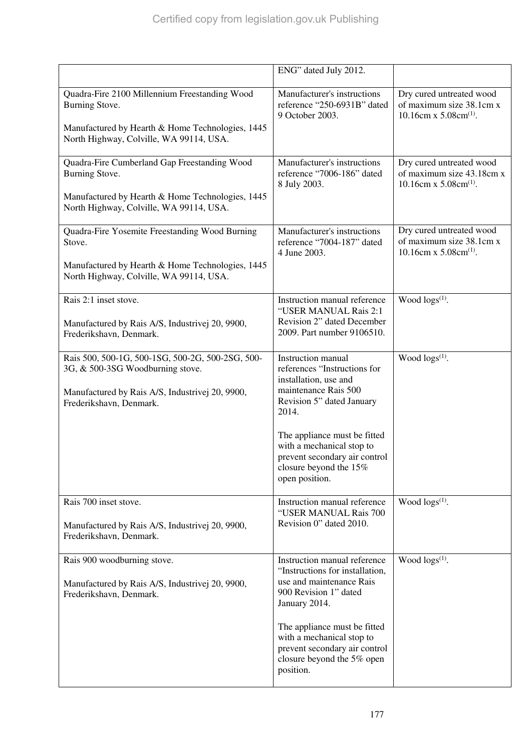| | | |
|---|---|---|
| | ENG" dated July 2012. | |
| Quadra-Fire 2100 Millennium Freestanding Wood Burning Stove.<br><br>Manufactured by Hearth & Home Technologies, 1445 North Highway, Colville, WA 99114, USA. | Manufacturer's instructions reference "250-6931B" dated 9 October 2003. | Dry cured untreated wood of maximum size 38.1cm x 10.16cm x 5.08cm[(1)]. |
| Quadra-Fire Cumberland Gap Freestanding Wood Burning Stove.<br><br>Manufactured by Hearth & Home Technologies, 1445 North Highway, Colville, WA 99114, USA. | Manufacturer's instructions reference "7006-186" dated 8 July 2003. | Dry cured untreated wood of maximum size 43.18cm x 10.16cm x 5.08cm[(1)]. |
| Quadra-Fire Yosemite Freestanding Wood Burning Stove.<br><br>Manufactured by Hearth & Home Technologies, 1445 North Highway, Colville, WA 99114, USA. | Manufacturer's instructions reference "7004-187" dated 4 June 2003. | Dry cured untreated wood of maximum size 38.1cm x 10.16cm x 5.08cm[(1)]. |
| Rais 2:1 inset stove.<br><br>Manufactured by Rais A/S, Industrivej 20, 9900, Frederikshavn, Denmark. | Instruction manual reference "USER MANUAL Rais 2:1 Revision 2" dated December 2009. Part number 9106510. | Wood logs[(1)]. |
| Rais 500, 500-1G, 500-1SG, 500-2G, 500-2SG, 500-3G, & 500-3SG Woodburning stove.<br><br>Manufactured by Rais A/S, Industrivej 20, 9900, Frederikshavn, Denmark. | Instruction manual references "Instructions for installation, use and maintenance Rais 500 Revision 5" dated January 2014.<br><br>The appliance must be fitted with a mechanical stop to prevent secondary air control closure beyond the 15% open position. | Wood logs[(1)]. |
| Rais 700 inset stove.<br><br>Manufactured by Rais A/S, Industrivej 20, 9900, Frederikshavn, Denmark. | Instruction manual reference "USER MANUAL Rais 700 Revision 0" dated 2010. | Wood logs[(1)]. |
| Rais 900 woodburning stove.<br><br>Manufactured by Rais A/S, Industrivej 20, 9900, Frederikshavn, Denmark. | Instruction manual reference "Instructions for installation, use and maintenance Rais 900 Revision 1" dated January 2014.<br><br>The appliance must be fitted with a mechanical stop to prevent secondary air control closure beyond the 5% open position. | Wood logs[(1)]. |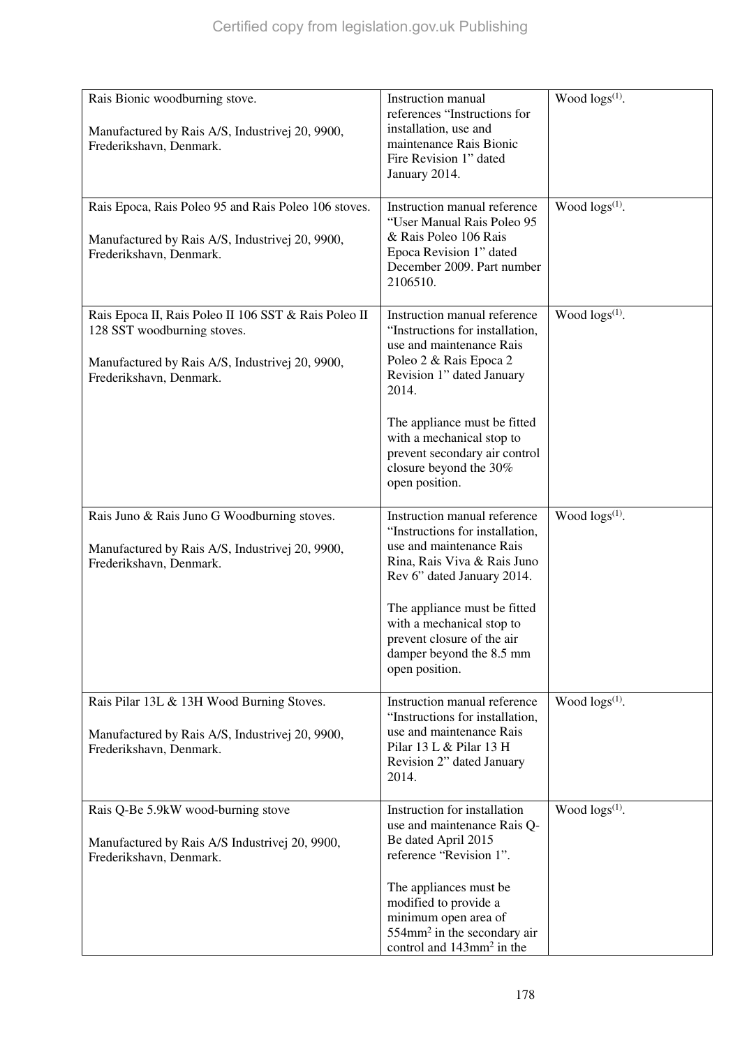| | | |
|---|---|---|
| Rais Bionic woodburning stove.<br><br>Manufactured by Rais A/S, Industrivej 20, 9900, Frederikshavn, Denmark. | Instruction manual references "Instructions for installation, use and maintenance Rais Bionic Fire Revision 1" dated January 2014. | Wood logs[(1)]. |
| Rais Epoca, Rais Poleo 95 and Rais Poleo 106 stoves.<br><br>Manufactured by Rais A/S, Industrivej 20, 9900, Frederikshavn, Denmark. | Instruction manual reference "User Manual Rais Poleo 95 & Rais Poleo 106 Rais Epoca Revision 1" dated December 2009. Part number 2106510. | Wood logs[(1)]. |
| Rais Epoca II, Rais Poleo II 106 SST & Rais Poleo II 128 SST woodburning stoves.<br><br>Manufactured by Rais A/S, Industrivej 20, 9900, Frederikshavn, Denmark. | Instruction manual reference "Instructions for installation, use and maintenance Rais Poleo 2 & Rais Epoca 2 Revision 1" dated January 2014.<br><br>The appliance must be fitted with a mechanical stop to prevent secondary air control closure beyond the 30% open position. | Wood logs[(1)]. |
| Rais Juno & Rais Juno G Woodburning stoves.<br><br>Manufactured by Rais A/S, Industrivej 20, 9900, Frederikshavn, Denmark. | Instruction manual reference "Instructions for installation, use and maintenance Rais Rina, Rais Viva & Rais Juno Rev 6" dated January 2014.<br><br>The appliance must be fitted with a mechanical stop to prevent closure of the air damper beyond the 8.5 mm open position. | Wood logs[(1)]. |
| Rais Pilar 13L & 13H Wood Burning Stoves.<br><br>Manufactured by Rais A/S, Industrivej 20, 9900, Frederikshavn, Denmark. | Instruction manual reference "Instructions for installation, use and maintenance Rais Pilar 13 L & Pilar 13 H Revision 2" dated January 2014. | Wood logs[(1)]. |
| Rais Q-Be 5.9kW wood-burning stove<br><br>Manufactured by Rais A/S Industrivej 20, 9900, Frederikshavn, Denmark. | Instruction for installation use and maintenance Rais Q-Be dated April 2015 reference "Revision 1".<br><br>The appliances must be modified to provide a minimum open area of 554mm² in the secondary air control and 143mm² in the | Wood logs[(1)]. |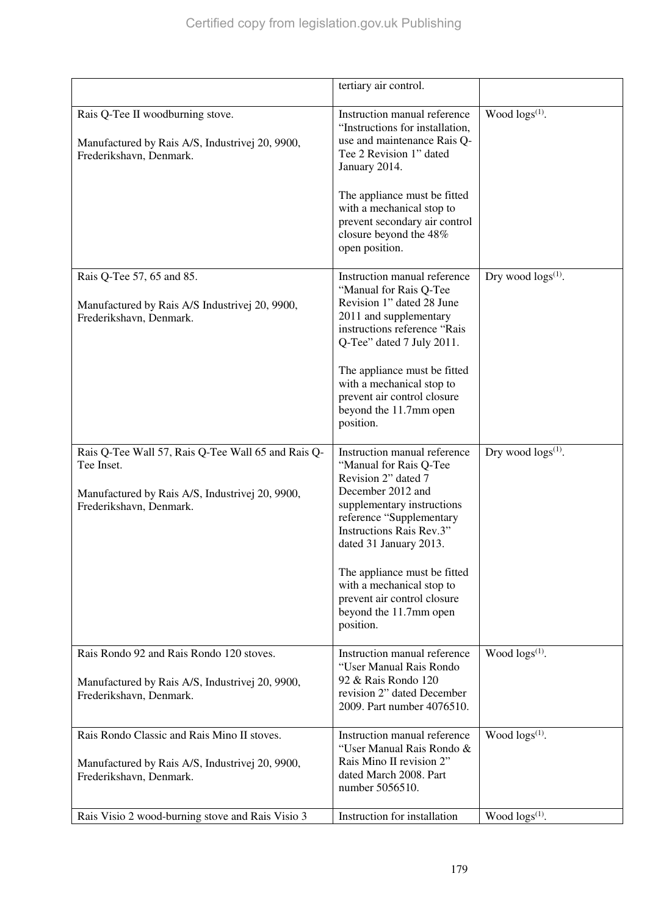| | | |
|---|---|---|
| | tertiary air control. | |
| Rais Q-Tee II woodburning stove.<br><br>Manufactured by Rais A/S, Industrivej 20, 9900, Frederikshavn, Denmark. | Instruction manual reference "Instructions for installation, use and maintenance Rais Q-Tee 2 Revision 1" dated January 2014.<br><br>The appliance must be fitted with a mechanical stop to prevent secondary air control closure beyond the 48% open position. | Wood logs[(1)]. |
| Rais Q-Tee 57, 65 and 85.<br><br>Manufactured by Rais A/S Industrivej 20, 9900, Frederikshavn, Denmark. | Instruction manual reference "Manual for Rais Q-Tee Revision 1" dated 28 June 2011 and supplementary instructions reference "Rais Q-Tee" dated 7 July 2011.<br><br>The appliance must be fitted with a mechanical stop to prevent air control closure beyond the 11.7mm open position. | Dry wood logs[(1)]. |
| Rais Q-Tee Wall 57, Rais Q-Tee Wall 65 and Rais Q-Tee Inset.<br><br>Manufactured by Rais A/S, Industrivej 20, 9900, Frederikshavn, Denmark. | Instruction manual reference "Manual for Rais Q-Tee Revision 2" dated 7 December 2012 and supplementary instructions reference "Supplementary Instructions Rais Rev.3" dated 31 January 2013.<br><br>The appliance must be fitted with a mechanical stop to prevent air control closure beyond the 11.7mm open position. | Dry wood logs[(1)]. |
| Rais Rondo 92 and Rais Rondo 120 stoves.<br><br>Manufactured by Rais A/S, Industrivej 20, 9900, Frederikshavn, Denmark. | Instruction manual reference "User Manual Rais Rondo 92 & Rais Rondo 120 revision 2" dated December 2009. Part number 4076510. | Wood logs[(1)]. |
| Rais Rondo Classic and Rais Mino II stoves.<br><br>Manufactured by Rais A/S, Industrivej 20, 9900, Frederikshavn, Denmark. | Instruction manual reference "User Manual Rais Rondo & Rais Mino II revision 2" dated March 2008. Part number 5056510. | Wood logs[(1)]. |
| Rais Visio 2 wood-burning stove and Rais Visio 3 | Instruction for installation | Wood logs[(1)]. |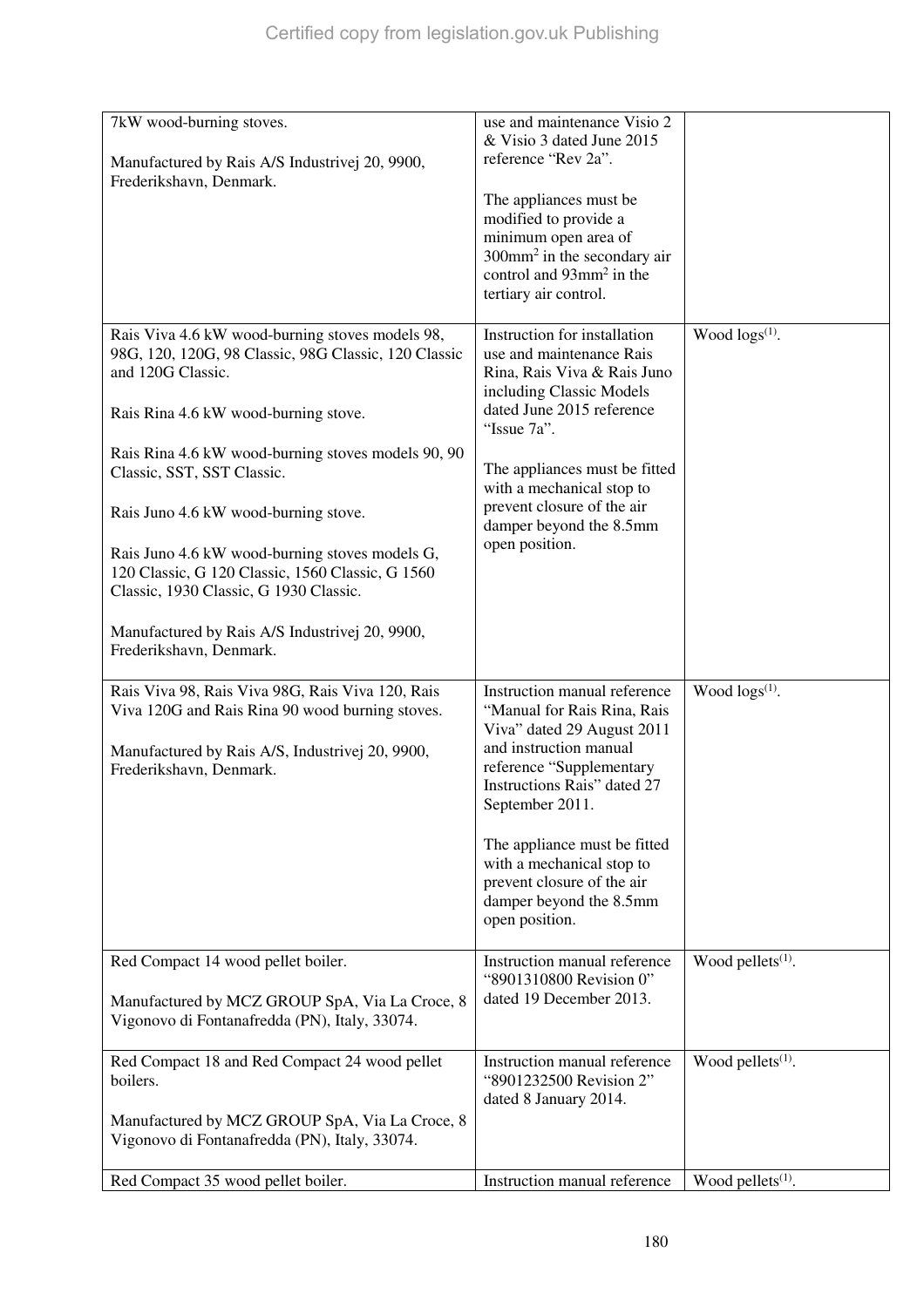| | | |
|---|---|---|
| 7kW wood-burning stoves.<br><br>Manufactured by Rais A/S Industrivej 20, 9900, Frederikshavn, Denmark. | use and maintenance Visio 2 & Visio 3 dated June 2015 reference "Rev 2a".<br><br>The appliances must be modified to provide a minimum open area of 300mm$^2$ in the secondary air control and 93mm$^2$ in the tertiary air control. | |
| Rais Viva 4.6 kW wood-burning stoves models 98, 98G, 120, 120G, 98 Classic, 98G Classic, 120 Classic and 120G Classic.<br><br>Rais Rina 4.6 kW wood-burning stove.<br><br>Rais Rina 4.6 kW wood-burning stoves models 90, 90 Classic, SST, SST Classic.<br><br>Rais Juno 4.6 kW wood-burning stove.<br><br>Rais Juno 4.6 kW wood-burning stoves models G, 120 Classic, G 120 Classic, 1560 Classic, G 1560 Classic, 1930 Classic, G 1930 Classic.<br><br>Manufactured by Rais A/S Industrivej 20, 9900, Frederikshavn, Denmark. | Instruction for installation use and maintenance Rais Rina, Rais Viva & Rais Juno including Classic Models dated June 2015 reference "Issue 7a".<br><br>The appliances must be fitted with a mechanical stop to prevent closure of the air damper beyond the 8.5mm open position. | Wood logs[(1)]. |
| Rais Viva 98, Rais Viva 98G, Rais Viva 120, Rais Viva 120G and Rais Rina 90 wood burning stoves.<br><br>Manufactured by Rais A/S, Industrivej 20, 9900, Frederikshavn, Denmark. | Instruction manual reference "Manual for Rais Rina, Rais Viva" dated 29 August 2011 and instruction manual reference "Supplementary Instructions Rais" dated 27 September 2011.<br><br>The appliance must be fitted with a mechanical stop to prevent closure of the air damper beyond the 8.5mm open position. | Wood logs[(1)]. |
| Red Compact 14 wood pellet boiler.<br><br>Manufactured by MCZ GROUP SpA, Via La Croce, 8 Vigonovo di Fontanafredda (PN), Italy, 33074. | Instruction manual reference "8901310800 Revision 0" dated 19 December 2013. | Wood pellets[(1)]. |
| Red Compact 18 and Red Compact 24 wood pellet boilers.<br><br>Manufactured by MCZ GROUP SpA, Via La Croce, 8 Vigonovo di Fontanafredda (PN), Italy, 33074. | Instruction manual reference "8901232500 Revision 2" dated 8 January 2014. | Wood pellets[(1)]. |
| Red Compact 35 wood pellet boiler. | Instruction manual reference | Wood pellets[(1)]. |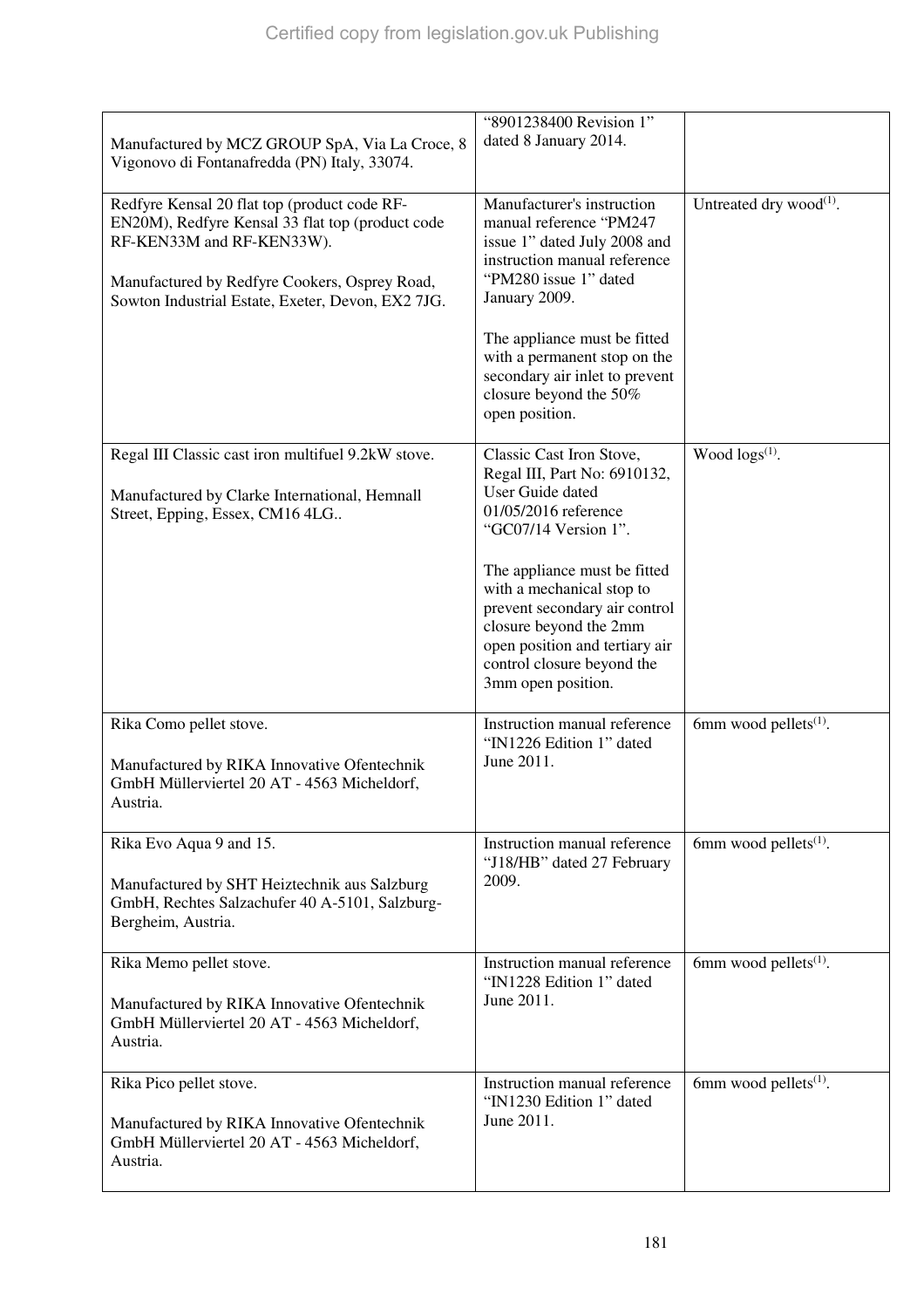| | | |
|---|---|---|
| Manufactured by MCZ GROUP SpA, Via La Croce, 8 Vigonovo di Fontanafredda (PN) Italy, 33074. | "8901238400 Revision 1" dated 8 January 2014. | |
| Redfyre Kensal 20 flat top (product code RF-EN20M), Redfyre Kensal 33 flat top (product code RF-KEN33M and RF-KEN33W).<br><br>Manufactured by Redfyre Cookers, Osprey Road, Sowton Industrial Estate, Exeter, Devon, EX2 7JG. | Manufacturer's instruction manual reference "PM247 issue 1" dated July 2008 and instruction manual reference "PM280 issue 1" dated January 2009.<br><br>The appliance must be fitted with a permanent stop on the secondary air inlet to prevent closure beyond the 50% open position. | Untreated dry wood[(1)]. |
| Regal III Classic cast iron multifuel 9.2kW stove.<br><br>Manufactured by Clarke International, Hemnall Street, Epping, Essex, CM16 4LG.. | Classic Cast Iron Stove, Regal III, Part No: 6910132, User Guide dated 01/05/2016 reference "GC07/14 Version 1".<br><br>The appliance must be fitted with a mechanical stop to prevent secondary air control closure beyond the 2mm open position and tertiary air control closure beyond the 3mm open position. | Wood logs[(1)]. |
| Rika Como pellet stove.<br><br>Manufactured by RIKA Innovative Ofentechnik GmbH Müllerviertel 20 AT - 4563 Micheldorf, Austria. | Instruction manual reference "IN1226 Edition 1" dated June 2011. | 6mm wood pellets[(1)]. |
| Rika Evo Aqua 9 and 15.<br><br>Manufactured by SHT Heiztechnik aus Salzburg GmbH, Rechtes Salzachufer 40 A-5101, Salzburg-Bergheim, Austria. | Instruction manual reference "J18/HB" dated 27 February 2009. | 6mm wood pellets[(1)]. |
| Rika Memo pellet stove.<br><br>Manufactured by RIKA Innovative Ofentechnik GmbH Müllerviertel 20 AT - 4563 Micheldorf, Austria. | Instruction manual reference "IN1228 Edition 1" dated June 2011. | 6mm wood pellets[(1)]. |
| Rika Pico pellet stove.<br><br>Manufactured by RIKA Innovative Ofentechnik GmbH Müllerviertel 20 AT - 4563 Micheldorf, Austria. | Instruction manual reference "IN1230 Edition 1" dated June 2011. | 6mm wood pellets[(1)]. |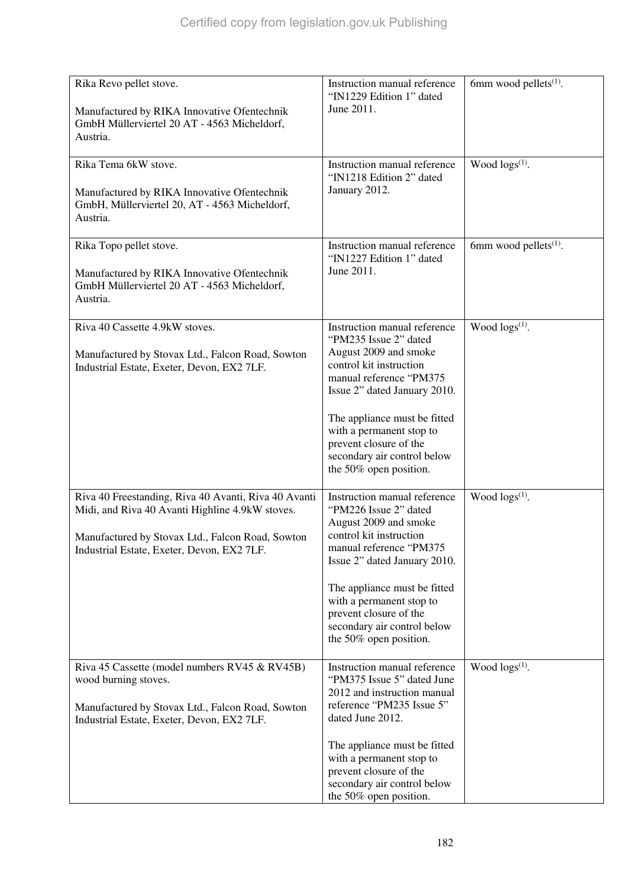| | | |
|---|---|---|
| Rika Revo pellet stove.<br><br>Manufactured by RIKA Innovative Ofentechnik GmbH Müllerviertel 20 AT - 4563 Micheldorf, Austria. | Instruction manual reference "IN1229 Edition 1" dated June 2011. | 6mm wood pellets[(1)]. |
| Rika Tema 6kW stove.<br><br>Manufactured by RIKA Innovative Ofentechnik GmbH, Müllerviertel 20, AT - 4563 Micheldorf, Austria. | Instruction manual reference "IN1218 Edition 2" dated January 2012. | Wood logs[(1)]. |
| Rika Topo pellet stove.<br><br>Manufactured by RIKA Innovative Ofentechnik GmbH Müllerviertel 20 AT - 4563 Micheldorf, Austria. | Instruction manual reference "IN1227 Edition 1" dated June 2011. | 6mm wood pellets[(1)]. |
| Riva 40 Cassette 4.9kW stoves.<br><br>Manufactured by Stovax Ltd., Falcon Road, Sowton Industrial Estate, Exeter, Devon, EX2 7LF. | Instruction manual reference "PM235 Issue 2" dated August 2009 and smoke control kit instruction manual reference "PM375 Issue 2" dated January 2010.<br><br>The appliance must be fitted with a permanent stop to prevent closure of the secondary air control below the 50% open position. | Wood logs[(1)]. |
| Riva 40 Freestanding, Riva 40 Avanti, Riva 40 Avanti Midi, and Riva 40 Avanti Highline 4.9kW stoves.<br><br>Manufactured by Stovax Ltd., Falcon Road, Sowton Industrial Estate, Exeter, Devon, EX2 7LF. | Instruction manual reference "PM226 Issue 2" dated August 2009 and smoke control kit instruction manual reference "PM375 Issue 2" dated January 2010.<br><br>The appliance must be fitted with a permanent stop to prevent closure of the secondary air control below the 50% open position. | Wood logs[(1)]. |
| Riva 45 Cassette (model numbers RV45 & RV45B) wood burning stoves.<br><br>Manufactured by Stovax Ltd., Falcon Road, Sowton Industrial Estate, Exeter, Devon, EX2 7LF. | Instruction manual reference "PM375 Issue 5" dated June 2012 and instruction manual reference "PM235 Issue 5" dated June 2012.<br><br>The appliance must be fitted with a permanent stop to prevent closure of the secondary air control below the 50% open position. | Wood logs[(1)]. |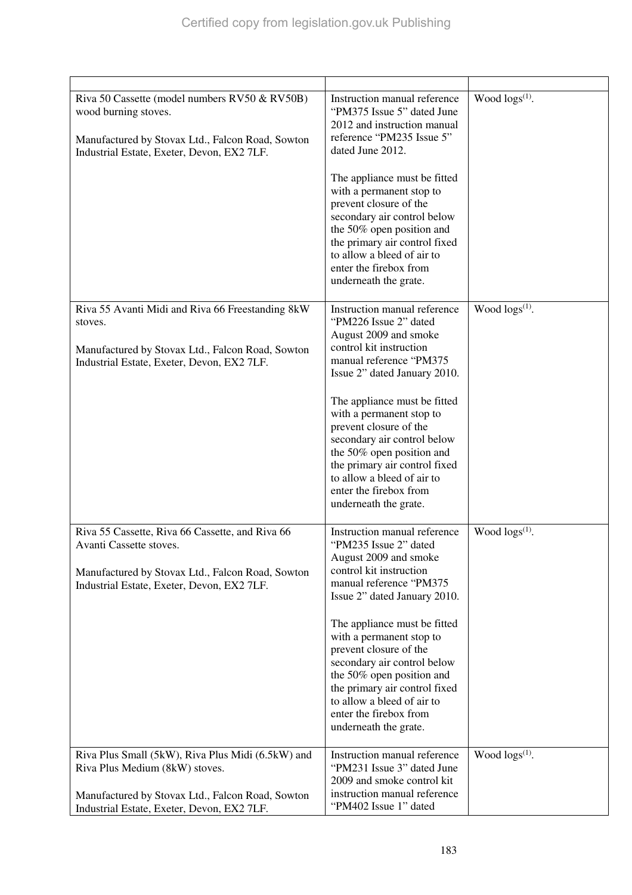| | | |
|---|---|---|
| Riva 50 Cassette (model numbers RV50 & RV50B) wood burning stoves.<br><br>Manufactured by Stovax Ltd., Falcon Road, Sowton Industrial Estate, Exeter, Devon, EX2 7LF. | Instruction manual reference "PM375 Issue 5" dated June 2012 and instruction manual reference "PM235 Issue 5" dated June 2012.<br><br>The appliance must be fitted with a permanent stop to prevent closure of the secondary air control below the 50% open position and the primary air control fixed to allow a bleed of air to enter the firebox from underneath the grate. | Wood logs[(1)]. |
| Riva 55 Avanti Midi and Riva 66 Freestanding 8kW stoves.<br><br>Manufactured by Stovax Ltd., Falcon Road, Sowton Industrial Estate, Exeter, Devon, EX2 7LF. | Instruction manual reference "PM226 Issue 2" dated August 2009 and smoke control kit instruction manual reference "PM375 Issue 2" dated January 2010.<br><br>The appliance must be fitted with a permanent stop to prevent closure of the secondary air control below the 50% open position and the primary air control fixed to allow a bleed of air to enter the firebox from underneath the grate. | Wood logs[(1)]. |
| Riva 55 Cassette, Riva 66 Cassette, and Riva 66 Avanti Cassette stoves.<br><br>Manufactured by Stovax Ltd., Falcon Road, Sowton Industrial Estate, Exeter, Devon, EX2 7LF. | Instruction manual reference "PM235 Issue 2" dated August 2009 and smoke control kit instruction manual reference "PM375 Issue 2" dated January 2010.<br><br>The appliance must be fitted with a permanent stop to prevent closure of the secondary air control below the 50% open position and the primary air control fixed to allow a bleed of air to enter the firebox from underneath the grate. | Wood logs[(1)]. |
| Riva Plus Small (5kW), Riva Plus Midi (6.5kW) and Riva Plus Medium (8kW) stoves.<br><br>Manufactured by Stovax Ltd., Falcon Road, Sowton Industrial Estate, Exeter, Devon, EX2 7LF. | Instruction manual reference "PM231 Issue 3" dated June 2009 and smoke control kit instruction manual reference "PM402 Issue 1" dated | Wood logs[(1)]. |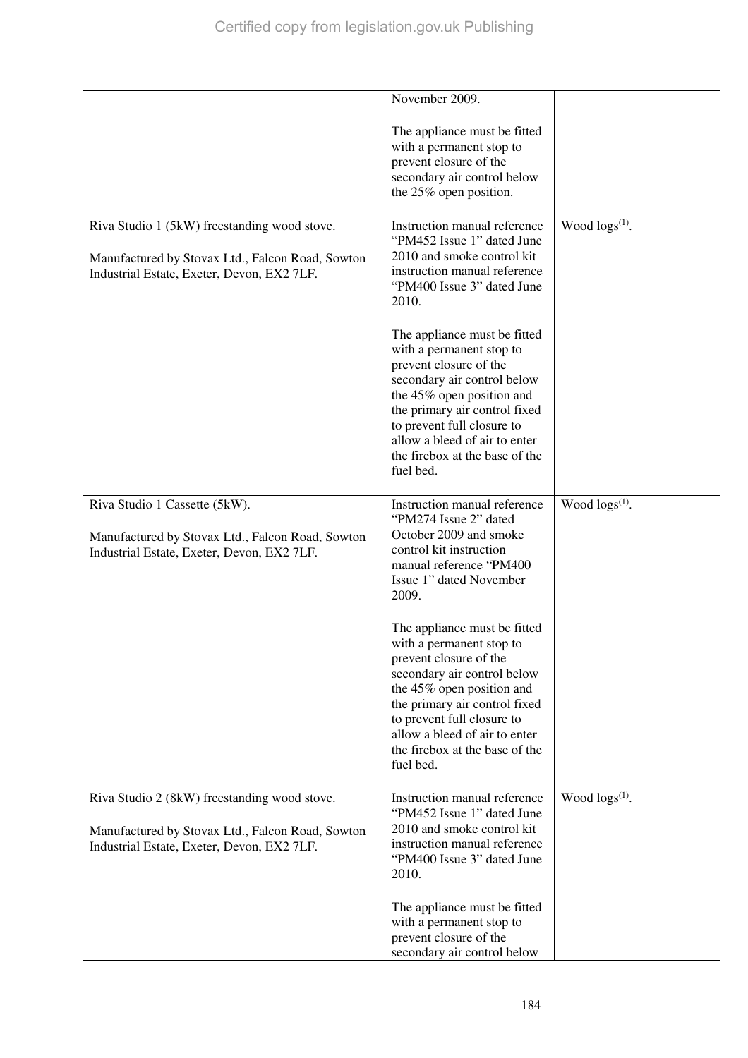| | | |
|---|---|---|
| | November 2009.<br><br>The appliance must be fitted with a permanent stop to prevent closure of the secondary air control below the 25% open position. | |
| Riva Studio 1 (5kW) freestanding wood stove.<br><br>Manufactured by Stovax Ltd., Falcon Road, Sowton Industrial Estate, Exeter, Devon, EX2 7LF. | Instruction manual reference "PM452 Issue 1" dated June 2010 and smoke control kit instruction manual reference "PM400 Issue 3" dated June 2010.<br><br>The appliance must be fitted with a permanent stop to prevent closure of the secondary air control below the 45% open position and the primary air control fixed to prevent full closure to allow a bleed of air to enter the firebox at the base of the fuel bed. | Wood logs(1). |
| Riva Studio 1 Cassette (5kW).<br><br>Manufactured by Stovax Ltd., Falcon Road, Sowton Industrial Estate, Exeter, Devon, EX2 7LF. | Instruction manual reference "PM274 Issue 2" dated October 2009 and smoke control kit instruction manual reference "PM400 Issue 1" dated November 2009.<br><br>The appliance must be fitted with a permanent stop to prevent closure of the secondary air control below the 45% open position and the primary air control fixed to prevent full closure to allow a bleed of air to enter the firebox at the base of the fuel bed. | Wood logs(1). |
| Riva Studio 2 (8kW) freestanding wood stove.<br><br>Manufactured by Stovax Ltd., Falcon Road, Sowton Industrial Estate, Exeter, Devon, EX2 7LF. | Instruction manual reference "PM452 Issue 1" dated June 2010 and smoke control kit instruction manual reference "PM400 Issue 3" dated June 2010.<br><br>The appliance must be fitted with a permanent stop to prevent closure of the secondary air control below | Wood logs(1). |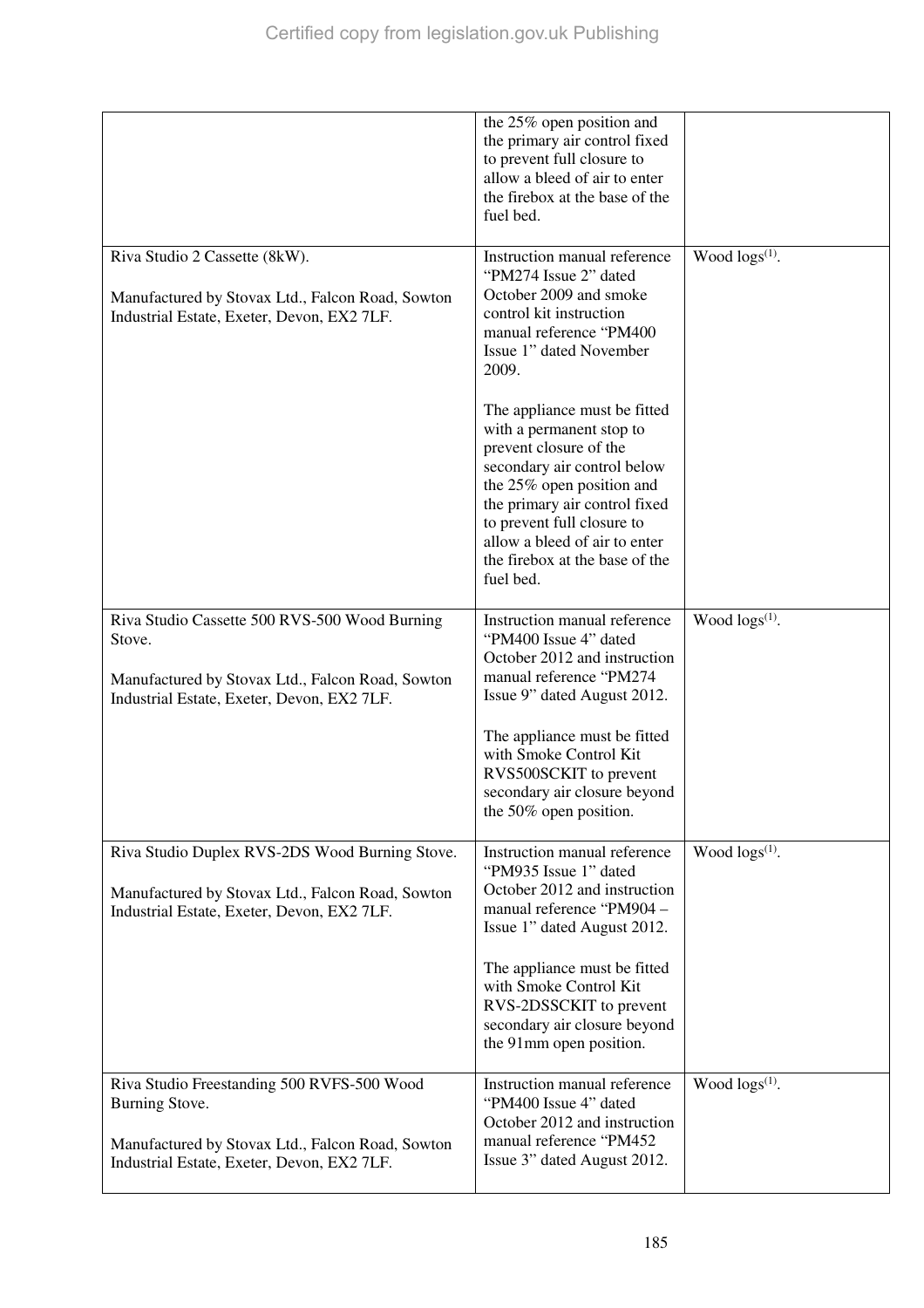| | | |
|---|---|---|
| | the 25% open position and the primary air control fixed to prevent full closure to allow a bleed of air to enter the firebox at the base of the fuel bed. | |
| Riva Studio 2 Cassette (8kW).<br><br>Manufactured by Stovax Ltd., Falcon Road, Sowton Industrial Estate, Exeter, Devon, EX2 7LF. | Instruction manual reference "PM274 Issue 2" dated October 2009 and smoke control kit instruction manual reference "PM400 Issue 1" dated November 2009.<br><br>The appliance must be fitted with a permanent stop to prevent closure of the secondary air control below the 25% open position and the primary air control fixed to prevent full closure to allow a bleed of air to enter the firebox at the base of the fuel bed. | Wood logs(1). |
| Riva Studio Cassette 500 RVS-500 Wood Burning Stove.<br><br>Manufactured by Stovax Ltd., Falcon Road, Sowton Industrial Estate, Exeter, Devon, EX2 7LF. | Instruction manual reference "PM400 Issue 4" dated October 2012 and instruction manual reference "PM274 Issue 9" dated August 2012.<br><br>The appliance must be fitted with Smoke Control Kit RVS500SCKIT to prevent secondary air closure beyond the 50% open position. | Wood logs(1). |
| Riva Studio Duplex RVS-2DS Wood Burning Stove.<br><br>Manufactured by Stovax Ltd., Falcon Road, Sowton Industrial Estate, Exeter, Devon, EX2 7LF. | Instruction manual reference "PM935 Issue 1" dated October 2012 and instruction manual reference "PM904 – Issue 1" dated August 2012.<br><br>The appliance must be fitted with Smoke Control Kit RVS-2DSSCKIT to prevent secondary air closure beyond the 91mm open position. | Wood logs(1). |
| Riva Studio Freestanding 500 RVFS-500 Wood Burning Stove.<br><br>Manufactured by Stovax Ltd., Falcon Road, Sowton Industrial Estate, Exeter, Devon, EX2 7LF. | Instruction manual reference "PM400 Issue 4" dated October 2012 and instruction manual reference "PM452 Issue 3" dated August 2012. | Wood logs(1). |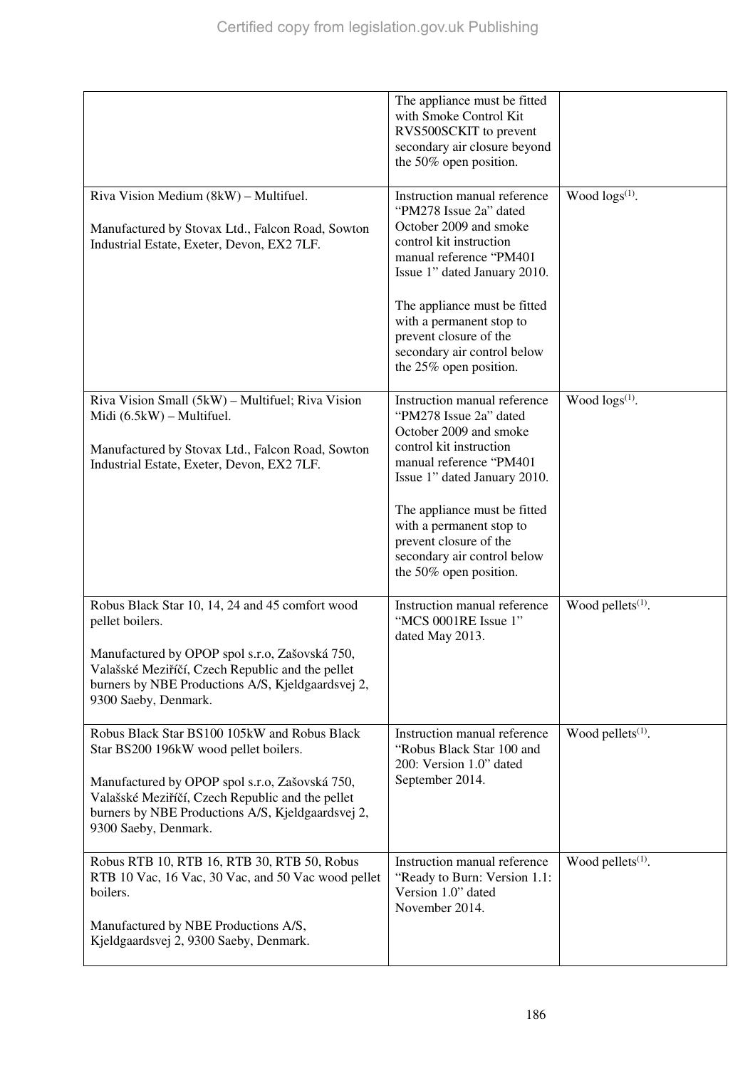| | | |
|---|---|---|
| | The appliance must be fitted with Smoke Control Kit RVS500SCKIT to prevent secondary air closure beyond the 50% open position. | |
| Riva Vision Medium (8kW) – Multifuel.<br><br>Manufactured by Stovax Ltd., Falcon Road, Sowton Industrial Estate, Exeter, Devon, EX2 7LF. | Instruction manual reference "PM278 Issue 2a" dated October 2009 and smoke control kit instruction manual reference "PM401 Issue 1" dated January 2010.<br><br>The appliance must be fitted with a permanent stop to prevent closure of the secondary air control below the 25% open position. | Wood logs[1]. |
| Riva Vision Small (5kW) – Multifuel; Riva Vision Midi (6.5kW) – Multifuel.<br><br>Manufactured by Stovax Ltd., Falcon Road, Sowton Industrial Estate, Exeter, Devon, EX2 7LF. | Instruction manual reference "PM278 Issue 2a" dated October 2009 and smoke control kit instruction manual reference "PM401 Issue 1" dated January 2010.<br><br>The appliance must be fitted with a permanent stop to prevent closure of the secondary air control below the 50% open position. | Wood logs[1]. |
| Robus Black Star 10, 14, 24 and 45 comfort wood pellet boilers.<br><br>Manufactured by OPOP spol s.r.o, Zašovská 750, Valašské Meziříčí, Czech Republic and the pellet burners by NBE Productions A/S, Kjeldgaardsvej 2, 9300 Saeby, Denmark. | Instruction manual reference "MCS 0001RE Issue 1" dated May 2013. | Wood pellets[1]. |
| Robus Black Star BS100 105kW and Robus Black Star BS200 196kW wood pellet boilers.<br><br>Manufactured by OPOP spol s.r.o, Zašovská 750, Valašské Meziříčí, Czech Republic and the pellet burners by NBE Productions A/S, Kjeldgaardsvej 2, 9300 Saeby, Denmark. | Instruction manual reference "Robus Black Star 100 and 200: Version 1.0" dated September 2014. | Wood pellets[1]. |
| Robus RTB 10, RTB 16, RTB 30, RTB 50, Robus RTB 10 Vac, 16 Vac, 30 Vac, and 50 Vac wood pellet boilers.<br><br>Manufactured by NBE Productions A/S, Kjeldgaardsvej 2, 9300 Saeby, Denmark. | Instruction manual reference "Ready to Burn: Version 1.1: Version 1.0" dated November 2014. | Wood pellets[1]. |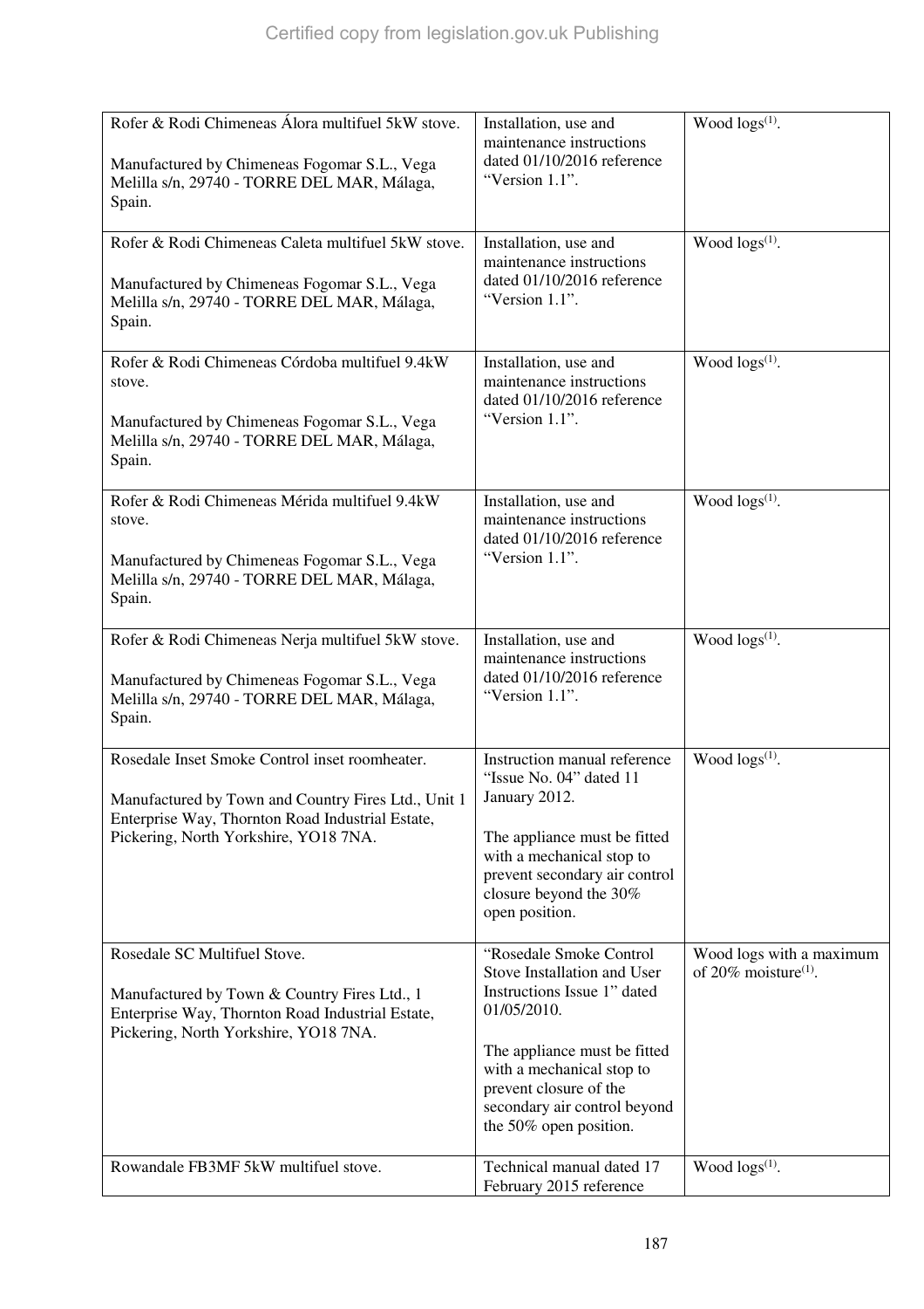| | | |
|---|---|---|
| Rofer & Rodi Chimeneas Álora multifuel 5kW stove.<br><br>Manufactured by Chimeneas Fogomar S.L., Vega Melilla s/n, 29740 - TORRE DEL MAR, Málaga, Spain. | Installation, use and maintenance instructions dated 01/10/2016 reference "Version 1.1". | Wood logs[(1)]. |
| Rofer & Rodi Chimeneas Caleta multifuel 5kW stove.<br><br>Manufactured by Chimeneas Fogomar S.L., Vega Melilla s/n, 29740 - TORRE DEL MAR, Málaga, Spain. | Installation, use and maintenance instructions dated 01/10/2016 reference "Version 1.1". | Wood logs[(1)]. |
| Rofer & Rodi Chimeneas Córdoba multifuel 9.4kW stove.<br><br>Manufactured by Chimeneas Fogomar S.L., Vega Melilla s/n, 29740 - TORRE DEL MAR, Málaga, Spain. | Installation, use and maintenance instructions dated 01/10/2016 reference "Version 1.1". | Wood logs[(1)]. |
| Rofer & Rodi Chimeneas Mérida multifuel 9.4kW stove.<br><br>Manufactured by Chimeneas Fogomar S.L., Vega Melilla s/n, 29740 - TORRE DEL MAR, Málaga, Spain. | Installation, use and maintenance instructions dated 01/10/2016 reference "Version 1.1". | Wood logs[(1)]. |
| Rofer & Rodi Chimeneas Nerja multifuel 5kW stove.<br><br>Manufactured by Chimeneas Fogomar S.L., Vega Melilla s/n, 29740 - TORRE DEL MAR, Málaga, Spain. | Installation, use and maintenance instructions dated 01/10/2016 reference "Version 1.1". | Wood logs[(1)]. |
| Rosedale Inset Smoke Control inset roomheater.<br><br>Manufactured by Town and Country Fires Ltd., Unit 1 Enterprise Way, Thornton Road Industrial Estate, Pickering, North Yorkshire, YO18 7NA. | Instruction manual reference "Issue No. 04" dated 11 January 2012.<br><br>The appliance must be fitted with a mechanical stop to prevent secondary air control closure beyond the 30% open position. | Wood logs[(1)]. |
| Rosedale SC Multifuel Stove.<br><br>Manufactured by Town & Country Fires Ltd., 1 Enterprise Way, Thornton Road Industrial Estate, Pickering, North Yorkshire, YO18 7NA. | "Rosedale Smoke Control Stove Installation and User Instructions Issue 1" dated 01/05/2010.<br><br>The appliance must be fitted with a mechanical stop to prevent closure of the secondary air control beyond the 50% open position. | Wood logs with a maximum of 20% moisture[(1)]. |
| Rowandale FB3MF 5kW multifuel stove. | Technical manual dated 17 February 2015 reference | Wood logs[(1)]. |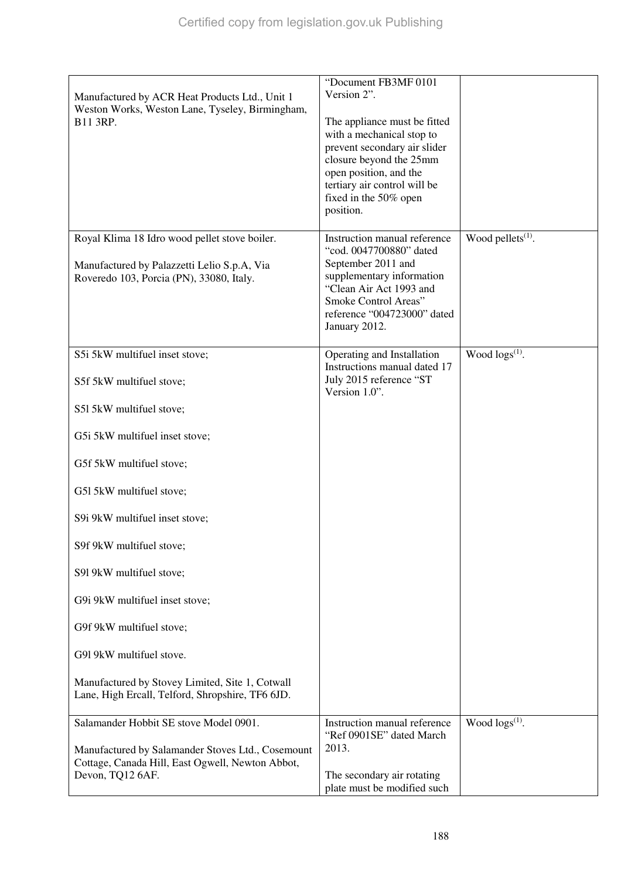| | | |
|---|---|---|
| Manufactured by ACR Heat Products Ltd., Unit 1 Weston Works, Weston Lane, Tyseley, Birmingham, B11 3RP. | "Document FB3MF 0101 Version 2".<br><br>The appliance must be fitted with a mechanical stop to prevent secondary air slider closure beyond the 25mm open position, and the tertiary air control will be fixed in the 50% open position. | |
| Royal Klima 18 Idro wood pellet stove boiler.<br><br>Manufactured by Palazzetti Lelio S.p.A, Via Roveredo 103, Porcia (PN), 33080, Italy. | Instruction manual reference "cod. 0047700880" dated September 2011 and supplementary information "Clean Air Act 1993 and Smoke Control Areas" reference "004723000" dated January 2012. | Wood pellets(1). |
| S5i 5kW multifuel inset stove;<br><br>S5f 5kW multifuel stove;<br><br>S5l 5kW multifuel stove;<br><br>G5i 5kW multifuel inset stove;<br><br>G5f 5kW multifuel stove;<br><br>G5l 5kW multifuel stove;<br><br>S9i 9kW multifuel inset stove;<br><br>S9f 9kW multifuel stove;<br><br>S9l 9kW multifuel stove;<br><br>G9i 9kW multifuel inset stove;<br><br>G9f 9kW multifuel stove;<br><br>G9l 9kW multifuel stove.<br><br>Manufactured by Stovey Limited, Site 1, Cotwall Lane, High Ercall, Telford, Shropshire, TF6 6JD. | Operating and Installation Instructions manual dated 17 July 2015 reference "ST Version 1.0". | Wood logs(1). |
| Salamander Hobbit SE stove Model 0901.<br><br>Manufactured by Salamander Stoves Ltd., Cosemount Cottage, Canada Hill, East Ogwell, Newton Abbot, Devon, TQ12 6AF. | Instruction manual reference "Ref 0901SE" dated March 2013.<br><br>The secondary air rotating plate must be modified such | Wood logs(1). |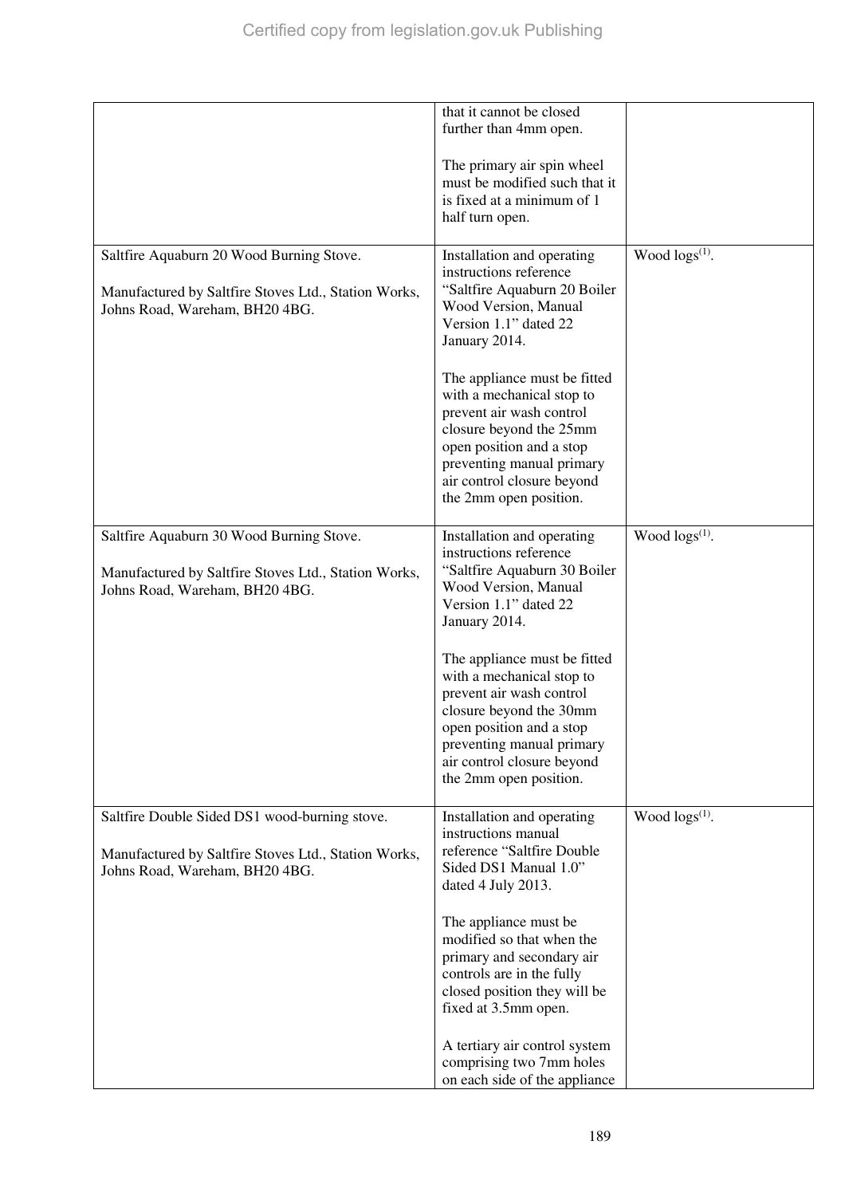| | | |
|---|---|---|
| | that it cannot be closed further than 4mm open.<br><br>The primary air spin wheel must be modified such that it is fixed at a minimum of 1 half turn open. | |
| Saltfire Aquaburn 20 Wood Burning Stove.<br><br>Manufactured by Saltfire Stoves Ltd., Station Works, Johns Road, Wareham, BH20 4BG. | Installation and operating instructions reference "Saltfire Aquaburn 20 Boiler Wood Version, Manual Version 1.1" dated 22 January 2014.<br><br>The appliance must be fitted with a mechanical stop to prevent air wash control closure beyond the 25mm open position and a stop preventing manual primary air control closure beyond the 2mm open position. | Wood logs[(1)]. |
| Saltfire Aquaburn 30 Wood Burning Stove.<br><br>Manufactured by Saltfire Stoves Ltd., Station Works, Johns Road, Wareham, BH20 4BG. | Installation and operating instructions reference "Saltfire Aquaburn 30 Boiler Wood Version, Manual Version 1.1" dated 22 January 2014.<br><br>The appliance must be fitted with a mechanical stop to prevent air wash control closure beyond the 30mm open position and a stop preventing manual primary air control closure beyond the 2mm open position. | Wood logs[(1)]. |
| Saltfire Double Sided DS1 wood-burning stove.<br><br>Manufactured by Saltfire Stoves Ltd., Station Works, Johns Road, Wareham, BH20 4BG. | Installation and operating instructions manual reference "Saltfire Double Sided DS1 Manual 1.0" dated 4 July 2013.<br><br>The appliance must be modified so that when the primary and secondary air controls are in the fully closed position they will be fixed at 3.5mm open.<br><br>A tertiary air control system comprising two 7mm holes on each side of the appliance | Wood logs[(1)]. |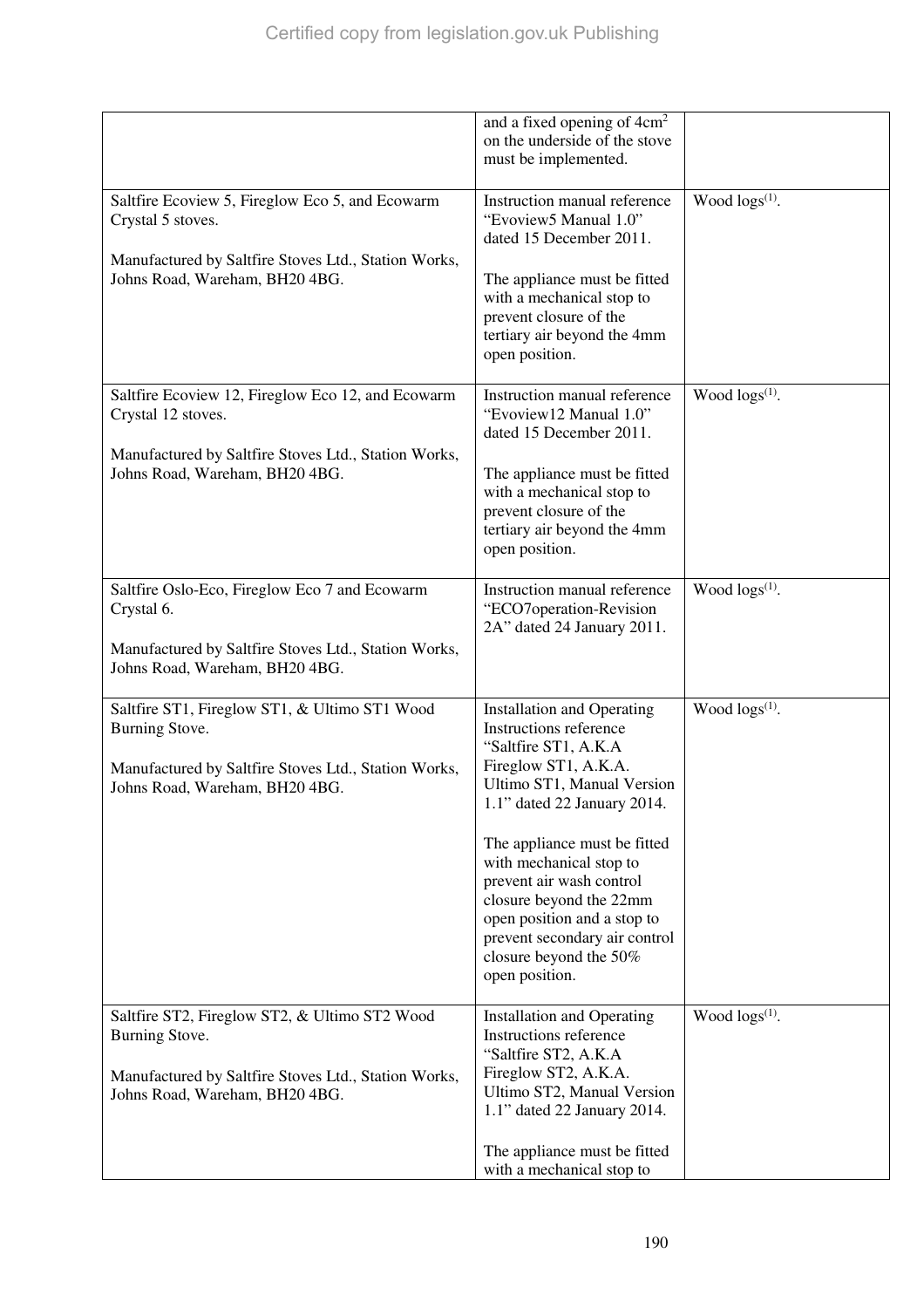| | | |
|---|---|---|
| | and a fixed opening of $4cm^2$ on the underside of the stove must be implemented. | |
| Saltfire Ecoview 5, Fireglow Eco 5, and Ecowarm Crystal 5 stoves.<br><br>Manufactured by Saltfire Stoves Ltd., Station Works, Johns Road, Wareham, BH20 4BG. | Instruction manual reference "Evoview5 Manual 1.0" dated 15 December 2011.<br><br>The appliance must be fitted with a mechanical stop to prevent closure of the tertiary air beyond the 4mm open position. | Wood logs[(1)]. |
| Saltfire Ecoview 12, Fireglow Eco 12, and Ecowarm Crystal 12 stoves.<br><br>Manufactured by Saltfire Stoves Ltd., Station Works, Johns Road, Wareham, BH20 4BG. | Instruction manual reference "Evoview12 Manual 1.0" dated 15 December 2011.<br><br>The appliance must be fitted with a mechanical stop to prevent closure of the tertiary air beyond the 4mm open position. | Wood logs[(1)]. |
| Saltfire Oslo-Eco, Fireglow Eco 7 and Ecowarm Crystal 6.<br><br>Manufactured by Saltfire Stoves Ltd., Station Works, Johns Road, Wareham, BH20 4BG. | Instruction manual reference "ECO7operation-Revision 2A" dated 24 January 2011. | Wood logs[(1)]. |
| Saltfire ST1, Fireglow ST1, & Ultimo ST1 Wood Burning Stove.<br><br>Manufactured by Saltfire Stoves Ltd., Station Works, Johns Road, Wareham, BH20 4BG. | Installation and Operating Instructions reference "Saltfire ST1, A.K.A Fireglow ST1, A.K.A. Ultimo ST1, Manual Version 1.1" dated 22 January 2014.<br><br>The appliance must be fitted with mechanical stop to prevent air wash control closure beyond the 22mm open position and a stop to prevent secondary air control closure beyond the 50% open position. | Wood logs[(1)]. |
| Saltfire ST2, Fireglow ST2, & Ultimo ST2 Wood Burning Stove.<br><br>Manufactured by Saltfire Stoves Ltd., Station Works, Johns Road, Wareham, BH20 4BG. | Installation and Operating Instructions reference "Saltfire ST2, A.K.A Fireglow ST2, A.K.A. Ultimo ST2, Manual Version 1.1" dated 22 January 2014.<br><br>The appliance must be fitted with a mechanical stop to | Wood logs[(1)]. |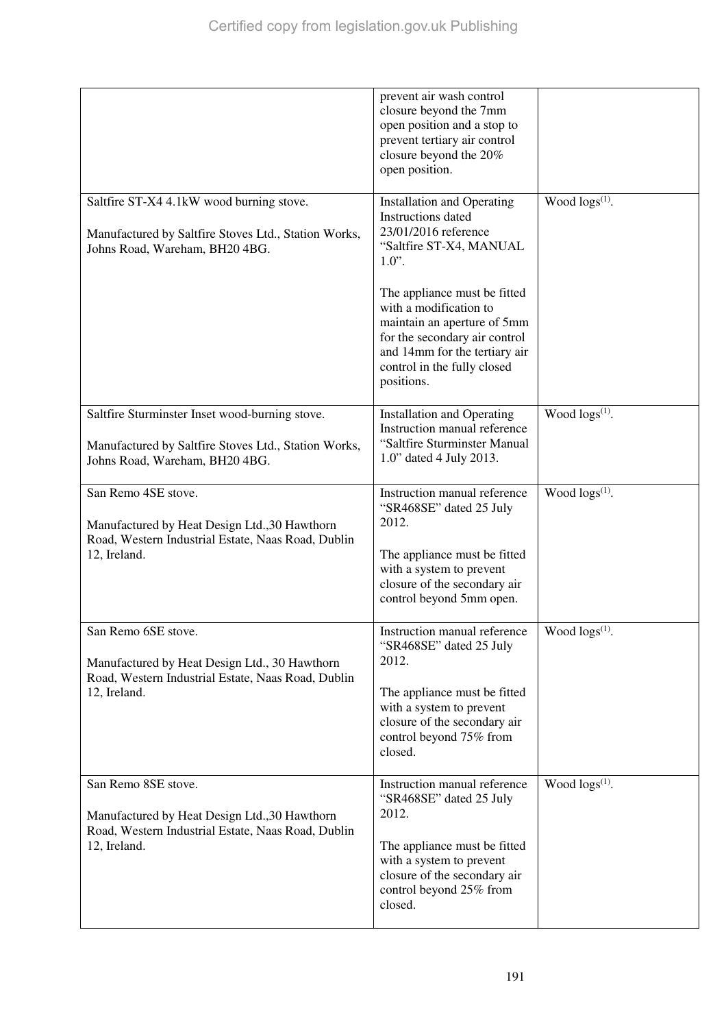| | | |
|---|---|---|
| | prevent air wash control closure beyond the 7mm open position and a stop to prevent tertiary air control closure beyond the 20% open position. | |
| Saltfire ST-X4 4.1kW wood burning stove.<br><br>Manufactured by Saltfire Stoves Ltd., Station Works, Johns Road, Wareham, BH20 4BG. | Installation and Operating Instructions dated 23/01/2016 reference "Saltfire ST-X4, MANUAL 1.0".<br><br>The appliance must be fitted with a modification to maintain an aperture of 5mm for the secondary air control and 14mm for the tertiary air control in the fully closed positions. | Wood logs[(1)]. |
| Saltfire Sturminster Inset wood-burning stove.<br><br>Manufactured by Saltfire Stoves Ltd., Station Works, Johns Road, Wareham, BH20 4BG. | Installation and Operating Instruction manual reference "Saltfire Sturminster Manual 1.0" dated 4 July 2013. | Wood logs[(1)]. |
| San Remo 4SE stove.<br><br>Manufactured by Heat Design Ltd.,30 Hawthorn Road, Western Industrial Estate, Naas Road, Dublin 12, Ireland. | Instruction manual reference "SR468SE" dated 25 July 2012.<br><br>The appliance must be fitted with a system to prevent closure of the secondary air control beyond 5mm open. | Wood logs[(1)]. |
| San Remo 6SE stove.<br><br>Manufactured by Heat Design Ltd., 30 Hawthorn Road, Western Industrial Estate, Naas Road, Dublin 12, Ireland. | Instruction manual reference "SR468SE" dated 25 July 2012.<br><br>The appliance must be fitted with a system to prevent closure of the secondary air control beyond 75% from closed. | Wood logs[(1)]. |
| San Remo 8SE stove.<br><br>Manufactured by Heat Design Ltd.,30 Hawthorn Road, Western Industrial Estate, Naas Road, Dublin 12, Ireland. | Instruction manual reference "SR468SE" dated 25 July 2012.<br><br>The appliance must be fitted with a system to prevent closure of the secondary air control beyond 25% from closed. | Wood logs[(1)]. |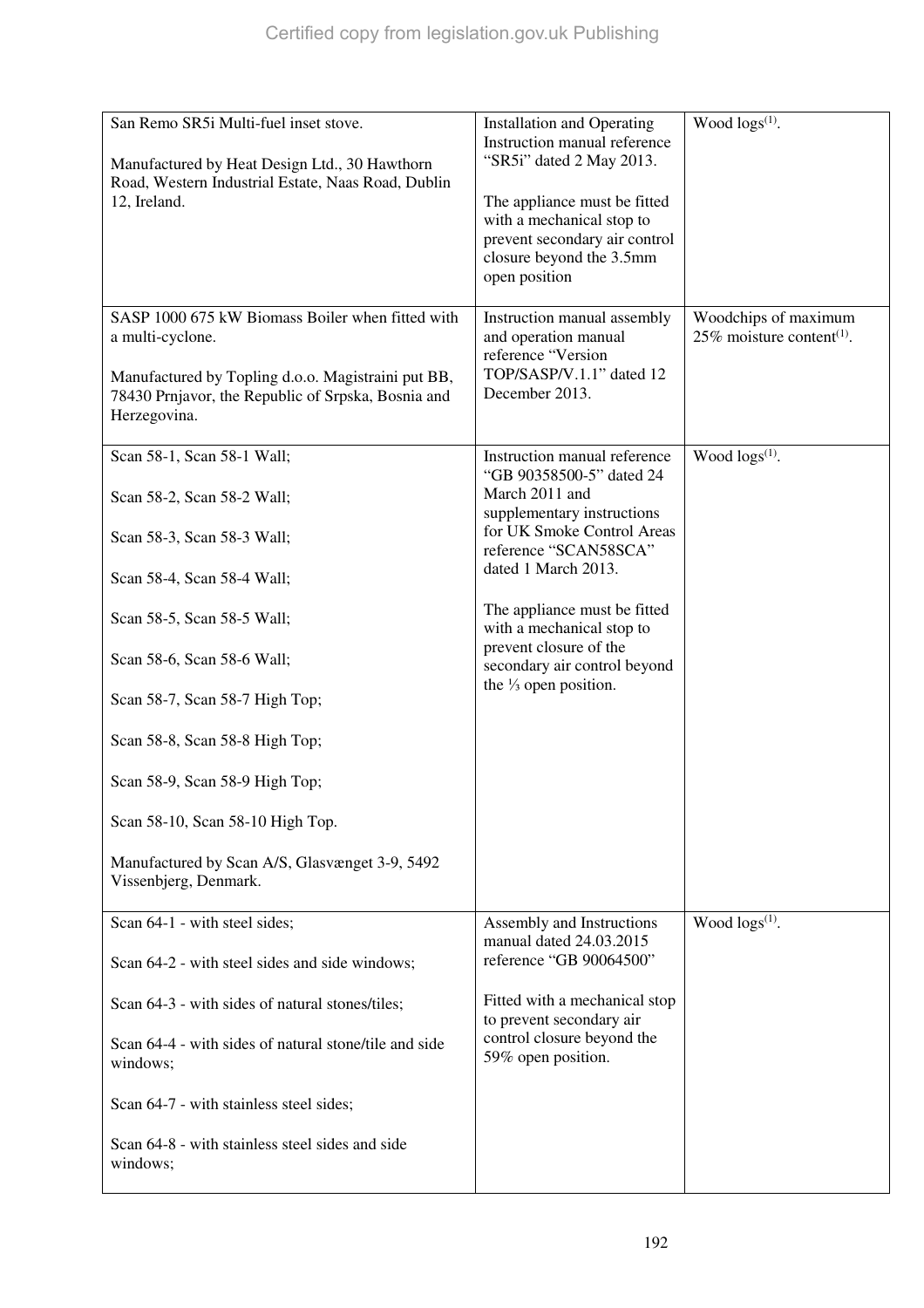| | | |
|---|---|---|
| San Remo SR5i Multi-fuel inset stove.<br><br>Manufactured by Heat Design Ltd., 30 Hawthorn Road, Western Industrial Estate, Naas Road, Dublin 12, Ireland. | Installation and Operating Instruction manual reference "SR5i" dated 2 May 2013.<br><br>The appliance must be fitted with a mechanical stop to prevent secondary air control closure beyond the 3.5mm open position | Wood logs(1). |
| SASP 1000 675 kW Biomass Boiler when fitted with a multi-cyclone.<br><br>Manufactured by Topling d.o.o. Magistraini put BB, 78430 Prnjavor, the Republic of Srpska, Bosnia and Herzegovina. | Instruction manual assembly and operation manual reference "Version TOP/SASP/V.1.1" dated 12 December 2013. | Woodchips of maximum 25% moisture content(1). |
| Scan 58-1, Scan 58-1 Wall;<br><br>Scan 58-2, Scan 58-2 Wall;<br><br>Scan 58-3, Scan 58-3 Wall;<br><br>Scan 58-4, Scan 58-4 Wall;<br><br>Scan 58-5, Scan 58-5 Wall;<br><br>Scan 58-6, Scan 58-6 Wall;<br><br>Scan 58-7, Scan 58-7 High Top;<br><br>Scan 58-8, Scan 58-8 High Top;<br><br>Scan 58-9, Scan 58-9 High Top;<br><br>Scan 58-10, Scan 58-10 High Top.<br><br>Manufactured by Scan A/S, Glasvænget 3-9, 5492 Vissenbjerg, Denmark. | Instruction manual reference "GB 90358500-5" dated 24 March 2011 and supplementary instructions for UK Smoke Control Areas reference "SCAN58SCA" dated 1 March 2013.<br><br>The appliance must be fitted with a mechanical stop to prevent closure of the secondary air control beyond the ⅓ open position. | Wood logs(1). |
| Scan 64-1 - with steel sides;<br><br>Scan 64-2 - with steel sides and side windows;<br><br>Scan 64-3 - with sides of natural stones/tiles;<br><br>Scan 64-4 - with sides of natural stone/tile and side windows;<br><br>Scan 64-7 - with stainless steel sides;<br><br>Scan 64-8 - with stainless steel sides and side windows; | Assembly and Instructions manual dated 24.03.2015 reference "GB 90064500"<br><br>Fitted with a mechanical stop to prevent secondary air control closure beyond the 59% open position. | Wood logs(1). |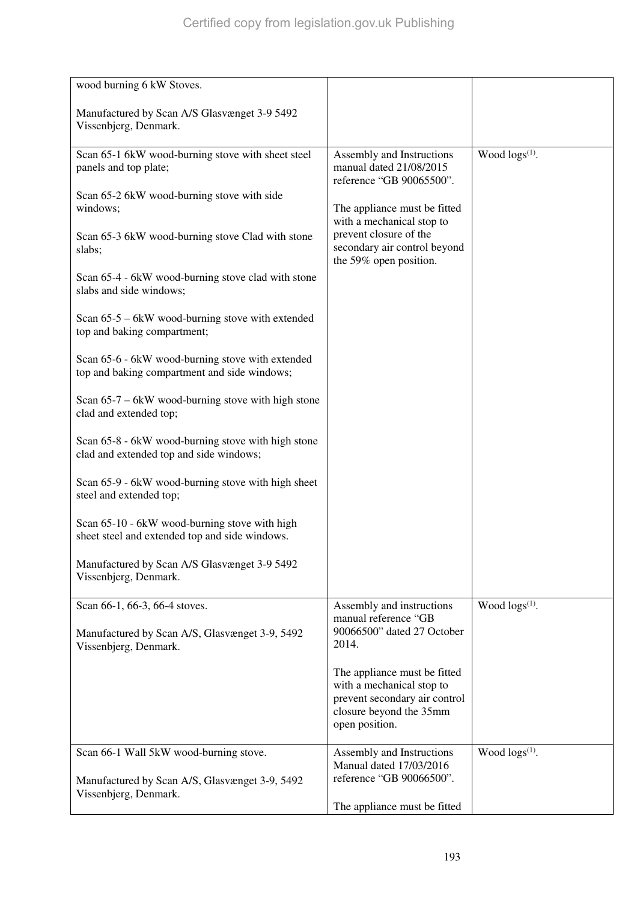| | | |
|---|---|---|
| wood burning 6 kW Stoves.<br><br>Manufactured by Scan A/S Glasvænget 3-9 5492 Vissenbjerg, Denmark. | | |
| Scan 65-1 6kW wood-burning stove with sheet steel panels and top plate;<br><br>Scan 65-2 6kW wood-burning stove with side windows;<br><br>Scan 65-3 6kW wood-burning stove Clad with stone slabs;<br><br>Scan 65-4 - 6kW wood-burning stove clad with stone slabs and side windows;<br><br>Scan 65-5 – 6kW wood-burning stove with extended top and baking compartment;<br><br>Scan 65-6 - 6kW wood-burning stove with extended top and baking compartment and side windows;<br><br>Scan 65-7 – 6kW wood-burning stove with high stone clad and extended top;<br><br>Scan 65-8 - 6kW wood-burning stove with high stone clad and extended top and side windows;<br><br>Scan 65-9 - 6kW wood-burning stove with high sheet steel and extended top;<br><br>Scan 65-10 - 6kW wood-burning stove with high sheet steel and extended top and side windows.<br><br>Manufactured by Scan A/S Glasvænget 3-9 5492 Vissenbjerg, Denmark. | Assembly and Instructions manual dated 21/08/2015 reference "GB 90065500".<br><br>The appliance must be fitted with a mechanical stop to prevent closure of the secondary air control beyond the 59% open position. | Wood logs[(1)]. |
| Scan 66-1, 66-3, 66-4 stoves.<br><br>Manufactured by Scan A/S, Glasvænget 3-9, 5492 Vissenbjerg, Denmark. | Assembly and instructions manual reference "GB 90066500" dated 27 October 2014.<br><br>The appliance must be fitted with a mechanical stop to prevent secondary air control closure beyond the 35mm open position. | Wood logs[(1)]. |
| Scan 66-1 Wall 5kW wood-burning stove.<br><br>Manufactured by Scan A/S, Glasvænget 3-9, 5492 Vissenbjerg, Denmark. | Assembly and Instructions Manual dated 17/03/2016 reference "GB 90066500".<br><br>The appliance must be fitted | Wood logs[(1)]. |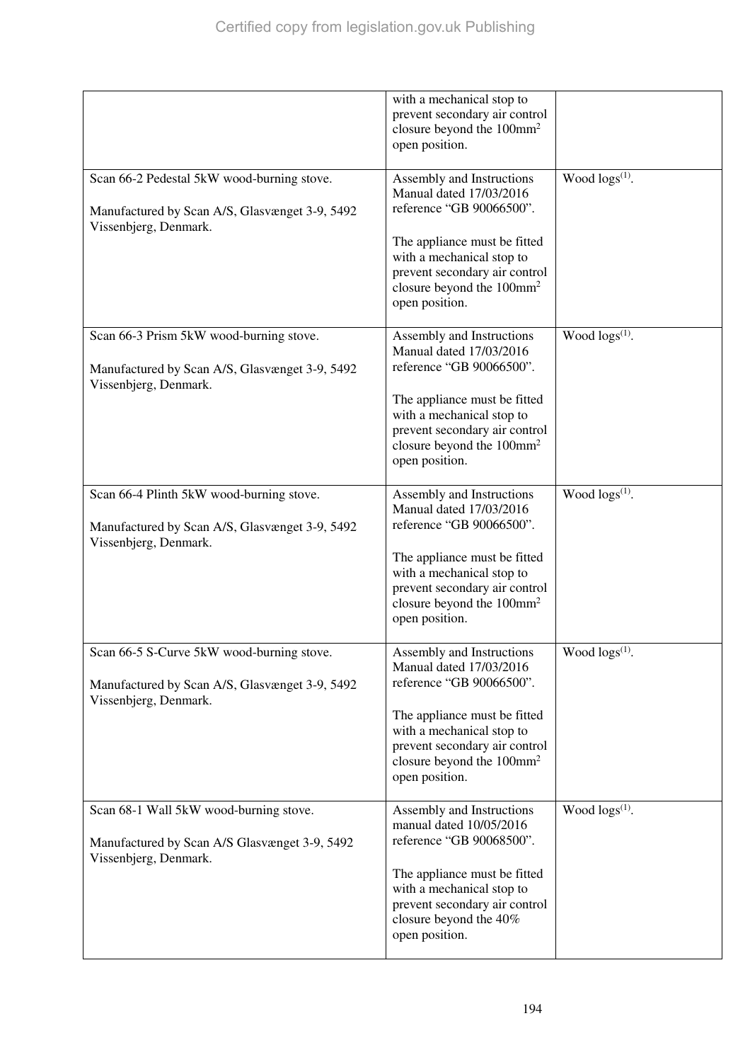| | | |
|---|---|---|
| | with a mechanical stop to prevent secondary air control closure beyond the 100mm$^2$ open position. | |
| Scan 66-2 Pedestal 5kW wood-burning stove.<br><br>Manufactured by Scan A/S, Glasvænget 3-9, 5492 Vissenbjerg, Denmark. | Assembly and Instructions Manual dated 17/03/2016 reference “GB 90066500”.<br><br>The appliance must be fitted with a mechanical stop to prevent secondary air control closure beyond the 100mm$^2$ open position. | Wood logs[(1)]. |
| Scan 66-3 Prism 5kW wood-burning stove.<br><br>Manufactured by Scan A/S, Glasvænget 3-9, 5492 Vissenbjerg, Denmark. | Assembly and Instructions Manual dated 17/03/2016 reference “GB 90066500”.<br><br>The appliance must be fitted with a mechanical stop to prevent secondary air control closure beyond the 100mm$^2$ open position. | Wood logs[(1)]. |
| Scan 66-4 Plinth 5kW wood-burning stove.<br><br>Manufactured by Scan A/S, Glasvænget 3-9, 5492 Vissenbjerg, Denmark. | Assembly and Instructions Manual dated 17/03/2016 reference “GB 90066500”.<br><br>The appliance must be fitted with a mechanical stop to prevent secondary air control closure beyond the 100mm$^2$ open position. | Wood logs[(1)]. |
| Scan 66-5 S-Curve 5kW wood-burning stove.<br><br>Manufactured by Scan A/S, Glasvænget 3-9, 5492 Vissenbjerg, Denmark. | Assembly and Instructions Manual dated 17/03/2016 reference “GB 90066500”.<br><br>The appliance must be fitted with a mechanical stop to prevent secondary air control closure beyond the 100mm$^2$ open position. | Wood logs[(1)]. |
| Scan 68-1 Wall 5kW wood-burning stove.<br><br>Manufactured by Scan A/S Glasvænget 3-9, 5492 Vissenbjerg, Denmark. | Assembly and Instructions manual dated 10/05/2016 reference “GB 90068500”.<br><br>The appliance must be fitted with a mechanical stop to prevent secondary air control closure beyond the 40% open position. | Wood logs[(1)]. |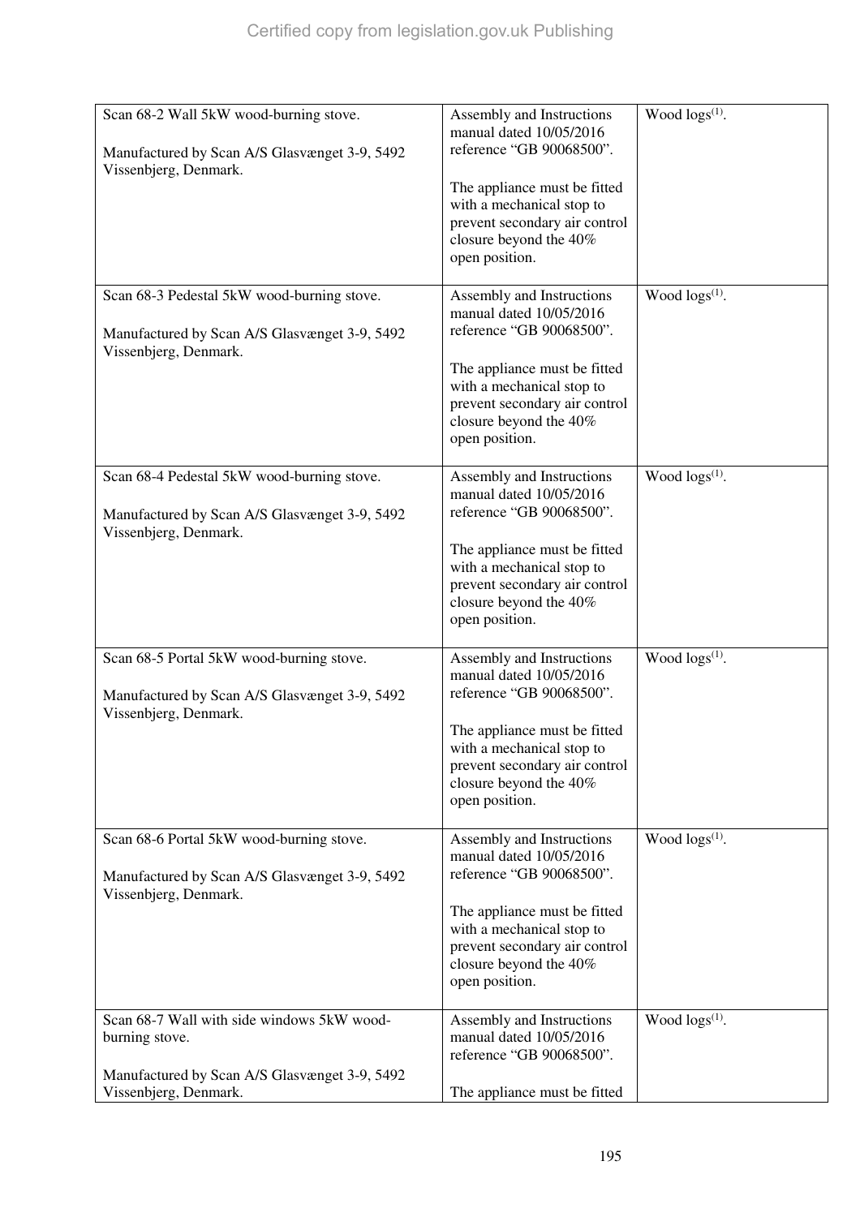| | | |
|---|---|---|
| Scan 68-2 Wall 5kW wood-burning stove.<br><br>Manufactured by Scan A/S Glasvænget 3-9, 5492 Vissenbjerg, Denmark. | Assembly and Instructions manual dated 10/05/2016 reference "GB 90068500".<br><br>The appliance must be fitted with a mechanical stop to prevent secondary air control closure beyond the 40% open position. | Wood logs[(1)]. |
| Scan 68-3 Pedestal 5kW wood-burning stove.<br><br>Manufactured by Scan A/S Glasvænget 3-9, 5492 Vissenbjerg, Denmark. | Assembly and Instructions manual dated 10/05/2016 reference "GB 90068500".<br><br>The appliance must be fitted with a mechanical stop to prevent secondary air control closure beyond the 40% open position. | Wood logs[(1)]. |
| Scan 68-4 Pedestal 5kW wood-burning stove.<br><br>Manufactured by Scan A/S Glasvænget 3-9, 5492 Vissenbjerg, Denmark. | Assembly and Instructions manual dated 10/05/2016 reference "GB 90068500".<br><br>The appliance must be fitted with a mechanical stop to prevent secondary air control closure beyond the 40% open position. | Wood logs[(1)]. |
| Scan 68-5 Portal 5kW wood-burning stove.<br><br>Manufactured by Scan A/S Glasvænget 3-9, 5492 Vissenbjerg, Denmark. | Assembly and Instructions manual dated 10/05/2016 reference "GB 90068500".<br><br>The appliance must be fitted with a mechanical stop to prevent secondary air control closure beyond the 40% open position. | Wood logs[(1)]. |
| Scan 68-6 Portal 5kW wood-burning stove.<br><br>Manufactured by Scan A/S Glasvænget 3-9, 5492 Vissenbjerg, Denmark. | Assembly and Instructions manual dated 10/05/2016 reference "GB 90068500".<br><br>The appliance must be fitted with a mechanical stop to prevent secondary air control closure beyond the 40% open position. | Wood logs[(1)]. |
| Scan 68-7 Wall with side windows 5kW wood-burning stove.<br><br>Manufactured by Scan A/S Glasvænget 3-9, 5492 Vissenbjerg, Denmark. | Assembly and Instructions manual dated 10/05/2016 reference "GB 90068500".<br><br>The appliance must be fitted | Wood logs[(1)]. |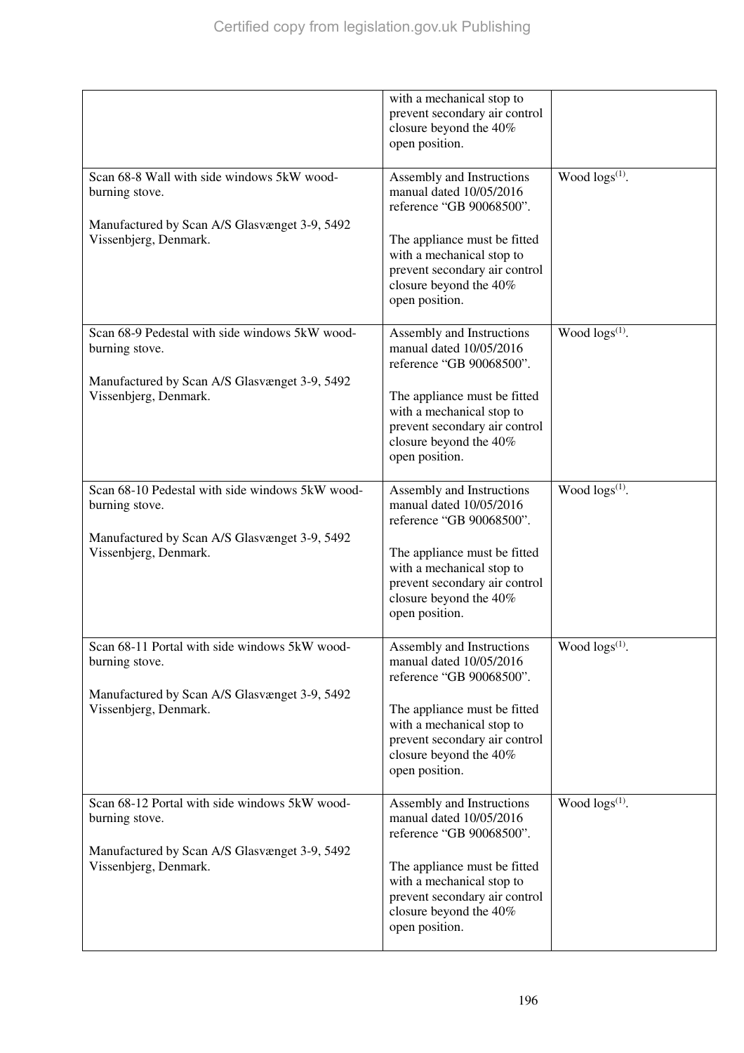| | | |
|---|---|---|
| | with a mechanical stop to prevent secondary air control closure beyond the 40% open position. | |
| Scan 68-8 Wall with side windows 5kW wood-burning stove.<br><br>Manufactured by Scan A/S Glasvænget 3-9, 5492 Vissenbjerg, Denmark. | Assembly and Instructions manual dated 10/05/2016 reference "GB 90068500".<br><br>The appliance must be fitted with a mechanical stop to prevent secondary air control closure beyond the 40% open position. | Wood logs[(1)]. |
| Scan 68-9 Pedestal with side windows 5kW wood-burning stove.<br><br>Manufactured by Scan A/S Glasvænget 3-9, 5492 Vissenbjerg, Denmark. | Assembly and Instructions manual dated 10/05/2016 reference "GB 90068500".<br><br>The appliance must be fitted with a mechanical stop to prevent secondary air control closure beyond the 40% open position. | Wood logs[(1)]. |
| Scan 68-10 Pedestal with side windows 5kW wood-burning stove.<br><br>Manufactured by Scan A/S Glasvænget 3-9, 5492 Vissenbjerg, Denmark. | Assembly and Instructions manual dated 10/05/2016 reference "GB 90068500".<br><br>The appliance must be fitted with a mechanical stop to prevent secondary air control closure beyond the 40% open position. | Wood logs[(1)]. |
| Scan 68-11 Portal with side windows 5kW wood-burning stove.<br><br>Manufactured by Scan A/S Glasvænget 3-9, 5492 Vissenbjerg, Denmark. | Assembly and Instructions manual dated 10/05/2016 reference "GB 90068500".<br><br>The appliance must be fitted with a mechanical stop to prevent secondary air control closure beyond the 40% open position. | Wood logs[(1)]. |
| Scan 68-12 Portal with side windows 5kW wood-burning stove.<br><br>Manufactured by Scan A/S Glasvænget 3-9, 5492 Vissenbjerg, Denmark. | Assembly and Instructions manual dated 10/05/2016 reference "GB 90068500".<br><br>The appliance must be fitted with a mechanical stop to prevent secondary air control closure beyond the 40% open position. | Wood logs[(1)]. |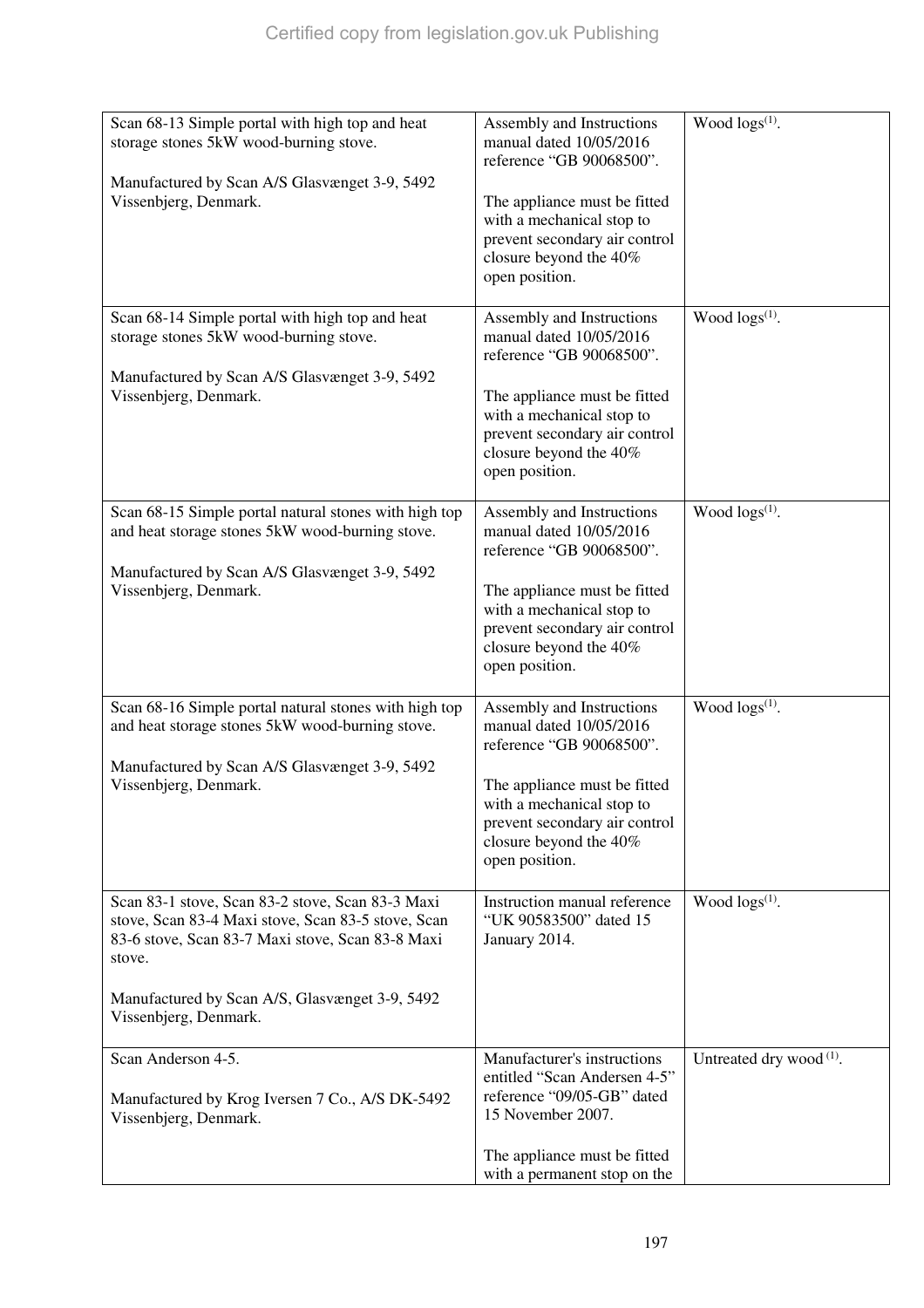| | | |
|---|---|---|
| Scan 68-13 Simple portal with high top and heat storage stones 5kW wood-burning stove.<br><br>Manufactured by Scan A/S Glasvænget 3-9, 5492 Vissenbjerg, Denmark. | Assembly and Instructions manual dated 10/05/2016 reference "GB 90068500".<br><br>The appliance must be fitted with a mechanical stop to prevent secondary air control closure beyond the 40% open position. | Wood logs[(1)]. |
| Scan 68-14 Simple portal with high top and heat storage stones 5kW wood-burning stove.<br><br>Manufactured by Scan A/S Glasvænget 3-9, 5492 Vissenbjerg, Denmark. | Assembly and Instructions manual dated 10/05/2016 reference "GB 90068500".<br><br>The appliance must be fitted with a mechanical stop to prevent secondary air control closure beyond the 40% open position. | Wood logs[(1)]. |
| Scan 68-15 Simple portal natural stones with high top and heat storage stones 5kW wood-burning stove.<br><br>Manufactured by Scan A/S Glasvænget 3-9, 5492 Vissenbjerg, Denmark. | Assembly and Instructions manual dated 10/05/2016 reference "GB 90068500".<br><br>The appliance must be fitted with a mechanical stop to prevent secondary air control closure beyond the 40% open position. | Wood logs[(1)]. |
| Scan 68-16 Simple portal natural stones with high top and heat storage stones 5kW wood-burning stove.<br><br>Manufactured by Scan A/S Glasvænget 3-9, 5492 Vissenbjerg, Denmark. | Assembly and Instructions manual dated 10/05/2016 reference "GB 90068500".<br><br>The appliance must be fitted with a mechanical stop to prevent secondary air control closure beyond the 40% open position. | Wood logs[(1)]. |
| Scan 83-1 stove, Scan 83-2 stove, Scan 83-3 Maxi stove, Scan 83-4 Maxi stove, Scan 83-5 stove, Scan 83-6 stove, Scan 83-7 Maxi stove, Scan 83-8 Maxi stove.<br><br>Manufactured by Scan A/S, Glasvænget 3-9, 5492 Vissenbjerg, Denmark. | Instruction manual reference "UK 90583500" dated 15 January 2014. | Wood logs[(1)]. |
| Scan Anderson 4-5.<br><br>Manufactured by Krog Iversen 7 Co., A/S DK-5492 Vissenbjerg, Denmark. | Manufacturer's instructions entitled "Scan Andersen 4-5" reference "09/05-GB" dated 15 November 2007.<br><br>The appliance must be fitted with a permanent stop on the | Untreated dry wood [(1)]. |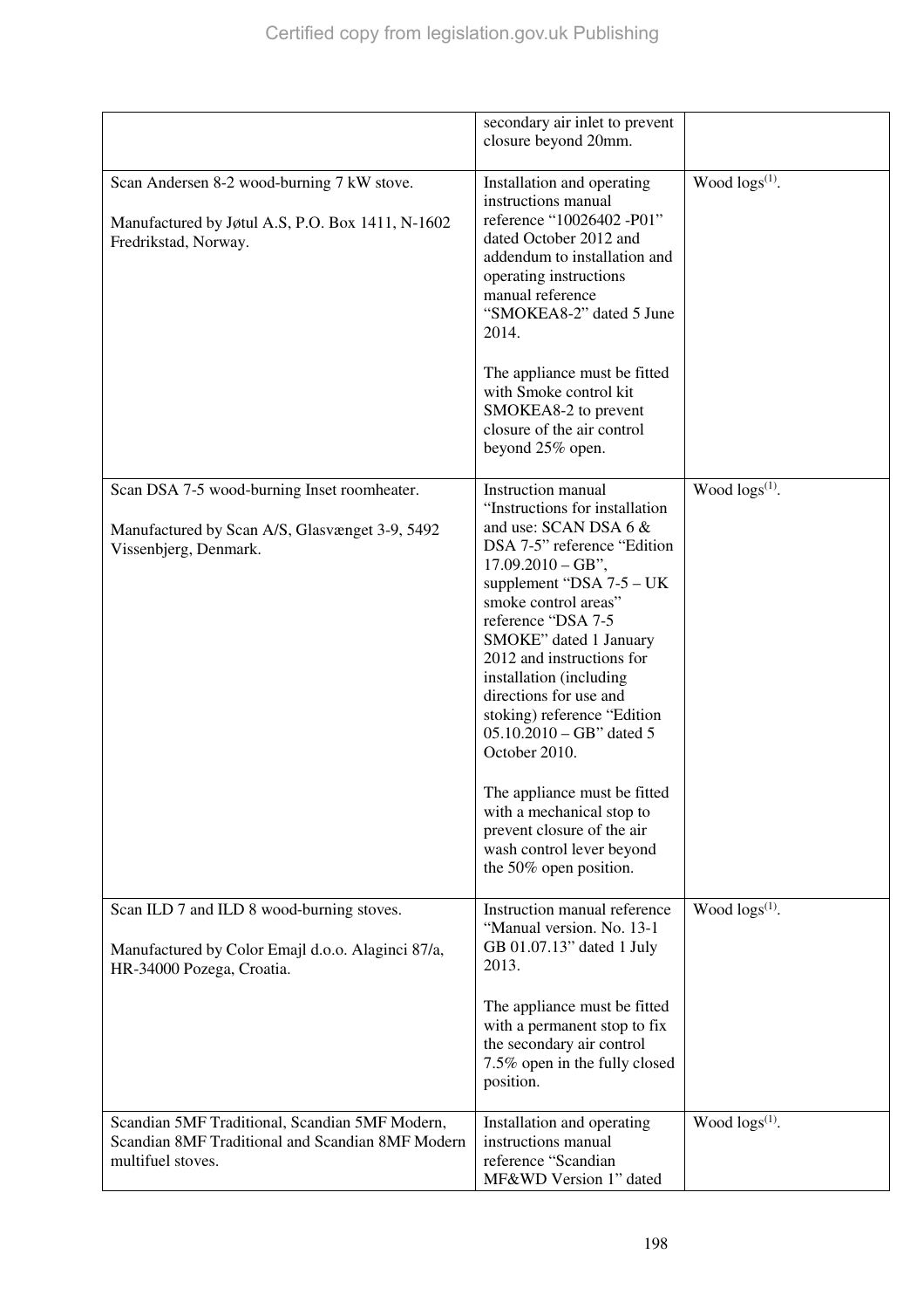| | | |
|---|---|---|
| | secondary air inlet to prevent closure beyond 20mm. | |
| Scan Andersen 8-2 wood-burning 7 kW stove.<br><br>Manufactured by Jøtul A.S, P.O. Box 1411, N-1602 Fredrikstad, Norway. | Installation and operating instructions manual reference "10026402 -P01" dated October 2012 and addendum to installation and operating instructions manual reference "SMOKEA8-2" dated 5 June 2014.<br><br>The appliance must be fitted with Smoke control kit SMOKEA8-2 to prevent closure of the air control beyond 25% open. | Wood logs[(1)]. |
| Scan DSA 7-5 wood-burning Inset roomheater.<br><br>Manufactured by Scan A/S, Glasvænget 3-9, 5492 Vissenbjerg, Denmark. | Instruction manual "Instructions for installation and use: SCAN DSA 6 & DSA 7-5" reference "Edition 17.09.2010 – GB", supplement "DSA 7-5 – UK smoke control areas" reference "DSA 7-5 SMOKE" dated 1 January 2012 and instructions for installation (including directions for use and stoking) reference "Edition 05.10.2010 – GB" dated 5 October 2010.<br><br>The appliance must be fitted with a mechanical stop to prevent closure of the air wash control lever beyond the 50% open position. | Wood logs[(1)]. |
| Scan ILD 7 and ILD 8 wood-burning stoves.<br><br>Manufactured by Color Emajl d.o.o. Alaginci 87/a, HR-34000 Pozega, Croatia. | Instruction manual reference "Manual version. No. 13-1 GB 01.07.13" dated 1 July 2013.<br><br>The appliance must be fitted with a permanent stop to fix the secondary air control 7.5% open in the fully closed position. | Wood logs[(1)]. |
| Scandian 5MF Traditional, Scandian 5MF Modern, Scandian 8MF Traditional and Scandian 8MF Modern multifuel stoves. | Installation and operating instructions manual reference "Scandian MF&WD Version 1" dated | Wood logs[(1)]. |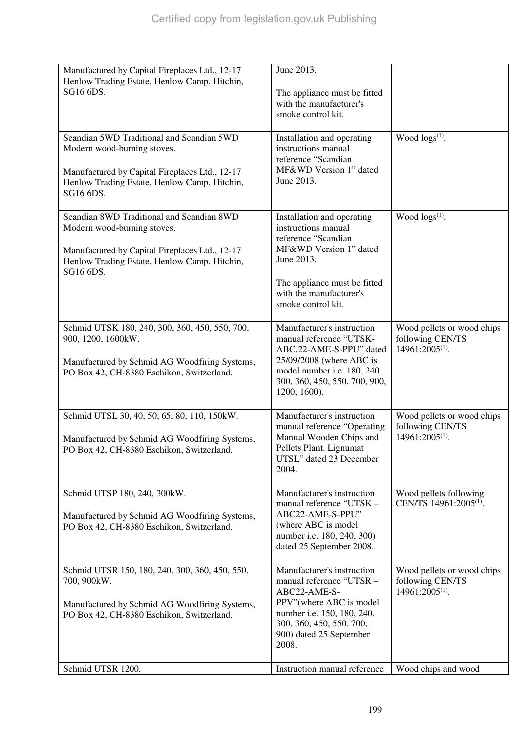| | | |
|---|---|---|
| Manufactured by Capital Fireplaces Ltd., 12-17 Henlow Trading Estate, Henlow Camp, Hitchin, SG16 6DS. | June 2013.<br><br>The appliance must be fitted with the manufacturer's smoke control kit. | |
| Scandian 5WD Traditional and Scandian 5WD Modern wood-burning stoves.<br><br>Manufactured by Capital Fireplaces Ltd., 12-17 Henlow Trading Estate, Henlow Camp, Hitchin, SG16 6DS. | Installation and operating instructions manual reference "Scandian MF&WD Version 1" dated June 2013. | Wood logs[1]. |
| Scandian 8WD Traditional and Scandian 8WD Modern wood-burning stoves.<br><br>Manufactured by Capital Fireplaces Ltd., 12-17 Henlow Trading Estate, Henlow Camp, Hitchin, SG16 6DS. | Installation and operating instructions manual reference "Scandian MF&WD Version 1" dated June 2013.<br><br>The appliance must be fitted with the manufacturer's smoke control kit. | Wood logs[1]. |
| Schmid UTSK 180, 240, 300, 360, 450, 550, 700, 900, 1200, 1600kW.<br><br>Manufactured by Schmid AG Woodfiring Systems, PO Box 42, CH-8380 Eschikon, Switzerland. | Manufacturer's instruction manual reference "UTSK-ABC.22-AME-S-PPU" dated 25/09/2008 (where ABC is model number i.e. 180, 240, 300, 360, 450, 550, 700, 900, 1200, 1600). | Wood pellets or wood chips following CEN/TS 14961:2005[1]. |
| Schmid UTSL 30, 40, 50, 65, 80, 110, 150kW.<br><br>Manufactured by Schmid AG Woodfiring Systems, PO Box 42, CH-8380 Eschikon, Switzerland. | Manufacturer's instruction manual reference "Operating Manual Wooden Chips and Pellets Plant. Lignumat UTSL" dated 23 December 2004. | Wood pellets or wood chips following CEN/TS 14961:2005[1]. |
| Schmid UTSP 180, 240, 300kW.<br><br>Manufactured by Schmid AG Woodfiring Systems, PO Box 42, CH-8380 Eschikon, Switzerland. | Manufacturer's instruction manual reference "UTSK – ABC22-AME-S-PPU" (where ABC is model number i.e. 180, 240, 300) dated 25 September 2008. | Wood pellets following CEN/TS 14961:2005[1]. |
| Schmid UTSR 150, 180, 240, 300, 360, 450, 550, 700, 900kW.<br><br>Manufactured by Schmid AG Woodfiring Systems, PO Box 42, CH-8380 Eschikon, Switzerland. | Manufacturer's instruction manual reference "UTSR – ABC22-AME-S-PPV"(where ABC is model number i.e. 150, 180, 240, 300, 360, 450, 550, 700, 900) dated 25 September 2008. | Wood pellets or wood chips following CEN/TS 14961:2005[1]. |
| Schmid UTSR 1200. | Instruction manual reference | Wood chips and wood |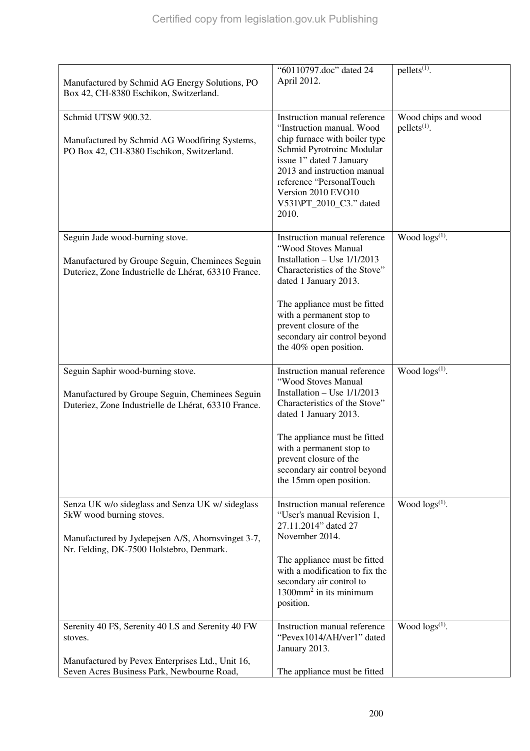| | | |
|---|---|---|
| Manufactured by Schmid AG Energy Solutions, PO Box 42, CH-8380 Eschikon, Switzerland. | "60110797.doc" dated 24 April 2012. | pellets[(1)]. |
| Schmid UTSW 900.32.<br><br>Manufactured by Schmid AG Woodfiring Systems, PO Box 42, CH-8380 Eschikon, Switzerland. | Instruction manual reference "Instruction manual. Wood chip furnace with boiler type Schmid Pyrotroinc Modular issue 1" dated 7 January 2013 and instruction manual reference "PersonalTouch Version 2010 EVO10 V531\PT_2010_C3." dated 2010. | Wood chips and wood pellets[(1)]. |
| Seguin Jade wood-burning stove.<br><br>Manufactured by Groupe Seguin, Cheminees Seguin Duteriez, Zone Industrielle de Lhérat, 63310 France. | Instruction manual reference "Wood Stoves Manual Installation – Use 1/1/2013 Characteristics of the Stove" dated 1 January 2013.<br><br>The appliance must be fitted with a permanent stop to prevent closure of the secondary air control beyond the 40% open position. | Wood logs[(1)]. |
| Seguin Saphir wood-burning stove.<br><br>Manufactured by Groupe Seguin, Cheminees Seguin Duteriez, Zone Industrielle de Lhérat, 63310 France. | Instruction manual reference "Wood Stoves Manual Installation – Use 1/1/2013 Characteristics of the Stove" dated 1 January 2013.<br><br>The appliance must be fitted with a permanent stop to prevent closure of the secondary air control beyond the 15mm open position. | Wood logs[(1)]. |
| Senza UK w/o sideglass and Senza UK w/ sideglass 5kW wood burning stoves.<br><br>Manufactured by Jydepejsen A/S, Ahornsvinget 3-7, Nr. Felding, DK-7500 Holstebro, Denmark. | Instruction manual reference "User's manual Revision 1, 27.11.2014" dated 27 November 2014.<br><br>The appliance must be fitted with a modification to fix the secondary air control to 1300mm$^2$ in its minimum position. | Wood logs[(1)]. |
| Serenity 40 FS, Serenity 40 LS and Serenity 40 FW stoves.<br><br>Manufactured by Pevex Enterprises Ltd., Unit 16, Seven Acres Business Park, Newbourne Road, | Instruction manual reference "Pevex1014/AH/ver1" dated January 2013.<br><br>The appliance must be fitted | Wood logs[(1)]. |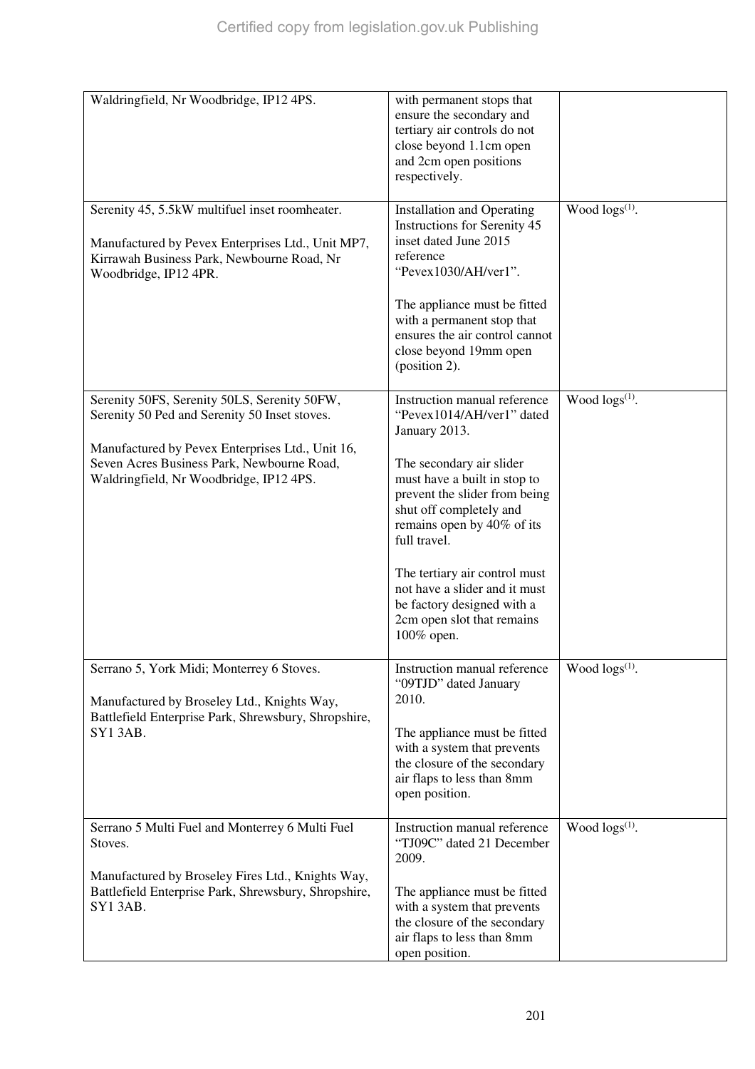| | | |
|---|---|---|
| Waldringfield, Nr Woodbridge, IP12 4PS. | with permanent stops that ensure the secondary and tertiary air controls do not close beyond 1.1cm open and 2cm open positions respectively. | |
| Serenity 45, 5.5kW multifuel inset roomheater.<br><br>Manufactured by Pevex Enterprises Ltd., Unit MP7, Kirrawah Business Park, Newbourne Road, Nr Woodbridge, IP12 4PR. | Installation and Operating Instructions for Serenity 45 inset dated June 2015 reference "Pevex1030/AH/ver1".<br><br>The appliance must be fitted with a permanent stop that ensures the air control cannot close beyond 19mm open (position 2). | Wood logs[(1)]. |
| Serenity 50FS, Serenity 50LS, Serenity 50FW, Serenity 50 Ped and Serenity 50 Inset stoves.<br><br>Manufactured by Pevex Enterprises Ltd., Unit 16, Seven Acres Business Park, Newbourne Road, Waldringfield, Nr Woodbridge, IP12 4PS. | Instruction manual reference "Pevex1014/AH/ver1" dated January 2013.<br><br>The secondary air slider must have a built in stop to prevent the slider from being shut off completely and remains open by 40% of its full travel.<br><br>The tertiary air control must not have a slider and it must be factory designed with a 2cm open slot that remains 100% open. | Wood logs[(1)]. |
| Serrano 5, York Midi; Monterrey 6 Stoves.<br><br>Manufactured by Broseley Ltd., Knights Way, Battlefield Enterprise Park, Shrewsbury, Shropshire, SY1 3AB. | Instruction manual reference "09TJD" dated January 2010.<br><br>The appliance must be fitted with a system that prevents the closure of the secondary air flaps to less than 8mm open position. | Wood logs[(1)]. |
| Serrano 5 Multi Fuel and Monterrey 6 Multi Fuel Stoves.<br><br>Manufactured by Broseley Fires Ltd., Knights Way, Battlefield Enterprise Park, Shrewsbury, Shropshire, SY1 3AB. | Instruction manual reference "TJ09C" dated 21 December 2009.<br><br>The appliance must be fitted with a system that prevents the closure of the secondary air flaps to less than 8mm open position. | Wood logs[(1)]. |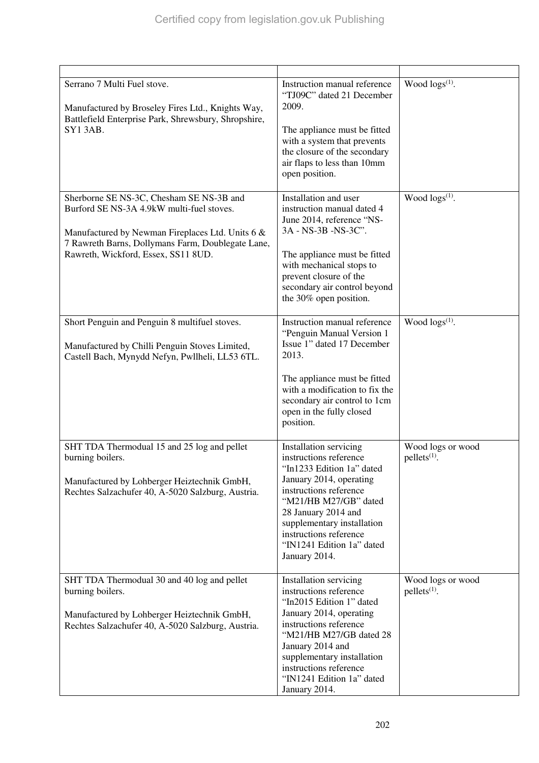| | | |
|---|---|---|
| Serrano 7 Multi Fuel stove.<br><br>Manufactured by Broseley Fires Ltd., Knights Way, Battlefield Enterprise Park, Shrewsbury, Shropshire, SY1 3AB. | Instruction manual reference "TJ09C" dated 21 December 2009.<br><br>The appliance must be fitted with a system that prevents the closure of the secondary air flaps to less than 10mm open position. | Wood logs[(1)]. |
| Sherborne SE NS-3C, Chesham SE NS-3B and Burford SE NS-3A 4.9kW multi-fuel stoves.<br><br>Manufactured by Newman Fireplaces Ltd. Units 6 & 7 Rawreth Barns, Dollymans Farm, Doublegate Lane, Rawreth, Wickford, Essex, SS11 8UD. | Installation and user instruction manual dated 4 June 2014, reference "NS-3A - NS-3B -NS-3C".<br><br>The appliance must be fitted with mechanical stops to prevent closure of the secondary air control beyond the 30% open position. | Wood logs[(1)]. |
| Short Penguin and Penguin 8 multifuel stoves.<br><br>Manufactured by Chilli Penguin Stoves Limited, Castell Bach, Mynydd Nefyn, Pwllheli, LL53 6TL. | Instruction manual reference "Penguin Manual Version 1 Issue 1" dated 17 December 2013.<br><br>The appliance must be fitted with a modification to fix the secondary air control to 1cm open in the fully closed position. | Wood logs[(1)]. |
| SHT TDA Thermodual 15 and 25 log and pellet burning boilers.<br><br>Manufactured by Lohberger Heiztechnik GmbH, Rechtes Salzachufer 40, A-5020 Salzburg, Austria. | Installation servicing instructions reference "In1233 Edition 1a" dated January 2014, operating instructions reference "M21/HB M27/GB" dated 28 January 2014 and supplementary installation instructions reference "IN1241 Edition 1a" dated January 2014. | Wood logs or wood pellets[(1)]. |
| SHT TDA Thermodual 30 and 40 log and pellet burning boilers.<br><br>Manufactured by Lohberger Heiztechnik GmbH, Rechtes Salzachufer 40, A-5020 Salzburg, Austria. | Installation servicing instructions reference "In2015 Edition 1" dated January 2014, operating instructions reference "M21/HB M27/GB dated 28 January 2014 and supplementary installation instructions reference "IN1241 Edition 1a" dated January 2014. | Wood logs or wood pellets[(1)]. |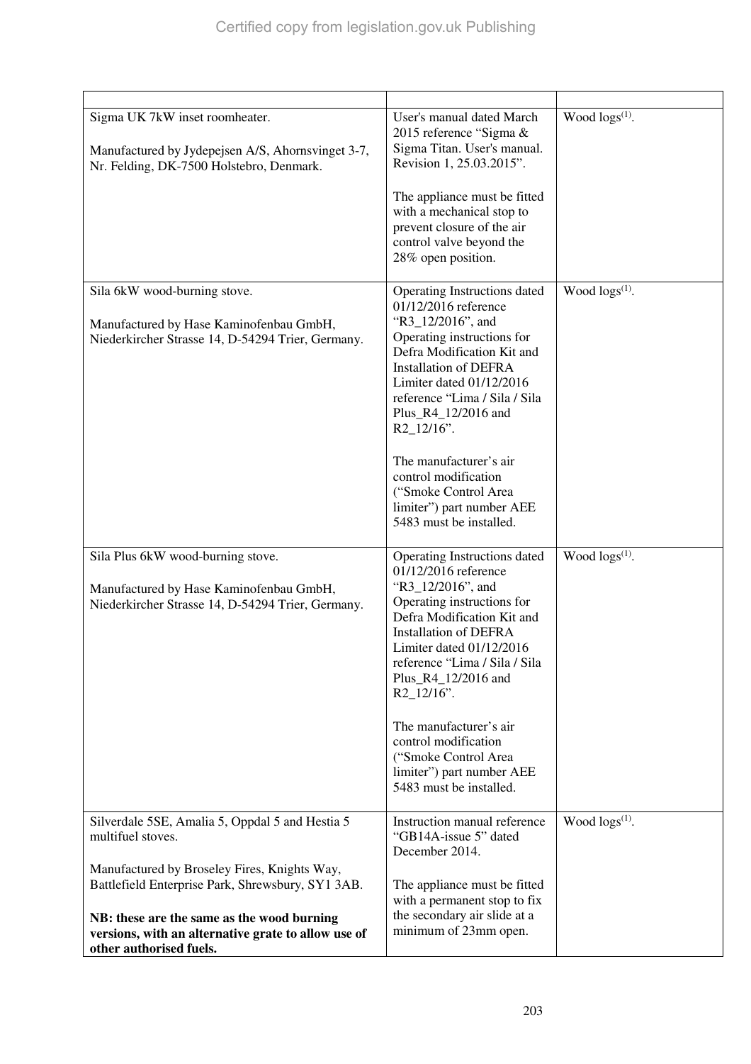| | | |
|---|---|---|
| Sigma UK 7kW inset roomheater.<br><br>Manufactured by Jydepejsen A/S, Ahornsvinget 3-7, Nr. Felding, DK-7500 Holstebro, Denmark. | User's manual dated March 2015 reference "Sigma & Sigma Titan. User's manual. Revision 1, 25.03.2015".<br><br>The appliance must be fitted with a mechanical stop to prevent closure of the air control valve beyond the 28% open position. | Wood logs(1). |
| Sila 6kW wood-burning stove.<br><br>Manufactured by Hase Kaminofenbau GmbH, Niederkircher Strasse 14, D-54294 Trier, Germany. | Operating Instructions dated 01/12/2016 reference "R3_12/2016", and Operating instructions for Defra Modification Kit and Installation of DEFRA Limiter dated 01/12/2016 reference "Lima / Sila / Sila Plus_R4_12/2016 and R2_12/16".<br><br>The manufacturer's air control modification ("Smoke Control Area limiter") part number AEE 5483 must be installed. | Wood logs(1). |
| Sila Plus 6kW wood-burning stove.<br><br>Manufactured by Hase Kaminofenbau GmbH, Niederkircher Strasse 14, D-54294 Trier, Germany. | Operating Instructions dated 01/12/2016 reference "R3_12/2016", and Operating instructions for Defra Modification Kit and Installation of DEFRA Limiter dated 01/12/2016 reference "Lima / Sila / Sila Plus_R4_12/2016 and R2_12/16".<br><br>The manufacturer's air control modification ("Smoke Control Area limiter") part number AEE 5483 must be installed. | Wood logs(1). |
| Silverdale 5SE, Amalia 5, Oppdal 5 and Hestia 5 multifuel stoves.<br><br>Manufactured by Broseley Fires, Knights Way, Battlefield Enterprise Park, Shrewsbury, SY1 3AB.<br><br>**NB: these are the same as the wood burning versions, with an alternative grate to allow use of other authorised fuels.** | Instruction manual reference "GB14A-issue 5" dated December 2014.<br><br>The appliance must be fitted with a permanent stop to fix the secondary air slide at a minimum of 23mm open. | Wood logs(1). |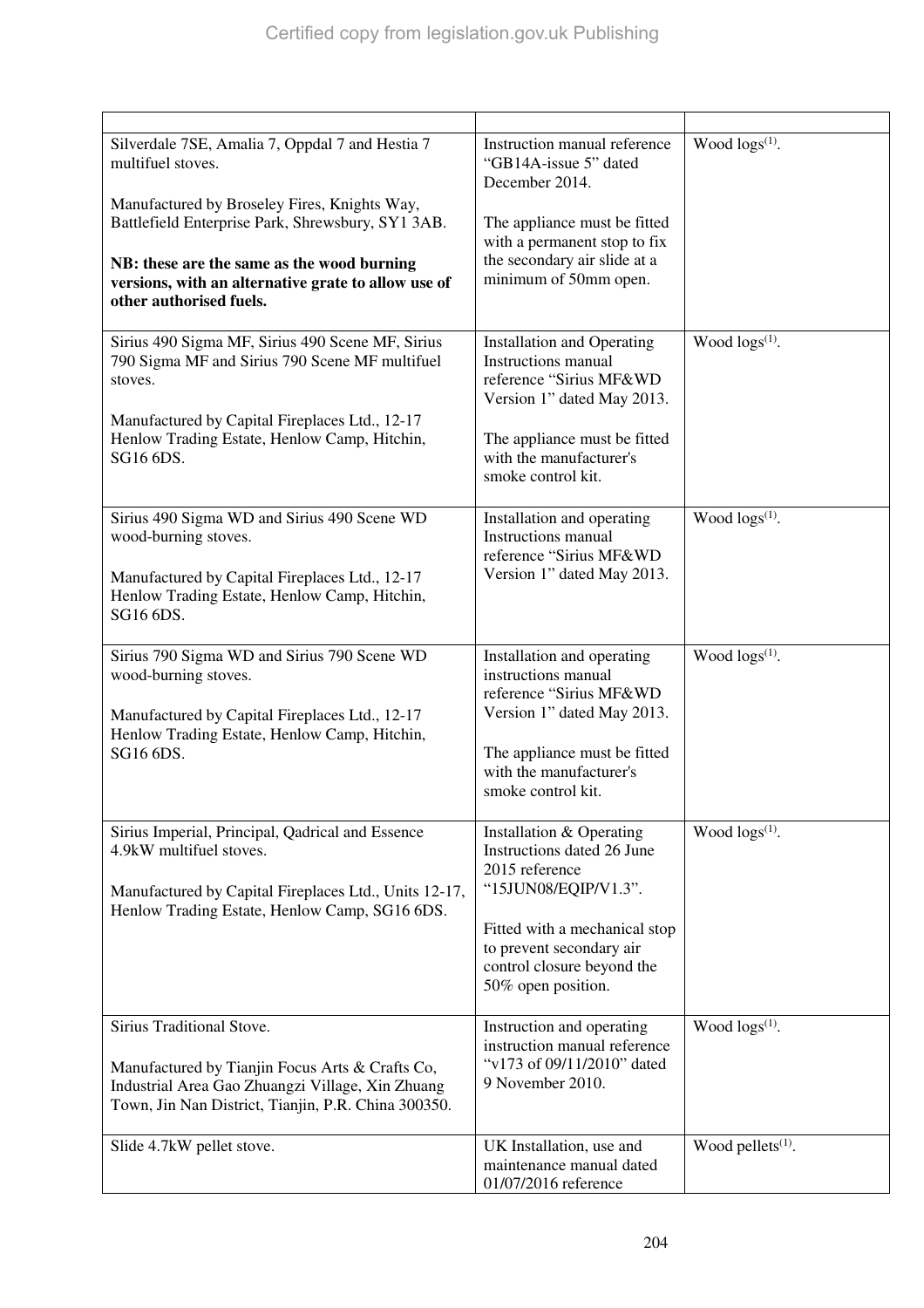| | | |
|---|---|---|
| Silverdale 7SE, Amalia 7, Oppdal 7 and Hestia 7 multifuel stoves.<br><br>Manufactured by Broseley Fires, Knights Way, Battlefield Enterprise Park, Shrewsbury, SY1 3AB.<br><br>**NB: these are the same as the wood burning versions, with an alternative grate to allow use of other authorised fuels.** | Instruction manual reference "GB14A-issue 5" dated December 2014.<br><br>The appliance must be fitted with a permanent stop to fix the secondary air slide at a minimum of 50mm open. | Wood logs[(1)]. |
| Sirius 490 Sigma MF, Sirius 490 Scene MF, Sirius 790 Sigma MF and Sirius 790 Scene MF multifuel stoves.<br><br>Manufactured by Capital Fireplaces Ltd., 12-17 Henlow Trading Estate, Henlow Camp, Hitchin, SG16 6DS. | Installation and Operating Instructions manual reference "Sirius MF&WD Version 1" dated May 2013.<br><br>The appliance must be fitted with the manufacturer's smoke control kit. | Wood logs[(1)]. |
| Sirius 490 Sigma WD and Sirius 490 Scene WD wood-burning stoves.<br><br>Manufactured by Capital Fireplaces Ltd., 12-17 Henlow Trading Estate, Henlow Camp, Hitchin, SG16 6DS. | Installation and operating Instructions manual reference "Sirius MF&WD Version 1" dated May 2013. | Wood logs[(1)]. |
| Sirius 790 Sigma WD and Sirius 790 Scene WD wood-burning stoves.<br><br>Manufactured by Capital Fireplaces Ltd., 12-17 Henlow Trading Estate, Henlow Camp, Hitchin, SG16 6DS. | Installation and operating instructions manual reference "Sirius MF&WD Version 1" dated May 2013.<br><br>The appliance must be fitted with the manufacturer's smoke control kit. | Wood logs[(1)]. |
| Sirius Imperial, Principal, Qadrical and Essence 4.9kW multifuel stoves.<br><br>Manufactured by Capital Fireplaces Ltd., Units 12-17, Henlow Trading Estate, Henlow Camp, SG16 6DS. | Installation & Operating Instructions dated 26 June 2015 reference "15JUN08/EQIP/V1.3".<br><br>Fitted with a mechanical stop to prevent secondary air control closure beyond the 50% open position. | Wood logs[(1)]. |
| Sirius Traditional Stove.<br><br>Manufactured by Tianjin Focus Arts & Crafts Co, Industrial Area Gao Zhuangzi Village, Xin Zhuang Town, Jin Nan District, Tianjin, P.R. China 300350. | Instruction and operating instruction manual reference "v173 of 09/11/2010" dated 9 November 2010. | Wood logs[(1)]. |
| Slide 4.7kW pellet stove. | UK Installation, use and maintenance manual dated 01/07/2016 reference | Wood pellets[(1)]. |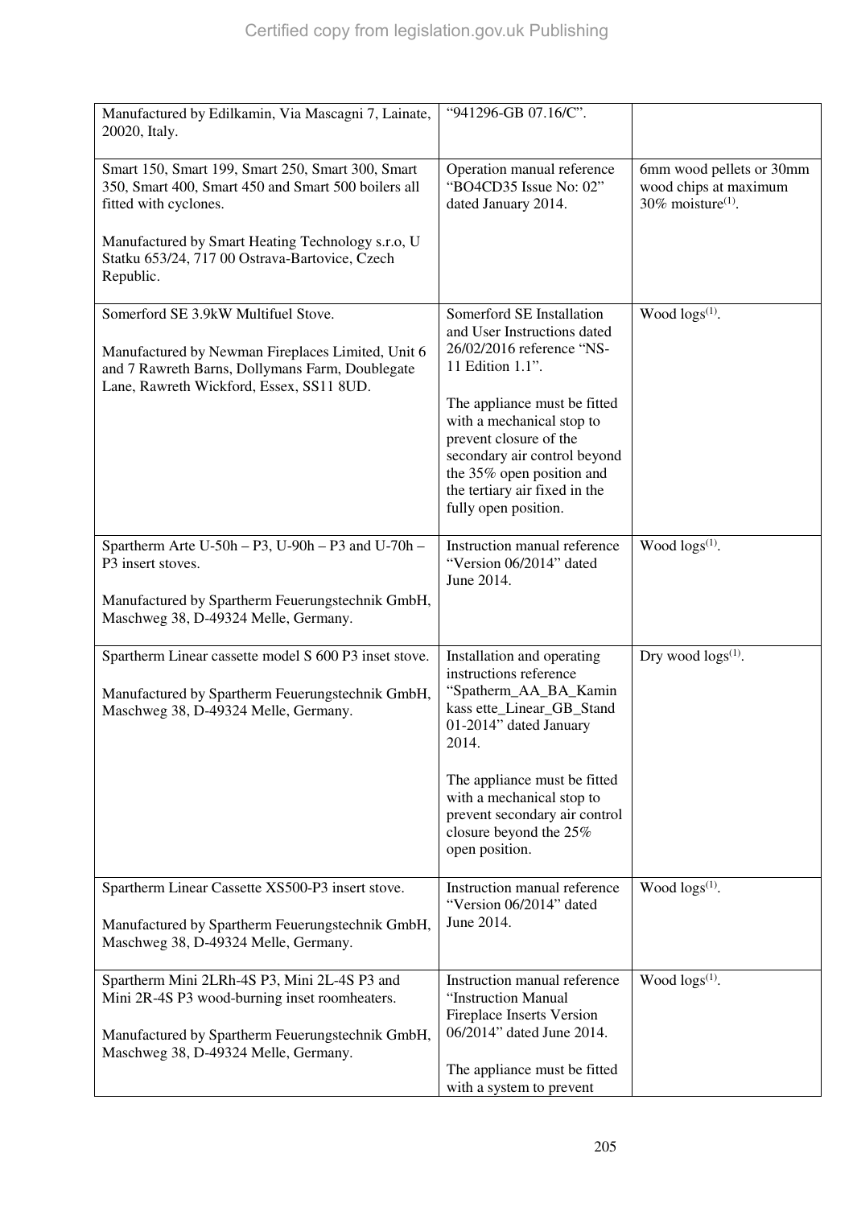| | | |
|---|---|---|
| Manufactured by Edilkamin, Via Mascagni 7, Lainate, 20020, Italy. | "941296-GB 07.16/C". | |
| Smart 150, Smart 199, Smart 250, Smart 300, Smart 350, Smart 400, Smart 450 and Smart 500 boilers all fitted with cyclones.<br><br>Manufactured by Smart Heating Technology s.r.o, U Statku 653/24, 717 00 Ostrava-Bartovice, Czech Republic. | Operation manual reference "BO4CD35 Issue No: 02" dated January 2014. | 6mm wood pellets or 30mm wood chips at maximum 30% moisture(1). |
| Somerford SE 3.9kW Multifuel Stove.<br><br>Manufactured by Newman Fireplaces Limited, Unit 6 and 7 Rawreth Barns, Dollymans Farm, Doublegate Lane, Rawreth Wickford, Essex, SS11 8UD. | Somerford SE Installation and User Instructions dated 26/02/2016 reference "NS-11 Edition 1.1".<br><br>The appliance must be fitted with a mechanical stop to prevent closure of the secondary air control beyond the 35% open position and the tertiary air fixed in the fully open position. | Wood logs(1). |
| Spartherm Arte U-50h – P3, U-90h – P3 and U-70h – P3 insert stoves.<br><br>Manufactured by Spartherm Feuerungstechnik GmbH, Maschweg 38, D-49324 Melle, Germany. | Instruction manual reference "Version 06/2014" dated June 2014. | Wood logs(1). |
| Spartherm Linear cassette model S 600 P3 inset stove.<br><br>Manufactured by Spartherm Feuerungstechnik GmbH, Maschweg 38, D-49324 Melle, Germany. | Installation and operating instructions reference "Spatherm_AA_BA_Kamin kass ette_Linear_GB_Stand 01-2014" dated January 2014.<br><br>The appliance must be fitted with a mechanical stop to prevent secondary air control closure beyond the 25% open position. | Dry wood logs(1). |
| Spartherm Linear Cassette XS500-P3 insert stove.<br><br>Manufactured by Spartherm Feuerungstechnik GmbH, Maschweg 38, D-49324 Melle, Germany. | Instruction manual reference "Version 06/2014" dated June 2014. | Wood logs(1). |
| Spartherm Mini 2LRh-4S P3, Mini 2L-4S P3 and Mini 2R-4S P3 wood-burning inset roomheaters.<br><br>Manufactured by Spartherm Feuerungstechnik GmbH, Maschweg 38, D-49324 Melle, Germany. | Instruction manual reference "Instruction Manual Fireplace Inserts Version 06/2014" dated June 2014.<br><br>The appliance must be fitted with a system to prevent | Wood logs(1). |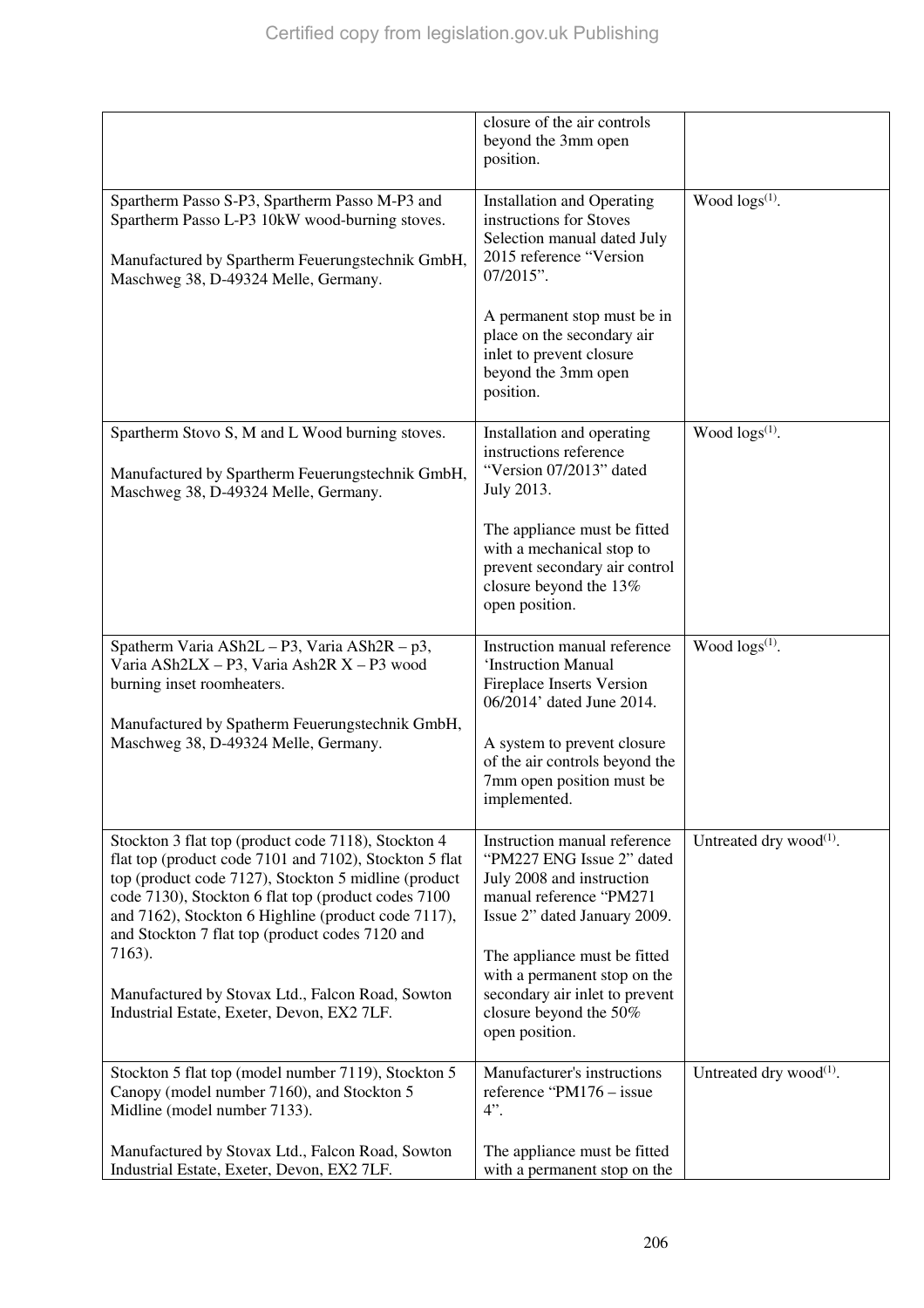| | | |
|---|---|---|
| | closure of the air controls beyond the 3mm open position. | |
| Spartherm Passo S-P3, Spartherm Passo M-P3 and Spartherm Passo L-P3 10kW wood-burning stoves.<br><br>Manufactured by Spartherm Feuerungstechnik GmbH, Maschweg 38, D-49324 Melle, Germany. | Installation and Operating instructions for Stoves Selection manual dated July 2015 reference "Version 07/2015".<br><br>A permanent stop must be in place on the secondary air inlet to prevent closure beyond the 3mm open position. | Wood logs[(1)]. |
| Spartherm Stovo S, M and L Wood burning stoves.<br><br>Manufactured by Spartherm Feuerungstechnik GmbH, Maschweg 38, D-49324 Melle, Germany. | Installation and operating instructions reference "Version 07/2013" dated July 2013.<br><br>The appliance must be fitted with a mechanical stop to prevent secondary air control closure beyond the 13% open position. | Wood logs[(1)]. |
| Spatherm Varia ASh2L – P3, Varia ASh2R – p3, Varia ASh2LX – P3, Varia Ash2R X – P3 wood burning inset roomheaters.<br><br>Manufactured by Spatherm Feuerungstechnik GmbH, Maschweg 38, D-49324 Melle, Germany. | Instruction manual reference 'Instruction Manual Fireplace Inserts Version 06/2014' dated June 2014.<br><br>A system to prevent closure of the air controls beyond the 7mm open position must be implemented. | Wood logs[(1)]. |
| Stockton 3 flat top (product code 7118), Stockton 4 flat top (product code 7101 and 7102), Stockton 5 flat top (product code 7127), Stockton 5 midline (product code 7130), Stockton 6 flat top (product codes 7100 and 7162), Stockton 6 Highline (product code 7117), and Stockton 7 flat top (product codes 7120 and 7163).<br><br>Manufactured by Stovax Ltd., Falcon Road, Sowton Industrial Estate, Exeter, Devon, EX2 7LF. | Instruction manual reference "PM227 ENG Issue 2" dated July 2008 and instruction manual reference "PM271 Issue 2" dated January 2009.<br><br>The appliance must be fitted with a permanent stop on the secondary air inlet to prevent closure beyond the 50% open position. | Untreated dry wood[(1)]. |
| Stockton 5 flat top (model number 7119), Stockton 5 Canopy (model number 7160), and Stockton 5 Midline (model number 7133).<br><br>Manufactured by Stovax Ltd., Falcon Road, Sowton Industrial Estate, Exeter, Devon, EX2 7LF. | Manufacturer's instructions reference "PM176 – issue 4".<br><br>The appliance must be fitted with a permanent stop on the | Untreated dry wood[(1)]. |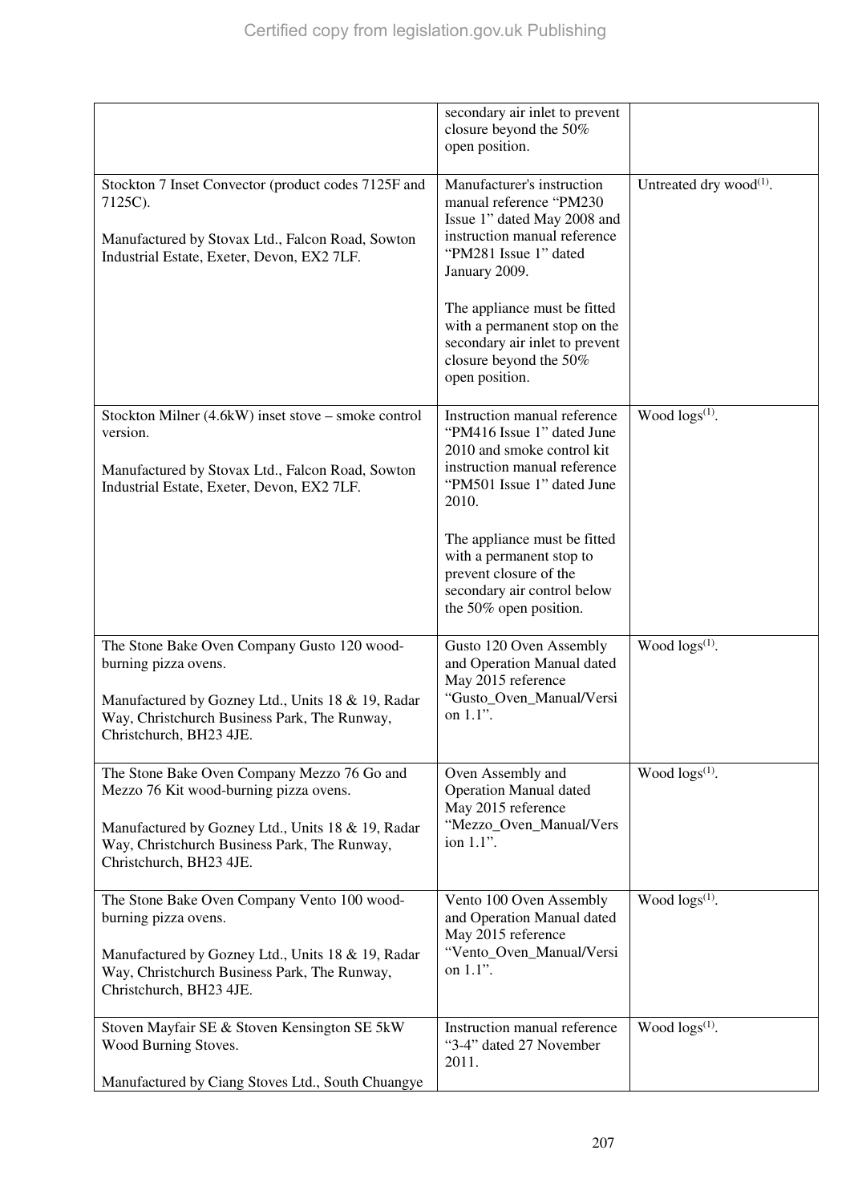| | | |
|---|---|---|
| | secondary air inlet to prevent closure beyond the 50% open position. | |
| Stockton 7 Inset Convector (product codes 7125F and 7125C).<br><br>Manufactured by Stovax Ltd., Falcon Road, Sowton Industrial Estate, Exeter, Devon, EX2 7LF. | Manufacturer's instruction manual reference "PM230 Issue 1" dated May 2008 and instruction manual reference "PM281 Issue 1" dated January 2009.<br><br>The appliance must be fitted with a permanent stop on the secondary air inlet to prevent closure beyond the 50% open position. | Untreated dry wood[(1)]. |
| Stockton Milner (4.6kW) inset stove – smoke control version.<br><br>Manufactured by Stovax Ltd., Falcon Road, Sowton Industrial Estate, Exeter, Devon, EX2 7LF. | Instruction manual reference "PM416 Issue 1" dated June 2010 and smoke control kit instruction manual reference "PM501 Issue 1" dated June 2010.<br><br>The appliance must be fitted with a permanent stop to prevent closure of the secondary air control below the 50% open position. | Wood logs[(1)]. |
| The Stone Bake Oven Company Gusto 120 wood-burning pizza ovens.<br><br>Manufactured by Gozney Ltd., Units 18 & 19, Radar Way, Christchurch Business Park, The Runway, Christchurch, BH23 4JE. | Gusto 120 Oven Assembly and Operation Manual dated May 2015 reference "Gusto_Oven_Manual/Version 1.1". | Wood logs[(1)]. |
| The Stone Bake Oven Company Mezzo 76 Go and Mezzo 76 Kit wood-burning pizza ovens.<br><br>Manufactured by Gozney Ltd., Units 18 & 19, Radar Way, Christchurch Business Park, The Runway, Christchurch, BH23 4JE. | Oven Assembly and Operation Manual dated May 2015 reference "Mezzo_Oven_Manual/Version 1.1". | Wood logs[(1)]. |
| The Stone Bake Oven Company Vento 100 wood-burning pizza ovens.<br><br>Manufactured by Gozney Ltd., Units 18 & 19, Radar Way, Christchurch Business Park, The Runway, Christchurch, BH23 4JE. | Vento 100 Oven Assembly and Operation Manual dated May 2015 reference "Vento_Oven_Manual/Version 1.1". | Wood logs[(1)]. |
| Stoven Mayfair SE & Stoven Kensington SE 5kW Wood Burning Stoves.<br><br>Manufactured by Ciang Stoves Ltd., South Chuangye | Instruction manual reference "3-4" dated 27 November 2011. | Wood logs[(1)]. |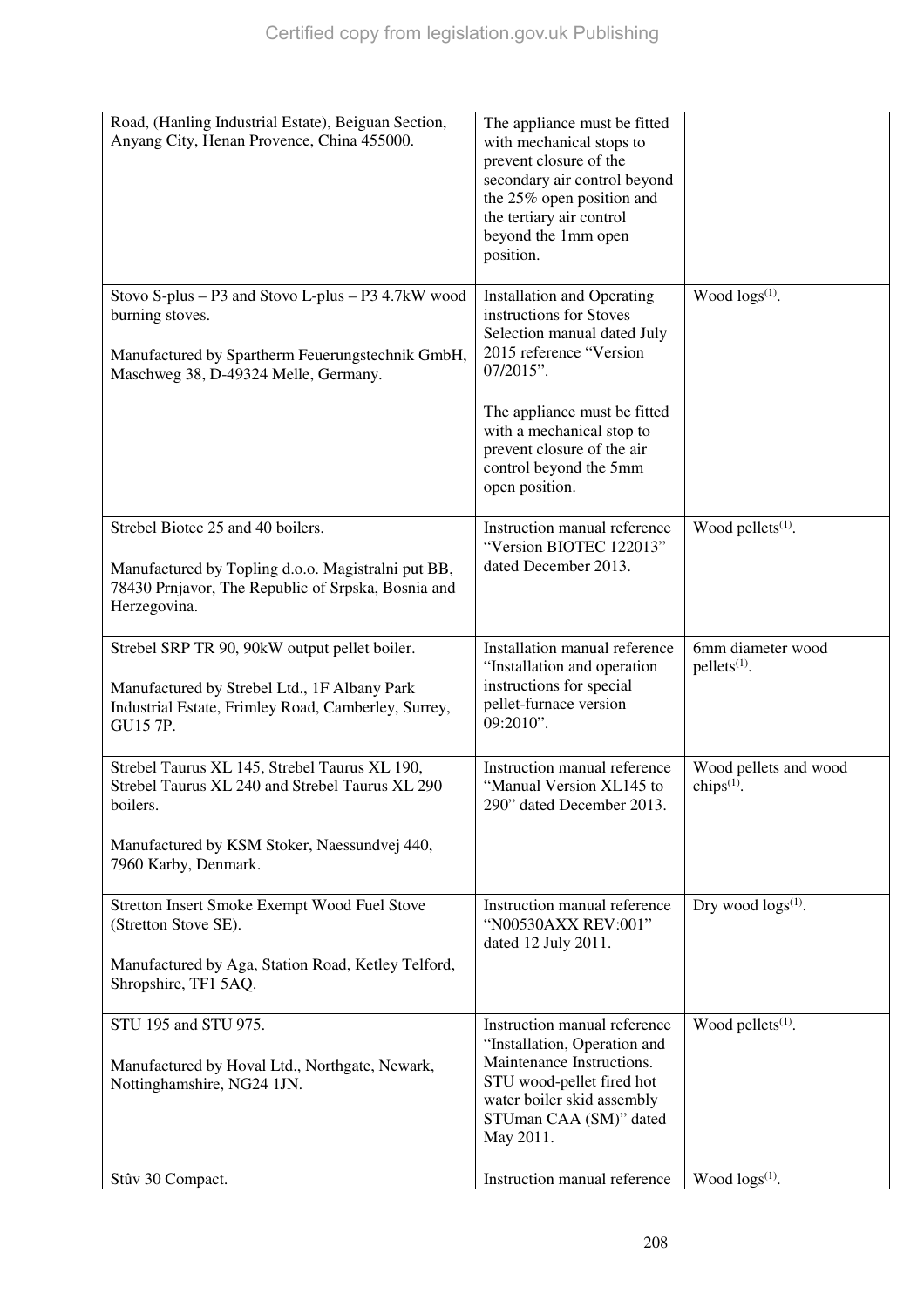| | | |
|---|---|---|
| Road, (Hanling Industrial Estate), Beiguan Section, Anyang City, Henan Provence, China 455000. | The appliance must be fitted with mechanical stops to prevent closure of the secondary air control beyond the 25% open position and the tertiary air control beyond the 1mm open position. | |
| Stovo S-plus – P3 and Stovo L-plus – P3 4.7kW wood burning stoves.<br><br>Manufactured by Spartherm Feuerungstechnik GmbH, Maschweg 38, D-49324 Melle, Germany. | Installation and Operating instructions for Stoves Selection manual dated July 2015 reference "Version 07/2015".<br><br>The appliance must be fitted with a mechanical stop to prevent closure of the air control beyond the 5mm open position. | Wood logs(1). |
| Strebel Biotec 25 and 40 boilers.<br><br>Manufactured by Topling d.o.o. Magistralni put BB, 78430 Prnjavor, The Republic of Srpska, Bosnia and Herzegovina. | Instruction manual reference "Version BIOTEC 122013" dated December 2013. | Wood pellets(1). |
| Strebel SRP TR 90, 90kW output pellet boiler.<br><br>Manufactured by Strebel Ltd., 1F Albany Park Industrial Estate, Frimley Road, Camberley, Surrey, GU15 7P. | Installation manual reference "Installation and operation instructions for special pellet-furnace version 09:2010". | 6mm diameter wood pellets(1). |
| Strebel Taurus XL 145, Strebel Taurus XL 190, Strebel Taurus XL 240 and Strebel Taurus XL 290 boilers.<br><br>Manufactured by KSM Stoker, Naessundvej 440, 7960 Karby, Denmark. | Instruction manual reference "Manual Version XL145 to 290" dated December 2013. | Wood pellets and wood chips(1). |
| Stretton Insert Smoke Exempt Wood Fuel Stove (Stretton Stove SE).<br><br>Manufactured by Aga, Station Road, Ketley Telford, Shropshire, TF1 5AQ. | Instruction manual reference "N00530AXX REV:001" dated 12 July 2011. | Dry wood logs(1). |
| STU 195 and STU 975.<br><br>Manufactured by Hoval Ltd., Northgate, Newark, Nottinghamshire, NG24 1JN. | Instruction manual reference "Installation, Operation and Maintenance Instructions. STU wood-pellet fired hot water boiler skid assembly STUman CAA (SM)" dated May 2011. | Wood pellets(1). |
| Stûv 30 Compact. | Instruction manual reference | Wood logs(1). |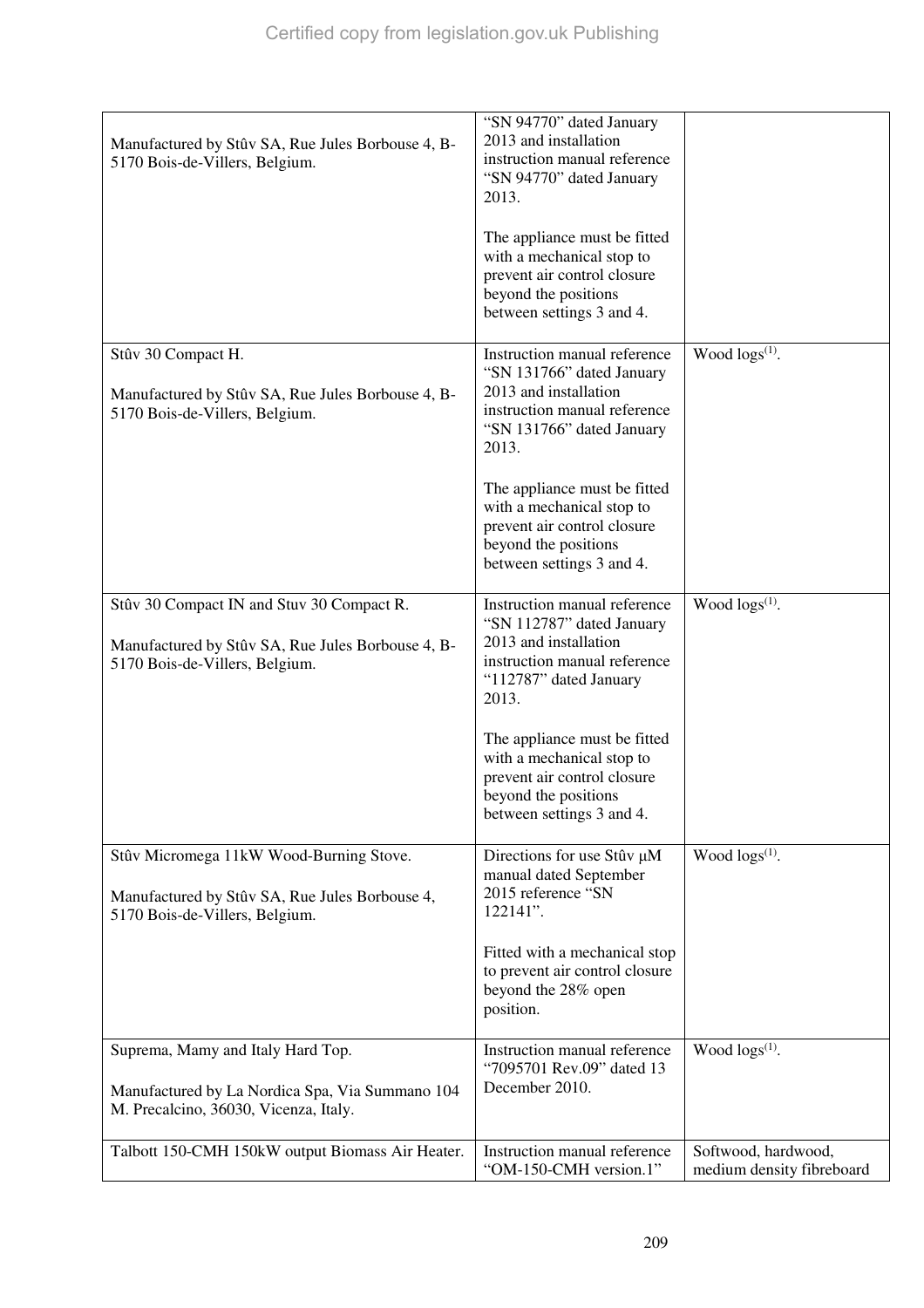| | | |
|---|---|---|
| Manufactured by Stûv SA, Rue Jules Borbouse 4, B-5170 Bois-de-Villers, Belgium. | "SN 94770" dated January 2013 and installation instruction manual reference "SN 94770" dated January 2013.<br><br>The appliance must be fitted with a mechanical stop to prevent air control closure beyond the positions between settings 3 and 4. | |
| Stûv 30 Compact H.<br><br>Manufactured by Stûv SA, Rue Jules Borbouse 4, B-5170 Bois-de-Villers, Belgium. | Instruction manual reference "SN 131766" dated January 2013 and installation instruction manual reference "SN 131766" dated January 2013.<br><br>The appliance must be fitted with a mechanical stop to prevent air control closure beyond the positions between settings 3 and 4. | Wood logs[(1)]. |
| Stûv 30 Compact IN and Stuv 30 Compact R.<br><br>Manufactured by Stûv SA, Rue Jules Borbouse 4, B-5170 Bois-de-Villers, Belgium. | Instruction manual reference "SN 112787" dated January 2013 and installation instruction manual reference "112787" dated January 2013.<br><br>The appliance must be fitted with a mechanical stop to prevent air control closure beyond the positions between settings 3 and 4. | Wood logs[(1)]. |
| Stûv Micromega 11kW Wood-Burning Stove.<br><br>Manufactured by Stûv SA, Rue Jules Borbouse 4, 5170 Bois-de-Villers, Belgium. | Directions for use Stûv µM manual dated September 2015 reference "SN 122141".<br><br>Fitted with a mechanical stop to prevent air control closure beyond the 28% open position. | Wood logs[(1)]. |
| Suprema, Mamy and Italy Hard Top.<br><br>Manufactured by La Nordica Spa, Via Summano 104 M. Precalcino, 36030, Vicenza, Italy. | Instruction manual reference "7095701 Rev.09" dated 13 December 2010. | Wood logs[(1)]. |
| Talbott 150-CMH 150kW output Biomass Air Heater. | Instruction manual reference "OM-150-CMH version.1" | Softwood, hardwood, medium density fibreboard |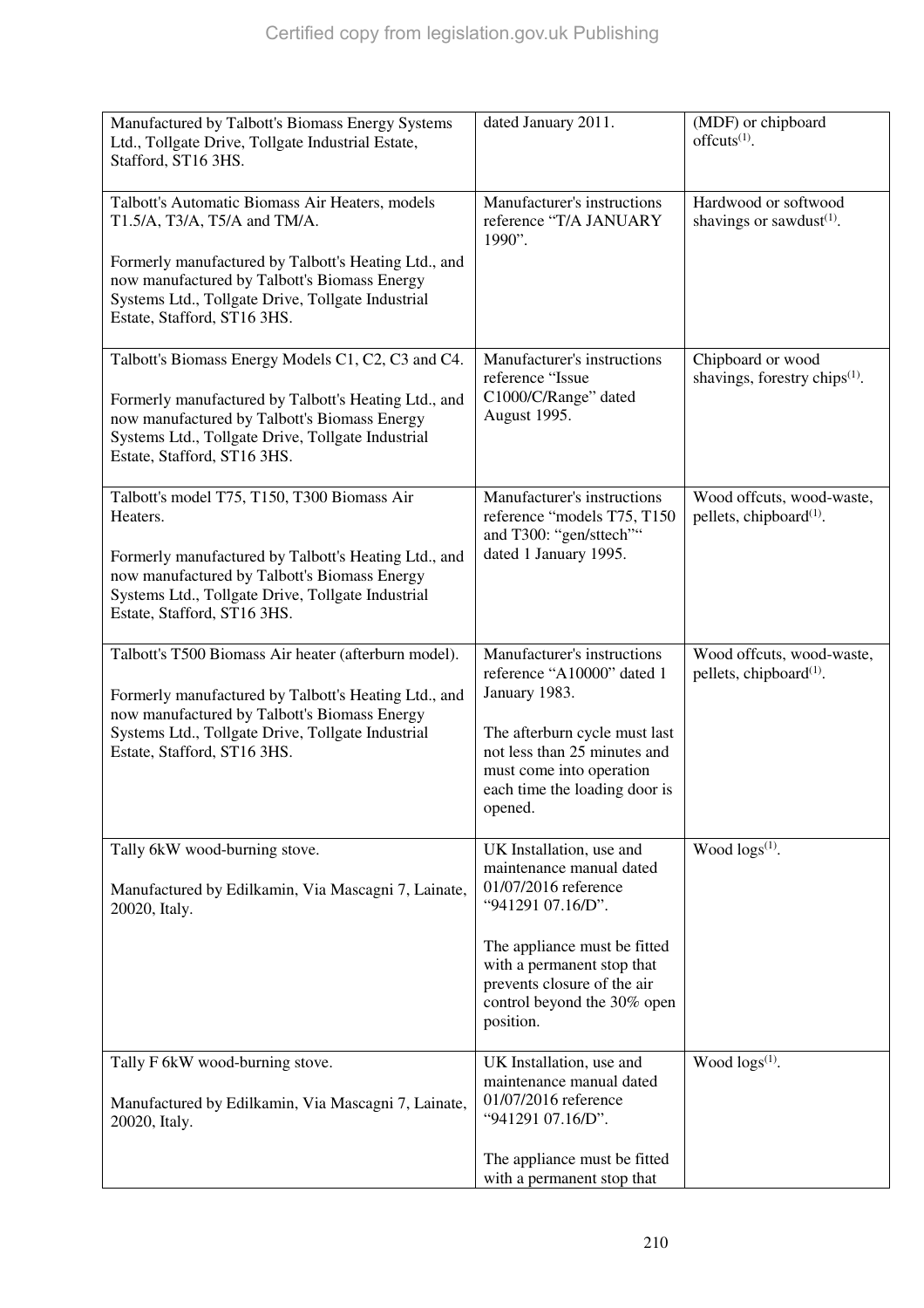| | | |
|---|---|---|
| Manufactured by Talbott's Biomass Energy Systems Ltd., Tollgate Drive, Tollgate Industrial Estate, Stafford, ST16 3HS. | dated January 2011. | (MDF) or chipboard offcuts[1]. |
| Talbott's Automatic Biomass Air Heaters, models T1.5/A, T3/A, T5/A and TM/A.<br><br>Formerly manufactured by Talbott's Heating Ltd., and now manufactured by Talbott's Biomass Energy Systems Ltd., Tollgate Drive, Tollgate Industrial Estate, Stafford, ST16 3HS. | Manufacturer's instructions reference "T/A JANUARY 1990". | Hardwood or softwood shavings or sawdust[1]. |
| Talbott's Biomass Energy Models C1, C2, C3 and C4.<br><br>Formerly manufactured by Talbott's Heating Ltd., and now manufactured by Talbott's Biomass Energy Systems Ltd., Tollgate Drive, Tollgate Industrial Estate, Stafford, ST16 3HS. | Manufacturer's instructions reference "Issue C1000/C/Range" dated August 1995. | Chipboard or wood shavings, forestry chips[1]. |
| Talbott's model T75, T150, T300 Biomass Air Heaters.<br><br>Formerly manufactured by Talbott's Heating Ltd., and now manufactured by Talbott's Biomass Energy Systems Ltd., Tollgate Drive, Tollgate Industrial Estate, Stafford, ST16 3HS. | Manufacturer's instructions reference "models T75, T150 and T300: "gen/sttech"" dated 1 January 1995. | Wood offcuts, wood-waste, pellets, chipboard[1]. |
| Talbott's T500 Biomass Air heater (afterburn model).<br><br>Formerly manufactured by Talbott's Heating Ltd., and now manufactured by Talbott's Biomass Energy Systems Ltd., Tollgate Drive, Tollgate Industrial Estate, Stafford, ST16 3HS. | Manufacturer's instructions reference "A10000" dated 1 January 1983.<br><br>The afterburn cycle must last not less than 25 minutes and must come into operation each time the loading door is opened. | Wood offcuts, wood-waste, pellets, chipboard[1]. |
| Tally 6kW wood-burning stove.<br><br>Manufactured by Edilkamin, Via Mascagni 7, Lainate, 20020, Italy. | UK Installation, use and maintenance manual dated 01/07/2016 reference "941291 07.16/D".<br><br>The appliance must be fitted with a permanent stop that prevents closure of the air control beyond the 30% open position. | Wood logs[1]. |
| Tally F 6kW wood-burning stove.<br><br>Manufactured by Edilkamin, Via Mascagni 7, Lainate, 20020, Italy. | UK Installation, use and maintenance manual dated 01/07/2016 reference "941291 07.16/D".<br><br>The appliance must be fitted with a permanent stop that | Wood logs[1]. |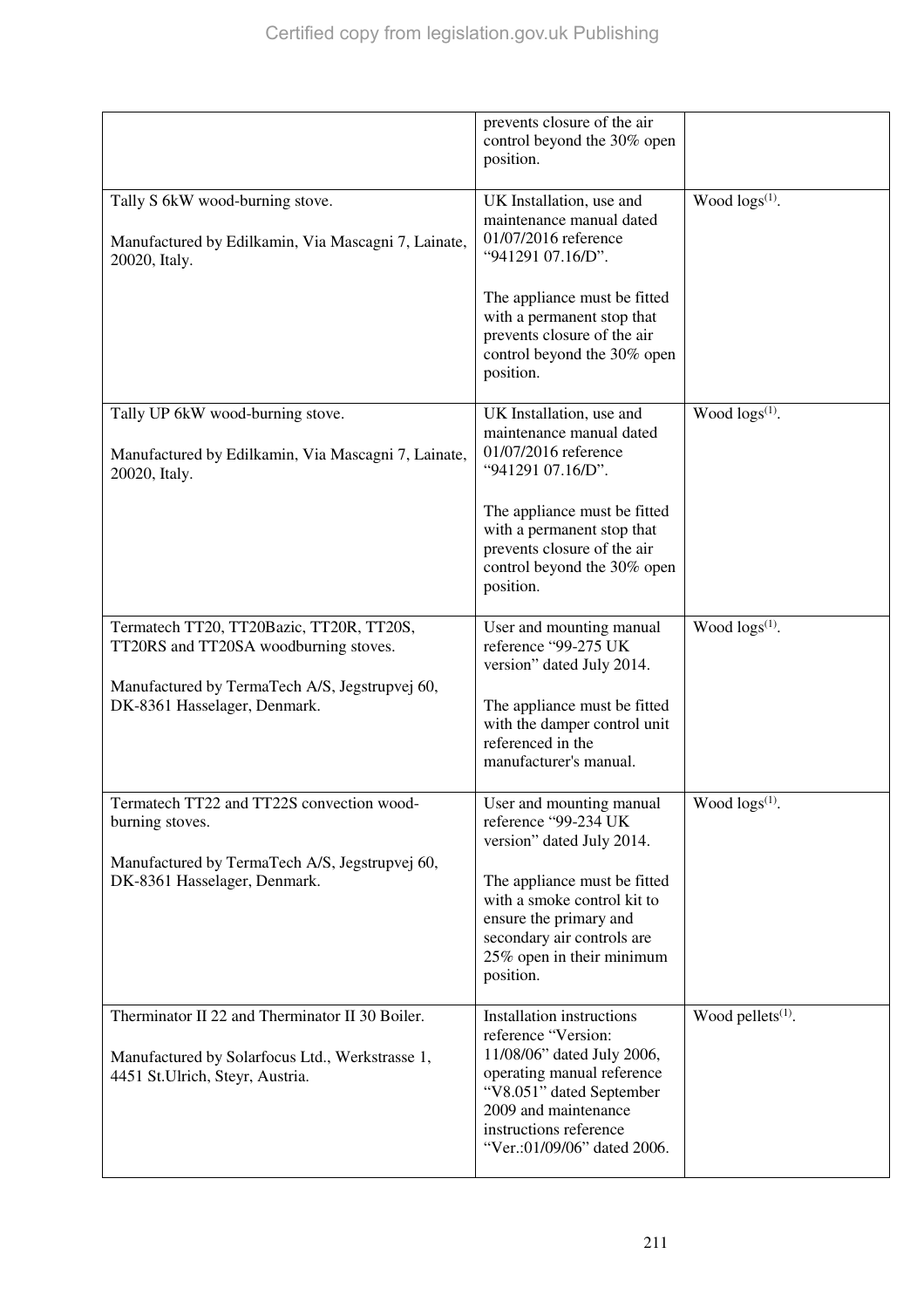| | | |
|---|---|---|
| | prevents closure of the air control beyond the 30% open position. | |
| Tally S 6kW wood-burning stove.<br><br>Manufactured by Edilkamin, Via Mascagni 7, Lainate, 20020, Italy. | UK Installation, use and maintenance manual dated 01/07/2016 reference "941291 07.16/D".<br><br>The appliance must be fitted with a permanent stop that prevents closure of the air control beyond the 30% open position. | Wood logs[(1)]. |
| Tally UP 6kW wood-burning stove.<br><br>Manufactured by Edilkamin, Via Mascagni 7, Lainate, 20020, Italy. | UK Installation, use and maintenance manual dated 01/07/2016 reference "941291 07.16/D".<br><br>The appliance must be fitted with a permanent stop that prevents closure of the air control beyond the 30% open position. | Wood logs[(1)]. |
| Termatech TT20, TT20Bazic, TT20R, TT20S, TT20RS and TT20SA woodburning stoves.<br><br>Manufactured by TermaTech A/S, Jegstrupvej 60, DK-8361 Hasselager, Denmark. | User and mounting manual reference "99-275 UK version" dated July 2014.<br><br>The appliance must be fitted with the damper control unit referenced in the manufacturer's manual. | Wood logs[(1)]. |
| Termatech TT22 and TT22S convection wood-burning stoves.<br><br>Manufactured by TermaTech A/S, Jegstrupvej 60, DK-8361 Hasselager, Denmark. | User and mounting manual reference "99-234 UK version" dated July 2014.<br><br>The appliance must be fitted with a smoke control kit to ensure the primary and secondary air controls are 25% open in their minimum position. | Wood logs[(1)]. |
| Therminator II 22 and Therminator II 30 Boiler.<br><br>Manufactured by Solarfocus Ltd., Werkstrasse 1, 4451 St.Ulrich, Steyr, Austria. | Installation instructions reference "Version: 11/08/06" dated July 2006, operating manual reference "V8.051" dated September 2009 and maintenance instructions reference "Ver.:01/09/06" dated 2006. | Wood pellets[(1)]. |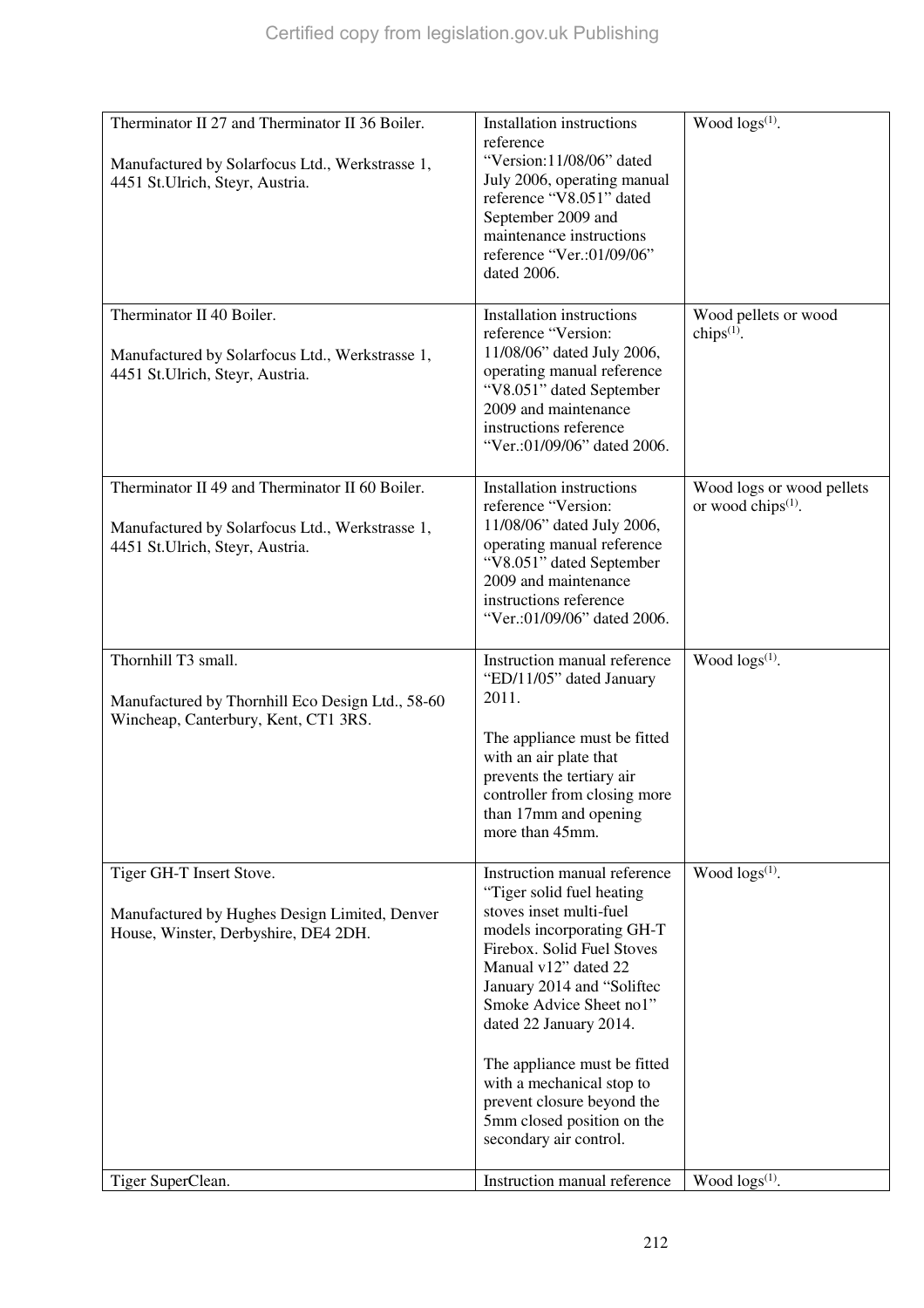| | | |
|---|---|---|
| Therminator II 27 and Therminator II 36 Boiler.<br><br>Manufactured by Solarfocus Ltd., Werkstrasse 1, 4451 St.Ulrich, Steyr, Austria. | Installation instructions reference "Version:11/08/06" dated July 2006, operating manual reference "V8.051" dated September 2009 and maintenance instructions reference "Ver.:01/09/06" dated 2006. | Wood logs[(1)]. |
| Therminator II 40 Boiler.<br><br>Manufactured by Solarfocus Ltd., Werkstrasse 1, 4451 St.Ulrich, Steyr, Austria. | Installation instructions reference "Version: 11/08/06" dated July 2006, operating manual reference "V8.051" dated September 2009 and maintenance instructions reference "Ver.:01/09/06" dated 2006. | Wood pellets or wood chips[(1)]. |
| Therminator II 49 and Therminator II 60 Boiler.<br><br>Manufactured by Solarfocus Ltd., Werkstrasse 1, 4451 St.Ulrich, Steyr, Austria. | Installation instructions reference "Version: 11/08/06" dated July 2006, operating manual reference "V8.051" dated September 2009 and maintenance instructions reference "Ver.:01/09/06" dated 2006. | Wood logs or wood pellets or wood chips[(1)]. |
| Thornhill T3 small.<br><br>Manufactured by Thornhill Eco Design Ltd., 58-60 Wincheap, Canterbury, Kent, CT1 3RS. | Instruction manual reference "ED/11/05" dated January 2011.<br><br>The appliance must be fitted with an air plate that prevents the tertiary air controller from closing more than 17mm and opening more than 45mm. | Wood logs[(1)]. |
| Tiger GH-T Insert Stove.<br><br>Manufactured by Hughes Design Limited, Denver House, Winster, Derbyshire, DE4 2DH. | Instruction manual reference "Tiger solid fuel heating stoves inset multi-fuel models incorporating GH-T Firebox. Solid Fuel Stoves Manual v12" dated 22 January 2014 and "Soliftec Smoke Advice Sheet no1" dated 22 January 2014.<br><br>The appliance must be fitted with a mechanical stop to prevent closure beyond the 5mm closed position on the secondary air control. | Wood logs[(1)]. |
| Tiger SuperClean. | Instruction manual reference | Wood logs[(1)]. |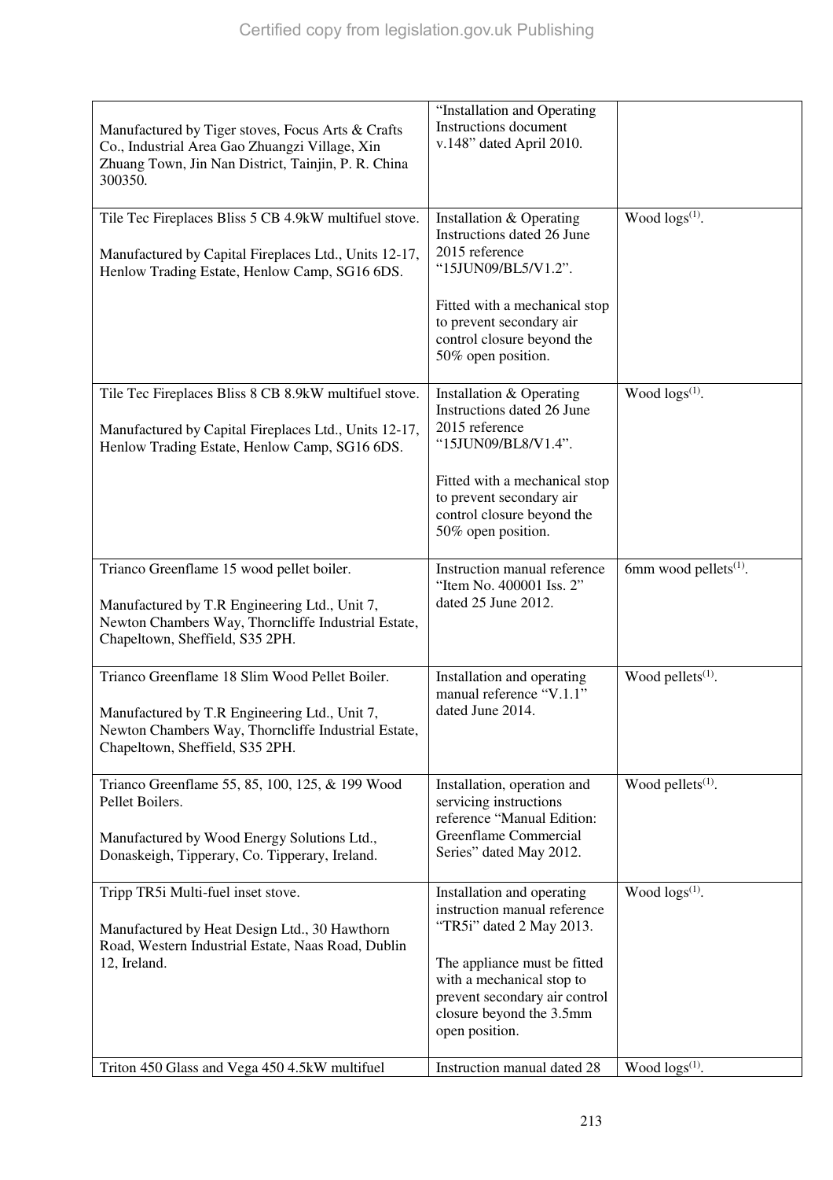| | | |
|---|---|---|
| Manufactured by Tiger stoves, Focus Arts & Crafts Co., Industrial Area Gao Zhuangzi Village, Xin Zhuang Town, Jin Nan District, Tainjin, P. R. China 300350. | "Installation and Operating Instructions document v.148" dated April 2010. | |
| Tile Tec Fireplaces Bliss 5 CB 4.9kW multifuel stove.<br><br>Manufactured by Capital Fireplaces Ltd., Units 12-17, Henlow Trading Estate, Henlow Camp, SG16 6DS. | Installation & Operating Instructions dated 26 June 2015 reference "15JUN09/BL5/V1.2".<br><br>Fitted with a mechanical stop to prevent secondary air control closure beyond the 50% open position. | Wood logs[1]. |
| Tile Tec Fireplaces Bliss 8 CB 8.9kW multifuel stove.<br><br>Manufactured by Capital Fireplaces Ltd., Units 12-17, Henlow Trading Estate, Henlow Camp, SG16 6DS. | Installation & Operating Instructions dated 26 June 2015 reference "15JUN09/BL8/V1.4".<br><br>Fitted with a mechanical stop to prevent secondary air control closure beyond the 50% open position. | Wood logs[1]. |
| Trianco Greenflame 15 wood pellet boiler.<br><br>Manufactured by T.R Engineering Ltd., Unit 7, Newton Chambers Way, Thorncliffe Industrial Estate, Chapeltown, Sheffield, S35 2PH. | Instruction manual reference "Item No. 400001 Iss. 2" dated 25 June 2012. | 6mm wood pellets[1]. |
| Trianco Greenflame 18 Slim Wood Pellet Boiler.<br><br>Manufactured by T.R Engineering Ltd., Unit 7, Newton Chambers Way, Thorncliffe Industrial Estate, Chapeltown, Sheffield, S35 2PH. | Installation and operating manual reference "V.1.1" dated June 2014. | Wood pellets[1]. |
| Trianco Greenflame 55, 85, 100, 125, & 199 Wood Pellet Boilers.<br><br>Manufactured by Wood Energy Solutions Ltd., Donaskeigh, Tipperary, Co. Tipperary, Ireland. | Installation, operation and servicing instructions reference "Manual Edition: Greenflame Commercial Series" dated May 2012. | Wood pellets[1]. |
| Tripp TR5i Multi-fuel inset stove.<br><br>Manufactured by Heat Design Ltd., 30 Hawthorn Road, Western Industrial Estate, Naas Road, Dublin 12, Ireland. | Installation and operating instruction manual reference "TR5i" dated 2 May 2013.<br><br>The appliance must be fitted with a mechanical stop to prevent secondary air control closure beyond the 3.5mm open position. | Wood logs[1]. |
| Triton 450 Glass and Vega 450 4.5kW multifuel | Instruction manual dated 28 | Wood logs[1]. |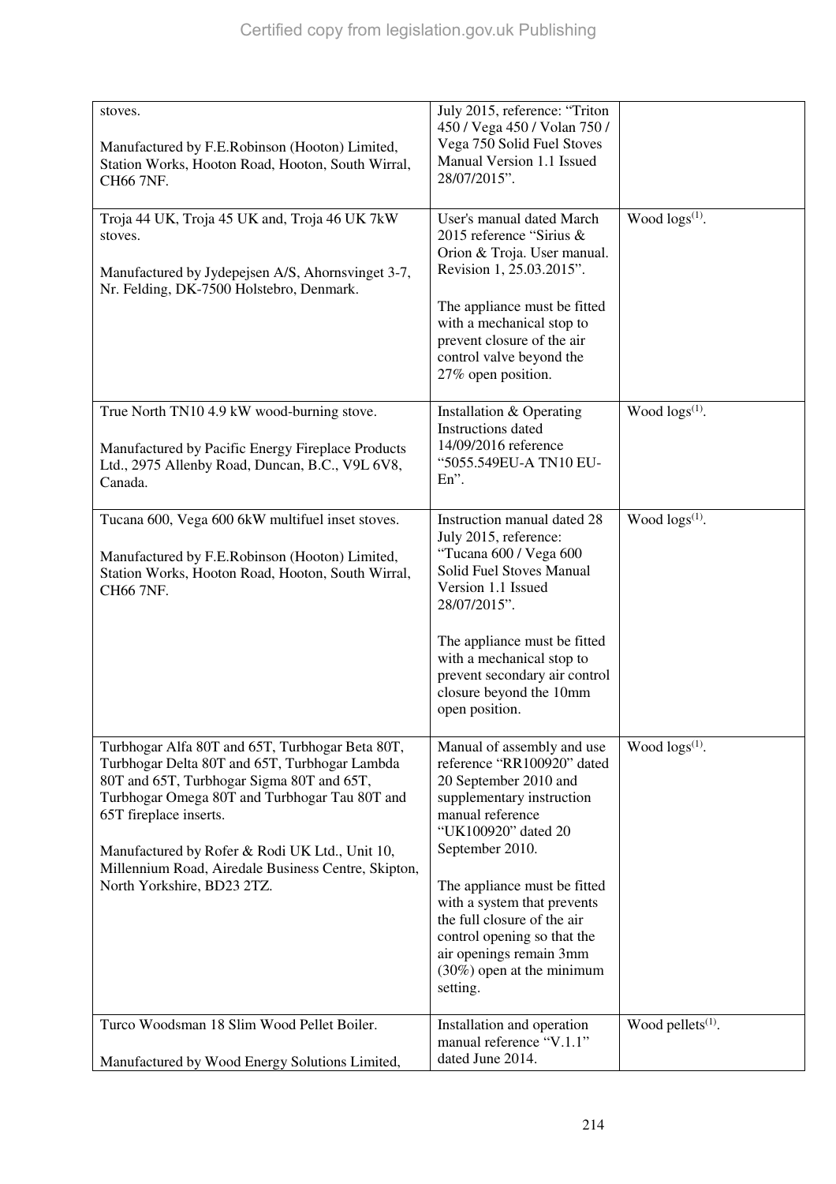| | | |
|---|---|---|
| stoves.<br><br>Manufactured by F.E.Robinson (Hooton) Limited, Station Works, Hooton Road, Hooton, South Wirral, CH66 7NF. | July 2015, reference: "Triton 450 / Vega 450 / Volan 750 / Vega 750 Solid Fuel Stoves Manual Version 1.1 Issued 28/07/2015". | |
| Troja 44 UK, Troja 45 UK and, Troja 46 UK 7kW stoves.<br><br>Manufactured by Jydepejsen A/S, Ahornsvinget 3-7, Nr. Felding, DK-7500 Holstebro, Denmark. | User's manual dated March 2015 reference "Sirius & Orion & Troja. User manual. Revision 1, 25.03.2015".<br><br>The appliance must be fitted with a mechanical stop to prevent closure of the air control valve beyond the 27% open position. | Wood logs[(1)]. |
| True North TN10 4.9 kW wood-burning stove.<br><br>Manufactured by Pacific Energy Fireplace Products Ltd., 2975 Allenby Road, Duncan, B.C., V9L 6V8, Canada. | Installation & Operating Instructions dated 14/09/2016 reference "5055.549EU-A TN10 EU-En". | Wood logs[(1)]. |
| Tucana 600, Vega 600 6kW multifuel inset stoves.<br><br>Manufactured by F.E.Robinson (Hooton) Limited, Station Works, Hooton Road, Hooton, South Wirral, CH66 7NF. | Instruction manual dated 28 July 2015, reference: "Tucana 600 / Vega 600 Solid Fuel Stoves Manual Version 1.1 Issued 28/07/2015".<br><br>The appliance must be fitted with a mechanical stop to prevent secondary air control closure beyond the 10mm open position. | Wood logs[(1)]. |
| Turbhogar Alfa 80T and 65T, Turbhogar Beta 80T, Turbhogar Delta 80T and 65T, Turbhogar Lambda 80T and 65T, Turbhogar Sigma 80T and 65T, Turbhogar Omega 80T and Turbhogar Tau 80T and 65T fireplace inserts.<br><br>Manufactured by Rofer & Rodi UK Ltd., Unit 10, Millennium Road, Airedale Business Centre, Skipton, North Yorkshire, BD23 2TZ. | Manual of assembly and use reference "RR100920" dated 20 September 2010 and supplementary instruction manual reference "UK100920" dated 20 September 2010.<br><br>The appliance must be fitted with a system that prevents the full closure of the air control opening so that the air openings remain 3mm (30%) open at the minimum setting. | Wood logs[(1)]. |
| Turco Woodsman 18 Slim Wood Pellet Boiler.<br><br>Manufactured by Wood Energy Solutions Limited, | Installation and operation manual reference "V.1.1" dated June 2014. | Wood pellets[(1)]. |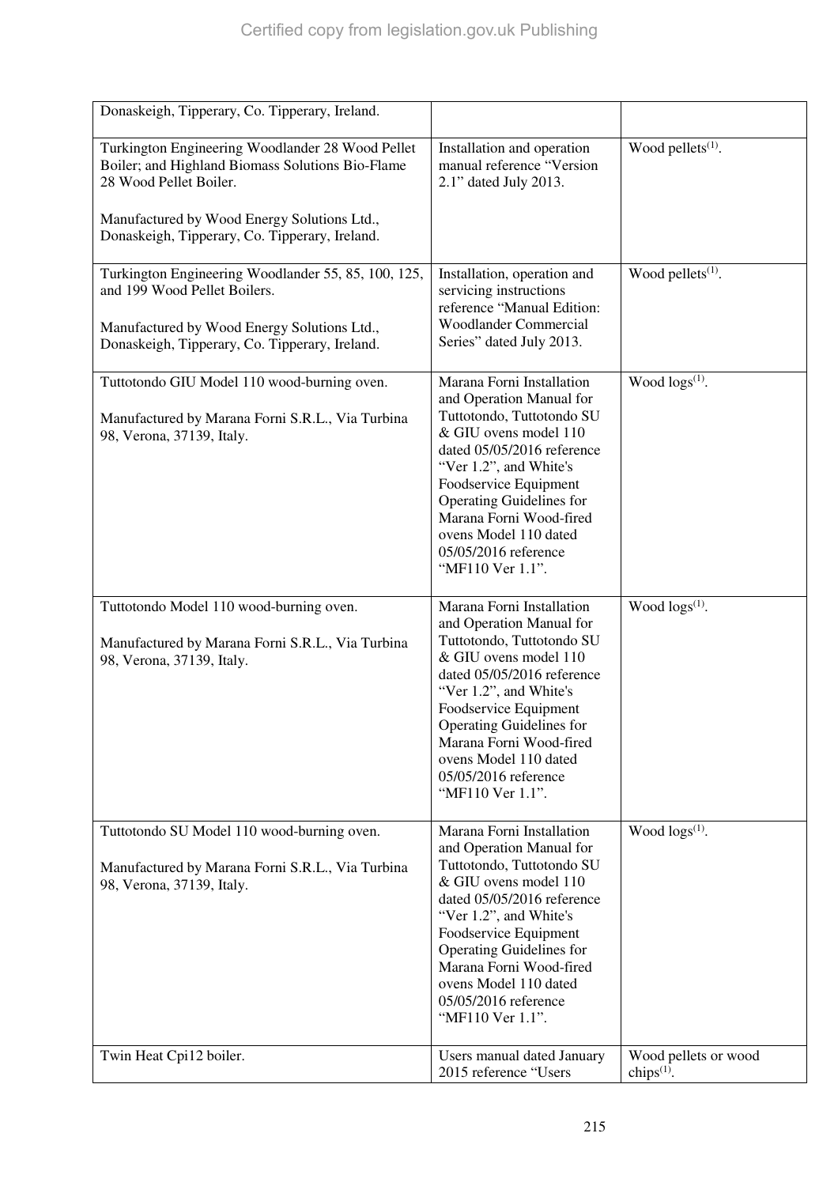| | | |
|---|---|---|
| Donaskeigh, Tipperary, Co. Tipperary, Ireland. | | |
| Turkington Engineering Woodlander 28 Wood Pellet Boiler; and Highland Biomass Solutions Bio-Flame 28 Wood Pellet Boiler.<br><br>Manufactured by Wood Energy Solutions Ltd., Donaskeigh, Tipperary, Co. Tipperary, Ireland. | Installation and operation manual reference "Version 2.1" dated July 2013. | Wood pellets[(1)]. |
| Turkington Engineering Woodlander 55, 85, 100, 125, and 199 Wood Pellet Boilers.<br><br>Manufactured by Wood Energy Solutions Ltd., Donaskeigh, Tipperary, Co. Tipperary, Ireland. | Installation, operation and servicing instructions reference "Manual Edition: Woodlander Commercial Series" dated July 2013. | Wood pellets[(1)]. |
| Tuttotondo GIU Model 110 wood-burning oven.<br><br>Manufactured by Marana Forni S.R.L., Via Turbina 98, Verona, 37139, Italy. | Marana Forni Installation and Operation Manual for Tuttotondo, Tuttotondo SU & GIU ovens model 110 dated 05/05/2016 reference "Ver 1.2", and White's Foodservice Equipment Operating Guidelines for Marana Forni Wood-fired ovens Model 110 dated 05/05/2016 reference "MF110 Ver 1.1". | Wood logs[(1)]. |
| Tuttotondo Model 110 wood-burning oven.<br><br>Manufactured by Marana Forni S.R.L., Via Turbina 98, Verona, 37139, Italy. | Marana Forni Installation and Operation Manual for Tuttotondo, Tuttotondo SU & GIU ovens model 110 dated 05/05/2016 reference "Ver 1.2", and White's Foodservice Equipment Operating Guidelines for Marana Forni Wood-fired ovens Model 110 dated 05/05/2016 reference "MF110 Ver 1.1". | Wood logs[(1)]. |
| Tuttotondo SU Model 110 wood-burning oven.<br><br>Manufactured by Marana Forni S.R.L., Via Turbina 98, Verona, 37139, Italy. | Marana Forni Installation and Operation Manual for Tuttotondo, Tuttotondo SU & GIU ovens model 110 dated 05/05/2016 reference "Ver 1.2", and White's Foodservice Equipment Operating Guidelines for Marana Forni Wood-fired ovens Model 110 dated 05/05/2016 reference "MF110 Ver 1.1". | Wood logs[(1)]. |
| Twin Heat Cpi12 boiler. | Users manual dated January 2015 reference "Users | Wood pellets or wood chips[(1)]. |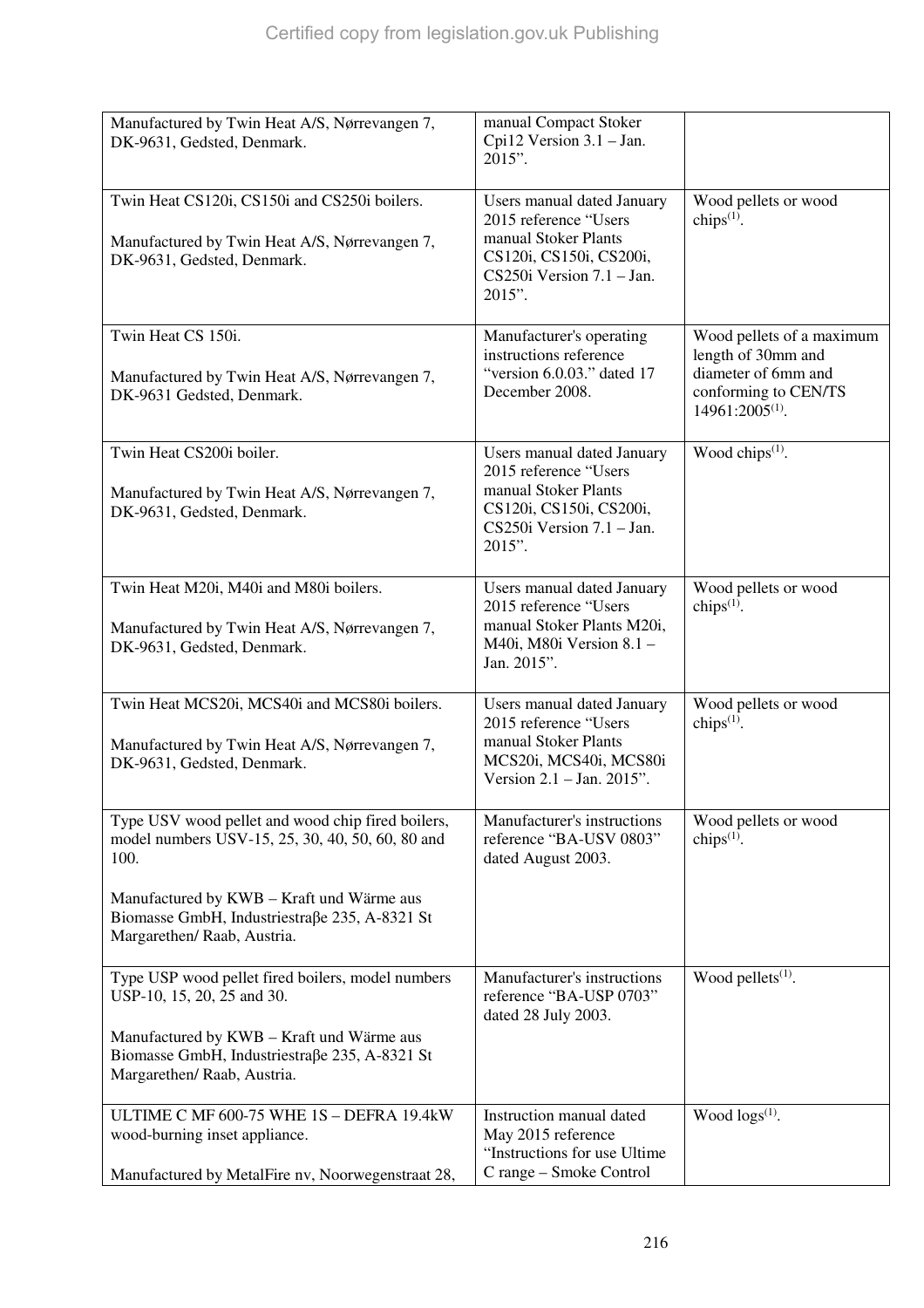| | | |
|---|---|---|
| Manufactured by Twin Heat A/S, Nørrevangen 7, DK-9631, Gedsted, Denmark. | manual Compact Stoker Cpi12 Version 3.1 – Jan. 2015". | |
| Twin Heat CS120i, CS150i and CS250i boilers.<br><br>Manufactured by Twin Heat A/S, Nørrevangen 7, DK-9631, Gedsted, Denmark. | Users manual dated January 2015 reference "Users manual Stoker Plants CS120i, CS150i, CS200i, CS250i Version 7.1 – Jan. 2015". | Wood pellets or wood chips(1). |
| Twin Heat CS 150i.<br><br>Manufactured by Twin Heat A/S, Nørrevangen 7, DK-9631 Gedsted, Denmark. | Manufacturer's operating instructions reference "version 6.0.03." dated 17 December 2008. | Wood pellets of a maximum length of 30mm and diameter of 6mm and conforming to CEN/TS 14961:2005(1). |
| Twin Heat CS200i boiler.<br><br>Manufactured by Twin Heat A/S, Nørrevangen 7, DK-9631, Gedsted, Denmark. | Users manual dated January 2015 reference "Users manual Stoker Plants CS120i, CS150i, CS200i, CS250i Version 7.1 – Jan. 2015". | Wood chips(1). |
| Twin Heat M20i, M40i and M80i boilers.<br><br>Manufactured by Twin Heat A/S, Nørrevangen 7, DK-9631, Gedsted, Denmark. | Users manual dated January 2015 reference "Users manual Stoker Plants M20i, M40i, M80i Version 8.1 – Jan. 2015". | Wood pellets or wood chips(1). |
| Twin Heat MCS20i, MCS40i and MCS80i boilers.<br><br>Manufactured by Twin Heat A/S, Nørrevangen 7, DK-9631, Gedsted, Denmark. | Users manual dated January 2015 reference "Users manual Stoker Plants MCS20i, MCS40i, MCS80i Version 2.1 – Jan. 2015". | Wood pellets or wood chips(1). |
| Type USV wood pellet and wood chip fired boilers, model numbers USV-15, 25, 30, 40, 50, 60, 80 and 100.<br><br>Manufactured by KWB – Kraft und Wärme aus Biomasse GmbH, Industriestraβe 235, A-8321 St Margarethen/ Raab, Austria. | Manufacturer's instructions reference "BA-USV 0803" dated August 2003. | Wood pellets or wood chips(1). |
| Type USP wood pellet fired boilers, model numbers USP-10, 15, 20, 25 and 30.<br><br>Manufactured by KWB – Kraft und Wärme aus Biomasse GmbH, Industriestraβe 235, A-8321 St Margarethen/ Raab, Austria. | Manufacturer's instructions reference "BA-USP 0703" dated 28 July 2003. | Wood pellets(1). |
| ULTIME C MF 600-75 WHE 1S – DEFRA 19.4kW wood-burning inset appliance.<br><br>Manufactured by MetalFire nv, Noorwegenstraat 28, | Instruction manual dated May 2015 reference "Instructions for use Ultime C range – Smoke Control | Wood logs(1). |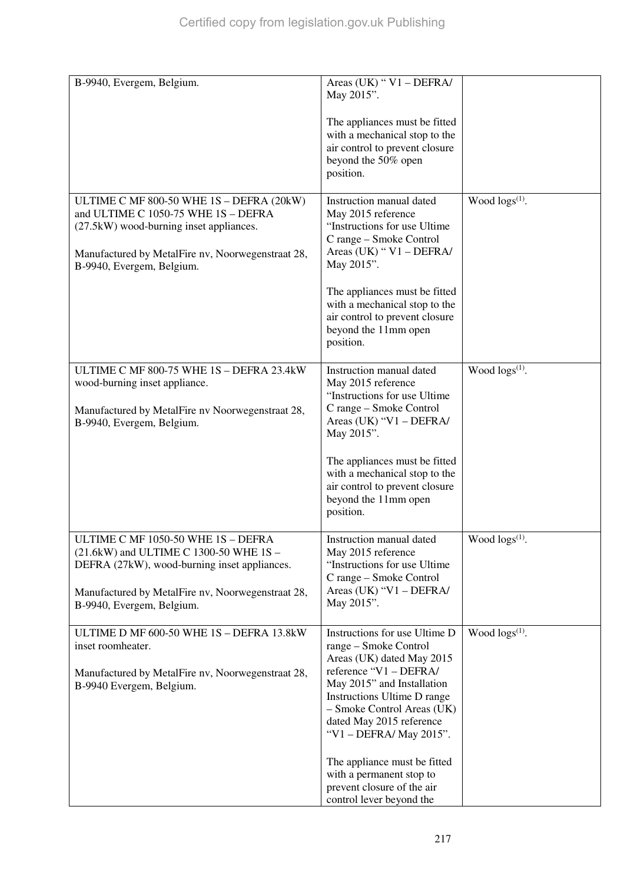| | | |
|---|---|---|
| B-9940, Evergem, Belgium. | Areas (UK) " V1 – DEFRA/ May 2015".<br><br>The appliances must be fitted with a mechanical stop to the air control to prevent closure beyond the 50% open position. | |
| ULTIME C MF 800-50 WHE 1S – DEFRA (20kW) and ULTIME C 1050-75 WHE 1S – DEFRA (27.5kW) wood-burning inset appliances.<br><br>Manufactured by MetalFire nv, Noorwegenstraat 28, B-9940, Evergem, Belgium. | Instruction manual dated May 2015 reference "Instructions for use Ultime C range – Smoke Control Areas (UK) " V1 – DEFRA/ May 2015".<br><br>The appliances must be fitted with a mechanical stop to the air control to prevent closure beyond the 11mm open position. | Wood logs[(1)]. |
| ULTIME C MF 800-75 WHE 1S – DEFRA 23.4kW wood-burning inset appliance.<br><br>Manufactured by MetalFire nv Noorwegenstraat 28, B-9940, Evergem, Belgium. | Instruction manual dated May 2015 reference "Instructions for use Ultime C range – Smoke Control Areas (UK) "V1 – DEFRA/ May 2015".<br><br>The appliances must be fitted with a mechanical stop to the air control to prevent closure beyond the 11mm open position. | Wood logs[(1)]. |
| ULTIME C MF 1050-50 WHE 1S – DEFRA (21.6kW) and ULTIME C 1300-50 WHE 1S – DEFRA (27kW), wood-burning inset appliances.<br><br>Manufactured by MetalFire nv, Noorwegenstraat 28, B-9940, Evergem, Belgium. | Instruction manual dated May 2015 reference "Instructions for use Ultime C range – Smoke Control Areas (UK) "V1 – DEFRA/ May 2015". | Wood logs[(1)]. |
| ULTIME D MF 600-50 WHE 1S – DEFRA 13.8kW inset roomheater.<br><br>Manufactured by MetalFire nv, Noorwegenstraat 28, B-9940 Evergem, Belgium. | Instructions for use Ultime D range – Smoke Control Areas (UK) dated May 2015 reference "V1 – DEFRA/ May 2015" and Installation Instructions Ultime D range – Smoke Control Areas (UK) dated May 2015 reference "V1 – DEFRA/ May 2015".<br><br>The appliance must be fitted with a permanent stop to prevent closure of the air control lever beyond the | Wood logs[(1)]. |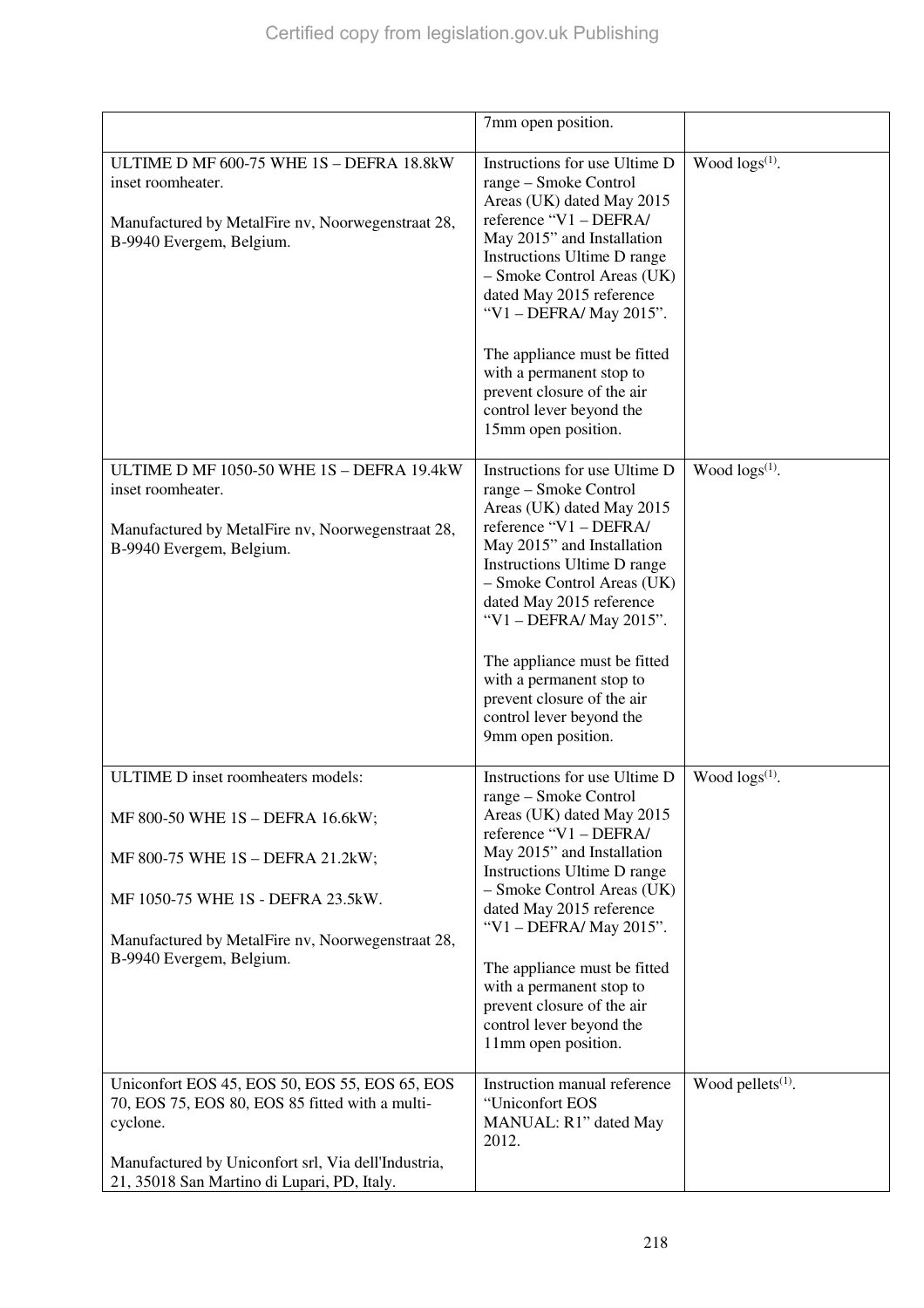| | | |
|---|---|---|
| | 7mm open position. | |
| ULTIME D MF 600-75 WHE 1S – DEFRA 18.8kW inset roomheater.<br><br>Manufactured by MetalFire nv, Noorwegenstraat 28, B-9940 Evergem, Belgium. | Instructions for use Ultime D range – Smoke Control Areas (UK) dated May 2015 reference "V1 – DEFRA/ May 2015" and Installation Instructions Ultime D range – Smoke Control Areas (UK) dated May 2015 reference "V1 – DEFRA/ May 2015".<br><br>The appliance must be fitted with a permanent stop to prevent closure of the air control lever beyond the 15mm open position. | Wood logs[(1)]. |
| ULTIME D MF 1050-50 WHE 1S – DEFRA 19.4kW inset roomheater.<br><br>Manufactured by MetalFire nv, Noorwegenstraat 28, B-9940 Evergem, Belgium. | Instructions for use Ultime D range – Smoke Control Areas (UK) dated May 2015 reference "V1 – DEFRA/ May 2015" and Installation Instructions Ultime D range – Smoke Control Areas (UK) dated May 2015 reference "V1 – DEFRA/ May 2015".<br><br>The appliance must be fitted with a permanent stop to prevent closure of the air control lever beyond the 9mm open position. | Wood logs[(1)]. |
| ULTIME D inset roomheaters models:<br><br>MF 800-50 WHE 1S – DEFRA 16.6kW;<br><br>MF 800-75 WHE 1S – DEFRA 21.2kW;<br><br>MF 1050-75 WHE 1S - DEFRA 23.5kW.<br><br>Manufactured by MetalFire nv, Noorwegenstraat 28, B-9940 Evergem, Belgium. | Instructions for use Ultime D range – Smoke Control Areas (UK) dated May 2015 reference "V1 – DEFRA/ May 2015" and Installation Instructions Ultime D range – Smoke Control Areas (UK) dated May 2015 reference "V1 – DEFRA/ May 2015".<br><br>The appliance must be fitted with a permanent stop to prevent closure of the air control lever beyond the 11mm open position. | Wood logs[(1)]. |
| Uniconfort EOS 45, EOS 50, EOS 55, EOS 65, EOS 70, EOS 75, EOS 80, EOS 85 fitted with a multi-cyclone.<br><br>Manufactured by Uniconfort srl, Via dell'Industria, 21, 35018 San Martino di Lupari, PD, Italy. | Instruction manual reference "Uniconfort EOS MANUAL: R1" dated May 2012. | Wood pellets[(1)]. |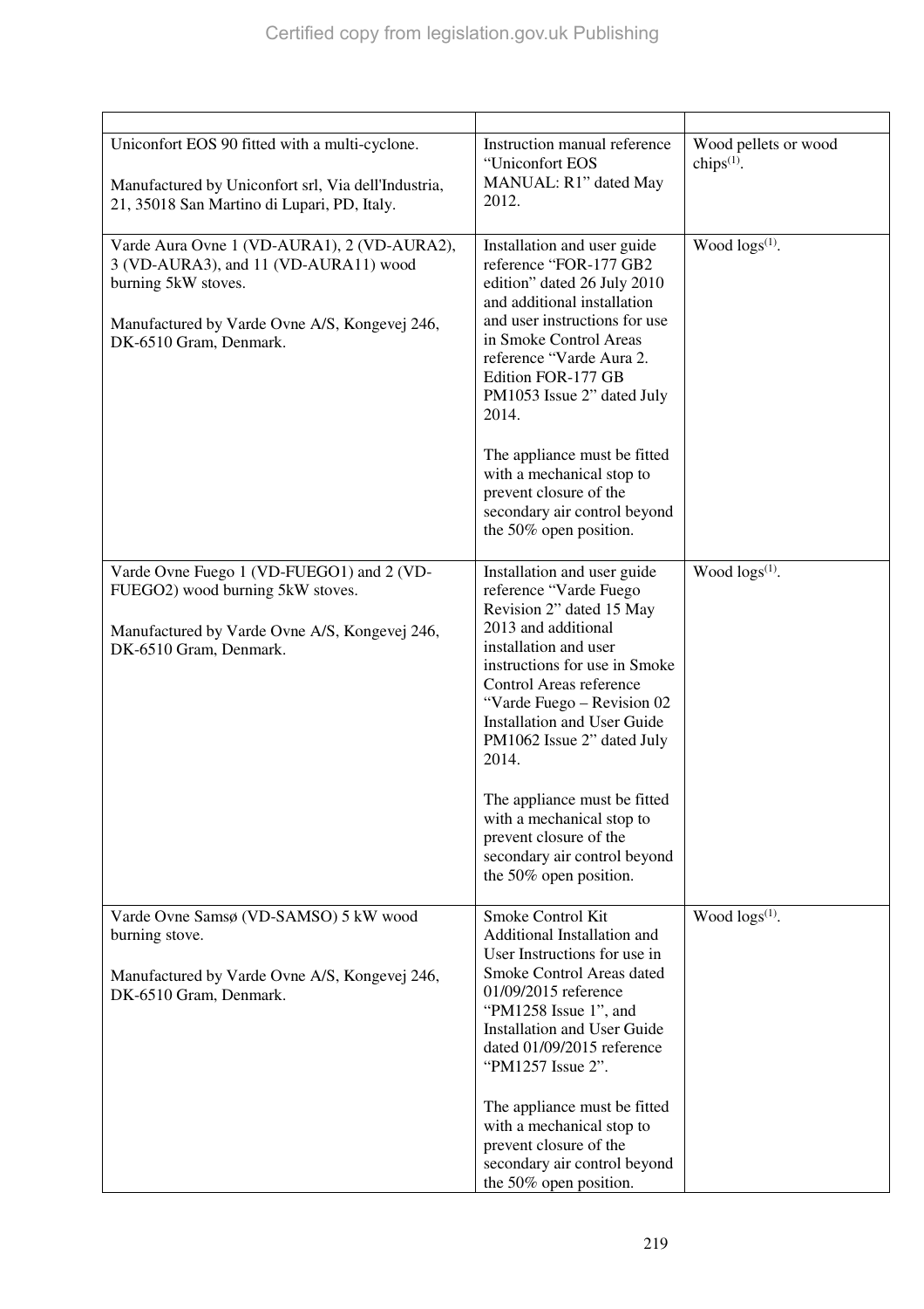| | | |
|---|---|---|
| Uniconfort EOS 90 fitted with a multi-cyclone.<br><br>Manufactured by Uniconfort srl, Via dell'Industria, 21, 35018 San Martino di Lupari, PD, Italy. | Instruction manual reference “Uniconfort EOS MANUAL: R1” dated May 2012. | Wood pellets or wood chips(1). |
| Varde Aura Ovne 1 (VD-AURA1), 2 (VD-AURA2), 3 (VD-AURA3), and 11 (VD-AURA11) wood burning 5kW stoves.<br><br>Manufactured by Varde Ovne A/S, Kongevej 246, DK-6510 Gram, Denmark. | Installation and user guide reference “FOR-177 GB2 edition” dated 26 July 2010 and additional installation and user instructions for use in Smoke Control Areas reference “Varde Aura 2. Edition FOR-177 GB PM1053 Issue 2” dated July 2014.<br><br>The appliance must be fitted with a mechanical stop to prevent closure of the secondary air control beyond the 50% open position. | Wood logs(1). |
| Varde Ovne Fuego 1 (VD-FUEGO1) and 2 (VD-FUEGO2) wood burning 5kW stoves.<br><br>Manufactured by Varde Ovne A/S, Kongevej 246, DK-6510 Gram, Denmark. | Installation and user guide reference “Varde Fuego Revision 2” dated 15 May 2013 and additional installation and user instructions for use in Smoke Control Areas reference “Varde Fuego – Revision 02 Installation and User Guide PM1062 Issue 2” dated July 2014.<br><br>The appliance must be fitted with a mechanical stop to prevent closure of the secondary air control beyond the 50% open position. | Wood logs(1). |
| Varde Ovne Samsø (VD-SAMSO) 5 kW wood burning stove.<br><br>Manufactured by Varde Ovne A/S, Kongevej 246, DK-6510 Gram, Denmark. | Smoke Control Kit Additional Installation and User Instructions for use in Smoke Control Areas dated 01/09/2015 reference “PM1258 Issue 1”, and Installation and User Guide dated 01/09/2015 reference “PM1257 Issue 2”.<br><br>The appliance must be fitted with a mechanical stop to prevent closure of the secondary air control beyond the 50% open position. | Wood logs(1). |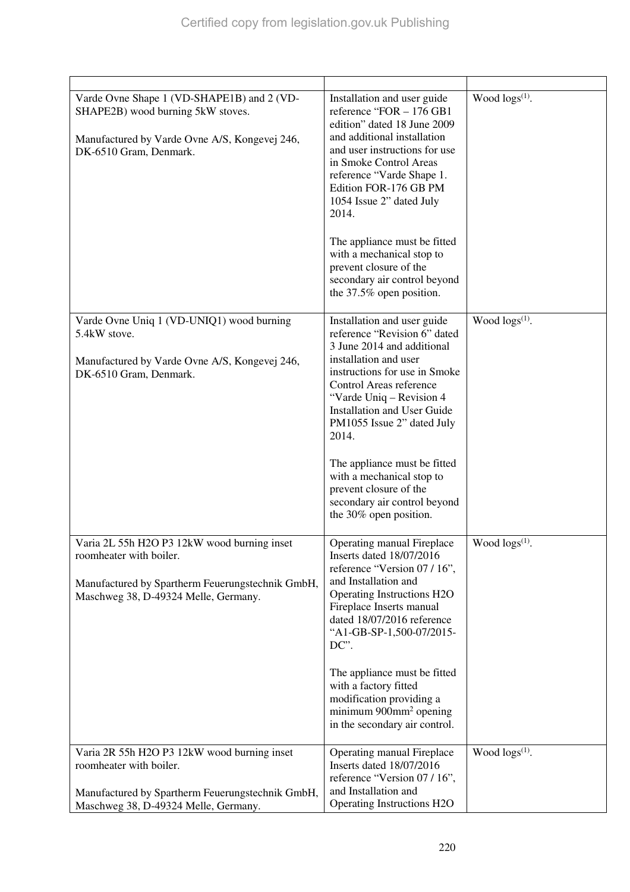| | | |
|---|---|---|
| Varde Ovne Shape 1 (VD-SHAPE1B) and 2 (VD-SHAPE2B) wood burning 5kW stoves.<br><br>Manufactured by Varde Ovne A/S, Kongevej 246, DK-6510 Gram, Denmark. | Installation and user guide reference "FOR – 176 GB1 edition" dated 18 June 2009 and additional installation and user instructions for use in Smoke Control Areas reference "Varde Shape 1. Edition FOR-176 GB PM 1054 Issue 2" dated July 2014.<br><br>The appliance must be fitted with a mechanical stop to prevent closure of the secondary air control beyond the 37.5% open position. | Wood logs[(1)]. |
| Varde Ovne Uniq 1 (VD-UNIQ1) wood burning 5.4kW stove.<br><br>Manufactured by Varde Ovne A/S, Kongevej 246, DK-6510 Gram, Denmark. | Installation and user guide reference "Revision 6" dated 3 June 2014 and additional installation and user instructions for use in Smoke Control Areas reference "Varde Uniq – Revision 4 Installation and User Guide PM1055 Issue 2" dated July 2014.<br><br>The appliance must be fitted with a mechanical stop to prevent closure of the secondary air control beyond the 30% open position. | Wood logs[(1)]. |
| Varia 2L 55h H2O P3 12kW wood burning inset roomheater with boiler.<br><br>Manufactured by Spartherm Feuerungstechnik GmbH, Maschweg 38, D-49324 Melle, Germany. | Operating manual Fireplace Inserts dated 18/07/2016 reference "Version 07 / 16", and Installation and Operating Instructions H2O Fireplace Inserts manual dated 18/07/2016 reference "A1-GB-SP-1,500-07/2015-DC".<br><br>The appliance must be fitted with a factory fitted modification providing a minimum 900mm² opening in the secondary air control. | Wood logs[(1)]. |
| Varia 2R 55h H2O P3 12kW wood burning inset roomheater with boiler.<br><br>Manufactured by Spartherm Feuerungstechnik GmbH, Maschweg 38, D-49324 Melle, Germany. | Operating manual Fireplace Inserts dated 18/07/2016 reference "Version 07 / 16", and Installation and Operating Instructions H2O | Wood logs[(1)]. |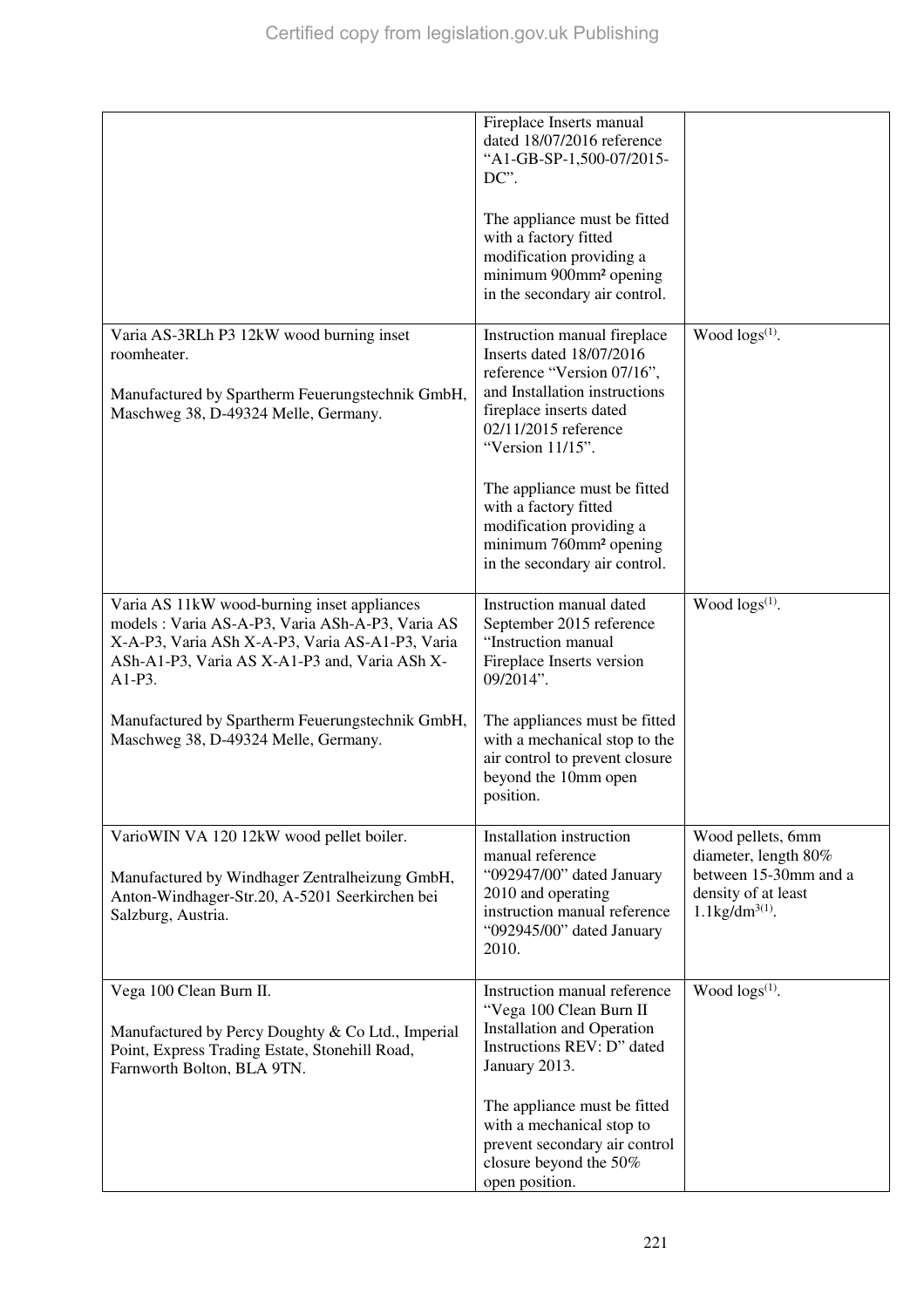| | | |
|---|---|---|
| | Fireplace Inserts manual dated 18/07/2016 reference "A1-GB-SP-1,500-07/2015-DC".<br><br>The appliance must be fitted with a factory fitted modification providing a minimum 900mm² opening in the secondary air control. | |
| Varia AS-3RLh P3 12kW wood burning inset roomheater.<br><br>Manufactured by Spartherm Feuerungstechnik GmbH, Maschweg 38, D-49324 Melle, Germany. | Instruction manual fireplace Inserts dated 18/07/2016 reference "Version 07/16", and Installation instructions fireplace inserts dated 02/11/2015 reference "Version 11/15".<br><br>The appliance must be fitted with a factory fitted modification providing a minimum 760mm² opening in the secondary air control. | Wood logs[(1)]. |
| Varia AS 11kW wood-burning inset appliances models : Varia AS-A-P3, Varia ASh-A-P3, Varia AS X-A-P3, Varia ASh X-A-P3, Varia AS-A1-P3, Varia ASh-A1-P3, Varia AS X-A1-P3 and, Varia ASh X-A1-P3.<br><br>Manufactured by Spartherm Feuerungstechnik GmbH, Maschweg 38, D-49324 Melle, Germany. | Instruction manual dated September 2015 reference "Instruction manual Fireplace Inserts version 09/2014".<br><br>The appliances must be fitted with a mechanical stop to the air control to prevent closure beyond the 10mm open position. | Wood logs[(1)]. |
| VarioWIN VA 120 12kW wood pellet boiler.<br><br>Manufactured by Windhager Zentralheizung GmbH, Anton-Windhager-Str.20, A-5201 Seerkirchen bei Salzburg, Austria. | Installation instruction manual reference "092947/00" dated January 2010 and operating instruction manual reference "092945/00" dated January 2010. | Wood pellets, 6mm diameter, length 80% between 15-30mm and a density of at least 1.1kg/dm$^{3}$[(1)]. |
| Vega 100 Clean Burn II.<br><br>Manufactured by Percy Doughty & Co Ltd., Imperial Point, Express Trading Estate, Stonehill Road, Farnworth Bolton, BLA 9TN. | Instruction manual reference "Vega 100 Clean Burn II Installation and Operation Instructions REV: D" dated January 2013.<br><br>The appliance must be fitted with a mechanical stop to prevent secondary air control closure beyond the 50% open position. | Wood logs[(1)]. |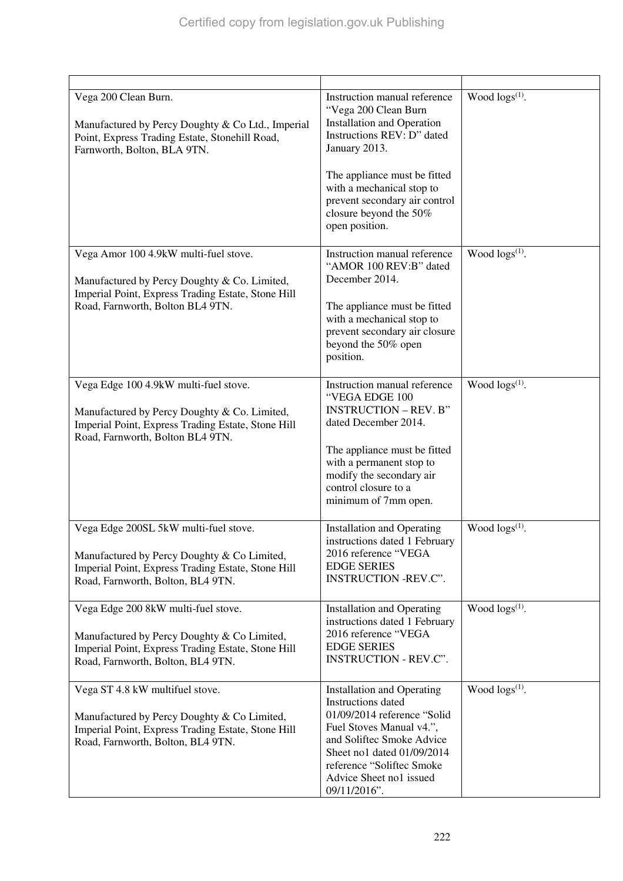| | | |
|---|---|---|
| Vega 200 Clean Burn.<br><br>Manufactured by Percy Doughty & Co Ltd., Imperial Point, Express Trading Estate, Stonehill Road, Farnworth, Bolton, BLA 9TN. | Instruction manual reference "Vega 200 Clean Burn Installation and Operation Instructions REV: D" dated January 2013.<br><br>The appliance must be fitted with a mechanical stop to prevent secondary air control closure beyond the 50% open position. | Wood logs[(1)]. |
| Vega Amor 100 4.9kW multi-fuel stove.<br><br>Manufactured by Percy Doughty & Co. Limited, Imperial Point, Express Trading Estate, Stone Hill Road, Farnworth, Bolton BL4 9TN. | Instruction manual reference "AMOR 100 REV:B" dated December 2014.<br><br>The appliance must be fitted with a mechanical stop to prevent secondary air closure beyond the 50% open position. | Wood logs[(1)]. |
| Vega Edge 100 4.9kW multi-fuel stove.<br><br>Manufactured by Percy Doughty & Co. Limited, Imperial Point, Express Trading Estate, Stone Hill Road, Farnworth, Bolton BL4 9TN. | Instruction manual reference "VEGA EDGE 100 INSTRUCTION – REV. B" dated December 2014.<br><br>The appliance must be fitted with a permanent stop to modify the secondary air control closure to a minimum of 7mm open. | Wood logs[(1)]. |
| Vega Edge 200SL 5kW multi-fuel stove.<br><br>Manufactured by Percy Doughty & Co Limited, Imperial Point, Express Trading Estate, Stone Hill Road, Farnworth, Bolton, BL4 9TN. | Installation and Operating instructions dated 1 February 2016 reference "VEGA EDGE SERIES INSTRUCTION -REV.C". | Wood logs[(1)]. |
| Vega Edge 200 8kW multi-fuel stove.<br><br>Manufactured by Percy Doughty & Co Limited, Imperial Point, Express Trading Estate, Stone Hill Road, Farnworth, Bolton, BL4 9TN. | Installation and Operating instructions dated 1 February 2016 reference "VEGA EDGE SERIES INSTRUCTION - REV.C". | Wood logs[(1)]. |
| Vega ST 4.8 kW multifuel stove.<br><br>Manufactured by Percy Doughty & Co Limited, Imperial Point, Express Trading Estate, Stone Hill Road, Farnworth, Bolton, BL4 9TN. | Installation and Operating Instructions dated 01/09/2014 reference "Solid Fuel Stoves Manual v4.", and Soliftec Smoke Advice Sheet no1 dated 01/09/2014 reference "Soliftec Smoke Advice Sheet no1 issued 09/11/2016". | Wood logs[(1)]. |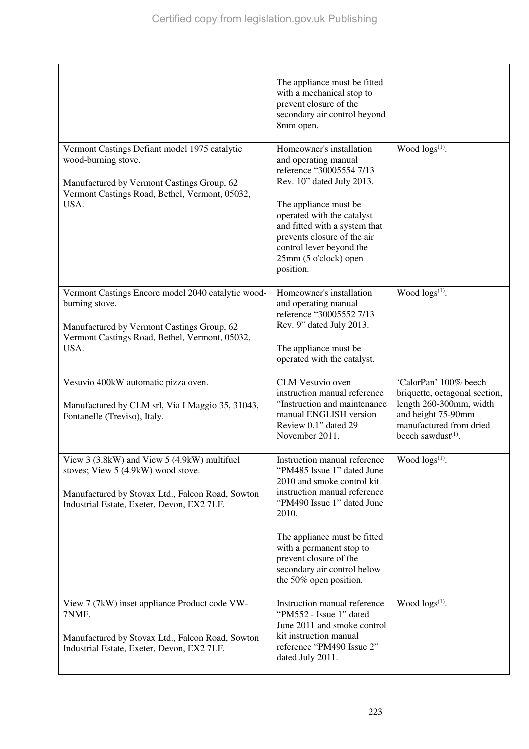| | | |
|---|---|---|
| | The appliance must be fitted with a mechanical stop to prevent closure of the secondary air control beyond 8mm open. | |
| Vermont Castings Defiant model 1975 catalytic wood-burning stove.<br><br>Manufactured by Vermont Castings Group, 62 Vermont Castings Road, Bethel, Vermont, 05032, USA. | Homeowner's installation and operating manual reference “30005554 7/13 Rev. 10” dated July 2013.<br><br>The appliance must be operated with the catalyst and fitted with a system that prevents closure of the air control lever beyond the 25mm (5 o'clock) open position. | Wood logs[(1)]. |
| Vermont Castings Encore model 2040 catalytic wood-burning stove.<br><br>Manufactured by Vermont Castings Group, 62 Vermont Castings Road, Bethel, Vermont, 05032, USA. | Homeowner's installation and operating manual reference “30005552 7/13 Rev. 9” dated July 2013.<br><br>The appliance must be operated with the catalyst. | Wood logs[(1)]. |
| Vesuvio 400kW automatic pizza oven.<br><br>Manufactured by CLM srl, Via I Maggio 35, 31043, Fontanelle (Treviso), Italy. | CLM Vesuvio oven instruction manual reference “Instruction and maintenance manual ENGLISH version Review 0.1” dated 29 November 2011. | ‘CalorPan’ 100% beech briquette, octagonal section, length 260-300mm, width and height 75-90mm manufactured from dried beech sawdust[(1)]. |
| View 3 (3.8kW) and View 5 (4.9kW) multifuel stoves; View 5 (4.9kW) wood stove.<br><br>Manufactured by Stovax Ltd., Falcon Road, Sowton Industrial Estate, Exeter, Devon, EX2 7LF. | Instruction manual reference “PM485 Issue 1” dated June 2010 and smoke control kit instruction manual reference “PM490 Issue 1” dated June 2010.<br><br>The appliance must be fitted with a permanent stop to prevent closure of the secondary air control below the 50% open position. | Wood logs[(1)]. |
| View 7 (7kW) inset appliance Product code VW-7NMF.<br><br>Manufactured by Stovax Ltd., Falcon Road, Sowton Industrial Estate, Exeter, Devon, EX2 7LF. | Instruction manual reference “PM552 - Issue 1” dated June 2011 and smoke control kit instruction manual reference “PM490 Issue 2” dated July 2011. | Wood logs[(1)]. |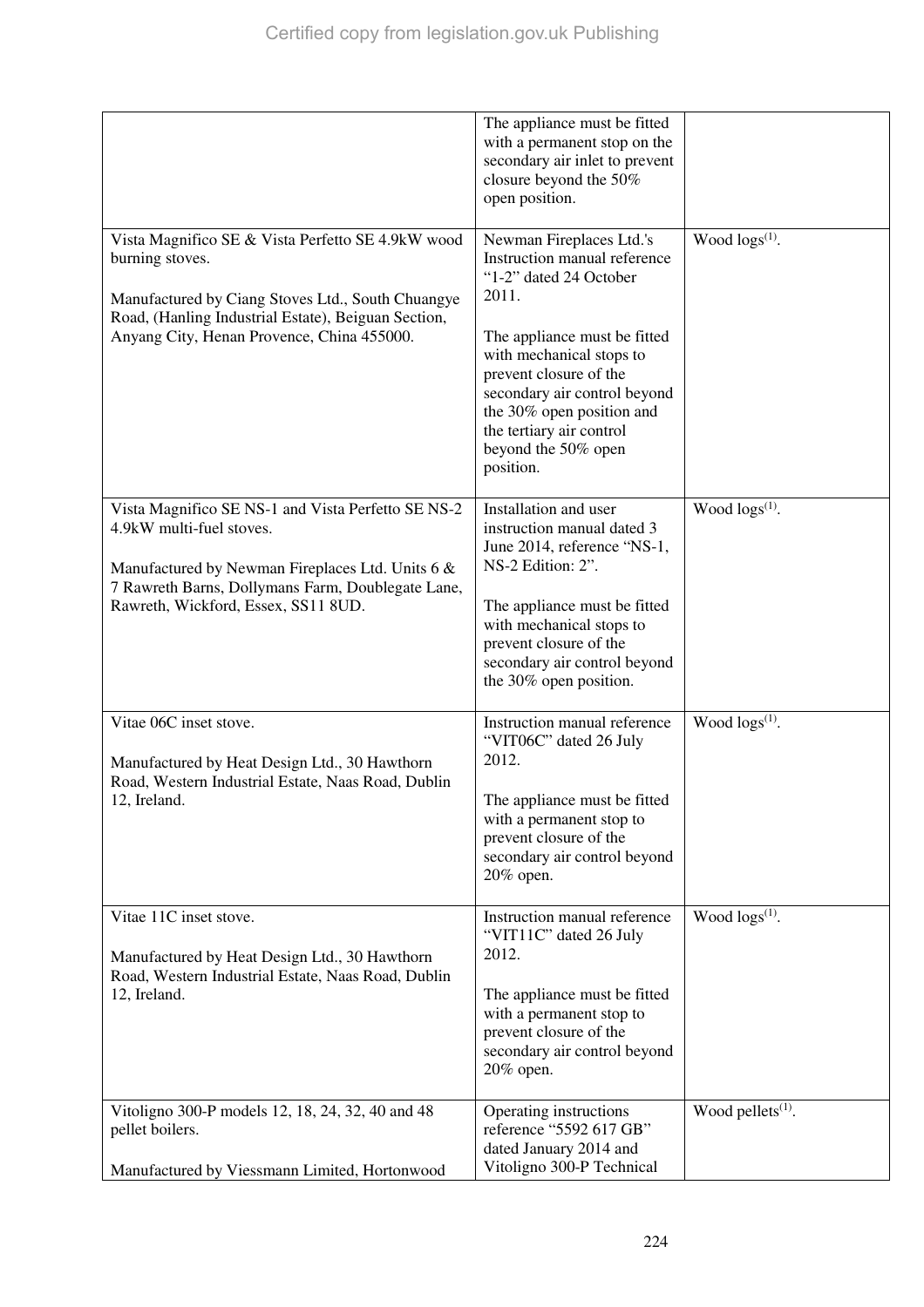| | | |
|---|---|---|
| | The appliance must be fitted with a permanent stop on the secondary air inlet to prevent closure beyond the 50% open position. | |
| Vista Magnifico SE & Vista Perfetto SE 4.9kW wood burning stoves.<br><br>Manufactured by Ciang Stoves Ltd., South Chuangye Road, (Hanling Industrial Estate), Beiguan Section, Anyang City, Henan Provence, China 455000. | Newman Fireplaces Ltd.'s Instruction manual reference "1-2" dated 24 October 2011.<br><br>The appliance must be fitted with mechanical stops to prevent closure of the secondary air control beyond the 30% open position and the tertiary air control beyond the 50% open position. | Wood logs[(1)]. |
| Vista Magnifico SE NS-1 and Vista Perfetto SE NS-2 4.9kW multi-fuel stoves.<br><br>Manufactured by Newman Fireplaces Ltd. Units 6 & 7 Rawreth Barns, Dollymans Farm, Doublegate Lane, Rawreth, Wickford, Essex, SS11 8UD. | Installation and user instruction manual dated 3 June 2014, reference "NS-1, NS-2 Edition: 2".<br><br>The appliance must be fitted with mechanical stops to prevent closure of the secondary air control beyond the 30% open position. | Wood logs[(1)]. |
| Vitae 06C inset stove.<br><br>Manufactured by Heat Design Ltd., 30 Hawthorn Road, Western Industrial Estate, Naas Road, Dublin 12, Ireland. | Instruction manual reference "VIT06C" dated 26 July 2012.<br><br>The appliance must be fitted with a permanent stop to prevent closure of the secondary air control beyond 20% open. | Wood logs[(1)]. |
| Vitae 11C inset stove.<br><br>Manufactured by Heat Design Ltd., 30 Hawthorn Road, Western Industrial Estate, Naas Road, Dublin 12, Ireland. | Instruction manual reference "VIT11C" dated 26 July 2012.<br><br>The appliance must be fitted with a permanent stop to prevent closure of the secondary air control beyond 20% open. | Wood logs[(1)]. |
| Vitoligno 300-P models 12, 18, 24, 32, 40 and 48 pellet boilers.<br><br>Manufactured by Viessmann Limited, Hortonwood | Operating instructions reference "5592 617 GB" dated January 2014 and Vitoligno 300-P Technical | Wood pellets[(1)]. |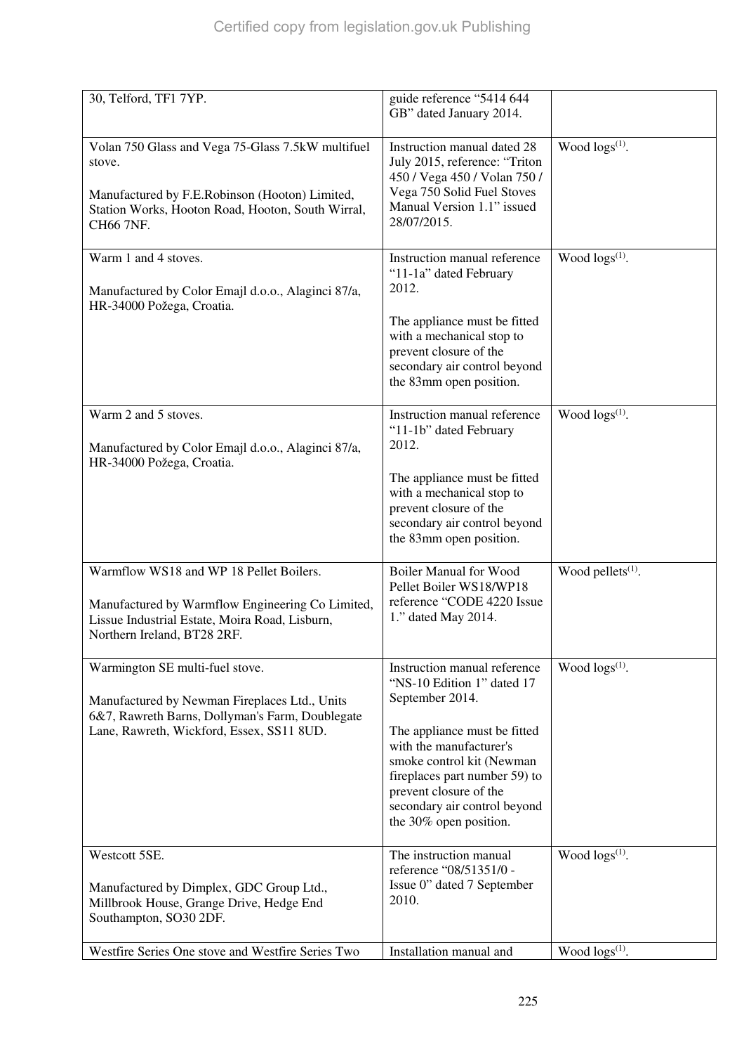| | | |
|---|---|---|
| 30, Telford, TF1 7YP. | guide reference "5414 644 GB" dated January 2014. | |
| Volan 750 Glass and Vega 75-Glass 7.5kW multifuel stove.<br><br>Manufactured by F.E.Robinson (Hooton) Limited, Station Works, Hooton Road, Hooton, South Wirral, CH66 7NF. | Instruction manual dated 28 July 2015, reference: "Triton 450 / Vega 450 / Volan 750 / Vega 750 Solid Fuel Stoves Manual Version 1.1" issued 28/07/2015. | Wood logs[(1)]. |
| Warm 1 and 4 stoves.<br><br>Manufactured by Color Emajl d.o.o., Alaginci 87/a, HR-34000 Požega, Croatia. | Instruction manual reference "11-1a" dated February 2012.<br><br>The appliance must be fitted with a mechanical stop to prevent closure of the secondary air control beyond the 83mm open position. | Wood logs[(1)]. |
| Warm 2 and 5 stoves.<br><br>Manufactured by Color Emajl d.o.o., Alaginci 87/a, HR-34000 Požega, Croatia. | Instruction manual reference "11-1b" dated February 2012.<br><br>The appliance must be fitted with a mechanical stop to prevent closure of the secondary air control beyond the 83mm open position. | Wood logs[(1)]. |
| Warmflow WS18 and WP 18 Pellet Boilers.<br><br>Manufactured by Warmflow Engineering Co Limited, Lissue Industrial Estate, Moira Road, Lisburn, Northern Ireland, BT28 2RF. | Boiler Manual for Wood Pellet Boiler WS18/WP18 reference "CODE 4220 Issue 1." dated May 2014. | Wood pellets[(1)]. |
| Warmington SE multi-fuel stove.<br><br>Manufactured by Newman Fireplaces Ltd., Units 6&7, Rawreth Barns, Dollyman's Farm, Doublegate Lane, Rawreth, Wickford, Essex, SS11 8UD. | Instruction manual reference "NS-10 Edition 1" dated 17 September 2014.<br><br>The appliance must be fitted with the manufacturer's smoke control kit (Newman fireplaces part number 59) to prevent closure of the secondary air control beyond the 30% open position. | Wood logs[(1)]. |
| Westcott 5SE.<br><br>Manufactured by Dimplex, GDC Group Ltd., Millbrook House, Grange Drive, Hedge End Southampton, SO30 2DF. | The instruction manual reference "08/51351/0 - Issue 0" dated 7 September 2010. | Wood logs[(1)]. |
| Westfire Series One stove and Westfire Series Two | Installation manual and | Wood logs[(1)]. |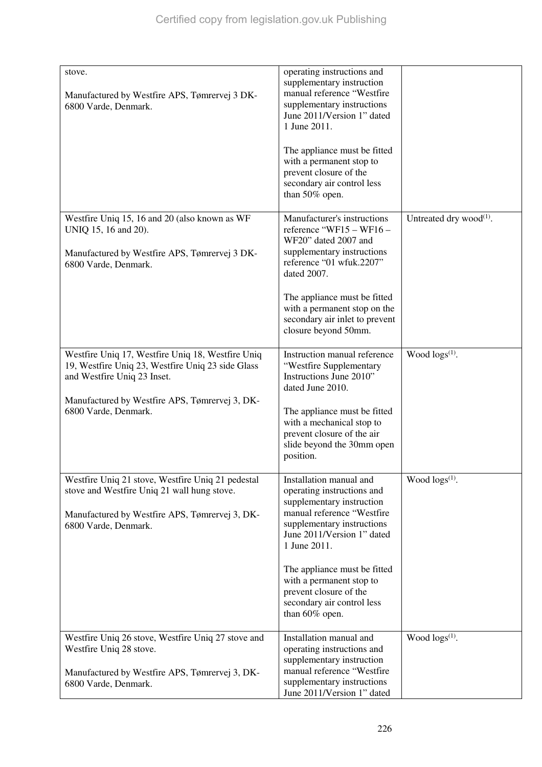| | | |
|---|---|---|
| stove.<br><br>Manufactured by Westfire APS, Tømrervej 3 DK-6800 Varde, Denmark. | operating instructions and supplementary instruction manual reference "Westfire supplementary instructions June 2011/Version 1" dated 1 June 2011.<br><br>The appliance must be fitted with a permanent stop to prevent closure of the secondary air control less than 50% open. | |
| Westfire Uniq 15, 16 and 20 (also known as WF UNIQ 15, 16 and 20).<br><br>Manufactured by Westfire APS, Tømrervej 3 DK-6800 Varde, Denmark. | Manufacturer's instructions reference "WF15 – WF16 – WF20" dated 2007 and supplementary instructions reference "01 wfuk.2207" dated 2007.<br><br>The appliance must be fitted with a permanent stop on the secondary air inlet to prevent closure beyond 50mm. | Untreated dry wood[(1)]. |
| Westfire Uniq 17, Westfire Uniq 18, Westfire Uniq 19, Westfire Uniq 23, Westfire Uniq 23 side Glass and Westfire Uniq 23 Inset.<br><br>Manufactured by Westfire APS, Tømrervej 3, DK-6800 Varde, Denmark. | Instruction manual reference "Westfire Supplementary Instructions June 2010" dated June 2010.<br><br>The appliance must be fitted with a mechanical stop to prevent closure of the air slide beyond the 30mm open position. | Wood logs[(1)]. |
| Westfire Uniq 21 stove, Westfire Uniq 21 pedestal stove and Westfire Uniq 21 wall hung stove.<br><br>Manufactured by Westfire APS, Tømrervej 3, DK-6800 Varde, Denmark. | Installation manual and operating instructions and supplementary instruction manual reference "Westfire supplementary instructions June 2011/Version 1" dated 1 June 2011.<br><br>The appliance must be fitted with a permanent stop to prevent closure of the secondary air control less than 60% open. | Wood logs[(1)]. |
| Westfire Uniq 26 stove, Westfire Uniq 27 stove and Westfire Uniq 28 stove.<br><br>Manufactured by Westfire APS, Tømrervej 3, DK-6800 Varde, Denmark. | Installation manual and operating instructions and supplementary instruction manual reference "Westfire supplementary instructions June 2011/Version 1" dated | Wood logs[(1)]. |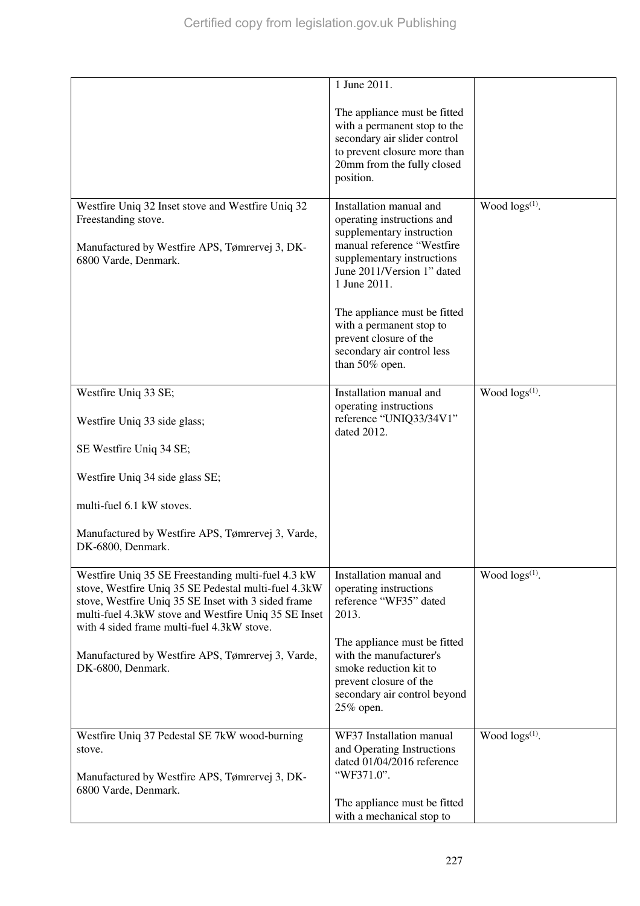| | | |
|---|---|---|
| | 1 June 2011.<br><br>The appliance must be fitted with a permanent stop to the secondary air slider control to prevent closure more than 20mm from the fully closed position. | |
| Westfire Uniq 32 Inset stove and Westfire Uniq 32 Freestanding stove.<br><br>Manufactured by Westfire APS, Tømrervej 3, DK-6800 Varde, Denmark. | Installation manual and operating instructions and supplementary instruction manual reference "Westfire supplementary instructions June 2011/Version 1" dated 1 June 2011.<br><br>The appliance must be fitted with a permanent stop to prevent closure of the secondary air control less than 50% open. | Wood logs(1). |
| Westfire Uniq 33 SE;<br><br>Westfire Uniq 33 side glass;<br><br>SE Westfire Uniq 34 SE;<br><br>Westfire Uniq 34 side glass SE;<br><br>multi-fuel 6.1 kW stoves.<br><br>Manufactured by Westfire APS, Tømrervej 3, Varde, DK-6800, Denmark. | Installation manual and operating instructions reference "UNIQ33/34V1" dated 2012. | Wood logs(1). |
| Westfire Uniq 35 SE Freestanding multi-fuel 4.3 kW stove, Westfire Uniq 35 SE Pedestal multi-fuel 4.3kW stove, Westfire Uniq 35 SE Inset with 3 sided frame multi-fuel 4.3kW stove and Westfire Uniq 35 SE Inset with 4 sided frame multi-fuel 4.3kW stove.<br><br>Manufactured by Westfire APS, Tømrervej 3, Varde, DK-6800, Denmark. | Installation manual and operating instructions reference "WF35" dated 2013.<br><br>The appliance must be fitted with the manufacturer's smoke reduction kit to prevent closure of the secondary air control beyond 25% open. | Wood logs(1). |
| Westfire Uniq 37 Pedestal SE 7kW wood-burning stove.<br><br>Manufactured by Westfire APS, Tømrervej 3, DK-6800 Varde, Denmark. | WF37 Installation manual and Operating Instructions dated 01/04/2016 reference "WF371.0".<br><br>The appliance must be fitted with a mechanical stop to | Wood logs(1). |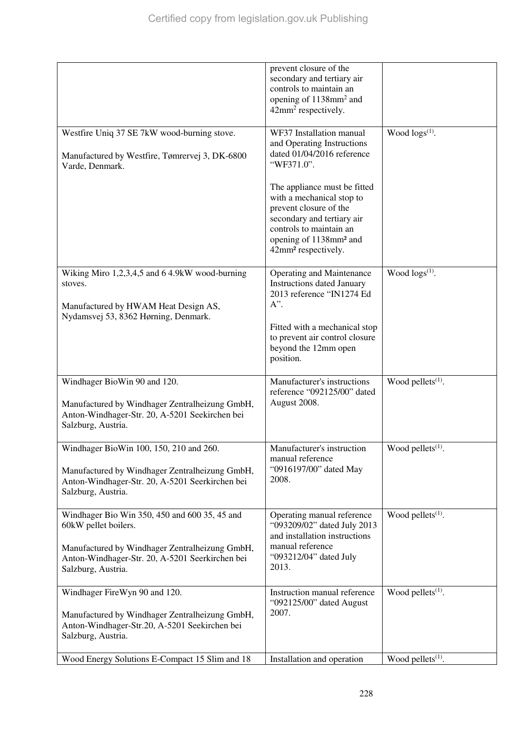| | | |
|---|---|---|
| | prevent closure of the secondary and tertiary air controls to maintain an opening of 1138mm² and 42mm² respectively. | |
| Westfire Uniq 37 SE 7kW wood-burning stove.<br><br>Manufactured by Westfire, Tømrervej 3, DK-6800 Varde, Denmark. | WF37 Installation manual and Operating Instructions dated 01/04/2016 reference "WF371.0".<br><br>The appliance must be fitted with a mechanical stop to prevent closure of the secondary and tertiary air controls to maintain an opening of 1138mm² and 42mm² respectively. | Wood logs[(1)]. |
| Wiking Miro 1,2,3,4,5 and 6 4.9kW wood-burning stoves.<br><br>Manufactured by HWAM Heat Design AS, Nydamsvej 53, 8362 Hørning, Denmark. | Operating and Maintenance Instructions dated January 2013 reference "IN1274 Ed A".<br><br>Fitted with a mechanical stop to prevent air control closure beyond the 12mm open position. | Wood logs[(1)]. |
| Windhager BioWin 90 and 120.<br><br>Manufactured by Windhager Zentralheizung GmbH, Anton-Windhager-Str. 20, A-5201 Seekirchen bei Salzburg, Austria. | Manufacturer's instructions reference "092125/00" dated August 2008. | Wood pellets[(1)]. |
| Windhager BioWin 100, 150, 210 and 260.<br><br>Manufactured by Windhager Zentralheizung GmbH, Anton-Windhager-Str. 20, A-5201 Seerkirchen bei Salzburg, Austria. | Manufacturer's instruction manual reference "0916197/00" dated May 2008. | Wood pellets[(1)]. |
| Windhager Bio Win 350, 450 and 600 35, 45 and 60kW pellet boilers.<br><br>Manufactured by Windhager Zentralheizung GmbH, Anton-Windhager-Str. 20, A-5201 Seerkirchen bei Salzburg, Austria. | Operating manual reference "093209/02" dated July 2013 and installation instructions manual reference "093212/04" dated July 2013. | Wood pellets[(1)]. |
| Windhager FireWyn 90 and 120.<br><br>Manufactured by Windhager Zentralheizung GmbH, Anton-Windhager-Str.20, A-5201 Seekirchen bei Salzburg, Austria. | Instruction manual reference "092125/00" dated August 2007. | Wood pellets[(1)]. |
| Wood Energy Solutions E-Compact 15 Slim and 18 | Installation and operation | Wood pellets[(1)]. |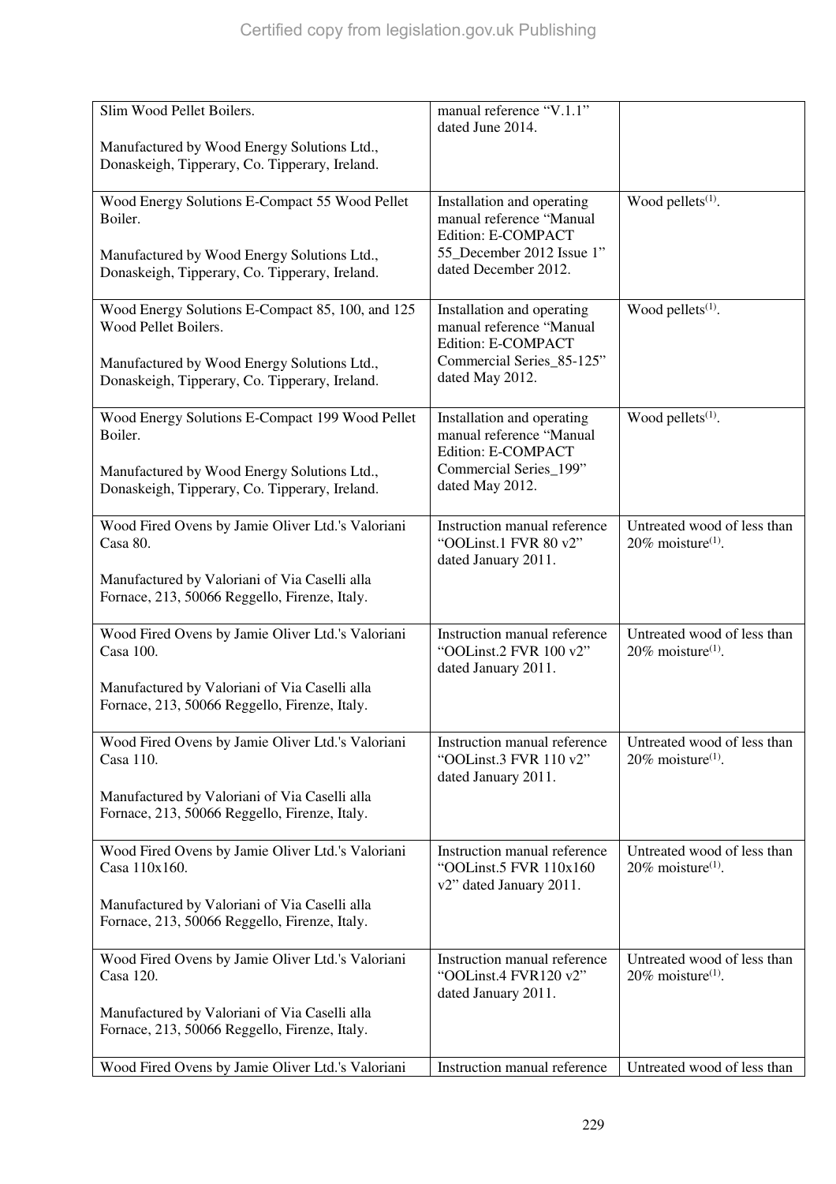| | | |
|---|---|---|
| Slim Wood Pellet Boilers.<br><br>Manufactured by Wood Energy Solutions Ltd., Donaskeigh, Tipperary, Co. Tipperary, Ireland. | manual reference "V.1.1" dated June 2014. | |
| Wood Energy Solutions E-Compact 55 Wood Pellet Boiler.<br><br>Manufactured by Wood Energy Solutions Ltd., Donaskeigh, Tipperary, Co. Tipperary, Ireland. | Installation and operating manual reference "Manual Edition: E-COMPACT 55_December 2012 Issue 1" dated December 2012. | Wood pellets[(1)]. |
| Wood Energy Solutions E-Compact 85, 100, and 125 Wood Pellet Boilers.<br><br>Manufactured by Wood Energy Solutions Ltd., Donaskeigh, Tipperary, Co. Tipperary, Ireland. | Installation and operating manual reference "Manual Edition: E-COMPACT Commercial Series_85-125" dated May 2012. | Wood pellets[(1)]. |
| Wood Energy Solutions E-Compact 199 Wood Pellet Boiler.<br><br>Manufactured by Wood Energy Solutions Ltd., Donaskeigh, Tipperary, Co. Tipperary, Ireland. | Installation and operating manual reference "Manual Edition: E-COMPACT Commercial Series_199" dated May 2012. | Wood pellets[(1)]. |
| Wood Fired Ovens by Jamie Oliver Ltd.'s Valoriani Casa 80.<br><br>Manufactured by Valoriani of Via Caselli alla Fornace, 213, 50066 Reggello, Firenze, Italy. | Instruction manual reference "OOLinst.1 FVR 80 v2" dated January 2011. | Untreated wood of less than 20% moisture[(1)]. |
| Wood Fired Ovens by Jamie Oliver Ltd.'s Valoriani Casa 100.<br><br>Manufactured by Valoriani of Via Caselli alla Fornace, 213, 50066 Reggello, Firenze, Italy. | Instruction manual reference "OOLinst.2 FVR 100 v2" dated January 2011. | Untreated wood of less than 20% moisture[(1)]. |
| Wood Fired Ovens by Jamie Oliver Ltd.'s Valoriani Casa 110.<br><br>Manufactured by Valoriani of Via Caselli alla Fornace, 213, 50066 Reggello, Firenze, Italy. | Instruction manual reference "OOLinst.3 FVR 110 v2" dated January 2011. | Untreated wood of less than 20% moisture[(1)]. |
| Wood Fired Ovens by Jamie Oliver Ltd.'s Valoriani Casa 110x160.<br><br>Manufactured by Valoriani of Via Caselli alla Fornace, 213, 50066 Reggello, Firenze, Italy. | Instruction manual reference "OOLinst.5 FVR 110x160 v2" dated January 2011. | Untreated wood of less than 20% moisture[(1)]. |
| Wood Fired Ovens by Jamie Oliver Ltd.'s Valoriani Casa 120.<br><br>Manufactured by Valoriani of Via Caselli alla Fornace, 213, 50066 Reggello, Firenze, Italy. | Instruction manual reference "OOLinst.4 FVR120 v2" dated January 2011. | Untreated wood of less than 20% moisture[(1)]. |
| Wood Fired Ovens by Jamie Oliver Ltd.'s Valoriani | Instruction manual reference | Untreated wood of less than |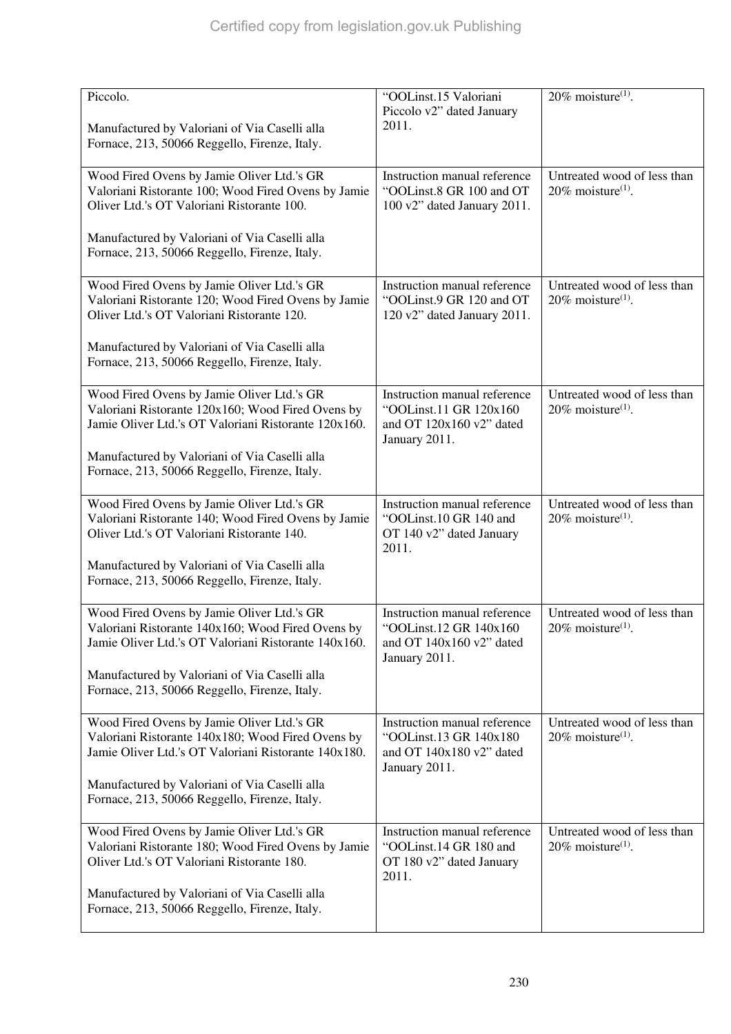| | | |
|---|---|---|
| Piccolo.<br><br>Manufactured by Valoriani of Via Caselli alla Fornace, 213, 50066 Reggello, Firenze, Italy. | "OOLinst.15 Valoriani Piccolo v2" dated January 2011. | 20% moisture[(1)]. |
| Wood Fired Ovens by Jamie Oliver Ltd.'s GR Valoriani Ristorante 100; Wood Fired Ovens by Jamie Oliver Ltd.'s OT Valoriani Ristorante 100.<br><br>Manufactured by Valoriani of Via Caselli alla Fornace, 213, 50066 Reggello, Firenze, Italy. | Instruction manual reference "OOLinst.8 GR 100 and OT 100 v2" dated January 2011. | Untreated wood of less than 20% moisture[(1)]. |
| Wood Fired Ovens by Jamie Oliver Ltd.'s GR Valoriani Ristorante 120; Wood Fired Ovens by Jamie Oliver Ltd.'s OT Valoriani Ristorante 120.<br><br>Manufactured by Valoriani of Via Caselli alla Fornace, 213, 50066 Reggello, Firenze, Italy. | Instruction manual reference "OOLinst.9 GR 120 and OT 120 v2" dated January 2011. | Untreated wood of less than 20% moisture[(1)]. |
| Wood Fired Ovens by Jamie Oliver Ltd.'s GR Valoriani Ristorante 120x160; Wood Fired Ovens by Jamie Oliver Ltd.'s OT Valoriani Ristorante 120x160.<br><br>Manufactured by Valoriani of Via Caselli alla Fornace, 213, 50066 Reggello, Firenze, Italy. | Instruction manual reference "OOLinst.11 GR 120x160 and OT 120x160 v2" dated January 2011. | Untreated wood of less than 20% moisture[(1)]. |
| Wood Fired Ovens by Jamie Oliver Ltd.'s GR Valoriani Ristorante 140; Wood Fired Ovens by Jamie Oliver Ltd.'s OT Valoriani Ristorante 140.<br><br>Manufactured by Valoriani of Via Caselli alla Fornace, 213, 50066 Reggello, Firenze, Italy. | Instruction manual reference "OOLinst.10 GR 140 and OT 140 v2" dated January 2011. | Untreated wood of less than 20% moisture[(1)]. |
| Wood Fired Ovens by Jamie Oliver Ltd.'s GR Valoriani Ristorante 140x160; Wood Fired Ovens by Jamie Oliver Ltd.'s OT Valoriani Ristorante 140x160.<br><br>Manufactured by Valoriani of Via Caselli alla Fornace, 213, 50066 Reggello, Firenze, Italy. | Instruction manual reference "OOLinst.12 GR 140x160 and OT 140x160 v2" dated January 2011. | Untreated wood of less than 20% moisture[(1)]. |
| Wood Fired Ovens by Jamie Oliver Ltd.'s GR Valoriani Ristorante 140x180; Wood Fired Ovens by Jamie Oliver Ltd.'s OT Valoriani Ristorante 140x180.<br><br>Manufactured by Valoriani of Via Caselli alla Fornace, 213, 50066 Reggello, Firenze, Italy. | Instruction manual reference "OOLinst.13 GR 140x180 and OT 140x180 v2" dated January 2011. | Untreated wood of less than 20% moisture[(1)]. |
| Wood Fired Ovens by Jamie Oliver Ltd.'s GR Valoriani Ristorante 180; Wood Fired Ovens by Jamie Oliver Ltd.'s OT Valoriani Ristorante 180.<br><br>Manufactured by Valoriani of Via Caselli alla Fornace, 213, 50066 Reggello, Firenze, Italy. | Instruction manual reference "OOLinst.14 GR 180 and OT 180 v2" dated January 2011. | Untreated wood of less than 20% moisture[(1)]. |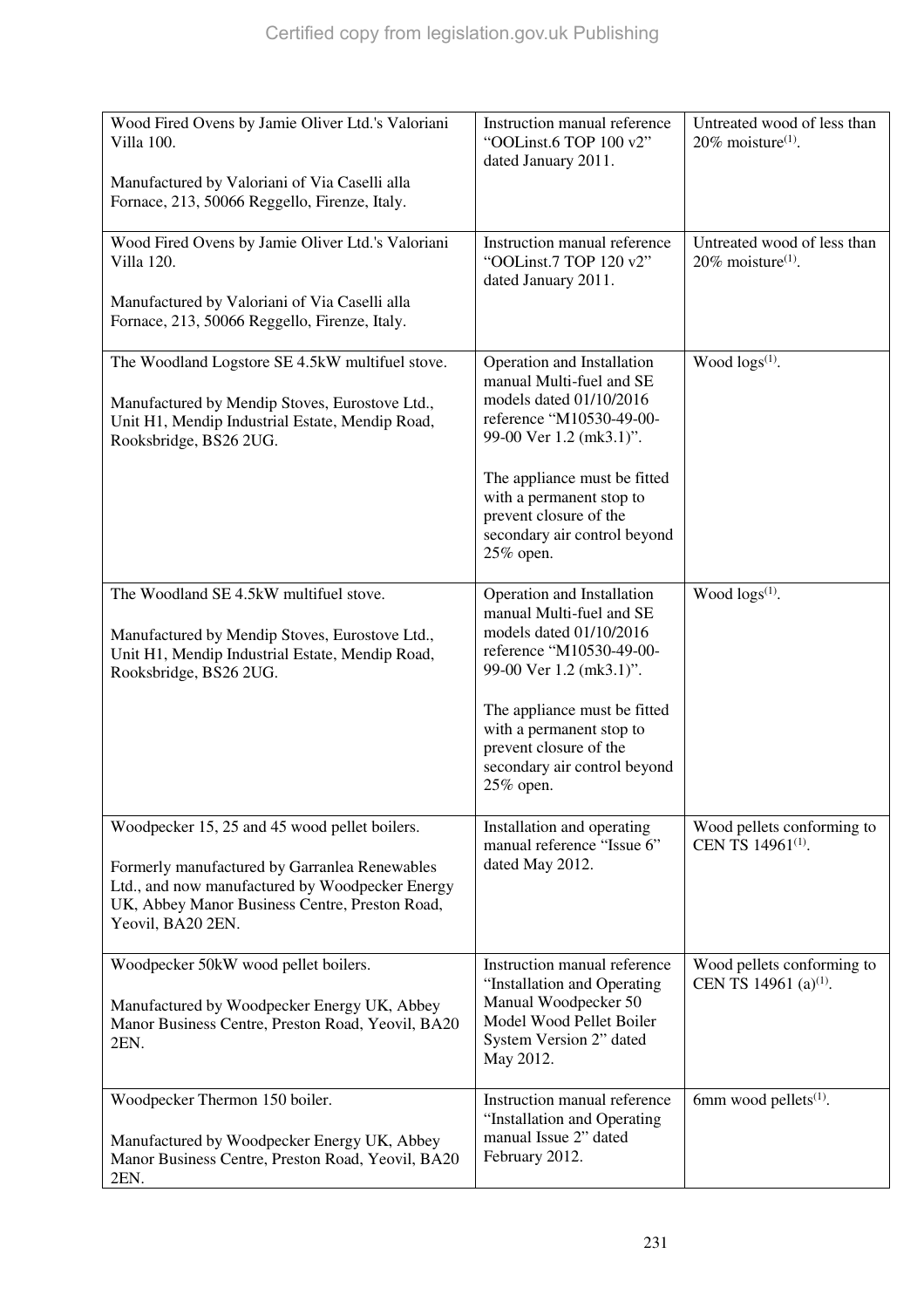| | | |
|---|---|---|
| Wood Fired Ovens by Jamie Oliver Ltd.'s Valoriani Villa 100.<br><br>Manufactured by Valoriani of Via Caselli alla Fornace, 213, 50066 Reggello, Firenze, Italy. | Instruction manual reference "OOLinst.6 TOP 100 v2" dated January 2011. | Untreated wood of less than 20% moisture(1). |
| Wood Fired Ovens by Jamie Oliver Ltd.'s Valoriani Villa 120.<br><br>Manufactured by Valoriani of Via Caselli alla Fornace, 213, 50066 Reggello, Firenze, Italy. | Instruction manual reference "OOLinst.7 TOP 120 v2" dated January 2011. | Untreated wood of less than 20% moisture(1). |
| The Woodland Logstore SE 4.5kW multifuel stove.<br><br>Manufactured by Mendip Stoves, Eurostove Ltd., Unit H1, Mendip Industrial Estate, Mendip Road, Rooksbridge, BS26 2UG. | Operation and Installation manual Multi-fuel and SE models dated 01/10/2016 reference "M10530-49-00-99-00 Ver 1.2 (mk3.1)".<br><br>The appliance must be fitted with a permanent stop to prevent closure of the secondary air control beyond 25% open. | Wood logs(1). |
| The Woodland SE 4.5kW multifuel stove.<br><br>Manufactured by Mendip Stoves, Eurostove Ltd., Unit H1, Mendip Industrial Estate, Mendip Road, Rooksbridge, BS26 2UG. | Operation and Installation manual Multi-fuel and SE models dated 01/10/2016 reference "M10530-49-00-99-00 Ver 1.2 (mk3.1)".<br><br>The appliance must be fitted with a permanent stop to prevent closure of the secondary air control beyond 25% open. | Wood logs(1). |
| Woodpecker 15, 25 and 45 wood pellet boilers.<br><br>Formerly manufactured by Garranlea Renewables Ltd., and now manufactured by Woodpecker Energy UK, Abbey Manor Business Centre, Preston Road, Yeovil, BA20 2EN. | Installation and operating manual reference "Issue 6" dated May 2012. | Wood pellets conforming to CEN TS 14961(1). |
| Woodpecker 50kW wood pellet boilers.<br><br>Manufactured by Woodpecker Energy UK, Abbey Manor Business Centre, Preston Road, Yeovil, BA20 2EN. | Instruction manual reference "Installation and Operating Manual Woodpecker 50 Model Wood Pellet Boiler System Version 2" dated May 2012. | Wood pellets conforming to CEN TS 14961 (a)(1). |
| Woodpecker Thermon 150 boiler.<br><br>Manufactured by Woodpecker Energy UK, Abbey Manor Business Centre, Preston Road, Yeovil, BA20 2EN. | Instruction manual reference "Installation and Operating manual Issue 2" dated February 2012. | 6mm wood pellets(1). |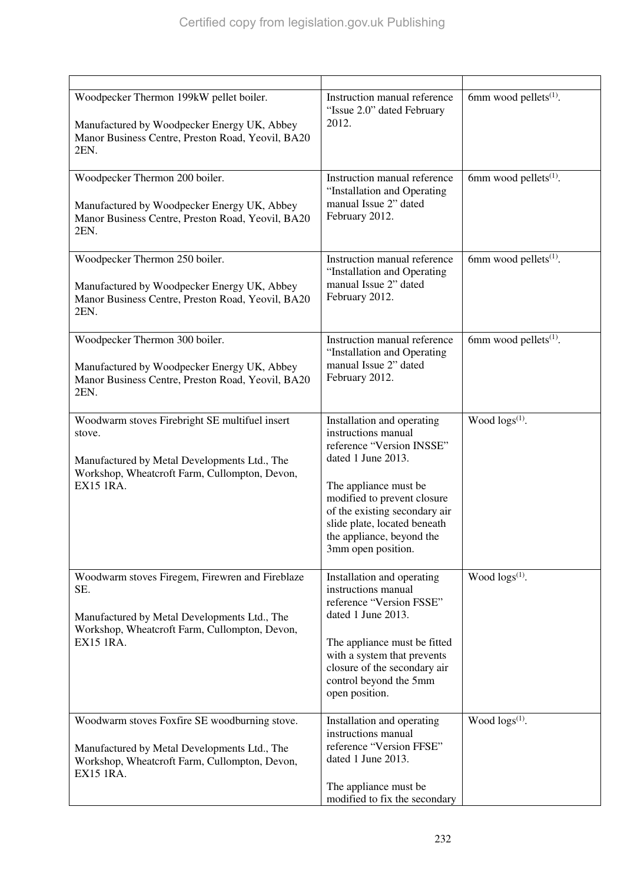| | | |
|---|---|---|
| Woodpecker Thermon 199kW pellet boiler.<br><br>Manufactured by Woodpecker Energy UK, Abbey Manor Business Centre, Preston Road, Yeovil, BA20 2EN. | Instruction manual reference "Issue 2.0" dated February 2012. | 6mm wood pellets[1]. |
| Woodpecker Thermon 200 boiler.<br><br>Manufactured by Woodpecker Energy UK, Abbey Manor Business Centre, Preston Road, Yeovil, BA20 2EN. | Instruction manual reference "Installation and Operating manual Issue 2" dated February 2012. | 6mm wood pellets[1]. |
| Woodpecker Thermon 250 boiler.<br><br>Manufactured by Woodpecker Energy UK, Abbey Manor Business Centre, Preston Road, Yeovil, BA20 2EN. | Instruction manual reference "Installation and Operating manual Issue 2" dated February 2012. | 6mm wood pellets[1]. |
| Woodpecker Thermon 300 boiler.<br><br>Manufactured by Woodpecker Energy UK, Abbey Manor Business Centre, Preston Road, Yeovil, BA20 2EN. | Instruction manual reference "Installation and Operating manual Issue 2" dated February 2012. | 6mm wood pellets[1]. |
| Woodwarm stoves Firebright SE multifuel insert stove.<br><br>Manufactured by Metal Developments Ltd., The Workshop, Wheatcroft Farm, Cullompton, Devon, EX15 1RA. | Installation and operating instructions manual reference "Version INSSE" dated 1 June 2013.<br><br>The appliance must be modified to prevent closure of the existing secondary air slide plate, located beneath the appliance, beyond the 3mm open position. | Wood logs[1]. |
| Woodwarm stoves Firegem, Firewren and Fireblaze SE.<br><br>Manufactured by Metal Developments Ltd., The Workshop, Wheatcroft Farm, Cullompton, Devon, EX15 1RA. | Installation and operating instructions manual reference "Version FSSE" dated 1 June 2013.<br><br>The appliance must be fitted with a system that prevents closure of the secondary air control beyond the 5mm open position. | Wood logs[1]. |
| Woodwarm stoves Foxfire SE woodburning stove.<br><br>Manufactured by Metal Developments Ltd., The Workshop, Wheatcroft Farm, Cullompton, Devon, EX15 1RA. | Installation and operating instructions manual reference "Version FFSE" dated 1 June 2013.<br><br>The appliance must be modified to fix the secondary | Wood logs[1]. |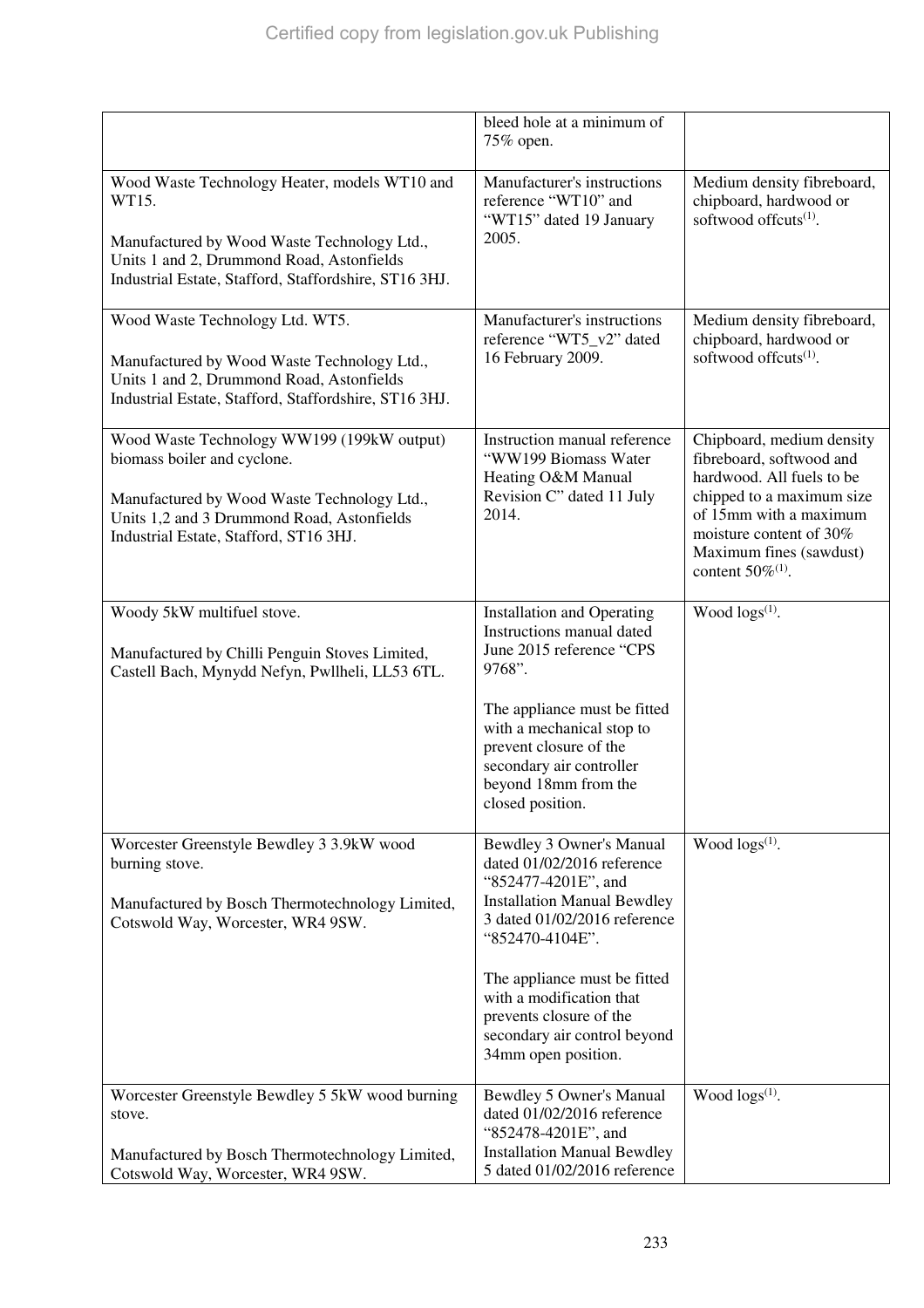| | | |
|---|---|---|
| | bleed hole at a minimum of 75% open. | |
| Wood Waste Technology Heater, models WT10 and WT15.<br><br>Manufactured by Wood Waste Technology Ltd., Units 1 and 2, Drummond Road, Astonfields Industrial Estate, Stafford, Staffordshire, ST16 3HJ. | Manufacturer's instructions reference "WT10" and "WT15" dated 19 January 2005. | Medium density fibreboard, chipboard, hardwood or softwood offcuts[(1)]. |
| Wood Waste Technology Ltd. WT5.<br><br>Manufactured by Wood Waste Technology Ltd., Units 1 and 2, Drummond Road, Astonfields Industrial Estate, Stafford, Staffordshire, ST16 3HJ. | Manufacturer's instructions reference "WT5_v2" dated 16 February 2009. | Medium density fibreboard, chipboard, hardwood or softwood offcuts[(1)]. |
| Wood Waste Technology WW199 (199kW output) biomass boiler and cyclone.<br><br>Manufactured by Wood Waste Technology Ltd., Units 1,2 and 3 Drummond Road, Astonfields Industrial Estate, Stafford, ST16 3HJ. | Instruction manual reference "WW199 Biomass Water Heating O&M Manual Revision C" dated 11 July 2014. | Chipboard, medium density fibreboard, softwood and hardwood. All fuels to be chipped to a maximum size of 15mm with a maximum moisture content of 30% Maximum fines (sawdust) content 50%[(1)]. |
| Woody 5kW multifuel stove.<br><br>Manufactured by Chilli Penguin Stoves Limited, Castell Bach, Mynydd Nefyn, Pwllheli, LL53 6TL. | Installation and Operating Instructions manual dated June 2015 reference "CPS 9768".<br><br>The appliance must be fitted with a mechanical stop to prevent closure of the secondary air controller beyond 18mm from the closed position. | Wood logs[(1)]. |
| Worcester Greenstyle Bewdley 3 3.9kW wood burning stove.<br><br>Manufactured by Bosch Thermotechnology Limited, Cotswold Way, Worcester, WR4 9SW. | Bewdley 3 Owner's Manual dated 01/02/2016 reference "852477-4201E", and Installation Manual Bewdley 3 dated 01/02/2016 reference "852470-4104E".<br><br>The appliance must be fitted with a modification that prevents closure of the secondary air control beyond 34mm open position. | Wood logs[(1)]. |
| Worcester Greenstyle Bewdley 5 5kW wood burning stove.<br><br>Manufactured by Bosch Thermotechnology Limited, Cotswold Way, Worcester, WR4 9SW. | Bewdley 5 Owner's Manual dated 01/02/2016 reference "852478-4201E", and Installation Manual Bewdley 5 dated 01/02/2016 reference | Wood logs[(1)]. |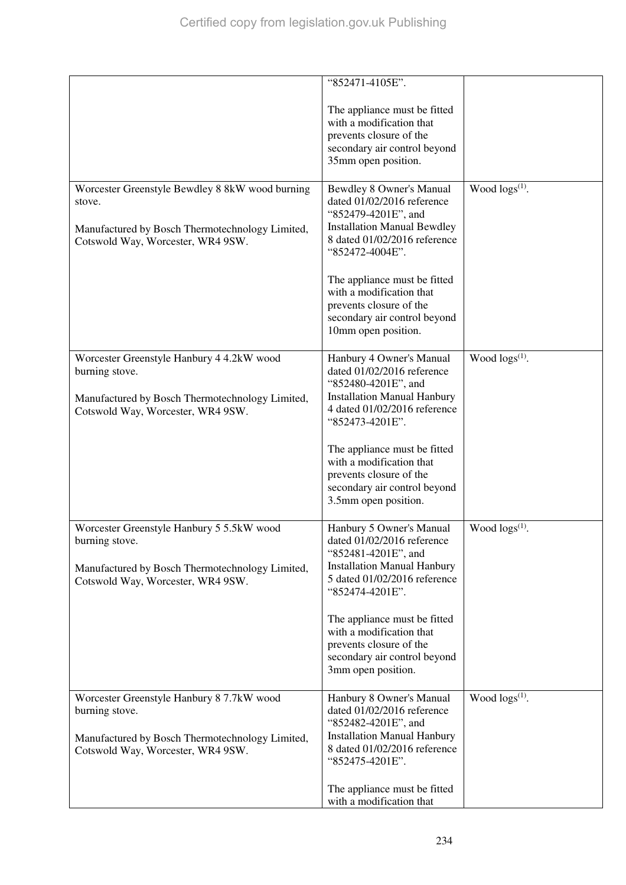| | | |
|---|---|---|
| | "852471-4105E".<br><br>The appliance must be fitted with a modification that prevents closure of the secondary air control beyond 35mm open position. | |
| Worcester Greenstyle Bewdley 8 8kW wood burning stove.<br><br>Manufactured by Bosch Thermotechnology Limited, Cotswold Way, Worcester, WR4 9SW. | Bewdley 8 Owner's Manual dated 01/02/2016 reference "852479-4201E", and Installation Manual Bewdley 8 dated 01/02/2016 reference "852472-4004E".<br><br>The appliance must be fitted with a modification that prevents closure of the secondary air control beyond 10mm open position. | Wood logs(1). |
| Worcester Greenstyle Hanbury 4 4.2kW wood burning stove.<br><br>Manufactured by Bosch Thermotechnology Limited, Cotswold Way, Worcester, WR4 9SW. | Hanbury 4 Owner's Manual dated 01/02/2016 reference "852480-4201E", and Installation Manual Hanbury 4 dated 01/02/2016 reference "852473-4201E".<br><br>The appliance must be fitted with a modification that prevents closure of the secondary air control beyond 3.5mm open position. | Wood logs(1). |
| Worcester Greenstyle Hanbury 5 5.5kW wood burning stove.<br><br>Manufactured by Bosch Thermotechnology Limited, Cotswold Way, Worcester, WR4 9SW. | Hanbury 5 Owner's Manual dated 01/02/2016 reference "852481-4201E", and Installation Manual Hanbury 5 dated 01/02/2016 reference "852474-4201E".<br><br>The appliance must be fitted with a modification that prevents closure of the secondary air control beyond 3mm open position. | Wood logs(1). |
| Worcester Greenstyle Hanbury 8 7.7kW wood burning stove.<br><br>Manufactured by Bosch Thermotechnology Limited, Cotswold Way, Worcester, WR4 9SW. | Hanbury 8 Owner's Manual dated 01/02/2016 reference "852482-4201E", and Installation Manual Hanbury 8 dated 01/02/2016 reference "852475-4201E".<br><br>The appliance must be fitted with a modification that | Wood logs(1). |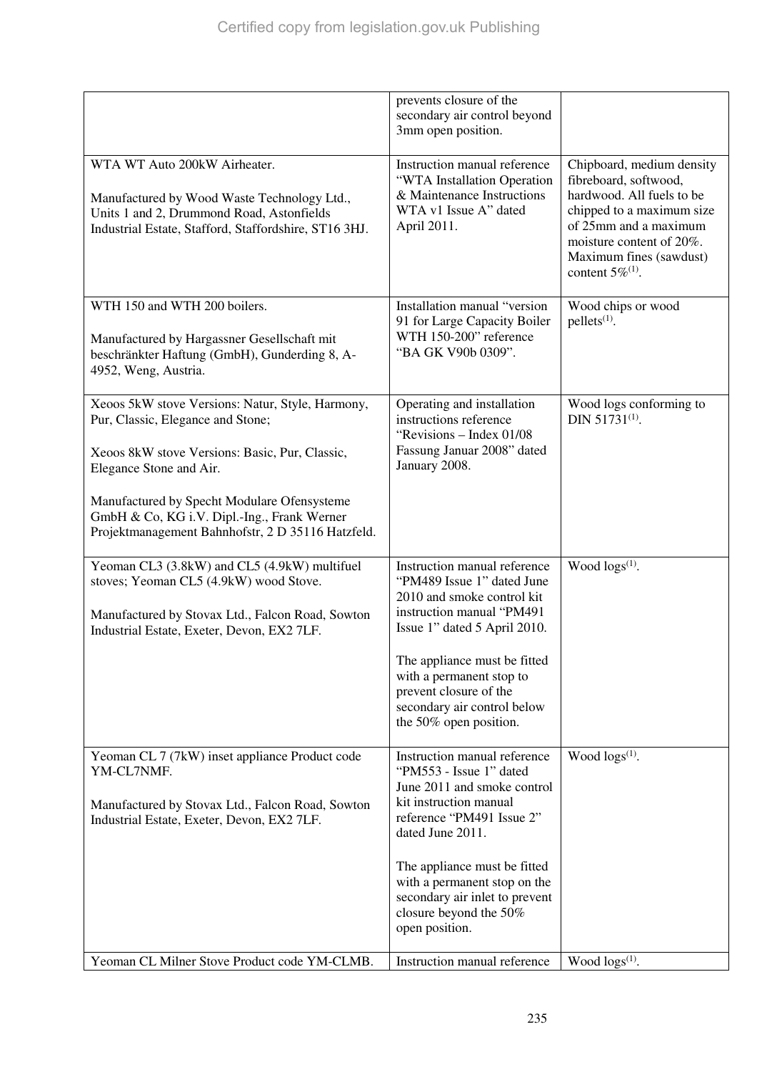| | | |
|---|---|---|
| | prevents closure of the secondary air control beyond 3mm open position. | |
| WTA WT Auto 200kW Airheater.<br><br>Manufactured by Wood Waste Technology Ltd., Units 1 and 2, Drummond Road, Astonfields Industrial Estate, Stafford, Staffordshire, ST16 3HJ. | Instruction manual reference "WTA Installation Operation & Maintenance Instructions WTA v1 Issue A" dated April 2011. | Chipboard, medium density fibreboard, softwood, hardwood. All fuels to be chipped to a maximum size of 25mm and a maximum moisture content of 20%. Maximum fines (sawdust) content 5%[(1)]. |
| WTH 150 and WTH 200 boilers.<br><br>Manufactured by Hargassner Gesellschaft mit beschränkter Haftung (GmbH), Gunderding 8, A-4952, Weng, Austria. | Installation manual "version 91 for Large Capacity Boiler WTH 150-200" reference "BA GK V90b 0309". | Wood chips or wood pellets[(1)]. |
| Xeoos 5kW stove Versions: Natur, Style, Harmony, Pur, Classic, Elegance and Stone;<br><br>Xeoos 8kW stove Versions: Basic, Pur, Classic, Elegance Stone and Air.<br><br>Manufactured by Specht Modulare Ofensysteme GmbH & Co, KG i.V. Dipl.-Ing., Frank Werner Projektmanagement Bahnhofstr, 2 D 35116 Hatzfeld. | Operating and installation instructions reference "Revisions – Index 01/08 Fassung Januar 2008" dated January 2008. | Wood logs conforming to DIN 51731[(1)]. |
| Yeoman CL3 (3.8kW) and CL5 (4.9kW) multifuel stoves; Yeoman CL5 (4.9kW) wood Stove.<br><br>Manufactured by Stovax Ltd., Falcon Road, Sowton Industrial Estate, Exeter, Devon, EX2 7LF. | Instruction manual reference "PM489 Issue 1" dated June 2010 and smoke control kit instruction manual "PM491 Issue 1" dated 5 April 2010.<br><br>The appliance must be fitted with a permanent stop to prevent closure of the secondary air control below the 50% open position. | Wood logs[(1)]. |
| Yeoman CL 7 (7kW) inset appliance Product code YM-CL7NMF.<br><br>Manufactured by Stovax Ltd., Falcon Road, Sowton Industrial Estate, Exeter, Devon, EX2 7LF. | Instruction manual reference "PM553 - Issue 1" dated June 2011 and smoke control kit instruction manual reference "PM491 Issue 2" dated June 2011.<br><br>The appliance must be fitted with a permanent stop on the secondary air inlet to prevent closure beyond the 50% open position. | Wood logs[(1)]. |
| Yeoman CL Milner Stove Product code YM-CLMB. | Instruction manual reference | Wood logs[(1)]. |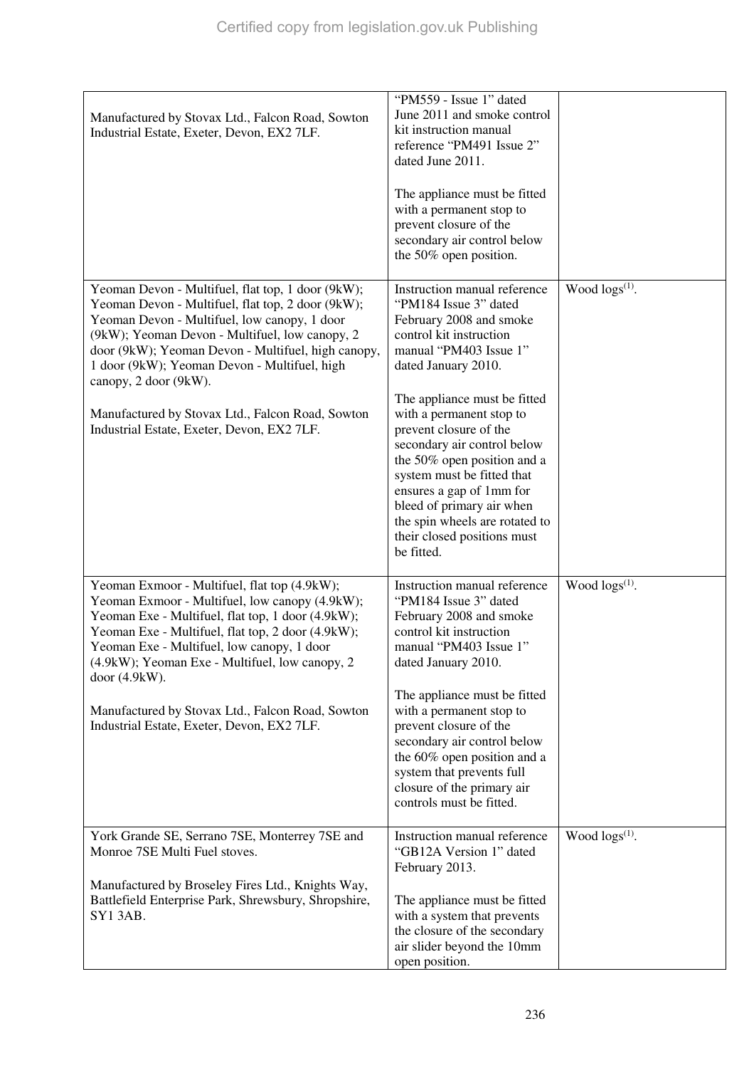| | | |
|---|---|---|
| Manufactured by Stovax Ltd., Falcon Road, Sowton Industrial Estate, Exeter, Devon, EX2 7LF. | "PM559 - Issue 1" dated June 2011 and smoke control kit instruction manual reference "PM491 Issue 2" dated June 2011.<br><br>The appliance must be fitted with a permanent stop to prevent closure of the secondary air control below the 50% open position. | |
| Yeoman Devon - Multifuel, flat top, 1 door (9kW); Yeoman Devon - Multifuel, flat top, 2 door (9kW); Yeoman Devon - Multifuel, low canopy, 1 door (9kW); Yeoman Devon - Multifuel, low canopy, 2 door (9kW); Yeoman Devon - Multifuel, high canopy, 1 door (9kW); Yeoman Devon - Multifuel, high canopy, 2 door (9kW).<br><br>Manufactured by Stovax Ltd., Falcon Road, Sowton Industrial Estate, Exeter, Devon, EX2 7LF. | Instruction manual reference "PM184 Issue 3" dated February 2008 and smoke control kit instruction manual "PM403 Issue 1" dated January 2010.<br><br>The appliance must be fitted with a permanent stop to prevent closure of the secondary air control below the 50% open position and a system must be fitted that ensures a gap of 1mm for bleed of primary air when the spin wheels are rotated to their closed positions must be fitted. | Wood logs[(1)]. |
| Yeoman Exmoor - Multifuel, flat top (4.9kW); Yeoman Exmoor - Multifuel, low canopy (4.9kW); Yeoman Exe - Multifuel, flat top, 1 door (4.9kW); Yeoman Exe - Multifuel, flat top, 2 door (4.9kW); Yeoman Exe - Multifuel, low canopy, 1 door (4.9kW); Yeoman Exe - Multifuel, low canopy, 2 door (4.9kW).<br><br>Manufactured by Stovax Ltd., Falcon Road, Sowton Industrial Estate, Exeter, Devon, EX2 7LF. | Instruction manual reference "PM184 Issue 3" dated February 2008 and smoke control kit instruction manual "PM403 Issue 1" dated January 2010.<br><br>The appliance must be fitted with a permanent stop to prevent closure of the secondary air control below the 60% open position and a system that prevents full closure of the primary air controls must be fitted. | Wood logs[(1)]. |
| York Grande SE, Serrano 7SE, Monterrey 7SE and Monroe 7SE Multi Fuel stoves.<br><br>Manufactured by Broseley Fires Ltd., Knights Way, Battlefield Enterprise Park, Shrewsbury, Shropshire, SY1 3AB. | Instruction manual reference "GB12A Version 1" dated February 2013.<br><br>The appliance must be fitted with a system that prevents the closure of the secondary air slider beyond the 10mm open position. | Wood logs[(1)]. |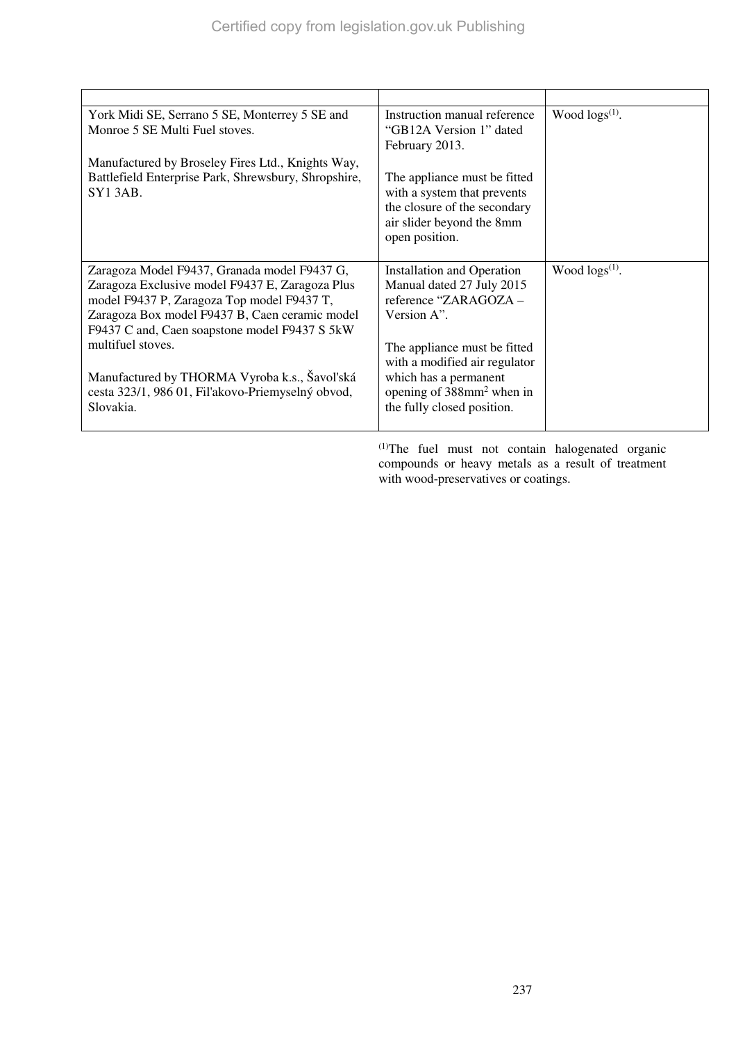| | | |
|---|---|---|
| York Midi SE, Serrano 5 SE, Monterrey 5 SE and Monroe 5 SE Multi Fuel stoves.<br><br>Manufactured by Broseley Fires Ltd., Knights Way, Battlefield Enterprise Park, Shrewsbury, Shropshire, SY1 3AB. | Instruction manual reference "GB12A Version 1" dated February 2013.<br><br>The appliance must be fitted with a system that prevents the closure of the secondary air slider beyond the 8mm open position. | Wood logs[(1)]. |
| Zaragoza Model F9437, Granada model F9437 G, Zaragoza Exclusive model F9437 E, Zaragoza Plus model F9437 P, Zaragoza Top model F9437 T, Zaragoza Box model F9437 B, Caen ceramic model F9437 C and, Caen soapstone model F9437 S 5kW multifuel stoves.<br><br>Manufactured by THORMA Vyroba k.s., Šavol'ská cesta 323/1, 986 01, Fil'akovo-Priemyselný obvod, Slovakia. | Installation and Operation Manual dated 27 July 2015 reference "ZARAGOZA – Version A".<br><br>The appliance must be fitted with a modified air regulator which has a permanent opening of 388mm$^2$ when in the fully closed position. | Wood logs[(1)]. |

[(1)]The fuel must not contain halogenated organic compounds or heavy metals as a result of treatment with wood-preservatives or coatings.